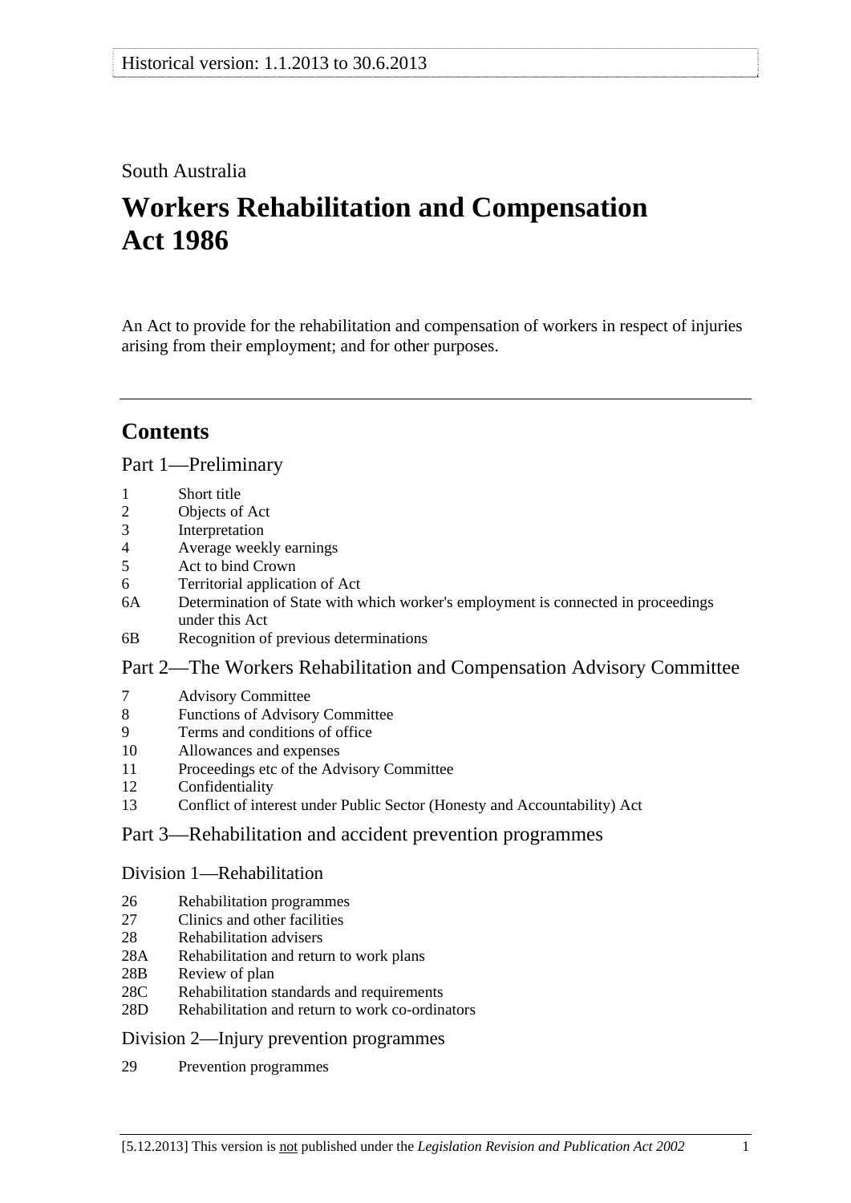Historical version: 1.1.2013 to 30.6.2013

South Australia

# Workers Rehabilitation and Compensation Act 1986

An Act to provide for the rehabilitation and compensation of workers in respect of injuries arising from their employment; and for other purposes.

---

## Contents

### Part 1—Preliminary

- 1 Short title
- 2 Objects of Act
- 3 Interpretation
- 4 Average weekly earnings
- 5 Act to bind Crown
- 6 Territorial application of Act
- 6A Determination of State with which worker's employment is connected in proceedings under this Act
- 6B Recognition of previous determinations

### Part 2—The Workers Rehabilitation and Compensation Advisory Committee

- 7 Advisory Committee
- 8 Functions of Advisory Committee
- 9 Terms and conditions of office
- 10 Allowances and expenses
- 11 Proceedings etc of the Advisory Committee
- 12 Confidentiality
- 13 Conflict of interest under Public Sector (Honesty and Accountability) Act

### Part 3—Rehabilitation and accident prevention programmes

#### Division 1—Rehabilitation

- 26 Rehabilitation programmes
- 27 Clinics and other facilities
- 28 Rehabilitation advisers
- 28A Rehabilitation and return to work plans
- 28B Review of plan
- 28C Rehabilitation standards and requirements
- 28D Rehabilitation and return to work co-ordinators

#### Division 2—Injury prevention programmes

- 29 Prevention programmes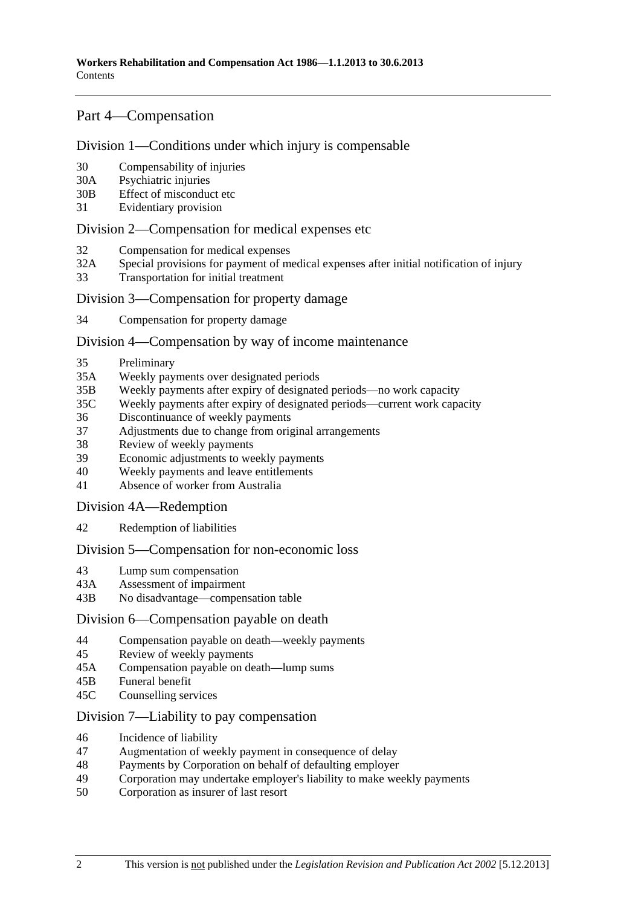## Part 4—Compensation

### Division 1—Conditions under which injury is compensable

30 Compensability of injuries
30A Psychiatric injuries
30B Effect of misconduct etc
31 Evidentiary provision

### Division 2—Compensation for medical expenses etc

32 Compensation for medical expenses
32A Special provisions for payment of medical expenses after initial notification of injury
33 Transportation for initial treatment

### Division 3—Compensation for property damage

34 Compensation for property damage

### Division 4—Compensation by way of income maintenance

35 Preliminary
35A Weekly payments over designated periods
35B Weekly payments after expiry of designated periods—no work capacity
35C Weekly payments after expiry of designated periods—current work capacity
36 Discontinuance of weekly payments
37 Adjustments due to change from original arrangements
38 Review of weekly payments
39 Economic adjustments to weekly payments
40 Weekly payments and leave entitlements
41 Absence of worker from Australia

### Division 4A—Redemption

42 Redemption of liabilities

### Division 5—Compensation for non-economic loss

43 Lump sum compensation
43A Assessment of impairment
43B No disadvantage—compensation table

### Division 6—Compensation payable on death

44 Compensation payable on death—weekly payments
45 Review of weekly payments
45A Compensation payable on death—lump sums
45B Funeral benefit
45C Counselling services

### Division 7—Liability to pay compensation

46 Incidence of liability
47 Augmentation of weekly payment in consequence of delay
48 Payments by Corporation on behalf of defaulting employer
49 Corporation may undertake employer's liability to make weekly payments
50 Corporation as insurer of last resort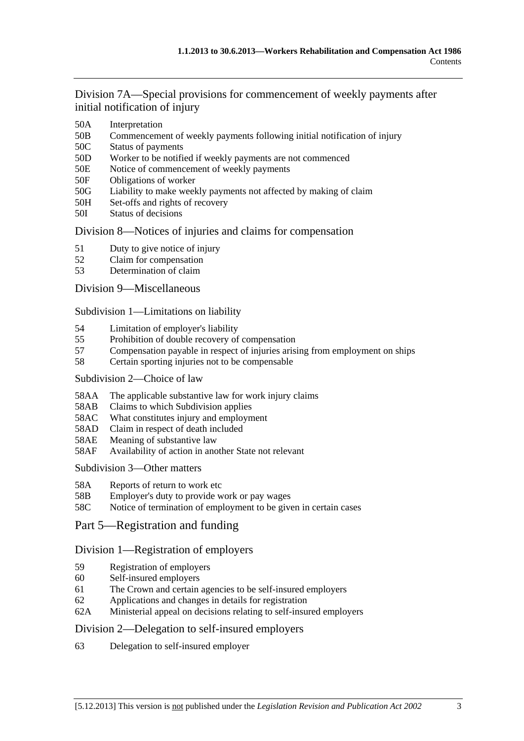## Division 7A—Special provisions for commencement of weekly payments after initial notification of injury

50A Interpretation
50B Commencement of weekly payments following initial notification of injury
50C Status of payments
50D Worker to be notified if weekly payments are not commenced
50E Notice of commencement of weekly payments
50F Obligations of worker
50G Liability to make weekly payments not affected by making of claim
50H Set-offs and rights of recovery
50I Status of decisions

## Division 8—Notices of injuries and claims for compensation

51 Duty to give notice of injury
52 Claim for compensation
53 Determination of claim

## Division 9—Miscellaneous

### Subdivision 1—Limitations on liability

54 Limitation of employer's liability
55 Prohibition of double recovery of compensation
57 Compensation payable in respect of injuries arising from employment on ships
58 Certain sporting injuries not to be compensable

### Subdivision 2—Choice of law

58AA The applicable substantive law for work injury claims
58AB Claims to which Subdivision applies
58AC What constitutes injury and employment
58AD Claim in respect of death included
58AE Meaning of substantive law
58AF Availability of action in another State not relevant

### Subdivision 3—Other matters

58A Reports of return to work etc
58B Employer's duty to provide work or pay wages
58C Notice of termination of employment to be given in certain cases

# Part 5—Registration and funding

## Division 1—Registration of employers

59 Registration of employers
60 Self-insured employers
61 The Crown and certain agencies to be self-insured employers
62 Applications and changes in details for registration
62A Ministerial appeal on decisions relating to self-insured employers

## Division 2—Delegation to self-insured employers

63 Delegation to self-insured employer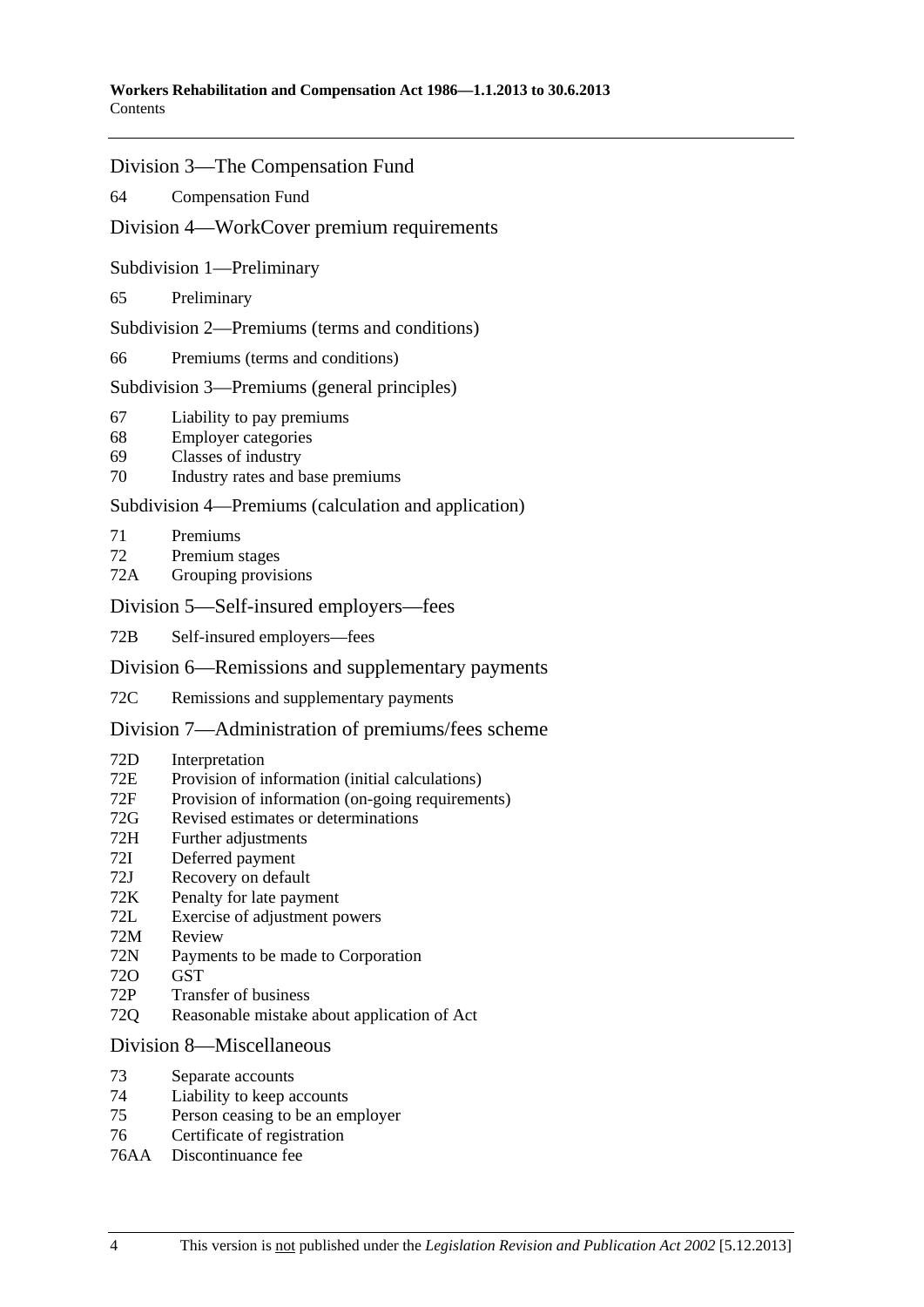## Division 3—The Compensation Fund

64 Compensation Fund

## Division 4—WorkCover premium requirements

### Subdivision 1—Preliminary

65 Preliminary

### Subdivision 2—Premiums (terms and conditions)

66 Premiums (terms and conditions)

### Subdivision 3—Premiums (general principles)

67 Liability to pay premiums
68 Employer categories
69 Classes of industry
70 Industry rates and base premiums

### Subdivision 4—Premiums (calculation and application)

71 Premiums
72 Premium stages
72A Grouping provisions

## Division 5—Self-insured employers—fees

72B Self-insured employers—fees

## Division 6—Remissions and supplementary payments

72C Remissions and supplementary payments

## Division 7—Administration of premiums/fees scheme

72D Interpretation
72E Provision of information (initial calculations)
72F Provision of information (on-going requirements)
72G Revised estimates or determinations
72H Further adjustments
72I Deferred payment
72J Recovery on default
72K Penalty for late payment
72L Exercise of adjustment powers
72M Review
72N Payments to be made to Corporation
72O GST
72P Transfer of business
72Q Reasonable mistake about application of Act

## Division 8—Miscellaneous

73 Separate accounts
74 Liability to keep accounts
75 Person ceasing to be an employer
76 Certificate of registration
76AA Discontinuance fee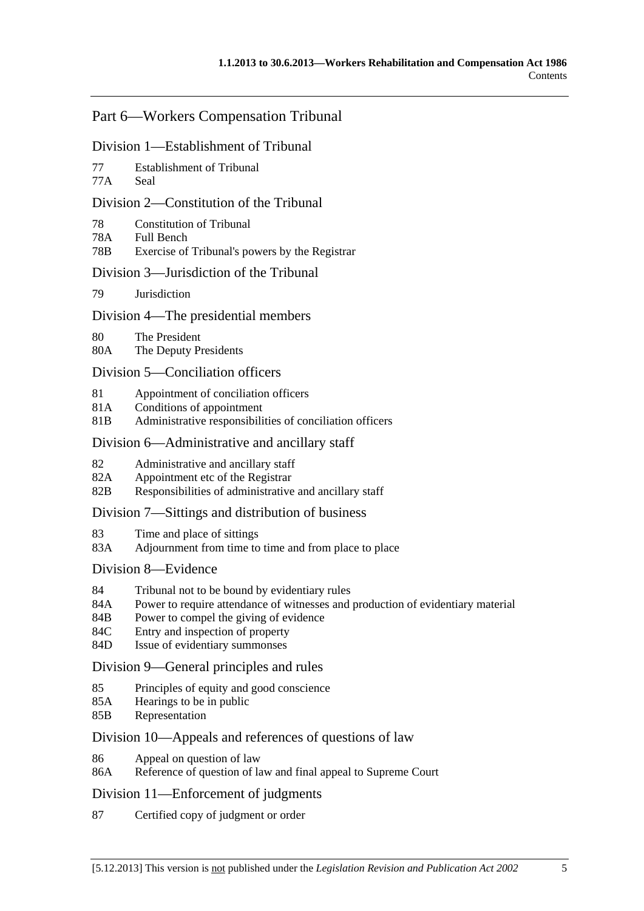## Part 6—Workers Compensation Tribunal

### Division 1—Establishment of Tribunal

77 Establishment of Tribunal
77A Seal

### Division 2—Constitution of the Tribunal

78 Constitution of Tribunal
78A Full Bench
78B Exercise of Tribunal's powers by the Registrar

### Division 3—Jurisdiction of the Tribunal

79 Jurisdiction

### Division 4—The presidential members

80 The President
80A The Deputy Presidents

### Division 5—Conciliation officers

81 Appointment of conciliation officers
81A Conditions of appointment
81B Administrative responsibilities of conciliation officers

### Division 6—Administrative and ancillary staff

82 Administrative and ancillary staff
82A Appointment etc of the Registrar
82B Responsibilities of administrative and ancillary staff

### Division 7—Sittings and distribution of business

83 Time and place of sittings
83A Adjournment from time to time and from place to place

### Division 8—Evidence

84 Tribunal not to be bound by evidentiary rules
84A Power to require attendance of witnesses and production of evidentiary material
84B Power to compel the giving of evidence
84C Entry and inspection of property
84D Issue of evidentiary summonses

### Division 9—General principles and rules

85 Principles of equity and good conscience
85A Hearings to be in public
85B Representation

### Division 10—Appeals and references of questions of law

86 Appeal on question of law
86A Reference of question of law and final appeal to Supreme Court

### Division 11—Enforcement of judgments

87 Certified copy of judgment or order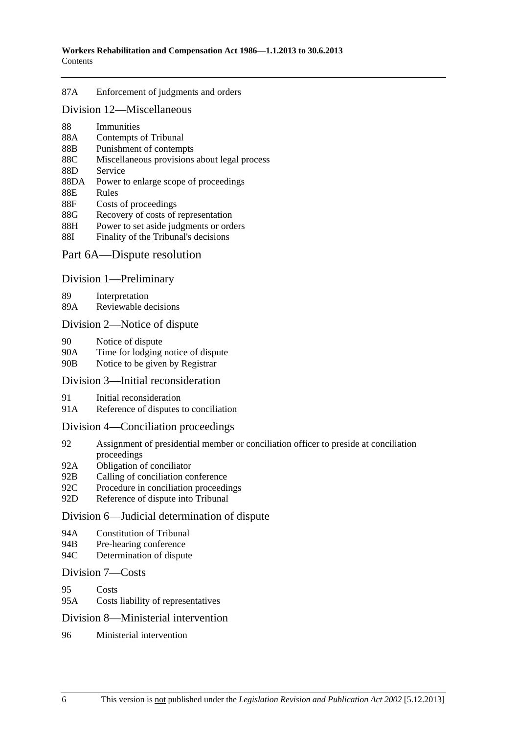87A Enforcement of judgments and orders

## Division 12—Miscellaneous

88 Immunities
88A Contempts of Tribunal
88B Punishment of contempts
88C Miscellaneous provisions about legal process
88D Service
88DA Power to enlarge scope of proceedings
88E Rules
88F Costs of proceedings
88G Recovery of costs of representation
88H Power to set aside judgments or orders
88I Finality of the Tribunal's decisions

# Part 6A—Dispute resolution

## Division 1—Preliminary

89 Interpretation
89A Reviewable decisions

## Division 2—Notice of dispute

90 Notice of dispute
90A Time for lodging notice of dispute
90B Notice to be given by Registrar

## Division 3—Initial reconsideration

91 Initial reconsideration
91A Reference of disputes to conciliation

## Division 4—Conciliation proceedings

92 Assignment of presidential member or conciliation officer to preside at conciliation proceedings
92A Obligation of conciliator
92B Calling of conciliation conference
92C Procedure in conciliation proceedings
92D Reference of dispute into Tribunal

## Division 6—Judicial determination of dispute

94A Constitution of Tribunal
94B Pre-hearing conference
94C Determination of dispute

## Division 7—Costs

95 Costs
95A Costs liability of representatives

## Division 8—Ministerial intervention

96 Ministerial intervention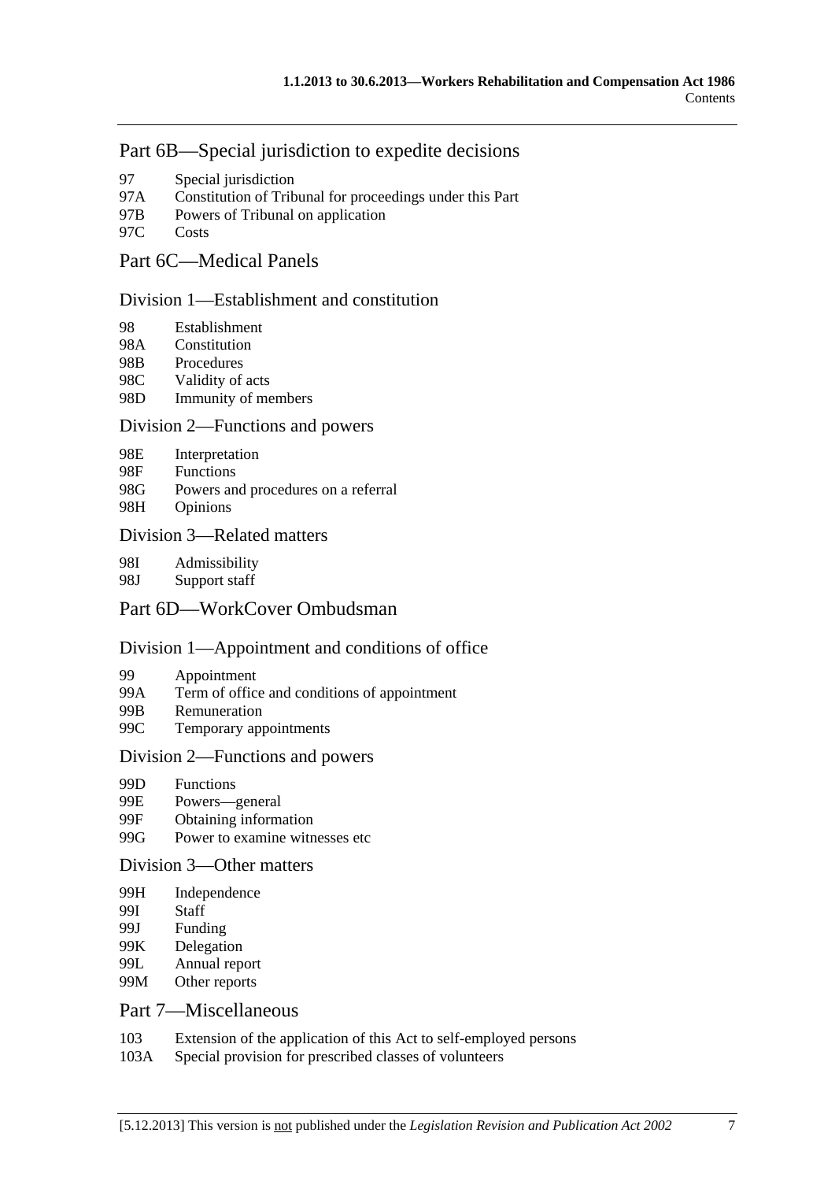## Part 6B—Special jurisdiction to expedite decisions

97 Special jurisdiction
97A Constitution of Tribunal for proceedings under this Part
97B Powers of Tribunal on application
97C Costs

## Part 6C—Medical Panels

### Division 1—Establishment and constitution

98 Establishment
98A Constitution
98B Procedures
98C Validity of acts
98D Immunity of members

### Division 2—Functions and powers

98E Interpretation
98F Functions
98G Powers and procedures on a referral
98H Opinions

### Division 3—Related matters

98I Admissibility
98J Support staff

## Part 6D—WorkCover Ombudsman

### Division 1—Appointment and conditions of office

99 Appointment
99A Term of office and conditions of appointment
99B Remuneration
99C Temporary appointments

### Division 2—Functions and powers

99D Functions
99E Powers—general
99F Obtaining information
99G Power to examine witnesses etc

### Division 3—Other matters

99H Independence
99I Staff
99J Funding
99K Delegation
99L Annual report
99M Other reports

## Part 7—Miscellaneous

103 Extension of the application of this Act to self-employed persons
103A Special provision for prescribed classes of volunteers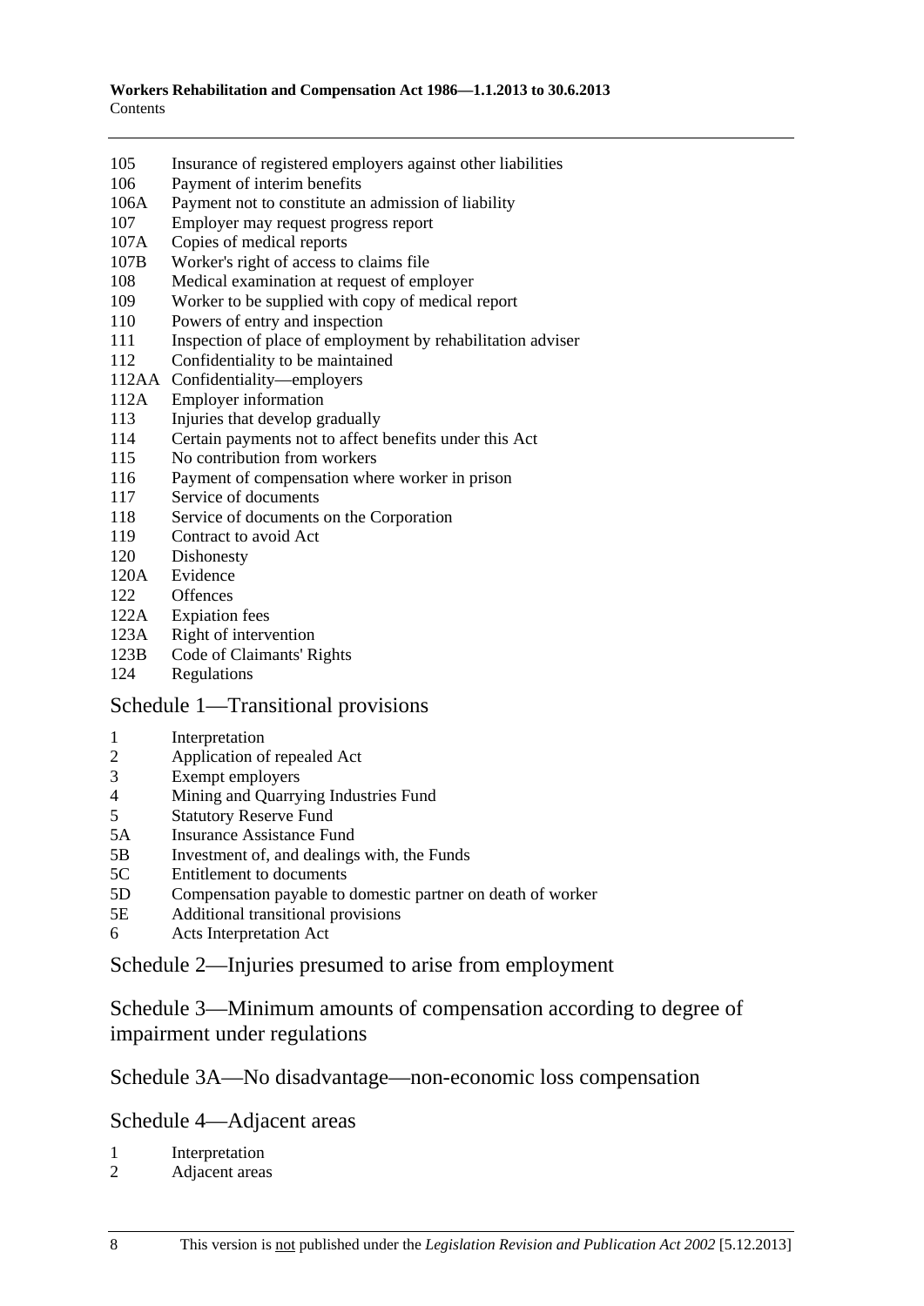105 Insurance of registered employers against other liabilities
106 Payment of interim benefits
106A Payment not to constitute an admission of liability
107 Employer may request progress report
107A Copies of medical reports
107B Worker's right of access to claims file
108 Medical examination at request of employer
109 Worker to be supplied with copy of medical report
110 Powers of entry and inspection
111 Inspection of place of employment by rehabilitation adviser
112 Confidentiality to be maintained
112AA Confidentiality—employers
112A Employer information
113 Injuries that develop gradually
114 Certain payments not to affect benefits under this Act
115 No contribution from workers
116 Payment of compensation where worker in prison
117 Service of documents
118 Service of documents on the Corporation
119 Contract to avoid Act
120 Dishonesty
120A Evidence
122 Offences
122A Expiation fees
123A Right of intervention
123B Code of Claimants' Rights
124 Regulations

## Schedule 1—Transitional provisions

1 Interpretation
2 Application of repealed Act
3 Exempt employers
4 Mining and Quarrying Industries Fund
5 Statutory Reserve Fund
5A Insurance Assistance Fund
5B Investment of, and dealings with, the Funds
5C Entitlement to documents
5D Compensation payable to domestic partner on death of worker
5E Additional transitional provisions
6 Acts Interpretation Act

## Schedule 2—Injuries presumed to arise from employment

## Schedule 3—Minimum amounts of compensation according to degree of impairment under regulations

## Schedule 3A—No disadvantage—non-economic loss compensation

## Schedule 4—Adjacent areas

1 Interpretation
2 Adjacent areas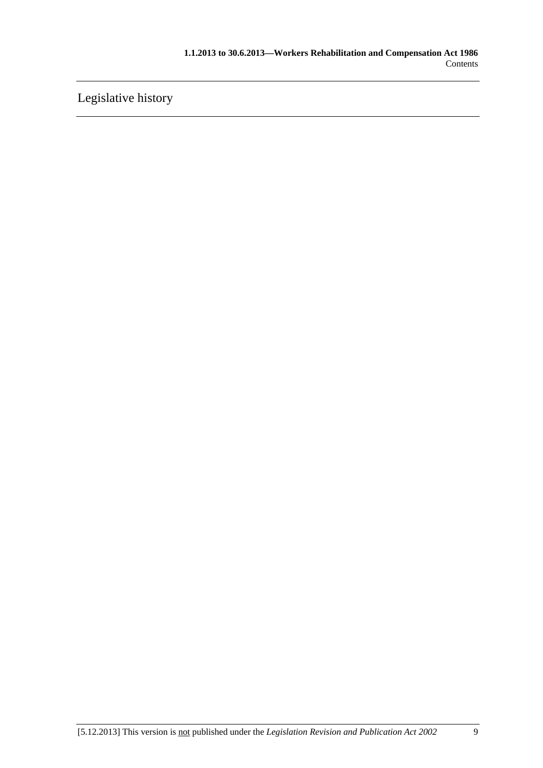# Legislative history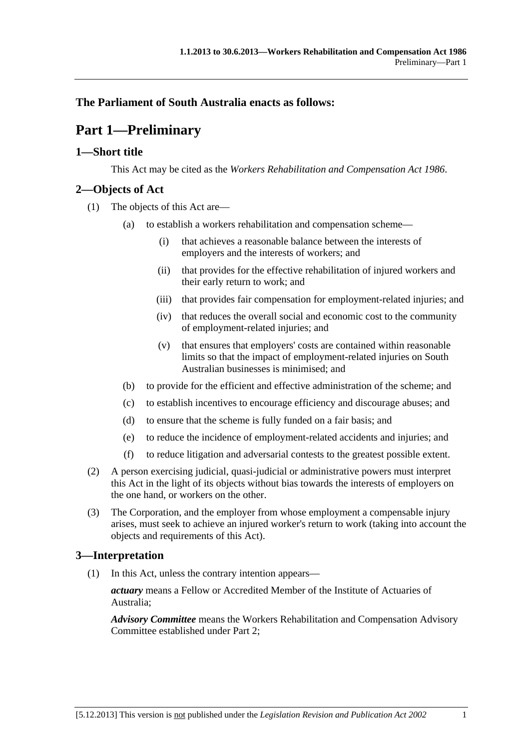**The Parliament of South Australia enacts as follows:**

# Part 1—Preliminary

## 1—Short title

This Act may be cited as the *Workers Rehabilitation and Compensation Act 1986*.

## 2—Objects of Act

(1) The objects of this Act are—

(a) to establish a workers rehabilitation and compensation scheme—

(i) that achieves a reasonable balance between the interests of employers and the interests of workers; and

(ii) that provides for the effective rehabilitation of injured workers and their early return to work; and

(iii) that provides fair compensation for employment-related injuries; and

(iv) that reduces the overall social and economic cost to the community of employment-related injuries; and

(v) that ensures that employers' costs are contained within reasonable limits so that the impact of employment-related injuries on South Australian businesses is minimised; and

(b) to provide for the efficient and effective administration of the scheme; and

(c) to establish incentives to encourage efficiency and discourage abuses; and

(d) to ensure that the scheme is fully funded on a fair basis; and

(e) to reduce the incidence of employment-related accidents and injuries; and

(f) to reduce litigation and adversarial contests to the greatest possible extent.

(2) A person exercising judicial, quasi-judicial or administrative powers must interpret this Act in the light of its objects without bias towards the interests of employers on the one hand, or workers on the other.

(3) The Corporation, and the employer from whose employment a compensable injury arises, must seek to achieve an injured worker's return to work (taking into account the objects and requirements of this Act).

## 3—Interpretation

(1) In this Act, unless the contrary intention appears—

***actuary*** means a Fellow or Accredited Member of the Institute of Actuaries of Australia;

***Advisory Committee*** means the Workers Rehabilitation and Compensation Advisory Committee established under Part 2;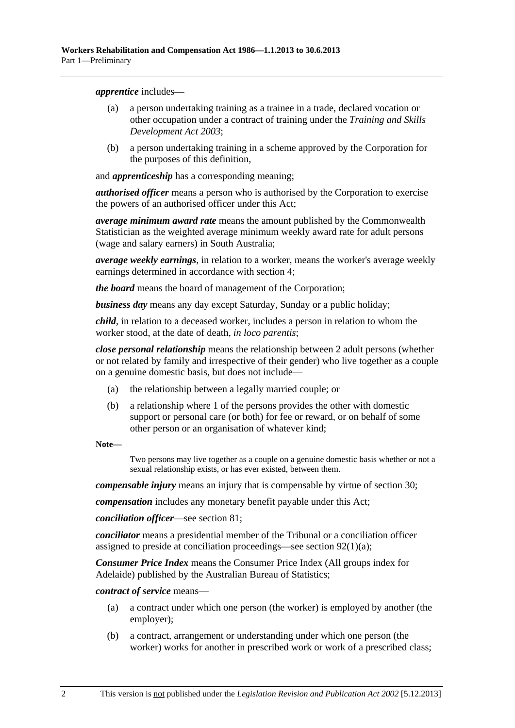***apprentice*** includes—

(a) a person undertaking training as a trainee in a trade, declared vocation or other occupation under a contract of training under the *Training and Skills Development Act 2003*;

(b) a person undertaking training in a scheme approved by the Corporation for the purposes of this definition,

and ***apprenticeship*** has a corresponding meaning;

***authorised officer*** means a person who is authorised by the Corporation to exercise the powers of an authorised officer under this Act;

***average minimum award rate*** means the amount published by the Commonwealth Statistician as the weighted average minimum weekly award rate for adult persons (wage and salary earners) in South Australia;

***average weekly earnings***, in relation to a worker, means the worker's average weekly earnings determined in accordance with section 4;

***the board*** means the board of management of the Corporation;

***business day*** means any day except Saturday, Sunday or a public holiday;

***child***, in relation to a deceased worker, includes a person in relation to whom the worker stood, at the date of death, *in loco parentis*;

***close personal relationship*** means the relationship between 2 adult persons (whether or not related by family and irrespective of their gender) who live together as a couple on a genuine domestic basis, but does not include—

(a) the relationship between a legally married couple; or

(b) a relationship where 1 of the persons provides the other with domestic support or personal care (or both) for fee or reward, or on behalf of some other person or an organisation of whatever kind;

**Note—**

Two persons may live together as a couple on a genuine domestic basis whether or not a sexual relationship exists, or has ever existed, between them.

***compensable injury*** means an injury that is compensable by virtue of section 30;

***compensation*** includes any monetary benefit payable under this Act;

***conciliation officer***—see section 81;

***conciliator*** means a presidential member of the Tribunal or a conciliation officer assigned to preside at conciliation proceedings—see section 92(1)(a);

***Consumer Price Index*** means the Consumer Price Index (All groups index for Adelaide) published by the Australian Bureau of Statistics;

***contract of service*** means—

(a) a contract under which one person (the worker) is employed by another (the employer);

(b) a contract, arrangement or understanding under which one person (the worker) works for another in prescribed work or work of a prescribed class;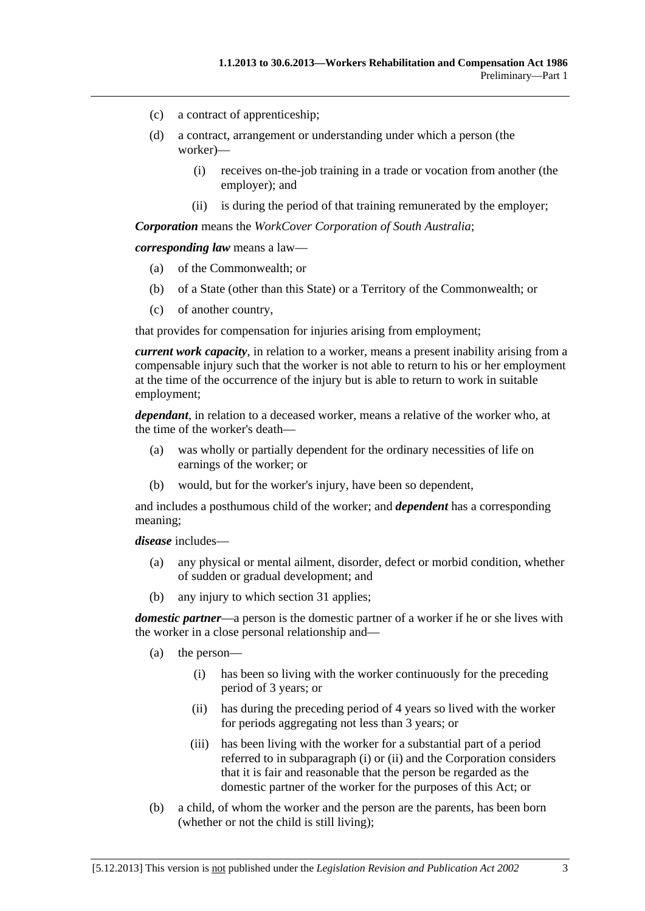- (c) a contract of apprenticeship;
- (d) a contract, arrangement or understanding under which a person (the worker)—
  - (i) receives on-the-job training in a trade or vocation from another (the employer); and
  - (ii) is during the period of that training remunerated by the employer;

***Corporation*** means the *WorkCover Corporation of South Australia*;

***corresponding law*** means a law—

- (a) of the Commonwealth; or
- (b) of a State (other than this State) or a Territory of the Commonwealth; or
- (c) of another country,

that provides for compensation for injuries arising from employment;

***current work capacity***, in relation to a worker, means a present inability arising from a compensable injury such that the worker is not able to return to his or her employment at the time of the occurrence of the injury but is able to return to work in suitable employment;

***dependant***, in relation to a deceased worker, means a relative of the worker who, at the time of the worker's death—

- (a) was wholly or partially dependent for the ordinary necessities of life on earnings of the worker; or
- (b) would, but for the worker's injury, have been so dependent,

and includes a posthumous child of the worker; and ***dependent*** has a corresponding meaning;

***disease*** includes—

- (a) any physical or mental ailment, disorder, defect or morbid condition, whether of sudden or gradual development; and
- (b) any injury to which section 31 applies;

***domestic partner***—a person is the domestic partner of a worker if he or she lives with the worker in a close personal relationship and—

- (a) the person—
  - (i) has been so living with the worker continuously for the preceding period of 3 years; or
  - (ii) has during the preceding period of 4 years so lived with the worker for periods aggregating not less than 3 years; or
  - (iii) has been living with the worker for a substantial part of a period referred to in subparagraph (i) or (ii) and the Corporation considers that it is fair and reasonable that the person be regarded as the domestic partner of the worker for the purposes of this Act; or
- (b) a child, of whom the worker and the person are the parents, has been born (whether or not the child is still living);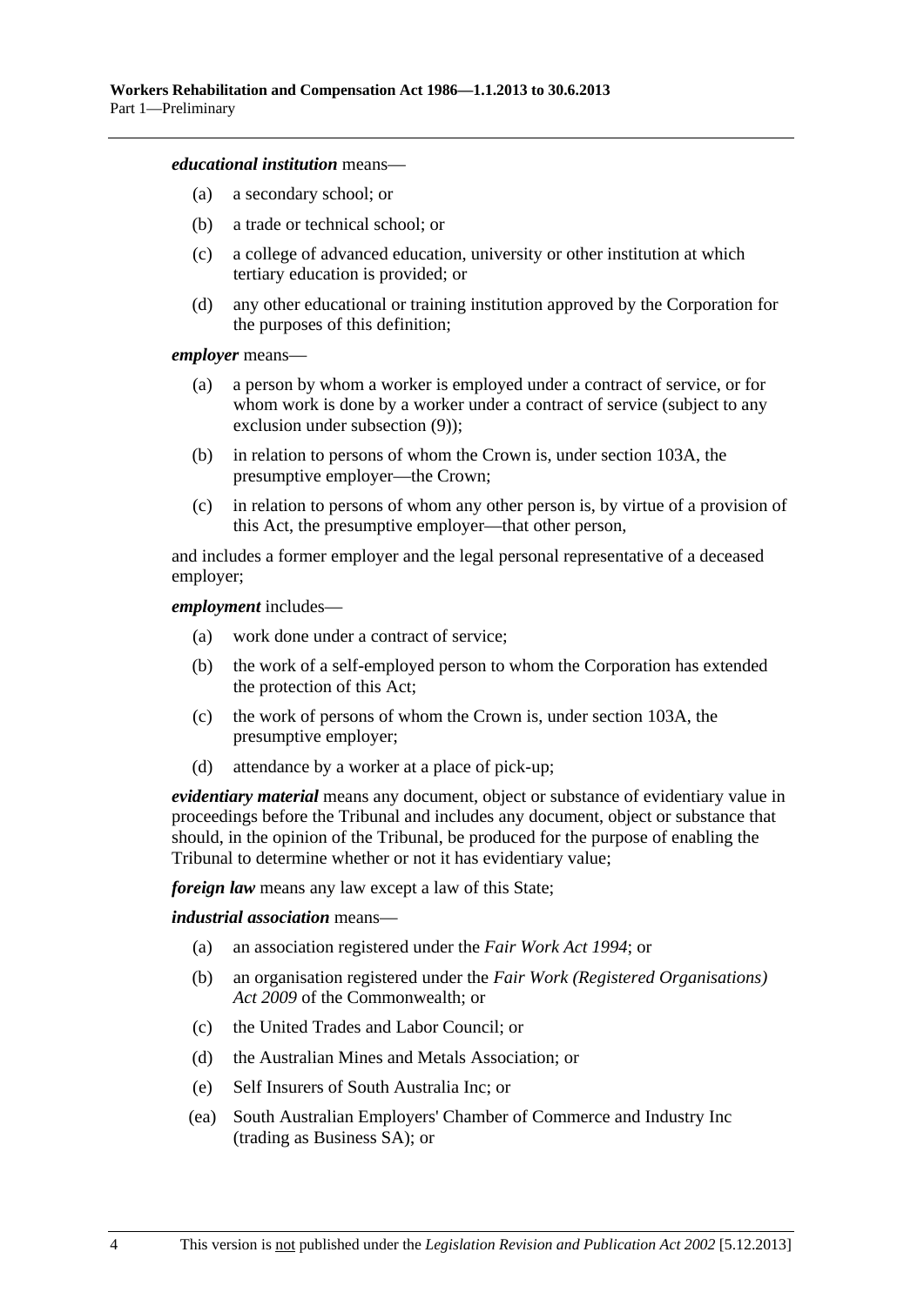***educational institution*** means—

- (a) a secondary school; or
- (b) a trade or technical school; or
- (c) a college of advanced education, university or other institution at which tertiary education is provided; or
- (d) any other educational or training institution approved by the Corporation for the purposes of this definition;

***employer*** means—

- (a) a person by whom a worker is employed under a contract of service, or for whom work is done by a worker under a contract of service (subject to any exclusion under subsection (9));
- (b) in relation to persons of whom the Crown is, under section 103A, the presumptive employer—the Crown;
- (c) in relation to persons of whom any other person is, by virtue of a provision of this Act, the presumptive employer—that other person,

and includes a former employer and the legal personal representative of a deceased employer;

***employment*** includes—

- (a) work done under a contract of service;
- (b) the work of a self-employed person to whom the Corporation has extended the protection of this Act;
- (c) the work of persons of whom the Crown is, under section 103A, the presumptive employer;
- (d) attendance by a worker at a place of pick-up;

***evidentiary material*** means any document, object or substance of evidentiary value in proceedings before the Tribunal and includes any document, object or substance that should, in the opinion of the Tribunal, be produced for the purpose of enabling the Tribunal to determine whether or not it has evidentiary value;

***foreign law*** means any law except a law of this State;

***industrial association*** means—

- (a) an association registered under the *Fair Work Act 1994*; or
- (b) an organisation registered under the *Fair Work (Registered Organisations) Act 2009* of the Commonwealth; or
- (c) the United Trades and Labor Council; or
- (d) the Australian Mines and Metals Association; or
- (e) Self Insurers of South Australia Inc; or
- (ea) South Australian Employers' Chamber of Commerce and Industry Inc (trading as Business SA); or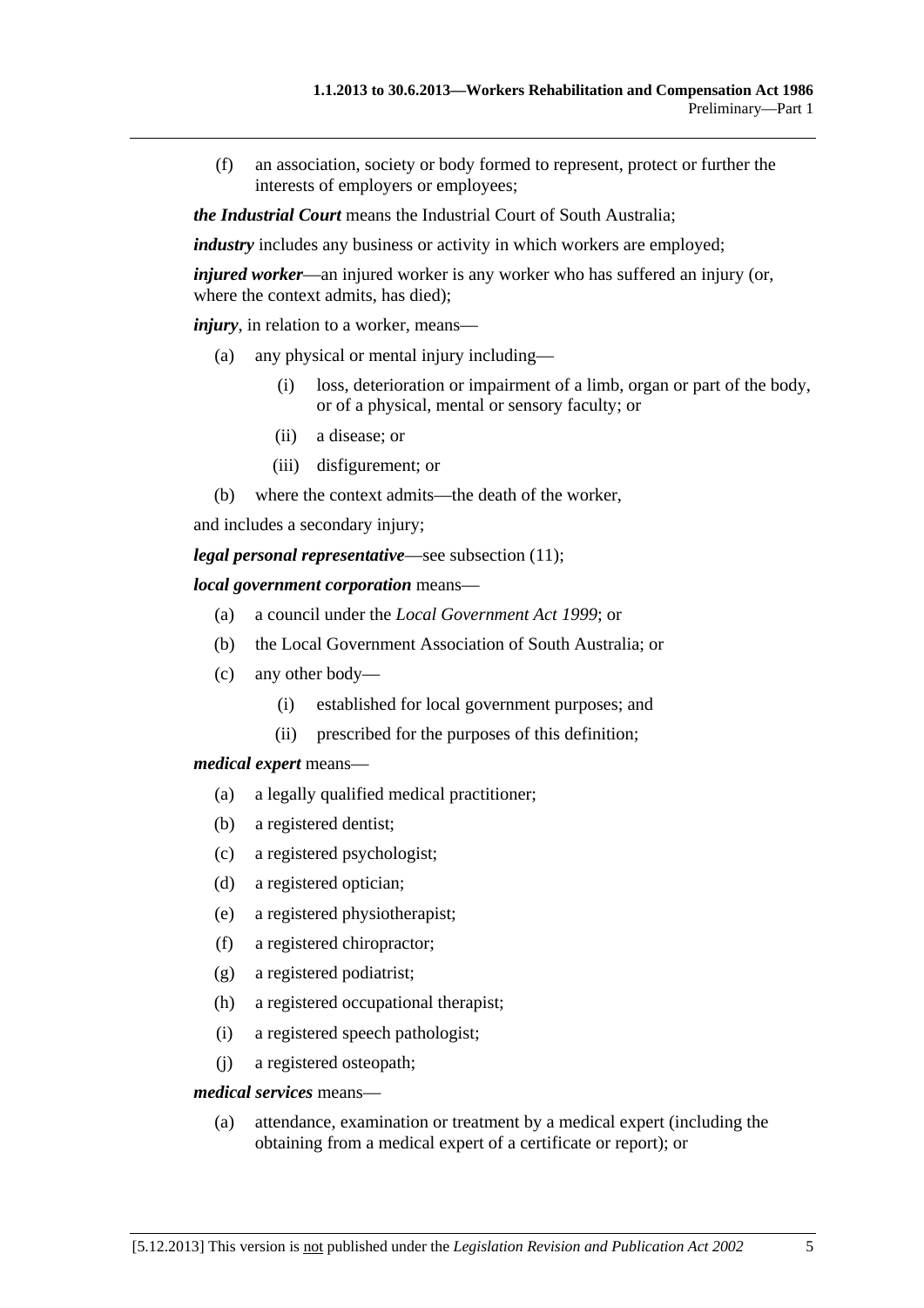(f) an association, society or body formed to represent, protect or further the interests of employers or employees;

***the Industrial Court*** means the Industrial Court of South Australia;

***industry*** includes any business or activity in which workers are employed;

***injured worker***—an injured worker is any worker who has suffered an injury (or, where the context admits, has died);

***injury***, in relation to a worker, means—

- (a) any physical or mental injury including—
  - (i) loss, deterioration or impairment of a limb, organ or part of the body, or of a physical, mental or sensory faculty; or
  - (ii) a disease; or
  - (iii) disfigurement; or
- (b) where the context admits—the death of the worker,

and includes a secondary injury;

***legal personal representative***—see subsection (11);

***local government corporation*** means—

- (a) a council under the *Local Government Act 1999*; or
- (b) the Local Government Association of South Australia; or
- (c) any other body—
  - (i) established for local government purposes; and
  - (ii) prescribed for the purposes of this definition;

***medical expert*** means—

- (a) a legally qualified medical practitioner;
- (b) a registered dentist;
- (c) a registered psychologist;
- (d) a registered optician;
- (e) a registered physiotherapist;
- (f) a registered chiropractor;
- (g) a registered podiatrist;
- (h) a registered occupational therapist;
- (i) a registered speech pathologist;
- (j) a registered osteopath;

***medical services*** means—

- (a) attendance, examination or treatment by a medical expert (including the obtaining from a medical expert of a certificate or report); or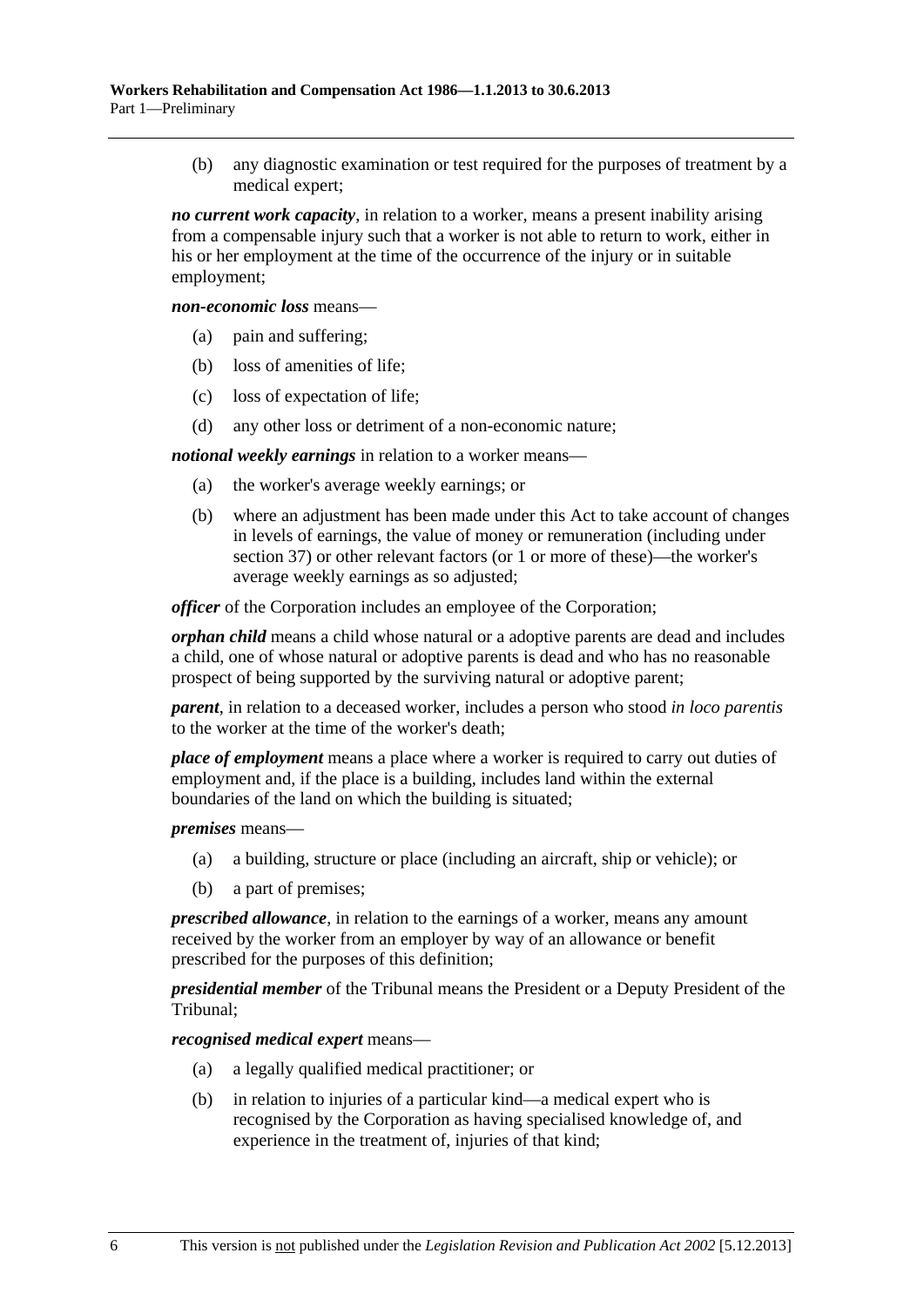(b) any diagnostic examination or test required for the purposes of treatment by a medical expert;

***no current work capacity***, in relation to a worker, means a present inability arising from a compensable injury such that a worker is not able to return to work, either in his or her employment at the time of the occurrence of the injury or in suitable employment;

***non-economic loss*** means—

(a) pain and suffering;

(b) loss of amenities of life;

(c) loss of expectation of life;

(d) any other loss or detriment of a non-economic nature;

***notional weekly earnings*** in relation to a worker means—

(a) the worker's average weekly earnings; or

(b) where an adjustment has been made under this Act to take account of changes in levels of earnings, the value of money or remuneration (including under section 37) or other relevant factors (or 1 or more of these)—the worker's average weekly earnings as so adjusted;

***officer*** of the Corporation includes an employee of the Corporation;

***orphan child*** means a child whose natural or a adoptive parents are dead and includes a child, one of whose natural or adoptive parents is dead and who has no reasonable prospect of being supported by the surviving natural or adoptive parent;

***parent***, in relation to a deceased worker, includes a person who stood *in loco parentis* to the worker at the time of the worker's death;

***place of employment*** means a place where a worker is required to carry out duties of employment and, if the place is a building, includes land within the external boundaries of the land on which the building is situated;

***premises*** means—

(a) a building, structure or place (including an aircraft, ship or vehicle); or

(b) a part of premises;

***prescribed allowance***, in relation to the earnings of a worker, means any amount received by the worker from an employer by way of an allowance or benefit prescribed for the purposes of this definition;

***presidential member*** of the Tribunal means the President or a Deputy President of the Tribunal;

***recognised medical expert*** means—

(a) a legally qualified medical practitioner; or

(b) in relation to injuries of a particular kind—a medical expert who is recognised by the Corporation as having specialised knowledge of, and experience in the treatment of, injuries of that kind;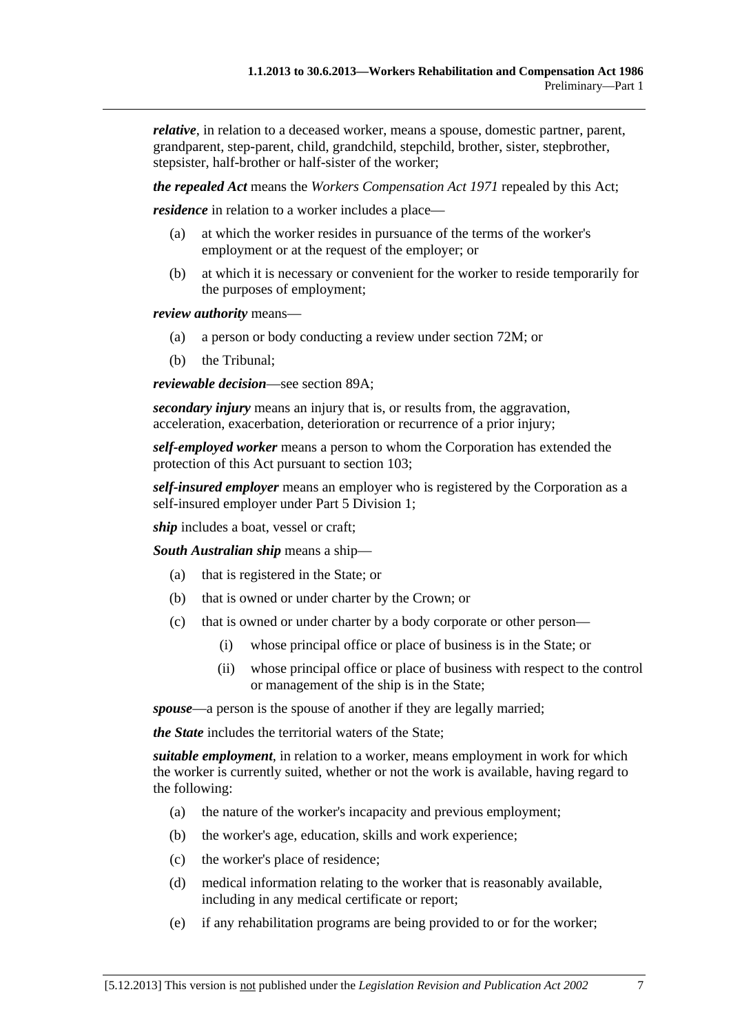***relative***, in relation to a deceased worker, means a spouse, domestic partner, parent, grandparent, step-parent, child, grandchild, stepchild, brother, sister, stepbrother, stepsister, half-brother or half-sister of the worker;

***the repealed Act*** means the *Workers Compensation Act 1971* repealed by this Act;

***residence*** in relation to a worker includes a place—

(a) at which the worker resides in pursuance of the terms of the worker's employment or at the request of the employer; or

(b) at which it is necessary or convenient for the worker to reside temporarily for the purposes of employment;

***review authority*** means—

(a) a person or body conducting a review under section 72M; or

(b) the Tribunal;

***reviewable decision***—see section 89A;

***secondary injury*** means an injury that is, or results from, the aggravation, acceleration, exacerbation, deterioration or recurrence of a prior injury;

***self-employed worker*** means a person to whom the Corporation has extended the protection of this Act pursuant to section 103;

***self-insured employer*** means an employer who is registered by the Corporation as a self-insured employer under Part 5 Division 1;

***ship*** includes a boat, vessel or craft;

***South Australian ship*** means a ship—

(a) that is registered in the State; or

(b) that is owned or under charter by the Crown; or

(c) that is owned or under charter by a body corporate or other person—

(i) whose principal office or place of business is in the State; or

(ii) whose principal office or place of business with respect to the control or management of the ship is in the State;

***spouse***—a person is the spouse of another if they are legally married;

***the State*** includes the territorial waters of the State;

***suitable employment***, in relation to a worker, means employment in work for which the worker is currently suited, whether or not the work is available, having regard to the following:

(a) the nature of the worker's incapacity and previous employment;

(b) the worker's age, education, skills and work experience;

(c) the worker's place of residence;

(d) medical information relating to the worker that is reasonably available, including in any medical certificate or report;

(e) if any rehabilitation programs are being provided to or for the worker;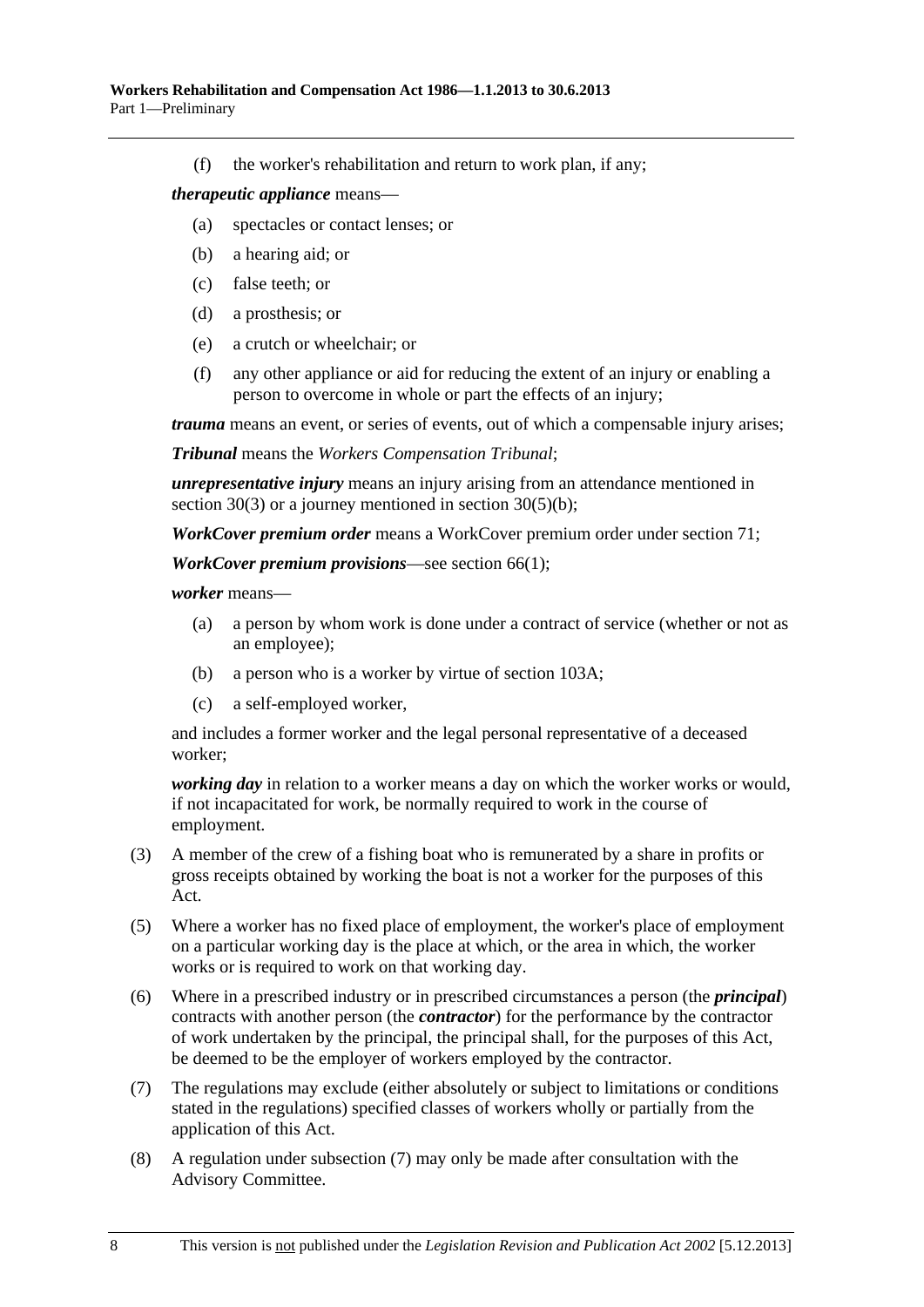(f) the worker's rehabilitation and return to work plan, if any;

***therapeutic appliance*** means—

(a) spectacles or contact lenses; or

(b) a hearing aid; or

(c) false teeth; or

(d) a prosthesis; or

(e) a crutch or wheelchair; or

(f) any other appliance or aid for reducing the extent of an injury or enabling a person to overcome in whole or part the effects of an injury;

***trauma*** means an event, or series of events, out of which a compensable injury arises;

***Tribunal*** means the *Workers Compensation Tribunal*;

***unrepresentative injury*** means an injury arising from an attendance mentioned in section 30(3) or a journey mentioned in section 30(5)(b);

***WorkCover premium order*** means a WorkCover premium order under section 71;

***WorkCover premium provisions***—see section 66(1);

***worker*** means—

(a) a person by whom work is done under a contract of service (whether or not as an employee);

(b) a person who is a worker by virtue of section 103A;

(c) a self-employed worker,

and includes a former worker and the legal personal representative of a deceased worker;

***working day*** in relation to a worker means a day on which the worker works or would, if not incapacitated for work, be normally required to work in the course of employment.

(3) A member of the crew of a fishing boat who is remunerated by a share in profits or gross receipts obtained by working the boat is not a worker for the purposes of this Act.

(5) Where a worker has no fixed place of employment, the worker's place of employment on a particular working day is the place at which, or the area in which, the worker works or is required to work on that working day.

(6) Where in a prescribed industry or in prescribed circumstances a person (the ***principal***) contracts with another person (the ***contractor***) for the performance by the contractor of work undertaken by the principal, the principal shall, for the purposes of this Act, be deemed to be the employer of workers employed by the contractor.

(7) The regulations may exclude (either absolutely or subject to limitations or conditions stated in the regulations) specified classes of workers wholly or partially from the application of this Act.

(8) A regulation under subsection (7) may only be made after consultation with the Advisory Committee.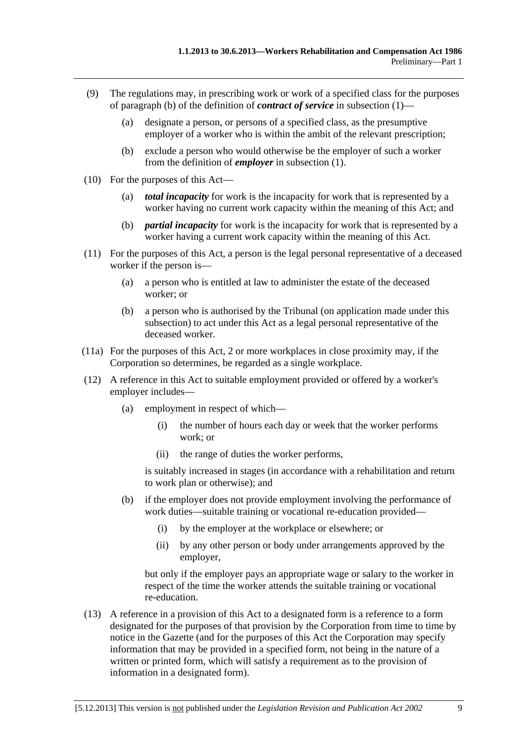(9) The regulations may, in prescribing work or work of a specified class for the purposes of paragraph (b) of the definition of ***contract of service*** in subsection (1)—

  (a) designate a person, or persons of a specified class, as the presumptive employer of a worker who is within the ambit of the relevant prescription;

  (b) exclude a person who would otherwise be the employer of such a worker from the definition of ***employer*** in subsection (1).

(10) For the purposes of this Act—

  (a) ***total incapacity*** for work is the incapacity for work that is represented by a worker having no current work capacity within the meaning of this Act; and

  (b) ***partial incapacity*** for work is the incapacity for work that is represented by a worker having a current work capacity within the meaning of this Act.

(11) For the purposes of this Act, a person is the legal personal representative of a deceased worker if the person is—

  (a) a person who is entitled at law to administer the estate of the deceased worker; or

  (b) a person who is authorised by the Tribunal (on application made under this subsection) to act under this Act as a legal personal representative of the deceased worker.

(11a) For the purposes of this Act, 2 or more workplaces in close proximity may, if the Corporation so determines, be regarded as a single workplace.

(12) A reference in this Act to suitable employment provided or offered by a worker's employer includes—

  (a) employment in respect of which—

    (i) the number of hours each day or week that the worker performs work; or

    (ii) the range of duties the worker performs,

  is suitably increased in stages (in accordance with a rehabilitation and return to work plan or otherwise); and

  (b) if the employer does not provide employment involving the performance of work duties—suitable training or vocational re-education provided—

    (i) by the employer at the workplace or elsewhere; or

    (ii) by any other person or body under arrangements approved by the employer,

  but only if the employer pays an appropriate wage or salary to the worker in respect of the time the worker attends the suitable training or vocational re-education.

(13) A reference in a provision of this Act to a designated form is a reference to a form designated for the purposes of that provision by the Corporation from time to time by notice in the Gazette (and for the purposes of this Act the Corporation may specify information that may be provided in a specified form, not being in the nature of a written or printed form, which will satisfy a requirement as to the provision of information in a designated form).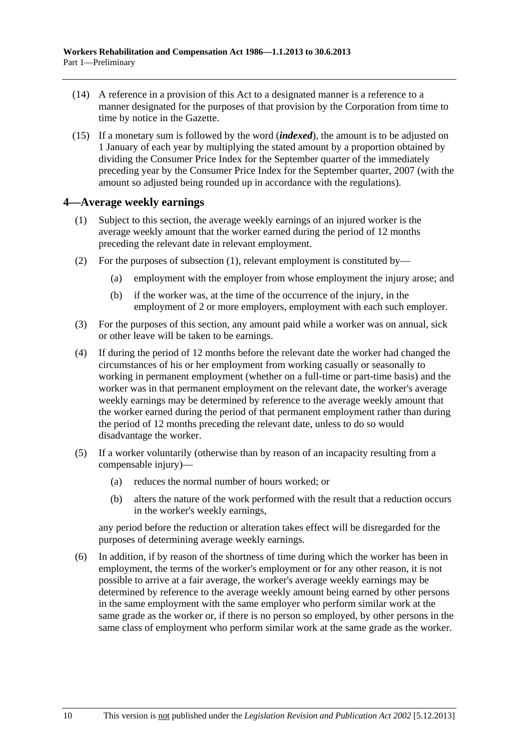(14) A reference in a provision of this Act to a designated manner is a reference to a manner designated for the purposes of that provision by the Corporation from time to time by notice in the Gazette.

(15) If a monetary sum is followed by the word (***indexed***), the amount is to be adjusted on 1 January of each year by multiplying the stated amount by a proportion obtained by dividing the Consumer Price Index for the September quarter of the immediately preceding year by the Consumer Price Index for the September quarter, 2007 (with the amount so adjusted being rounded up in accordance with the regulations).

## 4—Average weekly earnings

(1) Subject to this section, the average weekly earnings of an injured worker is the average weekly amount that the worker earned during the period of 12 months preceding the relevant date in relevant employment.

(2) For the purposes of subsection (1), relevant employment is constituted by—

- (a) employment with the employer from whose employment the injury arose; and
- (b) if the worker was, at the time of the occurrence of the injury, in the employment of 2 or more employers, employment with each such employer.

(3) For the purposes of this section, any amount paid while a worker was on annual, sick or other leave will be taken to be earnings.

(4) If during the period of 12 months before the relevant date the worker had changed the circumstances of his or her employment from working casually or seasonally to working in permanent employment (whether on a full-time or part-time basis) and the worker was in that permanent employment on the relevant date, the worker's average weekly earnings may be determined by reference to the average weekly amount that the worker earned during the period of that permanent employment rather than during the period of 12 months preceding the relevant date, unless to do so would disadvantage the worker.

(5) If a worker voluntarily (otherwise than by reason of an incapacity resulting from a compensable injury)—

- (a) reduces the normal number of hours worked; or
- (b) alters the nature of the work performed with the result that a reduction occurs in the worker's weekly earnings,

any period before the reduction or alteration takes effect will be disregarded for the purposes of determining average weekly earnings.

(6) In addition, if by reason of the shortness of time during which the worker has been in employment, the terms of the worker's employment or for any other reason, it is not possible to arrive at a fair average, the worker's average weekly earnings may be determined by reference to the average weekly amount being earned by other persons in the same employment with the same employer who perform similar work at the same grade as the worker or, if there is no person so employed, by other persons in the same class of employment who perform similar work at the same grade as the worker.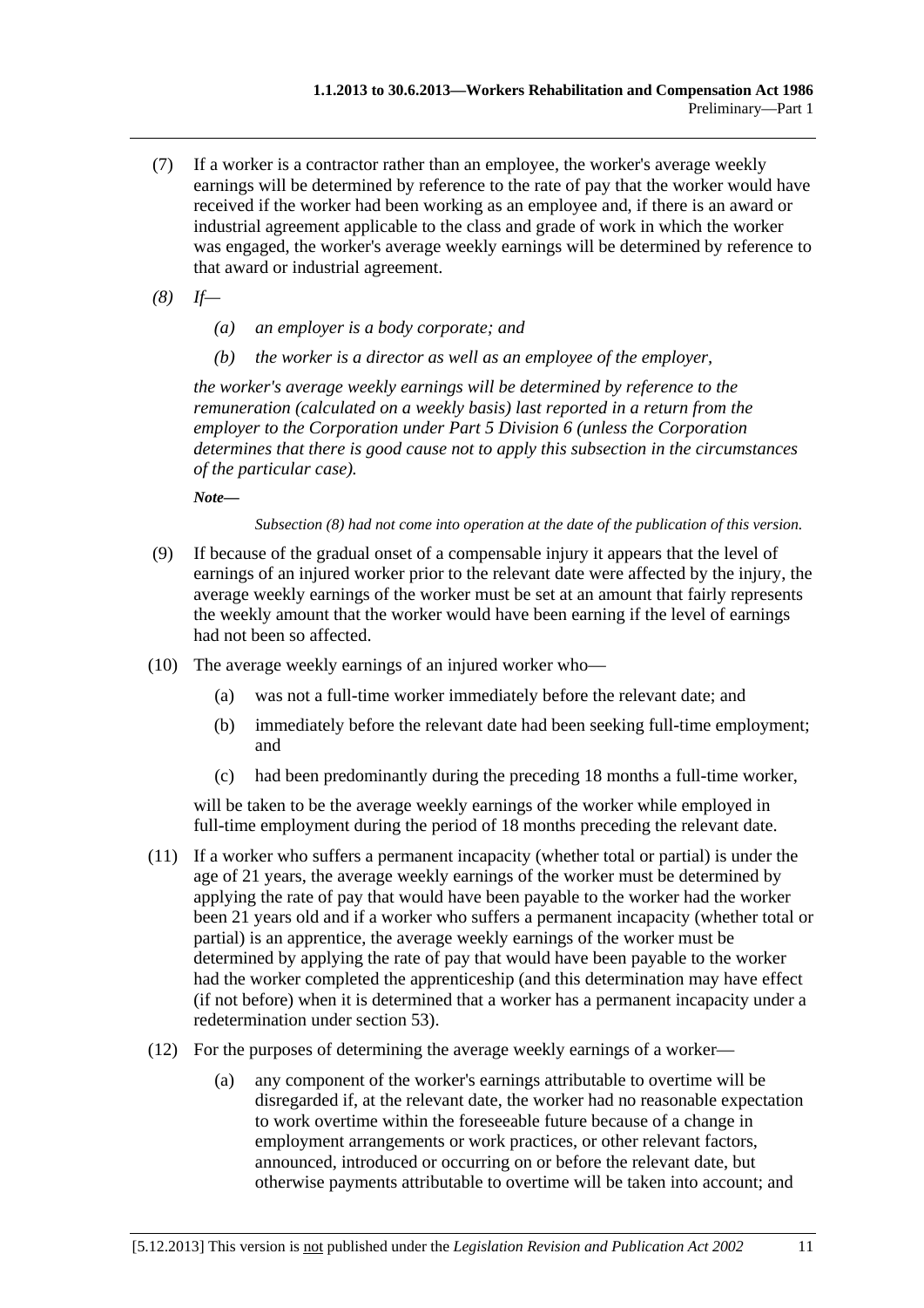(7) If a worker is a contractor rather than an employee, the worker's average weekly earnings will be determined by reference to the rate of pay that the worker would have received if the worker had been working as an employee and, if there is an award or industrial agreement applicable to the class and grade of work in which the worker was engaged, the worker's average weekly earnings will be determined by reference to that award or industrial agreement.

*(8) If—*

*(a) an employer is a body corporate; and*

*(b) the worker is a director as well as an employee of the employer,*

*the worker's average weekly earnings will be determined by reference to the remuneration (calculated on a weekly basis) last reported in a return from the employer to the Corporation under Part 5 Division 6 (unless the Corporation determines that there is good cause not to apply this subsection in the circumstances of the particular case).*

***Note—***

*Subsection (8) had not come into operation at the date of the publication of this version.*

(9) If because of the gradual onset of a compensable injury it appears that the level of earnings of an injured worker prior to the relevant date were affected by the injury, the average weekly earnings of the worker must be set at an amount that fairly represents the weekly amount that the worker would have been earning if the level of earnings had not been so affected.

(10) The average weekly earnings of an injured worker who—

(a) was not a full-time worker immediately before the relevant date; and

(b) immediately before the relevant date had been seeking full-time employment; and

(c) had been predominantly during the preceding 18 months a full-time worker,

will be taken to be the average weekly earnings of the worker while employed in full-time employment during the period of 18 months preceding the relevant date.

(11) If a worker who suffers a permanent incapacity (whether total or partial) is under the age of 21 years, the average weekly earnings of the worker must be determined by applying the rate of pay that would have been payable to the worker had the worker been 21 years old and if a worker who suffers a permanent incapacity (whether total or partial) is an apprentice, the average weekly earnings of the worker must be determined by applying the rate of pay that would have been payable to the worker had the worker completed the apprenticeship (and this determination may have effect (if not before) when it is determined that a worker has a permanent incapacity under a redetermination under section 53).

(12) For the purposes of determining the average weekly earnings of a worker—

(a) any component of the worker's earnings attributable to overtime will be disregarded if, at the relevant date, the worker had no reasonable expectation to work overtime within the foreseeable future because of a change in employment arrangements or work practices, or other relevant factors, announced, introduced or occurring on or before the relevant date, but otherwise payments attributable to overtime will be taken into account; and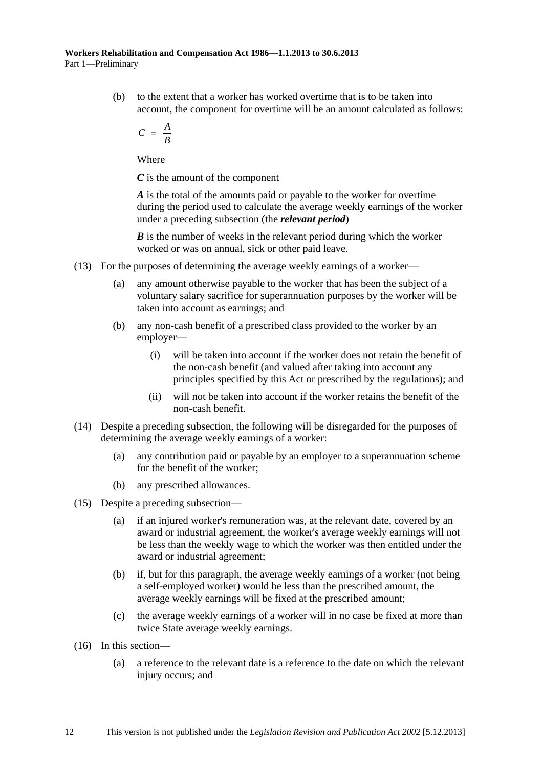(b) to the extent that a worker has worked overtime that is to be taken into account, the component for overtime will be an amount calculated as follows:

$$C = \frac{A}{B}$$

Where

***C*** is the amount of the component

***A*** is the total of the amounts paid or payable to the worker for overtime during the period used to calculate the average weekly earnings of the worker under a preceding subsection (the ***relevant period***)

***B*** is the number of weeks in the relevant period during which the worker worked or was on annual, sick or other paid leave.

(13) For the purposes of determining the average weekly earnings of a worker—

(a) any amount otherwise payable to the worker that has been the subject of a voluntary salary sacrifice for superannuation purposes by the worker will be taken into account as earnings; and

(b) any non-cash benefit of a prescribed class provided to the worker by an employer—

(i) will be taken into account if the worker does not retain the benefit of the non-cash benefit (and valued after taking into account any principles specified by this Act or prescribed by the regulations); and

(ii) will not be taken into account if the worker retains the benefit of the non-cash benefit.

(14) Despite a preceding subsection, the following will be disregarded for the purposes of determining the average weekly earnings of a worker:

(a) any contribution paid or payable by an employer to a superannuation scheme for the benefit of the worker;

(b) any prescribed allowances.

(15) Despite a preceding subsection—

(a) if an injured worker's remuneration was, at the relevant date, covered by an award or industrial agreement, the worker's average weekly earnings will not be less than the weekly wage to which the worker was then entitled under the award or industrial agreement;

(b) if, but for this paragraph, the average weekly earnings of a worker (not being a self-employed worker) would be less than the prescribed amount, the average weekly earnings will be fixed at the prescribed amount;

(c) the average weekly earnings of a worker will in no case be fixed at more than twice State average weekly earnings.

(16) In this section—

(a) a reference to the relevant date is a reference to the date on which the relevant injury occurs; and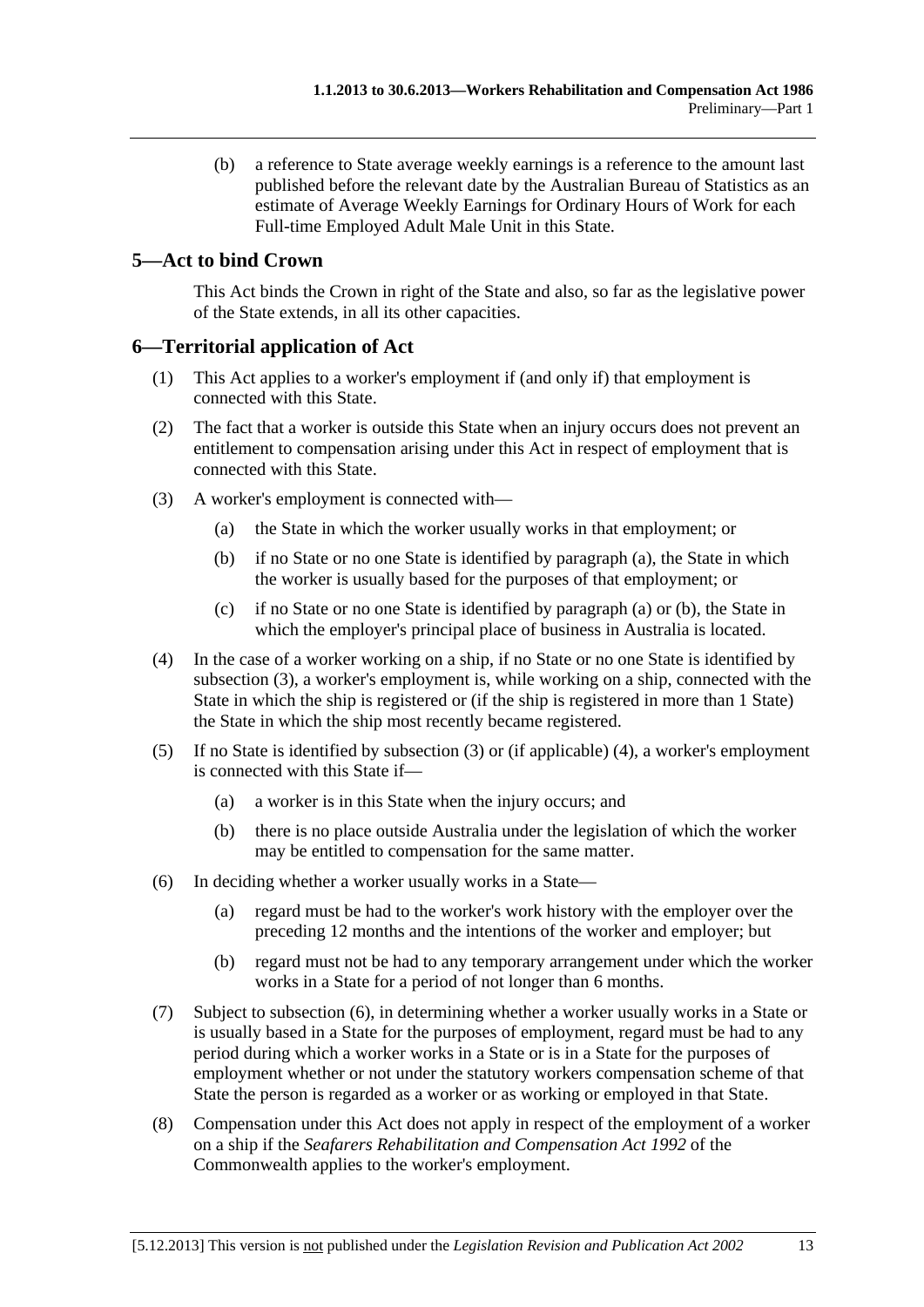(b) a reference to State average weekly earnings is a reference to the amount last published before the relevant date by the Australian Bureau of Statistics as an estimate of Average Weekly Earnings for Ordinary Hours of Work for each Full-time Employed Adult Male Unit in this State.

## 5—Act to bind Crown

This Act binds the Crown in right of the State and also, so far as the legislative power of the State extends, in all its other capacities.

## 6—Territorial application of Act

(1) This Act applies to a worker's employment if (and only if) that employment is connected with this State.

(2) The fact that a worker is outside this State when an injury occurs does not prevent an entitlement to compensation arising under this Act in respect of employment that is connected with this State.

(3) A worker's employment is connected with—

(a) the State in which the worker usually works in that employment; or

(b) if no State or no one State is identified by paragraph (a), the State in which the worker is usually based for the purposes of that employment; or

(c) if no State or no one State is identified by paragraph (a) or (b), the State in which the employer's principal place of business in Australia is located.

(4) In the case of a worker working on a ship, if no State or no one State is identified by subsection (3), a worker's employment is, while working on a ship, connected with the State in which the ship is registered or (if the ship is registered in more than 1 State) the State in which the ship most recently became registered.

(5) If no State is identified by subsection (3) or (if applicable) (4), a worker's employment is connected with this State if—

(a) a worker is in this State when the injury occurs; and

(b) there is no place outside Australia under the legislation of which the worker may be entitled to compensation for the same matter.

(6) In deciding whether a worker usually works in a State—

(a) regard must be had to the worker's work history with the employer over the preceding 12 months and the intentions of the worker and employer; but

(b) regard must not be had to any temporary arrangement under which the worker works in a State for a period of not longer than 6 months.

(7) Subject to subsection (6), in determining whether a worker usually works in a State or is usually based in a State for the purposes of employment, regard must be had to any period during which a worker works in a State or is in a State for the purposes of employment whether or not under the statutory workers compensation scheme of that State the person is regarded as a worker or as working or employed in that State.

(8) Compensation under this Act does not apply in respect of the employment of a worker on a ship if the *Seafarers Rehabilitation and Compensation Act 1992* of the Commonwealth applies to the worker's employment.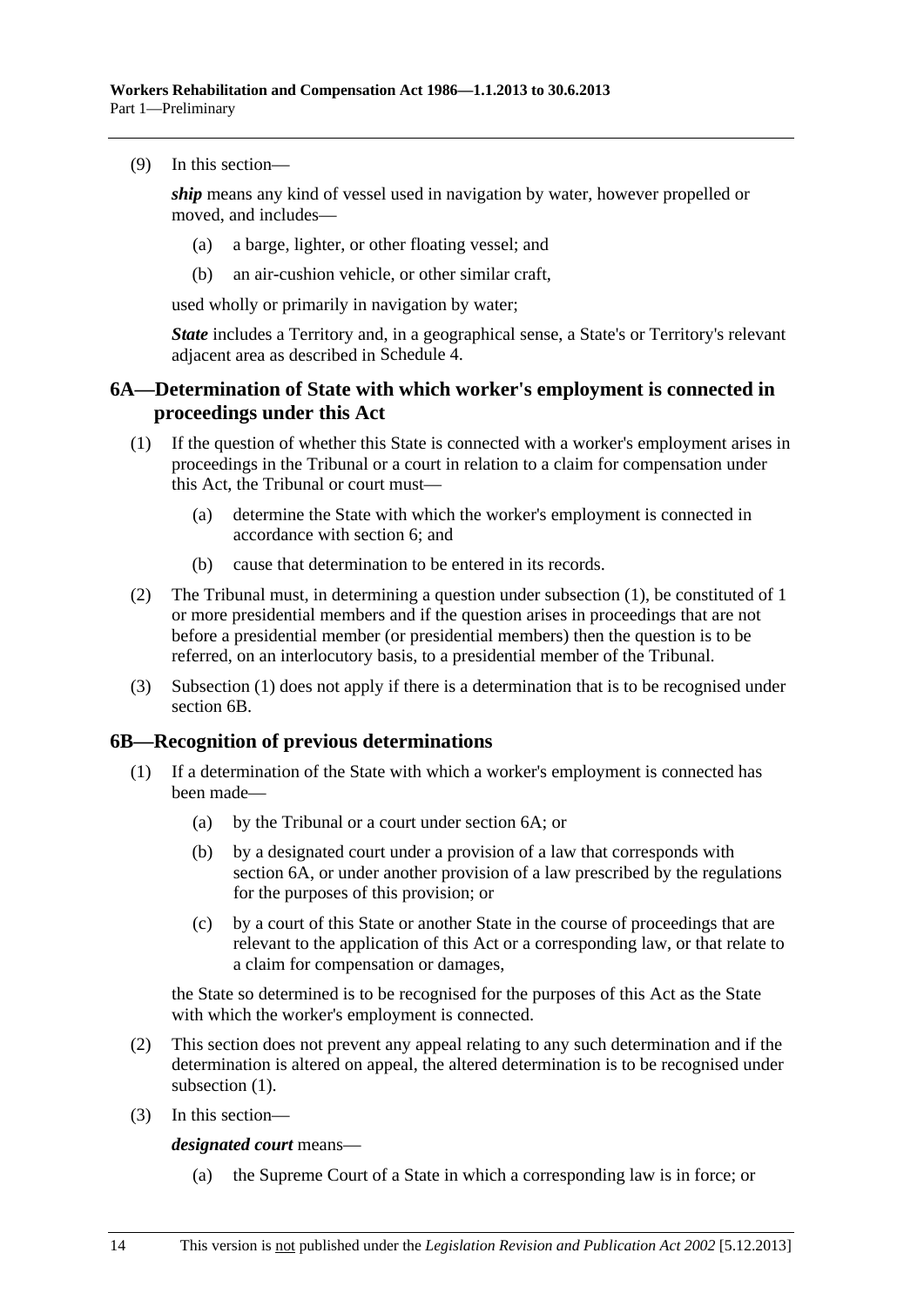(9) In this section—

***ship*** means any kind of vessel used in navigation by water, however propelled or moved, and includes—

(a) a barge, lighter, or other floating vessel; and

(b) an air-cushion vehicle, or other similar craft,

used wholly or primarily in navigation by water;

***State*** includes a Territory and, in a geographical sense, a State's or Territory's relevant adjacent area as described in Schedule 4.

## 6A—Determination of State with which worker's employment is connected in proceedings under this Act

(1) If the question of whether this State is connected with a worker's employment arises in proceedings in the Tribunal or a court in relation to a claim for compensation under this Act, the Tribunal or court must—

(a) determine the State with which the worker's employment is connected in accordance with section 6; and

(b) cause that determination to be entered in its records.

(2) The Tribunal must, in determining a question under subsection (1), be constituted of 1 or more presidential members and if the question arises in proceedings that are not before a presidential member (or presidential members) then the question is to be referred, on an interlocutory basis, to a presidential member of the Tribunal.

(3) Subsection (1) does not apply if there is a determination that is to be recognised under section 6B.

## 6B—Recognition of previous determinations

(1) If a determination of the State with which a worker's employment is connected has been made—

(a) by the Tribunal or a court under section 6A; or

(b) by a designated court under a provision of a law that corresponds with section 6A, or under another provision of a law prescribed by the regulations for the purposes of this provision; or

(c) by a court of this State or another State in the course of proceedings that are relevant to the application of this Act or a corresponding law, or that relate to a claim for compensation or damages,

the State so determined is to be recognised for the purposes of this Act as the State with which the worker's employment is connected.

(2) This section does not prevent any appeal relating to any such determination and if the determination is altered on appeal, the altered determination is to be recognised under subsection (1).

(3) In this section—

***designated court*** means—

(a) the Supreme Court of a State in which a corresponding law is in force; or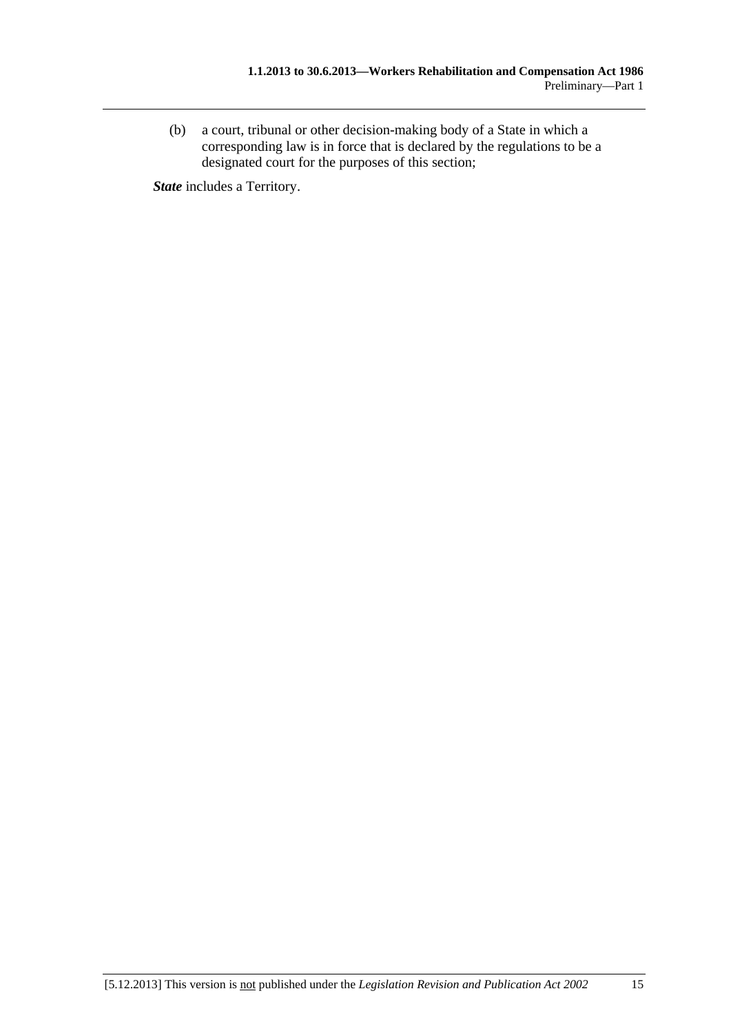(b) a court, tribunal or other decision-making body of a State in which a corresponding law is in force that is declared by the regulations to be a designated court for the purposes of this section;

***State*** includes a Territory.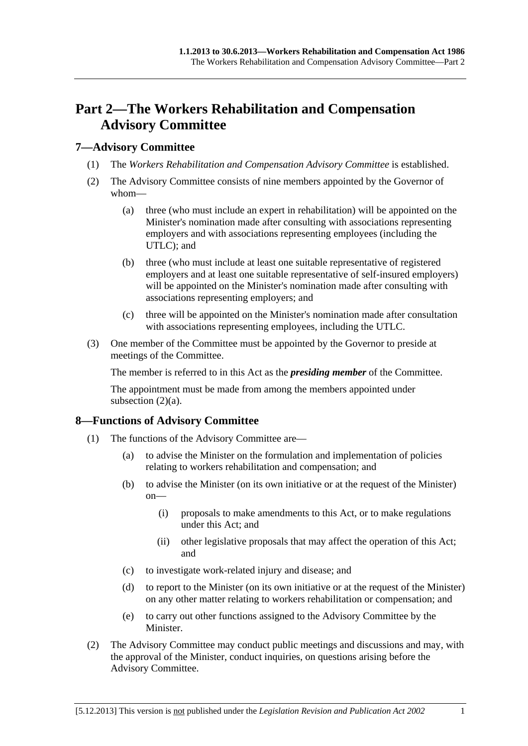# Part 2—The Workers Rehabilitation and Compensation Advisory Committee

## 7—Advisory Committee

(1) The *Workers Rehabilitation and Compensation Advisory Committee* is established.

(2) The Advisory Committee consists of nine members appointed by the Governor of whom—

(a) three (who must include an expert in rehabilitation) will be appointed on the Minister's nomination made after consulting with associations representing employers and with associations representing employees (including the UTLC); and

(b) three (who must include at least one suitable representative of registered employers and at least one suitable representative of self-insured employers) will be appointed on the Minister's nomination made after consulting with associations representing employers; and

(c) three will be appointed on the Minister's nomination made after consultation with associations representing employees, including the UTLC.

(3) One member of the Committee must be appointed by the Governor to preside at meetings of the Committee.

The member is referred to in this Act as the ***presiding member*** of the Committee.

The appointment must be made from among the members appointed under subsection (2)(a).

## 8—Functions of Advisory Committee

(1) The functions of the Advisory Committee are—

(a) to advise the Minister on the formulation and implementation of policies relating to workers rehabilitation and compensation; and

(b) to advise the Minister (on its own initiative or at the request of the Minister) on—

(i) proposals to make amendments to this Act, or to make regulations under this Act; and

(ii) other legislative proposals that may affect the operation of this Act; and

(c) to investigate work-related injury and disease; and

(d) to report to the Minister (on its own initiative or at the request of the Minister) on any other matter relating to workers rehabilitation or compensation; and

(e) to carry out other functions assigned to the Advisory Committee by the Minister.

(2) The Advisory Committee may conduct public meetings and discussions and may, with the approval of the Minister, conduct inquiries, on questions arising before the Advisory Committee.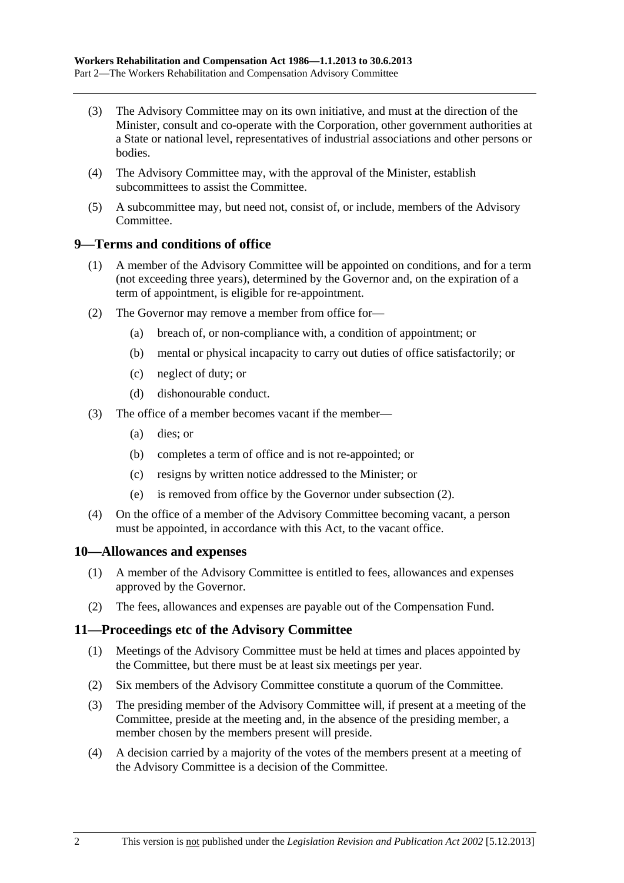(3) The Advisory Committee may on its own initiative, and must at the direction of the Minister, consult and co-operate with the Corporation, other government authorities at a State or national level, representatives of industrial associations and other persons or bodies.

(4) The Advisory Committee may, with the approval of the Minister, establish subcommittees to assist the Committee.

(5) A subcommittee may, but need not, consist of, or include, members of the Advisory Committee.

## 9—Terms and conditions of office

(1) A member of the Advisory Committee will be appointed on conditions, and for a term (not exceeding three years), determined by the Governor and, on the expiration of a term of appointment, is eligible for re-appointment.

(2) The Governor may remove a member from office for—

- (a) breach of, or non-compliance with, a condition of appointment; or
- (b) mental or physical incapacity to carry out duties of office satisfactorily; or
- (c) neglect of duty; or
- (d) dishonourable conduct.

(3) The office of a member becomes vacant if the member—

- (a) dies; or
- (b) completes a term of office and is not re-appointed; or
- (c) resigns by written notice addressed to the Minister; or
- (e) is removed from office by the Governor under subsection (2).

(4) On the office of a member of the Advisory Committee becoming vacant, a person must be appointed, in accordance with this Act, to the vacant office.

## 10—Allowances and expenses

(1) A member of the Advisory Committee is entitled to fees, allowances and expenses approved by the Governor.

(2) The fees, allowances and expenses are payable out of the Compensation Fund.

## 11—Proceedings etc of the Advisory Committee

(1) Meetings of the Advisory Committee must be held at times and places appointed by the Committee, but there must be at least six meetings per year.

(2) Six members of the Advisory Committee constitute a quorum of the Committee.

(3) The presiding member of the Advisory Committee will, if present at a meeting of the Committee, preside at the meeting and, in the absence of the presiding member, a member chosen by the members present will preside.

(4) A decision carried by a majority of the votes of the members present at a meeting of the Advisory Committee is a decision of the Committee.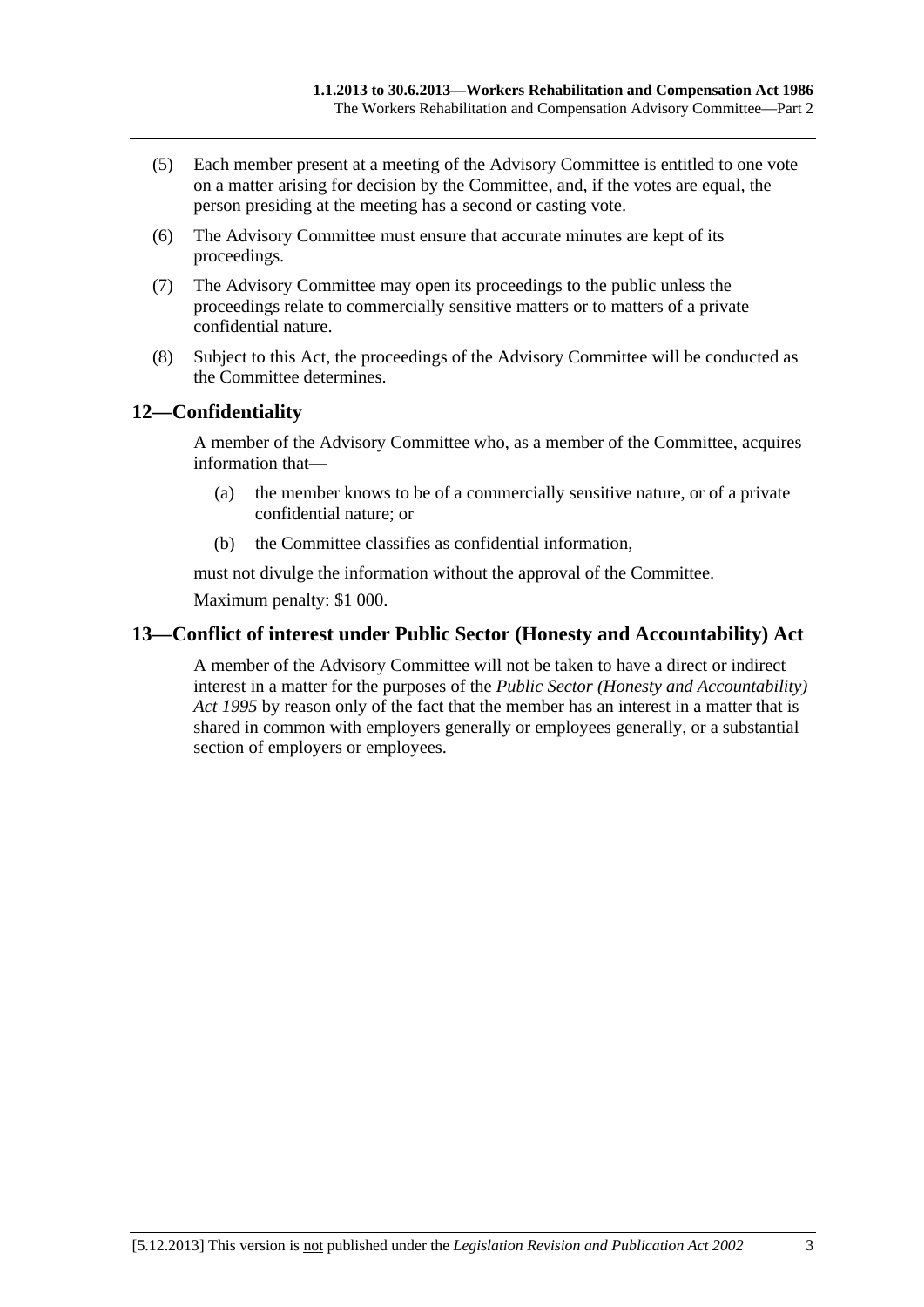(5) Each member present at a meeting of the Advisory Committee is entitled to one vote on a matter arising for decision by the Committee, and, if the votes are equal, the person presiding at the meeting has a second or casting vote.

(6) The Advisory Committee must ensure that accurate minutes are kept of its proceedings.

(7) The Advisory Committee may open its proceedings to the public unless the proceedings relate to commercially sensitive matters or to matters of a private confidential nature.

(8) Subject to this Act, the proceedings of the Advisory Committee will be conducted as the Committee determines.

## 12—Confidentiality

A member of the Advisory Committee who, as a member of the Committee, acquires information that—

(a) the member knows to be of a commercially sensitive nature, or of a private confidential nature; or

(b) the Committee classifies as confidential information,

must not divulge the information without the approval of the Committee.

Maximum penalty: $1 000.

## 13—Conflict of interest under Public Sector (Honesty and Accountability) Act

A member of the Advisory Committee will not be taken to have a direct or indirect interest in a matter for the purposes of the *Public Sector (Honesty and Accountability) Act 1995* by reason only of the fact that the member has an interest in a matter that is shared in common with employers generally or employees generally, or a substantial section of employers or employees.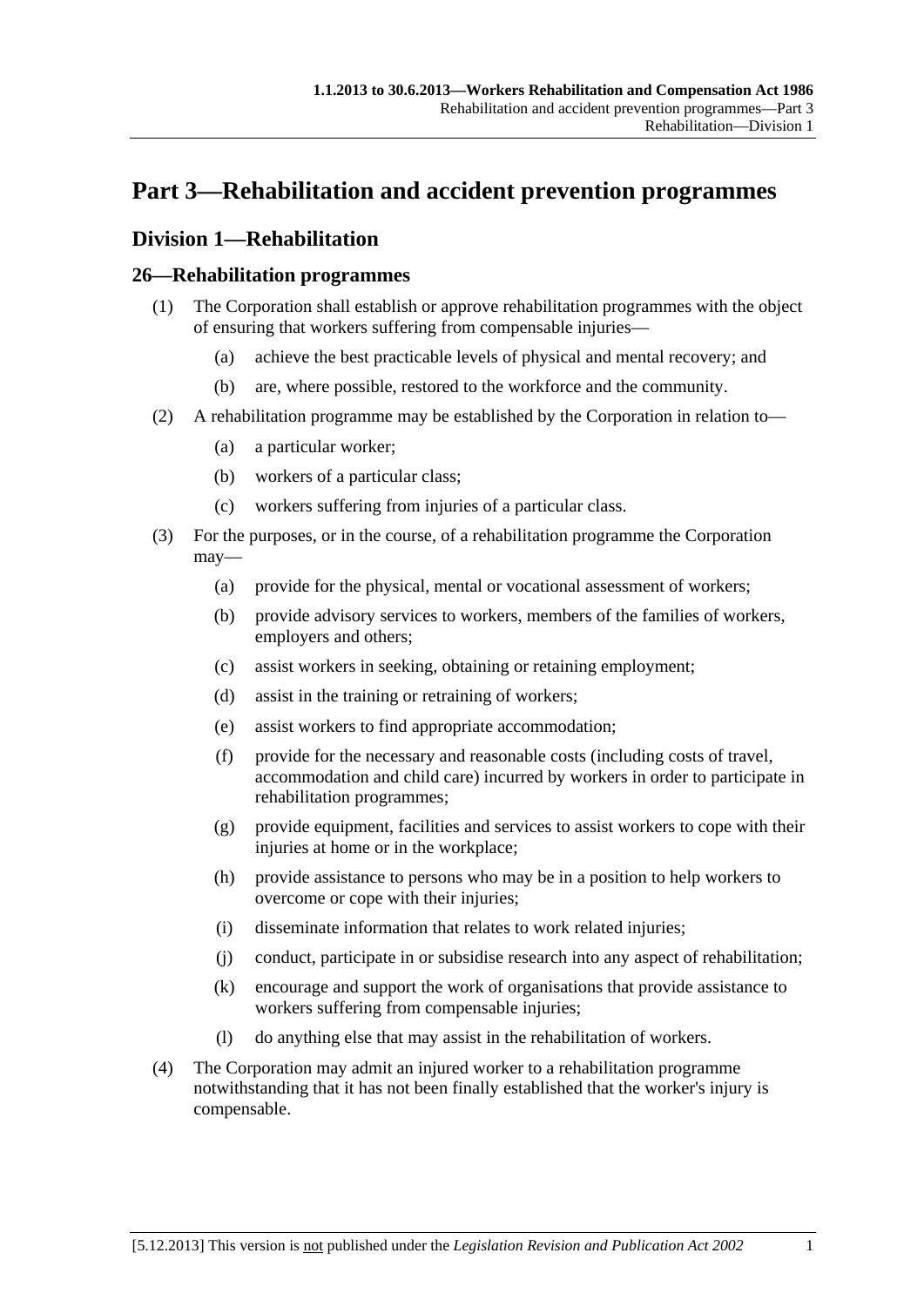# Part 3—Rehabilitation and accident prevention programmes

## Division 1—Rehabilitation

### 26—Rehabilitation programmes

(1) The Corporation shall establish or approve rehabilitation programmes with the object of ensuring that workers suffering from compensable injuries—

(a) achieve the best practicable levels of physical and mental recovery; and

(b) are, where possible, restored to the workforce and the community.

(2) A rehabilitation programme may be established by the Corporation in relation to—

(a) a particular worker;

(b) workers of a particular class;

(c) workers suffering from injuries of a particular class.

(3) For the purposes, or in the course, of a rehabilitation programme the Corporation may—

(a) provide for the physical, mental or vocational assessment of workers;

(b) provide advisory services to workers, members of the families of workers, employers and others;

(c) assist workers in seeking, obtaining or retaining employment;

(d) assist in the training or retraining of workers;

(e) assist workers to find appropriate accommodation;

(f) provide for the necessary and reasonable costs (including costs of travel, accommodation and child care) incurred by workers in order to participate in rehabilitation programmes;

(g) provide equipment, facilities and services to assist workers to cope with their injuries at home or in the workplace;

(h) provide assistance to persons who may be in a position to help workers to overcome or cope with their injuries;

(i) disseminate information that relates to work related injuries;

(j) conduct, participate in or subsidise research into any aspect of rehabilitation;

(k) encourage and support the work of organisations that provide assistance to workers suffering from compensable injuries;

(l) do anything else that may assist in the rehabilitation of workers.

(4) The Corporation may admit an injured worker to a rehabilitation programme notwithstanding that it has not been finally established that the worker's injury is compensable.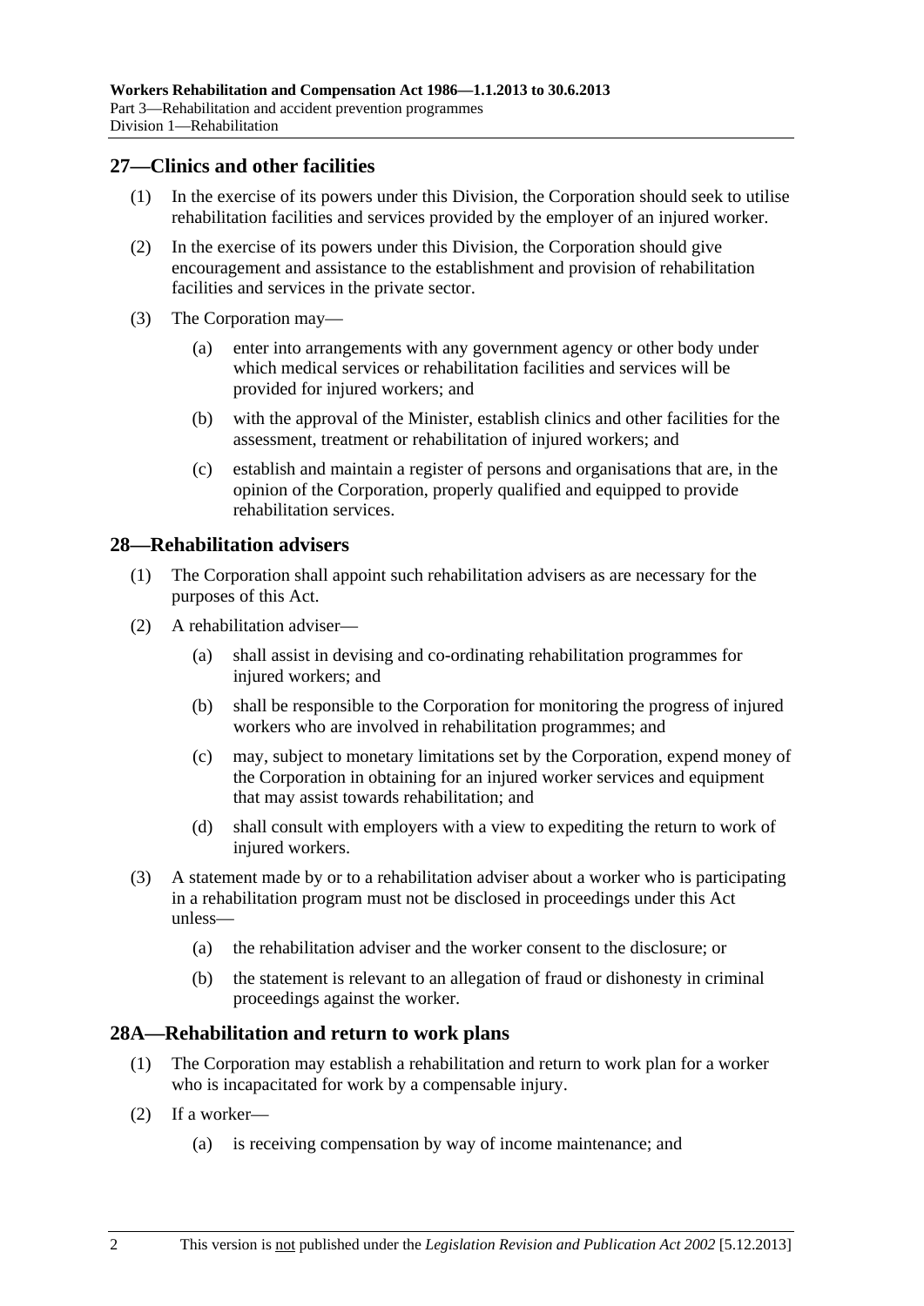## 27—Clinics and other facilities

(1) In the exercise of its powers under this Division, the Corporation should seek to utilise rehabilitation facilities and services provided by the employer of an injured worker.

(2) In the exercise of its powers under this Division, the Corporation should give encouragement and assistance to the establishment and provision of rehabilitation facilities and services in the private sector.

(3) The Corporation may—

(a) enter into arrangements with any government agency or other body under which medical services or rehabilitation facilities and services will be provided for injured workers; and

(b) with the approval of the Minister, establish clinics and other facilities for the assessment, treatment or rehabilitation of injured workers; and

(c) establish and maintain a register of persons and organisations that are, in the opinion of the Corporation, properly qualified and equipped to provide rehabilitation services.

## 28—Rehabilitation advisers

(1) The Corporation shall appoint such rehabilitation advisers as are necessary for the purposes of this Act.

(2) A rehabilitation adviser—

(a) shall assist in devising and co-ordinating rehabilitation programmes for injured workers; and

(b) shall be responsible to the Corporation for monitoring the progress of injured workers who are involved in rehabilitation programmes; and

(c) may, subject to monetary limitations set by the Corporation, expend money of the Corporation in obtaining for an injured worker services and equipment that may assist towards rehabilitation; and

(d) shall consult with employers with a view to expediting the return to work of injured workers.

(3) A statement made by or to a rehabilitation adviser about a worker who is participating in a rehabilitation program must not be disclosed in proceedings under this Act unless—

(a) the rehabilitation adviser and the worker consent to the disclosure; or

(b) the statement is relevant to an allegation of fraud or dishonesty in criminal proceedings against the worker.

## 28A—Rehabilitation and return to work plans

(1) The Corporation may establish a rehabilitation and return to work plan for a worker who is incapacitated for work by a compensable injury.

(2) If a worker—

(a) is receiving compensation by way of income maintenance; and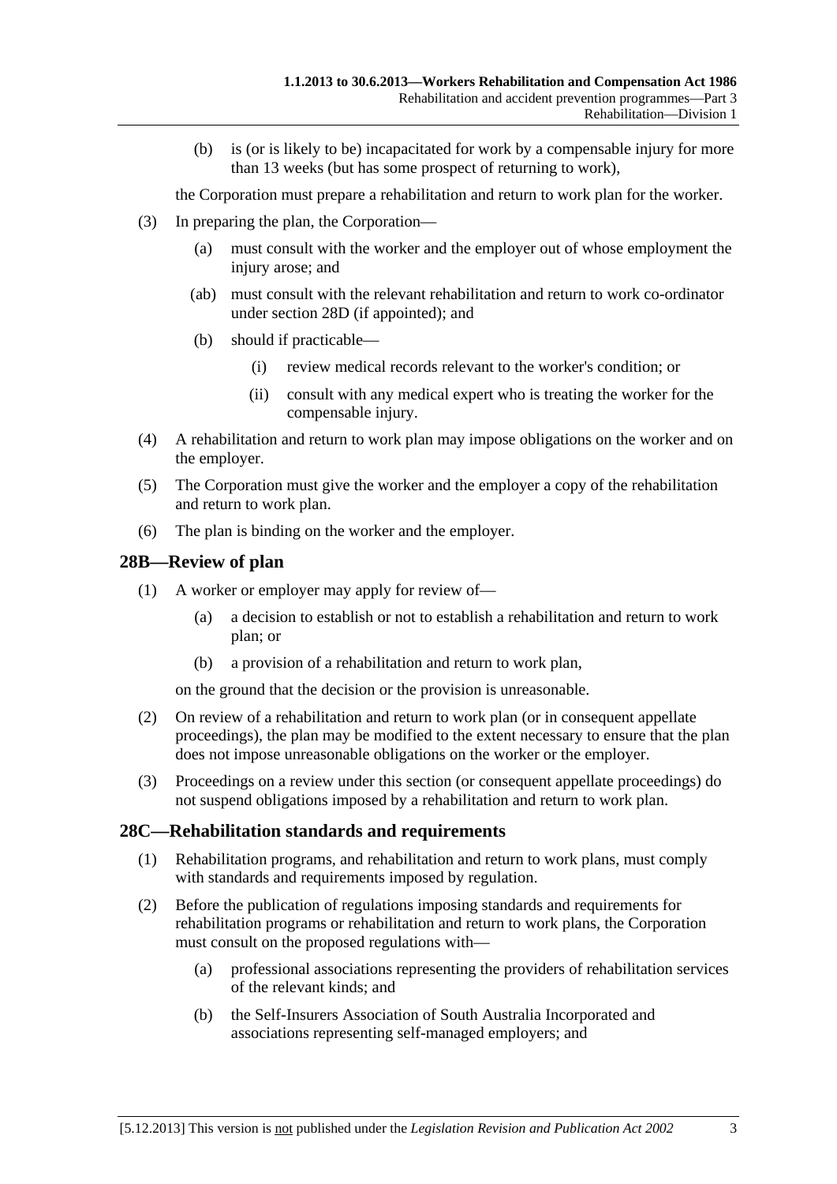(b) is (or is likely to be) incapacitated for work by a compensable injury for more than 13 weeks (but has some prospect of returning to work),

the Corporation must prepare a rehabilitation and return to work plan for the worker.

(3) In preparing the plan, the Corporation—

(a) must consult with the worker and the employer out of whose employment the injury arose; and

(ab) must consult with the relevant rehabilitation and return to work co-ordinator under section 28D (if appointed); and

(b) should if practicable—

(i) review medical records relevant to the worker's condition; or

(ii) consult with any medical expert who is treating the worker for the compensable injury.

(4) A rehabilitation and return to work plan may impose obligations on the worker and on the employer.

(5) The Corporation must give the worker and the employer a copy of the rehabilitation and return to work plan.

(6) The plan is binding on the worker and the employer.

## 28B—Review of plan

(1) A worker or employer may apply for review of—

(a) a decision to establish or not to establish a rehabilitation and return to work plan; or

(b) a provision of a rehabilitation and return to work plan,

on the ground that the decision or the provision is unreasonable.

(2) On review of a rehabilitation and return to work plan (or in consequent appellate proceedings), the plan may be modified to the extent necessary to ensure that the plan does not impose unreasonable obligations on the worker or the employer.

(3) Proceedings on a review under this section (or consequent appellate proceedings) do not suspend obligations imposed by a rehabilitation and return to work plan.

## 28C—Rehabilitation standards and requirements

(1) Rehabilitation programs, and rehabilitation and return to work plans, must comply with standards and requirements imposed by regulation.

(2) Before the publication of regulations imposing standards and requirements for rehabilitation programs or rehabilitation and return to work plans, the Corporation must consult on the proposed regulations with—

(a) professional associations representing the providers of rehabilitation services of the relevant kinds; and

(b) the Self-Insurers Association of South Australia Incorporated and associations representing self-managed employers; and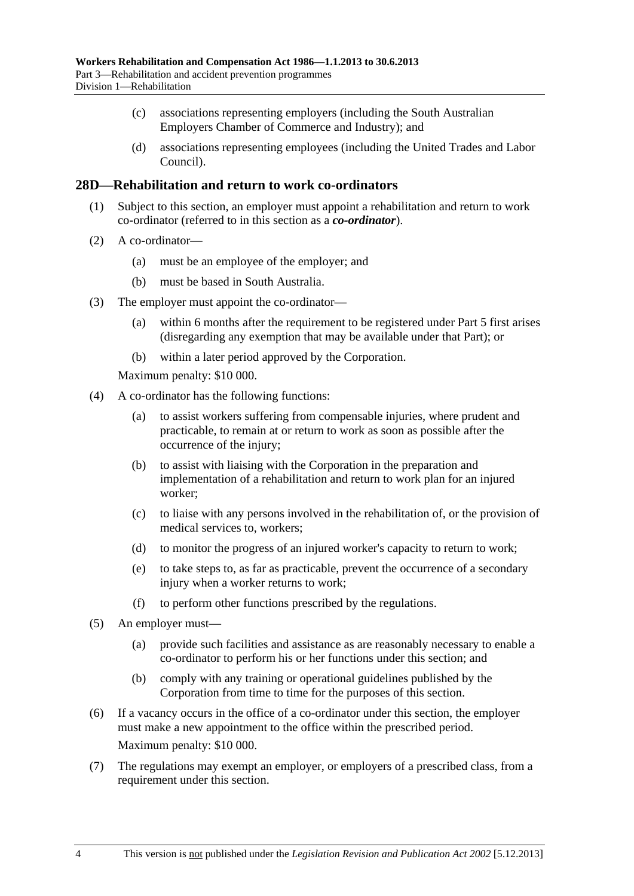(c) associations representing employers (including the South Australian Employers Chamber of Commerce and Industry); and

(d) associations representing employees (including the United Trades and Labor Council).

## 28D—Rehabilitation and return to work co-ordinators

(1) Subject to this section, an employer must appoint a rehabilitation and return to work co-ordinator (referred to in this section as a ***co-ordinator***).

(2) A co-ordinator—

(a) must be an employee of the employer; and

(b) must be based in South Australia.

(3) The employer must appoint the co-ordinator—

(a) within 6 months after the requirement to be registered under Part 5 first arises (disregarding any exemption that may be available under that Part); or

(b) within a later period approved by the Corporation.

Maximum penalty: $10 000.

(4) A co-ordinator has the following functions:

(a) to assist workers suffering from compensable injuries, where prudent and practicable, to remain at or return to work as soon as possible after the occurrence of the injury;

(b) to assist with liaising with the Corporation in the preparation and implementation of a rehabilitation and return to work plan for an injured worker;

(c) to liaise with any persons involved in the rehabilitation of, or the provision of medical services to, workers;

(d) to monitor the progress of an injured worker's capacity to return to work;

(e) to take steps to, as far as practicable, prevent the occurrence of a secondary injury when a worker returns to work;

(f) to perform other functions prescribed by the regulations.

(5) An employer must—

(a) provide such facilities and assistance as are reasonably necessary to enable a co-ordinator to perform his or her functions under this section; and

(b) comply with any training or operational guidelines published by the Corporation from time to time for the purposes of this section.

(6) If a vacancy occurs in the office of a co-ordinator under this section, the employer must make a new appointment to the office within the prescribed period.

Maximum penalty: $10 000.

(7) The regulations may exempt an employer, or employers of a prescribed class, from a requirement under this section.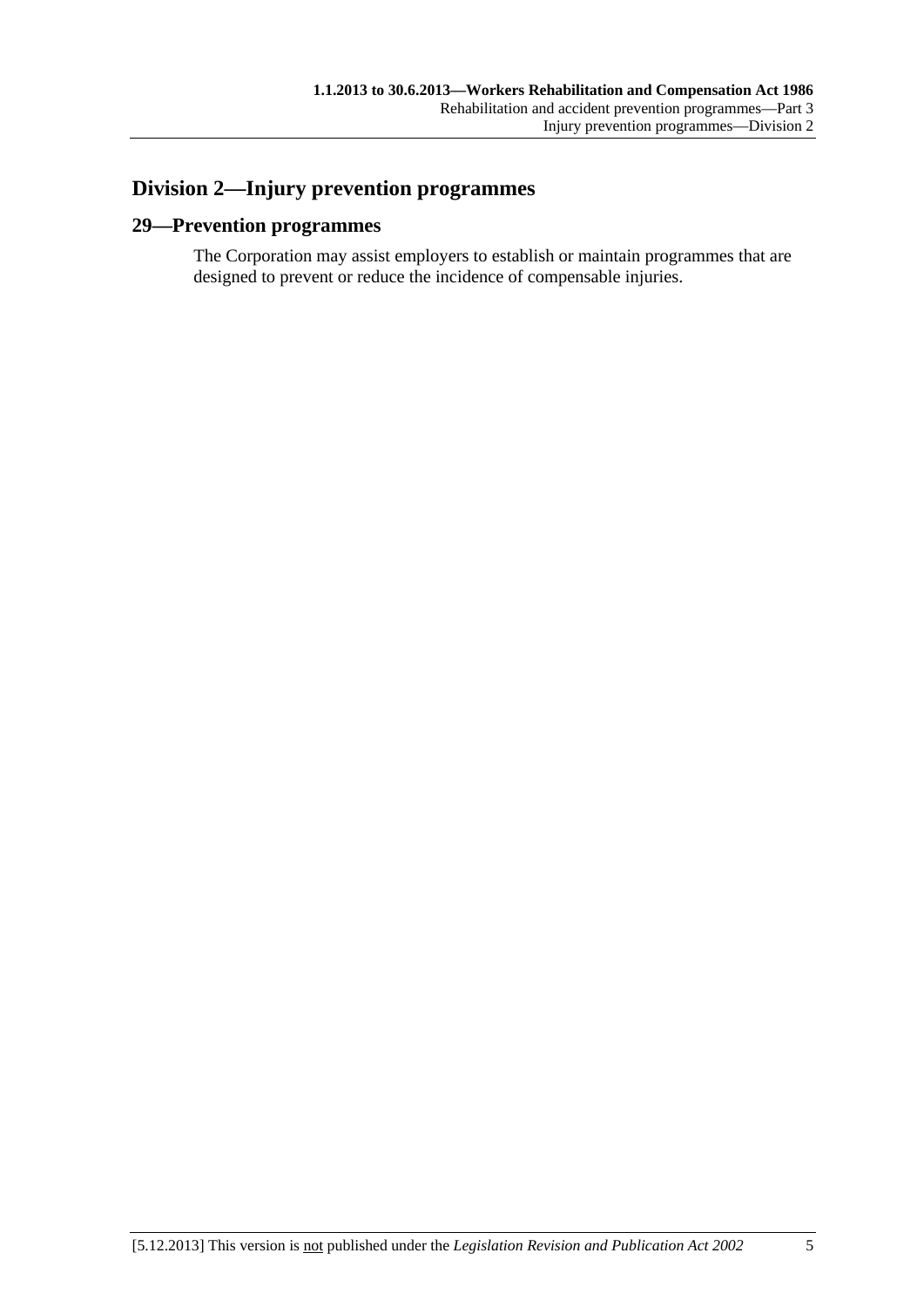## Division 2—Injury prevention programmes

### 29—Prevention programmes

The Corporation may assist employers to establish or maintain programmes that are designed to prevent or reduce the incidence of compensable injuries.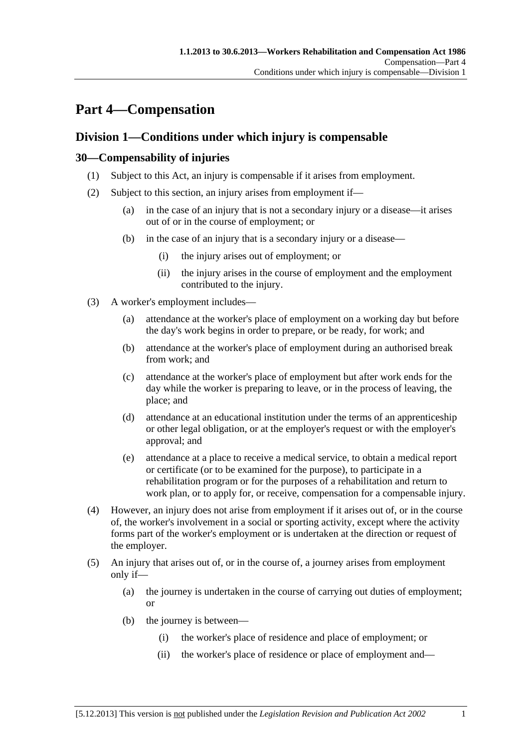# Part 4—Compensation

## Division 1—Conditions under which injury is compensable

### 30—Compensability of injuries

(1) Subject to this Act, an injury is compensable if it arises from employment.

(2) Subject to this section, an injury arises from employment if—

- (a) in the case of an injury that is not a secondary injury or a disease—it arises out of or in the course of employment; or
- (b) in the case of an injury that is a secondary injury or a disease—
  - (i) the injury arises out of employment; or
  - (ii) the injury arises in the course of employment and the employment contributed to the injury.

(3) A worker's employment includes—

- (a) attendance at the worker's place of employment on a working day but before the day's work begins in order to prepare, or be ready, for work; and
- (b) attendance at the worker's place of employment during an authorised break from work; and
- (c) attendance at the worker's place of employment but after work ends for the day while the worker is preparing to leave, or in the process of leaving, the place; and
- (d) attendance at an educational institution under the terms of an apprenticeship or other legal obligation, or at the employer's request or with the employer's approval; and
- (e) attendance at a place to receive a medical service, to obtain a medical report or certificate (or to be examined for the purpose), to participate in a rehabilitation program or for the purposes of a rehabilitation and return to work plan, or to apply for, or receive, compensation for a compensable injury.

(4) However, an injury does not arise from employment if it arises out of, or in the course of, the worker's involvement in a social or sporting activity, except where the activity forms part of the worker's employment or is undertaken at the direction or request of the employer.

(5) An injury that arises out of, or in the course of, a journey arises from employment only if—

- (a) the journey is undertaken in the course of carrying out duties of employment; or
- (b) the journey is between—
  - (i) the worker's place of residence and place of employment; or
  - (ii) the worker's place of residence or place of employment and—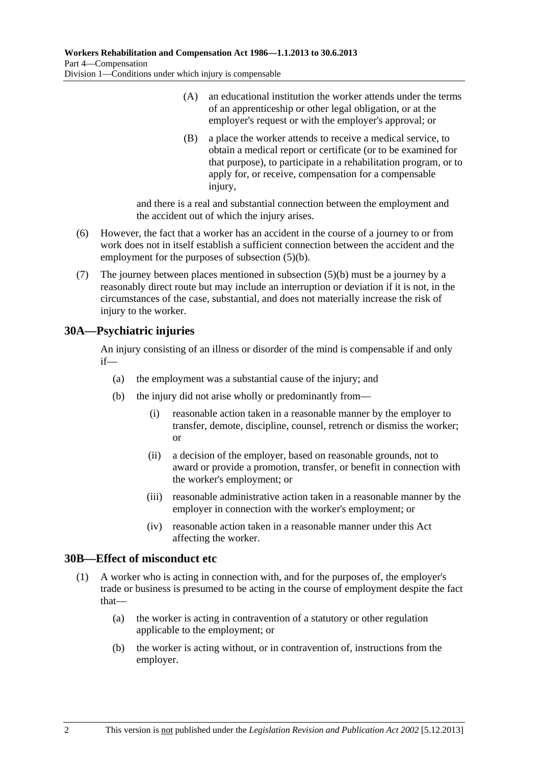(A) an educational institution the worker attends under the terms of an apprenticeship or other legal obligation, or at the employer's request or with the employer's approval; or

(B) a place the worker attends to receive a medical service, to obtain a medical report or certificate (or to be examined for that purpose), to participate in a rehabilitation program, or to apply for, or receive, compensation for a compensable injury,

and there is a real and substantial connection between the employment and the accident out of which the injury arises.

(6) However, the fact that a worker has an accident in the course of a journey to or from work does not in itself establish a sufficient connection between the accident and the employment for the purposes of subsection (5)(b).

(7) The journey between places mentioned in subsection (5)(b) must be a journey by a reasonably direct route but may include an interruption or deviation if it is not, in the circumstances of the case, substantial, and does not materially increase the risk of injury to the worker.

## 30A—Psychiatric injuries

An injury consisting of an illness or disorder of the mind is compensable if and only if—

(a) the employment was a substantial cause of the injury; and

(b) the injury did not arise wholly or predominantly from—

(i) reasonable action taken in a reasonable manner by the employer to transfer, demote, discipline, counsel, retrench or dismiss the worker; or

(ii) a decision of the employer, based on reasonable grounds, not to award or provide a promotion, transfer, or benefit in connection with the worker's employment; or

(iii) reasonable administrative action taken in a reasonable manner by the employer in connection with the worker's employment; or

(iv) reasonable action taken in a reasonable manner under this Act affecting the worker.

## 30B—Effect of misconduct etc

(1) A worker who is acting in connection with, and for the purposes of, the employer's trade or business is presumed to be acting in the course of employment despite the fact that—

(a) the worker is acting in contravention of a statutory or other regulation applicable to the employment; or

(b) the worker is acting without, or in contravention of, instructions from the employer.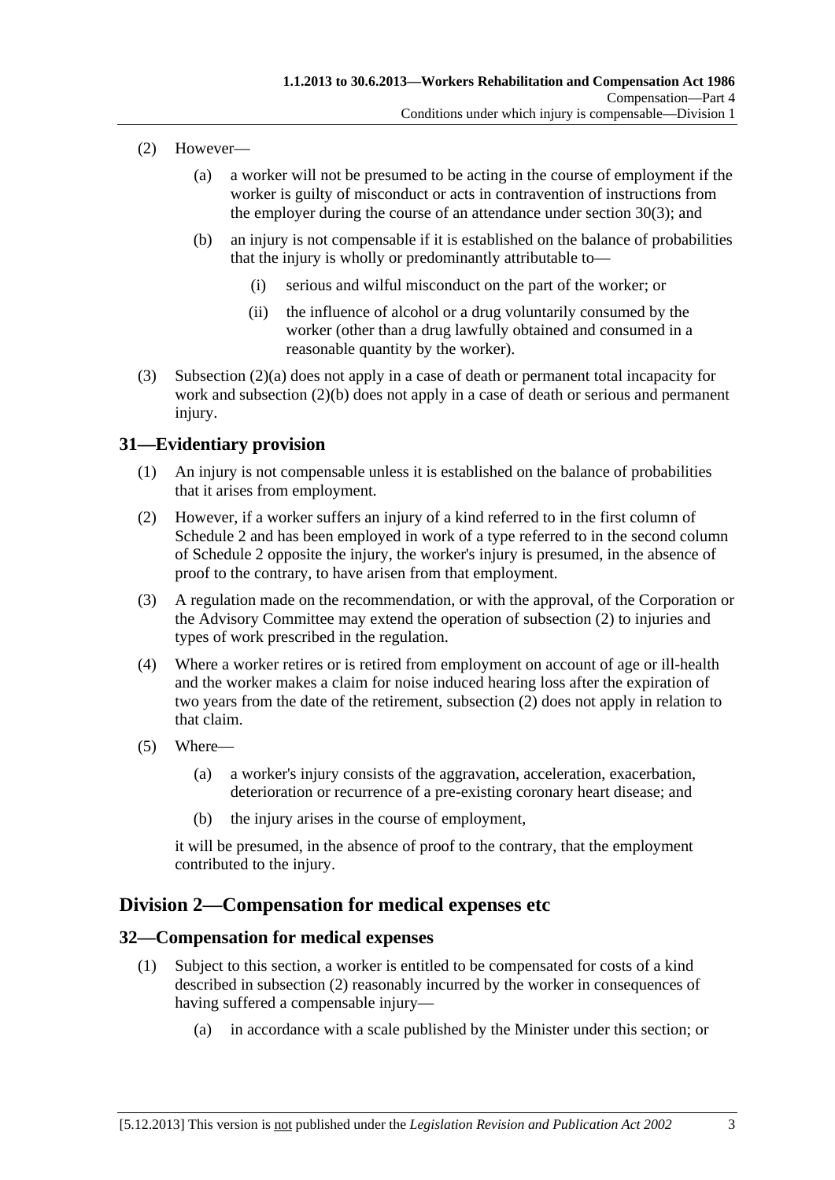(2) However—

(a) a worker will not be presumed to be acting in the course of employment if the worker is guilty of misconduct or acts in contravention of instructions from the employer during the course of an attendance under section 30(3); and

(b) an injury is not compensable if it is established on the balance of probabilities that the injury is wholly or predominantly attributable to—

(i) serious and wilful misconduct on the part of the worker; or

(ii) the influence of alcohol or a drug voluntarily consumed by the worker (other than a drug lawfully obtained and consumed in a reasonable quantity by the worker).

(3) Subsection (2)(a) does not apply in a case of death or permanent total incapacity for work and subsection (2)(b) does not apply in a case of death or serious and permanent injury.

## 31—Evidentiary provision

(1) An injury is not compensable unless it is established on the balance of probabilities that it arises from employment.

(2) However, if a worker suffers an injury of a kind referred to in the first column of Schedule 2 and has been employed in work of a type referred to in the second column of Schedule 2 opposite the injury, the worker's injury is presumed, in the absence of proof to the contrary, to have arisen from that employment.

(3) A regulation made on the recommendation, or with the approval, of the Corporation or the Advisory Committee may extend the operation of subsection (2) to injuries and types of work prescribed in the regulation.

(4) Where a worker retires or is retired from employment on account of age or ill-health and the worker makes a claim for noise induced hearing loss after the expiration of two years from the date of the retirement, subsection (2) does not apply in relation to that claim.

(5) Where—

(a) a worker's injury consists of the aggravation, acceleration, exacerbation, deterioration or recurrence of a pre-existing coronary heart disease; and

(b) the injury arises in the course of employment,

it will be presumed, in the absence of proof to the contrary, that the employment contributed to the injury.

# Division 2—Compensation for medical expenses etc

## 32—Compensation for medical expenses

(1) Subject to this section, a worker is entitled to be compensated for costs of a kind described in subsection (2) reasonably incurred by the worker in consequences of having suffered a compensable injury—

(a) in accordance with a scale published by the Minister under this section; or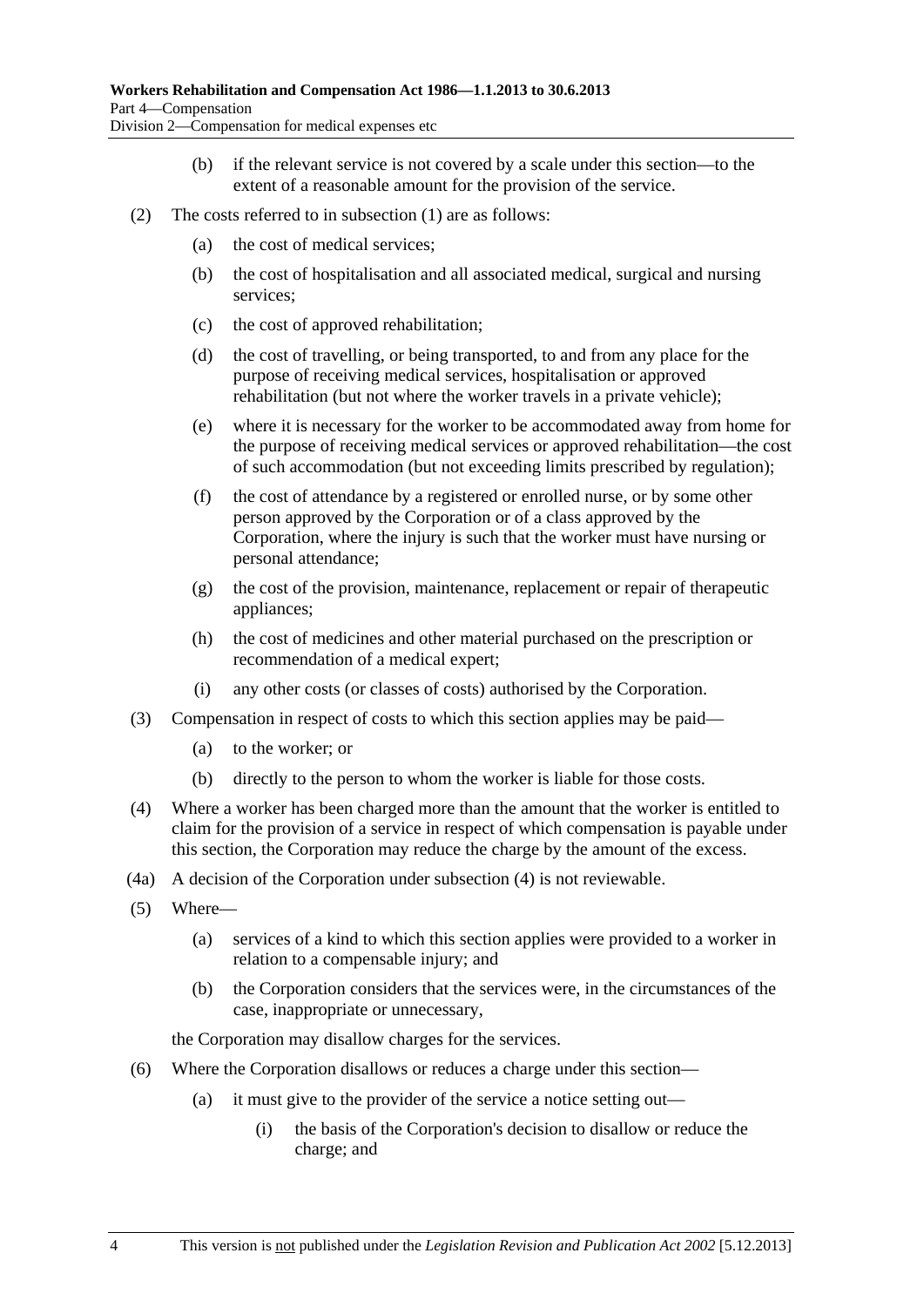(b) if the relevant service is not covered by a scale under this section—to the extent of a reasonable amount for the provision of the service.

(2) The costs referred to in subsection (1) are as follows:

(a) the cost of medical services;

(b) the cost of hospitalisation and all associated medical, surgical and nursing services;

(c) the cost of approved rehabilitation;

(d) the cost of travelling, or being transported, to and from any place for the purpose of receiving medical services, hospitalisation or approved rehabilitation (but not where the worker travels in a private vehicle);

(e) where it is necessary for the worker to be accommodated away from home for the purpose of receiving medical services or approved rehabilitation—the cost of such accommodation (but not exceeding limits prescribed by regulation);

(f) the cost of attendance by a registered or enrolled nurse, or by some other person approved by the Corporation or of a class approved by the Corporation, where the injury is such that the worker must have nursing or personal attendance;

(g) the cost of the provision, maintenance, replacement or repair of therapeutic appliances;

(h) the cost of medicines and other material purchased on the prescription or recommendation of a medical expert;

(i) any other costs (or classes of costs) authorised by the Corporation.

(3) Compensation in respect of costs to which this section applies may be paid—

(a) to the worker; or

(b) directly to the person to whom the worker is liable for those costs.

(4) Where a worker has been charged more than the amount that the worker is entitled to claim for the provision of a service in respect of which compensation is payable under this section, the Corporation may reduce the charge by the amount of the excess.

(4a) A decision of the Corporation under subsection (4) is not reviewable.

(5) Where—

(a) services of a kind to which this section applies were provided to a worker in relation to a compensable injury; and

(b) the Corporation considers that the services were, in the circumstances of the case, inappropriate or unnecessary,

the Corporation may disallow charges for the services.

(6) Where the Corporation disallows or reduces a charge under this section—

(a) it must give to the provider of the service a notice setting out—

(i) the basis of the Corporation's decision to disallow or reduce the charge; and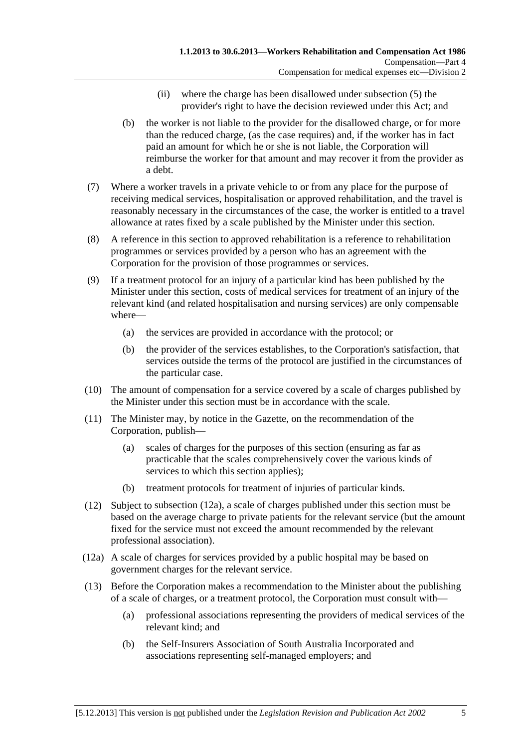(ii) where the charge has been disallowed under subsection (5) the provider's right to have the decision reviewed under this Act; and

(b) the worker is not liable to the provider for the disallowed charge, or for more than the reduced charge, (as the case requires) and, if the worker has in fact paid an amount for which he or she is not liable, the Corporation will reimburse the worker for that amount and may recover it from the provider as a debt.

(7) Where a worker travels in a private vehicle to or from any place for the purpose of receiving medical services, hospitalisation or approved rehabilitation, and the travel is reasonably necessary in the circumstances of the case, the worker is entitled to a travel allowance at rates fixed by a scale published by the Minister under this section.

(8) A reference in this section to approved rehabilitation is a reference to rehabilitation programmes or services provided by a person who has an agreement with the Corporation for the provision of those programmes or services.

(9) If a treatment protocol for an injury of a particular kind has been published by the Minister under this section, costs of medical services for treatment of an injury of the relevant kind (and related hospitalisation and nursing services) are only compensable where—

(a) the services are provided in accordance with the protocol; or

(b) the provider of the services establishes, to the Corporation's satisfaction, that services outside the terms of the protocol are justified in the circumstances of the particular case.

(10) The amount of compensation for a service covered by a scale of charges published by the Minister under this section must be in accordance with the scale.

(11) The Minister may, by notice in the Gazette, on the recommendation of the Corporation, publish—

(a) scales of charges for the purposes of this section (ensuring as far as practicable that the scales comprehensively cover the various kinds of services to which this section applies);

(b) treatment protocols for treatment of injuries of particular kinds.

(12) Subject to subsection (12a), a scale of charges published under this section must be based on the average charge to private patients for the relevant service (but the amount fixed for the service must not exceed the amount recommended by the relevant professional association).

(12a) A scale of charges for services provided by a public hospital may be based on government charges for the relevant service.

(13) Before the Corporation makes a recommendation to the Minister about the publishing of a scale of charges, or a treatment protocol, the Corporation must consult with—

(a) professional associations representing the providers of medical services of the relevant kind; and

(b) the Self-Insurers Association of South Australia Incorporated and associations representing self-managed employers; and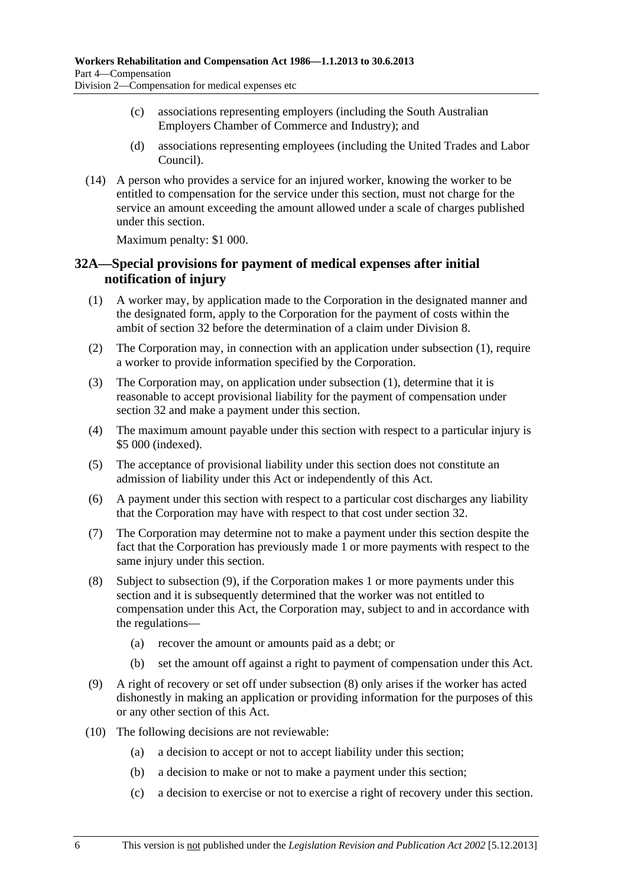(c) associations representing employers (including the South Australian Employers Chamber of Commerce and Industry); and

(d) associations representing employees (including the United Trades and Labor Council).

(14) A person who provides a service for an injured worker, knowing the worker to be entitled to compensation for the service under this section, must not charge for the service an amount exceeding the amount allowed under a scale of charges published under this section.

Maximum penalty: $1 000.

## 32A—Special provisions for payment of medical expenses after initial notification of injury

(1) A worker may, by application made to the Corporation in the designated manner and the designated form, apply to the Corporation for the payment of costs within the ambit of section 32 before the determination of a claim under Division 8.

(2) The Corporation may, in connection with an application under subsection (1), require a worker to provide information specified by the Corporation.

(3) The Corporation may, on application under subsection (1), determine that it is reasonable to accept provisional liability for the payment of compensation under section 32 and make a payment under this section.

(4) The maximum amount payable under this section with respect to a particular injury is $5 000 (indexed).

(5) The acceptance of provisional liability under this section does not constitute an admission of liability under this Act or independently of this Act.

(6) A payment under this section with respect to a particular cost discharges any liability that the Corporation may have with respect to that cost under section 32.

(7) The Corporation may determine not to make a payment under this section despite the fact that the Corporation has previously made 1 or more payments with respect to the same injury under this section.

(8) Subject to subsection (9), if the Corporation makes 1 or more payments under this section and it is subsequently determined that the worker was not entitled to compensation under this Act, the Corporation may, subject to and in accordance with the regulations—

(a) recover the amount or amounts paid as a debt; or

(b) set the amount off against a right to payment of compensation under this Act.

(9) A right of recovery or set off under subsection (8) only arises if the worker has acted dishonestly in making an application or providing information for the purposes of this or any other section of this Act.

(10) The following decisions are not reviewable:

(a) a decision to accept or not to accept liability under this section;

(b) a decision to make or not to make a payment under this section;

(c) a decision to exercise or not to exercise a right of recovery under this section.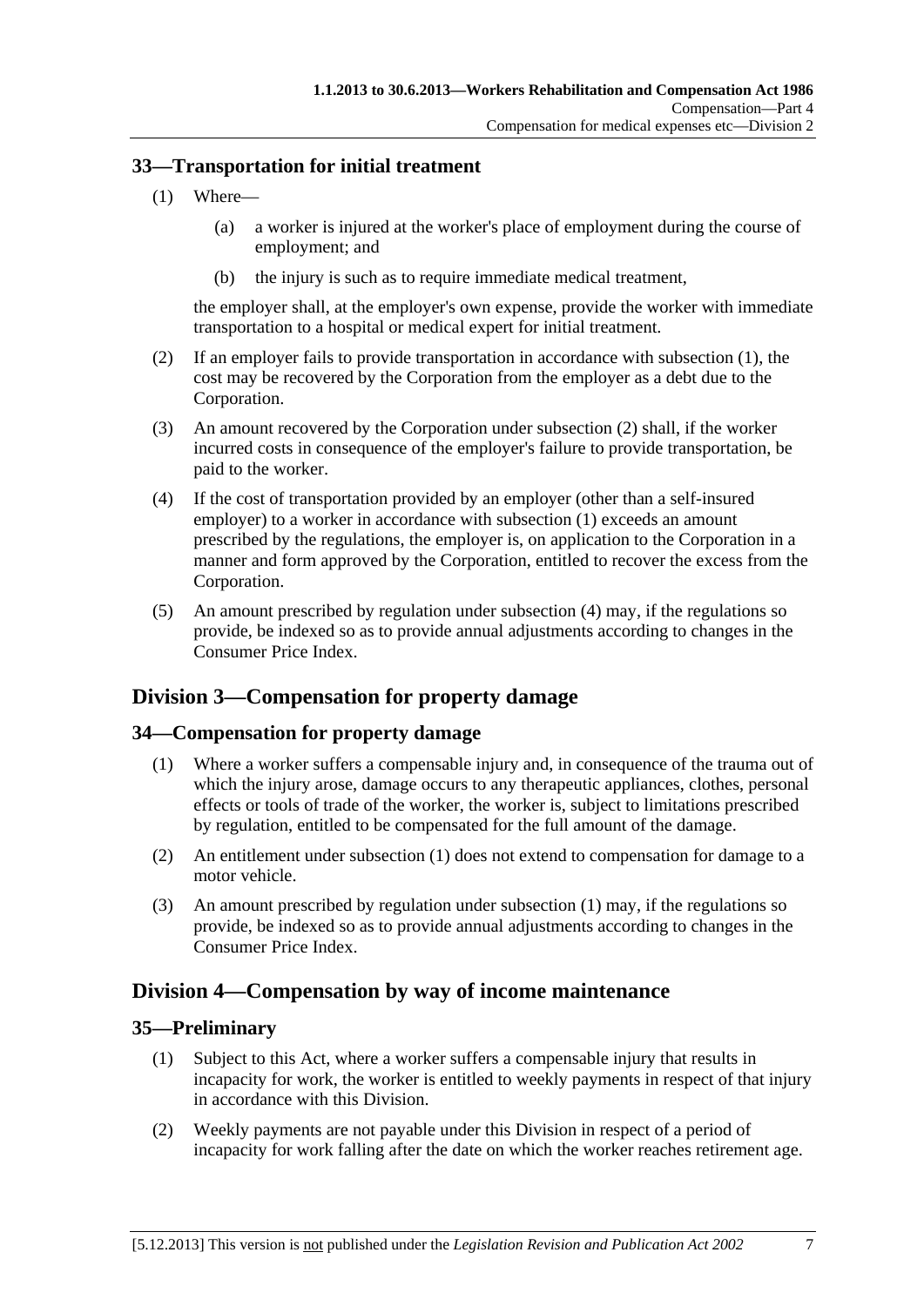### 33—Transportation for initial treatment

(1) Where—

(a) a worker is injured at the worker's place of employment during the course of employment; and

(b) the injury is such as to require immediate medical treatment,

the employer shall, at the employer's own expense, provide the worker with immediate transportation to a hospital or medical expert for initial treatment.

(2) If an employer fails to provide transportation in accordance with subsection (1), the cost may be recovered by the Corporation from the employer as a debt due to the Corporation.

(3) An amount recovered by the Corporation under subsection (2) shall, if the worker incurred costs in consequence of the employer's failure to provide transportation, be paid to the worker.

(4) If the cost of transportation provided by an employer (other than a self-insured employer) to a worker in accordance with subsection (1) exceeds an amount prescribed by the regulations, the employer is, on application to the Corporation in a manner and form approved by the Corporation, entitled to recover the excess from the Corporation.

(5) An amount prescribed by regulation under subsection (4) may, if the regulations so provide, be indexed so as to provide annual adjustments according to changes in the Consumer Price Index.

## Division 3—Compensation for property damage

### 34—Compensation for property damage

(1) Where a worker suffers a compensable injury and, in consequence of the trauma out of which the injury arose, damage occurs to any therapeutic appliances, clothes, personal effects or tools of trade of the worker, the worker is, subject to limitations prescribed by regulation, entitled to be compensated for the full amount of the damage.

(2) An entitlement under subsection (1) does not extend to compensation for damage to a motor vehicle.

(3) An amount prescribed by regulation under subsection (1) may, if the regulations so provide, be indexed so as to provide annual adjustments according to changes in the Consumer Price Index.

## Division 4—Compensation by way of income maintenance

### 35—Preliminary

(1) Subject to this Act, where a worker suffers a compensable injury that results in incapacity for work, the worker is entitled to weekly payments in respect of that injury in accordance with this Division.

(2) Weekly payments are not payable under this Division in respect of a period of incapacity for work falling after the date on which the worker reaches retirement age.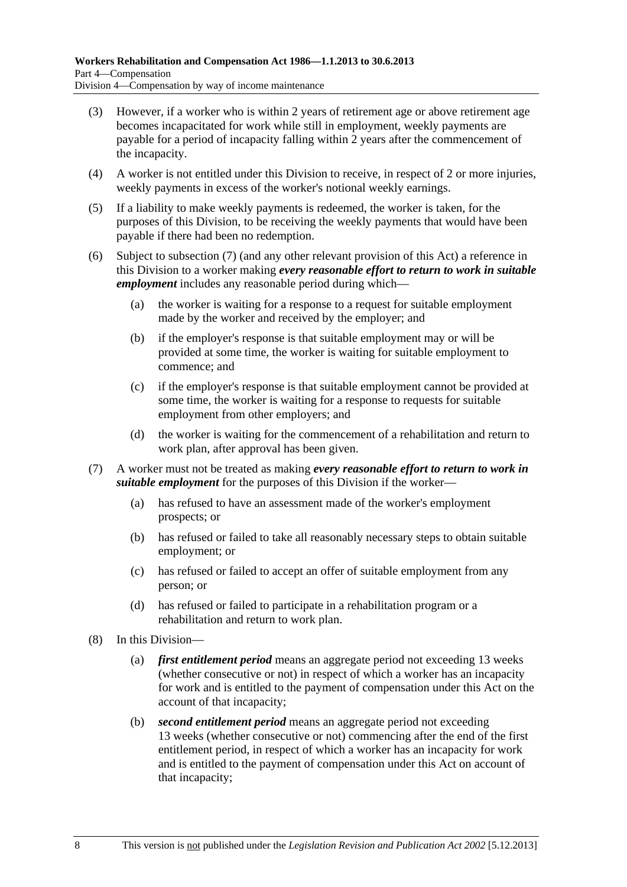(3) However, if a worker who is within 2 years of retirement age or above retirement age becomes incapacitated for work while still in employment, weekly payments are payable for a period of incapacity falling within 2 years after the commencement of the incapacity.

(4) A worker is not entitled under this Division to receive, in respect of 2 or more injuries, weekly payments in excess of the worker's notional weekly earnings.

(5) If a liability to make weekly payments is redeemed, the worker is taken, for the purposes of this Division, to be receiving the weekly payments that would have been payable if there had been no redemption.

(6) Subject to subsection (7) (and any other relevant provision of this Act) a reference in this Division to a worker making ***every reasonable effort to return to work in suitable employment*** includes any reasonable period during which—

  (a) the worker is waiting for a response to a request for suitable employment made by the worker and received by the employer; and

  (b) if the employer's response is that suitable employment may or will be provided at some time, the worker is waiting for suitable employment to commence; and

  (c) if the employer's response is that suitable employment cannot be provided at some time, the worker is waiting for a response to requests for suitable employment from other employers; and

  (d) the worker is waiting for the commencement of a rehabilitation and return to work plan, after approval has been given.

(7) A worker must not be treated as making ***every reasonable effort to return to work in suitable employment*** for the purposes of this Division if the worker—

  (a) has refused to have an assessment made of the worker's employment prospects; or

  (b) has refused or failed to take all reasonably necessary steps to obtain suitable employment; or

  (c) has refused or failed to accept an offer of suitable employment from any person; or

  (d) has refused or failed to participate in a rehabilitation program or a rehabilitation and return to work plan.

(8) In this Division—

  (a) ***first entitlement period*** means an aggregate period not exceeding 13 weeks (whether consecutive or not) in respect of which a worker has an incapacity for work and is entitled to the payment of compensation under this Act on the account of that incapacity;

  (b) ***second entitlement period*** means an aggregate period not exceeding 13 weeks (whether consecutive or not) commencing after the end of the first entitlement period, in respect of which a worker has an incapacity for work and is entitled to the payment of compensation under this Act on account of that incapacity;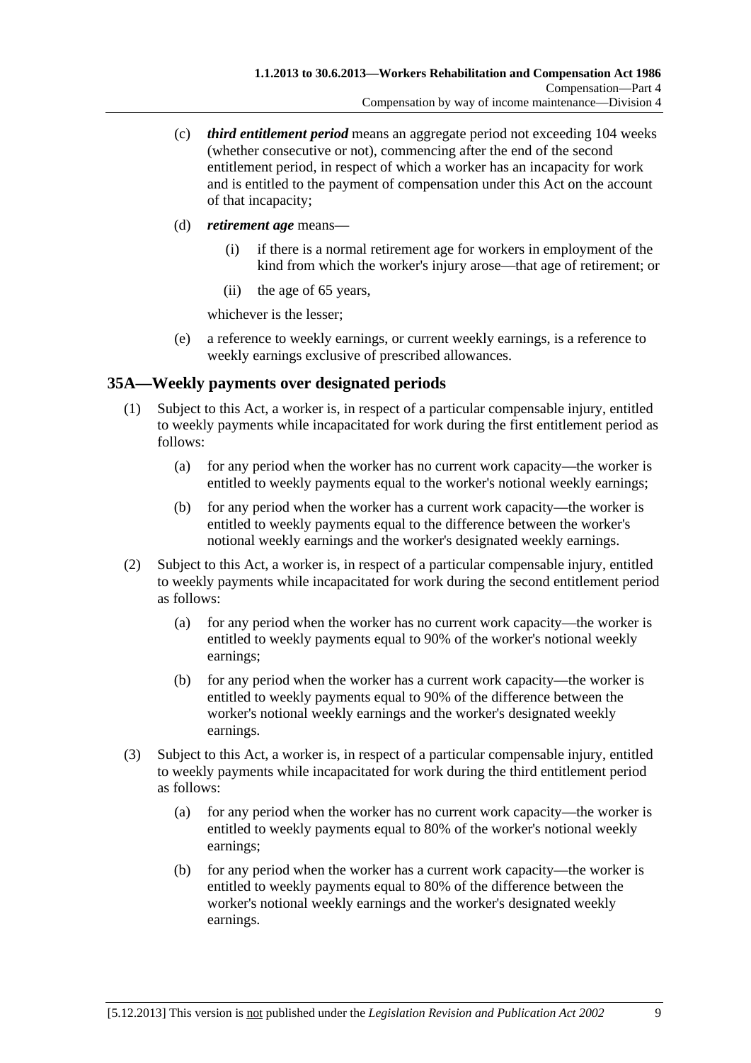(c) ***third entitlement period*** means an aggregate period not exceeding 104 weeks (whether consecutive or not), commencing after the end of the second entitlement period, in respect of which a worker has an incapacity for work and is entitled to the payment of compensation under this Act on the account of that incapacity;

(d) ***retirement age*** means—

(i) if there is a normal retirement age for workers in employment of the kind from which the worker's injury arose—that age of retirement; or

(ii) the age of 65 years,

whichever is the lesser;

(e) a reference to weekly earnings, or current weekly earnings, is a reference to weekly earnings exclusive of prescribed allowances.

## 35A—Weekly payments over designated periods

(1) Subject to this Act, a worker is, in respect of a particular compensable injury, entitled to weekly payments while incapacitated for work during the first entitlement period as follows:

(a) for any period when the worker has no current work capacity—the worker is entitled to weekly payments equal to the worker's notional weekly earnings;

(b) for any period when the worker has a current work capacity—the worker is entitled to weekly payments equal to the difference between the worker's notional weekly earnings and the worker's designated weekly earnings.

(2) Subject to this Act, a worker is, in respect of a particular compensable injury, entitled to weekly payments while incapacitated for work during the second entitlement period as follows:

(a) for any period when the worker has no current work capacity—the worker is entitled to weekly payments equal to 90% of the worker's notional weekly earnings;

(b) for any period when the worker has a current work capacity—the worker is entitled to weekly payments equal to 90% of the difference between the worker's notional weekly earnings and the worker's designated weekly earnings.

(3) Subject to this Act, a worker is, in respect of a particular compensable injury, entitled to weekly payments while incapacitated for work during the third entitlement period as follows:

(a) for any period when the worker has no current work capacity—the worker is entitled to weekly payments equal to 80% of the worker's notional weekly earnings;

(b) for any period when the worker has a current work capacity—the worker is entitled to weekly payments equal to 80% of the difference between the worker's notional weekly earnings and the worker's designated weekly earnings.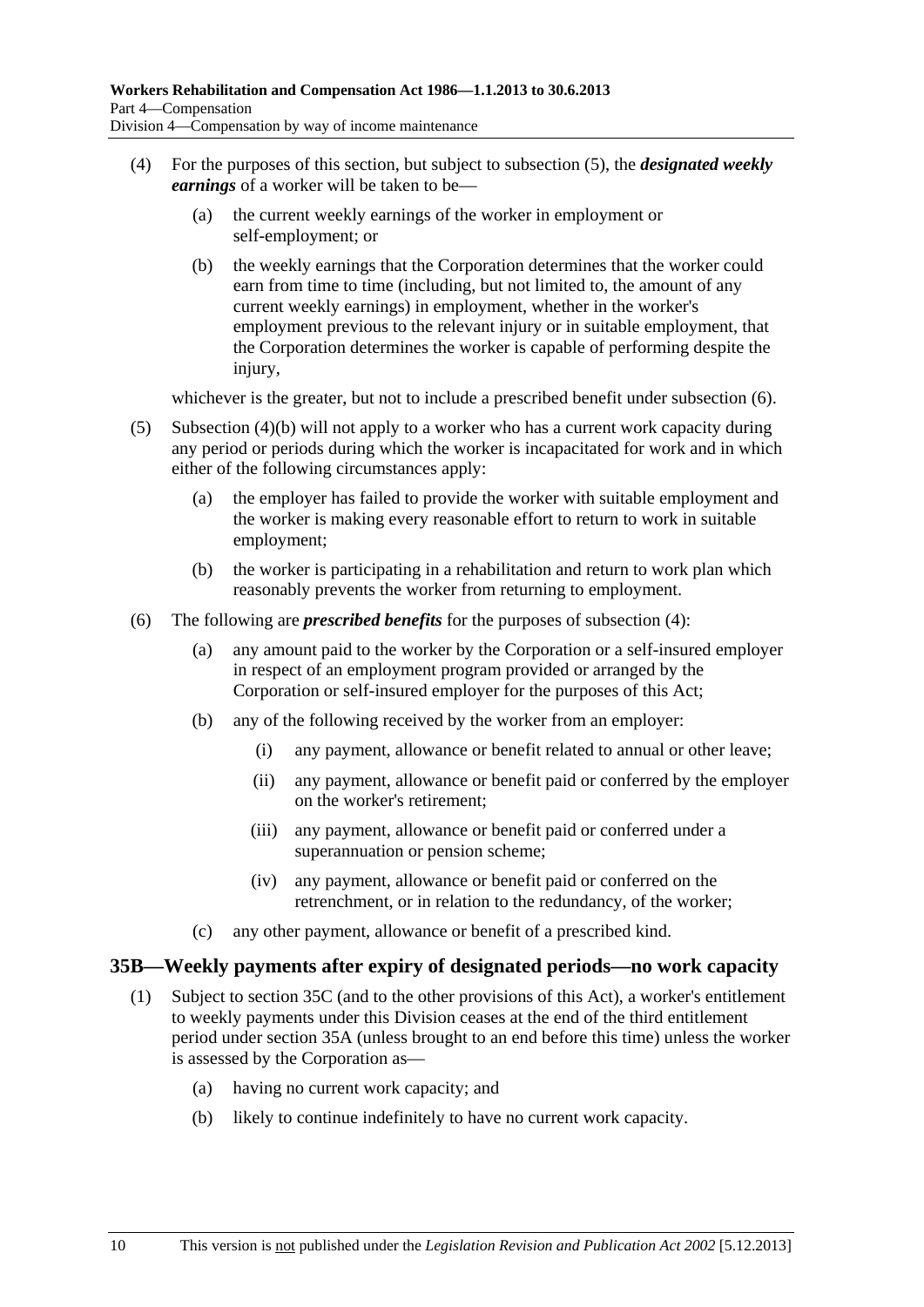(4) For the purposes of this section, but subject to subsection (5), the ***designated weekly earnings*** of a worker will be taken to be—

(a) the current weekly earnings of the worker in employment or self-employment; or

(b) the weekly earnings that the Corporation determines that the worker could earn from time to time (including, but not limited to, the amount of any current weekly earnings) in employment, whether in the worker's employment previous to the relevant injury or in suitable employment, that the Corporation determines the worker is capable of performing despite the injury,

whichever is the greater, but not to include a prescribed benefit under subsection (6).

(5) Subsection (4)(b) will not apply to a worker who has a current work capacity during any period or periods during which the worker is incapacitated for work and in which either of the following circumstances apply:

(a) the employer has failed to provide the worker with suitable employment and the worker is making every reasonable effort to return to work in suitable employment;

(b) the worker is participating in a rehabilitation and return to work plan which reasonably prevents the worker from returning to employment.

(6) The following are ***prescribed benefits*** for the purposes of subsection (4):

(a) any amount paid to the worker by the Corporation or a self-insured employer in respect of an employment program provided or arranged by the Corporation or self-insured employer for the purposes of this Act;

(b) any of the following received by the worker from an employer:

(i) any payment, allowance or benefit related to annual or other leave;

(ii) any payment, allowance or benefit paid or conferred by the employer on the worker's retirement;

(iii) any payment, allowance or benefit paid or conferred under a superannuation or pension scheme;

(iv) any payment, allowance or benefit paid or conferred on the retrenchment, or in relation to the redundancy, of the worker;

(c) any other payment, allowance or benefit of a prescribed kind.

## 35B—Weekly payments after expiry of designated periods—no work capacity

(1) Subject to section 35C (and to the other provisions of this Act), a worker's entitlement to weekly payments under this Division ceases at the end of the third entitlement period under section 35A (unless brought to an end before this time) unless the worker is assessed by the Corporation as—

(a) having no current work capacity; and

(b) likely to continue indefinitely to have no current work capacity.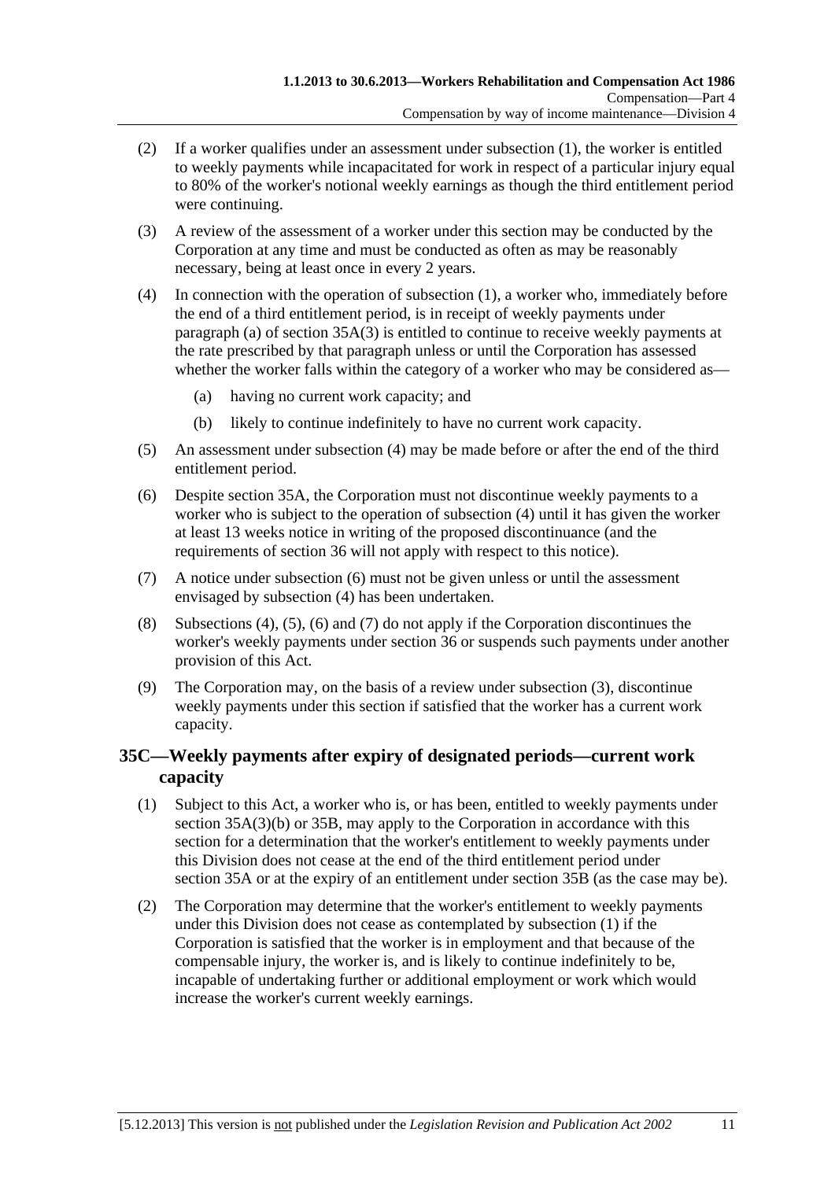(2) If a worker qualifies under an assessment under subsection (1), the worker is entitled to weekly payments while incapacitated for work in respect of a particular injury equal to 80% of the worker's notional weekly earnings as though the third entitlement period were continuing.

(3) A review of the assessment of a worker under this section may be conducted by the Corporation at any time and must be conducted as often as may be reasonably necessary, being at least once in every 2 years.

(4) In connection with the operation of subsection (1), a worker who, immediately before the end of a third entitlement period, is in receipt of weekly payments under paragraph (a) of section 35A(3) is entitled to continue to receive weekly payments at the rate prescribed by that paragraph unless or until the Corporation has assessed whether the worker falls within the category of a worker who may be considered as—

(a) having no current work capacity; and

(b) likely to continue indefinitely to have no current work capacity.

(5) An assessment under subsection (4) may be made before or after the end of the third entitlement period.

(6) Despite section 35A, the Corporation must not discontinue weekly payments to a worker who is subject to the operation of subsection (4) until it has given the worker at least 13 weeks notice in writing of the proposed discontinuance (and the requirements of section 36 will not apply with respect to this notice).

(7) A notice under subsection (6) must not be given unless or until the assessment envisaged by subsection (4) has been undertaken.

(8) Subsections (4), (5), (6) and (7) do not apply if the Corporation discontinues the worker's weekly payments under section 36 or suspends such payments under another provision of this Act.

(9) The Corporation may, on the basis of a review under subsection (3), discontinue weekly payments under this section if satisfied that the worker has a current work capacity.

## 35C—Weekly payments after expiry of designated periods—current work capacity

(1) Subject to this Act, a worker who is, or has been, entitled to weekly payments under section 35A(3)(b) or 35B, may apply to the Corporation in accordance with this section for a determination that the worker's entitlement to weekly payments under this Division does not cease at the end of the third entitlement period under section 35A or at the expiry of an entitlement under section 35B (as the case may be).

(2) The Corporation may determine that the worker's entitlement to weekly payments under this Division does not cease as contemplated by subsection (1) if the Corporation is satisfied that the worker is in employment and that because of the compensable injury, the worker is, and is likely to continue indefinitely to be, incapable of undertaking further or additional employment or work which would increase the worker's current weekly earnings.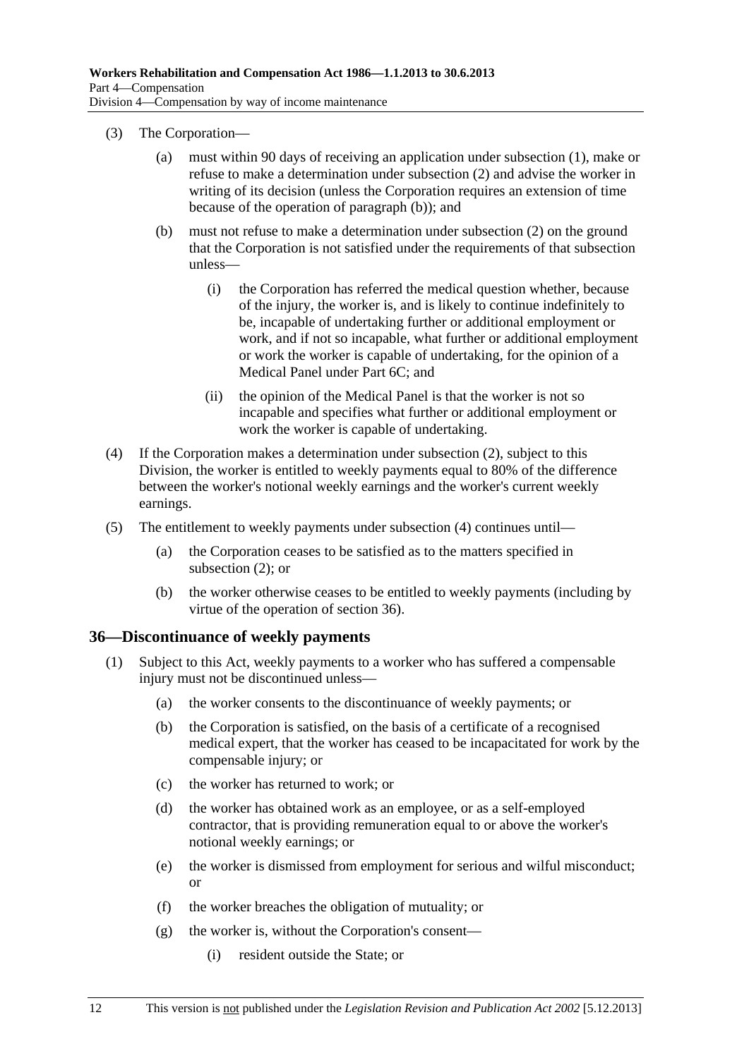(3) The Corporation—

(a) must within 90 days of receiving an application under subsection (1), make or refuse to make a determination under subsection (2) and advise the worker in writing of its decision (unless the Corporation requires an extension of time because of the operation of paragraph (b)); and

(b) must not refuse to make a determination under subsection (2) on the ground that the Corporation is not satisfied under the requirements of that subsection unless—

(i) the Corporation has referred the medical question whether, because of the injury, the worker is, and is likely to continue indefinitely to be, incapable of undertaking further or additional employment or work, and if not so incapable, what further or additional employment or work the worker is capable of undertaking, for the opinion of a Medical Panel under Part 6C; and

(ii) the opinion of the Medical Panel is that the worker is not so incapable and specifies what further or additional employment or work the worker is capable of undertaking.

(4) If the Corporation makes a determination under subsection (2), subject to this Division, the worker is entitled to weekly payments equal to 80% of the difference between the worker's notional weekly earnings and the worker's current weekly earnings.

(5) The entitlement to weekly payments under subsection (4) continues until—

(a) the Corporation ceases to be satisfied as to the matters specified in subsection (2); or

(b) the worker otherwise ceases to be entitled to weekly payments (including by virtue of the operation of section 36).

## 36—Discontinuance of weekly payments

(1) Subject to this Act, weekly payments to a worker who has suffered a compensable injury must not be discontinued unless—

(a) the worker consents to the discontinuance of weekly payments; or

(b) the Corporation is satisfied, on the basis of a certificate of a recognised medical expert, that the worker has ceased to be incapacitated for work by the compensable injury; or

(c) the worker has returned to work; or

(d) the worker has obtained work as an employee, or as a self-employed contractor, that is providing remuneration equal to or above the worker's notional weekly earnings; or

(e) the worker is dismissed from employment for serious and wilful misconduct; or

(f) the worker breaches the obligation of mutuality; or

(g) the worker is, without the Corporation's consent—

(i) resident outside the State; or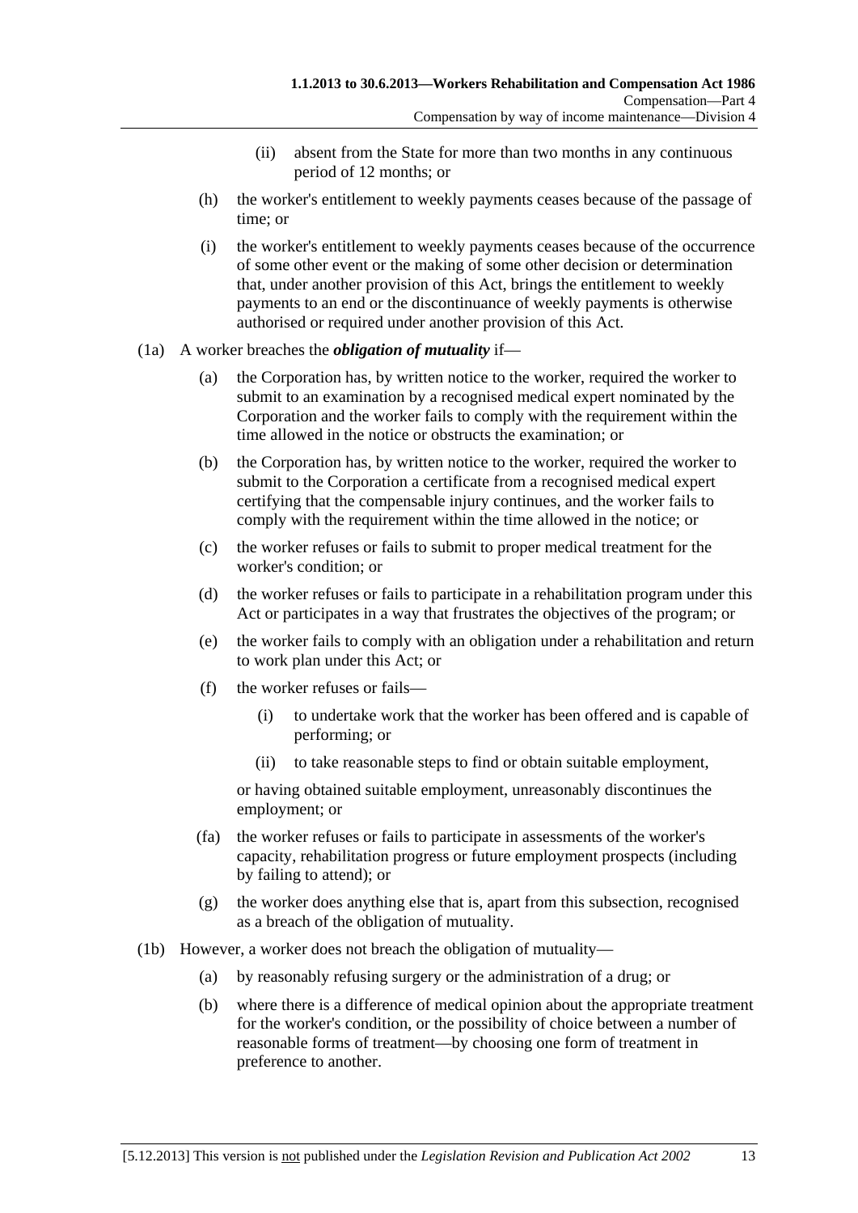(ii) absent from the State for more than two months in any continuous period of 12 months; or

(h) the worker's entitlement to weekly payments ceases because of the passage of time; or

(i) the worker's entitlement to weekly payments ceases because of the occurrence of some other event or the making of some other decision or determination that, under another provision of this Act, brings the entitlement to weekly payments to an end or the discontinuance of weekly payments is otherwise authorised or required under another provision of this Act.

(1a) A worker breaches the ***obligation of mutuality*** if—

(a) the Corporation has, by written notice to the worker, required the worker to submit to an examination by a recognised medical expert nominated by the Corporation and the worker fails to comply with the requirement within the time allowed in the notice or obstructs the examination; or

(b) the Corporation has, by written notice to the worker, required the worker to submit to the Corporation a certificate from a recognised medical expert certifying that the compensable injury continues, and the worker fails to comply with the requirement within the time allowed in the notice; or

(c) the worker refuses or fails to submit to proper medical treatment for the worker's condition; or

(d) the worker refuses or fails to participate in a rehabilitation program under this Act or participates in a way that frustrates the objectives of the program; or

(e) the worker fails to comply with an obligation under a rehabilitation and return to work plan under this Act; or

(f) the worker refuses or fails—

(i) to undertake work that the worker has been offered and is capable of performing; or

(ii) to take reasonable steps to find or obtain suitable employment,

or having obtained suitable employment, unreasonably discontinues the employment; or

(fa) the worker refuses or fails to participate in assessments of the worker's capacity, rehabilitation progress or future employment prospects (including by failing to attend); or

(g) the worker does anything else that is, apart from this subsection, recognised as a breach of the obligation of mutuality.

(1b) However, a worker does not breach the obligation of mutuality—

(a) by reasonably refusing surgery or the administration of a drug; or

(b) where there is a difference of medical opinion about the appropriate treatment for the worker's condition, or the possibility of choice between a number of reasonable forms of treatment—by choosing one form of treatment in preference to another.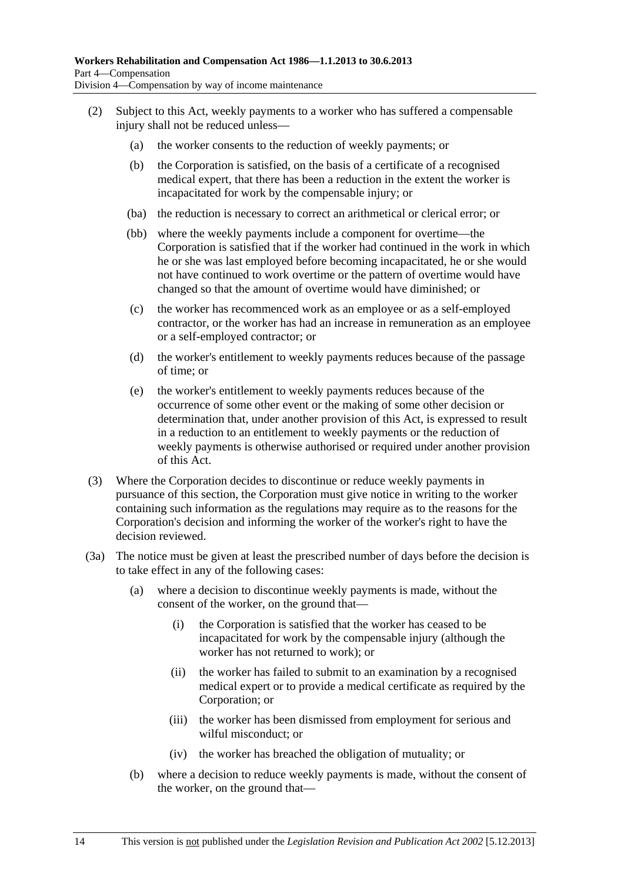(2) Subject to this Act, weekly payments to a worker who has suffered a compensable injury shall not be reduced unless—

  (a) the worker consents to the reduction of weekly payments; or

  (b) the Corporation is satisfied, on the basis of a certificate of a recognised medical expert, that there has been a reduction in the extent the worker is incapacitated for work by the compensable injury; or

  (ba) the reduction is necessary to correct an arithmetical or clerical error; or

  (bb) where the weekly payments include a component for overtime—the Corporation is satisfied that if the worker had continued in the work in which he or she was last employed before becoming incapacitated, he or she would not have continued to work overtime or the pattern of overtime would have changed so that the amount of overtime would have diminished; or

  (c) the worker has recommenced work as an employee or as a self-employed contractor, or the worker has had an increase in remuneration as an employee or a self-employed contractor; or

  (d) the worker's entitlement to weekly payments reduces because of the passage of time; or

  (e) the worker's entitlement to weekly payments reduces because of the occurrence of some other event or the making of some other decision or determination that, under another provision of this Act, is expressed to result in a reduction to an entitlement to weekly payments or the reduction of weekly payments is otherwise authorised or required under another provision of this Act.

(3) Where the Corporation decides to discontinue or reduce weekly payments in pursuance of this section, the Corporation must give notice in writing to the worker containing such information as the regulations may require as to the reasons for the Corporation's decision and informing the worker of the worker's right to have the decision reviewed.

(3a) The notice must be given at least the prescribed number of days before the decision is to take effect in any of the following cases:

  (a) where a decision to discontinue weekly payments is made, without the consent of the worker, on the ground that—

    (i) the Corporation is satisfied that the worker has ceased to be incapacitated for work by the compensable injury (although the worker has not returned to work); or

    (ii) the worker has failed to submit to an examination by a recognised medical expert or to provide a medical certificate as required by the Corporation; or

    (iii) the worker has been dismissed from employment for serious and wilful misconduct; or

    (iv) the worker has breached the obligation of mutuality; or

  (b) where a decision to reduce weekly payments is made, without the consent of the worker, on the ground that—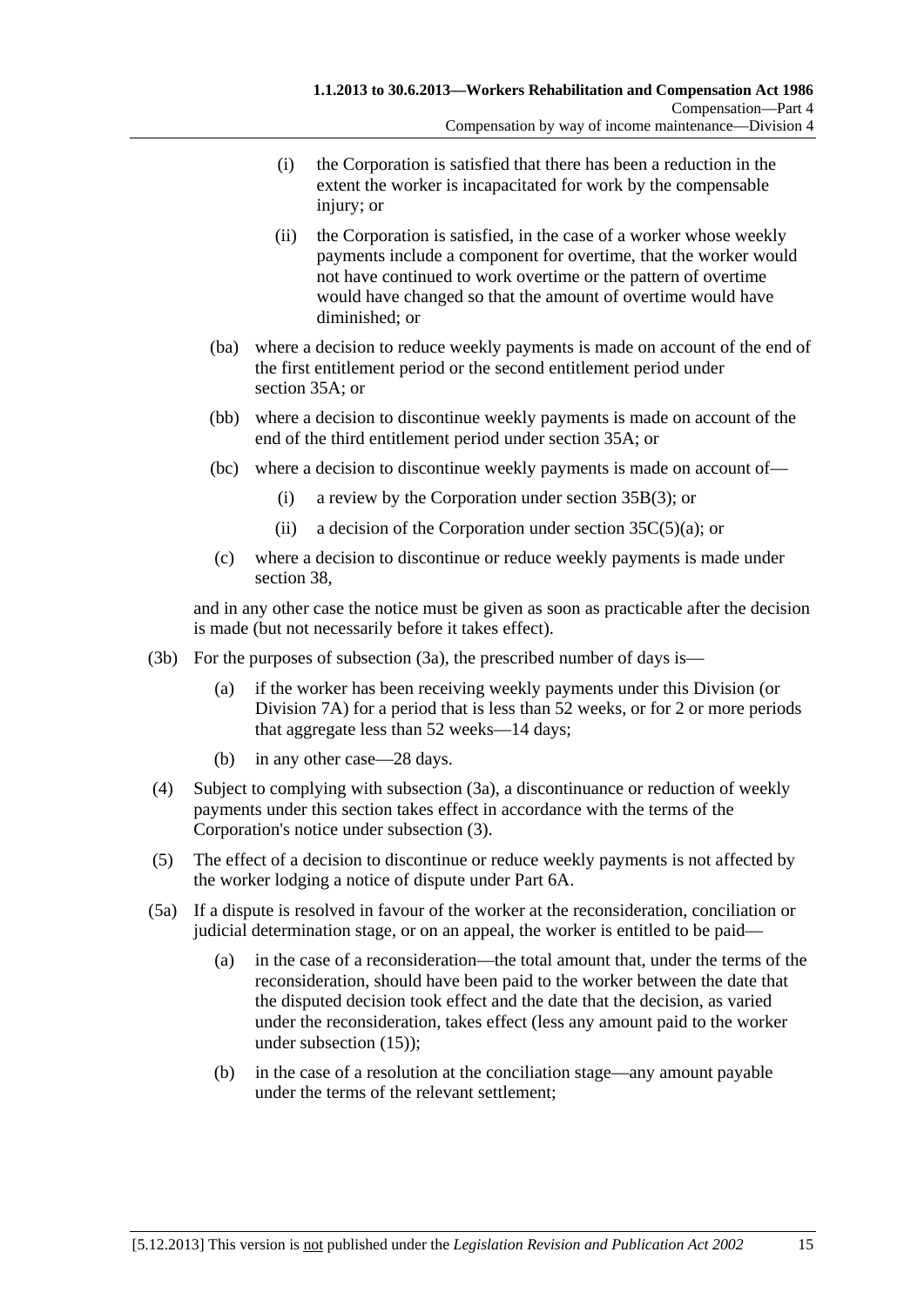(i) the Corporation is satisfied that there has been a reduction in the extent the worker is incapacitated for work by the compensable injury; or

(ii) the Corporation is satisfied, in the case of a worker whose weekly payments include a component for overtime, that the worker would not have continued to work overtime or the pattern of overtime would have changed so that the amount of overtime would have diminished; or

(ba) where a decision to reduce weekly payments is made on account of the end of the first entitlement period or the second entitlement period under section 35A; or

(bb) where a decision to discontinue weekly payments is made on account of the end of the third entitlement period under section 35A; or

(bc) where a decision to discontinue weekly payments is made on account of—

(i) a review by the Corporation under section 35B(3); or

(ii) a decision of the Corporation under section 35C(5)(a); or

(c) where a decision to discontinue or reduce weekly payments is made under section 38,

and in any other case the notice must be given as soon as practicable after the decision is made (but not necessarily before it takes effect).

(3b) For the purposes of subsection (3a), the prescribed number of days is—

(a) if the worker has been receiving weekly payments under this Division (or Division 7A) for a period that is less than 52 weeks, or for 2 or more periods that aggregate less than 52 weeks—14 days;

(b) in any other case—28 days.

(4) Subject to complying with subsection (3a), a discontinuance or reduction of weekly payments under this section takes effect in accordance with the terms of the Corporation's notice under subsection (3).

(5) The effect of a decision to discontinue or reduce weekly payments is not affected by the worker lodging a notice of dispute under Part 6A.

(5a) If a dispute is resolved in favour of the worker at the reconsideration, conciliation or judicial determination stage, or on an appeal, the worker is entitled to be paid—

(a) in the case of a reconsideration—the total amount that, under the terms of the reconsideration, should have been paid to the worker between the date that the disputed decision took effect and the date that the decision, as varied under the reconsideration, takes effect (less any amount paid to the worker under subsection (15));

(b) in the case of a resolution at the conciliation stage—any amount payable under the terms of the relevant settlement;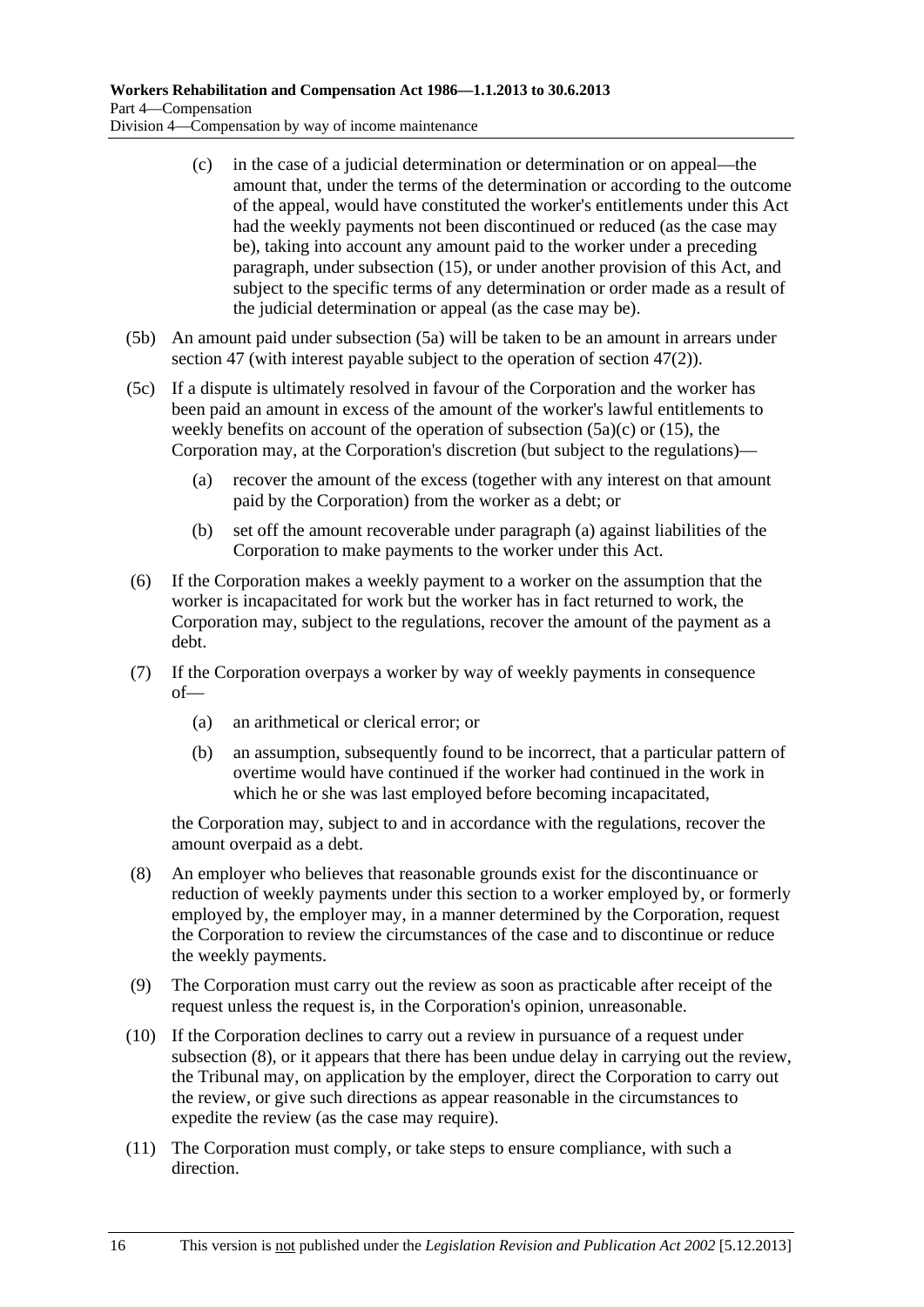(c) in the case of a judicial determination or determination or on appeal—the amount that, under the terms of the determination or according to the outcome of the appeal, would have constituted the worker's entitlements under this Act had the weekly payments not been discontinued or reduced (as the case may be), taking into account any amount paid to the worker under a preceding paragraph, under subsection (15), or under another provision of this Act, and subject to the specific terms of any determination or order made as a result of the judicial determination or appeal (as the case may be).

(5b) An amount paid under subsection (5a) will be taken to be an amount in arrears under section 47 (with interest payable subject to the operation of section 47(2)).

(5c) If a dispute is ultimately resolved in favour of the Corporation and the worker has been paid an amount in excess of the amount of the worker's lawful entitlements to weekly benefits on account of the operation of subsection (5a)(c) or (15), the Corporation may, at the Corporation's discretion (but subject to the regulations)—

(a) recover the amount of the excess (together with any interest on that amount paid by the Corporation) from the worker as a debt; or

(b) set off the amount recoverable under paragraph (a) against liabilities of the Corporation to make payments to the worker under this Act.

(6) If the Corporation makes a weekly payment to a worker on the assumption that the worker is incapacitated for work but the worker has in fact returned to work, the Corporation may, subject to the regulations, recover the amount of the payment as a debt.

(7) If the Corporation overpays a worker by way of weekly payments in consequence of—

(a) an arithmetical or clerical error; or

(b) an assumption, subsequently found to be incorrect, that a particular pattern of overtime would have continued if the worker had continued in the work in which he or she was last employed before becoming incapacitated,

the Corporation may, subject to and in accordance with the regulations, recover the amount overpaid as a debt.

(8) An employer who believes that reasonable grounds exist for the discontinuance or reduction of weekly payments under this section to a worker employed by, or formerly employed by, the employer may, in a manner determined by the Corporation, request the Corporation to review the circumstances of the case and to discontinue or reduce the weekly payments.

(9) The Corporation must carry out the review as soon as practicable after receipt of the request unless the request is, in the Corporation's opinion, unreasonable.

(10) If the Corporation declines to carry out a review in pursuance of a request under subsection (8), or it appears that there has been undue delay in carrying out the review, the Tribunal may, on application by the employer, direct the Corporation to carry out the review, or give such directions as appear reasonable in the circumstances to expedite the review (as the case may require).

(11) The Corporation must comply, or take steps to ensure compliance, with such a direction.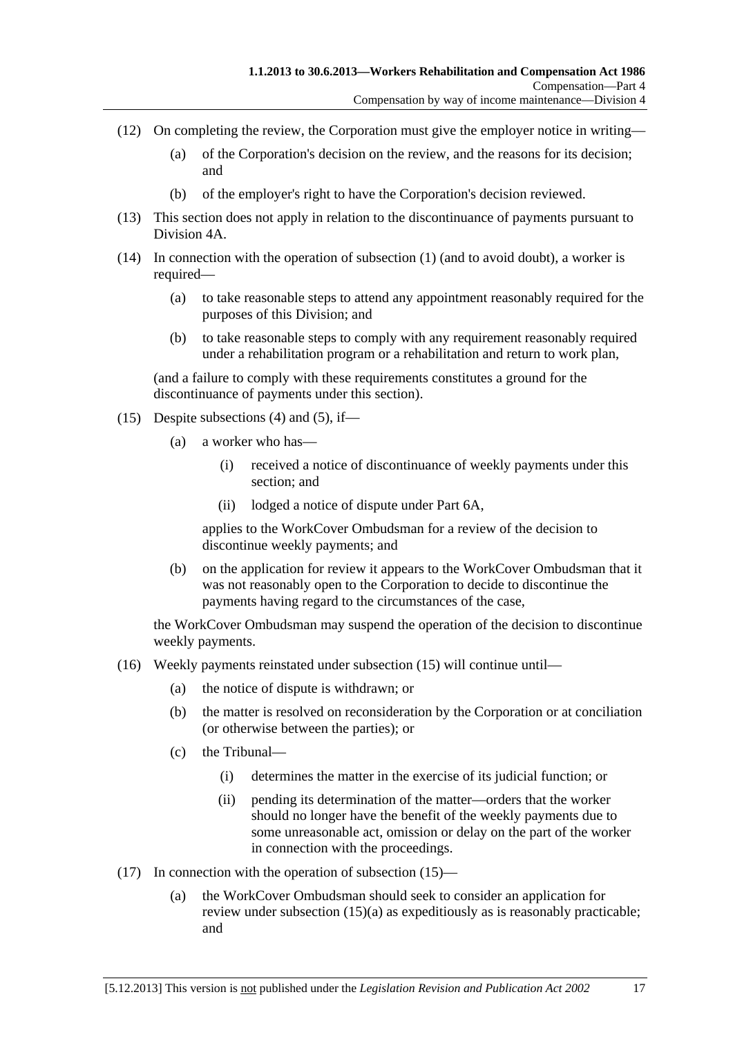(12) On completing the review, the Corporation must give the employer notice in writing—

(a) of the Corporation's decision on the review, and the reasons for its decision; and

(b) of the employer's right to have the Corporation's decision reviewed.

(13) This section does not apply in relation to the discontinuance of payments pursuant to Division 4A.

(14) In connection with the operation of subsection (1) (and to avoid doubt), a worker is required—

(a) to take reasonable steps to attend any appointment reasonably required for the purposes of this Division; and

(b) to take reasonable steps to comply with any requirement reasonably required under a rehabilitation program or a rehabilitation and return to work plan,

(and a failure to comply with these requirements constitutes a ground for the discontinuance of payments under this section).

(15) Despite subsections (4) and (5), if—

(a) a worker who has—

(i) received a notice of discontinuance of weekly payments under this section; and

(ii) lodged a notice of dispute under Part 6A,

applies to the WorkCover Ombudsman for a review of the decision to discontinue weekly payments; and

(b) on the application for review it appears to the WorkCover Ombudsman that it was not reasonably open to the Corporation to decide to discontinue the payments having regard to the circumstances of the case,

the WorkCover Ombudsman may suspend the operation of the decision to discontinue weekly payments.

(16) Weekly payments reinstated under subsection (15) will continue until—

(a) the notice of dispute is withdrawn; or

(b) the matter is resolved on reconsideration by the Corporation or at conciliation (or otherwise between the parties); or

(c) the Tribunal—

(i) determines the matter in the exercise of its judicial function; or

(ii) pending its determination of the matter—orders that the worker should no longer have the benefit of the weekly payments due to some unreasonable act, omission or delay on the part of the worker in connection with the proceedings.

(17) In connection with the operation of subsection (15)—

(a) the WorkCover Ombudsman should seek to consider an application for review under subsection (15)(a) as expeditiously as is reasonably practicable; and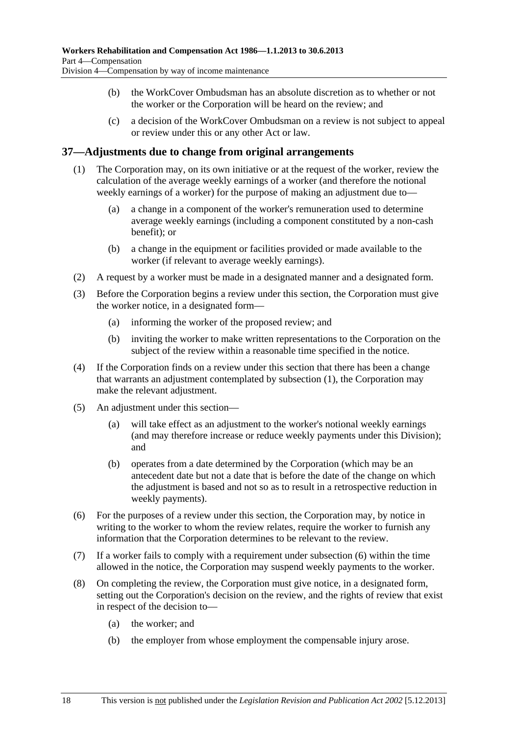(b) the WorkCover Ombudsman has an absolute discretion as to whether or not the worker or the Corporation will be heard on the review; and

(c) a decision of the WorkCover Ombudsman on a review is not subject to appeal or review under this or any other Act or law.

## 37—Adjustments due to change from original arrangements

(1) The Corporation may, on its own initiative or at the request of the worker, review the calculation of the average weekly earnings of a worker (and therefore the notional weekly earnings of a worker) for the purpose of making an adjustment due to—

(a) a change in a component of the worker's remuneration used to determine average weekly earnings (including a component constituted by a non-cash benefit); or

(b) a change in the equipment or facilities provided or made available to the worker (if relevant to average weekly earnings).

(2) A request by a worker must be made in a designated manner and a designated form.

(3) Before the Corporation begins a review under this section, the Corporation must give the worker notice, in a designated form—

(a) informing the worker of the proposed review; and

(b) inviting the worker to make written representations to the Corporation on the subject of the review within a reasonable time specified in the notice.

(4) If the Corporation finds on a review under this section that there has been a change that warrants an adjustment contemplated by subsection (1), the Corporation may make the relevant adjustment.

(5) An adjustment under this section—

(a) will take effect as an adjustment to the worker's notional weekly earnings (and may therefore increase or reduce weekly payments under this Division); and

(b) operates from a date determined by the Corporation (which may be an antecedent date but not a date that is before the date of the change on which the adjustment is based and not so as to result in a retrospective reduction in weekly payments).

(6) For the purposes of a review under this section, the Corporation may, by notice in writing to the worker to whom the review relates, require the worker to furnish any information that the Corporation determines to be relevant to the review.

(7) If a worker fails to comply with a requirement under subsection (6) within the time allowed in the notice, the Corporation may suspend weekly payments to the worker.

(8) On completing the review, the Corporation must give notice, in a designated form, setting out the Corporation's decision on the review, and the rights of review that exist in respect of the decision to—

(a) the worker; and

(b) the employer from whose employment the compensable injury arose.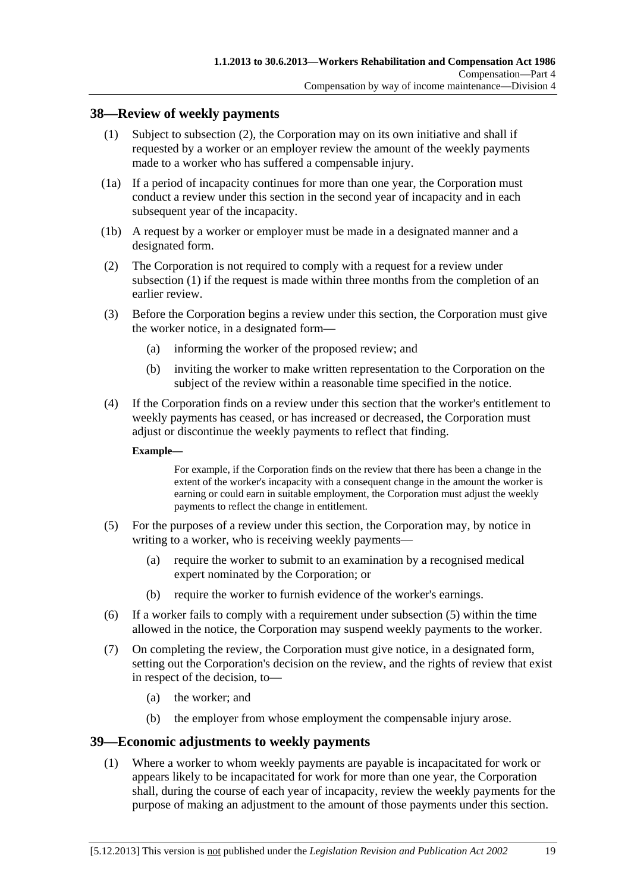## 38—Review of weekly payments

(1) Subject to subsection (2), the Corporation may on its own initiative and shall if requested by a worker or an employer review the amount of the weekly payments made to a worker who has suffered a compensable injury.

(1a) If a period of incapacity continues for more than one year, the Corporation must conduct a review under this section in the second year of incapacity and in each subsequent year of the incapacity.

(1b) A request by a worker or employer must be made in a designated manner and a designated form.

(2) The Corporation is not required to comply with a request for a review under subsection (1) if the request is made within three months from the completion of an earlier review.

(3) Before the Corporation begins a review under this section, the Corporation must give the worker notice, in a designated form—

(a) informing the worker of the proposed review; and

(b) inviting the worker to make written representation to the Corporation on the subject of the review within a reasonable time specified in the notice.

(4) If the Corporation finds on a review under this section that the worker's entitlement to weekly payments has ceased, or has increased or decreased, the Corporation must adjust or discontinue the weekly payments to reflect that finding.

**Example—**

For example, if the Corporation finds on the review that there has been a change in the extent of the worker's incapacity with a consequent change in the amount the worker is earning or could earn in suitable employment, the Corporation must adjust the weekly payments to reflect the change in entitlement.

(5) For the purposes of a review under this section, the Corporation may, by notice in writing to a worker, who is receiving weekly payments—

(a) require the worker to submit to an examination by a recognised medical expert nominated by the Corporation; or

(b) require the worker to furnish evidence of the worker's earnings.

(6) If a worker fails to comply with a requirement under subsection (5) within the time allowed in the notice, the Corporation may suspend weekly payments to the worker.

(7) On completing the review, the Corporation must give notice, in a designated form, setting out the Corporation's decision on the review, and the rights of review that exist in respect of the decision, to—

(a) the worker; and

(b) the employer from whose employment the compensable injury arose.

## 39—Economic adjustments to weekly payments

(1) Where a worker to whom weekly payments are payable is incapacitated for work or appears likely to be incapacitated for work for more than one year, the Corporation shall, during the course of each year of incapacity, review the weekly payments for the purpose of making an adjustment to the amount of those payments under this section.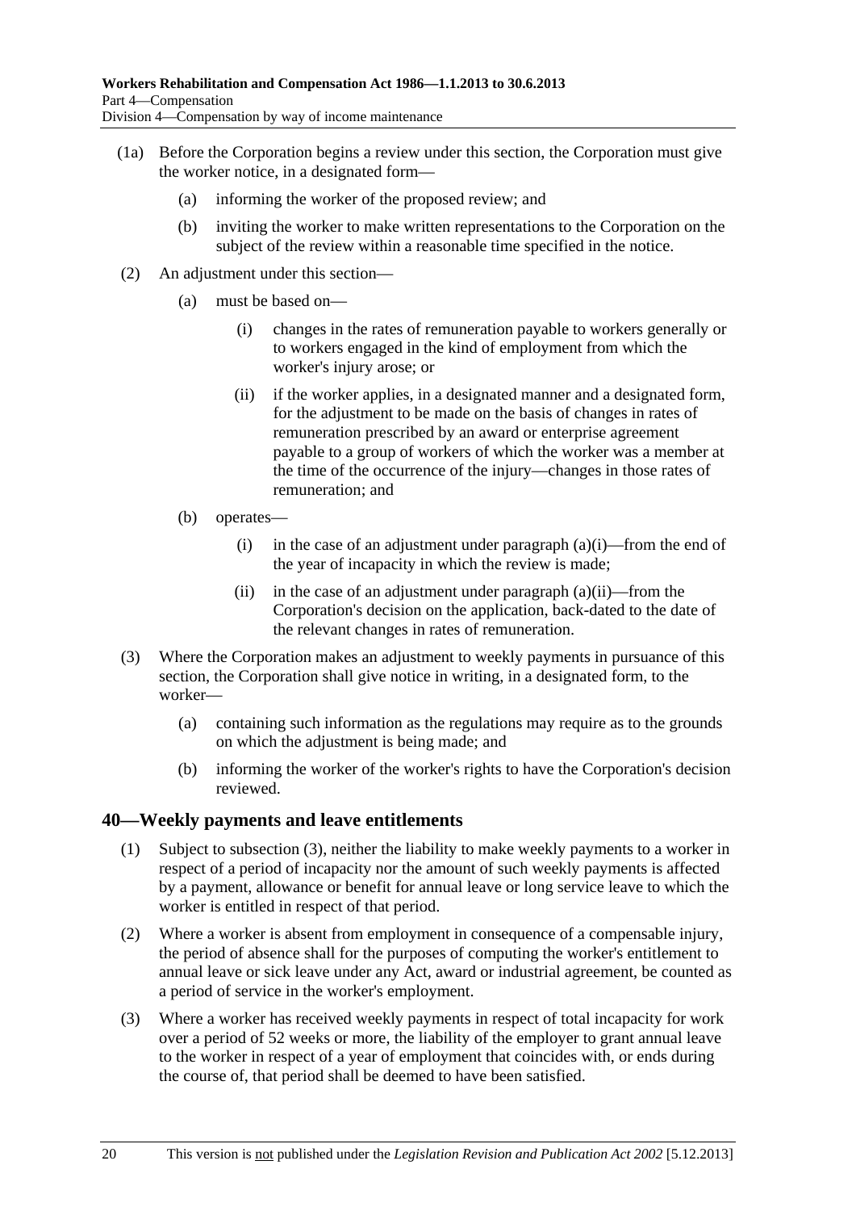(1a) Before the Corporation begins a review under this section, the Corporation must give the worker notice, in a designated form—

- (a) informing the worker of the proposed review; and
- (b) inviting the worker to make written representations to the Corporation on the subject of the review within a reasonable time specified in the notice.

(2) An adjustment under this section—

- (a) must be based on—
  - (i) changes in the rates of remuneration payable to workers generally or to workers engaged in the kind of employment from which the worker's injury arose; or
  - (ii) if the worker applies, in a designated manner and a designated form, for the adjustment to be made on the basis of changes in rates of remuneration prescribed by an award or enterprise agreement payable to a group of workers of which the worker was a member at the time of the occurrence of the injury—changes in those rates of remuneration; and
- (b) operates—
  - (i) in the case of an adjustment under paragraph (a)(i)—from the end of the year of incapacity in which the review is made;
  - (ii) in the case of an adjustment under paragraph (a)(ii)—from the Corporation's decision on the application, back-dated to the date of the relevant changes in rates of remuneration.

(3) Where the Corporation makes an adjustment to weekly payments in pursuance of this section, the Corporation shall give notice in writing, in a designated form, to the worker—

- (a) containing such information as the regulations may require as to the grounds on which the adjustment is being made; and
- (b) informing the worker of the worker's rights to have the Corporation's decision reviewed.

## 40—Weekly payments and leave entitlements

(1) Subject to subsection (3), neither the liability to make weekly payments to a worker in respect of a period of incapacity nor the amount of such weekly payments is affected by a payment, allowance or benefit for annual leave or long service leave to which the worker is entitled in respect of that period.

(2) Where a worker is absent from employment in consequence of a compensable injury, the period of absence shall for the purposes of computing the worker's entitlement to annual leave or sick leave under any Act, award or industrial agreement, be counted as a period of service in the worker's employment.

(3) Where a worker has received weekly payments in respect of total incapacity for work over a period of 52 weeks or more, the liability of the employer to grant annual leave to the worker in respect of a year of employment that coincides with, or ends during the course of, that period shall be deemed to have been satisfied.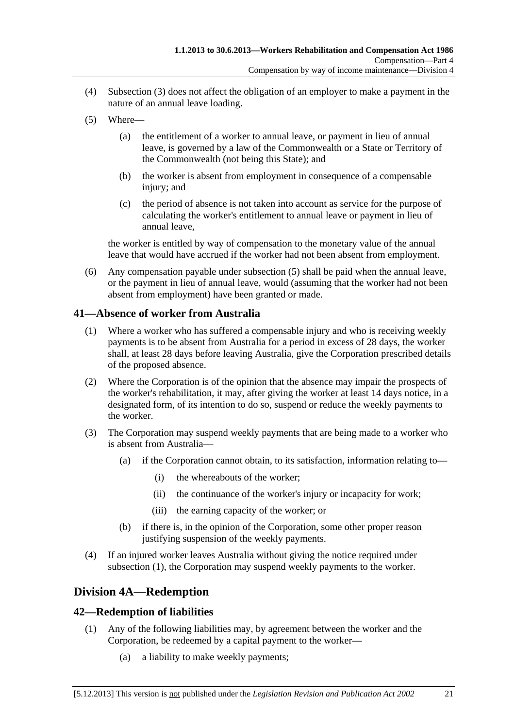(4) Subsection (3) does not affect the obligation of an employer to make a payment in the nature of an annual leave loading.

(5) Where—

(a) the entitlement of a worker to annual leave, or payment in lieu of annual leave, is governed by a law of the Commonwealth or a State or Territory of the Commonwealth (not being this State); and

(b) the worker is absent from employment in consequence of a compensable injury; and

(c) the period of absence is not taken into account as service for the purpose of calculating the worker's entitlement to annual leave or payment in lieu of annual leave,

the worker is entitled by way of compensation to the monetary value of the annual leave that would have accrued if the worker had not been absent from employment.

(6) Any compensation payable under subsection (5) shall be paid when the annual leave, or the payment in lieu of annual leave, would (assuming that the worker had not been absent from employment) have been granted or made.

## 41—Absence of worker from Australia

(1) Where a worker who has suffered a compensable injury and who is receiving weekly payments is to be absent from Australia for a period in excess of 28 days, the worker shall, at least 28 days before leaving Australia, give the Corporation prescribed details of the proposed absence.

(2) Where the Corporation is of the opinion that the absence may impair the prospects of the worker's rehabilitation, it may, after giving the worker at least 14 days notice, in a designated form, of its intention to do so, suspend or reduce the weekly payments to the worker.

(3) The Corporation may suspend weekly payments that are being made to a worker who is absent from Australia—

(a) if the Corporation cannot obtain, to its satisfaction, information relating to—

(i) the whereabouts of the worker;

(ii) the continuance of the worker's injury or incapacity for work;

(iii) the earning capacity of the worker; or

(b) if there is, in the opinion of the Corporation, some other proper reason justifying suspension of the weekly payments.

(4) If an injured worker leaves Australia without giving the notice required under subsection (1), the Corporation may suspend weekly payments to the worker.

# Division 4A—Redemption

## 42—Redemption of liabilities

(1) Any of the following liabilities may, by agreement between the worker and the Corporation, be redeemed by a capital payment to the worker—

(a) a liability to make weekly payments;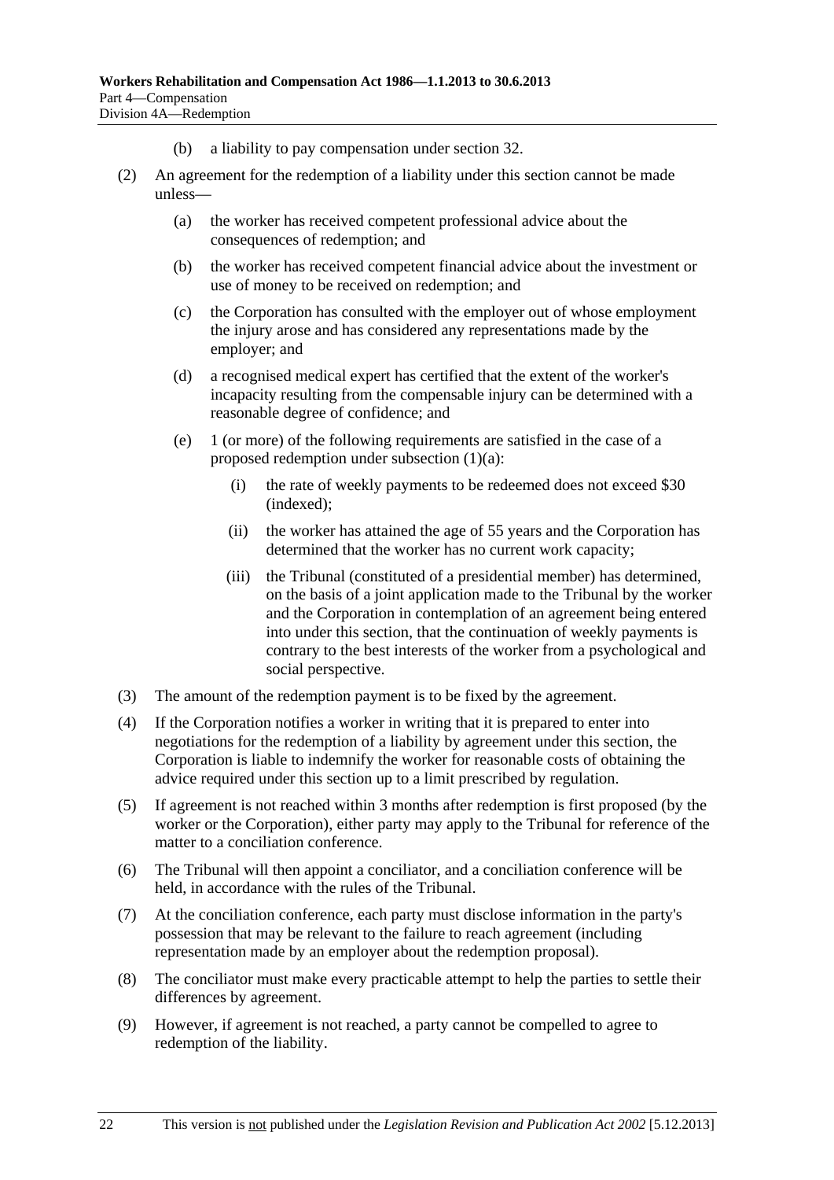(b) a liability to pay compensation under section 32.

(2) An agreement for the redemption of a liability under this section cannot be made unless—

(a) the worker has received competent professional advice about the consequences of redemption; and

(b) the worker has received competent financial advice about the investment or use of money to be received on redemption; and

(c) the Corporation has consulted with the employer out of whose employment the injury arose and has considered any representations made by the employer; and

(d) a recognised medical expert has certified that the extent of the worker's incapacity resulting from the compensable injury can be determined with a reasonable degree of confidence; and

(e) 1 (or more) of the following requirements are satisfied in the case of a proposed redemption under subsection (1)(a):

(i) the rate of weekly payments to be redeemed does not exceed $30 (indexed);

(ii) the worker has attained the age of 55 years and the Corporation has determined that the worker has no current work capacity;

(iii) the Tribunal (constituted of a presidential member) has determined, on the basis of a joint application made to the Tribunal by the worker and the Corporation in contemplation of an agreement being entered into under this section, that the continuation of weekly payments is contrary to the best interests of the worker from a psychological and social perspective.

(3) The amount of the redemption payment is to be fixed by the agreement.

(4) If the Corporation notifies a worker in writing that it is prepared to enter into negotiations for the redemption of a liability by agreement under this section, the Corporation is liable to indemnify the worker for reasonable costs of obtaining the advice required under this section up to a limit prescribed by regulation.

(5) If agreement is not reached within 3 months after redemption is first proposed (by the worker or the Corporation), either party may apply to the Tribunal for reference of the matter to a conciliation conference.

(6) The Tribunal will then appoint a conciliator, and a conciliation conference will be held, in accordance with the rules of the Tribunal.

(7) At the conciliation conference, each party must disclose information in the party's possession that may be relevant to the failure to reach agreement (including representation made by an employer about the redemption proposal).

(8) The conciliator must make every practicable attempt to help the parties to settle their differences by agreement.

(9) However, if agreement is not reached, a party cannot be compelled to agree to redemption of the liability.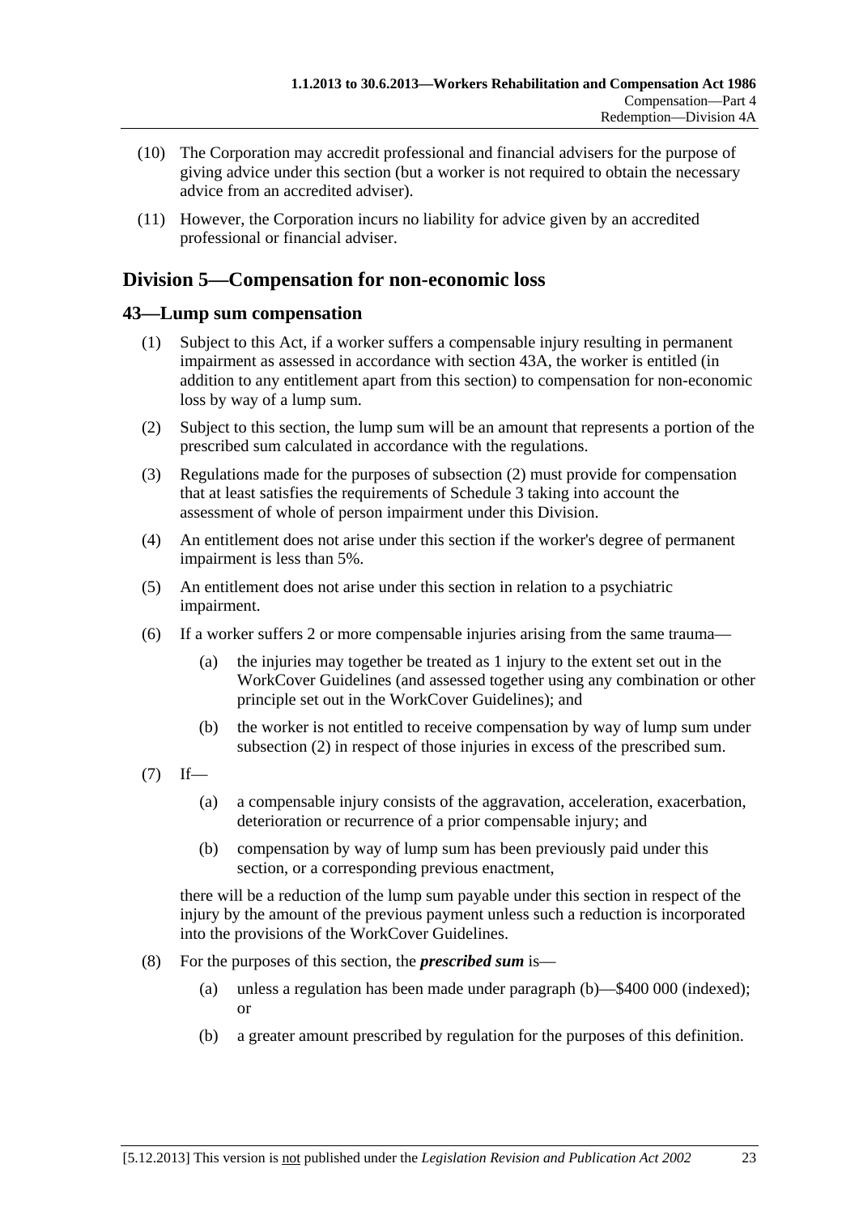(10) The Corporation may accredit professional and financial advisers for the purpose of giving advice under this section (but a worker is not required to obtain the necessary advice from an accredited adviser).

(11) However, the Corporation incurs no liability for advice given by an accredited professional or financial adviser.

## Division 5—Compensation for non-economic loss

### 43—Lump sum compensation

(1) Subject to this Act, if a worker suffers a compensable injury resulting in permanent impairment as assessed in accordance with section 43A, the worker is entitled (in addition to any entitlement apart from this section) to compensation for non-economic loss by way of a lump sum.

(2) Subject to this section, the lump sum will be an amount that represents a portion of the prescribed sum calculated in accordance with the regulations.

(3) Regulations made for the purposes of subsection (2) must provide for compensation that at least satisfies the requirements of Schedule 3 taking into account the assessment of whole of person impairment under this Division.

(4) An entitlement does not arise under this section if the worker's degree of permanent impairment is less than 5%.

(5) An entitlement does not arise under this section in relation to a psychiatric impairment.

(6) If a worker suffers 2 or more compensable injuries arising from the same trauma—

- (a) the injuries may together be treated as 1 injury to the extent set out in the WorkCover Guidelines (and assessed together using any combination or other principle set out in the WorkCover Guidelines); and
- (b) the worker is not entitled to receive compensation by way of lump sum under subsection (2) in respect of those injuries in excess of the prescribed sum.

(7) If—

- (a) a compensable injury consists of the aggravation, acceleration, exacerbation, deterioration or recurrence of a prior compensable injury; and
- (b) compensation by way of lump sum has been previously paid under this section, or a corresponding previous enactment,

there will be a reduction of the lump sum payable under this section in respect of the injury by the amount of the previous payment unless such a reduction is incorporated into the provisions of the WorkCover Guidelines.

(8) For the purposes of this section, the ***prescribed sum*** is—

- (a) unless a regulation has been made under paragraph (b)—$400 000 (indexed); or
- (b) a greater amount prescribed by regulation for the purposes of this definition.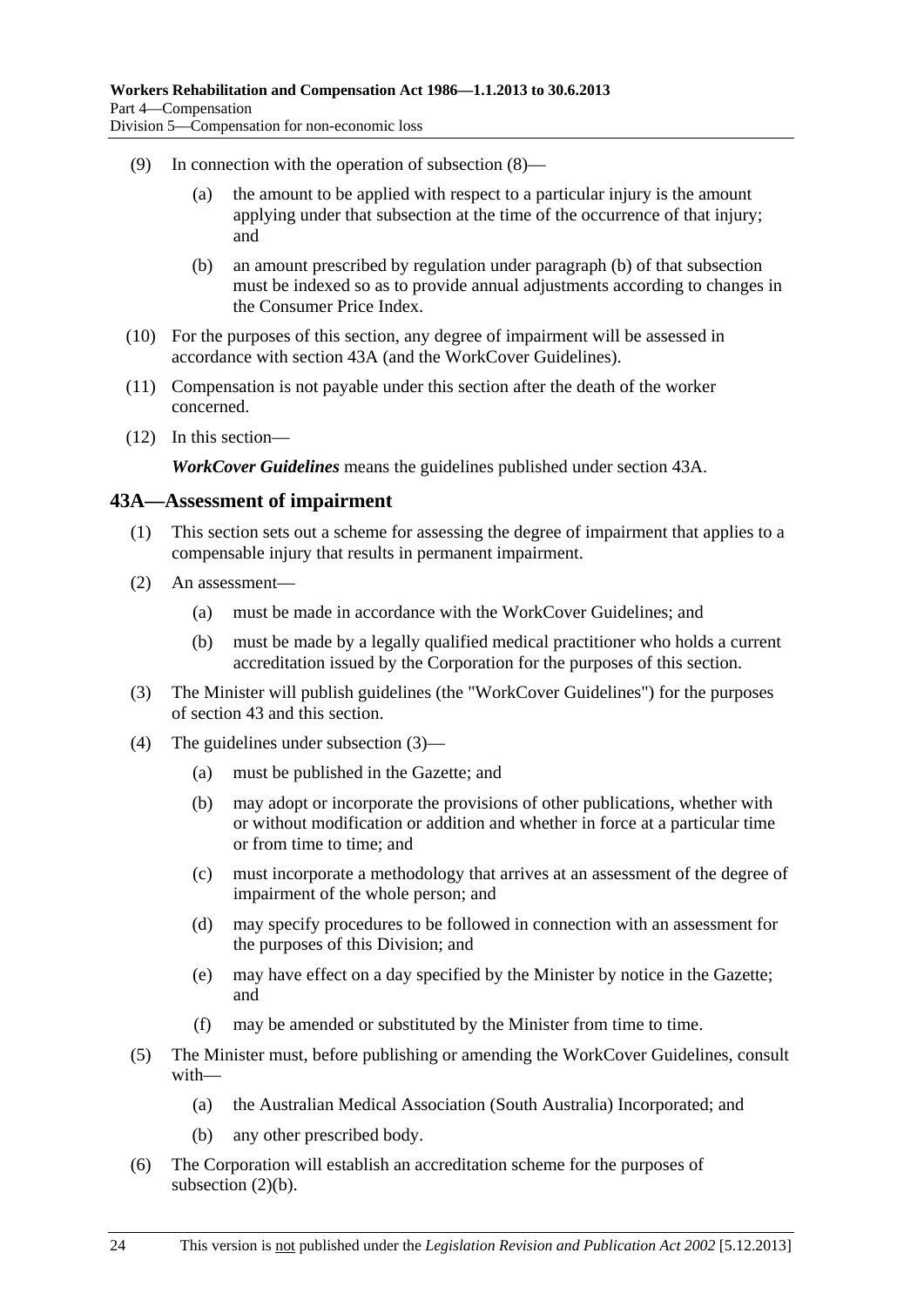(9) In connection with the operation of subsection (8)—

(a) the amount to be applied with respect to a particular injury is the amount applying under that subsection at the time of the occurrence of that injury; and

(b) an amount prescribed by regulation under paragraph (b) of that subsection must be indexed so as to provide annual adjustments according to changes in the Consumer Price Index.

(10) For the purposes of this section, any degree of impairment will be assessed in accordance with section 43A (and the WorkCover Guidelines).

(11) Compensation is not payable under this section after the death of the worker concerned.

(12) In this section—

***WorkCover Guidelines*** means the guidelines published under section 43A.

## 43A—Assessment of impairment

(1) This section sets out a scheme for assessing the degree of impairment that applies to a compensable injury that results in permanent impairment.

(2) An assessment—

(a) must be made in accordance with the WorkCover Guidelines; and

(b) must be made by a legally qualified medical practitioner who holds a current accreditation issued by the Corporation for the purposes of this section.

(3) The Minister will publish guidelines (the "WorkCover Guidelines") for the purposes of section 43 and this section.

(4) The guidelines under subsection (3)—

(a) must be published in the Gazette; and

(b) may adopt or incorporate the provisions of other publications, whether with or without modification or addition and whether in force at a particular time or from time to time; and

(c) must incorporate a methodology that arrives at an assessment of the degree of impairment of the whole person; and

(d) may specify procedures to be followed in connection with an assessment for the purposes of this Division; and

(e) may have effect on a day specified by the Minister by notice in the Gazette; and

(f) may be amended or substituted by the Minister from time to time.

(5) The Minister must, before publishing or amending the WorkCover Guidelines, consult with—

(a) the Australian Medical Association (South Australia) Incorporated; and

(b) any other prescribed body.

(6) The Corporation will establish an accreditation scheme for the purposes of subsection (2)(b).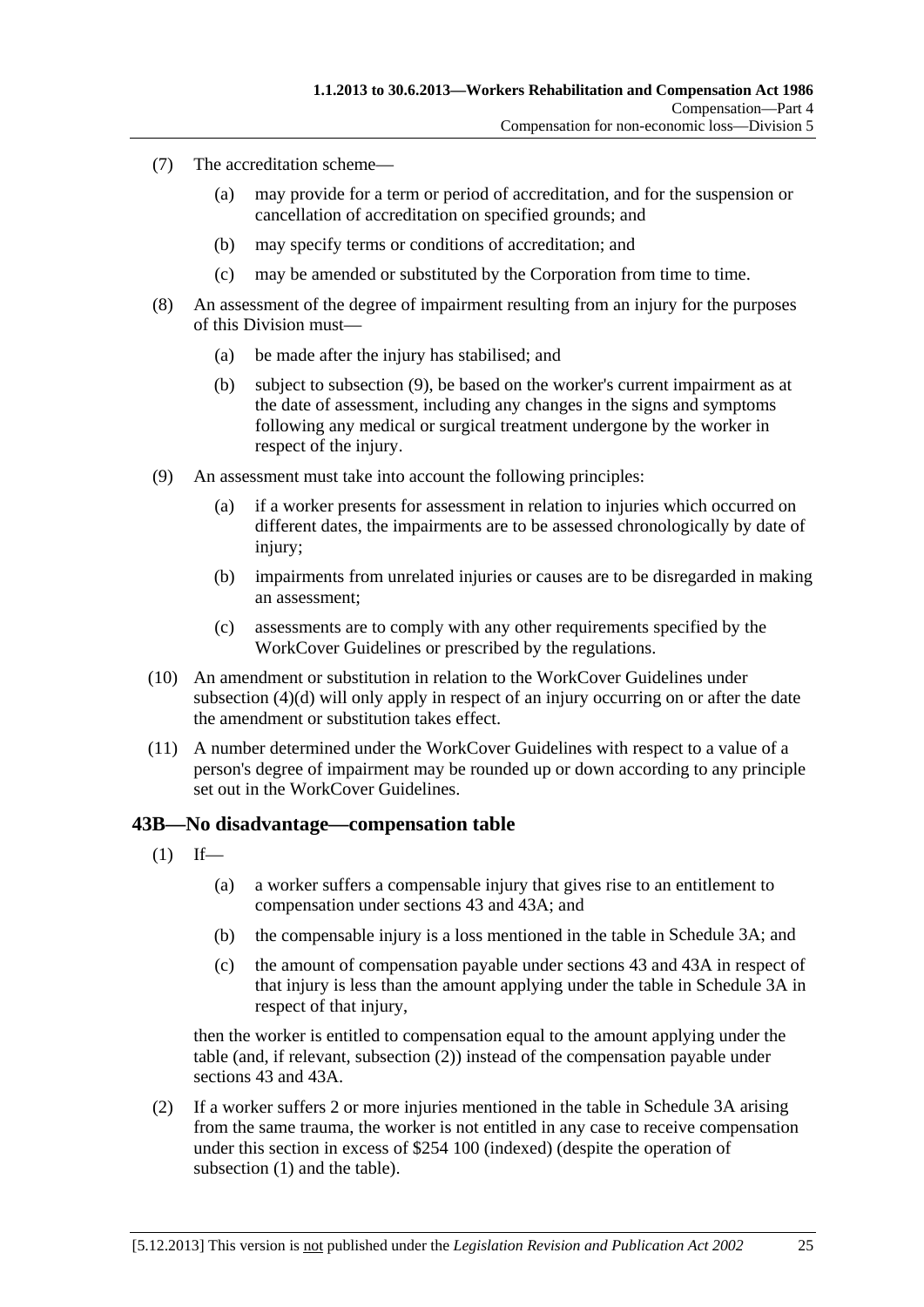(7) The accreditation scheme—

(a) may provide for a term or period of accreditation, and for the suspension or cancellation of accreditation on specified grounds; and

(b) may specify terms or conditions of accreditation; and

(c) may be amended or substituted by the Corporation from time to time.

(8) An assessment of the degree of impairment resulting from an injury for the purposes of this Division must—

(a) be made after the injury has stabilised; and

(b) subject to subsection (9), be based on the worker's current impairment as at the date of assessment, including any changes in the signs and symptoms following any medical or surgical treatment undergone by the worker in respect of the injury.

(9) An assessment must take into account the following principles:

(a) if a worker presents for assessment in relation to injuries which occurred on different dates, the impairments are to be assessed chronologically by date of injury;

(b) impairments from unrelated injuries or causes are to be disregarded in making an assessment;

(c) assessments are to comply with any other requirements specified by the WorkCover Guidelines or prescribed by the regulations.

(10) An amendment or substitution in relation to the WorkCover Guidelines under subsection (4)(d) will only apply in respect of an injury occurring on or after the date the amendment or substitution takes effect.

(11) A number determined under the WorkCover Guidelines with respect to a value of a person's degree of impairment may be rounded up or down according to any principle set out in the WorkCover Guidelines.

## 43B—No disadvantage—compensation table

(1) If—

(a) a worker suffers a compensable injury that gives rise to an entitlement to compensation under sections 43 and 43A; and

(b) the compensable injury is a loss mentioned in the table in Schedule 3A; and

(c) the amount of compensation payable under sections 43 and 43A in respect of that injury is less than the amount applying under the table in Schedule 3A in respect of that injury,

then the worker is entitled to compensation equal to the amount applying under the table (and, if relevant, subsection (2)) instead of the compensation payable under sections 43 and 43A.

(2) If a worker suffers 2 or more injuries mentioned in the table in Schedule 3A arising from the same trauma, the worker is not entitled in any case to receive compensation under this section in excess of $254 100 (indexed) (despite the operation of subsection (1) and the table).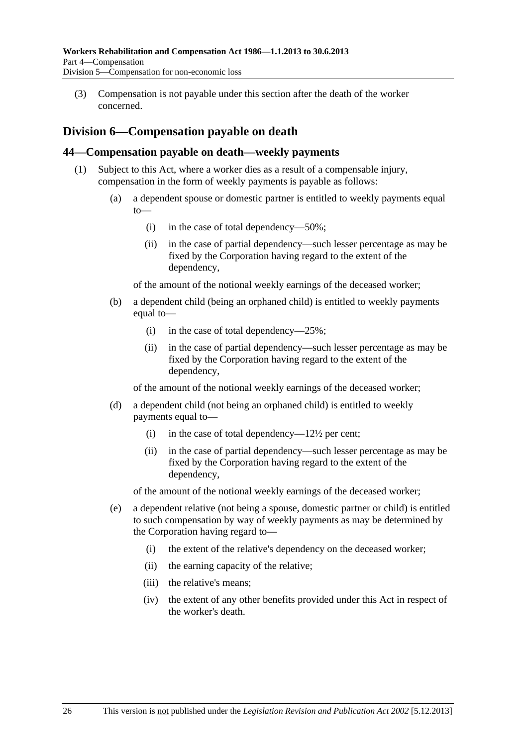(3) Compensation is not payable under this section after the death of the worker concerned.

## Division 6—Compensation payable on death

### 44—Compensation payable on death—weekly payments

(1) Subject to this Act, where a worker dies as a result of a compensable injury, compensation in the form of weekly payments is payable as follows:

(a) a dependent spouse or domestic partner is entitled to weekly payments equal to—

(i) in the case of total dependency—50%;

(ii) in the case of partial dependency—such lesser percentage as may be fixed by the Corporation having regard to the extent of the dependency,

of the amount of the notional weekly earnings of the deceased worker;

(b) a dependent child (being an orphaned child) is entitled to weekly payments equal to—

(i) in the case of total dependency—25%;

(ii) in the case of partial dependency—such lesser percentage as may be fixed by the Corporation having regard to the extent of the dependency,

of the amount of the notional weekly earnings of the deceased worker;

(d) a dependent child (not being an orphaned child) is entitled to weekly payments equal to—

(i) in the case of total dependency—12½ per cent;

(ii) in the case of partial dependency—such lesser percentage as may be fixed by the Corporation having regard to the extent of the dependency,

of the amount of the notional weekly earnings of the deceased worker;

(e) a dependent relative (not being a spouse, domestic partner or child) is entitled to such compensation by way of weekly payments as may be determined by the Corporation having regard to—

(i) the extent of the relative's dependency on the deceased worker;

(ii) the earning capacity of the relative;

(iii) the relative's means;

(iv) the extent of any other benefits provided under this Act in respect of the worker's death.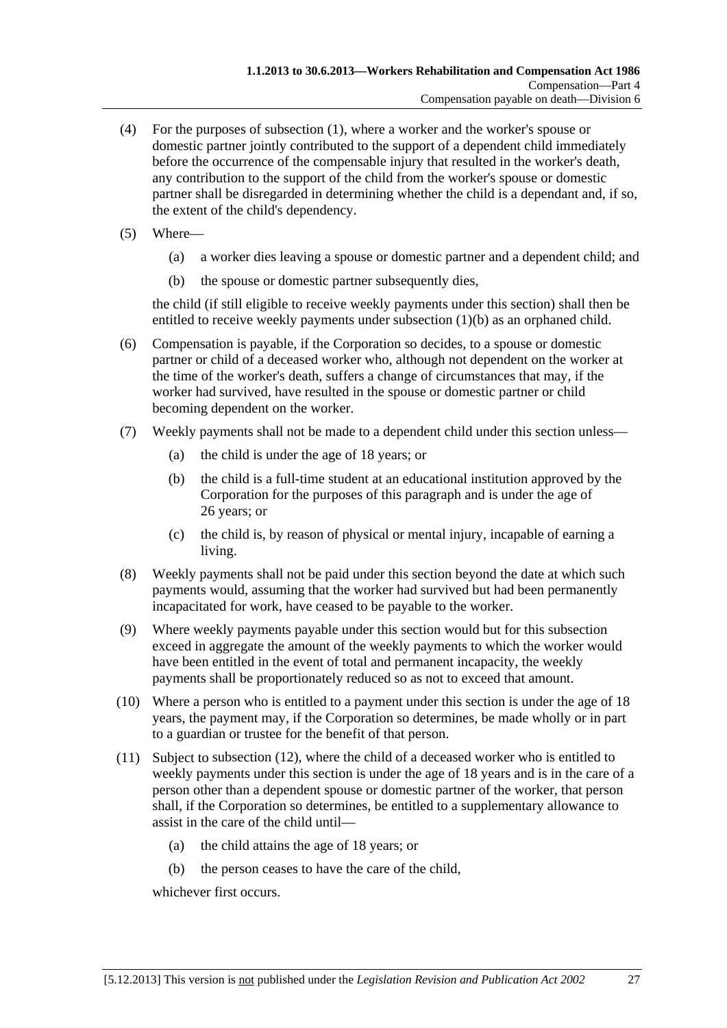(4) For the purposes of subsection (1), where a worker and the worker's spouse or domestic partner jointly contributed to the support of a dependent child immediately before the occurrence of the compensable injury that resulted in the worker's death, any contribution to the support of the child from the worker's spouse or domestic partner shall be disregarded in determining whether the child is a dependant and, if so, the extent of the child's dependency.

(5) Where—

(a) a worker dies leaving a spouse or domestic partner and a dependent child; and

(b) the spouse or domestic partner subsequently dies,

the child (if still eligible to receive weekly payments under this section) shall then be entitled to receive weekly payments under subsection (1)(b) as an orphaned child.

(6) Compensation is payable, if the Corporation so decides, to a spouse or domestic partner or child of a deceased worker who, although not dependent on the worker at the time of the worker's death, suffers a change of circumstances that may, if the worker had survived, have resulted in the spouse or domestic partner or child becoming dependent on the worker.

(7) Weekly payments shall not be made to a dependent child under this section unless—

(a) the child is under the age of 18 years; or

(b) the child is a full-time student at an educational institution approved by the Corporation for the purposes of this paragraph and is under the age of 26 years; or

(c) the child is, by reason of physical or mental injury, incapable of earning a living.

(8) Weekly payments shall not be paid under this section beyond the date at which such payments would, assuming that the worker had survived but had been permanently incapacitated for work, have ceased to be payable to the worker.

(9) Where weekly payments payable under this section would but for this subsection exceed in aggregate the amount of the weekly payments to which the worker would have been entitled in the event of total and permanent incapacity, the weekly payments shall be proportionately reduced so as not to exceed that amount.

(10) Where a person who is entitled to a payment under this section is under the age of 18 years, the payment may, if the Corporation so determines, be made wholly or in part to a guardian or trustee for the benefit of that person.

(11) Subject to subsection (12), where the child of a deceased worker who is entitled to weekly payments under this section is under the age of 18 years and is in the care of a person other than a dependent spouse or domestic partner of the worker, that person shall, if the Corporation so determines, be entitled to a supplementary allowance to assist in the care of the child until—

(a) the child attains the age of 18 years; or

(b) the person ceases to have the care of the child,

whichever first occurs.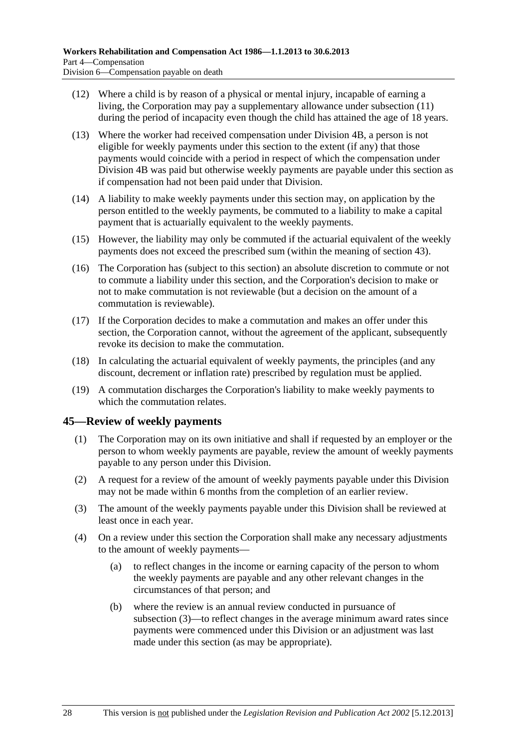(12) Where a child is by reason of a physical or mental injury, incapable of earning a living, the Corporation may pay a supplementary allowance under subsection (11) during the period of incapacity even though the child has attained the age of 18 years.

(13) Where the worker had received compensation under Division 4B, a person is not eligible for weekly payments under this section to the extent (if any) that those payments would coincide with a period in respect of which the compensation under Division 4B was paid but otherwise weekly payments are payable under this section as if compensation had not been paid under that Division.

(14) A liability to make weekly payments under this section may, on application by the person entitled to the weekly payments, be commuted to a liability to make a capital payment that is actuarially equivalent to the weekly payments.

(15) However, the liability may only be commuted if the actuarial equivalent of the weekly payments does not exceed the prescribed sum (within the meaning of section 43).

(16) The Corporation has (subject to this section) an absolute discretion to commute or not to commute a liability under this section, and the Corporation's decision to make or not to make commutation is not reviewable (but a decision on the amount of a commutation is reviewable).

(17) If the Corporation decides to make a commutation and makes an offer under this section, the Corporation cannot, without the agreement of the applicant, subsequently revoke its decision to make the commutation.

(18) In calculating the actuarial equivalent of weekly payments, the principles (and any discount, decrement or inflation rate) prescribed by regulation must be applied.

(19) A commutation discharges the Corporation's liability to make weekly payments to which the commutation relates.

## 45—Review of weekly payments

(1) The Corporation may on its own initiative and shall if requested by an employer or the person to whom weekly payments are payable, review the amount of weekly payments payable to any person under this Division.

(2) A request for a review of the amount of weekly payments payable under this Division may not be made within 6 months from the completion of an earlier review.

(3) The amount of the weekly payments payable under this Division shall be reviewed at least once in each year.

(4) On a review under this section the Corporation shall make any necessary adjustments to the amount of weekly payments—

(a) to reflect changes in the income or earning capacity of the person to whom the weekly payments are payable and any other relevant changes in the circumstances of that person; and

(b) where the review is an annual review conducted in pursuance of subsection (3)—to reflect changes in the average minimum award rates since payments were commenced under this Division or an adjustment was last made under this section (as may be appropriate).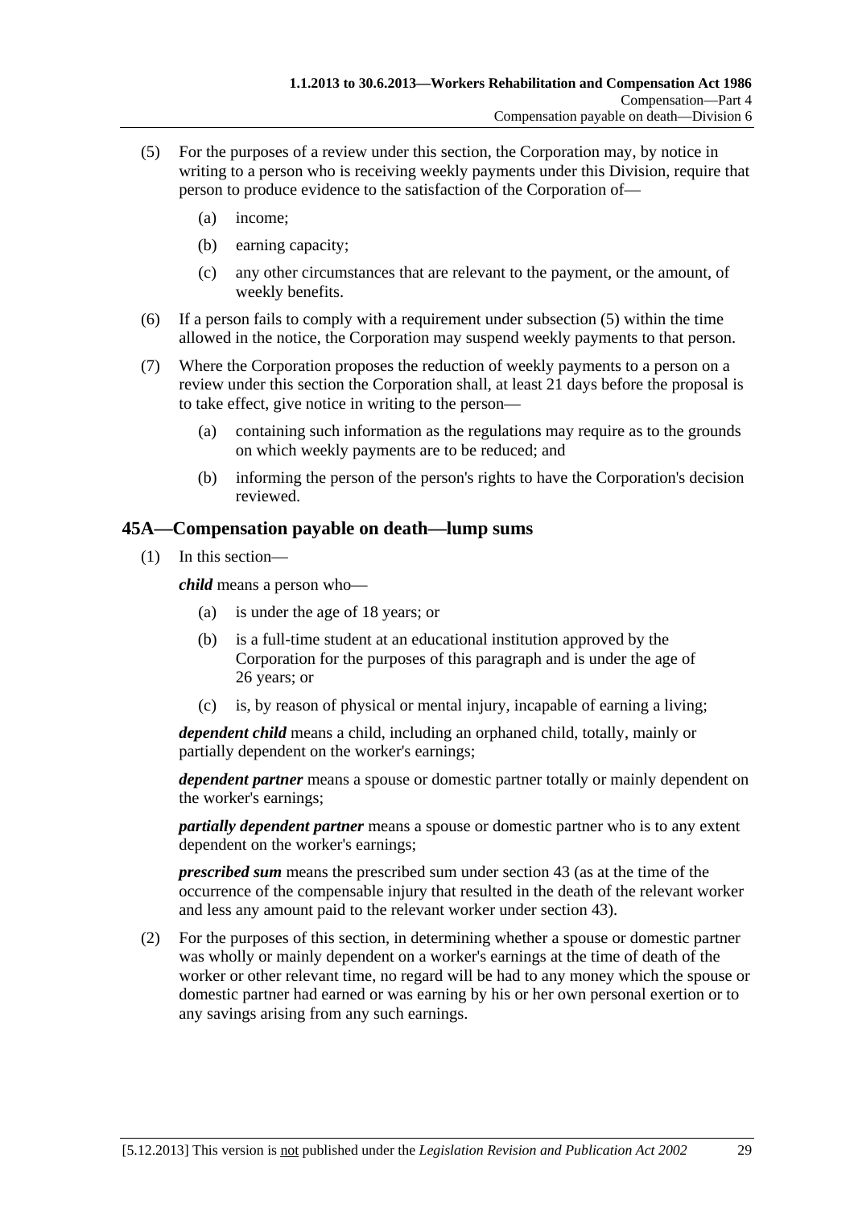(5) For the purposes of a review under this section, the Corporation may, by notice in writing to a person who is receiving weekly payments under this Division, require that person to produce evidence to the satisfaction of the Corporation of—

(a) income;

(b) earning capacity;

(c) any other circumstances that are relevant to the payment, or the amount, of weekly benefits.

(6) If a person fails to comply with a requirement under subsection (5) within the time allowed in the notice, the Corporation may suspend weekly payments to that person.

(7) Where the Corporation proposes the reduction of weekly payments to a person on a review under this section the Corporation shall, at least 21 days before the proposal is to take effect, give notice in writing to the person—

(a) containing such information as the regulations may require as to the grounds on which weekly payments are to be reduced; and

(b) informing the person of the person's rights to have the Corporation's decision reviewed.

## 45A—Compensation payable on death—lump sums

(1) In this section—

***child*** means a person who—

(a) is under the age of 18 years; or

(b) is a full-time student at an educational institution approved by the Corporation for the purposes of this paragraph and is under the age of 26 years; or

(c) is, by reason of physical or mental injury, incapable of earning a living;

***dependent child*** means a child, including an orphaned child, totally, mainly or partially dependent on the worker's earnings;

***dependent partner*** means a spouse or domestic partner totally or mainly dependent on the worker's earnings;

***partially dependent partner*** means a spouse or domestic partner who is to any extent dependent on the worker's earnings;

***prescribed sum*** means the prescribed sum under section 43 (as at the time of the occurrence of the compensable injury that resulted in the death of the relevant worker and less any amount paid to the relevant worker under section 43).

(2) For the purposes of this section, in determining whether a spouse or domestic partner was wholly or mainly dependent on a worker's earnings at the time of death of the worker or other relevant time, no regard will be had to any money which the spouse or domestic partner had earned or was earning by his or her own personal exertion or to any savings arising from any such earnings.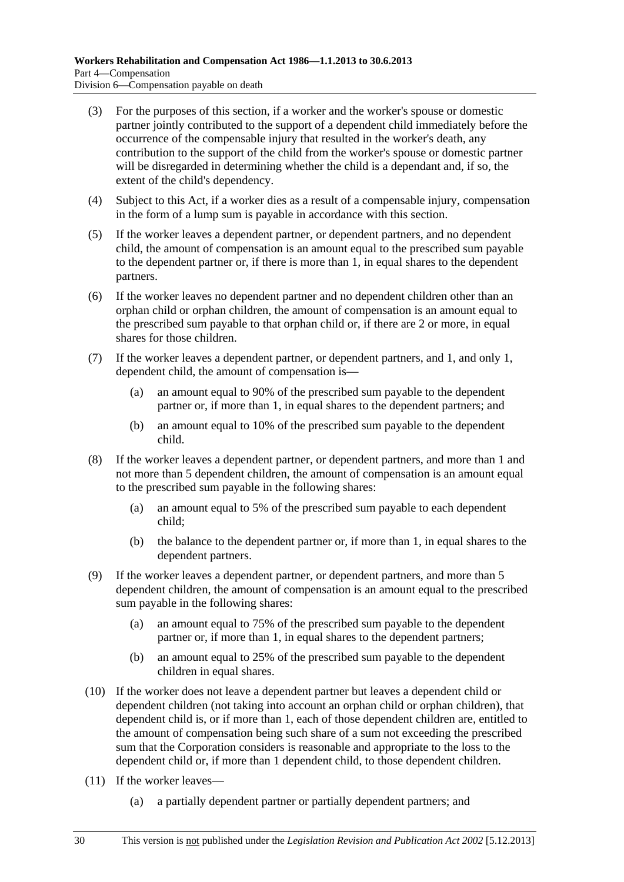(3) For the purposes of this section, if a worker and the worker's spouse or domestic partner jointly contributed to the support of a dependent child immediately before the occurrence of the compensable injury that resulted in the worker's death, any contribution to the support of the child from the worker's spouse or domestic partner will be disregarded in determining whether the child is a dependant and, if so, the extent of the child's dependency.

(4) Subject to this Act, if a worker dies as a result of a compensable injury, compensation in the form of a lump sum is payable in accordance with this section.

(5) If the worker leaves a dependent partner, or dependent partners, and no dependent child, the amount of compensation is an amount equal to the prescribed sum payable to the dependent partner or, if there is more than 1, in equal shares to the dependent partners.

(6) If the worker leaves no dependent partner and no dependent children other than an orphan child or orphan children, the amount of compensation is an amount equal to the prescribed sum payable to that orphan child or, if there are 2 or more, in equal shares for those children.

(7) If the worker leaves a dependent partner, or dependent partners, and 1, and only 1, dependent child, the amount of compensation is—

(a) an amount equal to 90% of the prescribed sum payable to the dependent partner or, if more than 1, in equal shares to the dependent partners; and

(b) an amount equal to 10% of the prescribed sum payable to the dependent child.

(8) If the worker leaves a dependent partner, or dependent partners, and more than 1 and not more than 5 dependent children, the amount of compensation is an amount equal to the prescribed sum payable in the following shares:

(a) an amount equal to 5% of the prescribed sum payable to each dependent child;

(b) the balance to the dependent partner or, if more than 1, in equal shares to the dependent partners.

(9) If the worker leaves a dependent partner, or dependent partners, and more than 5 dependent children, the amount of compensation is an amount equal to the prescribed sum payable in the following shares:

(a) an amount equal to 75% of the prescribed sum payable to the dependent partner or, if more than 1, in equal shares to the dependent partners;

(b) an amount equal to 25% of the prescribed sum payable to the dependent children in equal shares.

(10) If the worker does not leave a dependent partner but leaves a dependent child or dependent children (not taking into account an orphan child or orphan children), that dependent child is, or if more than 1, each of those dependent children are, entitled to the amount of compensation being such share of a sum not exceeding the prescribed sum that the Corporation considers is reasonable and appropriate to the loss to the dependent child or, if more than 1 dependent child, to those dependent children.

(11) If the worker leaves—

(a) a partially dependent partner or partially dependent partners; and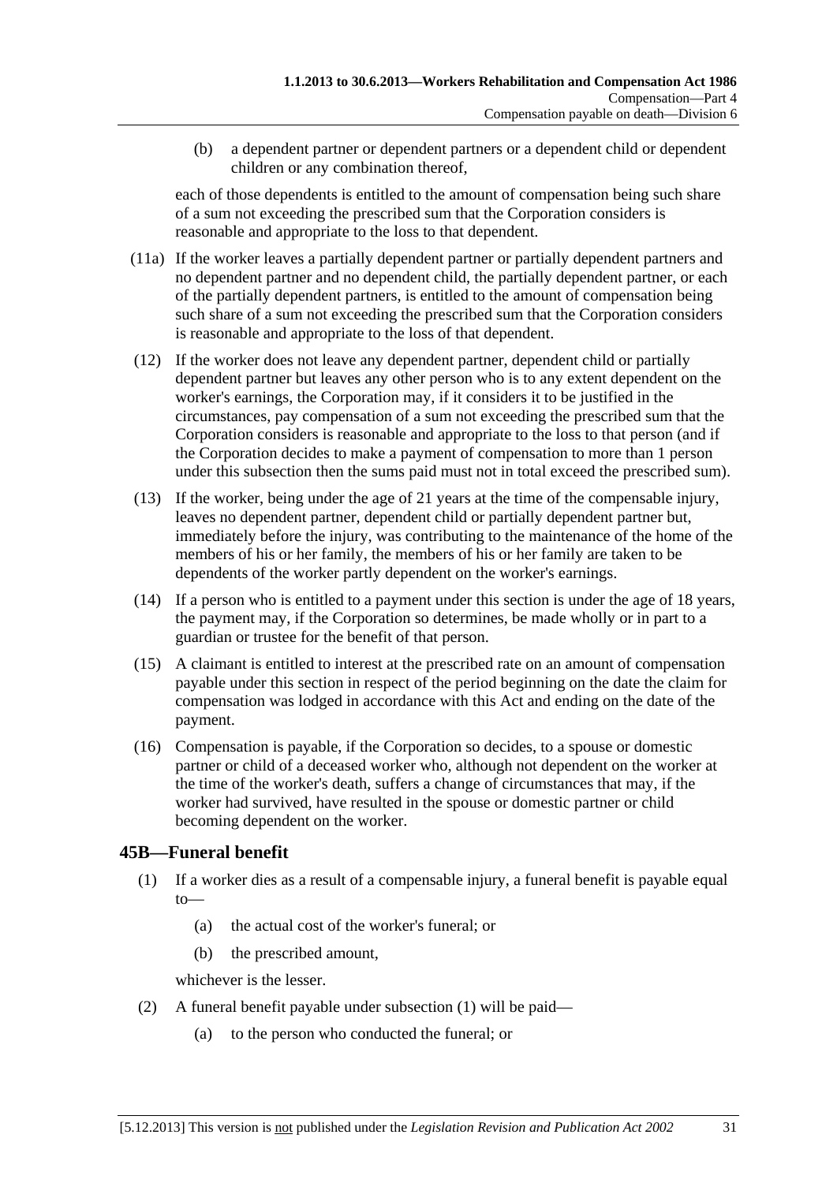(b) a dependent partner or dependent partners or a dependent child or dependent children or any combination thereof,

each of those dependents is entitled to the amount of compensation being such share of a sum not exceeding the prescribed sum that the Corporation considers is reasonable and appropriate to the loss to that dependent.

(11a) If the worker leaves a partially dependent partner or partially dependent partners and no dependent partner and no dependent child, the partially dependent partner, or each of the partially dependent partners, is entitled to the amount of compensation being such share of a sum not exceeding the prescribed sum that the Corporation considers is reasonable and appropriate to the loss of that dependent.

(12) If the worker does not leave any dependent partner, dependent child or partially dependent partner but leaves any other person who is to any extent dependent on the worker's earnings, the Corporation may, if it considers it to be justified in the circumstances, pay compensation of a sum not exceeding the prescribed sum that the Corporation considers is reasonable and appropriate to the loss to that person (and if the Corporation decides to make a payment of compensation to more than 1 person under this subsection then the sums paid must not in total exceed the prescribed sum).

(13) If the worker, being under the age of 21 years at the time of the compensable injury, leaves no dependent partner, dependent child or partially dependent partner but, immediately before the injury, was contributing to the maintenance of the home of the members of his or her family, the members of his or her family are taken to be dependents of the worker partly dependent on the worker's earnings.

(14) If a person who is entitled to a payment under this section is under the age of 18 years, the payment may, if the Corporation so determines, be made wholly or in part to a guardian or trustee for the benefit of that person.

(15) A claimant is entitled to interest at the prescribed rate on an amount of compensation payable under this section in respect of the period beginning on the date the claim for compensation was lodged in accordance with this Act and ending on the date of the payment.

(16) Compensation is payable, if the Corporation so decides, to a spouse or domestic partner or child of a deceased worker who, although not dependent on the worker at the time of the worker's death, suffers a change of circumstances that may, if the worker had survived, have resulted in the spouse or domestic partner or child becoming dependent on the worker.

## 45B—Funeral benefit

(1) If a worker dies as a result of a compensable injury, a funeral benefit is payable equal to—

(a) the actual cost of the worker's funeral; or

(b) the prescribed amount,

whichever is the lesser.

(2) A funeral benefit payable under subsection (1) will be paid—

(a) to the person who conducted the funeral; or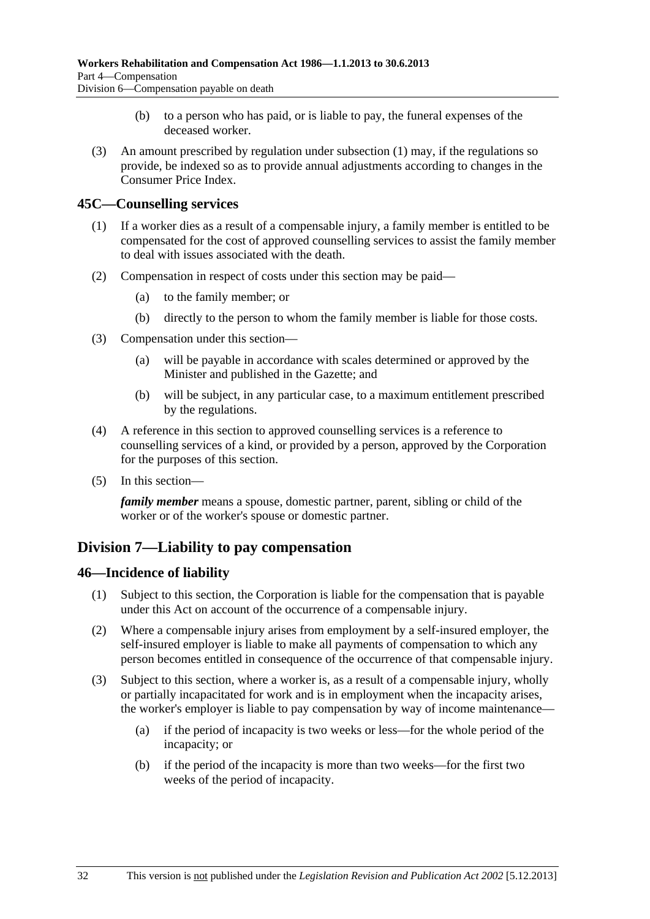(b) to a person who has paid, or is liable to pay, the funeral expenses of the deceased worker.

(3) An amount prescribed by regulation under subsection (1) may, if the regulations so provide, be indexed so as to provide annual adjustments according to changes in the Consumer Price Index.

### 45C—Counselling services

(1) If a worker dies as a result of a compensable injury, a family member is entitled to be compensated for the cost of approved counselling services to assist the family member to deal with issues associated with the death.

(2) Compensation in respect of costs under this section may be paid—

(a) to the family member; or

(b) directly to the person to whom the family member is liable for those costs.

(3) Compensation under this section—

(a) will be payable in accordance with scales determined or approved by the Minister and published in the Gazette; and

(b) will be subject, in any particular case, to a maximum entitlement prescribed by the regulations.

(4) A reference in this section to approved counselling services is a reference to counselling services of a kind, or provided by a person, approved by the Corporation for the purposes of this section.

(5) In this section—

***family member*** means a spouse, domestic partner, parent, sibling or child of the worker or of the worker's spouse or domestic partner.

## Division 7—Liability to pay compensation

### 46—Incidence of liability

(1) Subject to this section, the Corporation is liable for the compensation that is payable under this Act on account of the occurrence of a compensable injury.

(2) Where a compensable injury arises from employment by a self-insured employer, the self-insured employer is liable to make all payments of compensation to which any person becomes entitled in consequence of the occurrence of that compensable injury.

(3) Subject to this section, where a worker is, as a result of a compensable injury, wholly or partially incapacitated for work and is in employment when the incapacity arises, the worker's employer is liable to pay compensation by way of income maintenance—

(a) if the period of incapacity is two weeks or less—for the whole period of the incapacity; or

(b) if the period of the incapacity is more than two weeks—for the first two weeks of the period of incapacity.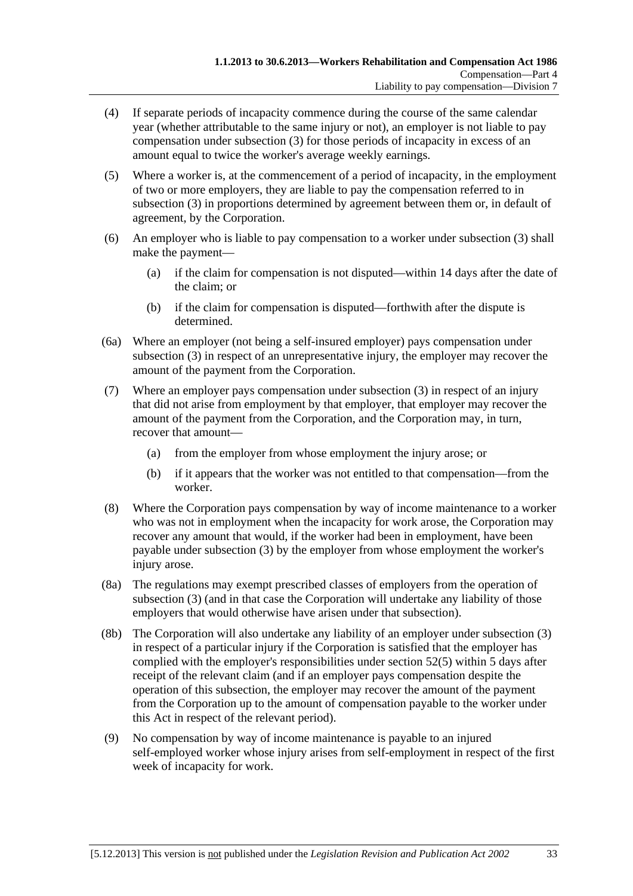(4) If separate periods of incapacity commence during the course of the same calendar year (whether attributable to the same injury or not), an employer is not liable to pay compensation under subsection (3) for those periods of incapacity in excess of an amount equal to twice the worker's average weekly earnings.

(5) Where a worker is, at the commencement of a period of incapacity, in the employment of two or more employers, they are liable to pay the compensation referred to in subsection (3) in proportions determined by agreement between them or, in default of agreement, by the Corporation.

(6) An employer who is liable to pay compensation to a worker under subsection (3) shall make the payment—

(a) if the claim for compensation is not disputed—within 14 days after the date of the claim; or

(b) if the claim for compensation is disputed—forthwith after the dispute is determined.

(6a) Where an employer (not being a self-insured employer) pays compensation under subsection (3) in respect of an unrepresentative injury, the employer may recover the amount of the payment from the Corporation.

(7) Where an employer pays compensation under subsection (3) in respect of an injury that did not arise from employment by that employer, that employer may recover the amount of the payment from the Corporation, and the Corporation may, in turn, recover that amount—

(a) from the employer from whose employment the injury arose; or

(b) if it appears that the worker was not entitled to that compensation—from the worker.

(8) Where the Corporation pays compensation by way of income maintenance to a worker who was not in employment when the incapacity for work arose, the Corporation may recover any amount that would, if the worker had been in employment, have been payable under subsection (3) by the employer from whose employment the worker's injury arose.

(8a) The regulations may exempt prescribed classes of employers from the operation of subsection (3) (and in that case the Corporation will undertake any liability of those employers that would otherwise have arisen under that subsection).

(8b) The Corporation will also undertake any liability of an employer under subsection (3) in respect of a particular injury if the Corporation is satisfied that the employer has complied with the employer's responsibilities under section 52(5) within 5 days after receipt of the relevant claim (and if an employer pays compensation despite the operation of this subsection, the employer may recover the amount of the payment from the Corporation up to the amount of compensation payable to the worker under this Act in respect of the relevant period).

(9) No compensation by way of income maintenance is payable to an injured self-employed worker whose injury arises from self-employment in respect of the first week of incapacity for work.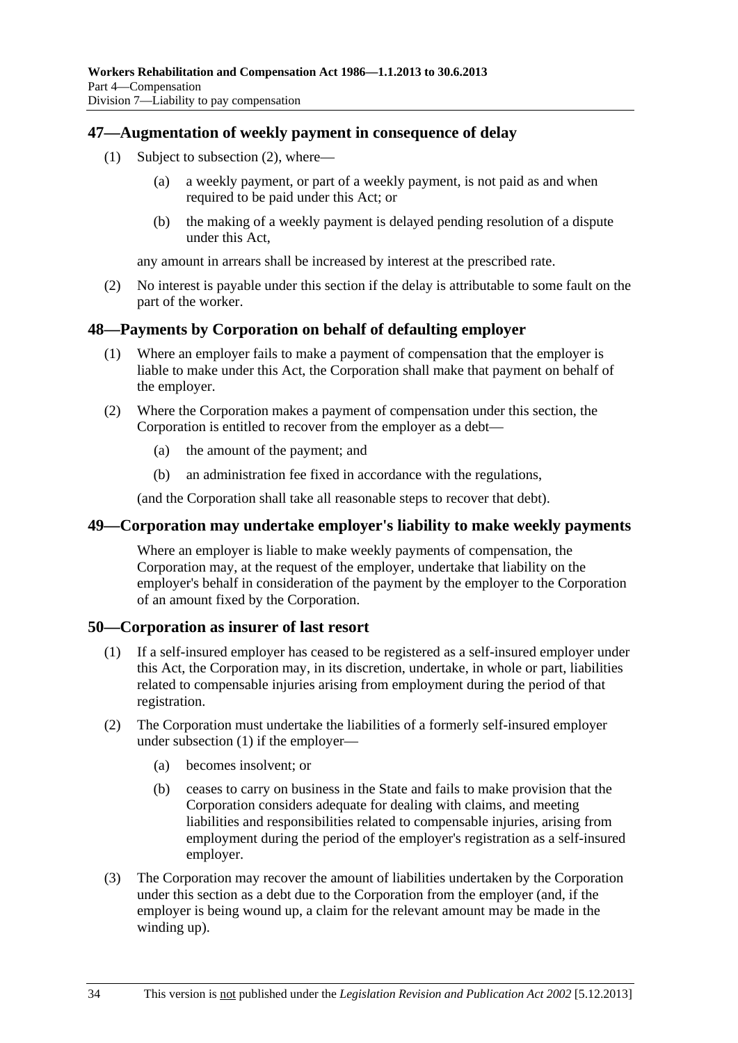## 47—Augmentation of weekly payment in consequence of delay

(1) Subject to subsection (2), where—

(a) a weekly payment, or part of a weekly payment, is not paid as and when required to be paid under this Act; or

(b) the making of a weekly payment is delayed pending resolution of a dispute under this Act,

any amount in arrears shall be increased by interest at the prescribed rate.

(2) No interest is payable under this section if the delay is attributable to some fault on the part of the worker.

## 48—Payments by Corporation on behalf of defaulting employer

(1) Where an employer fails to make a payment of compensation that the employer is liable to make under this Act, the Corporation shall make that payment on behalf of the employer.

(2) Where the Corporation makes a payment of compensation under this section, the Corporation is entitled to recover from the employer as a debt—

(a) the amount of the payment; and

(b) an administration fee fixed in accordance with the regulations,

(and the Corporation shall take all reasonable steps to recover that debt).

## 49—Corporation may undertake employer's liability to make weekly payments

Where an employer is liable to make weekly payments of compensation, the Corporation may, at the request of the employer, undertake that liability on the employer's behalf in consideration of the payment by the employer to the Corporation of an amount fixed by the Corporation.

## 50—Corporation as insurer of last resort

(1) If a self-insured employer has ceased to be registered as a self-insured employer under this Act, the Corporation may, in its discretion, undertake, in whole or part, liabilities related to compensable injuries arising from employment during the period of that registration.

(2) The Corporation must undertake the liabilities of a formerly self-insured employer under subsection (1) if the employer—

(a) becomes insolvent; or

(b) ceases to carry on business in the State and fails to make provision that the Corporation considers adequate for dealing with claims, and meeting liabilities and responsibilities related to compensable injuries, arising from employment during the period of the employer's registration as a self-insured employer.

(3) The Corporation may recover the amount of liabilities undertaken by the Corporation under this section as a debt due to the Corporation from the employer (and, if the employer is being wound up, a claim for the relevant amount may be made in the winding up).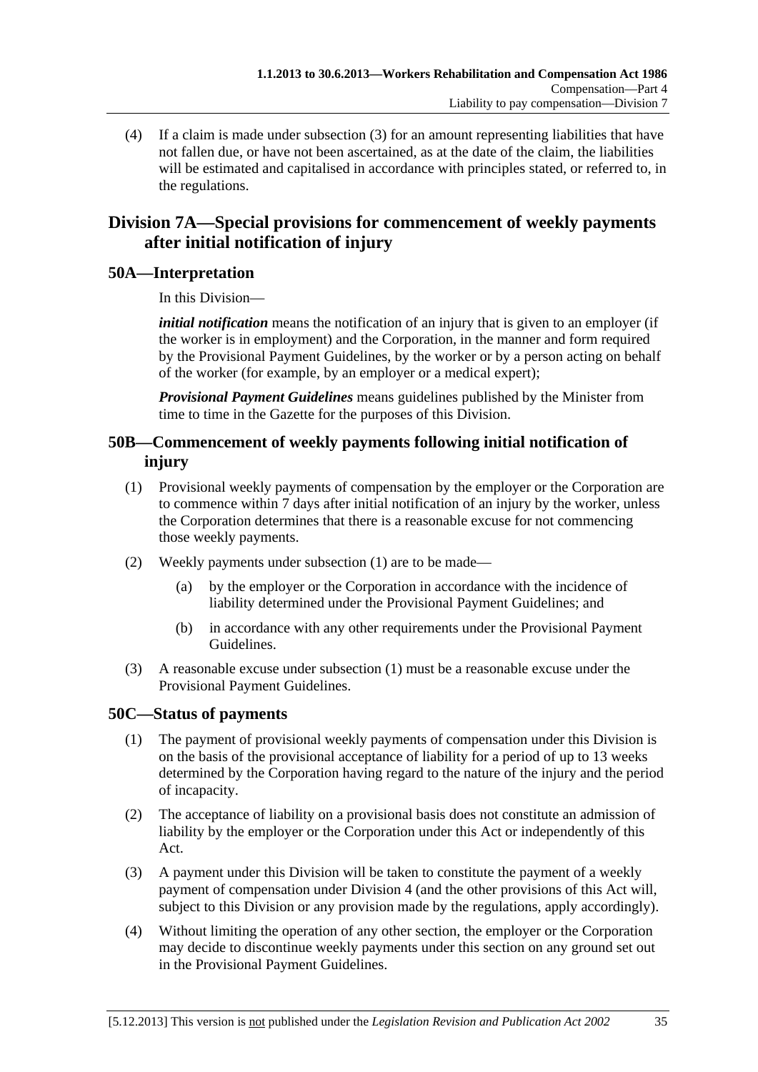(4) If a claim is made under subsection (3) for an amount representing liabilities that have not fallen due, or have not been ascertained, as at the date of the claim, the liabilities will be estimated and capitalised in accordance with principles stated, or referred to, in the regulations.

## Division 7A—Special provisions for commencement of weekly payments after initial notification of injury

### 50A—Interpretation

In this Division—

***initial notification*** means the notification of an injury that is given to an employer (if the worker is in employment) and the Corporation, in the manner and form required by the Provisional Payment Guidelines, by the worker or by a person acting on behalf of the worker (for example, by an employer or a medical expert);

***Provisional Payment Guidelines*** means guidelines published by the Minister from time to time in the Gazette for the purposes of this Division.

### 50B—Commencement of weekly payments following initial notification of injury

(1) Provisional weekly payments of compensation by the employer or the Corporation are to commence within 7 days after initial notification of an injury by the worker, unless the Corporation determines that there is a reasonable excuse for not commencing those weekly payments.

(2) Weekly payments under subsection (1) are to be made—

(a) by the employer or the Corporation in accordance with the incidence of liability determined under the Provisional Payment Guidelines; and

(b) in accordance with any other requirements under the Provisional Payment Guidelines.

(3) A reasonable excuse under subsection (1) must be a reasonable excuse under the Provisional Payment Guidelines.

### 50C—Status of payments

(1) The payment of provisional weekly payments of compensation under this Division is on the basis of the provisional acceptance of liability for a period of up to 13 weeks determined by the Corporation having regard to the nature of the injury and the period of incapacity.

(2) The acceptance of liability on a provisional basis does not constitute an admission of liability by the employer or the Corporation under this Act or independently of this Act.

(3) A payment under this Division will be taken to constitute the payment of a weekly payment of compensation under Division 4 (and the other provisions of this Act will, subject to this Division or any provision made by the regulations, apply accordingly).

(4) Without limiting the operation of any other section, the employer or the Corporation may decide to discontinue weekly payments under this section on any ground set out in the Provisional Payment Guidelines.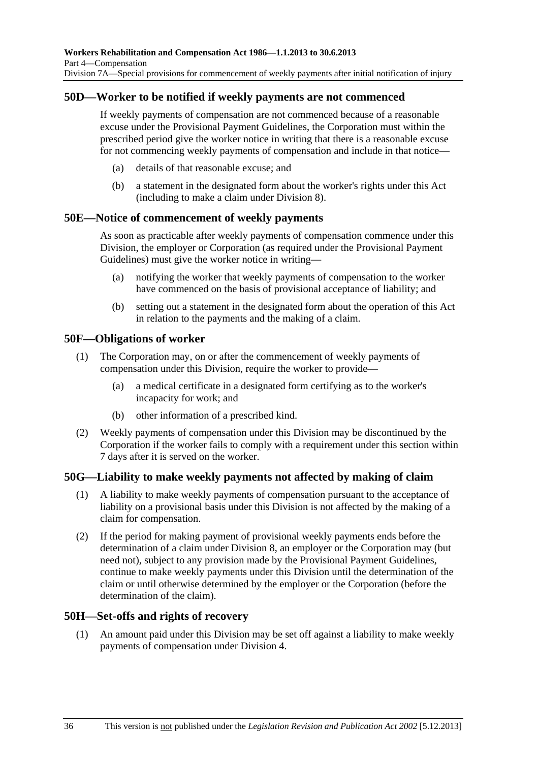## 50D—Worker to be notified if weekly payments are not commenced

If weekly payments of compensation are not commenced because of a reasonable excuse under the Provisional Payment Guidelines, the Corporation must within the prescribed period give the worker notice in writing that there is a reasonable excuse for not commencing weekly payments of compensation and include in that notice—

(a) details of that reasonable excuse; and

(b) a statement in the designated form about the worker's rights under this Act (including to make a claim under Division 8).

## 50E—Notice of commencement of weekly payments

As soon as practicable after weekly payments of compensation commence under this Division, the employer or Corporation (as required under the Provisional Payment Guidelines) must give the worker notice in writing—

(a) notifying the worker that weekly payments of compensation to the worker have commenced on the basis of provisional acceptance of liability; and

(b) setting out a statement in the designated form about the operation of this Act in relation to the payments and the making of a claim.

## 50F—Obligations of worker

(1) The Corporation may, on or after the commencement of weekly payments of compensation under this Division, require the worker to provide—

(a) a medical certificate in a designated form certifying as to the worker's incapacity for work; and

(b) other information of a prescribed kind.

(2) Weekly payments of compensation under this Division may be discontinued by the Corporation if the worker fails to comply with a requirement under this section within 7 days after it is served on the worker.

## 50G—Liability to make weekly payments not affected by making of claim

(1) A liability to make weekly payments of compensation pursuant to the acceptance of liability on a provisional basis under this Division is not affected by the making of a claim for compensation.

(2) If the period for making payment of provisional weekly payments ends before the determination of a claim under Division 8, an employer or the Corporation may (but need not), subject to any provision made by the Provisional Payment Guidelines, continue to make weekly payments under this Division until the determination of the claim or until otherwise determined by the employer or the Corporation (before the determination of the claim).

## 50H—Set-offs and rights of recovery

(1) An amount paid under this Division may be set off against a liability to make weekly payments of compensation under Division 4.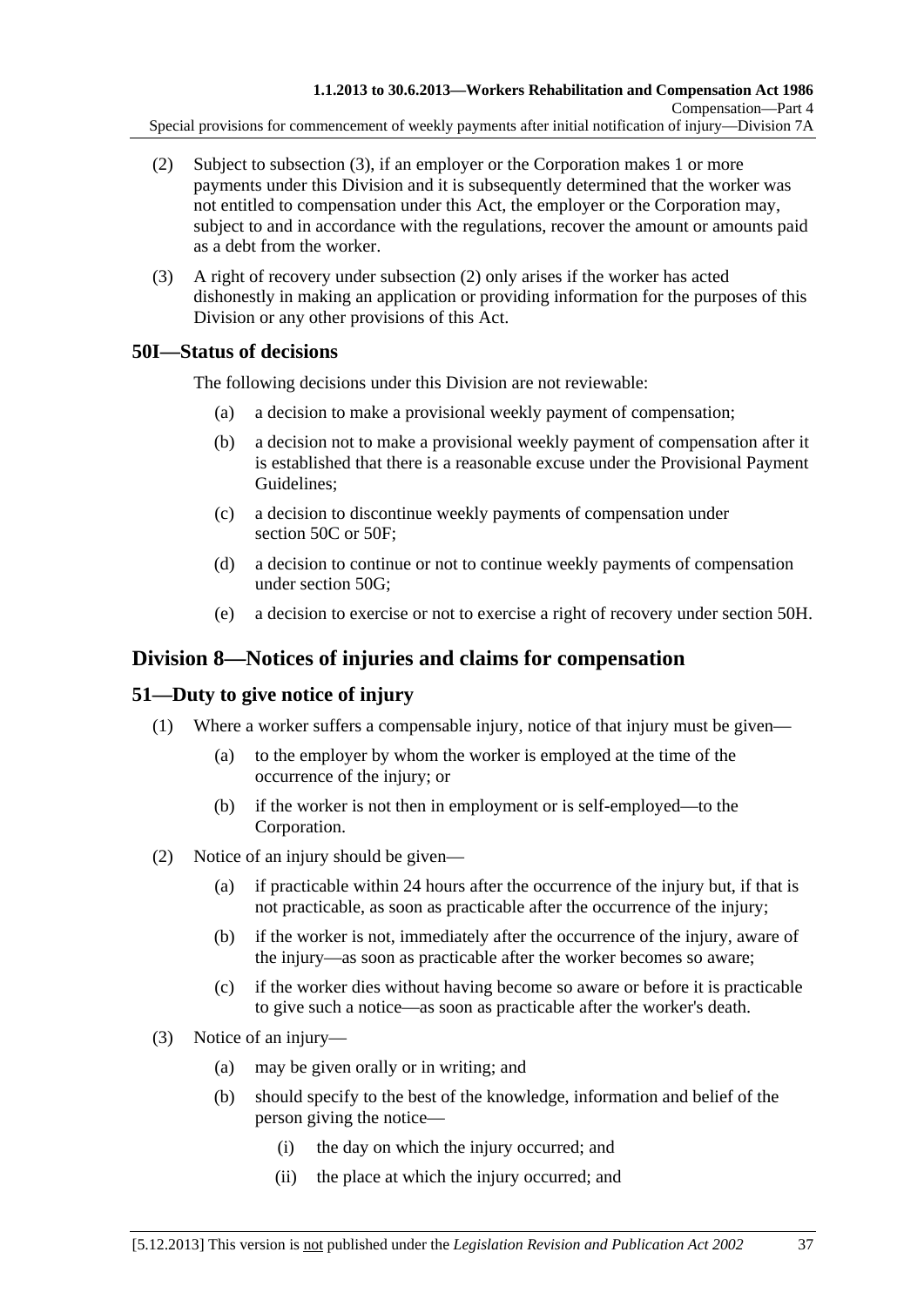(2) Subject to subsection (3), if an employer or the Corporation makes 1 or more payments under this Division and it is subsequently determined that the worker was not entitled to compensation under this Act, the employer or the Corporation may, subject to and in accordance with the regulations, recover the amount or amounts paid as a debt from the worker.

(3) A right of recovery under subsection (2) only arises if the worker has acted dishonestly in making an application or providing information for the purposes of this Division or any other provisions of this Act.

### 50I—Status of decisions

The following decisions under this Division are not reviewable:

(a) a decision to make a provisional weekly payment of compensation;

(b) a decision not to make a provisional weekly payment of compensation after it is established that there is a reasonable excuse under the Provisional Payment Guidelines;

(c) a decision to discontinue weekly payments of compensation under section 50C or 50F;

(d) a decision to continue or not to continue weekly payments of compensation under section 50G;

(e) a decision to exercise or not to exercise a right of recovery under section 50H.

## Division 8—Notices of injuries and claims for compensation

### 51—Duty to give notice of injury

(1) Where a worker suffers a compensable injury, notice of that injury must be given—

(a) to the employer by whom the worker is employed at the time of the occurrence of the injury; or

(b) if the worker is not then in employment or is self-employed—to the Corporation.

(2) Notice of an injury should be given—

(a) if practicable within 24 hours after the occurrence of the injury but, if that is not practicable, as soon as practicable after the occurrence of the injury;

(b) if the worker is not, immediately after the occurrence of the injury, aware of the injury—as soon as practicable after the worker becomes so aware;

(c) if the worker dies without having become so aware or before it is practicable to give such a notice—as soon as practicable after the worker's death.

(3) Notice of an injury—

(a) may be given orally or in writing; and

(b) should specify to the best of the knowledge, information and belief of the person giving the notice—

(i) the day on which the injury occurred; and

(ii) the place at which the injury occurred; and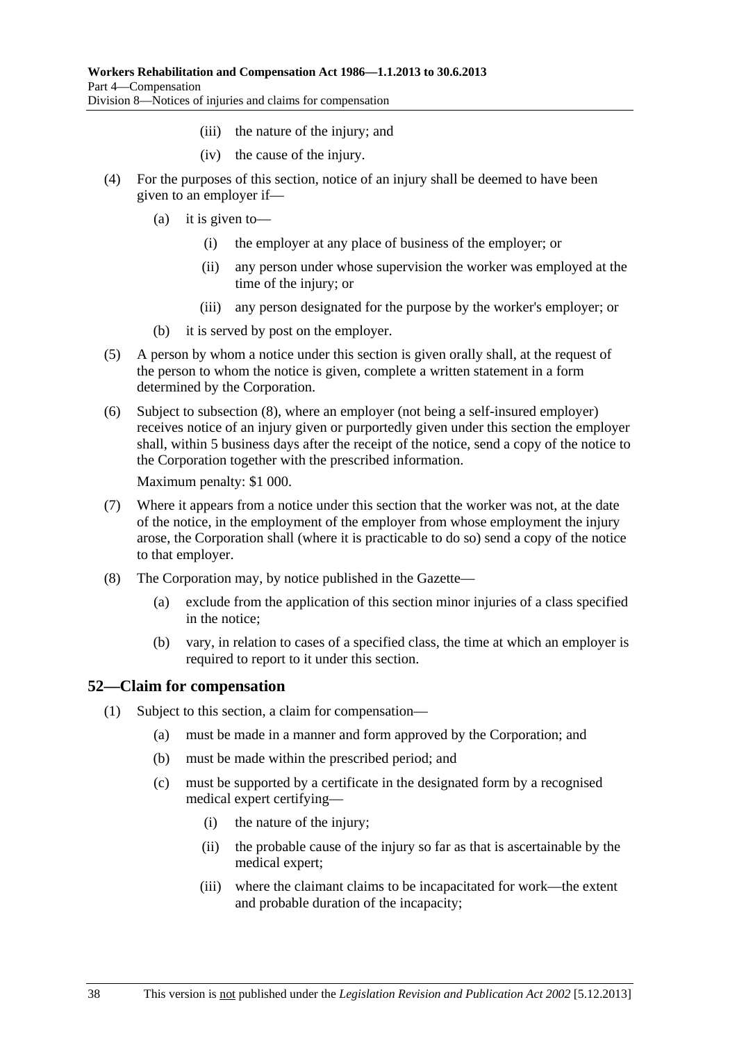(iii) the nature of the injury; and

(iv) the cause of the injury.

(4) For the purposes of this section, notice of an injury shall be deemed to have been given to an employer if—

(a) it is given to—

(i) the employer at any place of business of the employer; or

(ii) any person under whose supervision the worker was employed at the time of the injury; or

(iii) any person designated for the purpose by the worker's employer; or

(b) it is served by post on the employer.

(5) A person by whom a notice under this section is given orally shall, at the request of the person to whom the notice is given, complete a written statement in a form determined by the Corporation.

(6) Subject to subsection (8), where an employer (not being a self-insured employer) receives notice of an injury given or purportedly given under this section the employer shall, within 5 business days after the receipt of the notice, send a copy of the notice to the Corporation together with the prescribed information.

Maximum penalty: $1 000.

(7) Where it appears from a notice under this section that the worker was not, at the date of the notice, in the employment of the employer from whose employment the injury arose, the Corporation shall (where it is practicable to do so) send a copy of the notice to that employer.

(8) The Corporation may, by notice published in the Gazette—

(a) exclude from the application of this section minor injuries of a class specified in the notice;

(b) vary, in relation to cases of a specified class, the time at which an employer is required to report to it under this section.

## 52—Claim for compensation

(1) Subject to this section, a claim for compensation—

(a) must be made in a manner and form approved by the Corporation; and

(b) must be made within the prescribed period; and

(c) must be supported by a certificate in the designated form by a recognised medical expert certifying—

(i) the nature of the injury;

(ii) the probable cause of the injury so far as that is ascertainable by the medical expert;

(iii) where the claimant claims to be incapacitated for work—the extent and probable duration of the incapacity;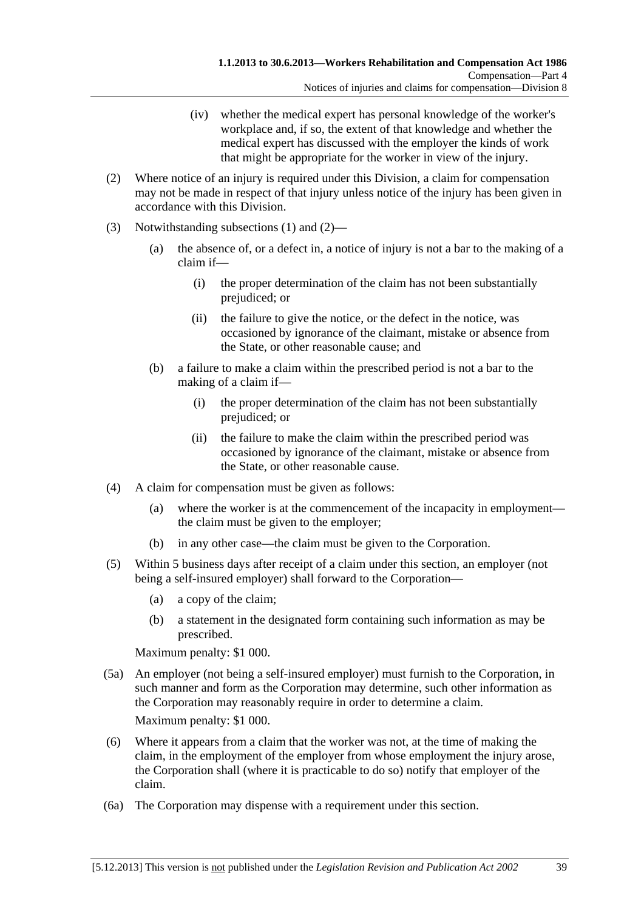(iv) whether the medical expert has personal knowledge of the worker's workplace and, if so, the extent of that knowledge and whether the medical expert has discussed with the employer the kinds of work that might be appropriate for the worker in view of the injury.

(2) Where notice of an injury is required under this Division, a claim for compensation may not be made in respect of that injury unless notice of the injury has been given in accordance with this Division.

(3) Notwithstanding subsections (1) and (2)—

(a) the absence of, or a defect in, a notice of injury is not a bar to the making of a claim if—

(i) the proper determination of the claim has not been substantially prejudiced; or

(ii) the failure to give the notice, or the defect in the notice, was occasioned by ignorance of the claimant, mistake or absence from the State, or other reasonable cause; and

(b) a failure to make a claim within the prescribed period is not a bar to the making of a claim if—

(i) the proper determination of the claim has not been substantially prejudiced; or

(ii) the failure to make the claim within the prescribed period was occasioned by ignorance of the claimant, mistake or absence from the State, or other reasonable cause.

(4) A claim for compensation must be given as follows:

(a) where the worker is at the commencement of the incapacity in employment—the claim must be given to the employer;

(b) in any other case—the claim must be given to the Corporation.

(5) Within 5 business days after receipt of a claim under this section, an employer (not being a self-insured employer) shall forward to the Corporation—

(a) a copy of the claim;

(b) a statement in the designated form containing such information as may be prescribed.

Maximum penalty: $1 000.

(5a) An employer (not being a self-insured employer) must furnish to the Corporation, in such manner and form as the Corporation may determine, such other information as the Corporation may reasonably require in order to determine a claim.

Maximum penalty: $1 000.

(6) Where it appears from a claim that the worker was not, at the time of making the claim, in the employment of the employer from whose employment the injury arose, the Corporation shall (where it is practicable to do so) notify that employer of the claim.

(6a) The Corporation may dispense with a requirement under this section.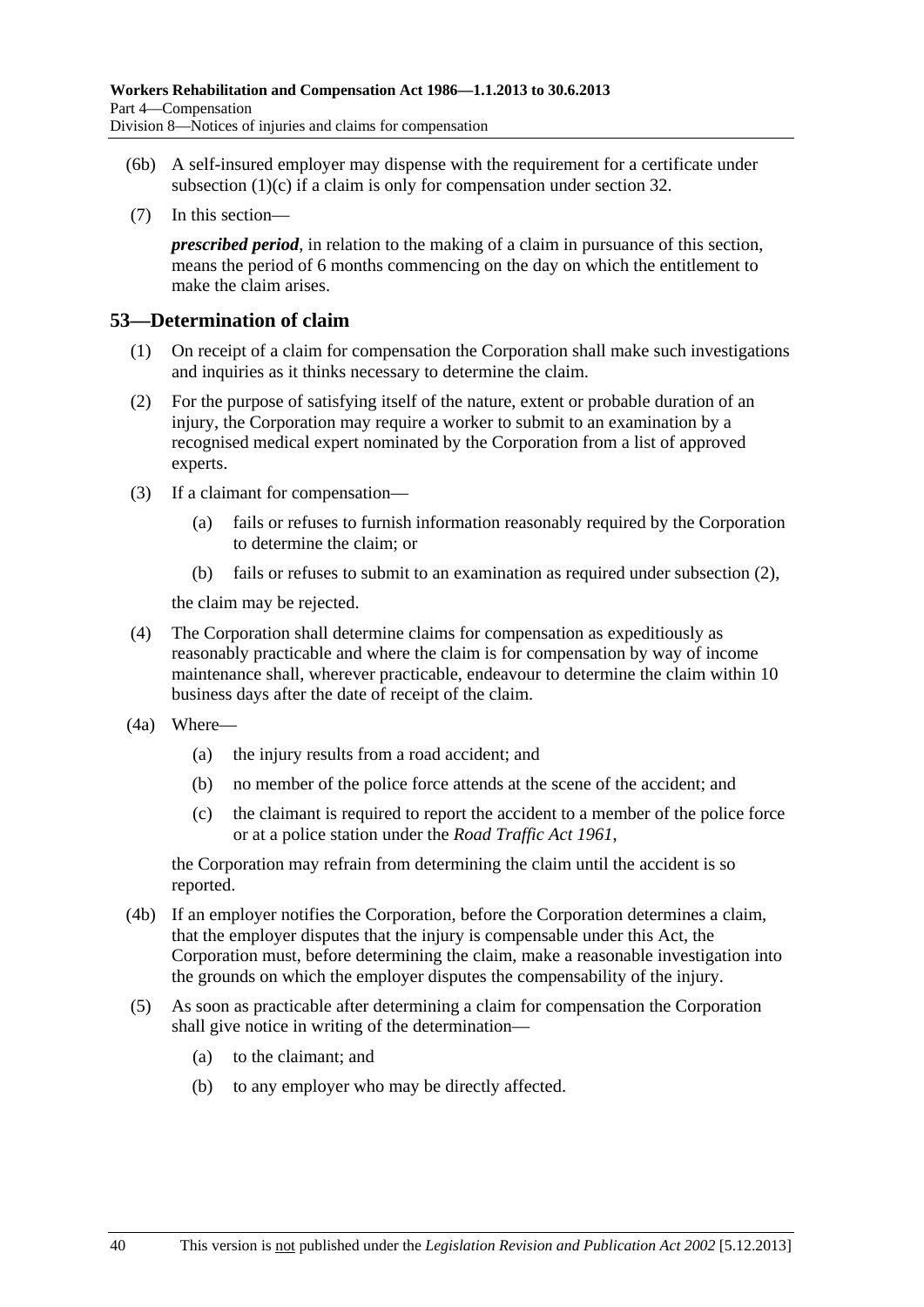(6b) A self-insured employer may dispense with the requirement for a certificate under subsection (1)(c) if a claim is only for compensation under section 32.

(7) In this section—

***prescribed period***, in relation to the making of a claim in pursuance of this section, means the period of 6 months commencing on the day on which the entitlement to make the claim arises.

## 53—Determination of claim

(1) On receipt of a claim for compensation the Corporation shall make such investigations and inquiries as it thinks necessary to determine the claim.

(2) For the purpose of satisfying itself of the nature, extent or probable duration of an injury, the Corporation may require a worker to submit to an examination by a recognised medical expert nominated by the Corporation from a list of approved experts.

(3) If a claimant for compensation—

(a) fails or refuses to furnish information reasonably required by the Corporation to determine the claim; or

(b) fails or refuses to submit to an examination as required under subsection (2),

the claim may be rejected.

(4) The Corporation shall determine claims for compensation as expeditiously as reasonably practicable and where the claim is for compensation by way of income maintenance shall, wherever practicable, endeavour to determine the claim within 10 business days after the date of receipt of the claim.

(4a) Where—

(a) the injury results from a road accident; and

(b) no member of the police force attends at the scene of the accident; and

(c) the claimant is required to report the accident to a member of the police force or at a police station under the *Road Traffic Act 1961*,

the Corporation may refrain from determining the claim until the accident is so reported.

(4b) If an employer notifies the Corporation, before the Corporation determines a claim, that the employer disputes that the injury is compensable under this Act, the Corporation must, before determining the claim, make a reasonable investigation into the grounds on which the employer disputes the compensability of the injury.

(5) As soon as practicable after determining a claim for compensation the Corporation shall give notice in writing of the determination—

(a) to the claimant; and

(b) to any employer who may be directly affected.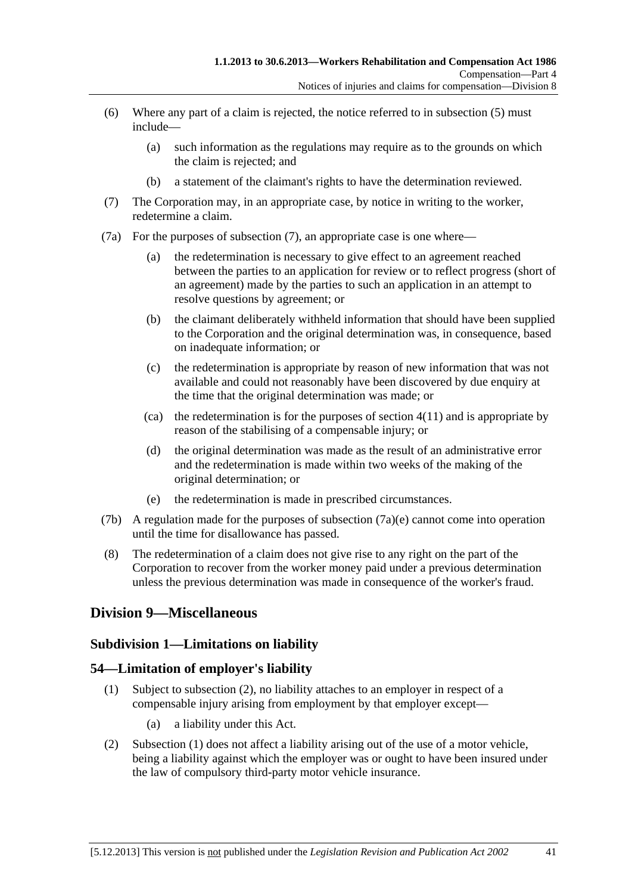(6) Where any part of a claim is rejected, the notice referred to in subsection (5) must include—

(a) such information as the regulations may require as to the grounds on which the claim is rejected; and

(b) a statement of the claimant's rights to have the determination reviewed.

(7) The Corporation may, in an appropriate case, by notice in writing to the worker, redetermine a claim.

(7a) For the purposes of subsection (7), an appropriate case is one where—

(a) the redetermination is necessary to give effect to an agreement reached between the parties to an application for review or to reflect progress (short of an agreement) made by the parties to such an application in an attempt to resolve questions by agreement; or

(b) the claimant deliberately withheld information that should have been supplied to the Corporation and the original determination was, in consequence, based on inadequate information; or

(c) the redetermination is appropriate by reason of new information that was not available and could not reasonably have been discovered by due enquiry at the time that the original determination was made; or

(ca) the redetermination is for the purposes of section 4(11) and is appropriate by reason of the stabilising of a compensable injury; or

(d) the original determination was made as the result of an administrative error and the redetermination is made within two weeks of the making of the original determination; or

(e) the redetermination is made in prescribed circumstances.

(7b) A regulation made for the purposes of subsection (7a)(e) cannot come into operation until the time for disallowance has passed.

(8) The redetermination of a claim does not give rise to any right on the part of the Corporation to recover from the worker money paid under a previous determination unless the previous determination was made in consequence of the worker's fraud.

## Division 9—Miscellaneous

### Subdivision 1—Limitations on liability

### 54—Limitation of employer's liability

(1) Subject to subsection (2), no liability attaches to an employer in respect of a compensable injury arising from employment by that employer except—

(a) a liability under this Act.

(2) Subsection (1) does not affect a liability arising out of the use of a motor vehicle, being a liability against which the employer was or ought to have been insured under the law of compulsory third-party motor vehicle insurance.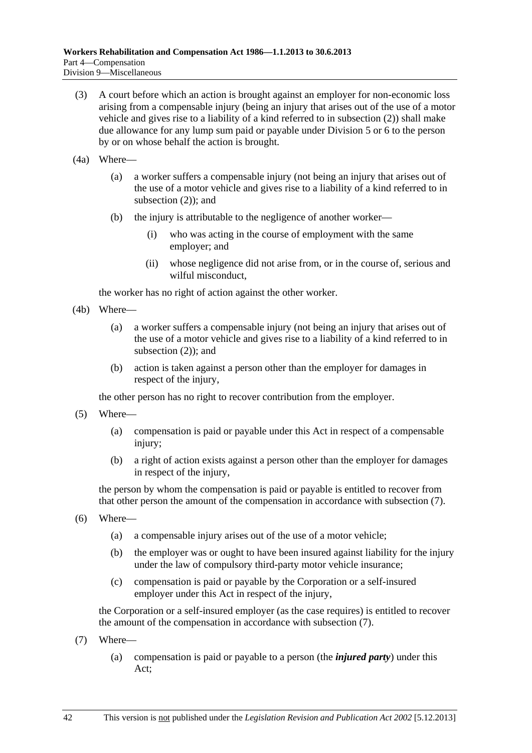(3) A court before which an action is brought against an employer for non-economic loss arising from a compensable injury (being an injury that arises out of the use of a motor vehicle and gives rise to a liability of a kind referred to in subsection (2)) shall make due allowance for any lump sum paid or payable under Division 5 or 6 to the person by or on whose behalf the action is brought.

(4a) Where—

- (a) a worker suffers a compensable injury (not being an injury that arises out of the use of a motor vehicle and gives rise to a liability of a kind referred to in subsection (2)); and
- (b) the injury is attributable to the negligence of another worker—
  - (i) who was acting in the course of employment with the same employer; and
  - (ii) whose negligence did not arise from, or in the course of, serious and wilful misconduct,

the worker has no right of action against the other worker.

(4b) Where—

- (a) a worker suffers a compensable injury (not being an injury that arises out of the use of a motor vehicle and gives rise to a liability of a kind referred to in subsection (2)); and
- (b) action is taken against a person other than the employer for damages in respect of the injury,

the other person has no right to recover contribution from the employer.

(5) Where—

- (a) compensation is paid or payable under this Act in respect of a compensable injury;
- (b) a right of action exists against a person other than the employer for damages in respect of the injury,

the person by whom the compensation is paid or payable is entitled to recover from that other person the amount of the compensation in accordance with subsection (7).

(6) Where—

- (a) a compensable injury arises out of the use of a motor vehicle;
- (b) the employer was or ought to have been insured against liability for the injury under the law of compulsory third-party motor vehicle insurance;
- (c) compensation is paid or payable by the Corporation or a self-insured employer under this Act in respect of the injury,

the Corporation or a self-insured employer (as the case requires) is entitled to recover the amount of the compensation in accordance with subsection (7).

(7) Where—

- (a) compensation is paid or payable to a person (the ***injured party***) under this Act;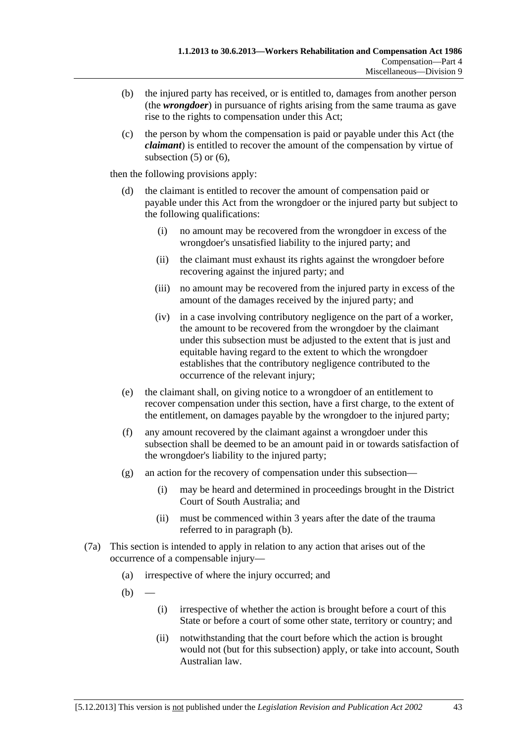(b) the injured party has received, or is entitled to, damages from another person (the ***wrongdoer***) in pursuance of rights arising from the same trauma as gave rise to the rights to compensation under this Act;

(c) the person by whom the compensation is paid or payable under this Act (the ***claimant***) is entitled to recover the amount of the compensation by virtue of subsection (5) or (6),

then the following provisions apply:

(d) the claimant is entitled to recover the amount of compensation paid or payable under this Act from the wrongdoer or the injured party but subject to the following qualifications:

(i) no amount may be recovered from the wrongdoer in excess of the wrongdoer's unsatisfied liability to the injured party; and

(ii) the claimant must exhaust its rights against the wrongdoer before recovering against the injured party; and

(iii) no amount may be recovered from the injured party in excess of the amount of the damages received by the injured party; and

(iv) in a case involving contributory negligence on the part of a worker, the amount to be recovered from the wrongdoer by the claimant under this subsection must be adjusted to the extent that is just and equitable having regard to the extent to which the wrongdoer establishes that the contributory negligence contributed to the occurrence of the relevant injury;

(e) the claimant shall, on giving notice to a wrongdoer of an entitlement to recover compensation under this section, have a first charge, to the extent of the entitlement, on damages payable by the wrongdoer to the injured party;

(f) any amount recovered by the claimant against a wrongdoer under this subsection shall be deemed to be an amount paid in or towards satisfaction of the wrongdoer's liability to the injured party;

(g) an action for the recovery of compensation under this subsection—

(i) may be heard and determined in proceedings brought in the District Court of South Australia; and

(ii) must be commenced within 3 years after the date of the trauma referred to in paragraph (b).

(7a) This section is intended to apply in relation to any action that arises out of the occurrence of a compensable injury—

(a) irrespective of where the injury occurred; and

(b) —

(i) irrespective of whether the action is brought before a court of this State or before a court of some other state, territory or country; and

(ii) notwithstanding that the court before which the action is brought would not (but for this subsection) apply, or take into account, South Australian law.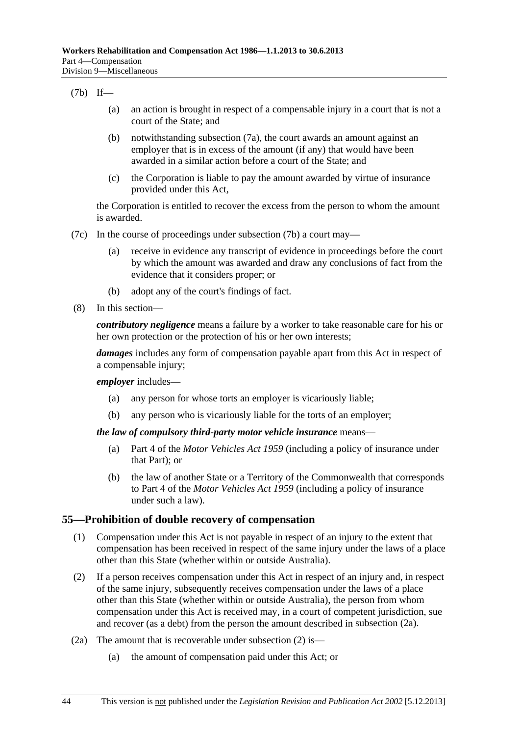(7b) If—

(a) an action is brought in respect of a compensable injury in a court that is not a court of the State; and

(b) notwithstanding subsection (7a), the court awards an amount against an employer that is in excess of the amount (if any) that would have been awarded in a similar action before a court of the State; and

(c) the Corporation is liable to pay the amount awarded by virtue of insurance provided under this Act,

the Corporation is entitled to recover the excess from the person to whom the amount is awarded.

(7c) In the course of proceedings under subsection (7b) a court may—

(a) receive in evidence any transcript of evidence in proceedings before the court by which the amount was awarded and draw any conclusions of fact from the evidence that it considers proper; or

(b) adopt any of the court's findings of fact.

(8) In this section—

***contributory negligence*** means a failure by a worker to take reasonable care for his or her own protection or the protection of his or her own interests;

***damages*** includes any form of compensation payable apart from this Act in respect of a compensable injury;

***employer*** includes—

(a) any person for whose torts an employer is vicariously liable;

(b) any person who is vicariously liable for the torts of an employer;

***the law of compulsory third-party motor vehicle insurance*** means—

(a) Part 4 of the *Motor Vehicles Act 1959* (including a policy of insurance under that Part); or

(b) the law of another State or a Territory of the Commonwealth that corresponds to Part 4 of the *Motor Vehicles Act 1959* (including a policy of insurance under such a law).

## 55—Prohibition of double recovery of compensation

(1) Compensation under this Act is not payable in respect of an injury to the extent that compensation has been received in respect of the same injury under the laws of a place other than this State (whether within or outside Australia).

(2) If a person receives compensation under this Act in respect of an injury and, in respect of the same injury, subsequently receives compensation under the laws of a place other than this State (whether within or outside Australia), the person from whom compensation under this Act is received may, in a court of competent jurisdiction, sue and recover (as a debt) from the person the amount described in subsection (2a).

(2a) The amount that is recoverable under subsection (2) is—

(a) the amount of compensation paid under this Act; or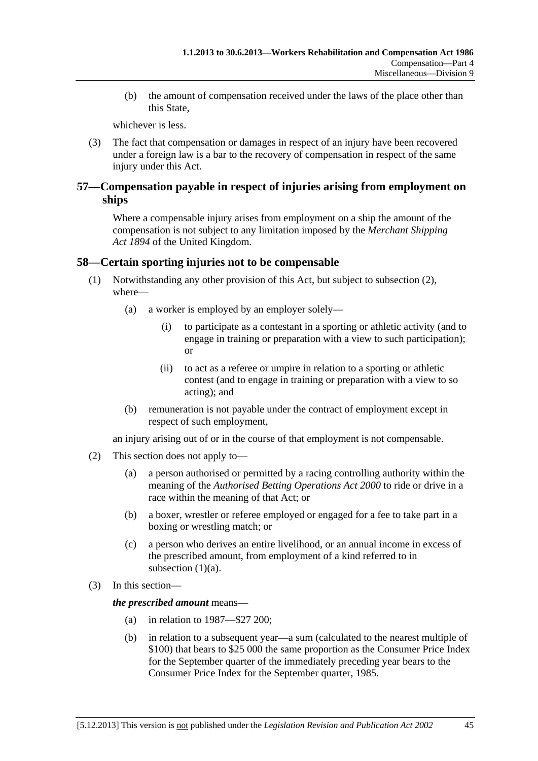(b) the amount of compensation received under the laws of the place other than this State,

whichever is less.

(3) The fact that compensation or damages in respect of an injury have been recovered under a foreign law is a bar to the recovery of compensation in respect of the same injury under this Act.

## 57—Compensation payable in respect of injuries arising from employment on ships

Where a compensable injury arises from employment on a ship the amount of the compensation is not subject to any limitation imposed by the *Merchant Shipping Act 1894* of the United Kingdom.

## 58—Certain sporting injuries not to be compensable

(1) Notwithstanding any other provision of this Act, but subject to subsection (2), where—

(a) a worker is employed by an employer solely—

(i) to participate as a contestant in a sporting or athletic activity (and to engage in training or preparation with a view to such participation); or

(ii) to act as a referee or umpire in relation to a sporting or athletic contest (and to engage in training or preparation with a view to so acting); and

(b) remuneration is not payable under the contract of employment except in respect of such employment,

an injury arising out of or in the course of that employment is not compensable.

(2) This section does not apply to—

(a) a person authorised or permitted by a racing controlling authority within the meaning of the *Authorised Betting Operations Act 2000* to ride or drive in a race within the meaning of that Act; or

(b) a boxer, wrestler or referee employed or engaged for a fee to take part in a boxing or wrestling match; or

(c) a person who derives an entire livelihood, or an annual income in excess of the prescribed amount, from employment of a kind referred to in subsection (1)(a).

(3) In this section—

***the prescribed amount*** means—

(a) in relation to 1987—$27 200;

(b) in relation to a subsequent year—a sum (calculated to the nearest multiple of $100) that bears to $25 000 the same proportion as the Consumer Price Index for the September quarter of the immediately preceding year bears to the Consumer Price Index for the September quarter, 1985.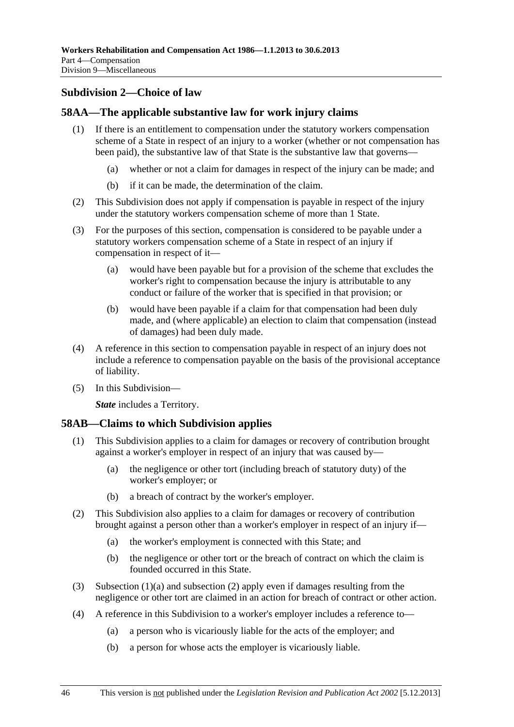## Subdivision 2—Choice of law

### 58AA—The applicable substantive law for work injury claims

(1) If there is an entitlement to compensation under the statutory workers compensation scheme of a State in respect of an injury to a worker (whether or not compensation has been paid), the substantive law of that State is the substantive law that governs—

  (a) whether or not a claim for damages in respect of the injury can be made; and

  (b) if it can be made, the determination of the claim.

(2) This Subdivision does not apply if compensation is payable in respect of the injury under the statutory workers compensation scheme of more than 1 State.

(3) For the purposes of this section, compensation is considered to be payable under a statutory workers compensation scheme of a State in respect of an injury if compensation in respect of it—

  (a) would have been payable but for a provision of the scheme that excludes the worker's right to compensation because the injury is attributable to any conduct or failure of the worker that is specified in that provision; or

  (b) would have been payable if a claim for that compensation had been duly made, and (where applicable) an election to claim that compensation (instead of damages) had been duly made.

(4) A reference in this section to compensation payable in respect of an injury does not include a reference to compensation payable on the basis of the provisional acceptance of liability.

(5) In this Subdivision—

  ***State*** includes a Territory.

### 58AB—Claims to which Subdivision applies

(1) This Subdivision applies to a claim for damages or recovery of contribution brought against a worker's employer in respect of an injury that was caused by—

  (a) the negligence or other tort (including breach of statutory duty) of the worker's employer; or

  (b) a breach of contract by the worker's employer.

(2) This Subdivision also applies to a claim for damages or recovery of contribution brought against a person other than a worker's employer in respect of an injury if—

  (a) the worker's employment is connected with this State; and

  (b) the negligence or other tort or the breach of contract on which the claim is founded occurred in this State.

(3) Subsection (1)(a) and subsection (2) apply even if damages resulting from the negligence or other tort are claimed in an action for breach of contract or other action.

(4) A reference in this Subdivision to a worker's employer includes a reference to—

  (a) a person who is vicariously liable for the acts of the employer; and

  (b) a person for whose acts the employer is vicariously liable.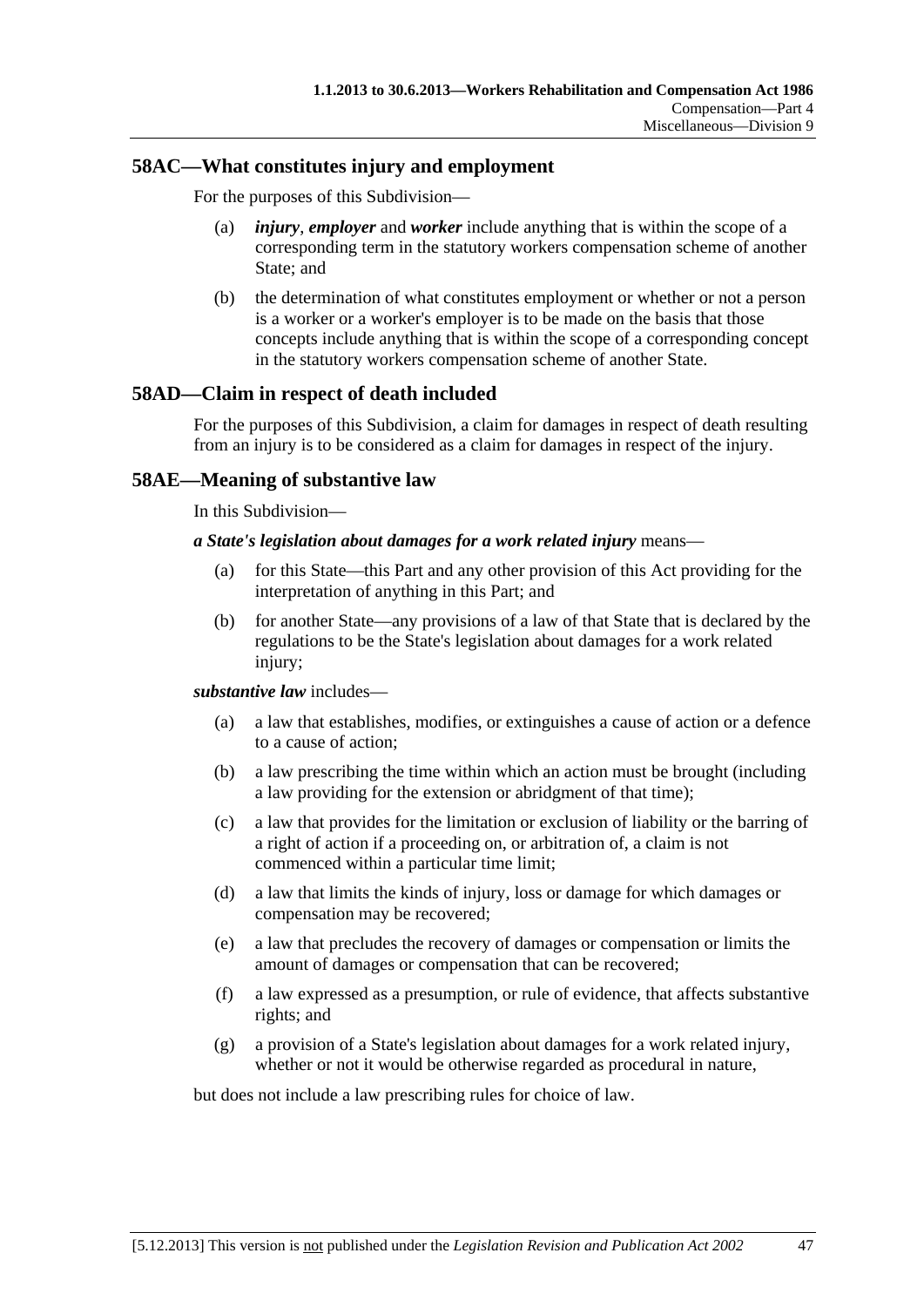## 58AC—What constitutes injury and employment

For the purposes of this Subdivision—

(a) ***injury***, ***employer*** and ***worker*** include anything that is within the scope of a corresponding term in the statutory workers compensation scheme of another State; and

(b) the determination of what constitutes employment or whether or not a person is a worker or a worker's employer is to be made on the basis that those concepts include anything that is within the scope of a corresponding concept in the statutory workers compensation scheme of another State.

## 58AD—Claim in respect of death included

For the purposes of this Subdivision, a claim for damages in respect of death resulting from an injury is to be considered as a claim for damages in respect of the injury.

## 58AE—Meaning of substantive law

In this Subdivision—

***a State's legislation about damages for a work related injury*** means—

(a) for this State—this Part and any other provision of this Act providing for the interpretation of anything in this Part; and

(b) for another State—any provisions of a law of that State that is declared by the regulations to be the State's legislation about damages for a work related injury;

***substantive law*** includes—

(a) a law that establishes, modifies, or extinguishes a cause of action or a defence to a cause of action;

(b) a law prescribing the time within which an action must be brought (including a law providing for the extension or abridgment of that time);

(c) a law that provides for the limitation or exclusion of liability or the barring of a right of action if a proceeding on, or arbitration of, a claim is not commenced within a particular time limit;

(d) a law that limits the kinds of injury, loss or damage for which damages or compensation may be recovered;

(e) a law that precludes the recovery of damages or compensation or limits the amount of damages or compensation that can be recovered;

(f) a law expressed as a presumption, or rule of evidence, that affects substantive rights; and

(g) a provision of a State's legislation about damages for a work related injury, whether or not it would be otherwise regarded as procedural in nature,

but does not include a law prescribing rules for choice of law.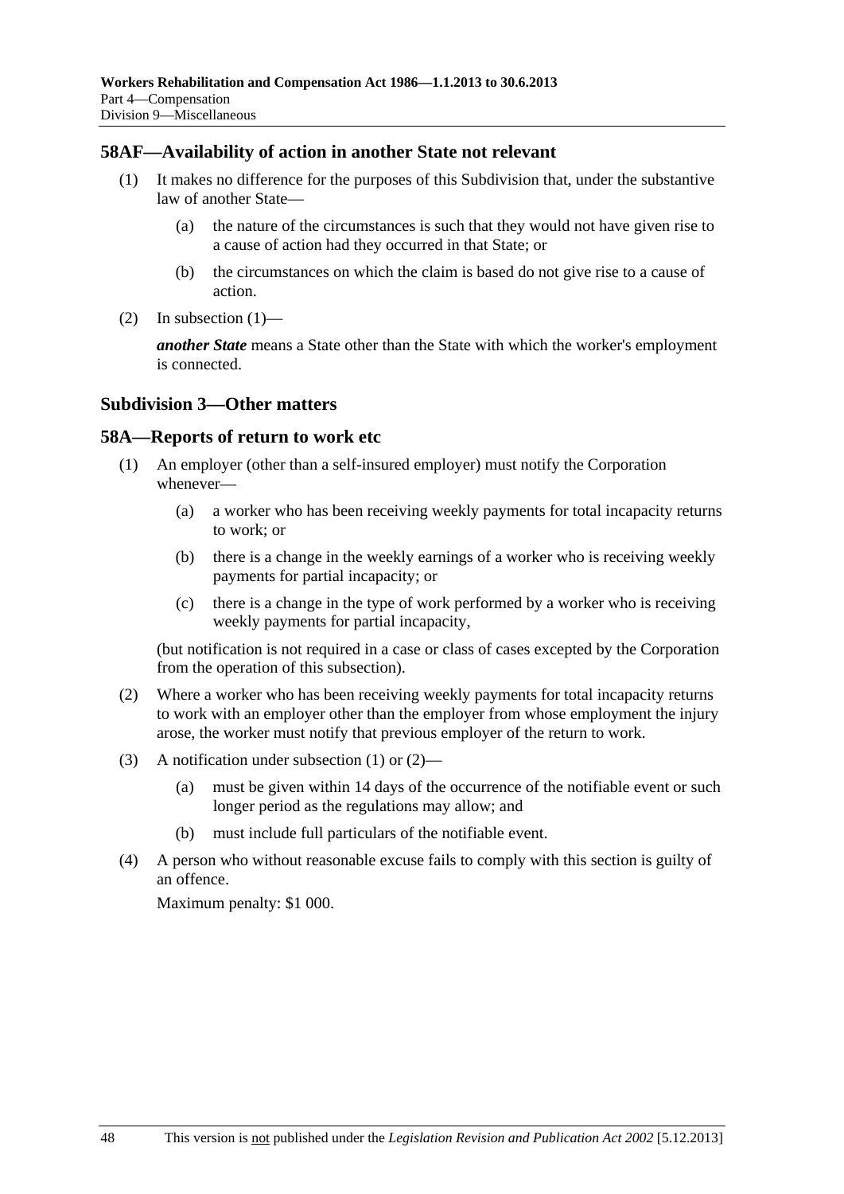## 58AF—Availability of action in another State not relevant

(1) It makes no difference for the purposes of this Subdivision that, under the substantive law of another State—

(a) the nature of the circumstances is such that they would not have given rise to a cause of action had they occurred in that State; or

(b) the circumstances on which the claim is based do not give rise to a cause of action.

(2) In subsection (1)—

***another State*** means a State other than the State with which the worker's employment is connected.

### Subdivision 3—Other matters

## 58A—Reports of return to work etc

(1) An employer (other than a self-insured employer) must notify the Corporation whenever—

(a) a worker who has been receiving weekly payments for total incapacity returns to work; or

(b) there is a change in the weekly earnings of a worker who is receiving weekly payments for partial incapacity; or

(c) there is a change in the type of work performed by a worker who is receiving weekly payments for partial incapacity,

(but notification is not required in a case or class of cases excepted by the Corporation from the operation of this subsection).

(2) Where a worker who has been receiving weekly payments for total incapacity returns to work with an employer other than the employer from whose employment the injury arose, the worker must notify that previous employer of the return to work.

(3) A notification under subsection (1) or (2)—

(a) must be given within 14 days of the occurrence of the notifiable event or such longer period as the regulations may allow; and

(b) must include full particulars of the notifiable event.

(4) A person who without reasonable excuse fails to comply with this section is guilty of an offence.

Maximum penalty: $1 000.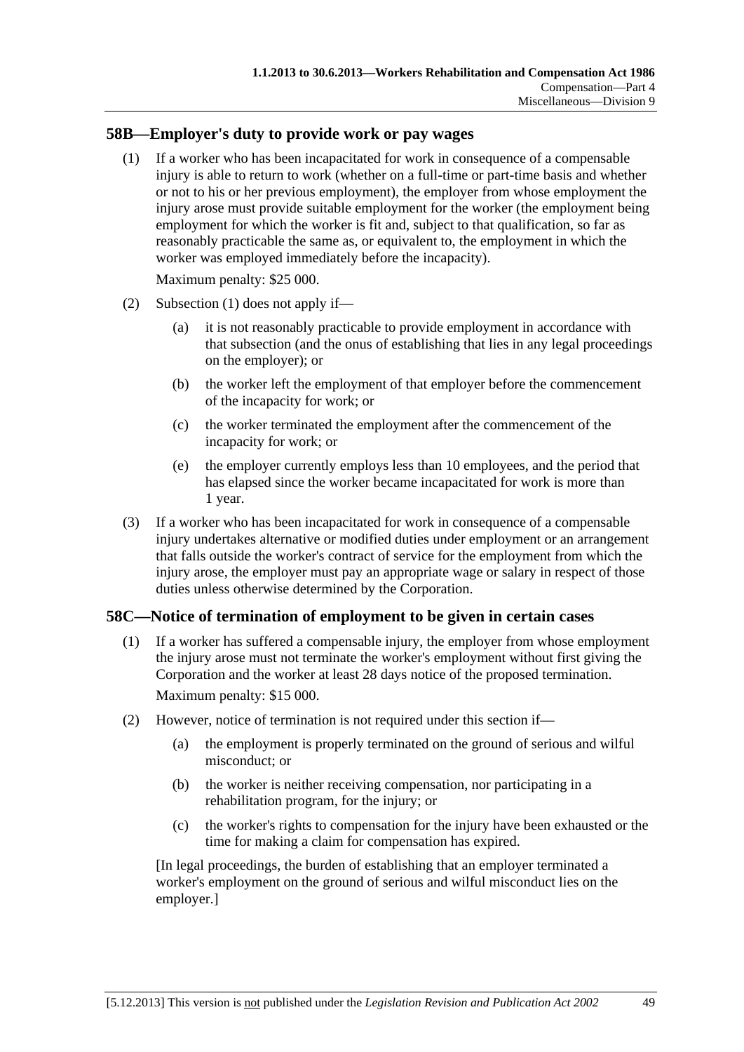## 58B—Employer's duty to provide work or pay wages

(1) If a worker who has been incapacitated for work in consequence of a compensable injury is able to return to work (whether on a full-time or part-time basis and whether or not to his or her previous employment), the employer from whose employment the injury arose must provide suitable employment for the worker (the employment being employment for which the worker is fit and, subject to that qualification, so far as reasonably practicable the same as, or equivalent to, the employment in which the worker was employed immediately before the incapacity).

Maximum penalty: $25 000.

(2) Subsection (1) does not apply if—

 (a) it is not reasonably practicable to provide employment in accordance with that subsection (and the onus of establishing that lies in any legal proceedings on the employer); or

 (b) the worker left the employment of that employer before the commencement of the incapacity for work; or

 (c) the worker terminated the employment after the commencement of the incapacity for work; or

 (e) the employer currently employs less than 10 employees, and the period that has elapsed since the worker became incapacitated for work is more than 1 year.

(3) If a worker who has been incapacitated for work in consequence of a compensable injury undertakes alternative or modified duties under employment or an arrangement that falls outside the worker's contract of service for the employment from which the injury arose, the employer must pay an appropriate wage or salary in respect of those duties unless otherwise determined by the Corporation.

## 58C—Notice of termination of employment to be given in certain cases

(1) If a worker has suffered a compensable injury, the employer from whose employment the injury arose must not terminate the worker's employment without first giving the Corporation and the worker at least 28 days notice of the proposed termination.

Maximum penalty: $15 000.

(2) However, notice of termination is not required under this section if—

 (a) the employment is properly terminated on the ground of serious and wilful misconduct; or

 (b) the worker is neither receiving compensation, nor participating in a rehabilitation program, for the injury; or

 (c) the worker's rights to compensation for the injury have been exhausted or the time for making a claim for compensation has expired.

[In legal proceedings, the burden of establishing that an employer terminated a worker's employment on the ground of serious and wilful misconduct lies on the employer.]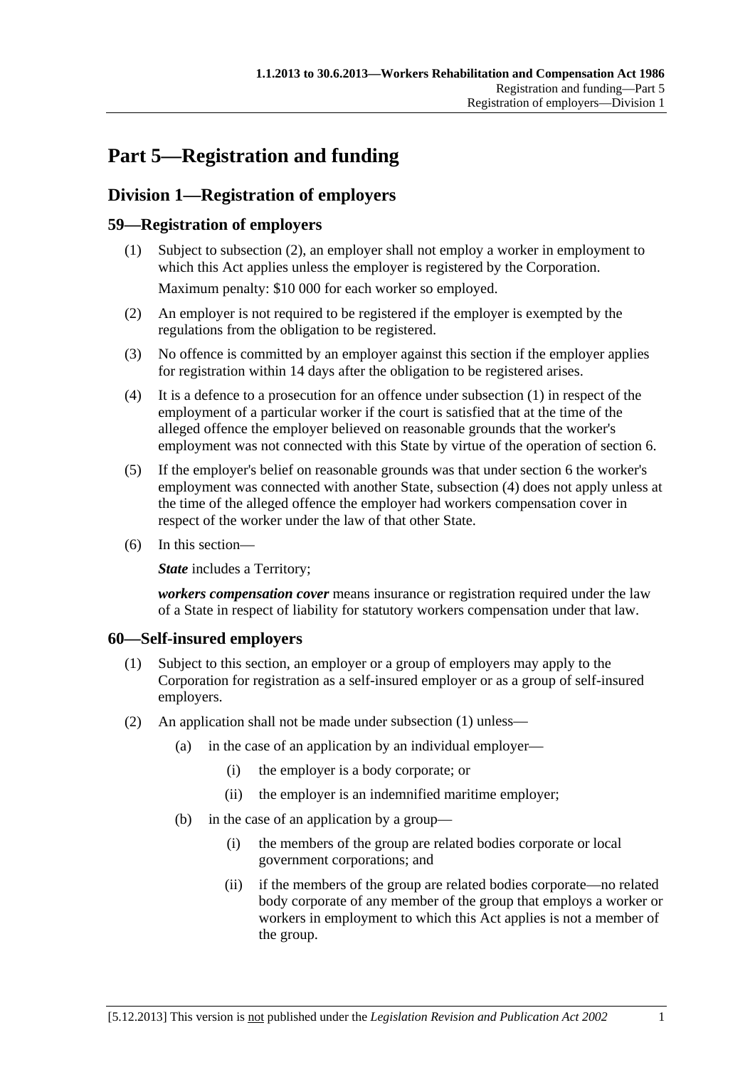# Part 5—Registration and funding

## Division 1—Registration of employers

### 59—Registration of employers

(1) Subject to subsection (2), an employer shall not employ a worker in employment to which this Act applies unless the employer is registered by the Corporation.

Maximum penalty: $10 000 for each worker so employed.

(2) An employer is not required to be registered if the employer is exempted by the regulations from the obligation to be registered.

(3) No offence is committed by an employer against this section if the employer applies for registration within 14 days after the obligation to be registered arises.

(4) It is a defence to a prosecution for an offence under subsection (1) in respect of the employment of a particular worker if the court is satisfied that at the time of the alleged offence the employer believed on reasonable grounds that the worker's employment was not connected with this State by virtue of the operation of section 6.

(5) If the employer's belief on reasonable grounds was that under section 6 the worker's employment was connected with another State, subsection (4) does not apply unless at the time of the alleged offence the employer had workers compensation cover in respect of the worker under the law of that other State.

(6) In this section—

***State*** includes a Territory;

***workers compensation cover*** means insurance or registration required under the law of a State in respect of liability for statutory workers compensation under that law.

### 60—Self-insured employers

(1) Subject to this section, an employer or a group of employers may apply to the Corporation for registration as a self-insured employer or as a group of self-insured employers.

(2) An application shall not be made under subsection (1) unless—

- (a) in the case of an application by an individual employer—
  - (i) the employer is a body corporate; or
  - (ii) the employer is an indemnified maritime employer;
- (b) in the case of an application by a group—
  - (i) the members of the group are related bodies corporate or local government corporations; and
  - (ii) if the members of the group are related bodies corporate—no related body corporate of any member of the group that employs a worker or workers in employment to which this Act applies is not a member of the group.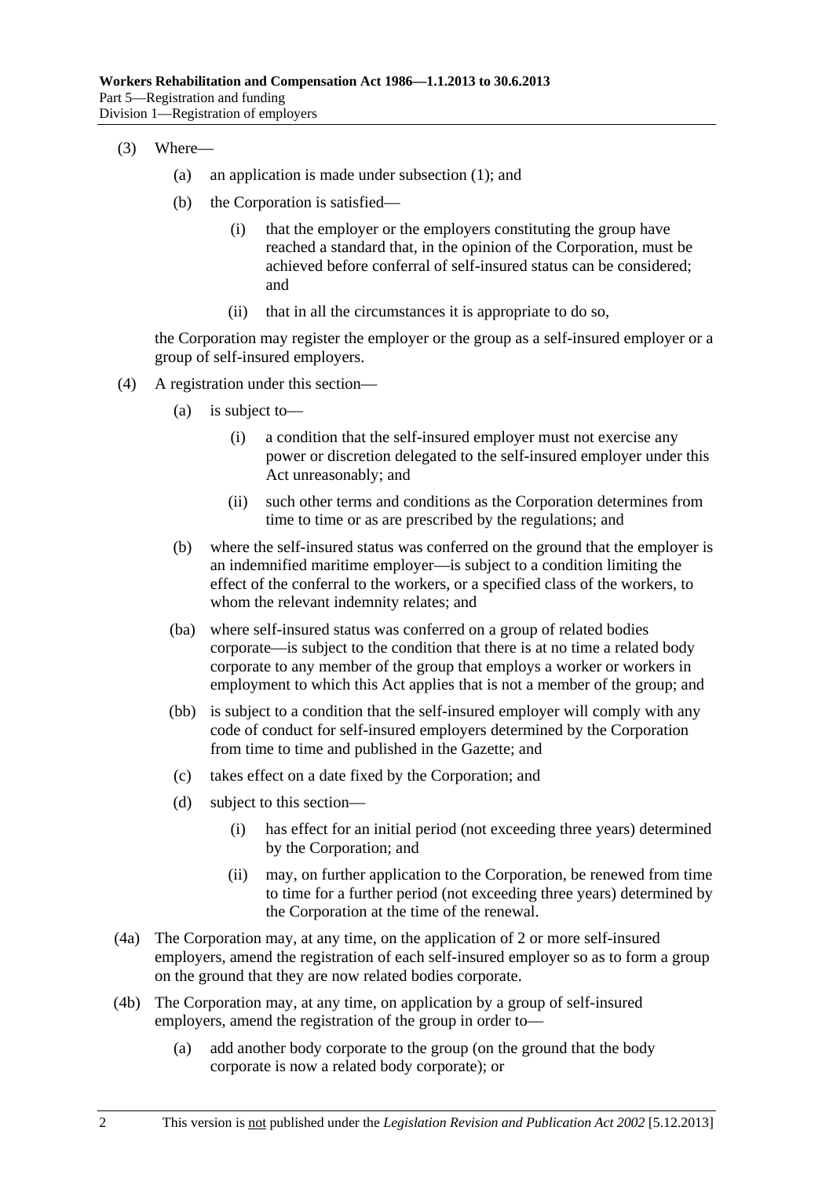(3) Where—

(a) an application is made under subsection (1); and

(b) the Corporation is satisfied—

(i) that the employer or the employers constituting the group have reached a standard that, in the opinion of the Corporation, must be achieved before conferral of self-insured status can be considered; and

(ii) that in all the circumstances it is appropriate to do so,

the Corporation may register the employer or the group as a self-insured employer or a group of self-insured employers.

(4) A registration under this section—

(a) is subject to—

(i) a condition that the self-insured employer must not exercise any power or discretion delegated to the self-insured employer under this Act unreasonably; and

(ii) such other terms and conditions as the Corporation determines from time to time or as are prescribed by the regulations; and

(b) where the self-insured status was conferred on the ground that the employer is an indemnified maritime employer—is subject to a condition limiting the effect of the conferral to the workers, or a specified class of the workers, to whom the relevant indemnity relates; and

(ba) where self-insured status was conferred on a group of related bodies corporate—is subject to the condition that there is at no time a related body corporate to any member of the group that employs a worker or workers in employment to which this Act applies that is not a member of the group; and

(bb) is subject to a condition that the self-insured employer will comply with any code of conduct for self-insured employers determined by the Corporation from time to time and published in the Gazette; and

(c) takes effect on a date fixed by the Corporation; and

(d) subject to this section—

(i) has effect for an initial period (not exceeding three years) determined by the Corporation; and

(ii) may, on further application to the Corporation, be renewed from time to time for a further period (not exceeding three years) determined by the Corporation at the time of the renewal.

(4a) The Corporation may, at any time, on the application of 2 or more self-insured employers, amend the registration of each self-insured employer so as to form a group on the ground that they are now related bodies corporate.

(4b) The Corporation may, at any time, on application by a group of self-insured employers, amend the registration of the group in order to—

(a) add another body corporate to the group (on the ground that the body corporate is now a related body corporate); or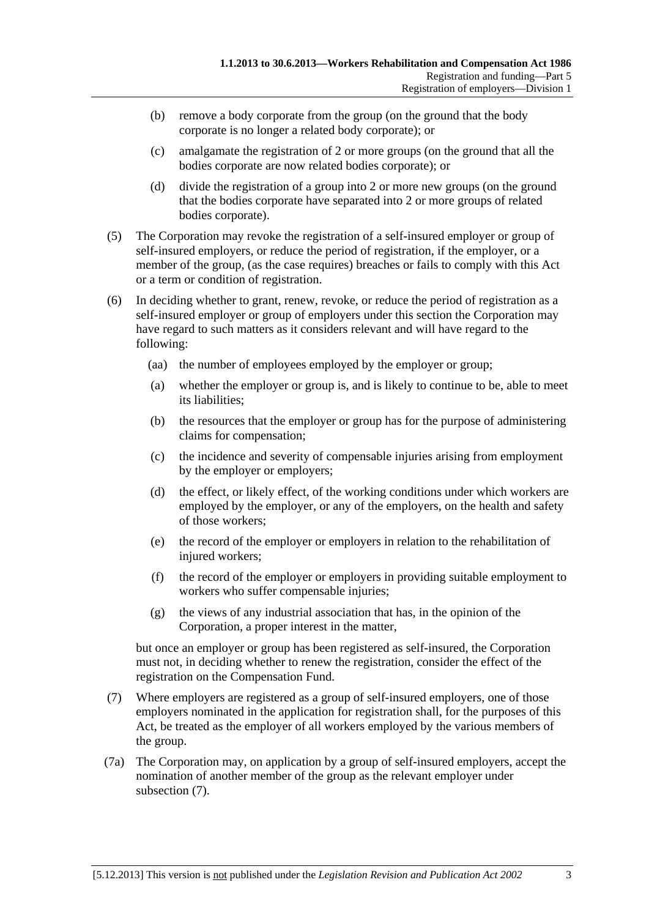(b) remove a body corporate from the group (on the ground that the body corporate is no longer a related body corporate); or

(c) amalgamate the registration of 2 or more groups (on the ground that all the bodies corporate are now related bodies corporate); or

(d) divide the registration of a group into 2 or more new groups (on the ground that the bodies corporate have separated into 2 or more groups of related bodies corporate).

(5) The Corporation may revoke the registration of a self-insured employer or group of self-insured employers, or reduce the period of registration, if the employer, or a member of the group, (as the case requires) breaches or fails to comply with this Act or a term or condition of registration.

(6) In deciding whether to grant, renew, revoke, or reduce the period of registration as a self-insured employer or group of employers under this section the Corporation may have regard to such matters as it considers relevant and will have regard to the following:

(aa) the number of employees employed by the employer or group;

(a) whether the employer or group is, and is likely to continue to be, able to meet its liabilities;

(b) the resources that the employer or group has for the purpose of administering claims for compensation;

(c) the incidence and severity of compensable injuries arising from employment by the employer or employers;

(d) the effect, or likely effect, of the working conditions under which workers are employed by the employer, or any of the employers, on the health and safety of those workers;

(e) the record of the employer or employers in relation to the rehabilitation of injured workers;

(f) the record of the employer or employers in providing suitable employment to workers who suffer compensable injuries;

(g) the views of any industrial association that has, in the opinion of the Corporation, a proper interest in the matter,

but once an employer or group has been registered as self-insured, the Corporation must not, in deciding whether to renew the registration, consider the effect of the registration on the Compensation Fund.

(7) Where employers are registered as a group of self-insured employers, one of those employers nominated in the application for registration shall, for the purposes of this Act, be treated as the employer of all workers employed by the various members of the group.

(7a) The Corporation may, on application by a group of self-insured employers, accept the nomination of another member of the group as the relevant employer under subsection (7).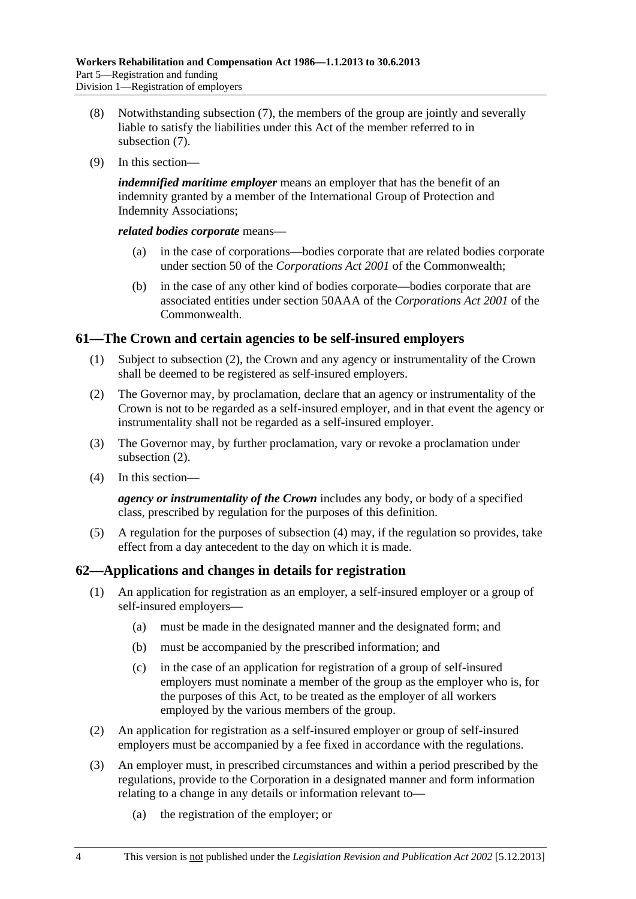(8) Notwithstanding subsection (7), the members of the group are jointly and severally liable to satisfy the liabilities under this Act of the member referred to in subsection (7).

(9) In this section—

***indemnified maritime employer*** means an employer that has the benefit of an indemnity granted by a member of the International Group of Protection and Indemnity Associations;

***related bodies corporate*** means—

(a) in the case of corporations—bodies corporate that are related bodies corporate under section 50 of the *Corporations Act 2001* of the Commonwealth;

(b) in the case of any other kind of bodies corporate—bodies corporate that are associated entities under section 50AAA of the *Corporations Act 2001* of the Commonwealth.

## 61—The Crown and certain agencies to be self-insured employers

(1) Subject to subsection (2), the Crown and any agency or instrumentality of the Crown shall be deemed to be registered as self-insured employers.

(2) The Governor may, by proclamation, declare that an agency or instrumentality of the Crown is not to be regarded as a self-insured employer, and in that event the agency or instrumentality shall not be regarded as a self-insured employer.

(3) The Governor may, by further proclamation, vary or revoke a proclamation under subsection (2).

(4) In this section—

***agency or instrumentality of the Crown*** includes any body, or body of a specified class, prescribed by regulation for the purposes of this definition.

(5) A regulation for the purposes of subsection (4) may, if the regulation so provides, take effect from a day antecedent to the day on which it is made.

## 62—Applications and changes in details for registration

(1) An application for registration as an employer, a self-insured employer or a group of self-insured employers—

(a) must be made in the designated manner and the designated form; and

(b) must be accompanied by the prescribed information; and

(c) in the case of an application for registration of a group of self-insured employers must nominate a member of the group as the employer who is, for the purposes of this Act, to be treated as the employer of all workers employed by the various members of the group.

(2) An application for registration as a self-insured employer or group of self-insured employers must be accompanied by a fee fixed in accordance with the regulations.

(3) An employer must, in prescribed circumstances and within a period prescribed by the regulations, provide to the Corporation in a designated manner and form information relating to a change in any details or information relevant to—

(a) the registration of the employer; or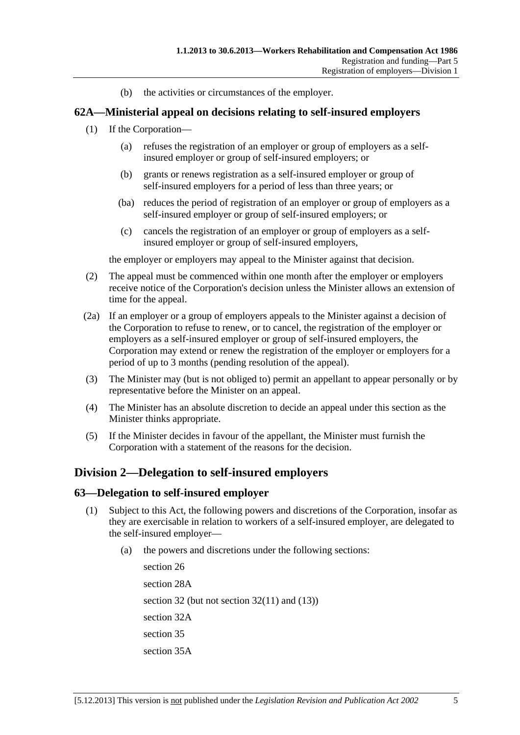(b) the activities or circumstances of the employer.

### 62A—Ministerial appeal on decisions relating to self-insured employers

(1) If the Corporation—

(a) refuses the registration of an employer or group of employers as a self-insured employer or group of self-insured employers; or

(b) grants or renews registration as a self-insured employer or group of self-insured employers for a period of less than three years; or

(ba) reduces the period of registration of an employer or group of employers as a self-insured employer or group of self-insured employers; or

(c) cancels the registration of an employer or group of employers as a self-insured employer or group of self-insured employers,

the employer or employers may appeal to the Minister against that decision.

(2) The appeal must be commenced within one month after the employer or employers receive notice of the Corporation's decision unless the Minister allows an extension of time for the appeal.

(2a) If an employer or a group of employers appeals to the Minister against a decision of the Corporation to refuse to renew, or to cancel, the registration of the employer or employers as a self-insured employer or group of self-insured employers, the Corporation may extend or renew the registration of the employer or employers for a period of up to 3 months (pending resolution of the appeal).

(3) The Minister may (but is not obliged to) permit an appellant to appear personally or by representative before the Minister on an appeal.

(4) The Minister has an absolute discretion to decide an appeal under this section as the Minister thinks appropriate.

(5) If the Minister decides in favour of the appellant, the Minister must furnish the Corporation with a statement of the reasons for the decision.

## Division 2—Delegation to self-insured employers

### 63—Delegation to self-insured employer

(1) Subject to this Act, the following powers and discretions of the Corporation, insofar as they are exercisable in relation to workers of a self-insured employer, are delegated to the self-insured employer—

(a) the powers and discretions under the following sections:

section 26

section 28A

section 32 (but not section 32(11) and (13))

section 32A

section 35

section 35A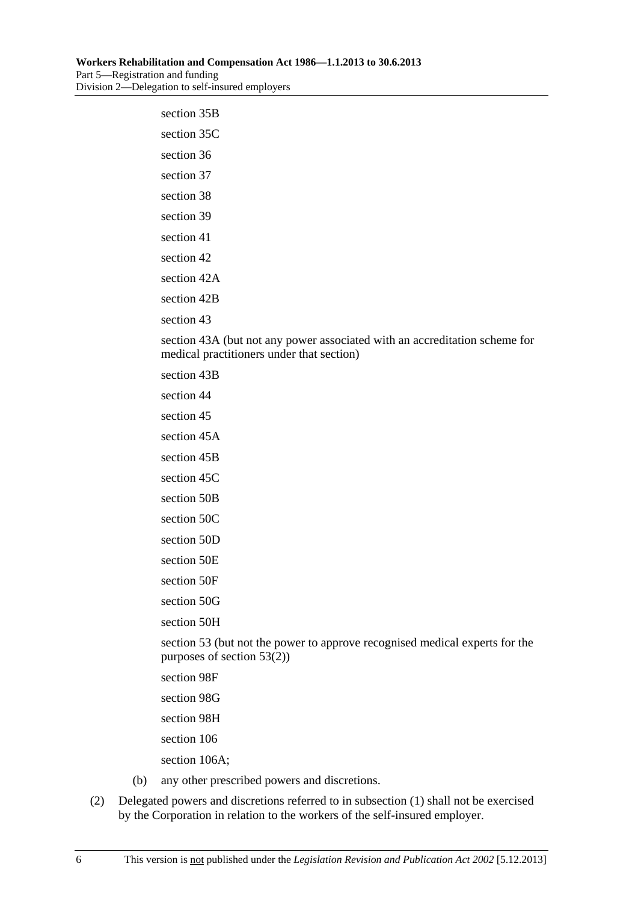section 35B

section 35C

section 36

section 37

section 38

section 39

section 41

section 42

section 42A

section 42B

section 43

section 43A (but not any power associated with an accreditation scheme for medical practitioners under that section)

section 43B

section 44

section 45

section 45A

section 45B

section 45C

section 50B

section 50C

section 50D

section 50E

section 50F

section 50G

section 50H

section 53 (but not the power to approve recognised medical experts for the purposes of section 53(2))

section 98F

section 98G

section 98H

section 106

section 106A;

(b) any other prescribed powers and discretions.

(2) Delegated powers and discretions referred to in subsection (1) shall not be exercised by the Corporation in relation to the workers of the self-insured employer.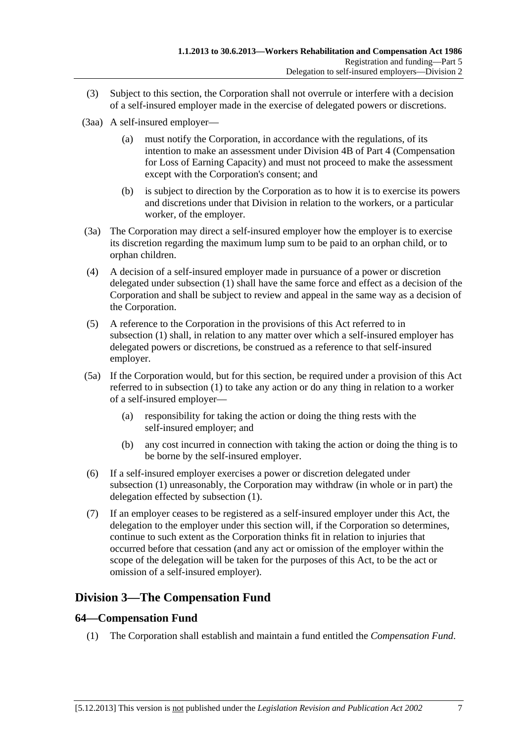(3) Subject to this section, the Corporation shall not overrule or interfere with a decision of a self-insured employer made in the exercise of delegated powers or discretions.

(3aa) A self-insured employer—

(a) must notify the Corporation, in accordance with the regulations, of its intention to make an assessment under Division 4B of Part 4 (Compensation for Loss of Earning Capacity) and must not proceed to make the assessment except with the Corporation's consent; and

(b) is subject to direction by the Corporation as to how it is to exercise its powers and discretions under that Division in relation to the workers, or a particular worker, of the employer.

(3a) The Corporation may direct a self-insured employer how the employer is to exercise its discretion regarding the maximum lump sum to be paid to an orphan child, or to orphan children.

(4) A decision of a self-insured employer made in pursuance of a power or discretion delegated under subsection (1) shall have the same force and effect as a decision of the Corporation and shall be subject to review and appeal in the same way as a decision of the Corporation.

(5) A reference to the Corporation in the provisions of this Act referred to in subsection (1) shall, in relation to any matter over which a self-insured employer has delegated powers or discretions, be construed as a reference to that self-insured employer.

(5a) If the Corporation would, but for this section, be required under a provision of this Act referred to in subsection (1) to take any action or do any thing in relation to a worker of a self-insured employer—

(a) responsibility for taking the action or doing the thing rests with the self-insured employer; and

(b) any cost incurred in connection with taking the action or doing the thing is to be borne by the self-insured employer.

(6) If a self-insured employer exercises a power or discretion delegated under subsection (1) unreasonably, the Corporation may withdraw (in whole or in part) the delegation effected by subsection (1).

(7) If an employer ceases to be registered as a self-insured employer under this Act, the delegation to the employer under this section will, if the Corporation so determines, continue to such extent as the Corporation thinks fit in relation to injuries that occurred before that cessation (and any act or omission of the employer within the scope of the delegation will be taken for the purposes of this Act, to be the act or omission of a self-insured employer).

## Division 3—The Compensation Fund

### 64—Compensation Fund

(1) The Corporation shall establish and maintain a fund entitled the *Compensation Fund*.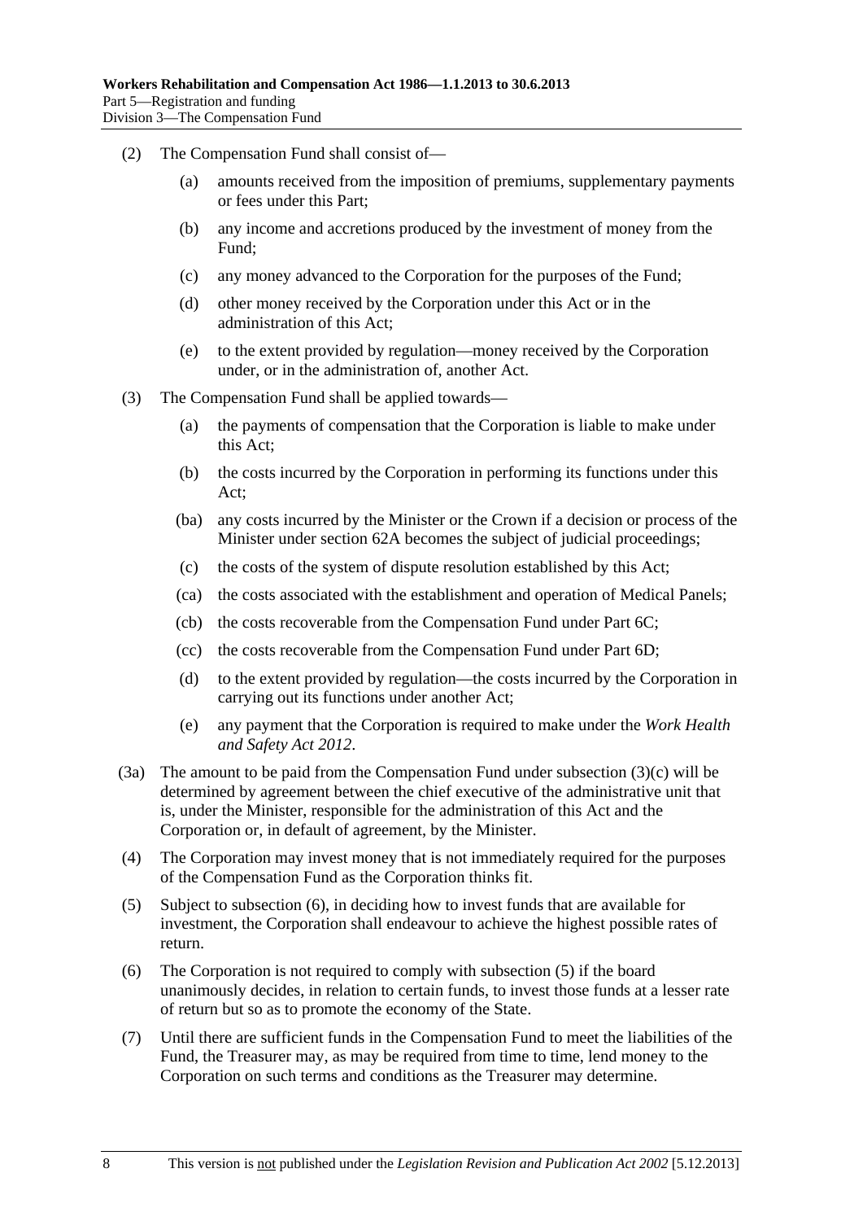(2) The Compensation Fund shall consist of—

(a) amounts received from the imposition of premiums, supplementary payments or fees under this Part;

(b) any income and accretions produced by the investment of money from the Fund;

(c) any money advanced to the Corporation for the purposes of the Fund;

(d) other money received by the Corporation under this Act or in the administration of this Act;

(e) to the extent provided by regulation—money received by the Corporation under, or in the administration of, another Act.

(3) The Compensation Fund shall be applied towards—

(a) the payments of compensation that the Corporation is liable to make under this Act;

(b) the costs incurred by the Corporation in performing its functions under this Act;

(ba) any costs incurred by the Minister or the Crown if a decision or process of the Minister under section 62A becomes the subject of judicial proceedings;

(c) the costs of the system of dispute resolution established by this Act;

(ca) the costs associated with the establishment and operation of Medical Panels;

(cb) the costs recoverable from the Compensation Fund under Part 6C;

(cc) the costs recoverable from the Compensation Fund under Part 6D;

(d) to the extent provided by regulation—the costs incurred by the Corporation in carrying out its functions under another Act;

(e) any payment that the Corporation is required to make under the *Work Health and Safety Act 2012*.

(3a) The amount to be paid from the Compensation Fund under subsection (3)(c) will be determined by agreement between the chief executive of the administrative unit that is, under the Minister, responsible for the administration of this Act and the Corporation or, in default of agreement, by the Minister.

(4) The Corporation may invest money that is not immediately required for the purposes of the Compensation Fund as the Corporation thinks fit.

(5) Subject to subsection (6), in deciding how to invest funds that are available for investment, the Corporation shall endeavour to achieve the highest possible rates of return.

(6) The Corporation is not required to comply with subsection (5) if the board unanimously decides, in relation to certain funds, to invest those funds at a lesser rate of return but so as to promote the economy of the State.

(7) Until there are sufficient funds in the Compensation Fund to meet the liabilities of the Fund, the Treasurer may, as may be required from time to time, lend money to the Corporation on such terms and conditions as the Treasurer may determine.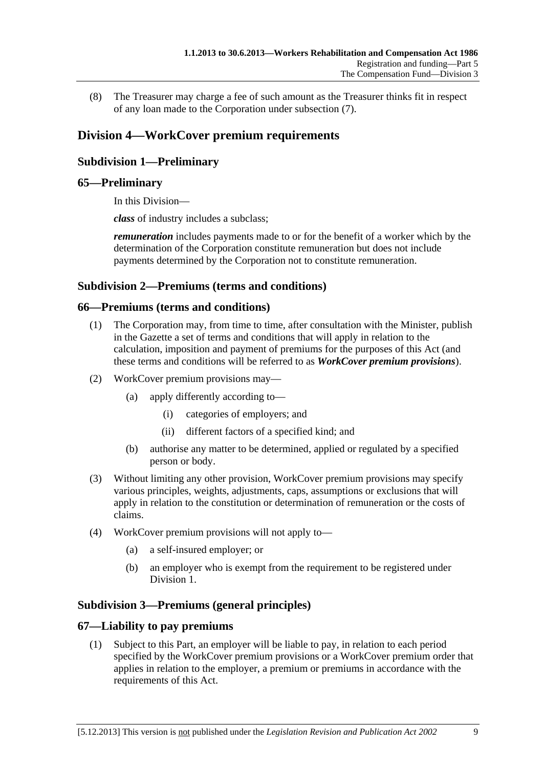(8) The Treasurer may charge a fee of such amount as the Treasurer thinks fit in respect of any loan made to the Corporation under subsection (7).

## Division 4—WorkCover premium requirements

### Subdivision 1—Preliminary

### 65—Preliminary

In this Division—

***class*** of industry includes a subclass;

***remuneration*** includes payments made to or for the benefit of a worker which by the determination of the Corporation constitute remuneration but does not include payments determined by the Corporation not to constitute remuneration.

### Subdivision 2—Premiums (terms and conditions)

### 66—Premiums (terms and conditions)

(1) The Corporation may, from time to time, after consultation with the Minister, publish in the Gazette a set of terms and conditions that will apply in relation to the calculation, imposition and payment of premiums for the purposes of this Act (and these terms and conditions will be referred to as ***WorkCover premium provisions***).

(2) WorkCover premium provisions may—

(a) apply differently according to—

(i) categories of employers; and

(ii) different factors of a specified kind; and

(b) authorise any matter to be determined, applied or regulated by a specified person or body.

(3) Without limiting any other provision, WorkCover premium provisions may specify various principles, weights, adjustments, caps, assumptions or exclusions that will apply in relation to the constitution or determination of remuneration or the costs of claims.

(4) WorkCover premium provisions will not apply to—

(a) a self-insured employer; or

(b) an employer who is exempt from the requirement to be registered under Division 1.

### Subdivision 3—Premiums (general principles)

### 67—Liability to pay premiums

(1) Subject to this Part, an employer will be liable to pay, in relation to each period specified by the WorkCover premium provisions or a WorkCover premium order that applies in relation to the employer, a premium or premiums in accordance with the requirements of this Act.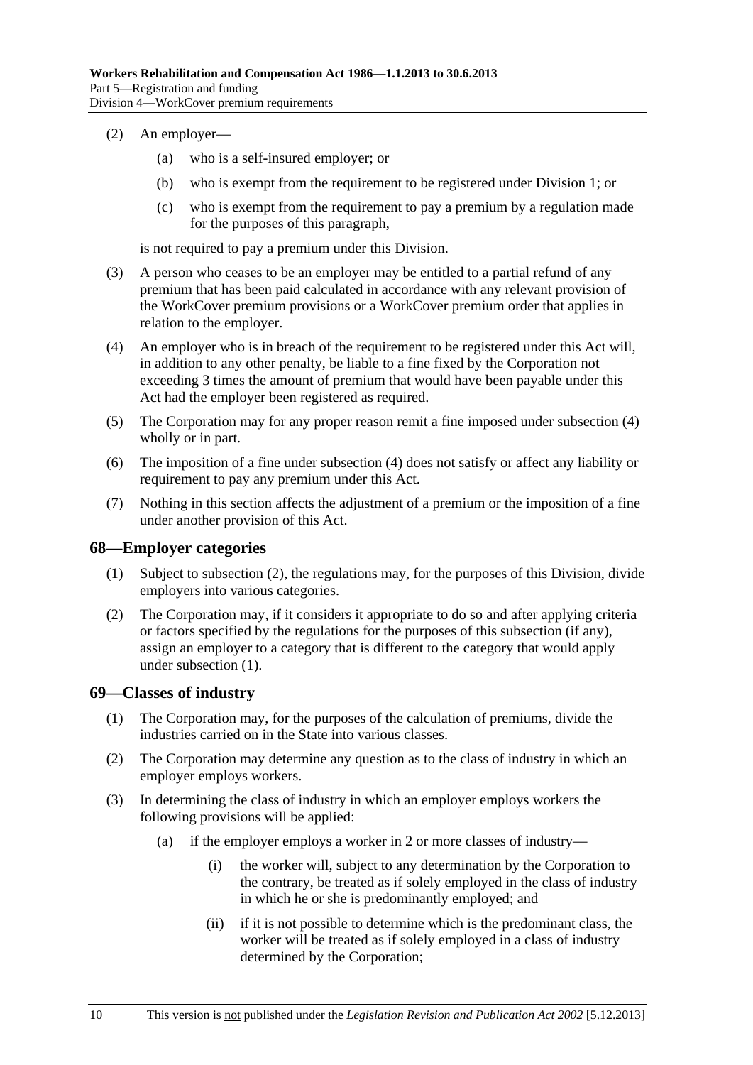(2) An employer—

(a) who is a self-insured employer; or

(b) who is exempt from the requirement to be registered under Division 1; or

(c) who is exempt from the requirement to pay a premium by a regulation made for the purposes of this paragraph,

is not required to pay a premium under this Division.

(3) A person who ceases to be an employer may be entitled to a partial refund of any premium that has been paid calculated in accordance with any relevant provision of the WorkCover premium provisions or a WorkCover premium order that applies in relation to the employer.

(4) An employer who is in breach of the requirement to be registered under this Act will, in addition to any other penalty, be liable to a fine fixed by the Corporation not exceeding 3 times the amount of premium that would have been payable under this Act had the employer been registered as required.

(5) The Corporation may for any proper reason remit a fine imposed under subsection (4) wholly or in part.

(6) The imposition of a fine under subsection (4) does not satisfy or affect any liability or requirement to pay any premium under this Act.

(7) Nothing in this section affects the adjustment of a premium or the imposition of a fine under another provision of this Act.

## 68—Employer categories

(1) Subject to subsection (2), the regulations may, for the purposes of this Division, divide employers into various categories.

(2) The Corporation may, if it considers it appropriate to do so and after applying criteria or factors specified by the regulations for the purposes of this subsection (if any), assign an employer to a category that is different to the category that would apply under subsection (1).

## 69—Classes of industry

(1) The Corporation may, for the purposes of the calculation of premiums, divide the industries carried on in the State into various classes.

(2) The Corporation may determine any question as to the class of industry in which an employer employs workers.

(3) In determining the class of industry in which an employer employs workers the following provisions will be applied:

(a) if the employer employs a worker in 2 or more classes of industry—

(i) the worker will, subject to any determination by the Corporation to the contrary, be treated as if solely employed in the class of industry in which he or she is predominantly employed; and

(ii) if it is not possible to determine which is the predominant class, the worker will be treated as if solely employed in a class of industry determined by the Corporation;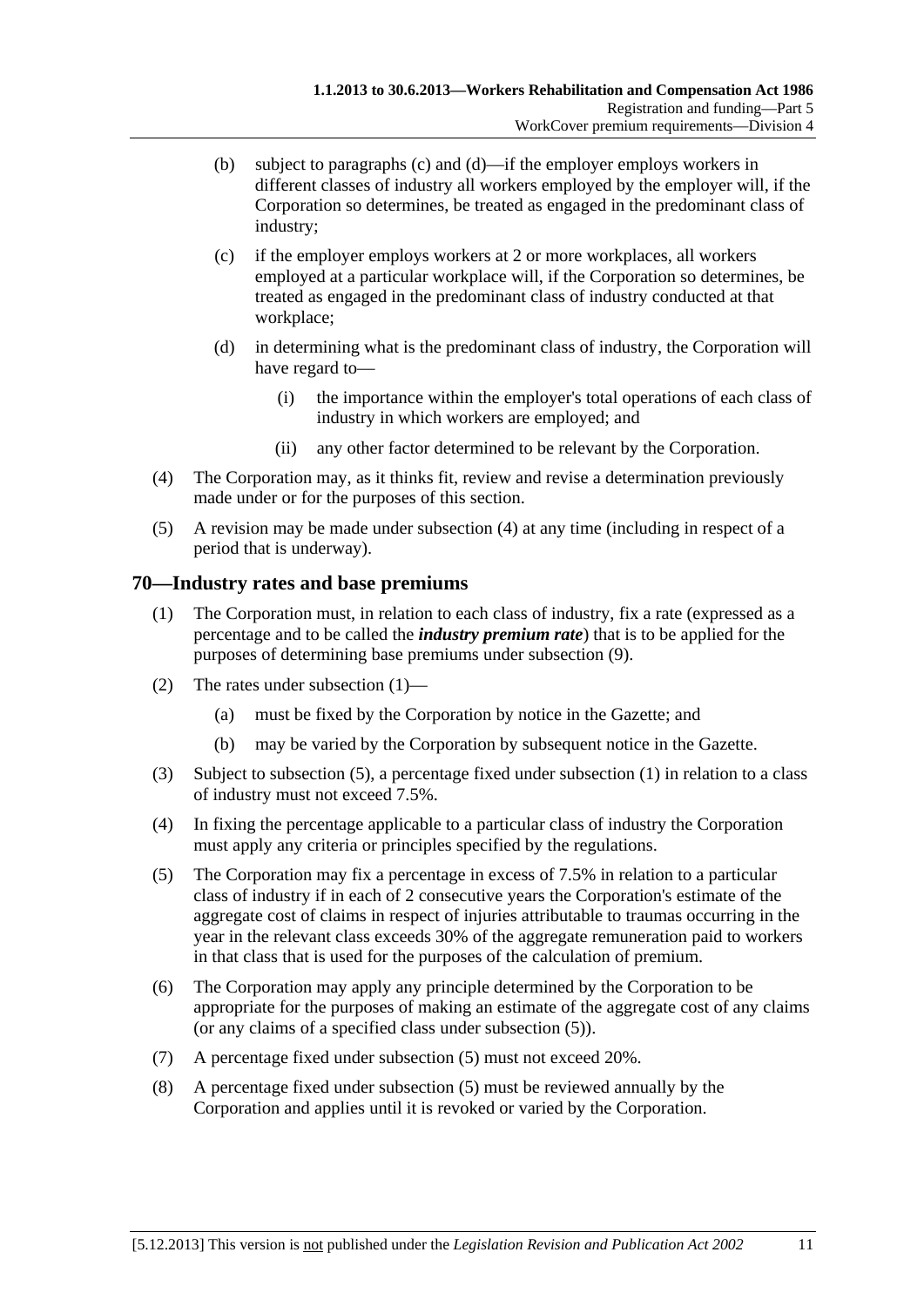(b) subject to paragraphs (c) and (d)—if the employer employs workers in different classes of industry all workers employed by the employer will, if the Corporation so determines, be treated as engaged in the predominant class of industry;

(c) if the employer employs workers at 2 or more workplaces, all workers employed at a particular workplace will, if the Corporation so determines, be treated as engaged in the predominant class of industry conducted at that workplace;

(d) in determining what is the predominant class of industry, the Corporation will have regard to—

(i) the importance within the employer's total operations of each class of industry in which workers are employed; and

(ii) any other factor determined to be relevant by the Corporation.

(4) The Corporation may, as it thinks fit, review and revise a determination previously made under or for the purposes of this section.

(5) A revision may be made under subsection (4) at any time (including in respect of a period that is underway).

## 70—Industry rates and base premiums

(1) The Corporation must, in relation to each class of industry, fix a rate (expressed as a percentage and to be called the ***industry premium rate***) that is to be applied for the purposes of determining base premiums under subsection (9).

(2) The rates under subsection (1)—

(a) must be fixed by the Corporation by notice in the Gazette; and

(b) may be varied by the Corporation by subsequent notice in the Gazette.

(3) Subject to subsection (5), a percentage fixed under subsection (1) in relation to a class of industry must not exceed 7.5%.

(4) In fixing the percentage applicable to a particular class of industry the Corporation must apply any criteria or principles specified by the regulations.

(5) The Corporation may fix a percentage in excess of 7.5% in relation to a particular class of industry if in each of 2 consecutive years the Corporation's estimate of the aggregate cost of claims in respect of injuries attributable to traumas occurring in the year in the relevant class exceeds 30% of the aggregate remuneration paid to workers in that class that is used for the purposes of the calculation of premium.

(6) The Corporation may apply any principle determined by the Corporation to be appropriate for the purposes of making an estimate of the aggregate cost of any claims (or any claims of a specified class under subsection (5)).

(7) A percentage fixed under subsection (5) must not exceed 20%.

(8) A percentage fixed under subsection (5) must be reviewed annually by the Corporation and applies until it is revoked or varied by the Corporation.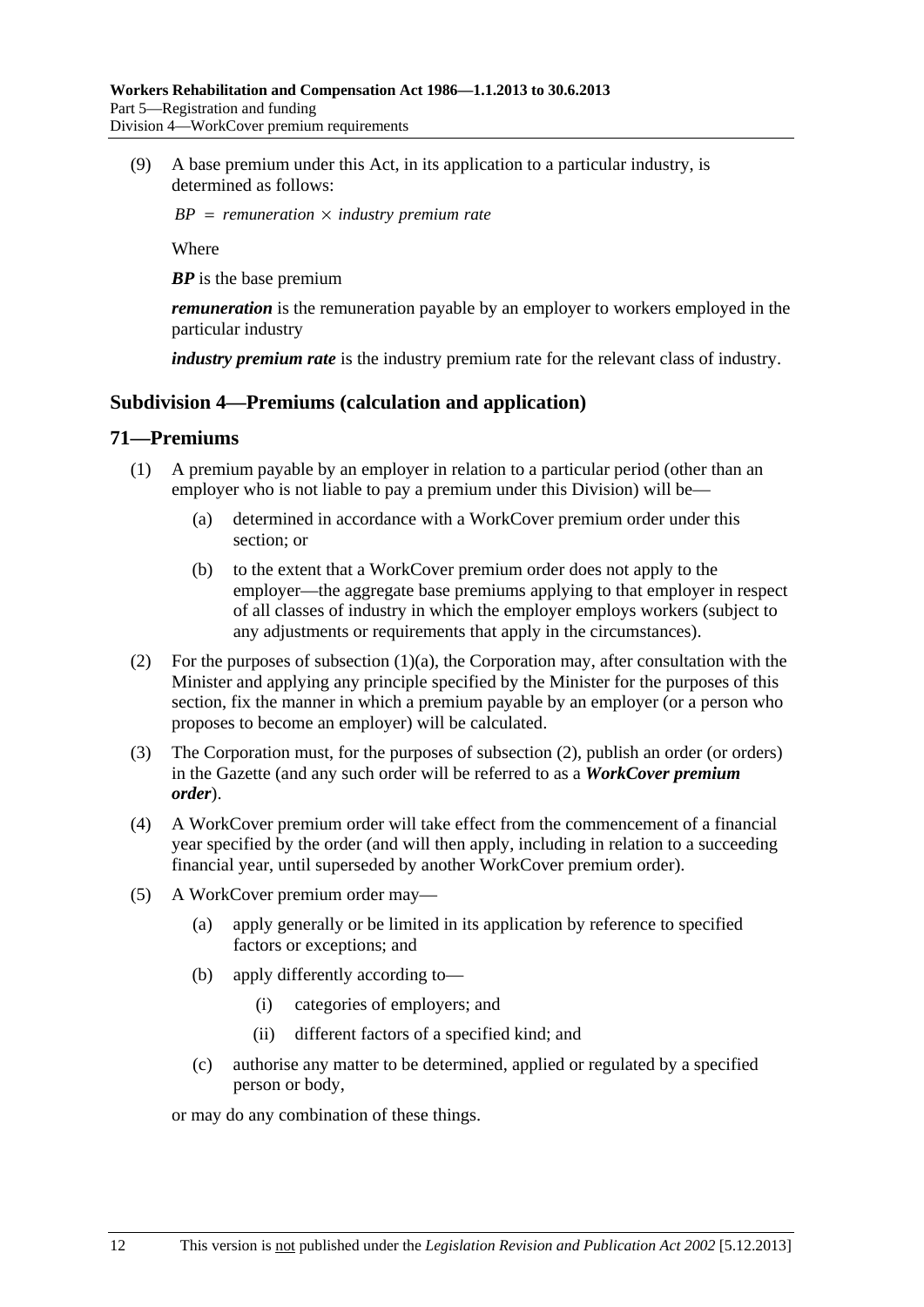(9) A base premium under this Act, in its application to a particular industry, is determined as follows:

$$BP = remuneration \times industry\ premium\ rate$$

Where

***BP*** is the base premium

***remuneration*** is the remuneration payable by an employer to workers employed in the particular industry

***industry premium rate*** is the industry premium rate for the relevant class of industry.

## Subdivision 4—Premiums (calculation and application)

## 71—Premiums

(1) A premium payable by an employer in relation to a particular period (other than an employer who is not liable to pay a premium under this Division) will be—

(a) determined in accordance with a WorkCover premium order under this section; or

(b) to the extent that a WorkCover premium order does not apply to the employer—the aggregate base premiums applying to that employer in respect of all classes of industry in which the employer employs workers (subject to any adjustments or requirements that apply in the circumstances).

(2) For the purposes of subsection (1)(a), the Corporation may, after consultation with the Minister and applying any principle specified by the Minister for the purposes of this section, fix the manner in which a premium payable by an employer (or a person who proposes to become an employer) will be calculated.

(3) The Corporation must, for the purposes of subsection (2), publish an order (or orders) in the Gazette (and any such order will be referred to as a ***WorkCover premium order***).

(4) A WorkCover premium order will take effect from the commencement of a financial year specified by the order (and will then apply, including in relation to a succeeding financial year, until superseded by another WorkCover premium order).

(5) A WorkCover premium order may—

(a) apply generally or be limited in its application by reference to specified factors or exceptions; and

(b) apply differently according to—

(i) categories of employers; and

(ii) different factors of a specified kind; and

(c) authorise any matter to be determined, applied or regulated by a specified person or body,

or may do any combination of these things.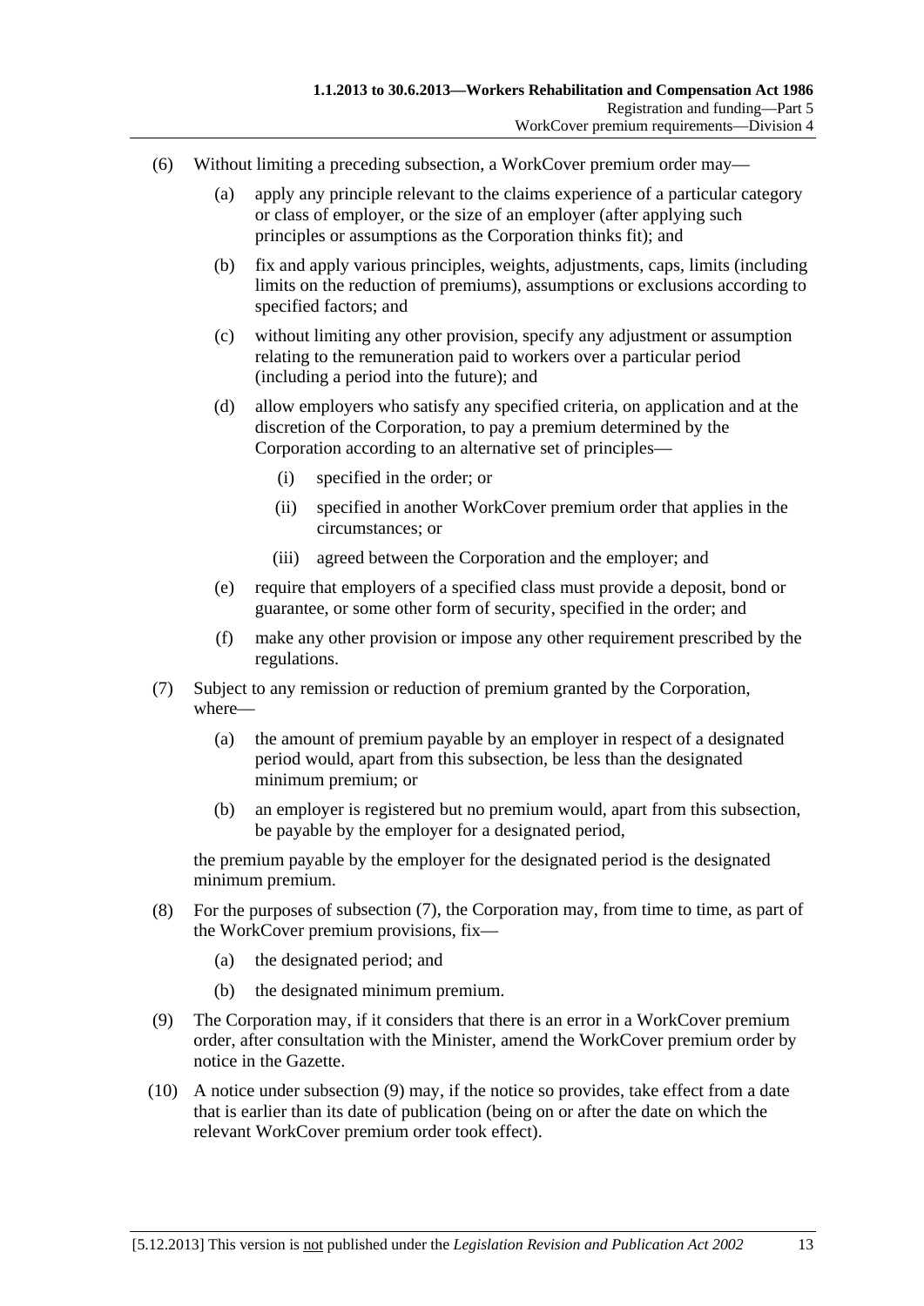(6) Without limiting a preceding subsection, a WorkCover premium order may—

(a) apply any principle relevant to the claims experience of a particular category or class of employer, or the size of an employer (after applying such principles or assumptions as the Corporation thinks fit); and

(b) fix and apply various principles, weights, adjustments, caps, limits (including limits on the reduction of premiums), assumptions or exclusions according to specified factors; and

(c) without limiting any other provision, specify any adjustment or assumption relating to the remuneration paid to workers over a particular period (including a period into the future); and

(d) allow employers who satisfy any specified criteria, on application and at the discretion of the Corporation, to pay a premium determined by the Corporation according to an alternative set of principles—

(i) specified in the order; or

(ii) specified in another WorkCover premium order that applies in the circumstances; or

(iii) agreed between the Corporation and the employer; and

(e) require that employers of a specified class must provide a deposit, bond or guarantee, or some other form of security, specified in the order; and

(f) make any other provision or impose any other requirement prescribed by the regulations.

(7) Subject to any remission or reduction of premium granted by the Corporation, where—

(a) the amount of premium payable by an employer in respect of a designated period would, apart from this subsection, be less than the designated minimum premium; or

(b) an employer is registered but no premium would, apart from this subsection, be payable by the employer for a designated period,

the premium payable by the employer for the designated period is the designated minimum premium.

(8) For the purposes of subsection (7), the Corporation may, from time to time, as part of the WorkCover premium provisions, fix—

(a) the designated period; and

(b) the designated minimum premium.

(9) The Corporation may, if it considers that there is an error in a WorkCover premium order, after consultation with the Minister, amend the WorkCover premium order by notice in the Gazette.

(10) A notice under subsection (9) may, if the notice so provides, take effect from a date that is earlier than its date of publication (being on or after the date on which the relevant WorkCover premium order took effect).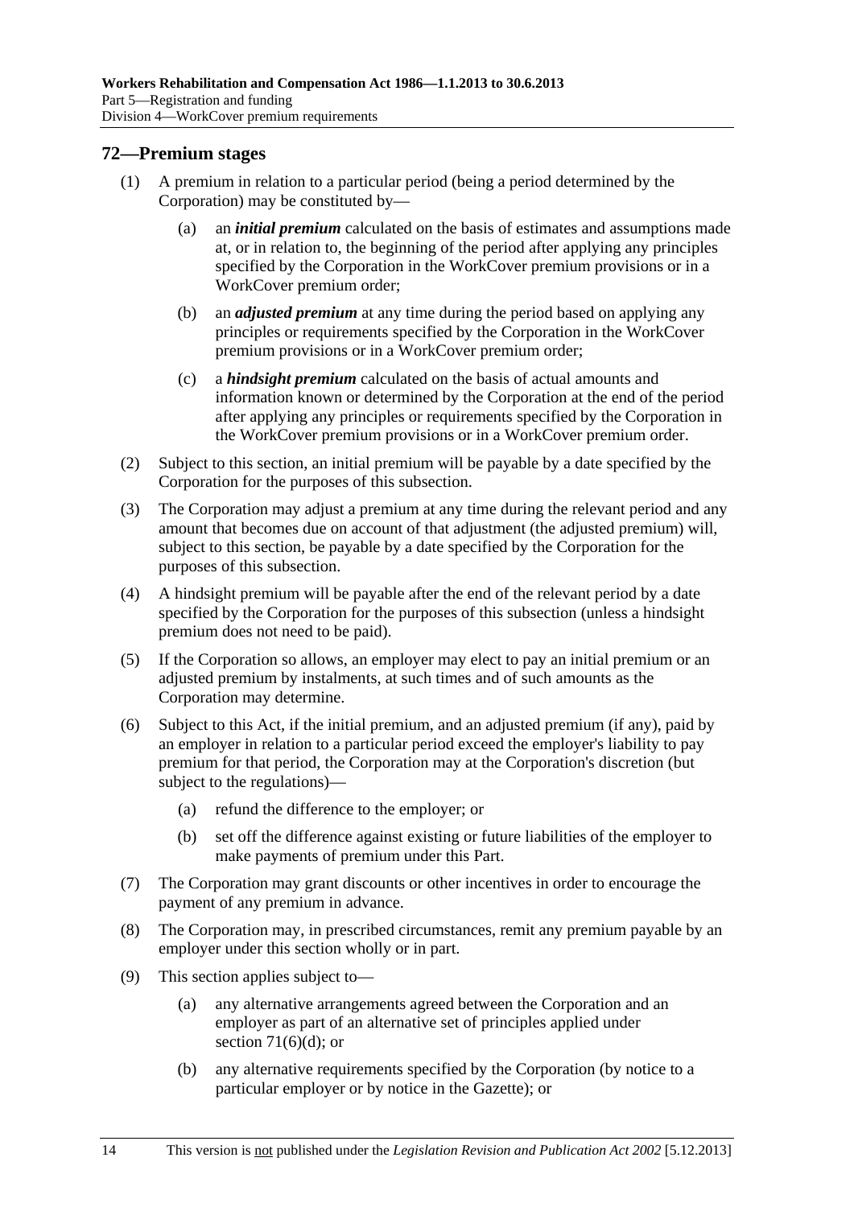## 72—Premium stages

(1) A premium in relation to a particular period (being a period determined by the Corporation) may be constituted by—

(a) an ***initial premium*** calculated on the basis of estimates and assumptions made at, or in relation to, the beginning of the period after applying any principles specified by the Corporation in the WorkCover premium provisions or in a WorkCover premium order;

(b) an ***adjusted premium*** at any time during the period based on applying any principles or requirements specified by the Corporation in the WorkCover premium provisions or in a WorkCover premium order;

(c) a ***hindsight premium*** calculated on the basis of actual amounts and information known or determined by the Corporation at the end of the period after applying any principles or requirements specified by the Corporation in the WorkCover premium provisions or in a WorkCover premium order.

(2) Subject to this section, an initial premium will be payable by a date specified by the Corporation for the purposes of this subsection.

(3) The Corporation may adjust a premium at any time during the relevant period and any amount that becomes due on account of that adjustment (the adjusted premium) will, subject to this section, be payable by a date specified by the Corporation for the purposes of this subsection.

(4) A hindsight premium will be payable after the end of the relevant period by a date specified by the Corporation for the purposes of this subsection (unless a hindsight premium does not need to be paid).

(5) If the Corporation so allows, an employer may elect to pay an initial premium or an adjusted premium by instalments, at such times and of such amounts as the Corporation may determine.

(6) Subject to this Act, if the initial premium, and an adjusted premium (if any), paid by an employer in relation to a particular period exceed the employer's liability to pay premium for that period, the Corporation may at the Corporation's discretion (but subject to the regulations)—

(a) refund the difference to the employer; or

(b) set off the difference against existing or future liabilities of the employer to make payments of premium under this Part.

(7) The Corporation may grant discounts or other incentives in order to encourage the payment of any premium in advance.

(8) The Corporation may, in prescribed circumstances, remit any premium payable by an employer under this section wholly or in part.

(9) This section applies subject to—

(a) any alternative arrangements agreed between the Corporation and an employer as part of an alternative set of principles applied under section 71(6)(d); or

(b) any alternative requirements specified by the Corporation (by notice to a particular employer or by notice in the Gazette); or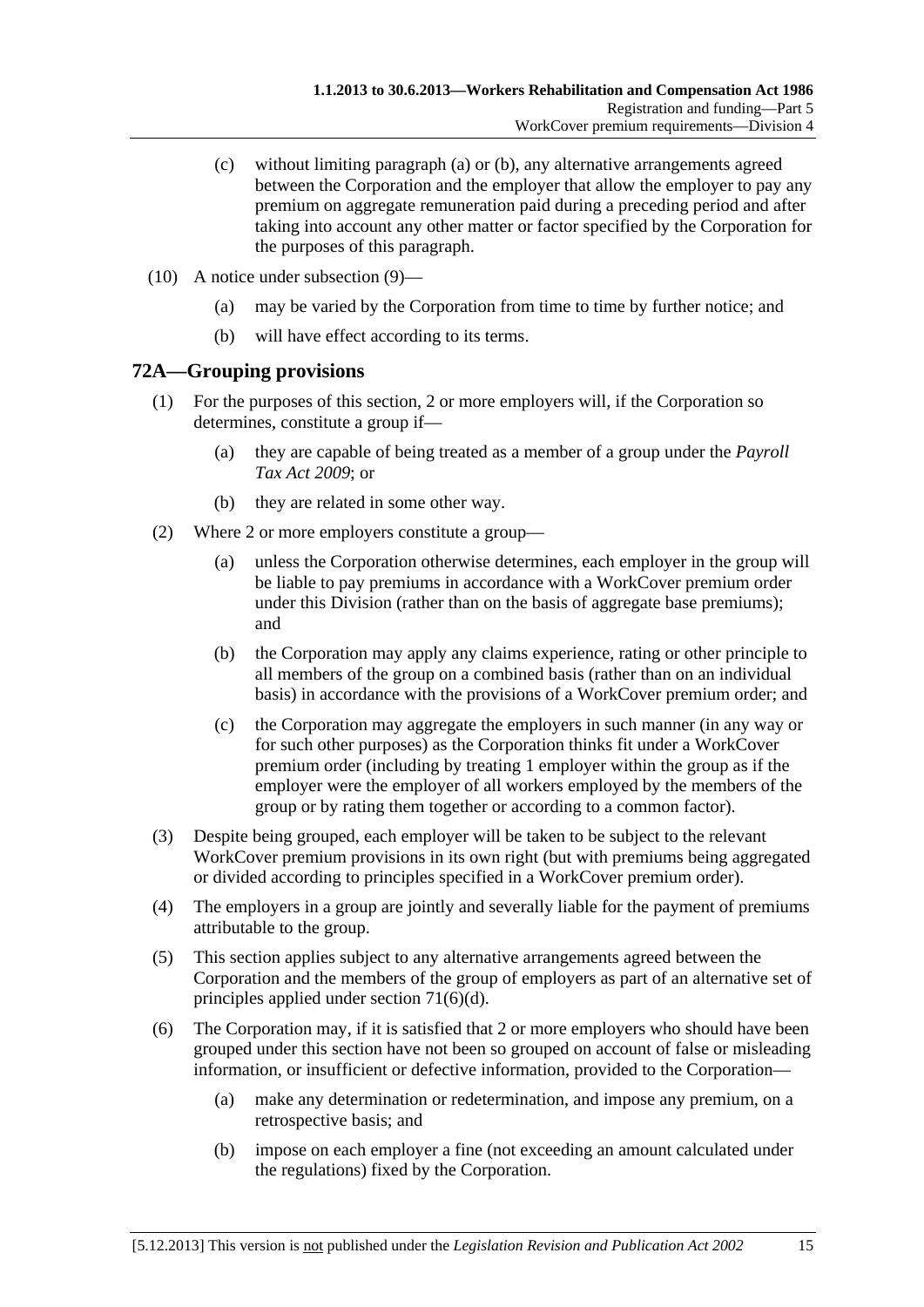(c) without limiting paragraph (a) or (b), any alternative arrangements agreed between the Corporation and the employer that allow the employer to pay any premium on aggregate remuneration paid during a preceding period and after taking into account any other matter or factor specified by the Corporation for the purposes of this paragraph.

(10) A notice under subsection (9)—

(a) may be varied by the Corporation from time to time by further notice; and

(b) will have effect according to its terms.

## 72A—Grouping provisions

(1) For the purposes of this section, 2 or more employers will, if the Corporation so determines, constitute a group if—

(a) they are capable of being treated as a member of a group under the *Payroll Tax Act 2009*; or

(b) they are related in some other way.

(2) Where 2 or more employers constitute a group—

(a) unless the Corporation otherwise determines, each employer in the group will be liable to pay premiums in accordance with a WorkCover premium order under this Division (rather than on the basis of aggregate base premiums); and

(b) the Corporation may apply any claims experience, rating or other principle to all members of the group on a combined basis (rather than on an individual basis) in accordance with the provisions of a WorkCover premium order; and

(c) the Corporation may aggregate the employers in such manner (in any way or for such other purposes) as the Corporation thinks fit under a WorkCover premium order (including by treating 1 employer within the group as if the employer were the employer of all workers employed by the members of the group or by rating them together or according to a common factor).

(3) Despite being grouped, each employer will be taken to be subject to the relevant WorkCover premium provisions in its own right (but with premiums being aggregated or divided according to principles specified in a WorkCover premium order).

(4) The employers in a group are jointly and severally liable for the payment of premiums attributable to the group.

(5) This section applies subject to any alternative arrangements agreed between the Corporation and the members of the group of employers as part of an alternative set of principles applied under section 71(6)(d).

(6) The Corporation may, if it is satisfied that 2 or more employers who should have been grouped under this section have not been so grouped on account of false or misleading information, or insufficient or defective information, provided to the Corporation—

(a) make any determination or redetermination, and impose any premium, on a retrospective basis; and

(b) impose on each employer a fine (not exceeding an amount calculated under the regulations) fixed by the Corporation.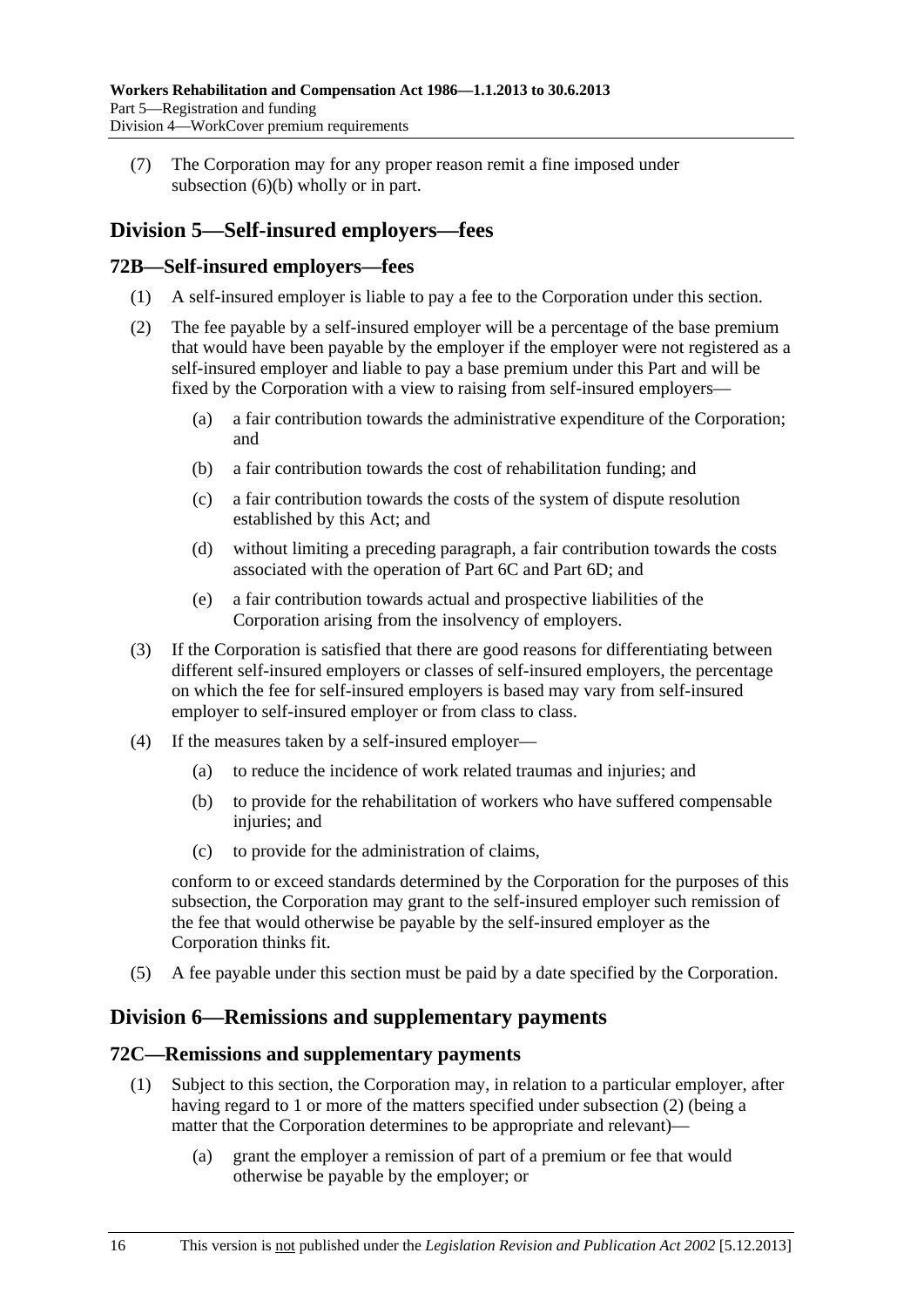(7) The Corporation may for any proper reason remit a fine imposed under subsection (6)(b) wholly or in part.

## Division 5—Self-insured employers—fees

### 72B—Self-insured employers—fees

(1) A self-insured employer is liable to pay a fee to the Corporation under this section.

(2) The fee payable by a self-insured employer will be a percentage of the base premium that would have been payable by the employer if the employer were not registered as a self-insured employer and liable to pay a base premium under this Part and will be fixed by the Corporation with a view to raising from self-insured employers—

(a) a fair contribution towards the administrative expenditure of the Corporation; and

(b) a fair contribution towards the cost of rehabilitation funding; and

(c) a fair contribution towards the costs of the system of dispute resolution established by this Act; and

(d) without limiting a preceding paragraph, a fair contribution towards the costs associated with the operation of Part 6C and Part 6D; and

(e) a fair contribution towards actual and prospective liabilities of the Corporation arising from the insolvency of employers.

(3) If the Corporation is satisfied that there are good reasons for differentiating between different self-insured employers or classes of self-insured employers, the percentage on which the fee for self-insured employers is based may vary from self-insured employer to self-insured employer or from class to class.

(4) If the measures taken by a self-insured employer—

(a) to reduce the incidence of work related traumas and injuries; and

(b) to provide for the rehabilitation of workers who have suffered compensable injuries; and

(c) to provide for the administration of claims,

conform to or exceed standards determined by the Corporation for the purposes of this subsection, the Corporation may grant to the self-insured employer such remission of the fee that would otherwise be payable by the self-insured employer as the Corporation thinks fit.

(5) A fee payable under this section must be paid by a date specified by the Corporation.

## Division 6—Remissions and supplementary payments

### 72C—Remissions and supplementary payments

(1) Subject to this section, the Corporation may, in relation to a particular employer, after having regard to 1 or more of the matters specified under subsection (2) (being a matter that the Corporation determines to be appropriate and relevant)—

(a) grant the employer a remission of part of a premium or fee that would otherwise be payable by the employer; or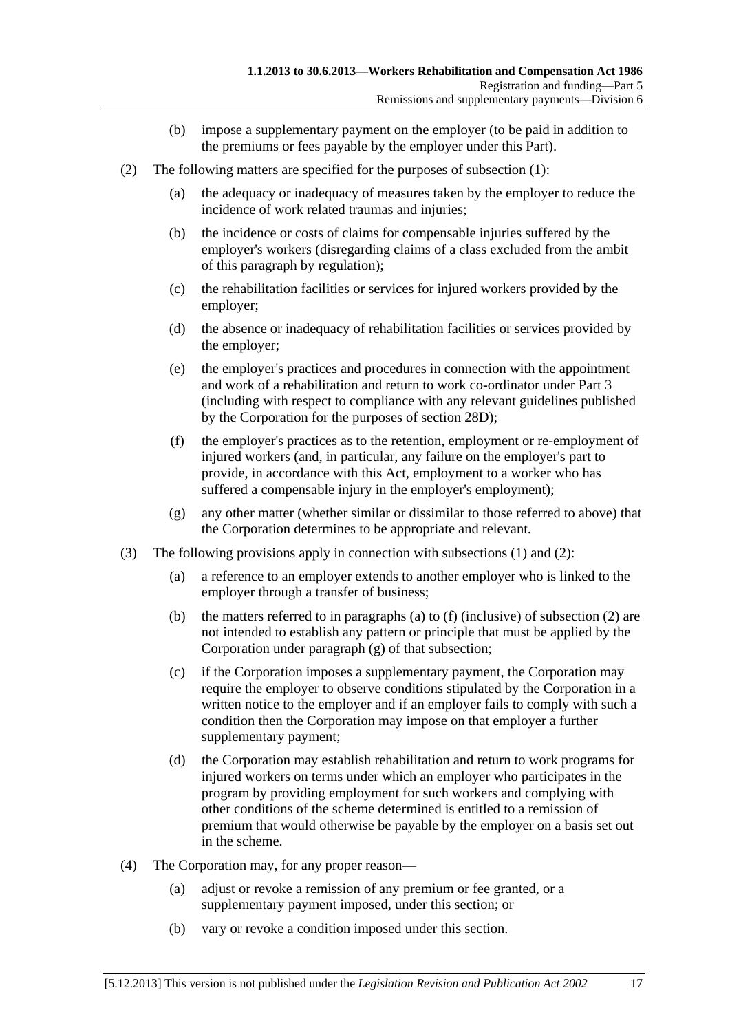(b) impose a supplementary payment on the employer (to be paid in addition to the premiums or fees payable by the employer under this Part).

(2) The following matters are specified for the purposes of subsection (1):

(a) the adequacy or inadequacy of measures taken by the employer to reduce the incidence of work related traumas and injuries;

(b) the incidence or costs of claims for compensable injuries suffered by the employer's workers (disregarding claims of a class excluded from the ambit of this paragraph by regulation);

(c) the rehabilitation facilities or services for injured workers provided by the employer;

(d) the absence or inadequacy of rehabilitation facilities or services provided by the employer;

(e) the employer's practices and procedures in connection with the appointment and work of a rehabilitation and return to work co-ordinator under Part 3 (including with respect to compliance with any relevant guidelines published by the Corporation for the purposes of section 28D);

(f) the employer's practices as to the retention, employment or re-employment of injured workers (and, in particular, any failure on the employer's part to provide, in accordance with this Act, employment to a worker who has suffered a compensable injury in the employer's employment);

(g) any other matter (whether similar or dissimilar to those referred to above) that the Corporation determines to be appropriate and relevant.

(3) The following provisions apply in connection with subsections (1) and (2):

(a) a reference to an employer extends to another employer who is linked to the employer through a transfer of business;

(b) the matters referred to in paragraphs (a) to (f) (inclusive) of subsection (2) are not intended to establish any pattern or principle that must be applied by the Corporation under paragraph (g) of that subsection;

(c) if the Corporation imposes a supplementary payment, the Corporation may require the employer to observe conditions stipulated by the Corporation in a written notice to the employer and if an employer fails to comply with such a condition then the Corporation may impose on that employer a further supplementary payment;

(d) the Corporation may establish rehabilitation and return to work programs for injured workers on terms under which an employer who participates in the program by providing employment for such workers and complying with other conditions of the scheme determined is entitled to a remission of premium that would otherwise be payable by the employer on a basis set out in the scheme.

(4) The Corporation may, for any proper reason—

(a) adjust or revoke a remission of any premium or fee granted, or a supplementary payment imposed, under this section; or

(b) vary or revoke a condition imposed under this section.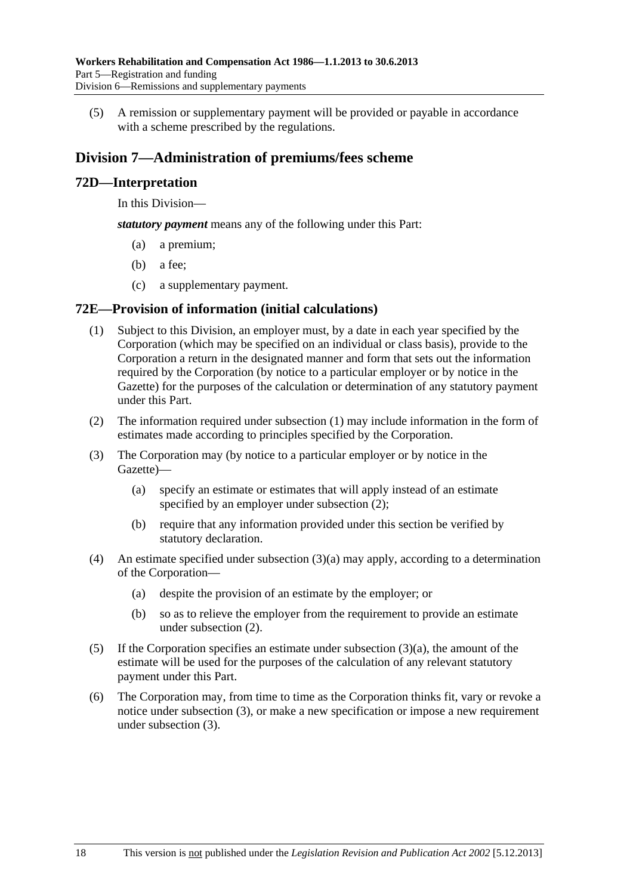(5) A remission or supplementary payment will be provided or payable in accordance with a scheme prescribed by the regulations.

## Division 7—Administration of premiums/fees scheme

### 72D—Interpretation

In this Division—

***statutory payment*** means any of the following under this Part:

(a) a premium;

(b) a fee;

(c) a supplementary payment.

### 72E—Provision of information (initial calculations)

(1) Subject to this Division, an employer must, by a date in each year specified by the Corporation (which may be specified on an individual or class basis), provide to the Corporation a return in the designated manner and form that sets out the information required by the Corporation (by notice to a particular employer or by notice in the Gazette) for the purposes of the calculation or determination of any statutory payment under this Part.

(2) The information required under subsection (1) may include information in the form of estimates made according to principles specified by the Corporation.

(3) The Corporation may (by notice to a particular employer or by notice in the Gazette)—

(a) specify an estimate or estimates that will apply instead of an estimate specified by an employer under subsection (2);

(b) require that any information provided under this section be verified by statutory declaration.

(4) An estimate specified under subsection (3)(a) may apply, according to a determination of the Corporation—

(a) despite the provision of an estimate by the employer; or

(b) so as to relieve the employer from the requirement to provide an estimate under subsection (2).

(5) If the Corporation specifies an estimate under subsection (3)(a), the amount of the estimate will be used for the purposes of the calculation of any relevant statutory payment under this Part.

(6) The Corporation may, from time to time as the Corporation thinks fit, vary or revoke a notice under subsection (3), or make a new specification or impose a new requirement under subsection (3).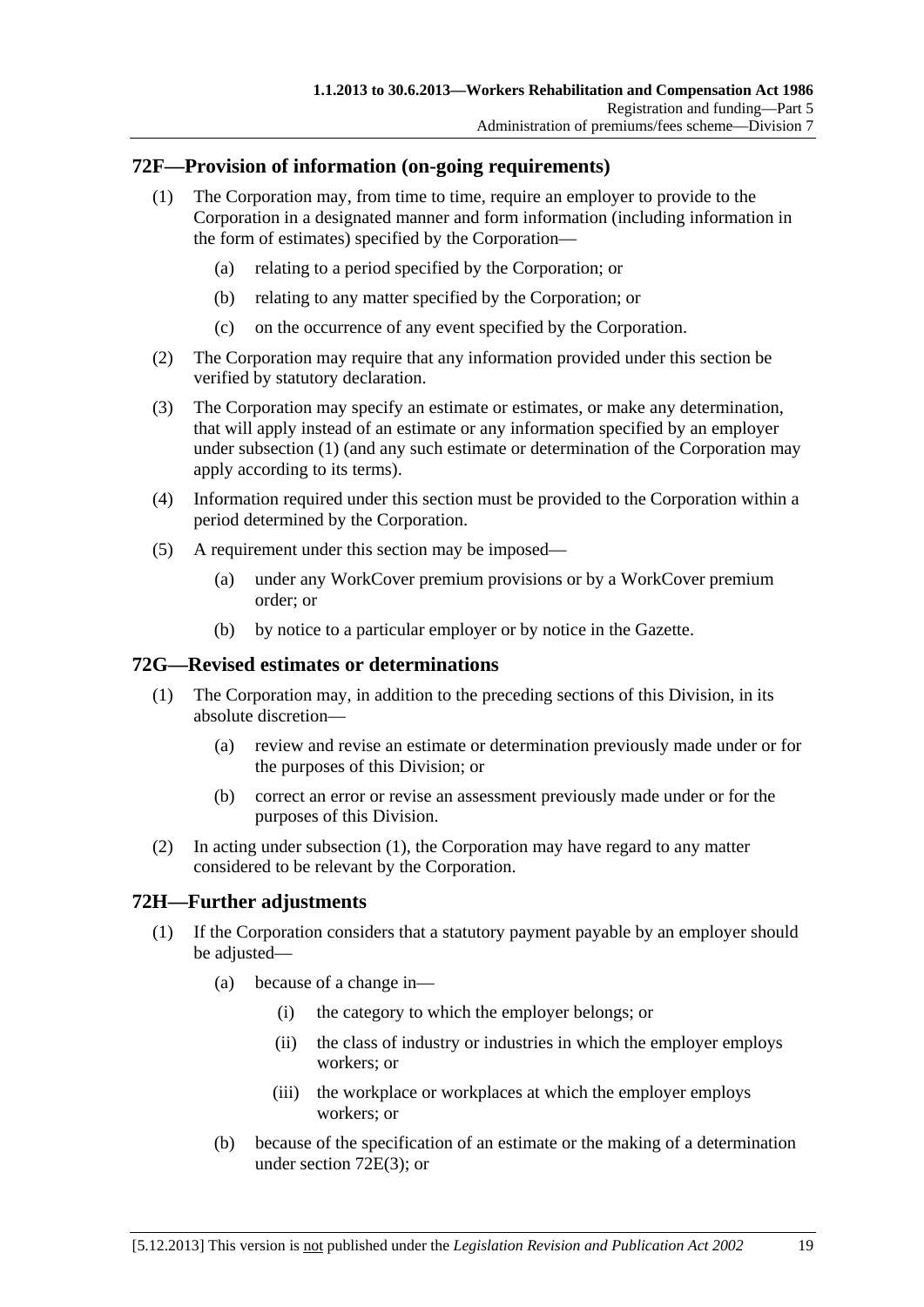## 72F—Provision of information (on-going requirements)

(1) The Corporation may, from time to time, require an employer to provide to the Corporation in a designated manner and form information (including information in the form of estimates) specified by the Corporation—

(a) relating to a period specified by the Corporation; or

(b) relating to any matter specified by the Corporation; or

(c) on the occurrence of any event specified by the Corporation.

(2) The Corporation may require that any information provided under this section be verified by statutory declaration.

(3) The Corporation may specify an estimate or estimates, or make any determination, that will apply instead of an estimate or any information specified by an employer under subsection (1) (and any such estimate or determination of the Corporation may apply according to its terms).

(4) Information required under this section must be provided to the Corporation within a period determined by the Corporation.

(5) A requirement under this section may be imposed—

(a) under any WorkCover premium provisions or by a WorkCover premium order; or

(b) by notice to a particular employer or by notice in the Gazette.

## 72G—Revised estimates or determinations

(1) The Corporation may, in addition to the preceding sections of this Division, in its absolute discretion—

(a) review and revise an estimate or determination previously made under or for the purposes of this Division; or

(b) correct an error or revise an assessment previously made under or for the purposes of this Division.

(2) In acting under subsection (1), the Corporation may have regard to any matter considered to be relevant by the Corporation.

## 72H—Further adjustments

(1) If the Corporation considers that a statutory payment payable by an employer should be adjusted—

(a) because of a change in—

(i) the category to which the employer belongs; or

(ii) the class of industry or industries in which the employer employs workers; or

(iii) the workplace or workplaces at which the employer employs workers; or

(b) because of the specification of an estimate or the making of a determination under section 72E(3); or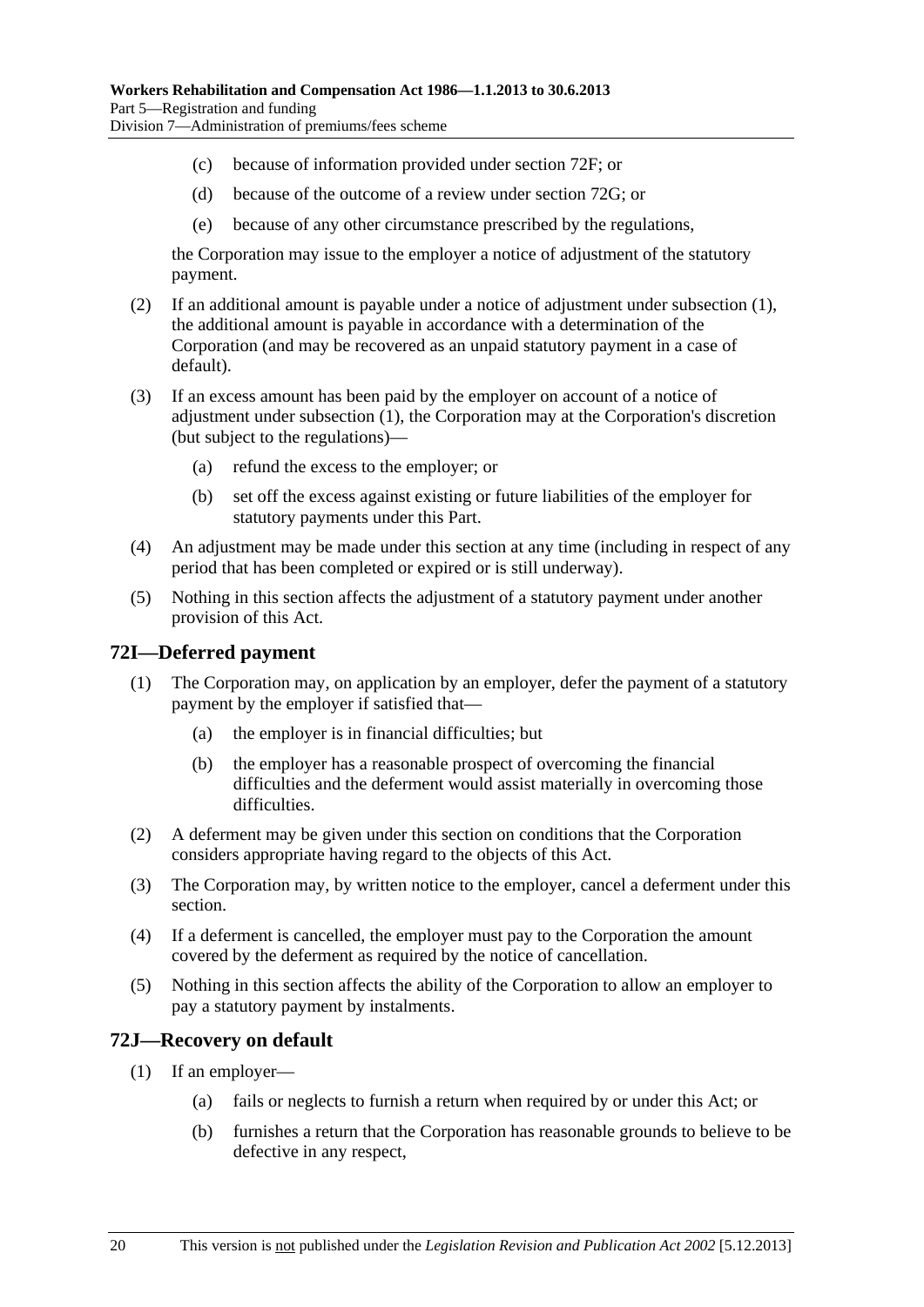(c) because of information provided under section 72F; or

(d) because of the outcome of a review under section 72G; or

(e) because of any other circumstance prescribed by the regulations,

the Corporation may issue to the employer a notice of adjustment of the statutory payment.

(2) If an additional amount is payable under a notice of adjustment under subsection (1), the additional amount is payable in accordance with a determination of the Corporation (and may be recovered as an unpaid statutory payment in a case of default).

(3) If an excess amount has been paid by the employer on account of a notice of adjustment under subsection (1), the Corporation may at the Corporation's discretion (but subject to the regulations)—

(a) refund the excess to the employer; or

(b) set off the excess against existing or future liabilities of the employer for statutory payments under this Part.

(4) An adjustment may be made under this section at any time (including in respect of any period that has been completed or expired or is still underway).

(5) Nothing in this section affects the adjustment of a statutory payment under another provision of this Act.

## 72I—Deferred payment

(1) The Corporation may, on application by an employer, defer the payment of a statutory payment by the employer if satisfied that—

(a) the employer is in financial difficulties; but

(b) the employer has a reasonable prospect of overcoming the financial difficulties and the deferment would assist materially in overcoming those difficulties.

(2) A deferment may be given under this section on conditions that the Corporation considers appropriate having regard to the objects of this Act.

(3) The Corporation may, by written notice to the employer, cancel a deferment under this section.

(4) If a deferment is cancelled, the employer must pay to the Corporation the amount covered by the deferment as required by the notice of cancellation.

(5) Nothing in this section affects the ability of the Corporation to allow an employer to pay a statutory payment by instalments.

## 72J—Recovery on default

(1) If an employer—

(a) fails or neglects to furnish a return when required by or under this Act; or

(b) furnishes a return that the Corporation has reasonable grounds to believe to be defective in any respect,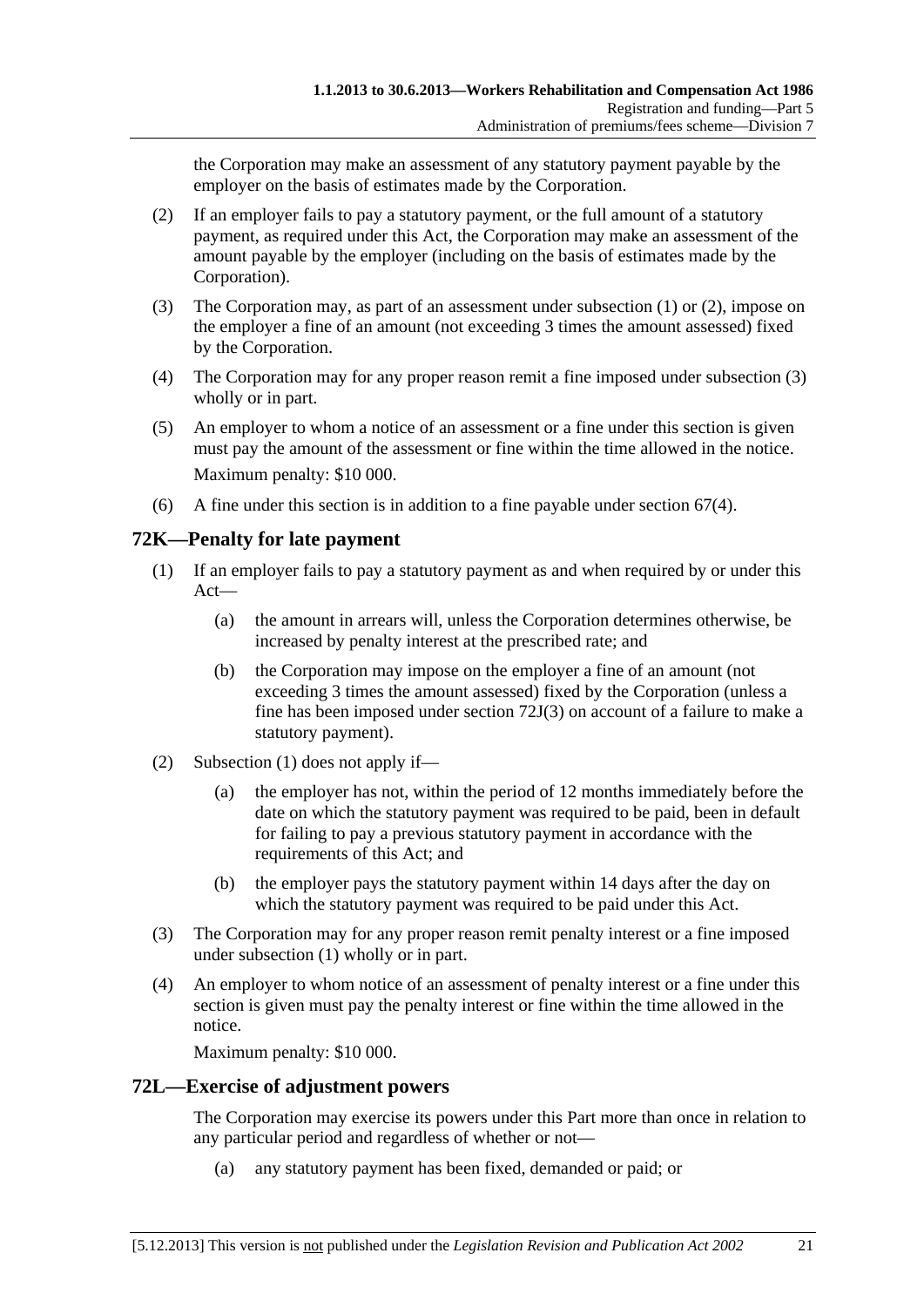the Corporation may make an assessment of any statutory payment payable by the employer on the basis of estimates made by the Corporation.

(2) If an employer fails to pay a statutory payment, or the full amount of a statutory payment, as required under this Act, the Corporation may make an assessment of the amount payable by the employer (including on the basis of estimates made by the Corporation).

(3) The Corporation may, as part of an assessment under subsection (1) or (2), impose on the employer a fine of an amount (not exceeding 3 times the amount assessed) fixed by the Corporation.

(4) The Corporation may for any proper reason remit a fine imposed under subsection (3) wholly or in part.

(5) An employer to whom a notice of an assessment or a fine under this section is given must pay the amount of the assessment or fine within the time allowed in the notice.

Maximum penalty: $10 000.

(6) A fine under this section is in addition to a fine payable under section 67(4).

## 72K—Penalty for late payment

(1) If an employer fails to pay a statutory payment as and when required by or under this Act—

(a) the amount in arrears will, unless the Corporation determines otherwise, be increased by penalty interest at the prescribed rate; and

(b) the Corporation may impose on the employer a fine of an amount (not exceeding 3 times the amount assessed) fixed by the Corporation (unless a fine has been imposed under section 72J(3) on account of a failure to make a statutory payment).

(2) Subsection (1) does not apply if—

(a) the employer has not, within the period of 12 months immediately before the date on which the statutory payment was required to be paid, been in default for failing to pay a previous statutory payment in accordance with the requirements of this Act; and

(b) the employer pays the statutory payment within 14 days after the day on which the statutory payment was required to be paid under this Act.

(3) The Corporation may for any proper reason remit penalty interest or a fine imposed under subsection (1) wholly or in part.

(4) An employer to whom notice of an assessment of penalty interest or a fine under this section is given must pay the penalty interest or fine within the time allowed in the notice.

Maximum penalty: $10 000.

## 72L—Exercise of adjustment powers

The Corporation may exercise its powers under this Part more than once in relation to any particular period and regardless of whether or not—

(a) any statutory payment has been fixed, demanded or paid; or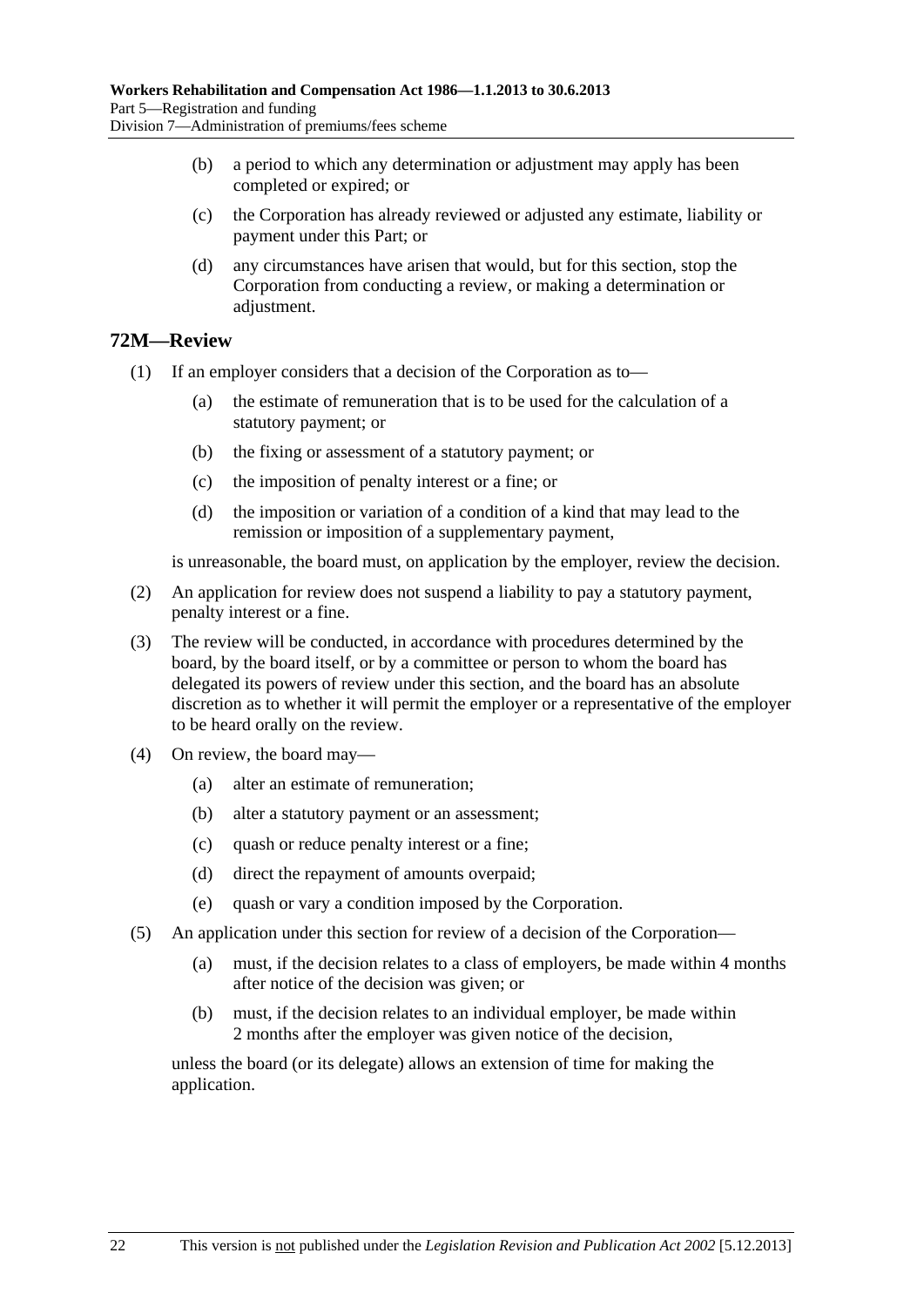(b) a period to which any determination or adjustment may apply has been completed or expired; or

(c) the Corporation has already reviewed or adjusted any estimate, liability or payment under this Part; or

(d) any circumstances have arisen that would, but for this section, stop the Corporation from conducting a review, or making a determination or adjustment.

## 72M—Review

(1) If an employer considers that a decision of the Corporation as to—

(a) the estimate of remuneration that is to be used for the calculation of a statutory payment; or

(b) the fixing or assessment of a statutory payment; or

(c) the imposition of penalty interest or a fine; or

(d) the imposition or variation of a condition of a kind that may lead to the remission or imposition of a supplementary payment,

is unreasonable, the board must, on application by the employer, review the decision.

(2) An application for review does not suspend a liability to pay a statutory payment, penalty interest or a fine.

(3) The review will be conducted, in accordance with procedures determined by the board, by the board itself, or by a committee or person to whom the board has delegated its powers of review under this section, and the board has an absolute discretion as to whether it will permit the employer or a representative of the employer to be heard orally on the review.

(4) On review, the board may—

(a) alter an estimate of remuneration;

(b) alter a statutory payment or an assessment;

(c) quash or reduce penalty interest or a fine;

(d) direct the repayment of amounts overpaid;

(e) quash or vary a condition imposed by the Corporation.

(5) An application under this section for review of a decision of the Corporation—

(a) must, if the decision relates to a class of employers, be made within 4 months after notice of the decision was given; or

(b) must, if the decision relates to an individual employer, be made within 2 months after the employer was given notice of the decision,

unless the board (or its delegate) allows an extension of time for making the application.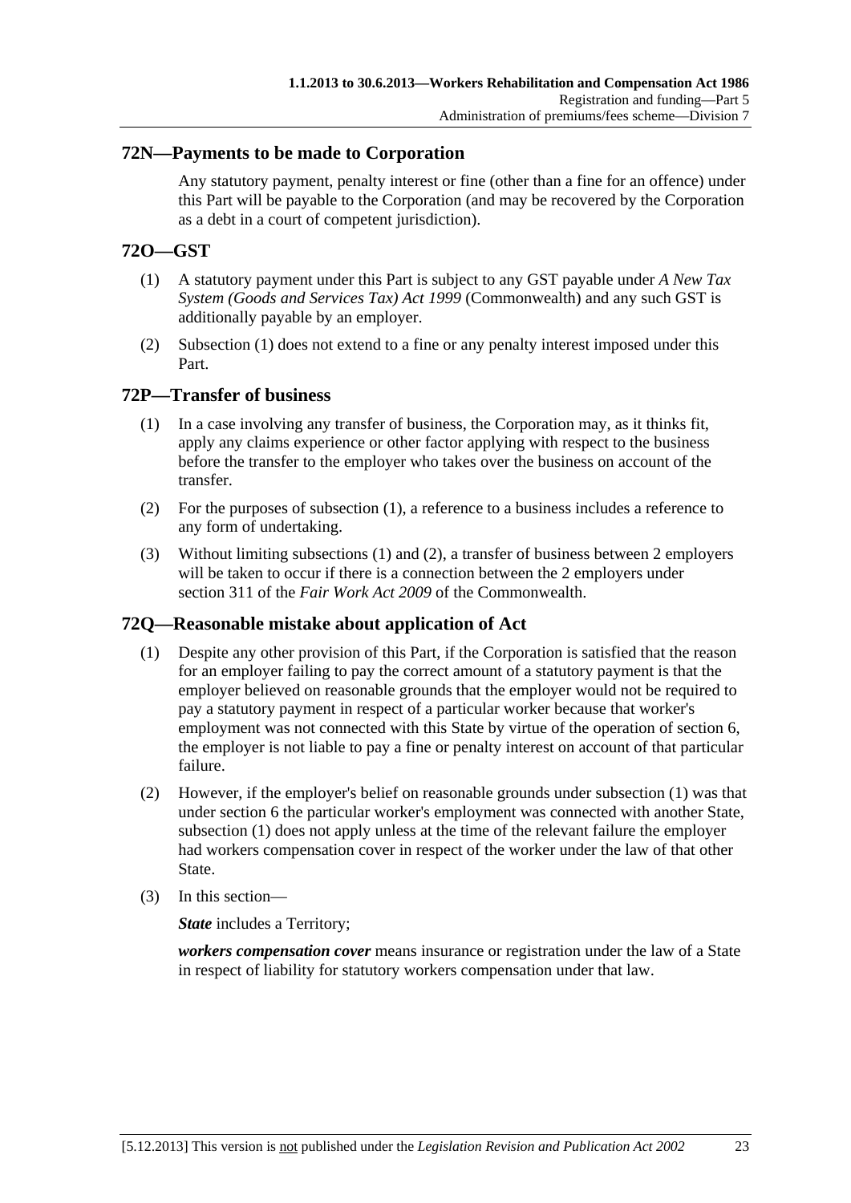## 72N—Payments to be made to Corporation

Any statutory payment, penalty interest or fine (other than a fine for an offence) under this Part will be payable to the Corporation (and may be recovered by the Corporation as a debt in a court of competent jurisdiction).

## 72O—GST

(1) A statutory payment under this Part is subject to any GST payable under *A New Tax System (Goods and Services Tax) Act 1999* (Commonwealth) and any such GST is additionally payable by an employer.

(2) Subsection (1) does not extend to a fine or any penalty interest imposed under this Part.

## 72P—Transfer of business

(1) In a case involving any transfer of business, the Corporation may, as it thinks fit, apply any claims experience or other factor applying with respect to the business before the transfer to the employer who takes over the business on account of the transfer.

(2) For the purposes of subsection (1), a reference to a business includes a reference to any form of undertaking.

(3) Without limiting subsections (1) and (2), a transfer of business between 2 employers will be taken to occur if there is a connection between the 2 employers under section 311 of the *Fair Work Act 2009* of the Commonwealth.

## 72Q—Reasonable mistake about application of Act

(1) Despite any other provision of this Part, if the Corporation is satisfied that the reason for an employer failing to pay the correct amount of a statutory payment is that the employer believed on reasonable grounds that the employer would not be required to pay a statutory payment in respect of a particular worker because that worker's employment was not connected with this State by virtue of the operation of section 6, the employer is not liable to pay a fine or penalty interest on account of that particular failure.

(2) However, if the employer's belief on reasonable grounds under subsection (1) was that under section 6 the particular worker's employment was connected with another State, subsection (1) does not apply unless at the time of the relevant failure the employer had workers compensation cover in respect of the worker under the law of that other State.

(3) In this section—

***State*** includes a Territory;

***workers compensation cover*** means insurance or registration under the law of a State in respect of liability for statutory workers compensation under that law.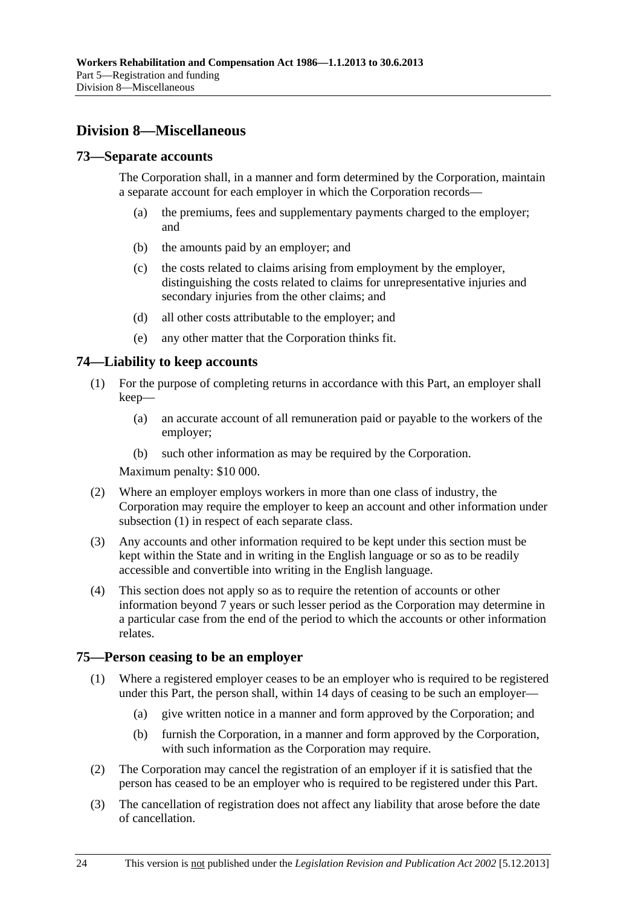## Division 8—Miscellaneous

### 73—Separate accounts

The Corporation shall, in a manner and form determined by the Corporation, maintain a separate account for each employer in which the Corporation records—

- (a) the premiums, fees and supplementary payments charged to the employer; and
- (b) the amounts paid by an employer; and
- (c) the costs related to claims arising from employment by the employer, distinguishing the costs related to claims for unrepresentative injuries and secondary injuries from the other claims; and
- (d) all other costs attributable to the employer; and
- (e) any other matter that the Corporation thinks fit.

### 74—Liability to keep accounts

(1) For the purpose of completing returns in accordance with this Part, an employer shall keep—

- (a) an accurate account of all remuneration paid or payable to the workers of the employer;
- (b) such other information as may be required by the Corporation.

Maximum penalty: $10 000.

(2) Where an employer employs workers in more than one class of industry, the Corporation may require the employer to keep an account and other information under subsection (1) in respect of each separate class.

(3) Any accounts and other information required to be kept under this section must be kept within the State and in writing in the English language or so as to be readily accessible and convertible into writing in the English language.

(4) This section does not apply so as to require the retention of accounts or other information beyond 7 years or such lesser period as the Corporation may determine in a particular case from the end of the period to which the accounts or other information relates.

### 75—Person ceasing to be an employer

(1) Where a registered employer ceases to be an employer who is required to be registered under this Part, the person shall, within 14 days of ceasing to be such an employer—

- (a) give written notice in a manner and form approved by the Corporation; and
- (b) furnish the Corporation, in a manner and form approved by the Corporation, with such information as the Corporation may require.

(2) The Corporation may cancel the registration of an employer if it is satisfied that the person has ceased to be an employer who is required to be registered under this Part.

(3) The cancellation of registration does not affect any liability that arose before the date of cancellation.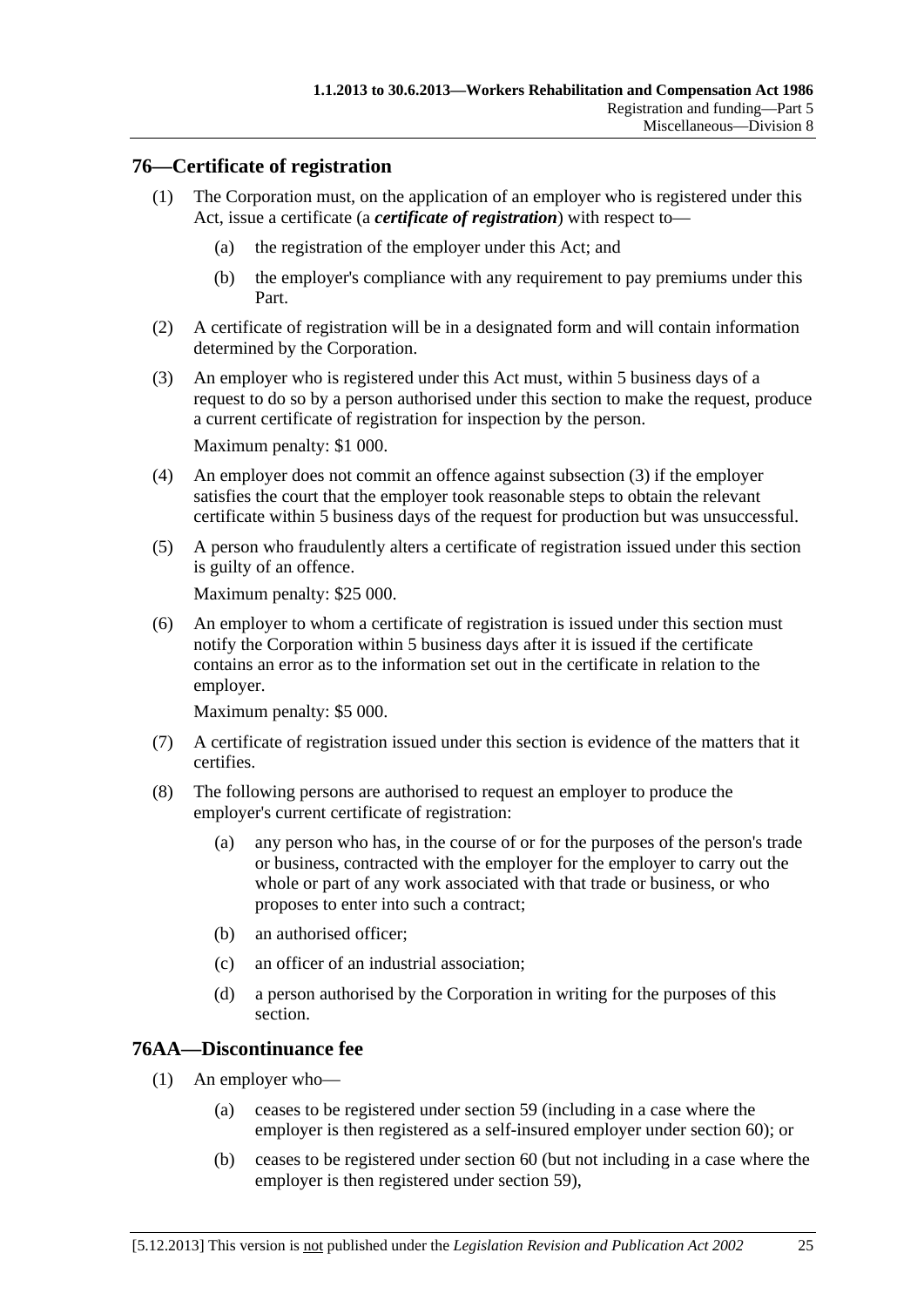## 76—Certificate of registration

(1) The Corporation must, on the application of an employer who is registered under this Act, issue a certificate (a ***certificate of registration***) with respect to—

(a) the registration of the employer under this Act; and

(b) the employer's compliance with any requirement to pay premiums under this Part.

(2) A certificate of registration will be in a designated form and will contain information determined by the Corporation.

(3) An employer who is registered under this Act must, within 5 business days of a request to do so by a person authorised under this section to make the request, produce a current certificate of registration for inspection by the person.

Maximum penalty: $1 000.

(4) An employer does not commit an offence against subsection (3) if the employer satisfies the court that the employer took reasonable steps to obtain the relevant certificate within 5 business days of the request for production but was unsuccessful.

(5) A person who fraudulently alters a certificate of registration issued under this section is guilty of an offence.

Maximum penalty: $25 000.

(6) An employer to whom a certificate of registration is issued under this section must notify the Corporation within 5 business days after it is issued if the certificate contains an error as to the information set out in the certificate in relation to the employer.

Maximum penalty: $5 000.

(7) A certificate of registration issued under this section is evidence of the matters that it certifies.

(8) The following persons are authorised to request an employer to produce the employer's current certificate of registration:

(a) any person who has, in the course of or for the purposes of the person's trade or business, contracted with the employer for the employer to carry out the whole or part of any work associated with that trade or business, or who proposes to enter into such a contract;

(b) an authorised officer;

(c) an officer of an industrial association;

(d) a person authorised by the Corporation in writing for the purposes of this section.

## 76AA—Discontinuance fee

(1) An employer who—

(a) ceases to be registered under section 59 (including in a case where the employer is then registered as a self-insured employer under section 60); or

(b) ceases to be registered under section 60 (but not including in a case where the employer is then registered under section 59),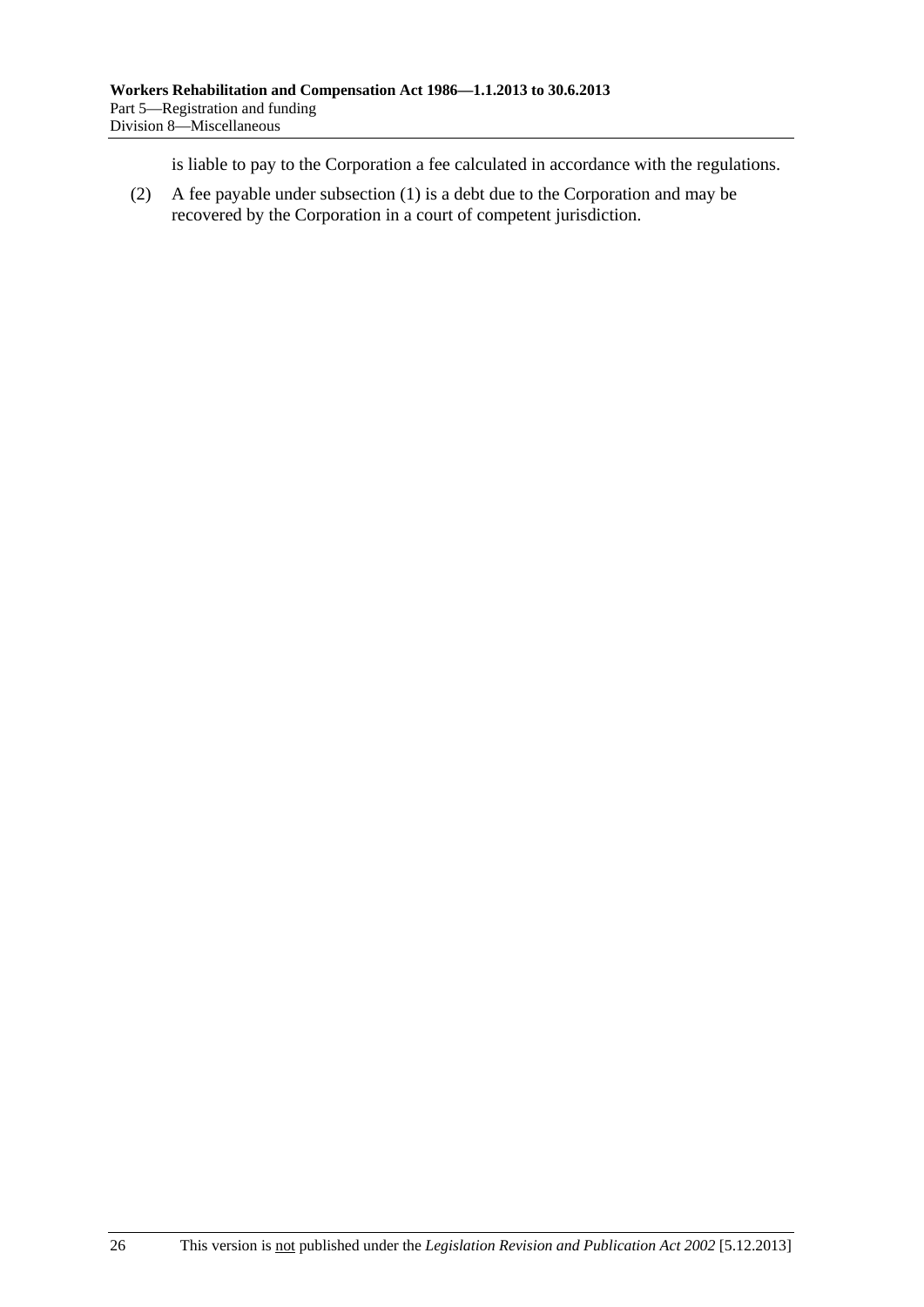is liable to pay to the Corporation a fee calculated in accordance with the regulations.

(2) A fee payable under subsection (1) is a debt due to the Corporation and may be recovered by the Corporation in a court of competent jurisdiction.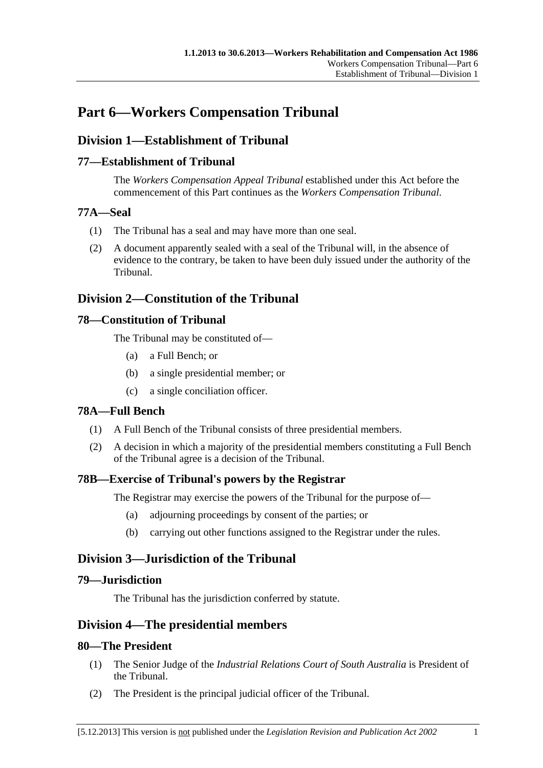# Part 6—Workers Compensation Tribunal

## Division 1—Establishment of Tribunal

### 77—Establishment of Tribunal

The *Workers Compensation Appeal Tribunal* established under this Act before the commencement of this Part continues as the *Workers Compensation Tribunal*.

### 77A—Seal

(1) The Tribunal has a seal and may have more than one seal.

(2) A document apparently sealed with a seal of the Tribunal will, in the absence of evidence to the contrary, be taken to have been duly issued under the authority of the Tribunal.

## Division 2—Constitution of the Tribunal

### 78—Constitution of Tribunal

The Tribunal may be constituted of—

(a) a Full Bench; or

(b) a single presidential member; or

(c) a single conciliation officer.

### 78A—Full Bench

(1) A Full Bench of the Tribunal consists of three presidential members.

(2) A decision in which a majority of the presidential members constituting a Full Bench of the Tribunal agree is a decision of the Tribunal.

### 78B—Exercise of Tribunal's powers by the Registrar

The Registrar may exercise the powers of the Tribunal for the purpose of—

(a) adjourning proceedings by consent of the parties; or

(b) carrying out other functions assigned to the Registrar under the rules.

## Division 3—Jurisdiction of the Tribunal

### 79—Jurisdiction

The Tribunal has the jurisdiction conferred by statute.

## Division 4—The presidential members

### 80—The President

(1) The Senior Judge of the *Industrial Relations Court of South Australia* is President of the Tribunal.

(2) The President is the principal judicial officer of the Tribunal.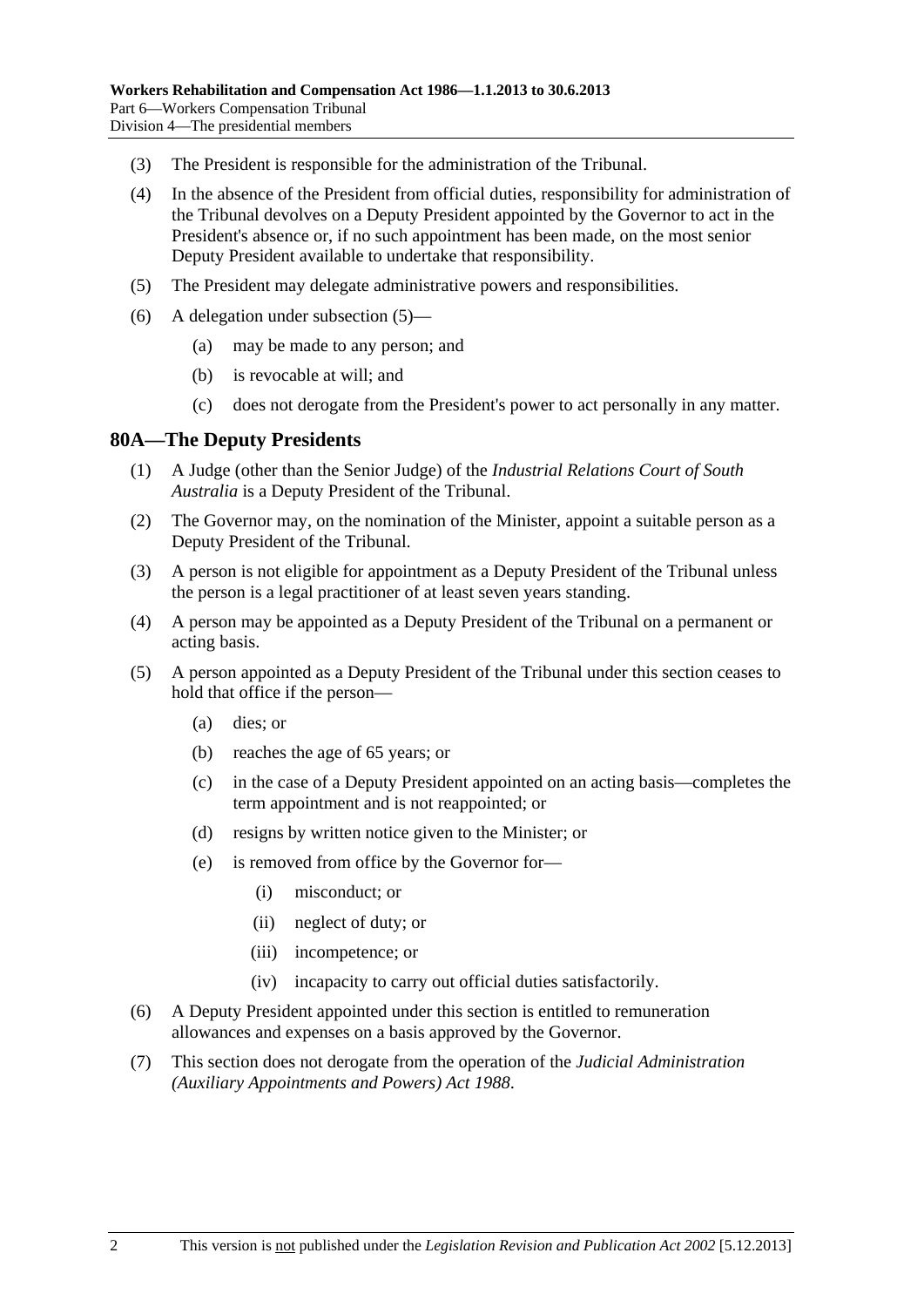(3) The President is responsible for the administration of the Tribunal.

(4) In the absence of the President from official duties, responsibility for administration of the Tribunal devolves on a Deputy President appointed by the Governor to act in the President's absence or, if no such appointment has been made, on the most senior Deputy President available to undertake that responsibility.

(5) The President may delegate administrative powers and responsibilities.

(6) A delegation under subsection (5)—

 (a) may be made to any person; and

 (b) is revocable at will; and

 (c) does not derogate from the President's power to act personally in any matter.

## 80A—The Deputy Presidents

(1) A Judge (other than the Senior Judge) of the *Industrial Relations Court of South Australia* is a Deputy President of the Tribunal.

(2) The Governor may, on the nomination of the Minister, appoint a suitable person as a Deputy President of the Tribunal.

(3) A person is not eligible for appointment as a Deputy President of the Tribunal unless the person is a legal practitioner of at least seven years standing.

(4) A person may be appointed as a Deputy President of the Tribunal on a permanent or acting basis.

(5) A person appointed as a Deputy President of the Tribunal under this section ceases to hold that office if the person—

 (a) dies; or

 (b) reaches the age of 65 years; or

 (c) in the case of a Deputy President appointed on an acting basis—completes the term appointment and is not reappointed; or

 (d) resigns by written notice given to the Minister; or

 (e) is removed from office by the Governor for—

  (i) misconduct; or

  (ii) neglect of duty; or

  (iii) incompetence; or

  (iv) incapacity to carry out official duties satisfactorily.

(6) A Deputy President appointed under this section is entitled to remuneration allowances and expenses on a basis approved by the Governor.

(7) This section does not derogate from the operation of the *Judicial Administration (Auxiliary Appointments and Powers) Act 1988*.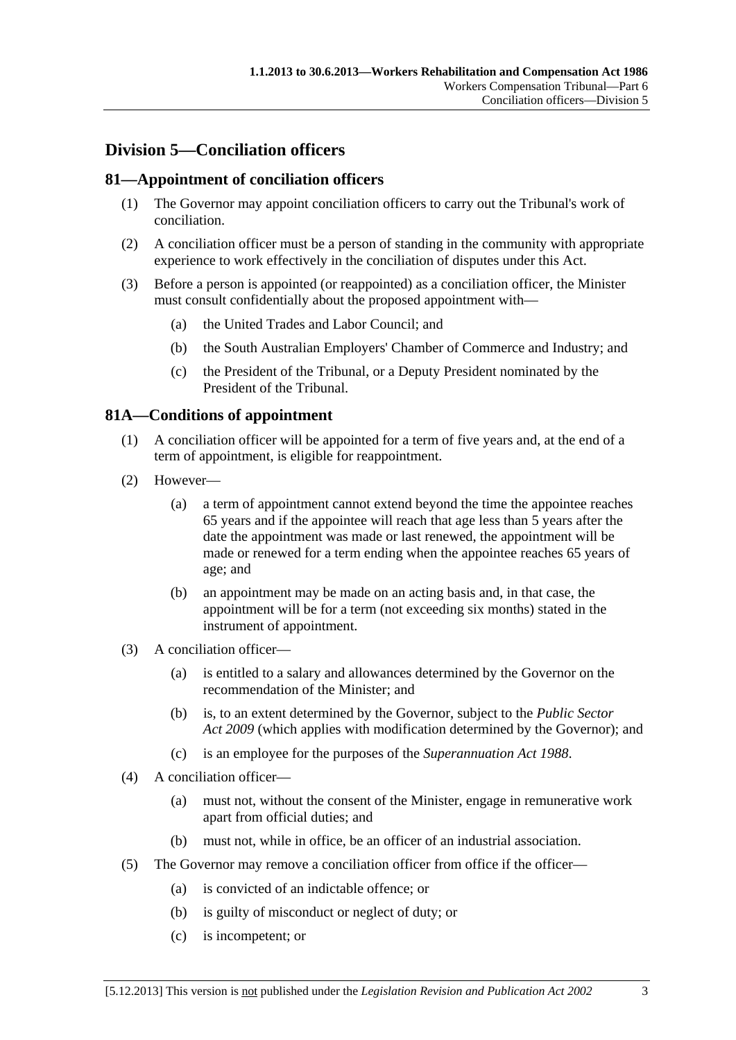## Division 5—Conciliation officers

### 81—Appointment of conciliation officers

(1) The Governor may appoint conciliation officers to carry out the Tribunal's work of conciliation.

(2) A conciliation officer must be a person of standing in the community with appropriate experience to work effectively in the conciliation of disputes under this Act.

(3) Before a person is appointed (or reappointed) as a conciliation officer, the Minister must consult confidentially about the proposed appointment with—

(a) the United Trades and Labor Council; and

(b) the South Australian Employers' Chamber of Commerce and Industry; and

(c) the President of the Tribunal, or a Deputy President nominated by the President of the Tribunal.

### 81A—Conditions of appointment

(1) A conciliation officer will be appointed for a term of five years and, at the end of a term of appointment, is eligible for reappointment.

(2) However—

(a) a term of appointment cannot extend beyond the time the appointee reaches 65 years and if the appointee will reach that age less than 5 years after the date the appointment was made or last renewed, the appointment will be made or renewed for a term ending when the appointee reaches 65 years of age; and

(b) an appointment may be made on an acting basis and, in that case, the appointment will be for a term (not exceeding six months) stated in the instrument of appointment.

(3) A conciliation officer—

(a) is entitled to a salary and allowances determined by the Governor on the recommendation of the Minister; and

(b) is, to an extent determined by the Governor, subject to the *Public Sector Act 2009* (which applies with modification determined by the Governor); and

(c) is an employee for the purposes of the *Superannuation Act 1988*.

(4) A conciliation officer—

(a) must not, without the consent of the Minister, engage in remunerative work apart from official duties; and

(b) must not, while in office, be an officer of an industrial association.

(5) The Governor may remove a conciliation officer from office if the officer—

(a) is convicted of an indictable offence; or

(b) is guilty of misconduct or neglect of duty; or

(c) is incompetent; or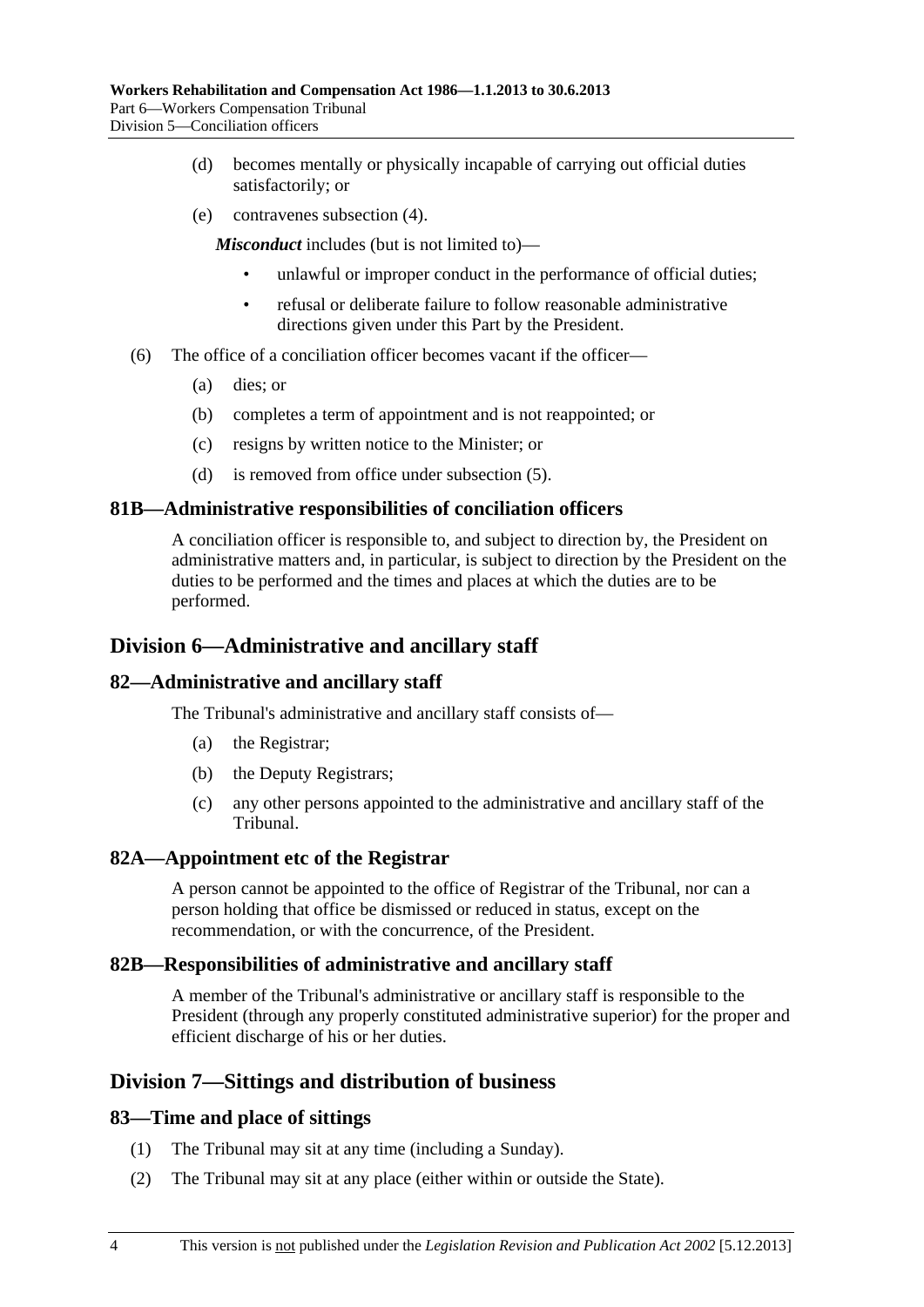(d) becomes mentally or physically incapable of carrying out official duties satisfactorily; or

(e) contravenes subsection (4).

***Misconduct*** includes (but is not limited to)—

- unlawful or improper conduct in the performance of official duties;
- refusal or deliberate failure to follow reasonable administrative directions given under this Part by the President.

(6) The office of a conciliation officer becomes vacant if the officer—

(a) dies; or

(b) completes a term of appointment and is not reappointed; or

(c) resigns by written notice to the Minister; or

(d) is removed from office under subsection (5).

### 81B—Administrative responsibilities of conciliation officers

A conciliation officer is responsible to, and subject to direction by, the President on administrative matters and, in particular, is subject to direction by the President on the duties to be performed and the times and places at which the duties are to be performed.

## Division 6—Administrative and ancillary staff

### 82—Administrative and ancillary staff

The Tribunal's administrative and ancillary staff consists of—

(a) the Registrar;

(b) the Deputy Registrars;

(c) any other persons appointed to the administrative and ancillary staff of the Tribunal.

### 82A—Appointment etc of the Registrar

A person cannot be appointed to the office of Registrar of the Tribunal, nor can a person holding that office be dismissed or reduced in status, except on the recommendation, or with the concurrence, of the President.

### 82B—Responsibilities of administrative and ancillary staff

A member of the Tribunal's administrative or ancillary staff is responsible to the President (through any properly constituted administrative superior) for the proper and efficient discharge of his or her duties.

## Division 7—Sittings and distribution of business

### 83—Time and place of sittings

(1) The Tribunal may sit at any time (including a Sunday).

(2) The Tribunal may sit at any place (either within or outside the State).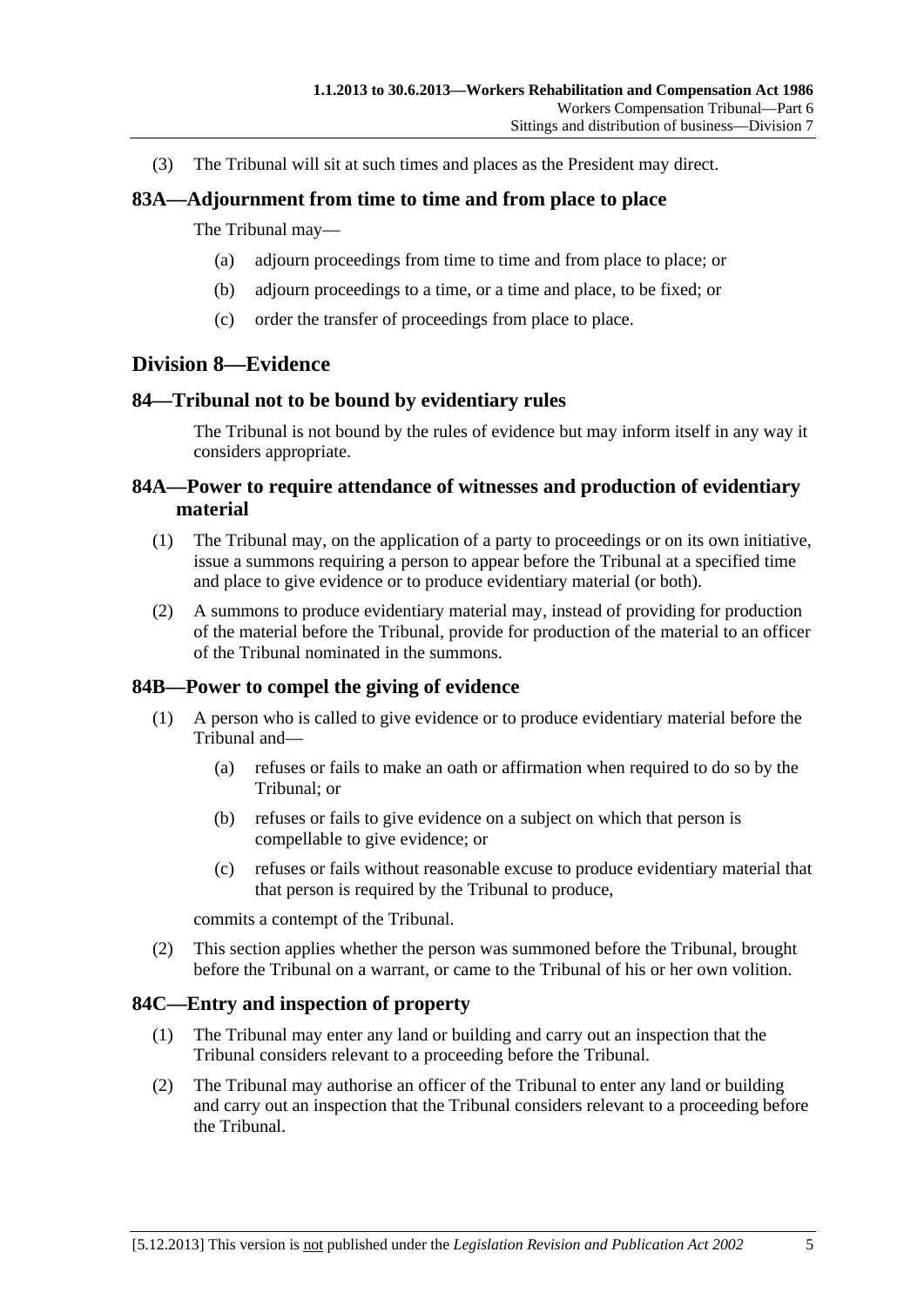(3) The Tribunal will sit at such times and places as the President may direct.

### 83A—Adjournment from time to time and from place to place

The Tribunal may—

(a) adjourn proceedings from time to time and from place to place; or

(b) adjourn proceedings to a time, or a time and place, to be fixed; or

(c) order the transfer of proceedings from place to place.

## Division 8—Evidence

### 84—Tribunal not to be bound by evidentiary rules

The Tribunal is not bound by the rules of evidence but may inform itself in any way it considers appropriate.

### 84A—Power to require attendance of witnesses and production of evidentiary material

(1) The Tribunal may, on the application of a party to proceedings or on its own initiative, issue a summons requiring a person to appear before the Tribunal at a specified time and place to give evidence or to produce evidentiary material (or both).

(2) A summons to produce evidentiary material may, instead of providing for production of the material before the Tribunal, provide for production of the material to an officer of the Tribunal nominated in the summons.

### 84B—Power to compel the giving of evidence

(1) A person who is called to give evidence or to produce evidentiary material before the Tribunal and—

(a) refuses or fails to make an oath or affirmation when required to do so by the Tribunal; or

(b) refuses or fails to give evidence on a subject on which that person is compellable to give evidence; or

(c) refuses or fails without reasonable excuse to produce evidentiary material that that person is required by the Tribunal to produce,

commits a contempt of the Tribunal.

(2) This section applies whether the person was summoned before the Tribunal, brought before the Tribunal on a warrant, or came to the Tribunal of his or her own volition.

### 84C—Entry and inspection of property

(1) The Tribunal may enter any land or building and carry out an inspection that the Tribunal considers relevant to a proceeding before the Tribunal.

(2) The Tribunal may authorise an officer of the Tribunal to enter any land or building and carry out an inspection that the Tribunal considers relevant to a proceeding before the Tribunal.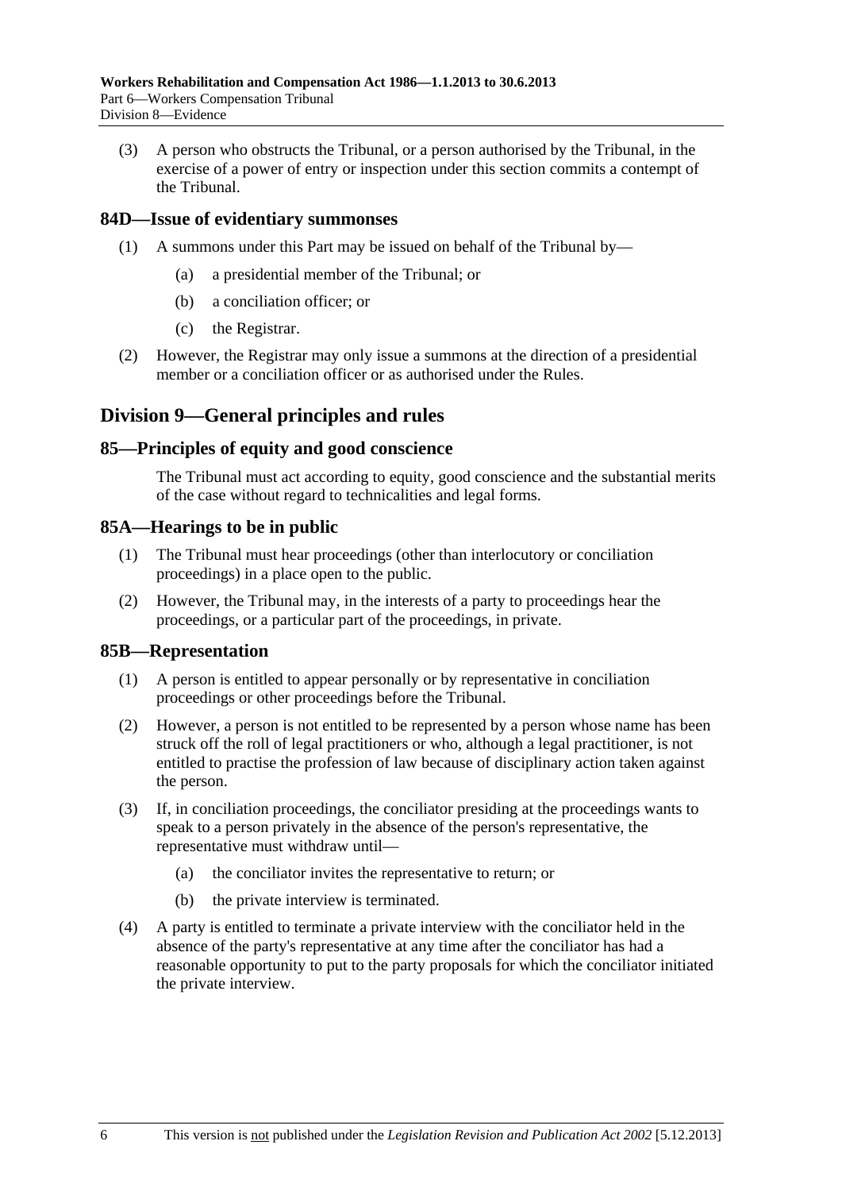(3) A person who obstructs the Tribunal, or a person authorised by the Tribunal, in the exercise of a power of entry or inspection under this section commits a contempt of the Tribunal.

### 84D—Issue of evidentiary summonses

(1) A summons under this Part may be issued on behalf of the Tribunal by—

(a) a presidential member of the Tribunal; or

(b) a conciliation officer; or

(c) the Registrar.

(2) However, the Registrar may only issue a summons at the direction of a presidential member or a conciliation officer or as authorised under the Rules.

## Division 9—General principles and rules

### 85—Principles of equity and good conscience

The Tribunal must act according to equity, good conscience and the substantial merits of the case without regard to technicalities and legal forms.

### 85A—Hearings to be in public

(1) The Tribunal must hear proceedings (other than interlocutory or conciliation proceedings) in a place open to the public.

(2) However, the Tribunal may, in the interests of a party to proceedings hear the proceedings, or a particular part of the proceedings, in private.

### 85B—Representation

(1) A person is entitled to appear personally or by representative in conciliation proceedings or other proceedings before the Tribunal.

(2) However, a person is not entitled to be represented by a person whose name has been struck off the roll of legal practitioners or who, although a legal practitioner, is not entitled to practise the profession of law because of disciplinary action taken against the person.

(3) If, in conciliation proceedings, the conciliator presiding at the proceedings wants to speak to a person privately in the absence of the person's representative, the representative must withdraw until—

(a) the conciliator invites the representative to return; or

(b) the private interview is terminated.

(4) A party is entitled to terminate a private interview with the conciliator held in the absence of the party's representative at any time after the conciliator has had a reasonable opportunity to put to the party proposals for which the conciliator initiated the private interview.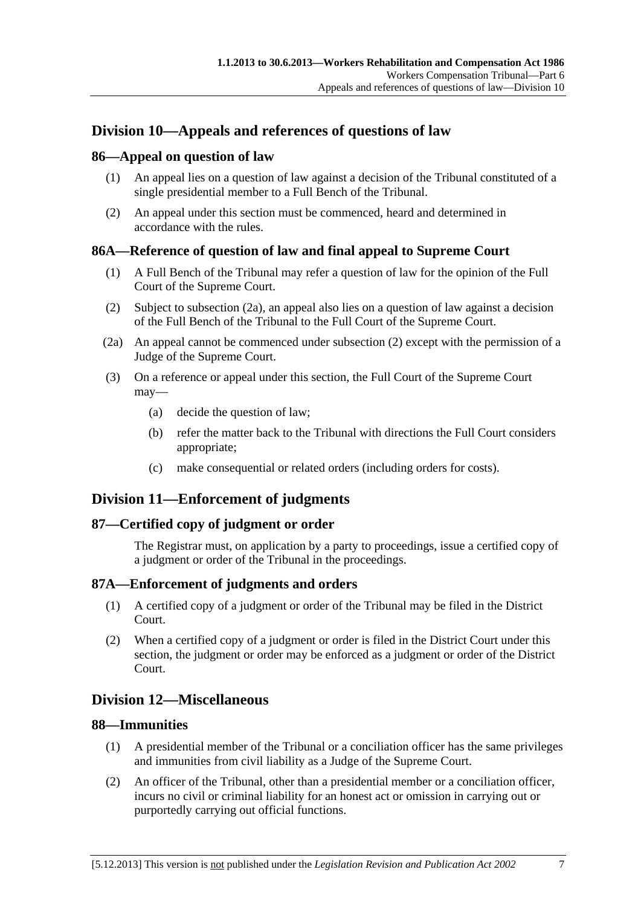## Division 10—Appeals and references of questions of law

### 86—Appeal on question of law

(1) An appeal lies on a question of law against a decision of the Tribunal constituted of a single presidential member to a Full Bench of the Tribunal.

(2) An appeal under this section must be commenced, heard and determined in accordance with the rules.

### 86A—Reference of question of law and final appeal to Supreme Court

(1) A Full Bench of the Tribunal may refer a question of law for the opinion of the Full Court of the Supreme Court.

(2) Subject to subsection (2a), an appeal also lies on a question of law against a decision of the Full Bench of the Tribunal to the Full Court of the Supreme Court.

(2a) An appeal cannot be commenced under subsection (2) except with the permission of a Judge of the Supreme Court.

(3) On a reference or appeal under this section, the Full Court of the Supreme Court may—

- (a) decide the question of law;
- (b) refer the matter back to the Tribunal with directions the Full Court considers appropriate;
- (c) make consequential or related orders (including orders for costs).

## Division 11—Enforcement of judgments

### 87—Certified copy of judgment or order

The Registrar must, on application by a party to proceedings, issue a certified copy of a judgment or order of the Tribunal in the proceedings.

### 87A—Enforcement of judgments and orders

(1) A certified copy of a judgment or order of the Tribunal may be filed in the District Court.

(2) When a certified copy of a judgment or order is filed in the District Court under this section, the judgment or order may be enforced as a judgment or order of the District Court.

## Division 12—Miscellaneous

### 88—Immunities

(1) A presidential member of the Tribunal or a conciliation officer has the same privileges and immunities from civil liability as a Judge of the Supreme Court.

(2) An officer of the Tribunal, other than a presidential member or a conciliation officer, incurs no civil or criminal liability for an honest act or omission in carrying out or purportedly carrying out official functions.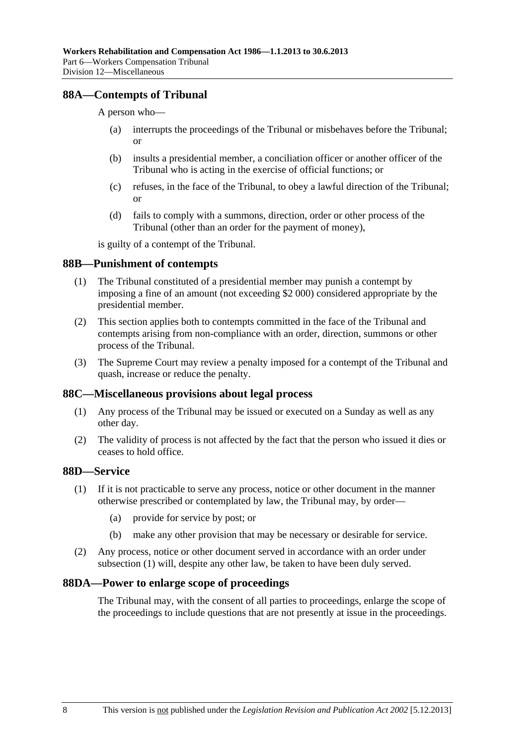## 88A—Contempts of Tribunal

A person who—

(a) interrupts the proceedings of the Tribunal or misbehaves before the Tribunal; or

(b) insults a presidential member, a conciliation officer or another officer of the Tribunal who is acting in the exercise of official functions; or

(c) refuses, in the face of the Tribunal, to obey a lawful direction of the Tribunal; or

(d) fails to comply with a summons, direction, order or other process of the Tribunal (other than an order for the payment of money),

is guilty of a contempt of the Tribunal.

## 88B—Punishment of contempts

(1) The Tribunal constituted of a presidential member may punish a contempt by imposing a fine of an amount (not exceeding $2 000) considered appropriate by the presidential member.

(2) This section applies both to contempts committed in the face of the Tribunal and contempts arising from non-compliance with an order, direction, summons or other process of the Tribunal.

(3) The Supreme Court may review a penalty imposed for a contempt of the Tribunal and quash, increase or reduce the penalty.

## 88C—Miscellaneous provisions about legal process

(1) Any process of the Tribunal may be issued or executed on a Sunday as well as any other day.

(2) The validity of process is not affected by the fact that the person who issued it dies or ceases to hold office.

## 88D—Service

(1) If it is not practicable to serve any process, notice or other document in the manner otherwise prescribed or contemplated by law, the Tribunal may, by order—

(a) provide for service by post; or

(b) make any other provision that may be necessary or desirable for service.

(2) Any process, notice or other document served in accordance with an order under subsection (1) will, despite any other law, be taken to have been duly served.

## 88DA—Power to enlarge scope of proceedings

The Tribunal may, with the consent of all parties to proceedings, enlarge the scope of the proceedings to include questions that are not presently at issue in the proceedings.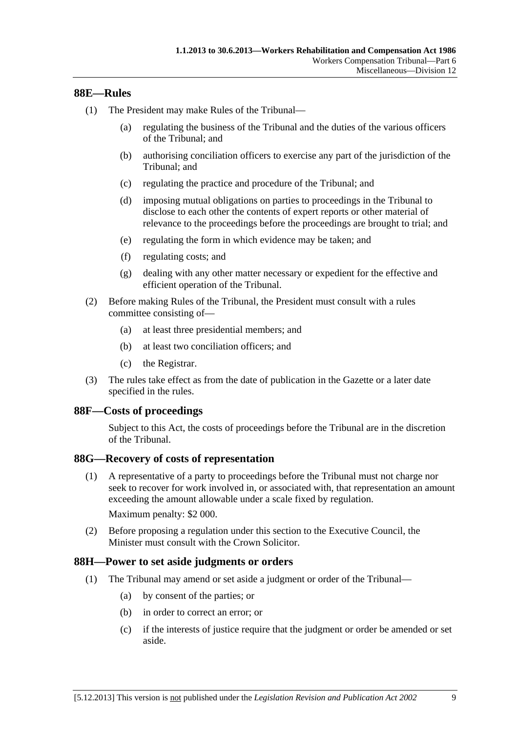## 88E—Rules

(1) The President may make Rules of the Tribunal—

(a) regulating the business of the Tribunal and the duties of the various officers of the Tribunal; and

(b) authorising conciliation officers to exercise any part of the jurisdiction of the Tribunal; and

(c) regulating the practice and procedure of the Tribunal; and

(d) imposing mutual obligations on parties to proceedings in the Tribunal to disclose to each other the contents of expert reports or other material of relevance to the proceedings before the proceedings are brought to trial; and

(e) regulating the form in which evidence may be taken; and

(f) regulating costs; and

(g) dealing with any other matter necessary or expedient for the effective and efficient operation of the Tribunal.

(2) Before making Rules of the Tribunal, the President must consult with a rules committee consisting of—

(a) at least three presidential members; and

(b) at least two conciliation officers; and

(c) the Registrar.

(3) The rules take effect as from the date of publication in the Gazette or a later date specified in the rules.

## 88F—Costs of proceedings

Subject to this Act, the costs of proceedings before the Tribunal are in the discretion of the Tribunal.

## 88G—Recovery of costs of representation

(1) A representative of a party to proceedings before the Tribunal must not charge nor seek to recover for work involved in, or associated with, that representation an amount exceeding the amount allowable under a scale fixed by regulation.

Maximum penalty: $2 000.

(2) Before proposing a regulation under this section to the Executive Council, the Minister must consult with the Crown Solicitor.

## 88H—Power to set aside judgments or orders

(1) The Tribunal may amend or set aside a judgment or order of the Tribunal—

(a) by consent of the parties; or

(b) in order to correct an error; or

(c) if the interests of justice require that the judgment or order be amended or set aside.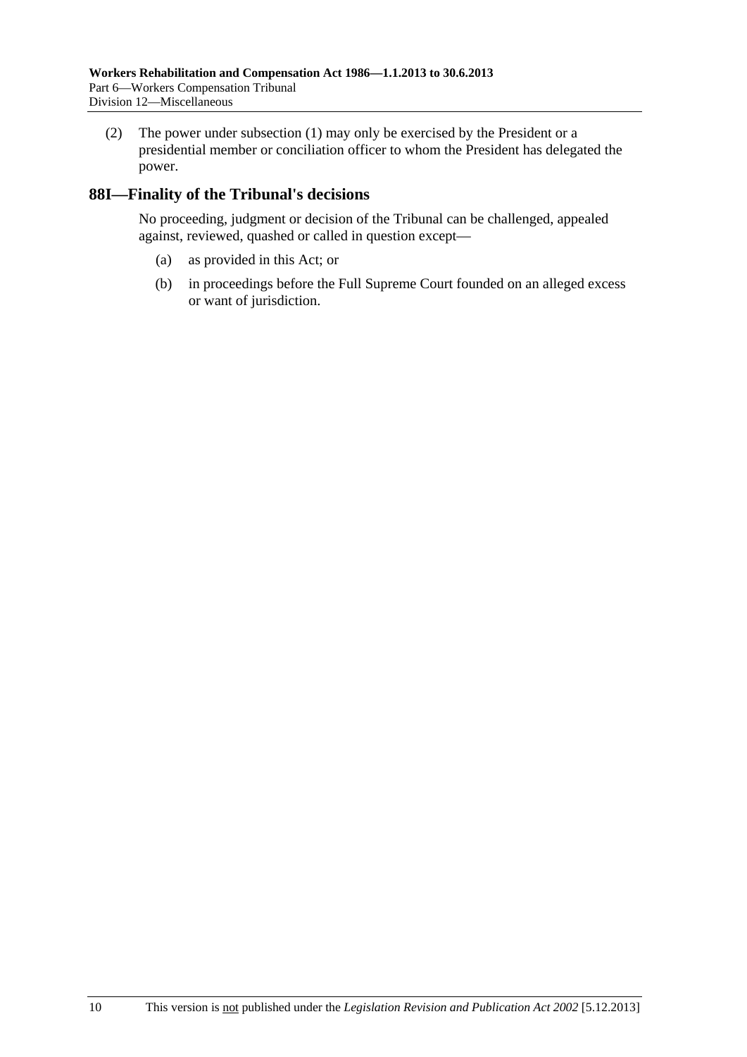(2) The power under subsection (1) may only be exercised by the President or a presidential member or conciliation officer to whom the President has delegated the power.

## 88I—Finality of the Tribunal's decisions

No proceeding, judgment or decision of the Tribunal can be challenged, appealed against, reviewed, quashed or called in question except—

(a) as provided in this Act; or

(b) in proceedings before the Full Supreme Court founded on an alleged excess or want of jurisdiction.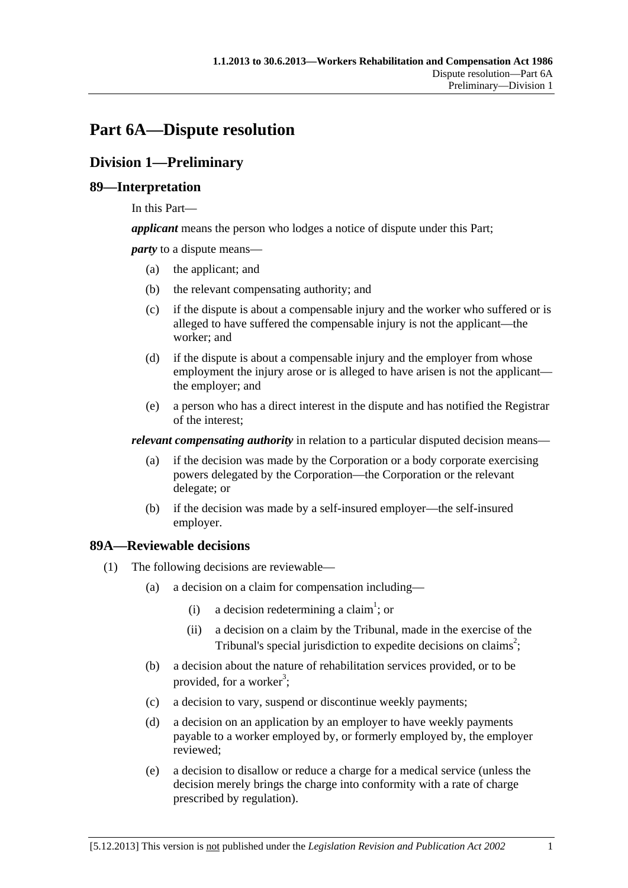# Part 6A—Dispute resolution

## Division 1—Preliminary

### 89—Interpretation

In this Part—

***applicant*** means the person who lodges a notice of dispute under this Part;

***party*** to a dispute means—

(a) the applicant; and

(b) the relevant compensating authority; and

(c) if the dispute is about a compensable injury and the worker who suffered or is alleged to have suffered the compensable injury is not the applicant—the worker; and

(d) if the dispute is about a compensable injury and the employer from whose employment the injury arose or is alleged to have arisen is not the applicant—the employer; and

(e) a person who has a direct interest in the dispute and has notified the Registrar of the interest;

***relevant compensating authority*** in relation to a particular disputed decision means—

(a) if the decision was made by the Corporation or a body corporate exercising powers delegated by the Corporation—the Corporation or the relevant delegate; or

(b) if the decision was made by a self-insured employer—the self-insured employer.

### 89A—Reviewable decisions

(1) The following decisions are reviewable—

(a) a decision on a claim for compensation including—

(i) a decision redetermining a claim[1]; or

(ii) a decision on a claim by the Tribunal, made in the exercise of the Tribunal's special jurisdiction to expedite decisions on claims[2];

(b) a decision about the nature of rehabilitation services provided, or to be provided, for a worker[3];

(c) a decision to vary, suspend or discontinue weekly payments;

(d) a decision on an application by an employer to have weekly payments payable to a worker employed by, or formerly employed by, the employer reviewed;

(e) a decision to disallow or reduce a charge for a medical service (unless the decision merely brings the charge into conformity with a rate of charge prescribed by regulation).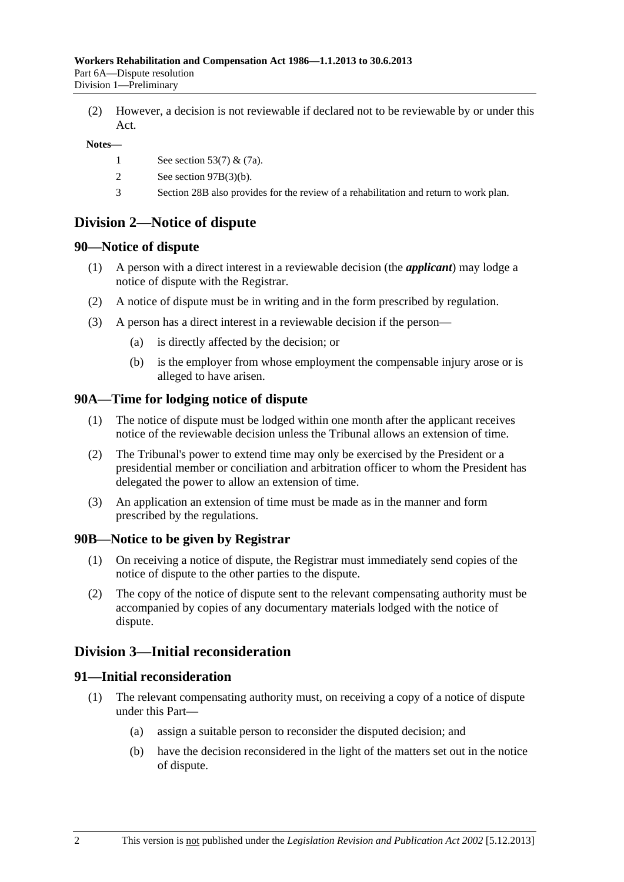(2) However, a decision is not reviewable if declared not to be reviewable by or under this Act.

**Notes—**

1 See section 53(7) & (7a).

2 See section 97B(3)(b).

3 Section 28B also provides for the review of a rehabilitation and return to work plan.

## Division 2—Notice of dispute

### 90—Notice of dispute

(1) A person with a direct interest in a reviewable decision (the ***applicant***) may lodge a notice of dispute with the Registrar.

(2) A notice of dispute must be in writing and in the form prescribed by regulation.

(3) A person has a direct interest in a reviewable decision if the person—

(a) is directly affected by the decision; or

(b) is the employer from whose employment the compensable injury arose or is alleged to have arisen.

### 90A—Time for lodging notice of dispute

(1) The notice of dispute must be lodged within one month after the applicant receives notice of the reviewable decision unless the Tribunal allows an extension of time.

(2) The Tribunal's power to extend time may only be exercised by the President or a presidential member or conciliation and arbitration officer to whom the President has delegated the power to allow an extension of time.

(3) An application an extension of time must be made as in the manner and form prescribed by the regulations.

### 90B—Notice to be given by Registrar

(1) On receiving a notice of dispute, the Registrar must immediately send copies of the notice of dispute to the other parties to the dispute.

(2) The copy of the notice of dispute sent to the relevant compensating authority must be accompanied by copies of any documentary materials lodged with the notice of dispute.

## Division 3—Initial reconsideration

### 91—Initial reconsideration

(1) The relevant compensating authority must, on receiving a copy of a notice of dispute under this Part—

(a) assign a suitable person to reconsider the disputed decision; and

(b) have the decision reconsidered in the light of the matters set out in the notice of dispute.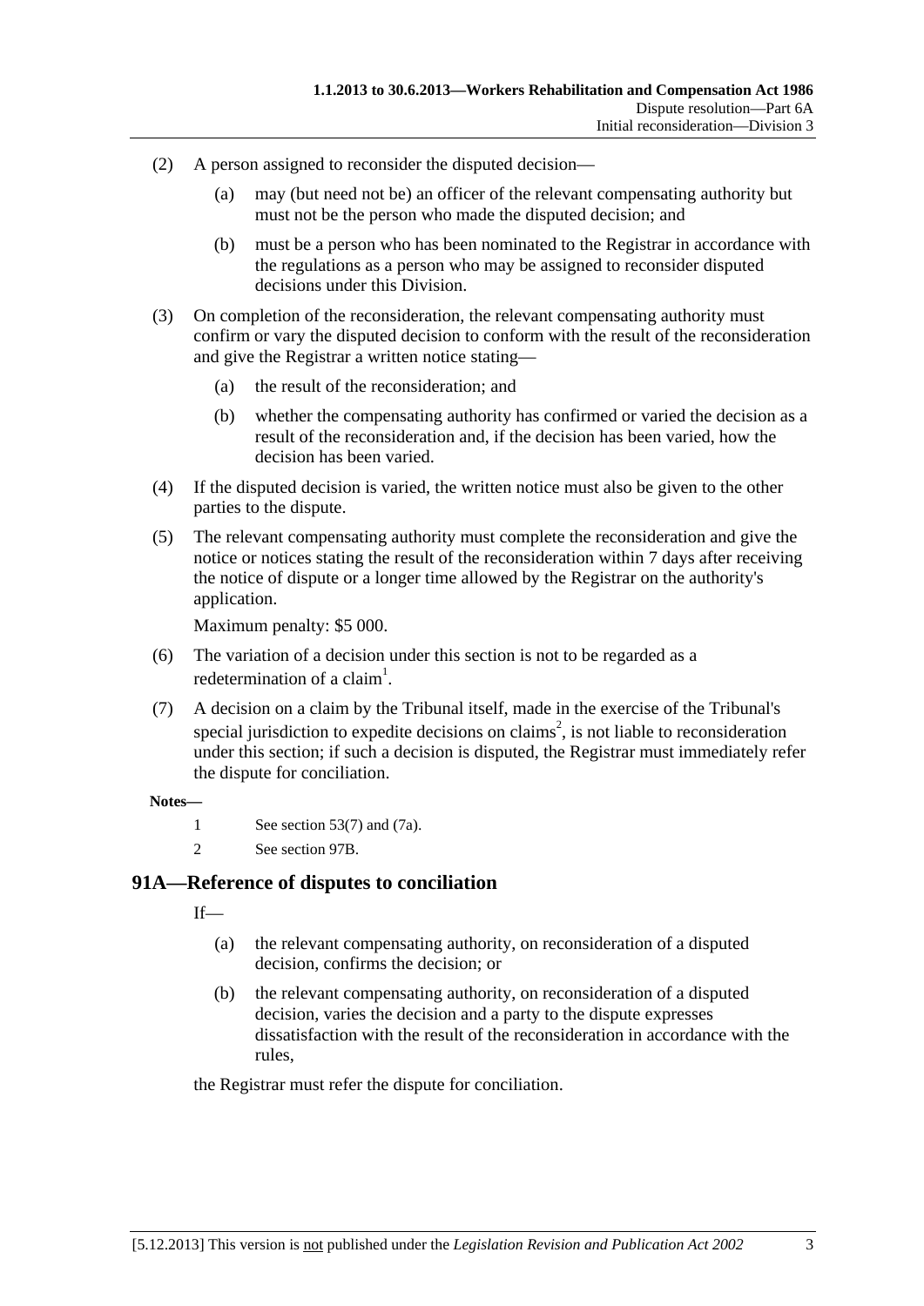(2) A person assigned to reconsider the disputed decision—

(a) may (but need not be) an officer of the relevant compensating authority but must not be the person who made the disputed decision; and

(b) must be a person who has been nominated to the Registrar in accordance with the regulations as a person who may be assigned to reconsider disputed decisions under this Division.

(3) On completion of the reconsideration, the relevant compensating authority must confirm or vary the disputed decision to conform with the result of the reconsideration and give the Registrar a written notice stating—

(a) the result of the reconsideration; and

(b) whether the compensating authority has confirmed or varied the decision as a result of the reconsideration and, if the decision has been varied, how the decision has been varied.

(4) If the disputed decision is varied, the written notice must also be given to the other parties to the dispute.

(5) The relevant compensating authority must complete the reconsideration and give the notice or notices stating the result of the reconsideration within 7 days after receiving the notice of dispute or a longer time allowed by the Registrar on the authority's application.

Maximum penalty: $5 000.

(6) The variation of a decision under this section is not to be regarded as a redetermination of a claim[1].

(7) A decision on a claim by the Tribunal itself, made in the exercise of the Tribunal's special jurisdiction to expedite decisions on claims[2], is not liable to reconsideration under this section; if such a decision is disputed, the Registrar must immediately refer the dispute for conciliation.

**Notes—**

1 See section 53(7) and (7a).

2 See section 97B.

## 91A—Reference of disputes to conciliation

If—

(a) the relevant compensating authority, on reconsideration of a disputed decision, confirms the decision; or

(b) the relevant compensating authority, on reconsideration of a disputed decision, varies the decision and a party to the dispute expresses dissatisfaction with the result of the reconsideration in accordance with the rules,

the Registrar must refer the dispute for conciliation.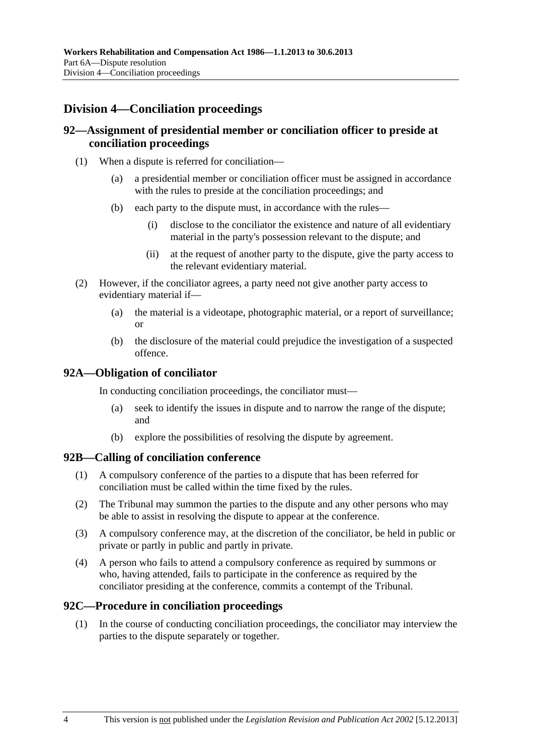## Division 4—Conciliation proceedings

### 92—Assignment of presidential member or conciliation officer to preside at conciliation proceedings

(1) When a dispute is referred for conciliation—

(a) a presidential member or conciliation officer must be assigned in accordance with the rules to preside at the conciliation proceedings; and

(b) each party to the dispute must, in accordance with the rules—

(i) disclose to the conciliator the existence and nature of all evidentiary material in the party's possession relevant to the dispute; and

(ii) at the request of another party to the dispute, give the party access to the relevant evidentiary material.

(2) However, if the conciliator agrees, a party need not give another party access to evidentiary material if—

(a) the material is a videotape, photographic material, or a report of surveillance; or

(b) the disclosure of the material could prejudice the investigation of a suspected offence.

### 92A—Obligation of conciliator

In conducting conciliation proceedings, the conciliator must—

(a) seek to identify the issues in dispute and to narrow the range of the dispute; and

(b) explore the possibilities of resolving the dispute by agreement.

### 92B—Calling of conciliation conference

(1) A compulsory conference of the parties to a dispute that has been referred for conciliation must be called within the time fixed by the rules.

(2) The Tribunal may summon the parties to the dispute and any other persons who may be able to assist in resolving the dispute to appear at the conference.

(3) A compulsory conference may, at the discretion of the conciliator, be held in public or private or partly in public and partly in private.

(4) A person who fails to attend a compulsory conference as required by summons or who, having attended, fails to participate in the conference as required by the conciliator presiding at the conference, commits a contempt of the Tribunal.

### 92C—Procedure in conciliation proceedings

(1) In the course of conducting conciliation proceedings, the conciliator may interview the parties to the dispute separately or together.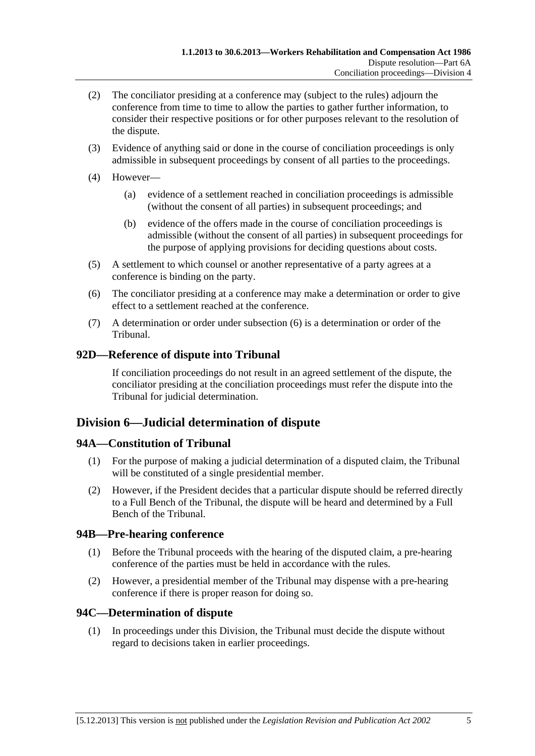(2) The conciliator presiding at a conference may (subject to the rules) adjourn the conference from time to time to allow the parties to gather further information, to consider their respective positions or for other purposes relevant to the resolution of the dispute.

(3) Evidence of anything said or done in the course of conciliation proceedings is only admissible in subsequent proceedings by consent of all parties to the proceedings.

(4) However—

(a) evidence of a settlement reached in conciliation proceedings is admissible (without the consent of all parties) in subsequent proceedings; and

(b) evidence of the offers made in the course of conciliation proceedings is admissible (without the consent of all parties) in subsequent proceedings for the purpose of applying provisions for deciding questions about costs.

(5) A settlement to which counsel or another representative of a party agrees at a conference is binding on the party.

(6) The conciliator presiding at a conference may make a determination or order to give effect to a settlement reached at the conference.

(7) A determination or order under subsection (6) is a determination or order of the Tribunal.

### 92D—Reference of dispute into Tribunal

If conciliation proceedings do not result in an agreed settlement of the dispute, the conciliator presiding at the conciliation proceedings must refer the dispute into the Tribunal for judicial determination.

## Division 6—Judicial determination of dispute

### 94A—Constitution of Tribunal

(1) For the purpose of making a judicial determination of a disputed claim, the Tribunal will be constituted of a single presidential member.

(2) However, if the President decides that a particular dispute should be referred directly to a Full Bench of the Tribunal, the dispute will be heard and determined by a Full Bench of the Tribunal.

### 94B—Pre-hearing conference

(1) Before the Tribunal proceeds with the hearing of the disputed claim, a pre-hearing conference of the parties must be held in accordance with the rules.

(2) However, a presidential member of the Tribunal may dispense with a pre-hearing conference if there is proper reason for doing so.

### 94C—Determination of dispute

(1) In proceedings under this Division, the Tribunal must decide the dispute without regard to decisions taken in earlier proceedings.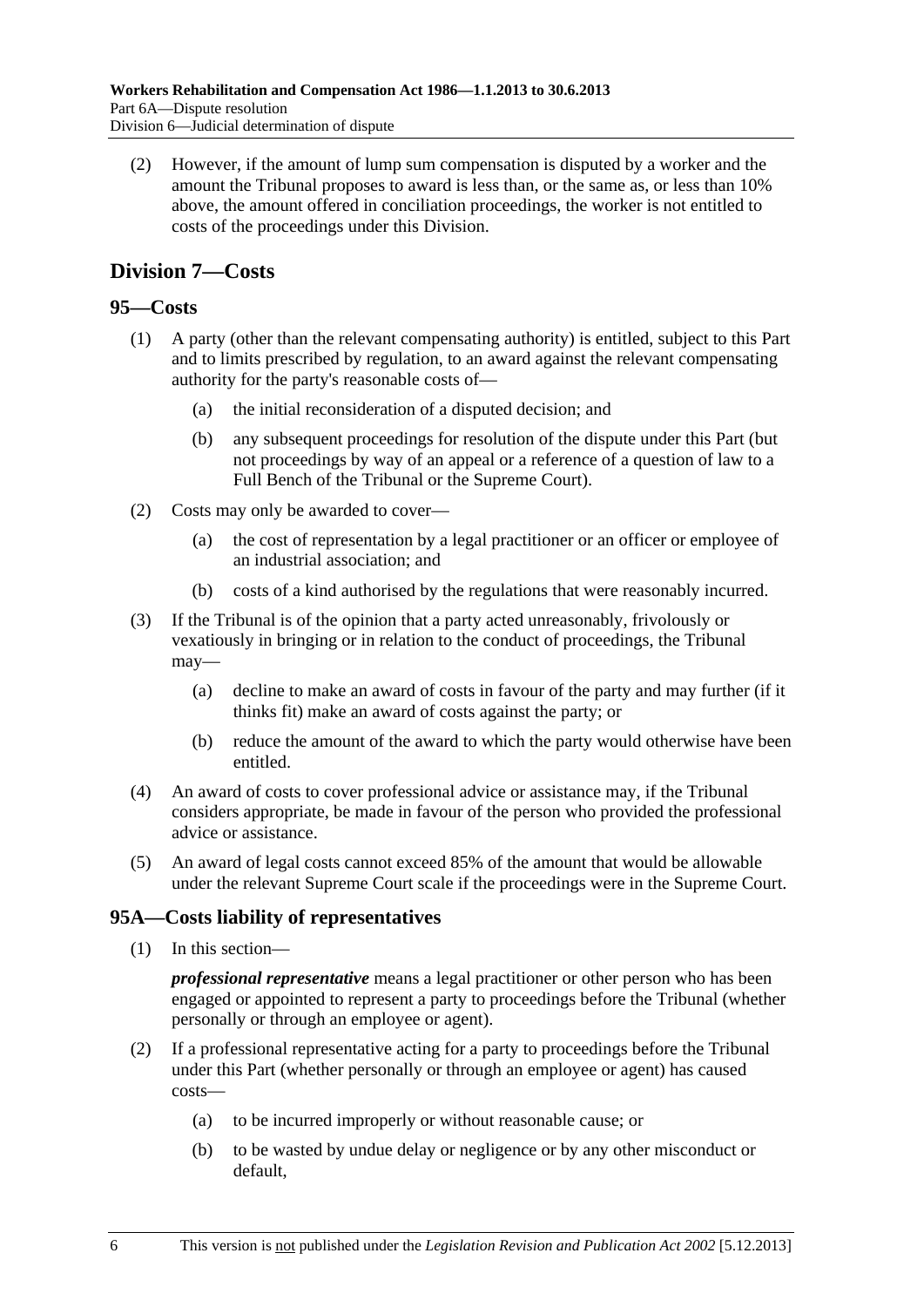(2) However, if the amount of lump sum compensation is disputed by a worker and the amount the Tribunal proposes to award is less than, or the same as, or less than 10% above, the amount offered in conciliation proceedings, the worker is not entitled to costs of the proceedings under this Division.

## Division 7—Costs

### 95—Costs

(1) A party (other than the relevant compensating authority) is entitled, subject to this Part and to limits prescribed by regulation, to an award against the relevant compensating authority for the party's reasonable costs of—

(a) the initial reconsideration of a disputed decision; and

(b) any subsequent proceedings for resolution of the dispute under this Part (but not proceedings by way of an appeal or a reference of a question of law to a Full Bench of the Tribunal or the Supreme Court).

(2) Costs may only be awarded to cover—

(a) the cost of representation by a legal practitioner or an officer or employee of an industrial association; and

(b) costs of a kind authorised by the regulations that were reasonably incurred.

(3) If the Tribunal is of the opinion that a party acted unreasonably, frivolously or vexatiously in bringing or in relation to the conduct of proceedings, the Tribunal may—

(a) decline to make an award of costs in favour of the party and may further (if it thinks fit) make an award of costs against the party; or

(b) reduce the amount of the award to which the party would otherwise have been entitled.

(4) An award of costs to cover professional advice or assistance may, if the Tribunal considers appropriate, be made in favour of the person who provided the professional advice or assistance.

(5) An award of legal costs cannot exceed 85% of the amount that would be allowable under the relevant Supreme Court scale if the proceedings were in the Supreme Court.

### 95A—Costs liability of representatives

(1) In this section—

***professional representative*** means a legal practitioner or other person who has been engaged or appointed to represent a party to proceedings before the Tribunal (whether personally or through an employee or agent).

(2) If a professional representative acting for a party to proceedings before the Tribunal under this Part (whether personally or through an employee or agent) has caused costs—

(a) to be incurred improperly or without reasonable cause; or

(b) to be wasted by undue delay or negligence or by any other misconduct or default,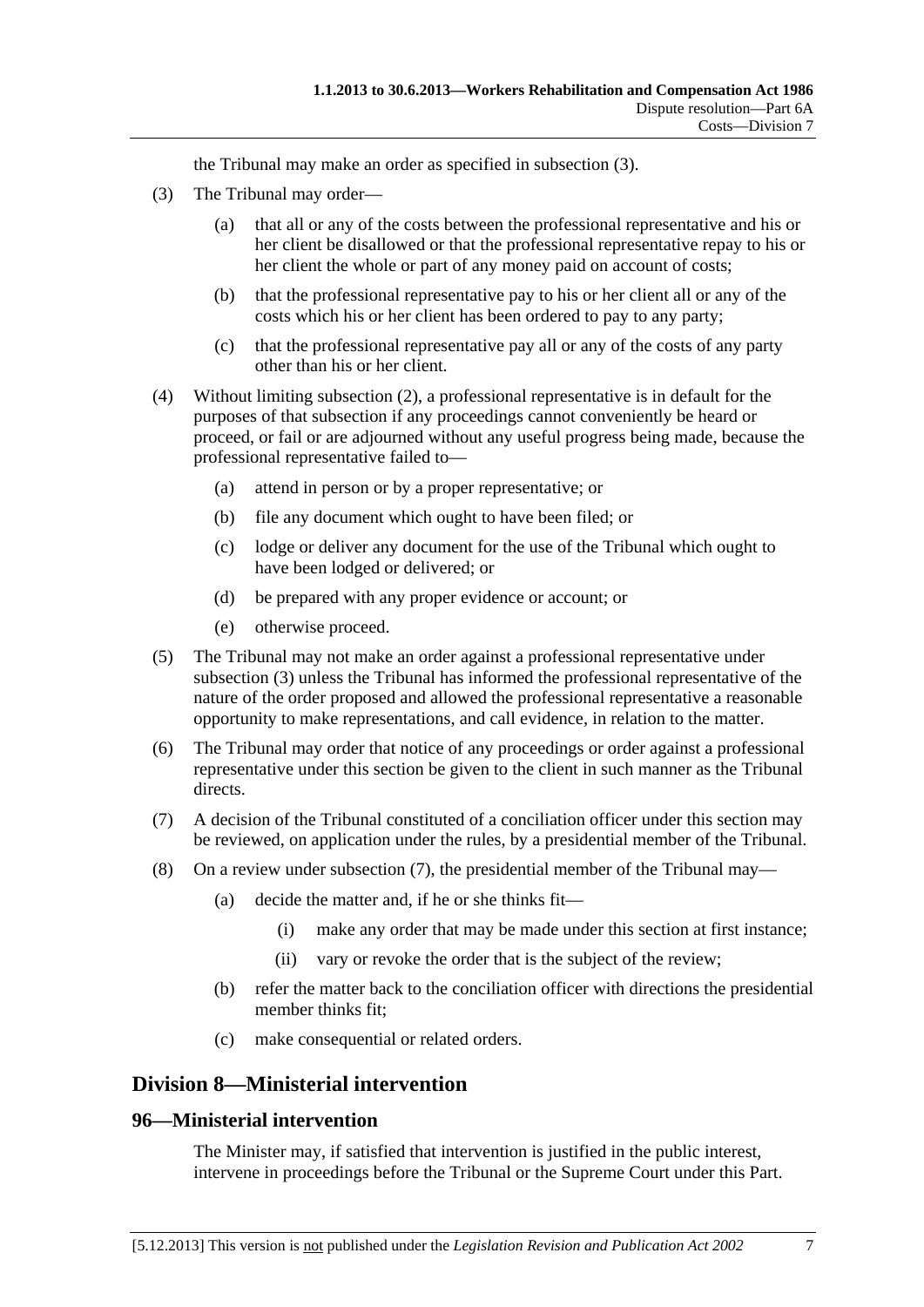the Tribunal may make an order as specified in subsection (3).

(3) The Tribunal may order—

(a) that all or any of the costs between the professional representative and his or her client be disallowed or that the professional representative repay to his or her client the whole or part of any money paid on account of costs;

(b) that the professional representative pay to his or her client all or any of the costs which his or her client has been ordered to pay to any party;

(c) that the professional representative pay all or any of the costs of any party other than his or her client.

(4) Without limiting subsection (2), a professional representative is in default for the purposes of that subsection if any proceedings cannot conveniently be heard or proceed, or fail or are adjourned without any useful progress being made, because the professional representative failed to—

(a) attend in person or by a proper representative; or

(b) file any document which ought to have been filed; or

(c) lodge or deliver any document for the use of the Tribunal which ought to have been lodged or delivered; or

(d) be prepared with any proper evidence or account; or

(e) otherwise proceed.

(5) The Tribunal may not make an order against a professional representative under subsection (3) unless the Tribunal has informed the professional representative of the nature of the order proposed and allowed the professional representative a reasonable opportunity to make representations, and call evidence, in relation to the matter.

(6) The Tribunal may order that notice of any proceedings or order against a professional representative under this section be given to the client in such manner as the Tribunal directs.

(7) A decision of the Tribunal constituted of a conciliation officer under this section may be reviewed, on application under the rules, by a presidential member of the Tribunal.

(8) On a review under subsection (7), the presidential member of the Tribunal may—

(a) decide the matter and, if he or she thinks fit—

(i) make any order that may be made under this section at first instance;

(ii) vary or revoke the order that is the subject of the review;

(b) refer the matter back to the conciliation officer with directions the presidential member thinks fit;

(c) make consequential or related orders.

## Division 8—Ministerial intervention

### 96—Ministerial intervention

The Minister may, if satisfied that intervention is justified in the public interest, intervene in proceedings before the Tribunal or the Supreme Court under this Part.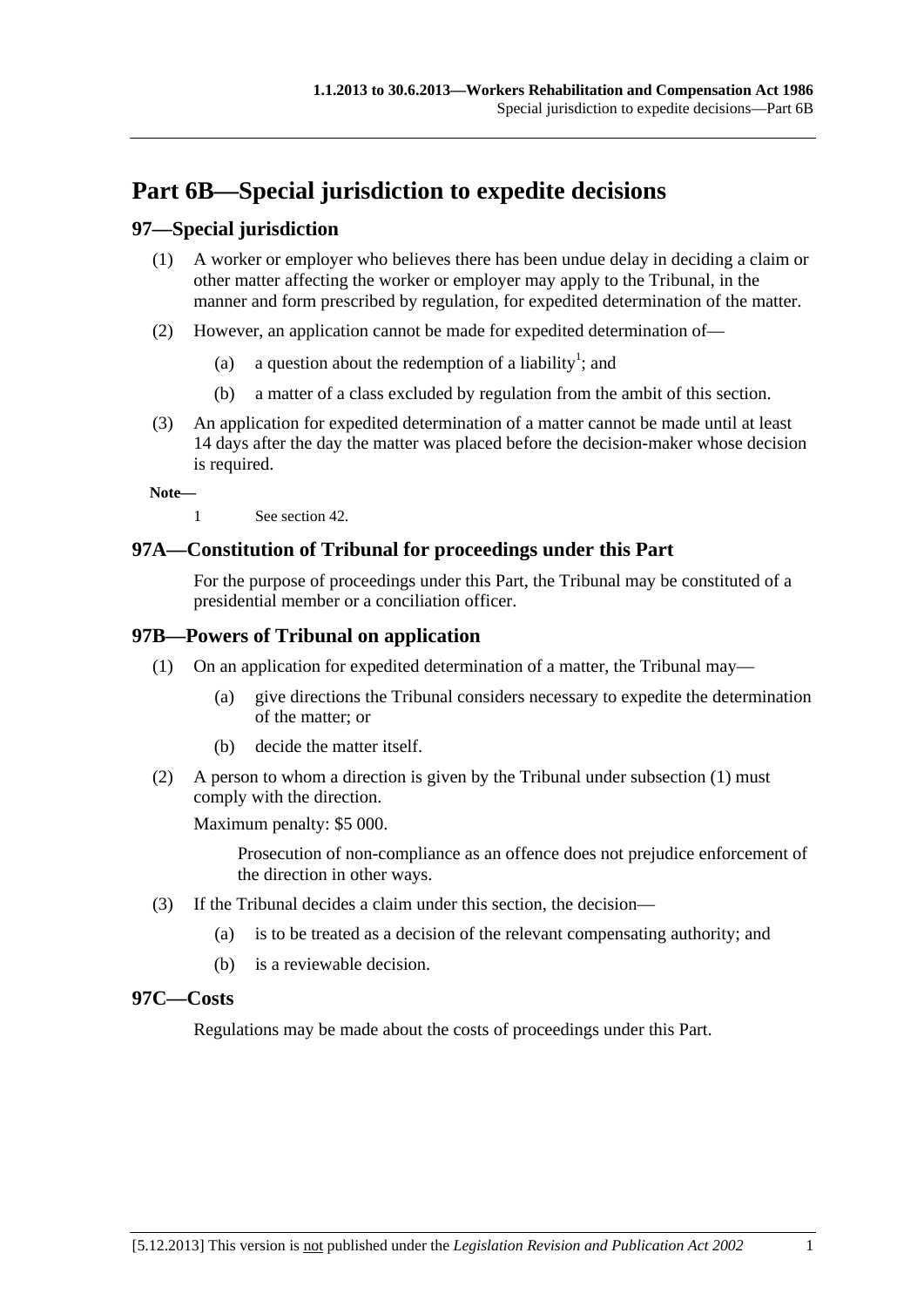# Part 6B—Special jurisdiction to expedite decisions

## 97—Special jurisdiction

(1) A worker or employer who believes there has been undue delay in deciding a claim or other matter affecting the worker or employer may apply to the Tribunal, in the manner and form prescribed by regulation, for expedited determination of the matter.

(2) However, an application cannot be made for expedited determination of—

- (a) a question about the redemption of a liability[1]; and
- (b) a matter of a class excluded by regulation from the ambit of this section.

(3) An application for expedited determination of a matter cannot be made until at least 14 days after the day the matter was placed before the decision-maker whose decision is required.

**Note—**

1 See section 42.

## 97A—Constitution of Tribunal for proceedings under this Part

For the purpose of proceedings under this Part, the Tribunal may be constituted of a presidential member or a conciliation officer.

## 97B—Powers of Tribunal on application

(1) On an application for expedited determination of a matter, the Tribunal may—

- (a) give directions the Tribunal considers necessary to expedite the determination of the matter; or
- (b) decide the matter itself.

(2) A person to whom a direction is given by the Tribunal under subsection (1) must comply with the direction.

Maximum penalty: $5 000.

Prosecution of non-compliance as an offence does not prejudice enforcement of the direction in other ways.

(3) If the Tribunal decides a claim under this section, the decision—

- (a) is to be treated as a decision of the relevant compensating authority; and
- (b) is a reviewable decision.

## 97C—Costs

Regulations may be made about the costs of proceedings under this Part.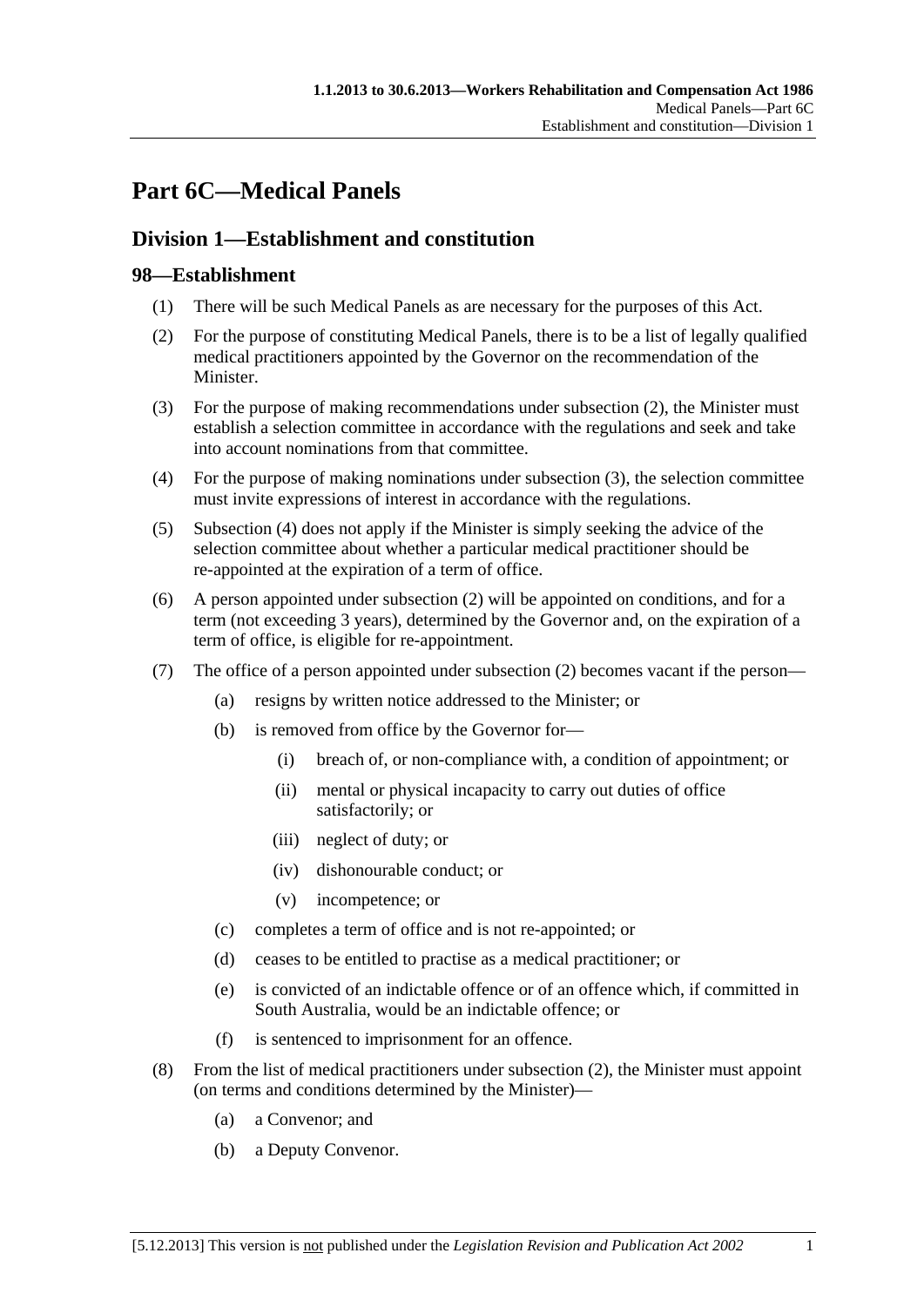# Part 6C—Medical Panels

## Division 1—Establishment and constitution

### 98—Establishment

(1) There will be such Medical Panels as are necessary for the purposes of this Act.

(2) For the purpose of constituting Medical Panels, there is to be a list of legally qualified medical practitioners appointed by the Governor on the recommendation of the Minister.

(3) For the purpose of making recommendations under subsection (2), the Minister must establish a selection committee in accordance with the regulations and seek and take into account nominations from that committee.

(4) For the purpose of making nominations under subsection (3), the selection committee must invite expressions of interest in accordance with the regulations.

(5) Subsection (4) does not apply if the Minister is simply seeking the advice of the selection committee about whether a particular medical practitioner should be re-appointed at the expiration of a term of office.

(6) A person appointed under subsection (2) will be appointed on conditions, and for a term (not exceeding 3 years), determined by the Governor and, on the expiration of a term of office, is eligible for re-appointment.

(7) The office of a person appointed under subsection (2) becomes vacant if the person—

- (a) resigns by written notice addressed to the Minister; or
- (b) is removed from office by the Governor for—
  - (i) breach of, or non-compliance with, a condition of appointment; or
  - (ii) mental or physical incapacity to carry out duties of office satisfactorily; or
  - (iii) neglect of duty; or
  - (iv) dishonourable conduct; or
  - (v) incompetence; or
- (c) completes a term of office and is not re-appointed; or
- (d) ceases to be entitled to practise as a medical practitioner; or
- (e) is convicted of an indictable offence or of an offence which, if committed in South Australia, would be an indictable offence; or
- (f) is sentenced to imprisonment for an offence.

(8) From the list of medical practitioners under subsection (2), the Minister must appoint (on terms and conditions determined by the Minister)—

- (a) a Convenor; and
- (b) a Deputy Convenor.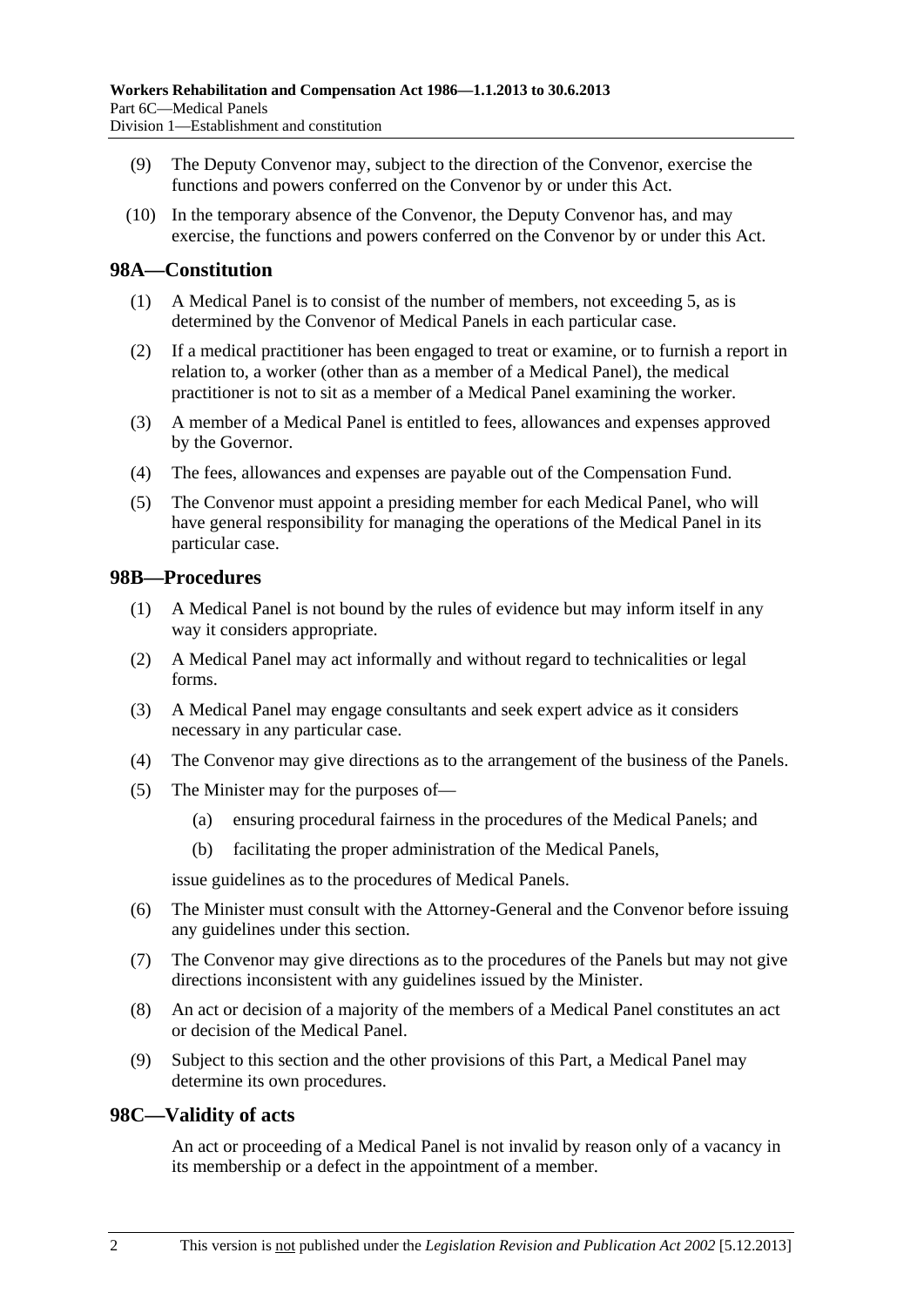(9) The Deputy Convenor may, subject to the direction of the Convenor, exercise the functions and powers conferred on the Convenor by or under this Act.

(10) In the temporary absence of the Convenor, the Deputy Convenor has, and may exercise, the functions and powers conferred on the Convenor by or under this Act.

## 98A—Constitution

(1) A Medical Panel is to consist of the number of members, not exceeding 5, as is determined by the Convenor of Medical Panels in each particular case.

(2) If a medical practitioner has been engaged to treat or examine, or to furnish a report in relation to, a worker (other than as a member of a Medical Panel), the medical practitioner is not to sit as a member of a Medical Panel examining the worker.

(3) A member of a Medical Panel is entitled to fees, allowances and expenses approved by the Governor.

(4) The fees, allowances and expenses are payable out of the Compensation Fund.

(5) The Convenor must appoint a presiding member for each Medical Panel, who will have general responsibility for managing the operations of the Medical Panel in its particular case.

## 98B—Procedures

(1) A Medical Panel is not bound by the rules of evidence but may inform itself in any way it considers appropriate.

(2) A Medical Panel may act informally and without regard to technicalities or legal forms.

(3) A Medical Panel may engage consultants and seek expert advice as it considers necessary in any particular case.

(4) The Convenor may give directions as to the arrangement of the business of the Panels.

(5) The Minister may for the purposes of—

(a) ensuring procedural fairness in the procedures of the Medical Panels; and

(b) facilitating the proper administration of the Medical Panels,

issue guidelines as to the procedures of Medical Panels.

(6) The Minister must consult with the Attorney-General and the Convenor before issuing any guidelines under this section.

(7) The Convenor may give directions as to the procedures of the Panels but may not give directions inconsistent with any guidelines issued by the Minister.

(8) An act or decision of a majority of the members of a Medical Panel constitutes an act or decision of the Medical Panel.

(9) Subject to this section and the other provisions of this Part, a Medical Panel may determine its own procedures.

## 98C—Validity of acts

An act or proceeding of a Medical Panel is not invalid by reason only of a vacancy in its membership or a defect in the appointment of a member.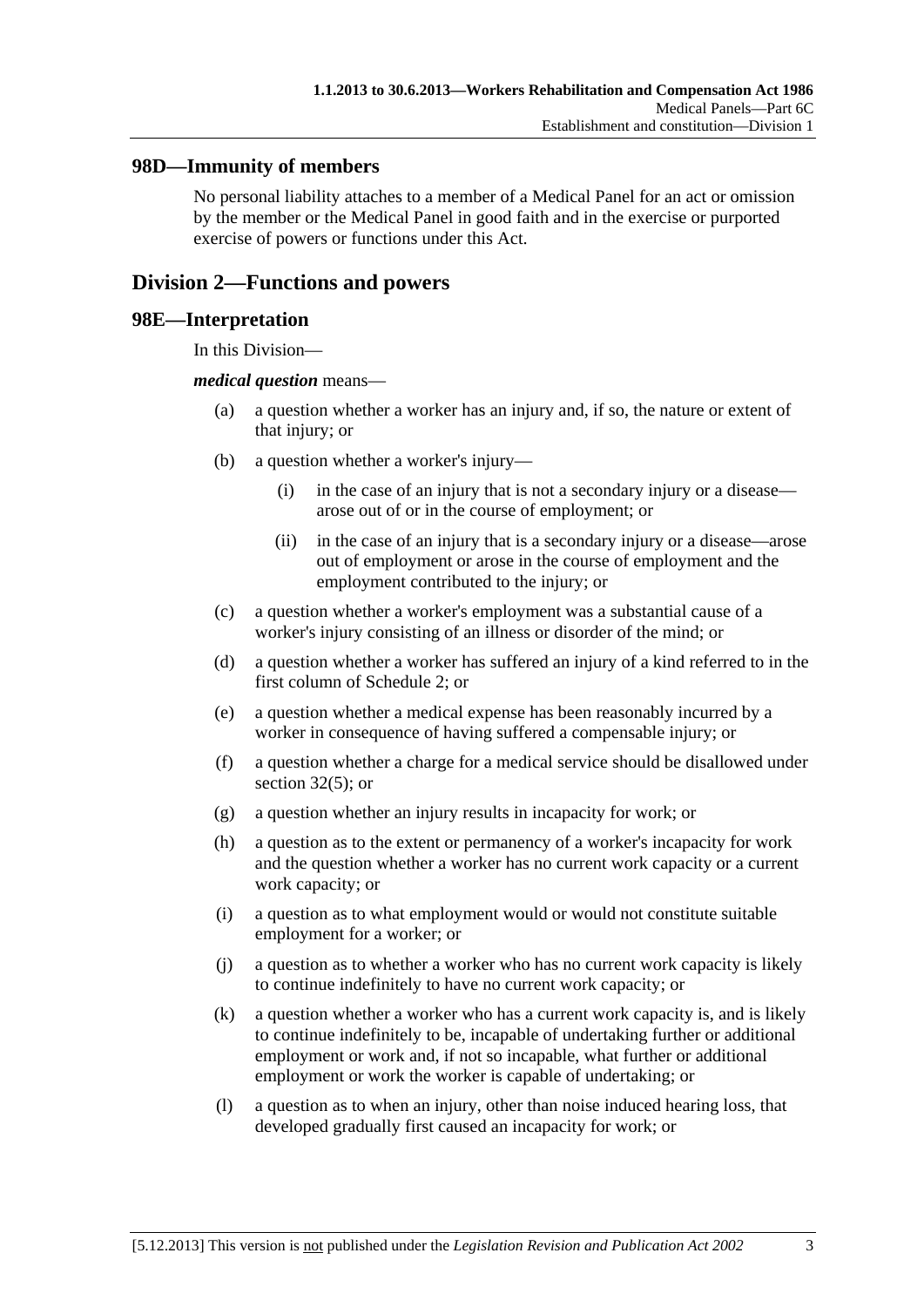## 98D—Immunity of members

No personal liability attaches to a member of a Medical Panel for an act or omission by the member or the Medical Panel in good faith and in the exercise or purported exercise of powers or functions under this Act.

# Division 2—Functions and powers

## 98E—Interpretation

In this Division—

***medical question*** means—

(a) a question whether a worker has an injury and, if so, the nature or extent of that injury; or

(b) a question whether a worker's injury—

 (i) in the case of an injury that is not a secondary injury or a disease—arose out of or in the course of employment; or

 (ii) in the case of an injury that is a secondary injury or a disease—arose out of employment or arose in the course of employment and the employment contributed to the injury; or

(c) a question whether a worker's employment was a substantial cause of a worker's injury consisting of an illness or disorder of the mind; or

(d) a question whether a worker has suffered an injury of a kind referred to in the first column of Schedule 2; or

(e) a question whether a medical expense has been reasonably incurred by a worker in consequence of having suffered a compensable injury; or

(f) a question whether a charge for a medical service should be disallowed under section 32(5); or

(g) a question whether an injury results in incapacity for work; or

(h) a question as to the extent or permanency of a worker's incapacity for work and the question whether a worker has no current work capacity or a current work capacity; or

(i) a question as to what employment would or would not constitute suitable employment for a worker; or

(j) a question as to whether a worker who has no current work capacity is likely to continue indefinitely to have no current work capacity; or

(k) a question whether a worker who has a current work capacity is, and is likely to continue indefinitely to be, incapable of undertaking further or additional employment or work and, if not so incapable, what further or additional employment or work the worker is capable of undertaking; or

(l) a question as to when an injury, other than noise induced hearing loss, that developed gradually first caused an incapacity for work; or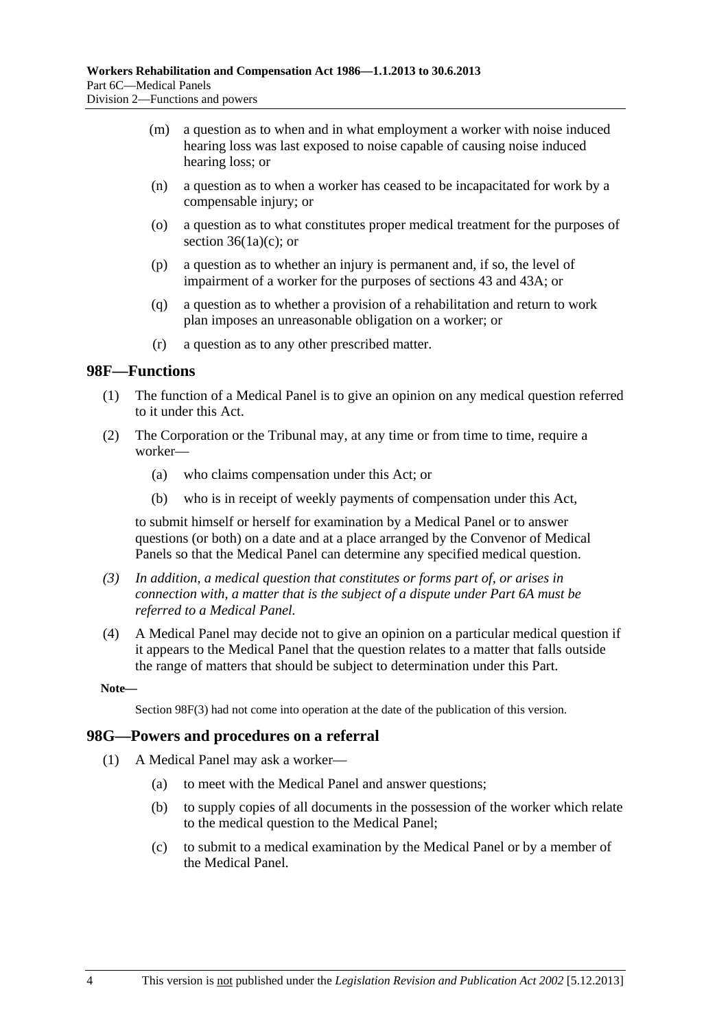(m) a question as to when and in what employment a worker with noise induced hearing loss was last exposed to noise capable of causing noise induced hearing loss; or

(n) a question as to when a worker has ceased to be incapacitated for work by a compensable injury; or

(o) a question as to what constitutes proper medical treatment for the purposes of section 36(1a)(c); or

(p) a question as to whether an injury is permanent and, if so, the level of impairment of a worker for the purposes of sections 43 and 43A; or

(q) a question as to whether a provision of a rehabilitation and return to work plan imposes an unreasonable obligation on a worker; or

(r) a question as to any other prescribed matter.

## 98F—Functions

(1) The function of a Medical Panel is to give an opinion on any medical question referred to it under this Act.

(2) The Corporation or the Tribunal may, at any time or from time to time, require a worker—

(a) who claims compensation under this Act; or

(b) who is in receipt of weekly payments of compensation under this Act,

to submit himself or herself for examination by a Medical Panel or to answer questions (or both) on a date and at a place arranged by the Convenor of Medical Panels so that the Medical Panel can determine any specified medical question.

*(3) In addition, a medical question that constitutes or forms part of, or arises in connection with, a matter that is the subject of a dispute under Part 6A must be referred to a Medical Panel.*

(4) A Medical Panel may decide not to give an opinion on a particular medical question if it appears to the Medical Panel that the question relates to a matter that falls outside the range of matters that should be subject to determination under this Part.

**Note—**

Section 98F(3) had not come into operation at the date of the publication of this version.

## 98G—Powers and procedures on a referral

(1) A Medical Panel may ask a worker—

(a) to meet with the Medical Panel and answer questions;

(b) to supply copies of all documents in the possession of the worker which relate to the medical question to the Medical Panel;

(c) to submit to a medical examination by the Medical Panel or by a member of the Medical Panel.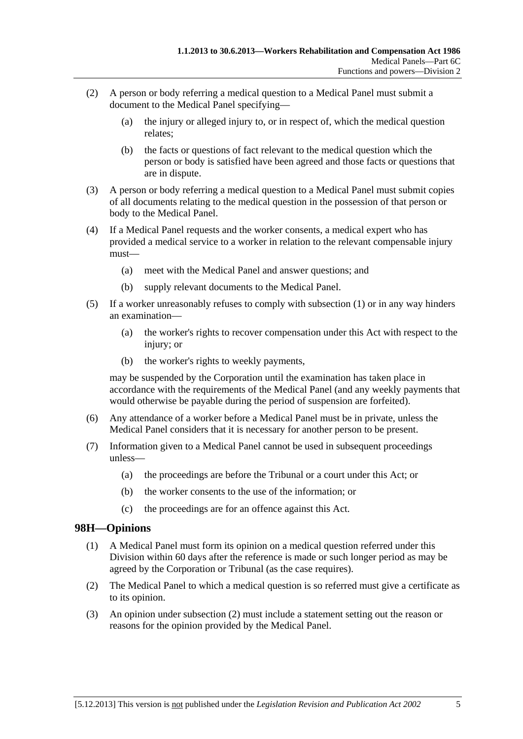(2) A person or body referring a medical question to a Medical Panel must submit a document to the Medical Panel specifying—

(a) the injury or alleged injury to, or in respect of, which the medical question relates;

(b) the facts or questions of fact relevant to the medical question which the person or body is satisfied have been agreed and those facts or questions that are in dispute.

(3) A person or body referring a medical question to a Medical Panel must submit copies of all documents relating to the medical question in the possession of that person or body to the Medical Panel.

(4) If a Medical Panel requests and the worker consents, a medical expert who has provided a medical service to a worker in relation to the relevant compensable injury must—

(a) meet with the Medical Panel and answer questions; and

(b) supply relevant documents to the Medical Panel.

(5) If a worker unreasonably refuses to comply with subsection (1) or in any way hinders an examination—

(a) the worker's rights to recover compensation under this Act with respect to the injury; or

(b) the worker's rights to weekly payments,

may be suspended by the Corporation until the examination has taken place in accordance with the requirements of the Medical Panel (and any weekly payments that would otherwise be payable during the period of suspension are forfeited).

(6) Any attendance of a worker before a Medical Panel must be in private, unless the Medical Panel considers that it is necessary for another person to be present.

(7) Information given to a Medical Panel cannot be used in subsequent proceedings unless—

(a) the proceedings are before the Tribunal or a court under this Act; or

(b) the worker consents to the use of the information; or

(c) the proceedings are for an offence against this Act.

## 98H—Opinions

(1) A Medical Panel must form its opinion on a medical question referred under this Division within 60 days after the reference is made or such longer period as may be agreed by the Corporation or Tribunal (as the case requires).

(2) The Medical Panel to which a medical question is so referred must give a certificate as to its opinion.

(3) An opinion under subsection (2) must include a statement setting out the reason or reasons for the opinion provided by the Medical Panel.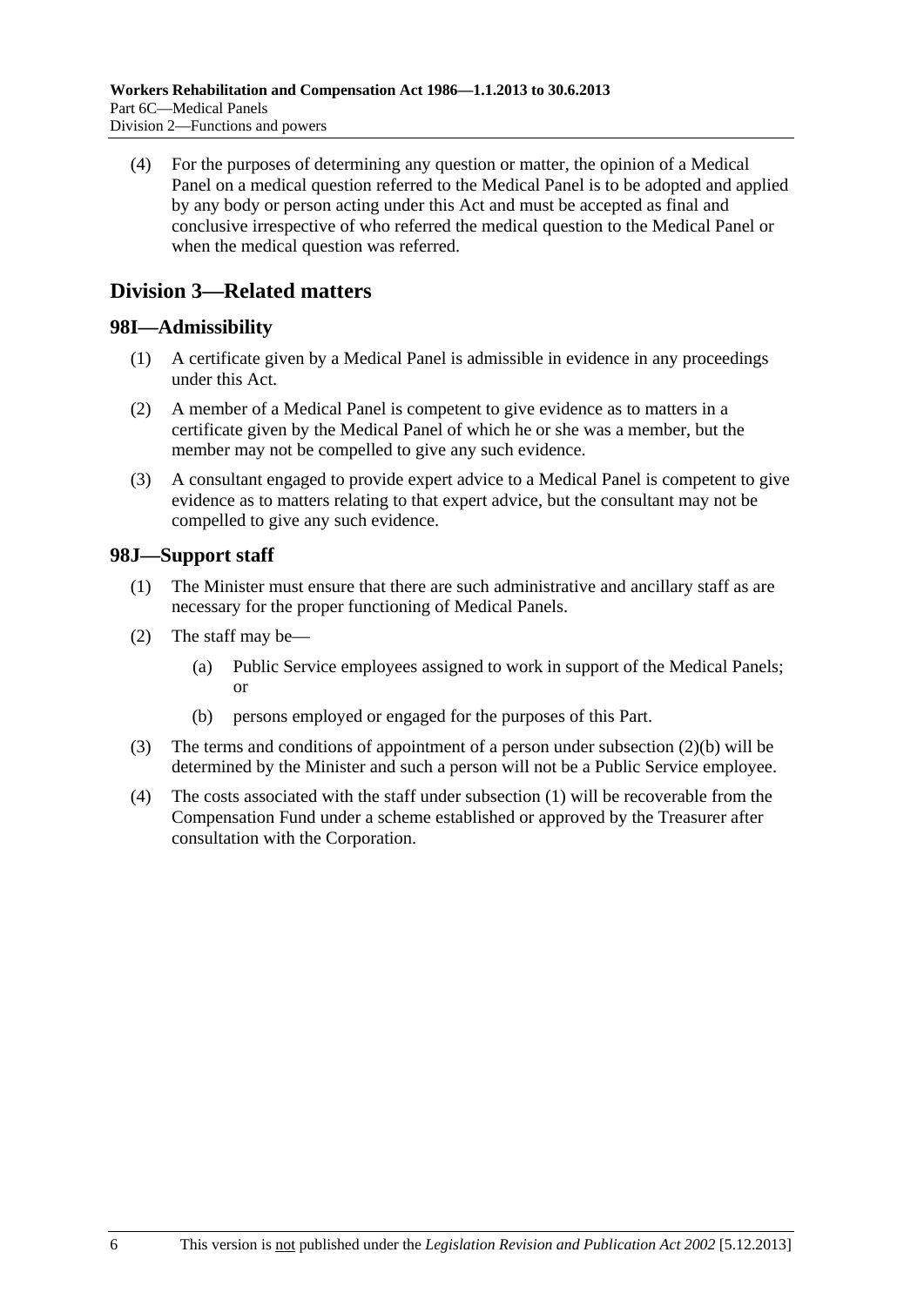(4) For the purposes of determining any question or matter, the opinion of a Medical Panel on a medical question referred to the Medical Panel is to be adopted and applied by any body or person acting under this Act and must be accepted as final and conclusive irrespective of who referred the medical question to the Medical Panel or when the medical question was referred.

## Division 3—Related matters

### 98I—Admissibility

(1) A certificate given by a Medical Panel is admissible in evidence in any proceedings under this Act.

(2) A member of a Medical Panel is competent to give evidence as to matters in a certificate given by the Medical Panel of which he or she was a member, but the member may not be compelled to give any such evidence.

(3) A consultant engaged to provide expert advice to a Medical Panel is competent to give evidence as to matters relating to that expert advice, but the consultant may not be compelled to give any such evidence.

### 98J—Support staff

(1) The Minister must ensure that there are such administrative and ancillary staff as are necessary for the proper functioning of Medical Panels.

(2) The staff may be—

(a) Public Service employees assigned to work in support of the Medical Panels; or

(b) persons employed or engaged for the purposes of this Part.

(3) The terms and conditions of appointment of a person under subsection (2)(b) will be determined by the Minister and such a person will not be a Public Service employee.

(4) The costs associated with the staff under subsection (1) will be recoverable from the Compensation Fund under a scheme established or approved by the Treasurer after consultation with the Corporation.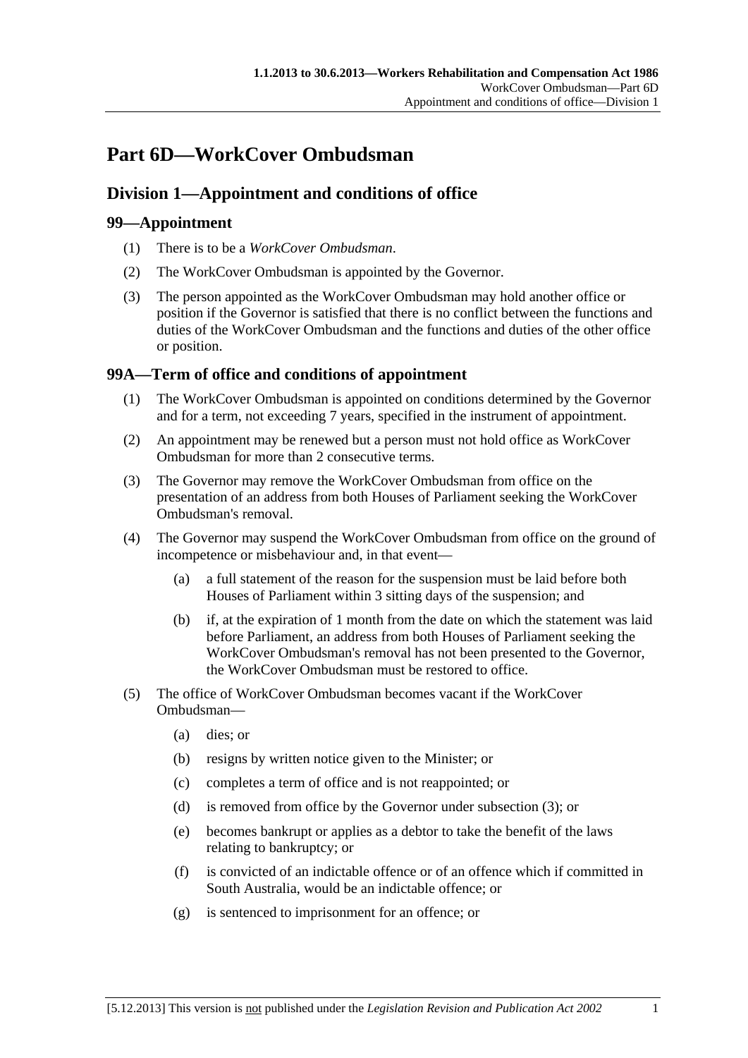# Part 6D—WorkCover Ombudsman

## Division 1—Appointment and conditions of office

### 99—Appointment

(1) There is to be a *WorkCover Ombudsman*.

(2) The WorkCover Ombudsman is appointed by the Governor.

(3) The person appointed as the WorkCover Ombudsman may hold another office or position if the Governor is satisfied that there is no conflict between the functions and duties of the WorkCover Ombudsman and the functions and duties of the other office or position.

### 99A—Term of office and conditions of appointment

(1) The WorkCover Ombudsman is appointed on conditions determined by the Governor and for a term, not exceeding 7 years, specified in the instrument of appointment.

(2) An appointment may be renewed but a person must not hold office as WorkCover Ombudsman for more than 2 consecutive terms.

(3) The Governor may remove the WorkCover Ombudsman from office on the presentation of an address from both Houses of Parliament seeking the WorkCover Ombudsman's removal.

(4) The Governor may suspend the WorkCover Ombudsman from office on the ground of incompetence or misbehaviour and, in that event—

- (a) a full statement of the reason for the suspension must be laid before both Houses of Parliament within 3 sitting days of the suspension; and
- (b) if, at the expiration of 1 month from the date on which the statement was laid before Parliament, an address from both Houses of Parliament seeking the WorkCover Ombudsman's removal has not been presented to the Governor, the WorkCover Ombudsman must be restored to office.

(5) The office of WorkCover Ombudsman becomes vacant if the WorkCover Ombudsman—

- (a) dies; or
- (b) resigns by written notice given to the Minister; or
- (c) completes a term of office and is not reappointed; or
- (d) is removed from office by the Governor under subsection (3); or
- (e) becomes bankrupt or applies as a debtor to take the benefit of the laws relating to bankruptcy; or
- (f) is convicted of an indictable offence or of an offence which if committed in South Australia, would be an indictable offence; or
- (g) is sentenced to imprisonment for an offence; or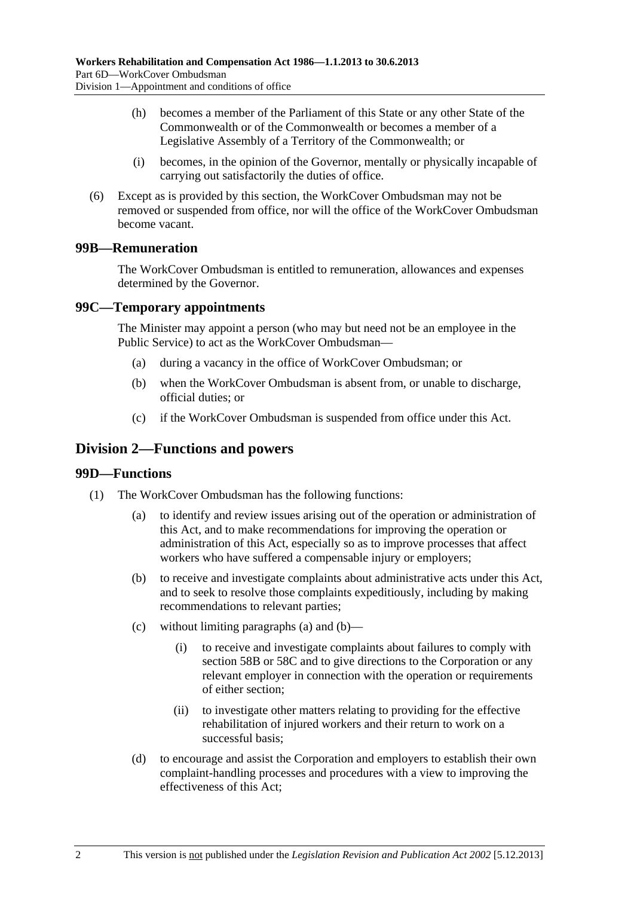(h) becomes a member of the Parliament of this State or any other State of the Commonwealth or of the Commonwealth or becomes a member of a Legislative Assembly of a Territory of the Commonwealth; or

(i) becomes, in the opinion of the Governor, mentally or physically incapable of carrying out satisfactorily the duties of office.

(6) Except as is provided by this section, the WorkCover Ombudsman may not be removed or suspended from office, nor will the office of the WorkCover Ombudsman become vacant.

### 99B—Remuneration

The WorkCover Ombudsman is entitled to remuneration, allowances and expenses determined by the Governor.

### 99C—Temporary appointments

The Minister may appoint a person (who may but need not be an employee in the Public Service) to act as the WorkCover Ombudsman—

(a) during a vacancy in the office of WorkCover Ombudsman; or

(b) when the WorkCover Ombudsman is absent from, or unable to discharge, official duties; or

(c) if the WorkCover Ombudsman is suspended from office under this Act.

## Division 2—Functions and powers

### 99D—Functions

(1) The WorkCover Ombudsman has the following functions:

(a) to identify and review issues arising out of the operation or administration of this Act, and to make recommendations for improving the operation or administration of this Act, especially so as to improve processes that affect workers who have suffered a compensable injury or employers;

(b) to receive and investigate complaints about administrative acts under this Act, and to seek to resolve those complaints expeditiously, including by making recommendations to relevant parties;

(c) without limiting paragraphs (a) and (b)—

(i) to receive and investigate complaints about failures to comply with section 58B or 58C and to give directions to the Corporation or any relevant employer in connection with the operation or requirements of either section;

(ii) to investigate other matters relating to providing for the effective rehabilitation of injured workers and their return to work on a successful basis;

(d) to encourage and assist the Corporation and employers to establish their own complaint-handling processes and procedures with a view to improving the effectiveness of this Act;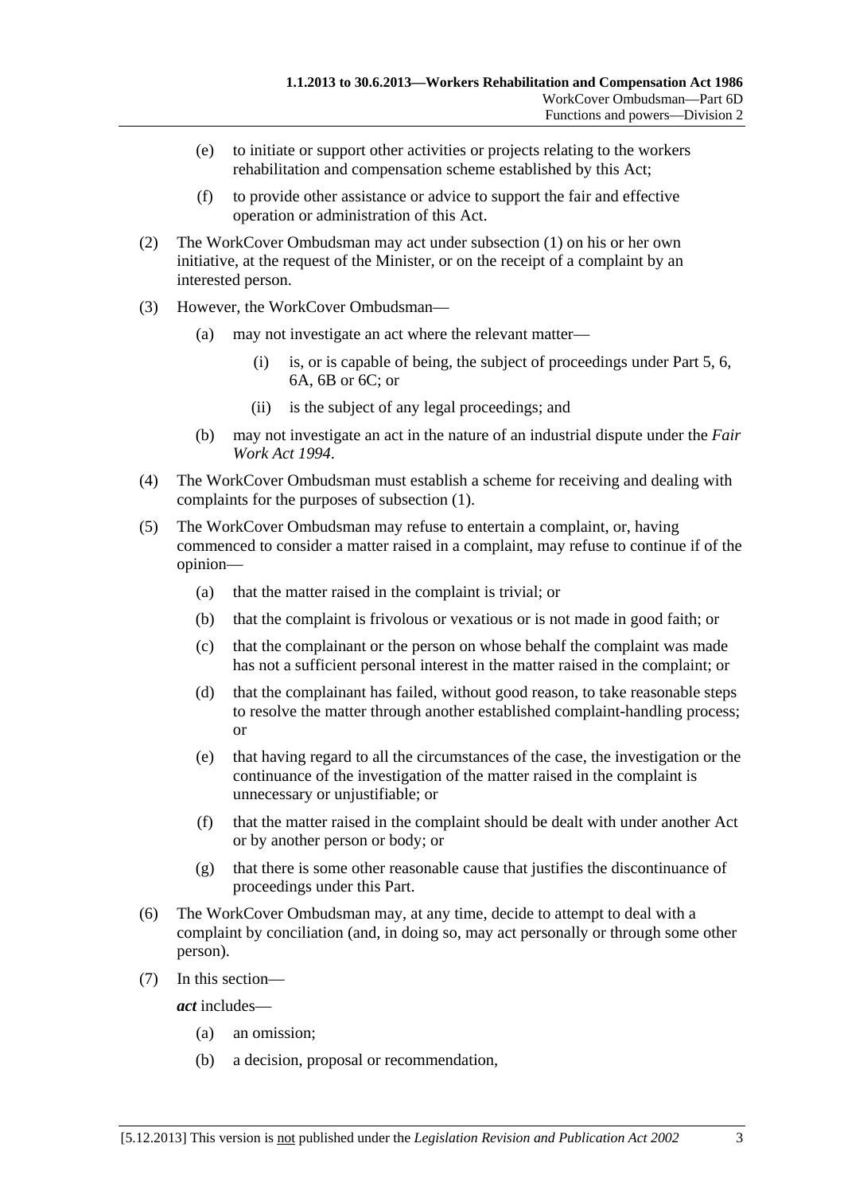(e) to initiate or support other activities or projects relating to the workers rehabilitation and compensation scheme established by this Act;

(f) to provide other assistance or advice to support the fair and effective operation or administration of this Act.

(2) The WorkCover Ombudsman may act under subsection (1) on his or her own initiative, at the request of the Minister, or on the receipt of a complaint by an interested person.

(3) However, the WorkCover Ombudsman—

(a) may not investigate an act where the relevant matter—

(i) is, or is capable of being, the subject of proceedings under Part 5, 6, 6A, 6B or 6C; or

(ii) is the subject of any legal proceedings; and

(b) may not investigate an act in the nature of an industrial dispute under the *Fair Work Act 1994*.

(4) The WorkCover Ombudsman must establish a scheme for receiving and dealing with complaints for the purposes of subsection (1).

(5) The WorkCover Ombudsman may refuse to entertain a complaint, or, having commenced to consider a matter raised in a complaint, may refuse to continue if of the opinion—

(a) that the matter raised in the complaint is trivial; or

(b) that the complaint is frivolous or vexatious or is not made in good faith; or

(c) that the complainant or the person on whose behalf the complaint was made has not a sufficient personal interest in the matter raised in the complaint; or

(d) that the complainant has failed, without good reason, to take reasonable steps to resolve the matter through another established complaint-handling process; or

(e) that having regard to all the circumstances of the case, the investigation or the continuance of the investigation of the matter raised in the complaint is unnecessary or unjustifiable; or

(f) that the matter raised in the complaint should be dealt with under another Act or by another person or body; or

(g) that there is some other reasonable cause that justifies the discontinuance of proceedings under this Part.

(6) The WorkCover Ombudsman may, at any time, decide to attempt to deal with a complaint by conciliation (and, in doing so, may act personally or through some other person).

(7) In this section—

***act*** includes—

(a) an omission;

(b) a decision, proposal or recommendation,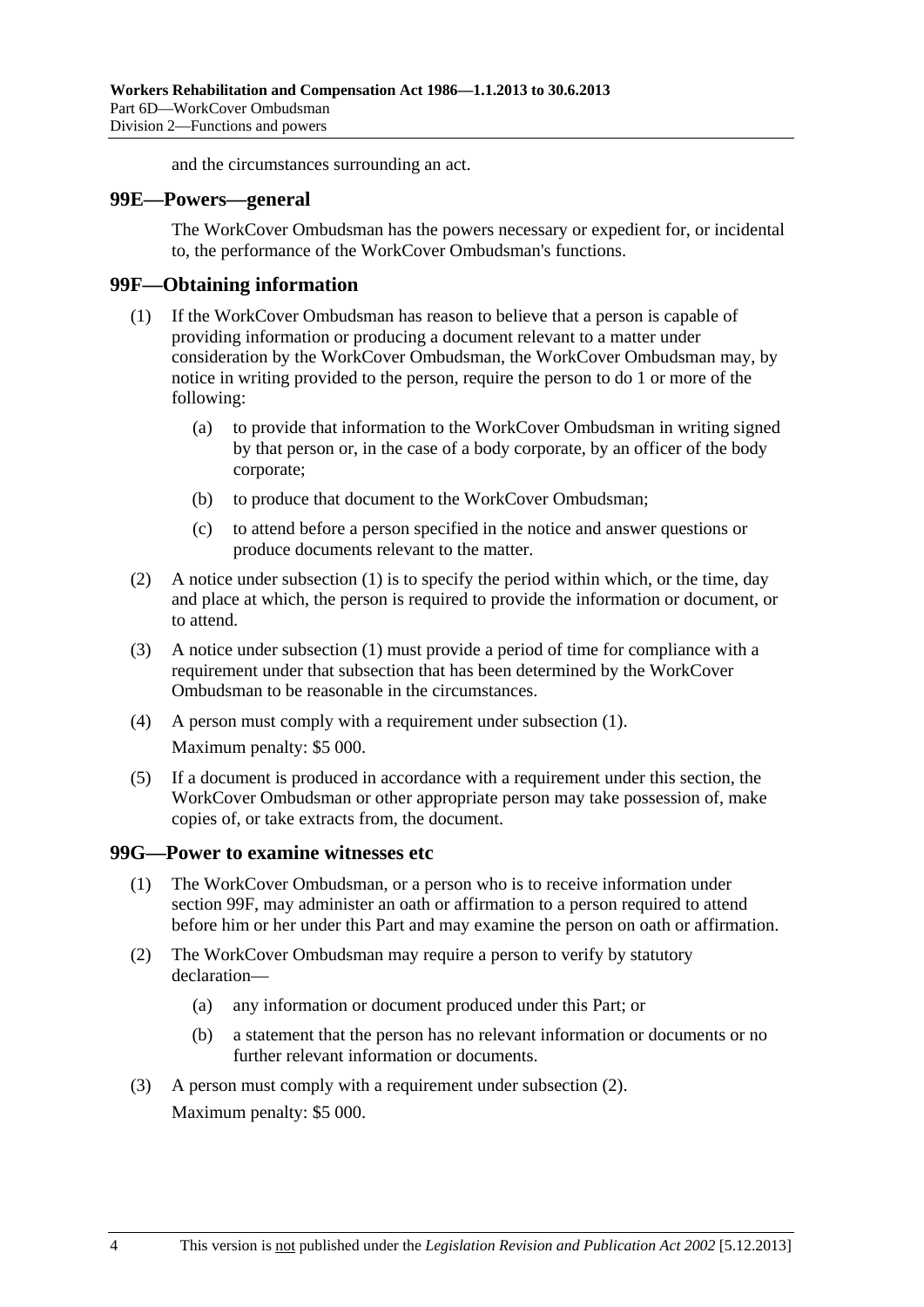and the circumstances surrounding an act.

## 99E—Powers—general

The WorkCover Ombudsman has the powers necessary or expedient for, or incidental to, the performance of the WorkCover Ombudsman's functions.

## 99F—Obtaining information

(1) If the WorkCover Ombudsman has reason to believe that a person is capable of providing information or producing a document relevant to a matter under consideration by the WorkCover Ombudsman, the WorkCover Ombudsman may, by notice in writing provided to the person, require the person to do 1 or more of the following:

(a) to provide that information to the WorkCover Ombudsman in writing signed by that person or, in the case of a body corporate, by an officer of the body corporate;

(b) to produce that document to the WorkCover Ombudsman;

(c) to attend before a person specified in the notice and answer questions or produce documents relevant to the matter.

(2) A notice under subsection (1) is to specify the period within which, or the time, day and place at which, the person is required to provide the information or document, or to attend.

(3) A notice under subsection (1) must provide a period of time for compliance with a requirement under that subsection that has been determined by the WorkCover Ombudsman to be reasonable in the circumstances.

(4) A person must comply with a requirement under subsection (1).

Maximum penalty: $5 000.

(5) If a document is produced in accordance with a requirement under this section, the WorkCover Ombudsman or other appropriate person may take possession of, make copies of, or take extracts from, the document.

## 99G—Power to examine witnesses etc

(1) The WorkCover Ombudsman, or a person who is to receive information under section 99F, may administer an oath or affirmation to a person required to attend before him or her under this Part and may examine the person on oath or affirmation.

(2) The WorkCover Ombudsman may require a person to verify by statutory declaration—

(a) any information or document produced under this Part; or

(b) a statement that the person has no relevant information or documents or no further relevant information or documents.

(3) A person must comply with a requirement under subsection (2).

Maximum penalty: $5 000.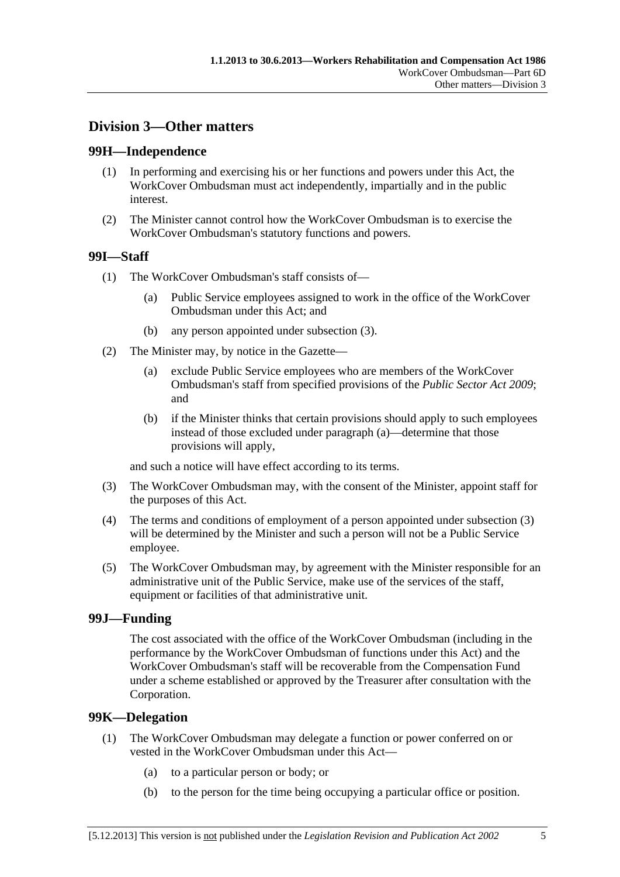## Division 3—Other matters

### 99H—Independence

(1) In performing and exercising his or her functions and powers under this Act, the WorkCover Ombudsman must act independently, impartially and in the public interest.

(2) The Minister cannot control how the WorkCover Ombudsman is to exercise the WorkCover Ombudsman's statutory functions and powers.

### 99I—Staff

(1) The WorkCover Ombudsman's staff consists of—

(a) Public Service employees assigned to work in the office of the WorkCover Ombudsman under this Act; and

(b) any person appointed under subsection (3).

(2) The Minister may, by notice in the Gazette—

(a) exclude Public Service employees who are members of the WorkCover Ombudsman's staff from specified provisions of the *Public Sector Act 2009*; and

(b) if the Minister thinks that certain provisions should apply to such employees instead of those excluded under paragraph (a)—determine that those provisions will apply,

and such a notice will have effect according to its terms.

(3) The WorkCover Ombudsman may, with the consent of the Minister, appoint staff for the purposes of this Act.

(4) The terms and conditions of employment of a person appointed under subsection (3) will be determined by the Minister and such a person will not be a Public Service employee.

(5) The WorkCover Ombudsman may, by agreement with the Minister responsible for an administrative unit of the Public Service, make use of the services of the staff, equipment or facilities of that administrative unit.

### 99J—Funding

The cost associated with the office of the WorkCover Ombudsman (including in the performance by the WorkCover Ombudsman of functions under this Act) and the WorkCover Ombudsman's staff will be recoverable from the Compensation Fund under a scheme established or approved by the Treasurer after consultation with the Corporation.

### 99K—Delegation

(1) The WorkCover Ombudsman may delegate a function or power conferred on or vested in the WorkCover Ombudsman under this Act—

(a) to a particular person or body; or

(b) to the person for the time being occupying a particular office or position.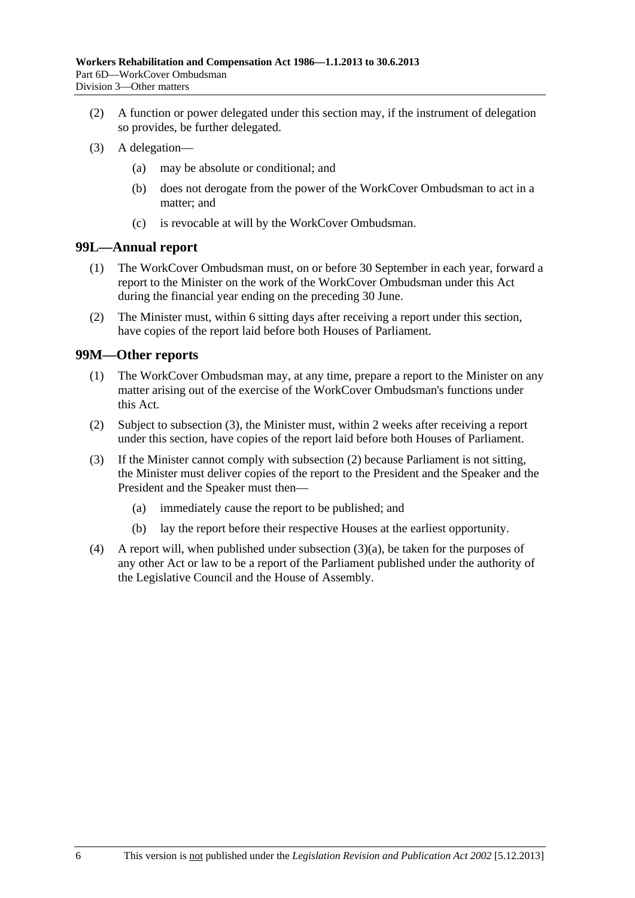(2) A function or power delegated under this section may, if the instrument of delegation so provides, be further delegated.

(3) A delegation—

(a) may be absolute or conditional; and

(b) does not derogate from the power of the WorkCover Ombudsman to act in a matter; and

(c) is revocable at will by the WorkCover Ombudsman.

## 99L—Annual report

(1) The WorkCover Ombudsman must, on or before 30 September in each year, forward a report to the Minister on the work of the WorkCover Ombudsman under this Act during the financial year ending on the preceding 30 June.

(2) The Minister must, within 6 sitting days after receiving a report under this section, have copies of the report laid before both Houses of Parliament.

## 99M—Other reports

(1) The WorkCover Ombudsman may, at any time, prepare a report to the Minister on any matter arising out of the exercise of the WorkCover Ombudsman's functions under this Act.

(2) Subject to subsection (3), the Minister must, within 2 weeks after receiving a report under this section, have copies of the report laid before both Houses of Parliament.

(3) If the Minister cannot comply with subsection (2) because Parliament is not sitting, the Minister must deliver copies of the report to the President and the Speaker and the President and the Speaker must then—

(a) immediately cause the report to be published; and

(b) lay the report before their respective Houses at the earliest opportunity.

(4) A report will, when published under subsection (3)(a), be taken for the purposes of any other Act or law to be a report of the Parliament published under the authority of the Legislative Council and the House of Assembly.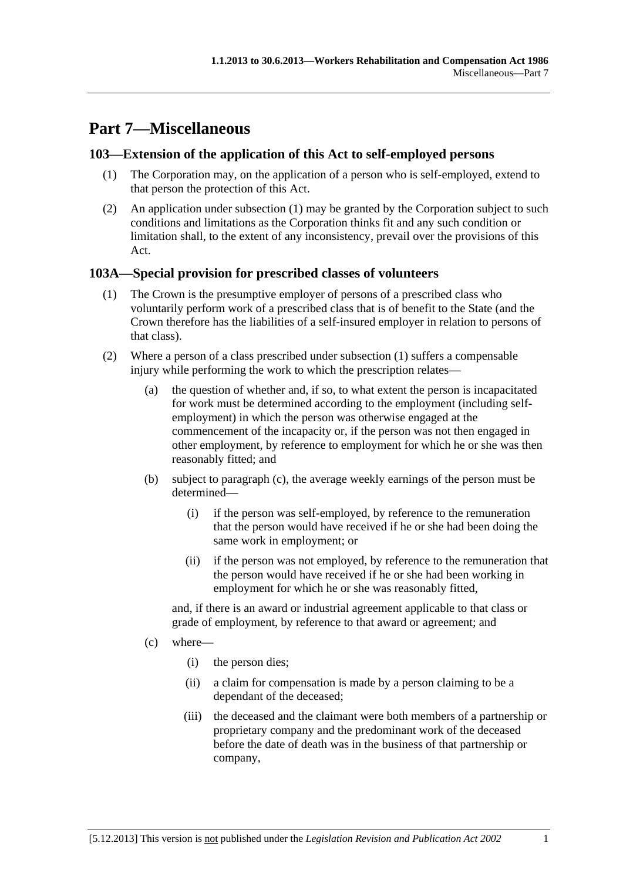# Part 7—Miscellaneous

## 103—Extension of the application of this Act to self-employed persons

(1) The Corporation may, on the application of a person who is self-employed, extend to that person the protection of this Act.

(2) An application under subsection (1) may be granted by the Corporation subject to such conditions and limitations as the Corporation thinks fit and any such condition or limitation shall, to the extent of any inconsistency, prevail over the provisions of this Act.

## 103A—Special provision for prescribed classes of volunteers

(1) The Crown is the presumptive employer of persons of a prescribed class who voluntarily perform work of a prescribed class that is of benefit to the State (and the Crown therefore has the liabilities of a self-insured employer in relation to persons of that class).

(2) Where a person of a class prescribed under subsection (1) suffers a compensable injury while performing the work to which the prescription relates—

(a) the question of whether and, if so, to what extent the person is incapacitated for work must be determined according to the employment (including self-employment) in which the person was otherwise engaged at the commencement of the incapacity or, if the person was not then engaged in other employment, by reference to employment for which he or she was then reasonably fitted; and

(b) subject to paragraph (c), the average weekly earnings of the person must be determined—

(i) if the person was self-employed, by reference to the remuneration that the person would have received if he or she had been doing the same work in employment; or

(ii) if the person was not employed, by reference to the remuneration that the person would have received if he or she had been working in employment for which he or she was reasonably fitted,

and, if there is an award or industrial agreement applicable to that class or grade of employment, by reference to that award or agreement; and

(c) where—

(i) the person dies;

(ii) a claim for compensation is made by a person claiming to be a dependant of the deceased;

(iii) the deceased and the claimant were both members of a partnership or proprietary company and the predominant work of the deceased before the date of death was in the business of that partnership or company,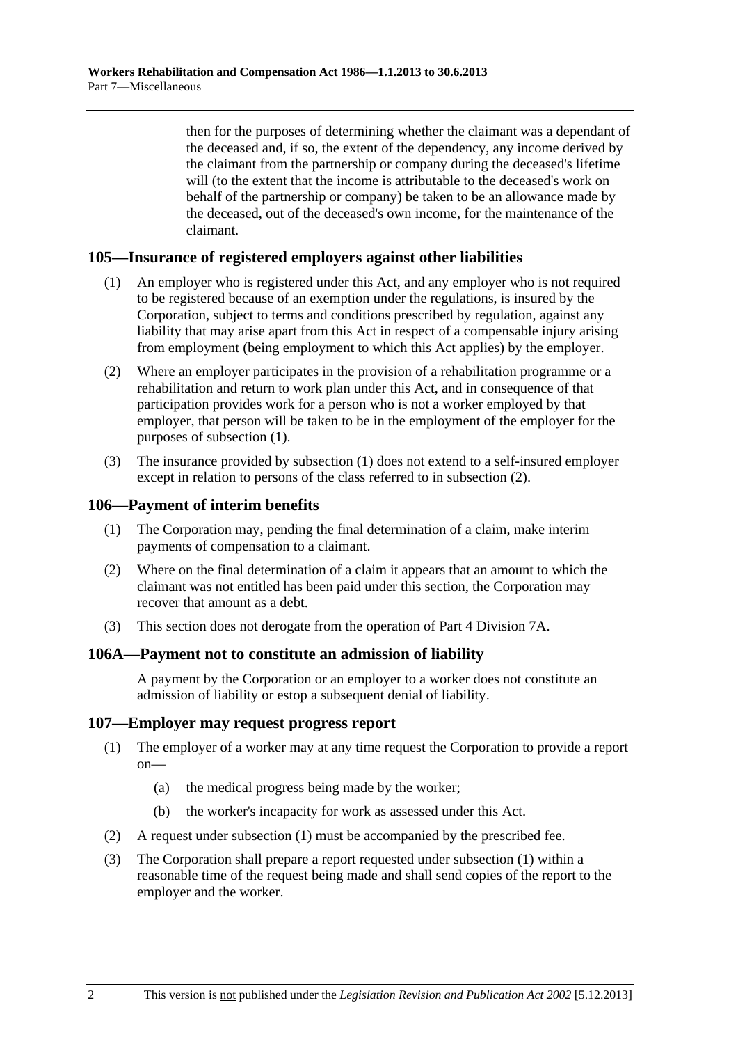then for the purposes of determining whether the claimant was a dependant of the deceased and, if so, the extent of the dependency, any income derived by the claimant from the partnership or company during the deceased's lifetime will (to the extent that the income is attributable to the deceased's work on behalf of the partnership or company) be taken to be an allowance made by the deceased, out of the deceased's own income, for the maintenance of the claimant.

## 105—Insurance of registered employers against other liabilities

(1) An employer who is registered under this Act, and any employer who is not required to be registered because of an exemption under the regulations, is insured by the Corporation, subject to terms and conditions prescribed by regulation, against any liability that may arise apart from this Act in respect of a compensable injury arising from employment (being employment to which this Act applies) by the employer.

(2) Where an employer participates in the provision of a rehabilitation programme or a rehabilitation and return to work plan under this Act, and in consequence of that participation provides work for a person who is not a worker employed by that employer, that person will be taken to be in the employment of the employer for the purposes of subsection (1).

(3) The insurance provided by subsection (1) does not extend to a self-insured employer except in relation to persons of the class referred to in subsection (2).

## 106—Payment of interim benefits

(1) The Corporation may, pending the final determination of a claim, make interim payments of compensation to a claimant.

(2) Where on the final determination of a claim it appears that an amount to which the claimant was not entitled has been paid under this section, the Corporation may recover that amount as a debt.

(3) This section does not derogate from the operation of Part 4 Division 7A.

## 106A—Payment not to constitute an admission of liability

A payment by the Corporation or an employer to a worker does not constitute an admission of liability or estop a subsequent denial of liability.

## 107—Employer may request progress report

(1) The employer of a worker may at any time request the Corporation to provide a report on—

(a) the medical progress being made by the worker;

(b) the worker's incapacity for work as assessed under this Act.

(2) A request under subsection (1) must be accompanied by the prescribed fee.

(3) The Corporation shall prepare a report requested under subsection (1) within a reasonable time of the request being made and shall send copies of the report to the employer and the worker.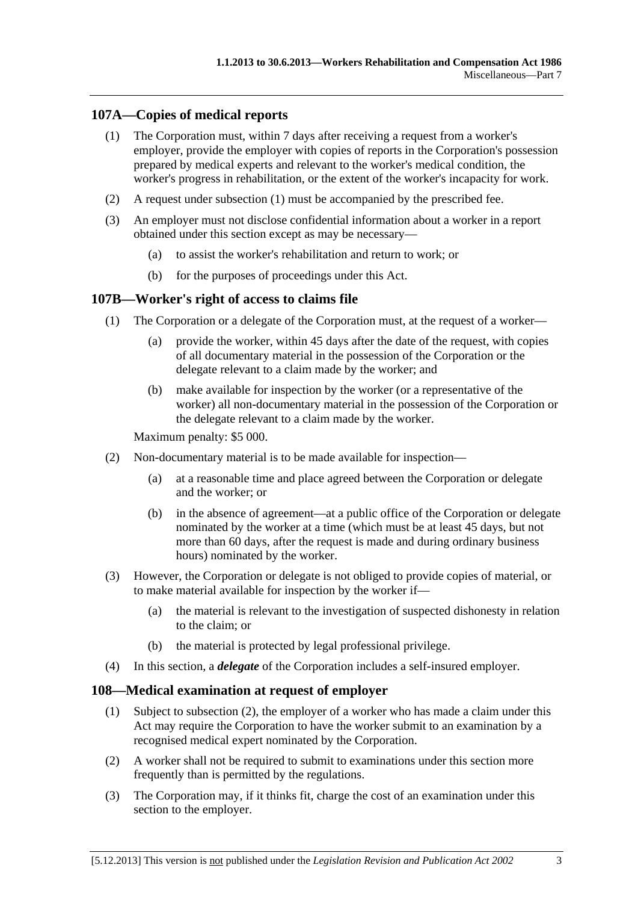## 107A—Copies of medical reports

(1) The Corporation must, within 7 days after receiving a request from a worker's employer, provide the employer with copies of reports in the Corporation's possession prepared by medical experts and relevant to the worker's medical condition, the worker's progress in rehabilitation, or the extent of the worker's incapacity for work.

(2) A request under subsection (1) must be accompanied by the prescribed fee.

(3) An employer must not disclose confidential information about a worker in a report obtained under this section except as may be necessary—

- (a) to assist the worker's rehabilitation and return to work; or
- (b) for the purposes of proceedings under this Act.

## 107B—Worker's right of access to claims file

(1) The Corporation or a delegate of the Corporation must, at the request of a worker—

- (a) provide the worker, within 45 days after the date of the request, with copies of all documentary material in the possession of the Corporation or the delegate relevant to a claim made by the worker; and
- (b) make available for inspection by the worker (or a representative of the worker) all non-documentary material in the possession of the Corporation or the delegate relevant to a claim made by the worker.

Maximum penalty: $5 000.

(2) Non-documentary material is to be made available for inspection—

- (a) at a reasonable time and place agreed between the Corporation or delegate and the worker; or
- (b) in the absence of agreement—at a public office of the Corporation or delegate nominated by the worker at a time (which must be at least 45 days, but not more than 60 days, after the request is made and during ordinary business hours) nominated by the worker.

(3) However, the Corporation or delegate is not obliged to provide copies of material, or to make material available for inspection by the worker if—

- (a) the material is relevant to the investigation of suspected dishonesty in relation to the claim; or
- (b) the material is protected by legal professional privilege.

(4) In this section, a ***delegate*** of the Corporation includes a self-insured employer.

## 108—Medical examination at request of employer

(1) Subject to subsection (2), the employer of a worker who has made a claim under this Act may require the Corporation to have the worker submit to an examination by a recognised medical expert nominated by the Corporation.

(2) A worker shall not be required to submit to examinations under this section more frequently than is permitted by the regulations.

(3) The Corporation may, if it thinks fit, charge the cost of an examination under this section to the employer.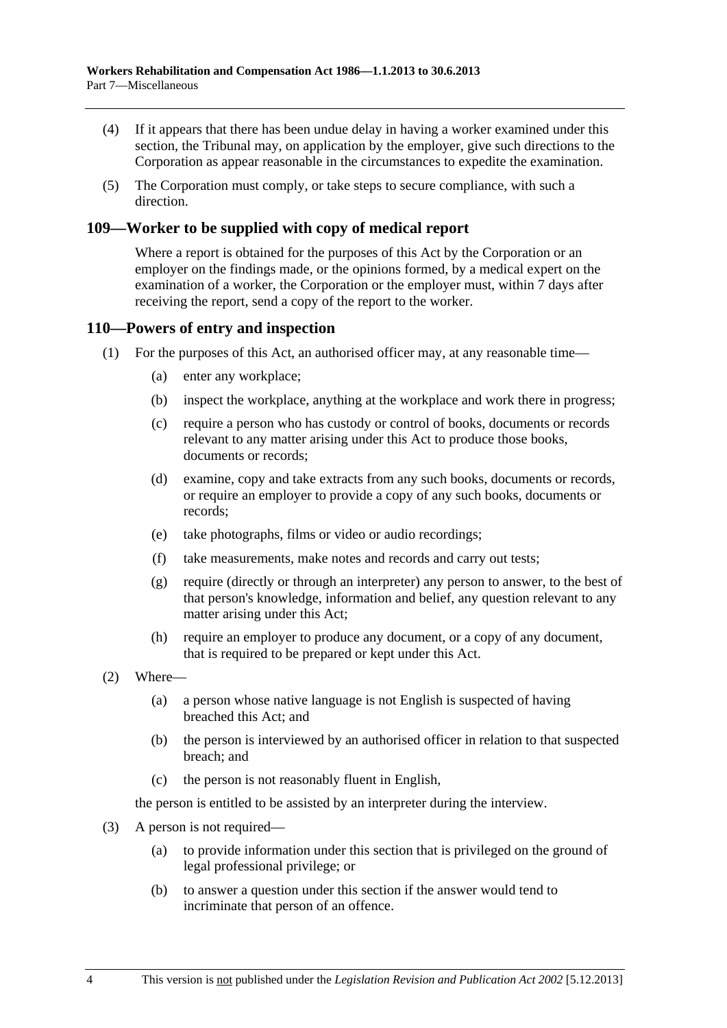(4) If it appears that there has been undue delay in having a worker examined under this section, the Tribunal may, on application by the employer, give such directions to the Corporation as appear reasonable in the circumstances to expedite the examination.

(5) The Corporation must comply, or take steps to secure compliance, with such a direction.

## 109—Worker to be supplied with copy of medical report

Where a report is obtained for the purposes of this Act by the Corporation or an employer on the findings made, or the opinions formed, by a medical expert on the examination of a worker, the Corporation or the employer must, within 7 days after receiving the report, send a copy of the report to the worker.

## 110—Powers of entry and inspection

(1) For the purposes of this Act, an authorised officer may, at any reasonable time—

- (a) enter any workplace;
- (b) inspect the workplace, anything at the workplace and work there in progress;
- (c) require a person who has custody or control of books, documents or records relevant to any matter arising under this Act to produce those books, documents or records;
- (d) examine, copy and take extracts from any such books, documents or records, or require an employer to provide a copy of any such books, documents or records;
- (e) take photographs, films or video or audio recordings;
- (f) take measurements, make notes and records and carry out tests;
- (g) require (directly or through an interpreter) any person to answer, to the best of that person's knowledge, information and belief, any question relevant to any matter arising under this Act;
- (h) require an employer to produce any document, or a copy of any document, that is required to be prepared or kept under this Act.

(2) Where—

- (a) a person whose native language is not English is suspected of having breached this Act; and
- (b) the person is interviewed by an authorised officer in relation to that suspected breach; and
- (c) the person is not reasonably fluent in English,

the person is entitled to be assisted by an interpreter during the interview.

(3) A person is not required—

- (a) to provide information under this section that is privileged on the ground of legal professional privilege; or
- (b) to answer a question under this section if the answer would tend to incriminate that person of an offence.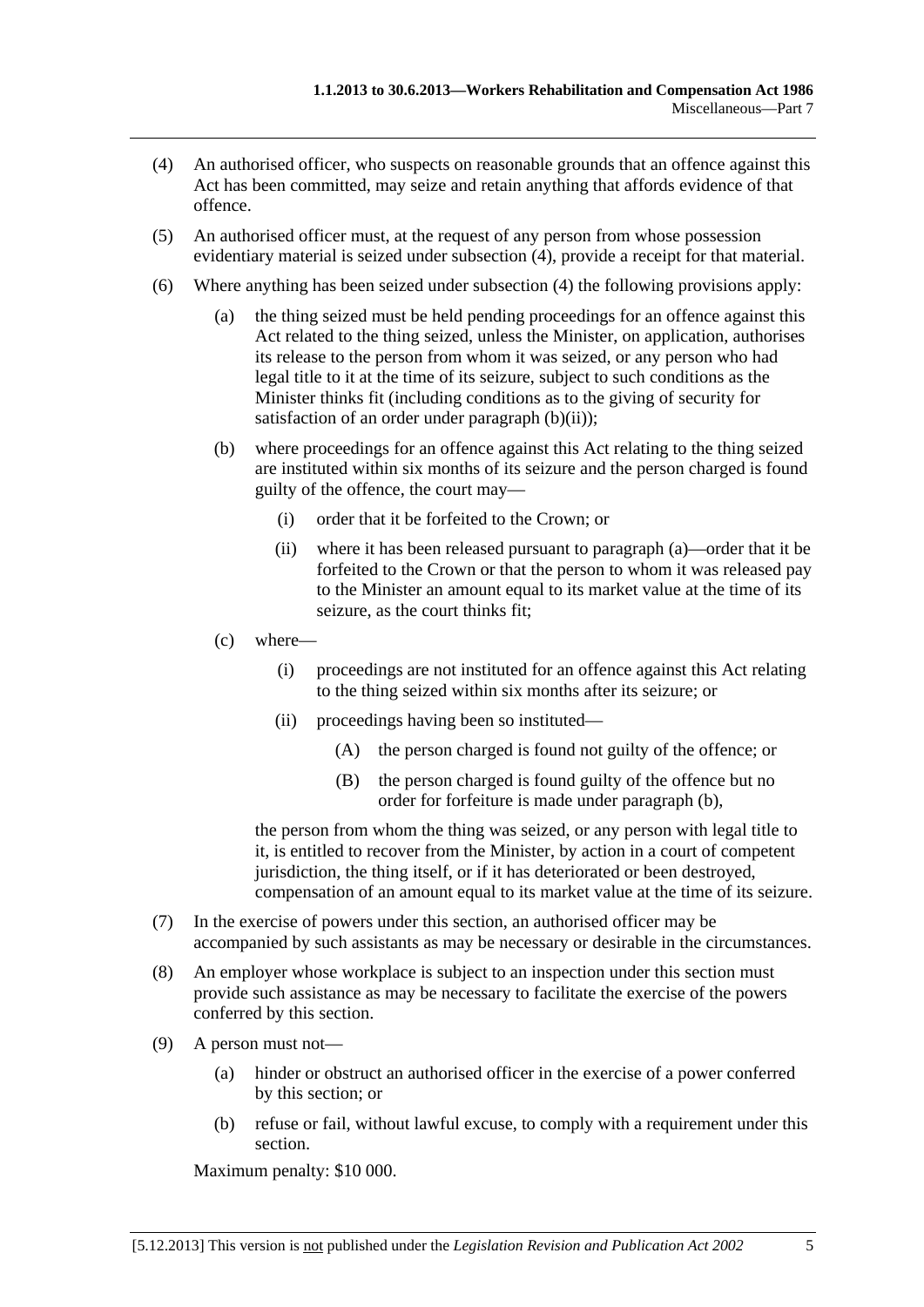(4) An authorised officer, who suspects on reasonable grounds that an offence against this Act has been committed, may seize and retain anything that affords evidence of that offence.

(5) An authorised officer must, at the request of any person from whose possession evidentiary material is seized under subsection (4), provide a receipt for that material.

(6) Where anything has been seized under subsection (4) the following provisions apply:

  (a) the thing seized must be held pending proceedings for an offence against this Act related to the thing seized, unless the Minister, on application, authorises its release to the person from whom it was seized, or any person who had legal title to it at the time of its seizure, subject to such conditions as the Minister thinks fit (including conditions as to the giving of security for satisfaction of an order under paragraph (b)(ii));

  (b) where proceedings for an offence against this Act relating to the thing seized are instituted within six months of its seizure and the person charged is found guilty of the offence, the court may—

    (i) order that it be forfeited to the Crown; or

    (ii) where it has been released pursuant to paragraph (a)—order that it be forfeited to the Crown or that the person to whom it was released pay to the Minister an amount equal to its market value at the time of its seizure, as the court thinks fit;

  (c) where—

    (i) proceedings are not instituted for an offence against this Act relating to the thing seized within six months after its seizure; or

    (ii) proceedings having been so instituted—

      (A) the person charged is found not guilty of the offence; or

      (B) the person charged is found guilty of the offence but no order for forfeiture is made under paragraph (b),

  the person from whom the thing was seized, or any person with legal title to it, is entitled to recover from the Minister, by action in a court of competent jurisdiction, the thing itself, or if it has deteriorated or been destroyed, compensation of an amount equal to its market value at the time of its seizure.

(7) In the exercise of powers under this section, an authorised officer may be accompanied by such assistants as may be necessary or desirable in the circumstances.

(8) An employer whose workplace is subject to an inspection under this section must provide such assistance as may be necessary to facilitate the exercise of the powers conferred by this section.

(9) A person must not—

  (a) hinder or obstruct an authorised officer in the exercise of a power conferred by this section; or

  (b) refuse or fail, without lawful excuse, to comply with a requirement under this section.

Maximum penalty: $10 000.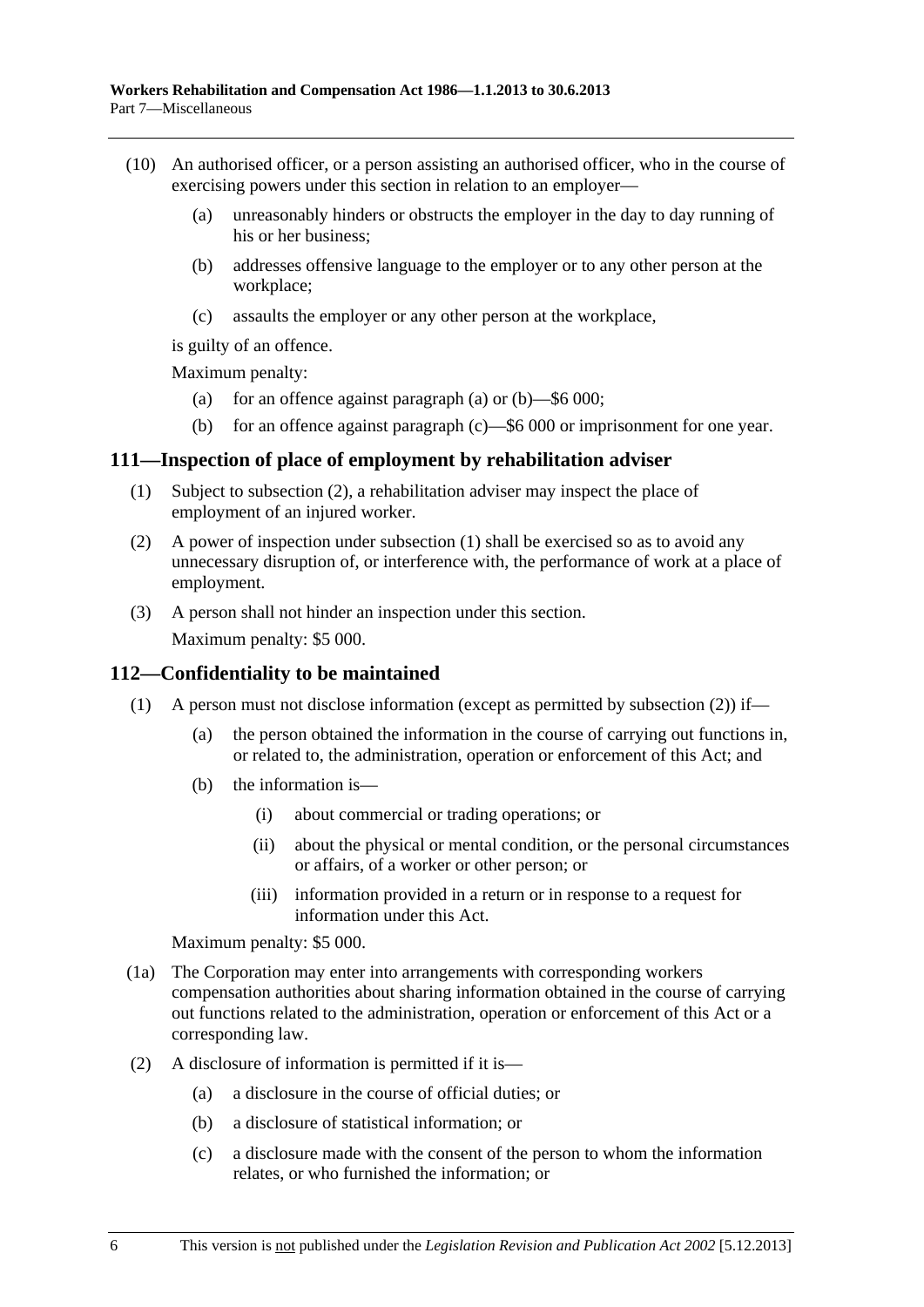(10) An authorised officer, or a person assisting an authorised officer, who in the course of exercising powers under this section in relation to an employer—

(a) unreasonably hinders or obstructs the employer in the day to day running of his or her business;

(b) addresses offensive language to the employer or to any other person at the workplace;

(c) assaults the employer or any other person at the workplace,

is guilty of an offence.

Maximum penalty:

(a) for an offence against paragraph (a) or (b)—$6 000;

(b) for an offence against paragraph (c)—$6 000 or imprisonment for one year.

## 111—Inspection of place of employment by rehabilitation adviser

(1) Subject to subsection (2), a rehabilitation adviser may inspect the place of employment of an injured worker.

(2) A power of inspection under subsection (1) shall be exercised so as to avoid any unnecessary disruption of, or interference with, the performance of work at a place of employment.

(3) A person shall not hinder an inspection under this section.

Maximum penalty: $5 000.

## 112—Confidentiality to be maintained

(1) A person must not disclose information (except as permitted by subsection (2)) if—

(a) the person obtained the information in the course of carrying out functions in, or related to, the administration, operation or enforcement of this Act; and

(b) the information is—

(i) about commercial or trading operations; or

(ii) about the physical or mental condition, or the personal circumstances or affairs, of a worker or other person; or

(iii) information provided in a return or in response to a request for information under this Act.

Maximum penalty: $5 000.

(1a) The Corporation may enter into arrangements with corresponding workers compensation authorities about sharing information obtained in the course of carrying out functions related to the administration, operation or enforcement of this Act or a corresponding law.

(2) A disclosure of information is permitted if it is—

(a) a disclosure in the course of official duties; or

(b) a disclosure of statistical information; or

(c) a disclosure made with the consent of the person to whom the information relates, or who furnished the information; or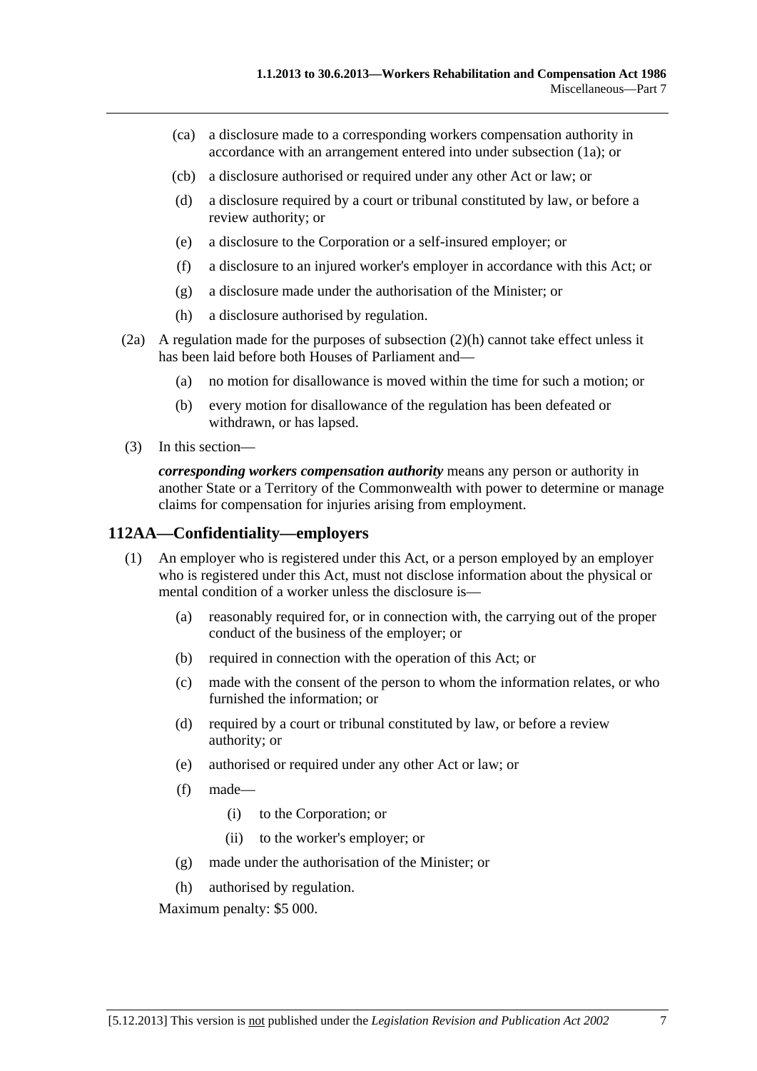(ca) a disclosure made to a corresponding workers compensation authority in accordance with an arrangement entered into under subsection (1a); or

(cb) a disclosure authorised or required under any other Act or law; or

(d) a disclosure required by a court or tribunal constituted by law, or before a review authority; or

(e) a disclosure to the Corporation or a self-insured employer; or

(f) a disclosure to an injured worker's employer in accordance with this Act; or

(g) a disclosure made under the authorisation of the Minister; or

(h) a disclosure authorised by regulation.

(2a) A regulation made for the purposes of subsection (2)(h) cannot take effect unless it has been laid before both Houses of Parliament and—

(a) no motion for disallowance is moved within the time for such a motion; or

(b) every motion for disallowance of the regulation has been defeated or withdrawn, or has lapsed.

(3) In this section—

***corresponding workers compensation authority*** means any person or authority in another State or a Territory of the Commonwealth with power to determine or manage claims for compensation for injuries arising from employment.

## 112AA—Confidentiality—employers

(1) An employer who is registered under this Act, or a person employed by an employer who is registered under this Act, must not disclose information about the physical or mental condition of a worker unless the disclosure is—

(a) reasonably required for, or in connection with, the carrying out of the proper conduct of the business of the employer; or

(b) required in connection with the operation of this Act; or

(c) made with the consent of the person to whom the information relates, or who furnished the information; or

(d) required by a court or tribunal constituted by law, or before a review authority; or

(e) authorised or required under any other Act or law; or

(f) made—

(i) to the Corporation; or

(ii) to the worker's employer; or

(g) made under the authorisation of the Minister; or

(h) authorised by regulation.

Maximum penalty: $5 000.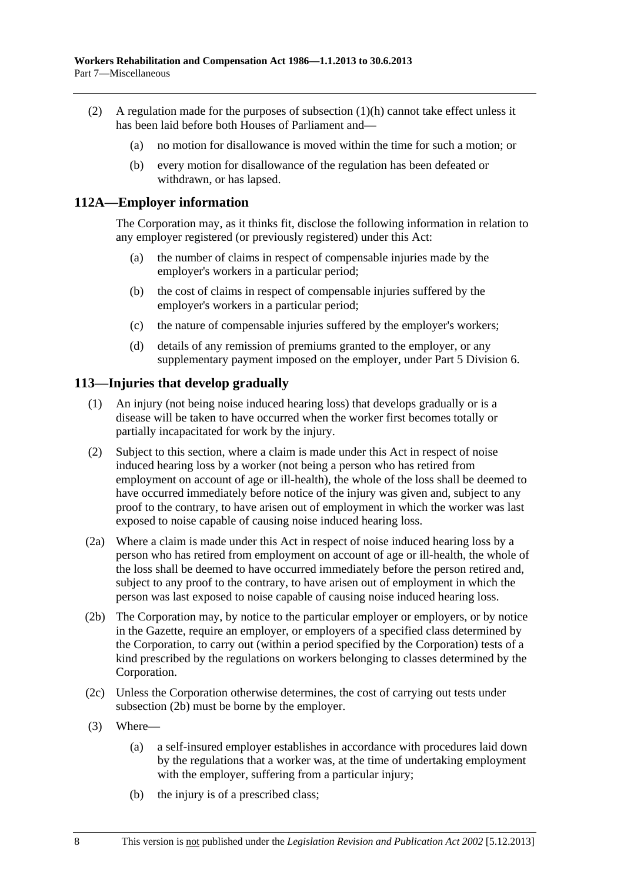(2) A regulation made for the purposes of subsection (1)(h) cannot take effect unless it has been laid before both Houses of Parliament and—

(a) no motion for disallowance is moved within the time for such a motion; or

(b) every motion for disallowance of the regulation has been defeated or withdrawn, or has lapsed.

## 112A—Employer information

The Corporation may, as it thinks fit, disclose the following information in relation to any employer registered (or previously registered) under this Act:

(a) the number of claims in respect of compensable injuries made by the employer's workers in a particular period;

(b) the cost of claims in respect of compensable injuries suffered by the employer's workers in a particular period;

(c) the nature of compensable injuries suffered by the employer's workers;

(d) details of any remission of premiums granted to the employer, or any supplementary payment imposed on the employer, under Part 5 Division 6.

## 113—Injuries that develop gradually

(1) An injury (not being noise induced hearing loss) that develops gradually or is a disease will be taken to have occurred when the worker first becomes totally or partially incapacitated for work by the injury.

(2) Subject to this section, where a claim is made under this Act in respect of noise induced hearing loss by a worker (not being a person who has retired from employment on account of age or ill-health), the whole of the loss shall be deemed to have occurred immediately before notice of the injury was given and, subject to any proof to the contrary, to have arisen out of employment in which the worker was last exposed to noise capable of causing noise induced hearing loss.

(2a) Where a claim is made under this Act in respect of noise induced hearing loss by a person who has retired from employment on account of age or ill-health, the whole of the loss shall be deemed to have occurred immediately before the person retired and, subject to any proof to the contrary, to have arisen out of employment in which the person was last exposed to noise capable of causing noise induced hearing loss.

(2b) The Corporation may, by notice to the particular employer or employers, or by notice in the Gazette, require an employer, or employers of a specified class determined by the Corporation, to carry out (within a period specified by the Corporation) tests of a kind prescribed by the regulations on workers belonging to classes determined by the Corporation.

(2c) Unless the Corporation otherwise determines, the cost of carrying out tests under subsection (2b) must be borne by the employer.

(3) Where—

(a) a self-insured employer establishes in accordance with procedures laid down by the regulations that a worker was, at the time of undertaking employment with the employer, suffering from a particular injury;

(b) the injury is of a prescribed class;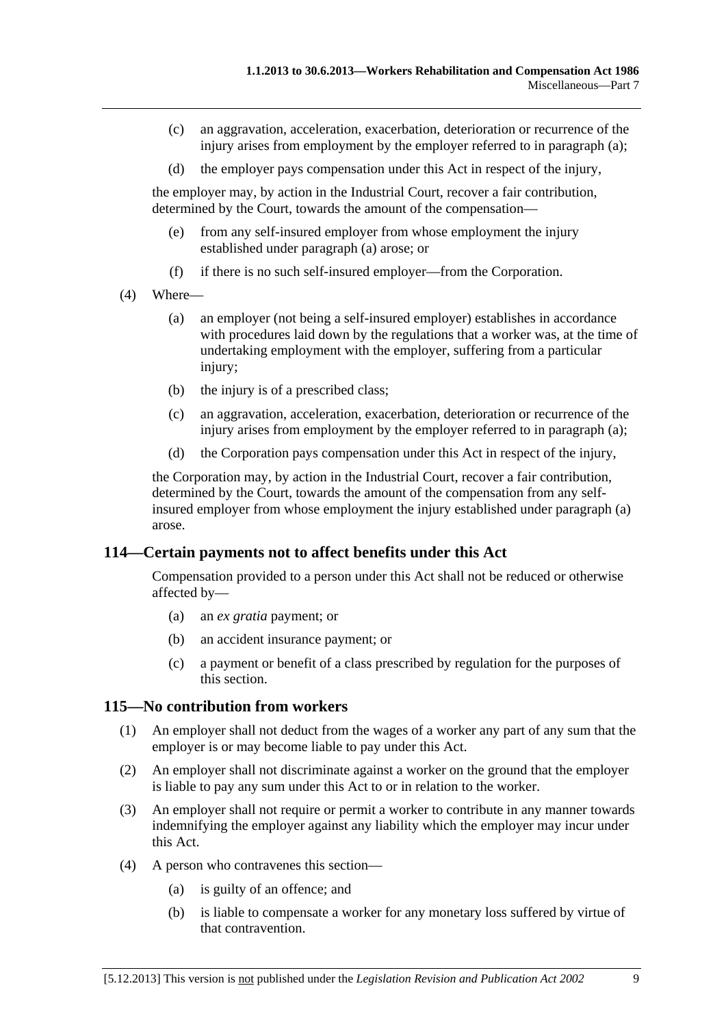(c) an aggravation, acceleration, exacerbation, deterioration or recurrence of the injury arises from employment by the employer referred to in paragraph (a);

(d) the employer pays compensation under this Act in respect of the injury,

the employer may, by action in the Industrial Court, recover a fair contribution, determined by the Court, towards the amount of the compensation—

(e) from any self-insured employer from whose employment the injury established under paragraph (a) arose; or

(f) if there is no such self-insured employer—from the Corporation.

(4) Where—

(a) an employer (not being a self-insured employer) establishes in accordance with procedures laid down by the regulations that a worker was, at the time of undertaking employment with the employer, suffering from a particular injury;

(b) the injury is of a prescribed class;

(c) an aggravation, acceleration, exacerbation, deterioration or recurrence of the injury arises from employment by the employer referred to in paragraph (a);

(d) the Corporation pays compensation under this Act in respect of the injury,

the Corporation may, by action in the Industrial Court, recover a fair contribution, determined by the Court, towards the amount of the compensation from any self-insured employer from whose employment the injury established under paragraph (a) arose.

## 114—Certain payments not to affect benefits under this Act

Compensation provided to a person under this Act shall not be reduced or otherwise affected by—

(a) an *ex gratia* payment; or

(b) an accident insurance payment; or

(c) a payment or benefit of a class prescribed by regulation for the purposes of this section.

## 115—No contribution from workers

(1) An employer shall not deduct from the wages of a worker any part of any sum that the employer is or may become liable to pay under this Act.

(2) An employer shall not discriminate against a worker on the ground that the employer is liable to pay any sum under this Act to or in relation to the worker.

(3) An employer shall not require or permit a worker to contribute in any manner towards indemnifying the employer against any liability which the employer may incur under this Act.

(4) A person who contravenes this section—

(a) is guilty of an offence; and

(b) is liable to compensate a worker for any monetary loss suffered by virtue of that contravention.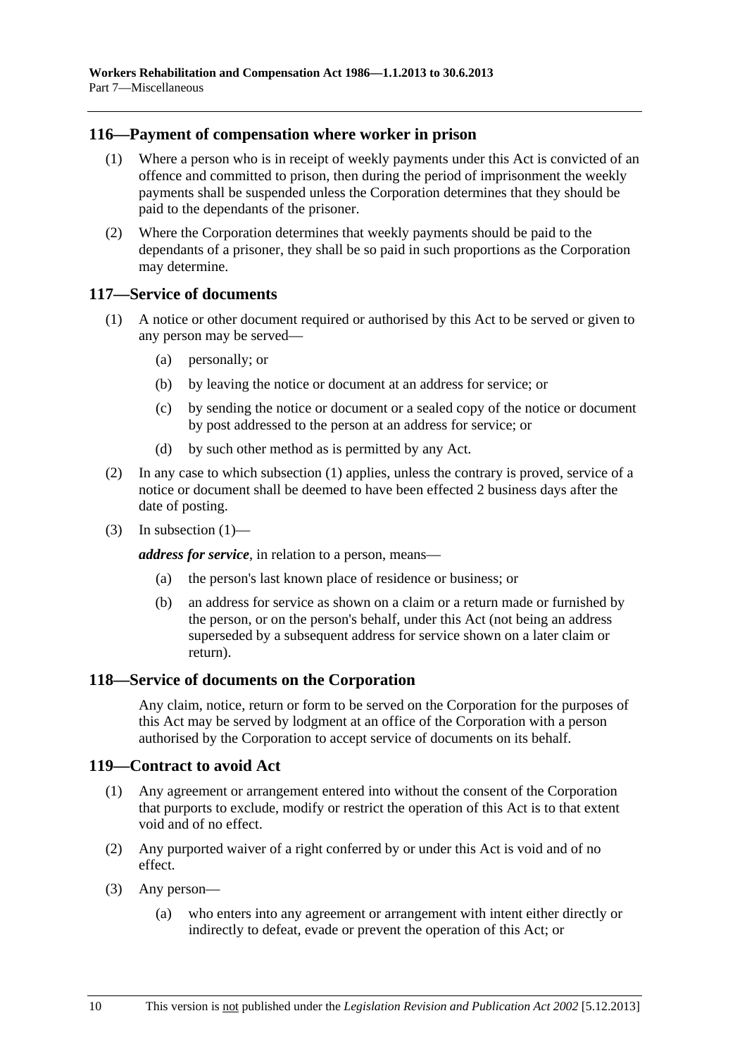## 116—Payment of compensation where worker in prison

(1) Where a person who is in receipt of weekly payments under this Act is convicted of an offence and committed to prison, then during the period of imprisonment the weekly payments shall be suspended unless the Corporation determines that they should be paid to the dependants of the prisoner.

(2) Where the Corporation determines that weekly payments should be paid to the dependants of a prisoner, they shall be so paid in such proportions as the Corporation may determine.

## 117—Service of documents

(1) A notice or other document required or authorised by this Act to be served or given to any person may be served—

(a) personally; or

(b) by leaving the notice or document at an address for service; or

(c) by sending the notice or document or a sealed copy of the notice or document by post addressed to the person at an address for service; or

(d) by such other method as is permitted by any Act.

(2) In any case to which subsection (1) applies, unless the contrary is proved, service of a notice or document shall be deemed to have been effected 2 business days after the date of posting.

(3) In subsection (1)—

***address for service***, in relation to a person, means—

(a) the person's last known place of residence or business; or

(b) an address for service as shown on a claim or a return made or furnished by the person, or on the person's behalf, under this Act (not being an address superseded by a subsequent address for service shown on a later claim or return).

## 118—Service of documents on the Corporation

Any claim, notice, return or form to be served on the Corporation for the purposes of this Act may be served by lodgment at an office of the Corporation with a person authorised by the Corporation to accept service of documents on its behalf.

## 119—Contract to avoid Act

(1) Any agreement or arrangement entered into without the consent of the Corporation that purports to exclude, modify or restrict the operation of this Act is to that extent void and of no effect.

(2) Any purported waiver of a right conferred by or under this Act is void and of no effect.

(3) Any person—

(a) who enters into any agreement or arrangement with intent either directly or indirectly to defeat, evade or prevent the operation of this Act; or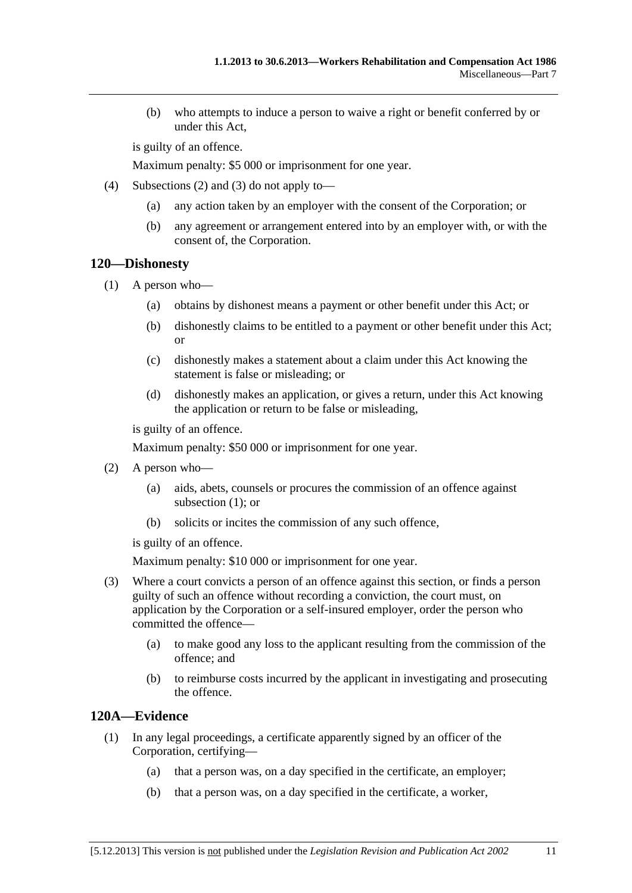(b) who attempts to induce a person to waive a right or benefit conferred by or under this Act,

is guilty of an offence.

Maximum penalty: $5 000 or imprisonment for one year.

(4) Subsections (2) and (3) do not apply to—

(a) any action taken by an employer with the consent of the Corporation; or

(b) any agreement or arrangement entered into by an employer with, or with the consent of, the Corporation.

## 120—Dishonesty

(1) A person who—

(a) obtains by dishonest means a payment or other benefit under this Act; or

(b) dishonestly claims to be entitled to a payment or other benefit under this Act; or

(c) dishonestly makes a statement about a claim under this Act knowing the statement is false or misleading; or

(d) dishonestly makes an application, or gives a return, under this Act knowing the application or return to be false or misleading,

is guilty of an offence.

Maximum penalty: $50 000 or imprisonment for one year.

(2) A person who—

(a) aids, abets, counsels or procures the commission of an offence against subsection (1); or

(b) solicits or incites the commission of any such offence,

is guilty of an offence.

Maximum penalty: $10 000 or imprisonment for one year.

(3) Where a court convicts a person of an offence against this section, or finds a person guilty of such an offence without recording a conviction, the court must, on application by the Corporation or a self-insured employer, order the person who committed the offence—

(a) to make good any loss to the applicant resulting from the commission of the offence; and

(b) to reimburse costs incurred by the applicant in investigating and prosecuting the offence.

## 120A—Evidence

(1) In any legal proceedings, a certificate apparently signed by an officer of the Corporation, certifying—

(a) that a person was, on a day specified in the certificate, an employer;

(b) that a person was, on a day specified in the certificate, a worker,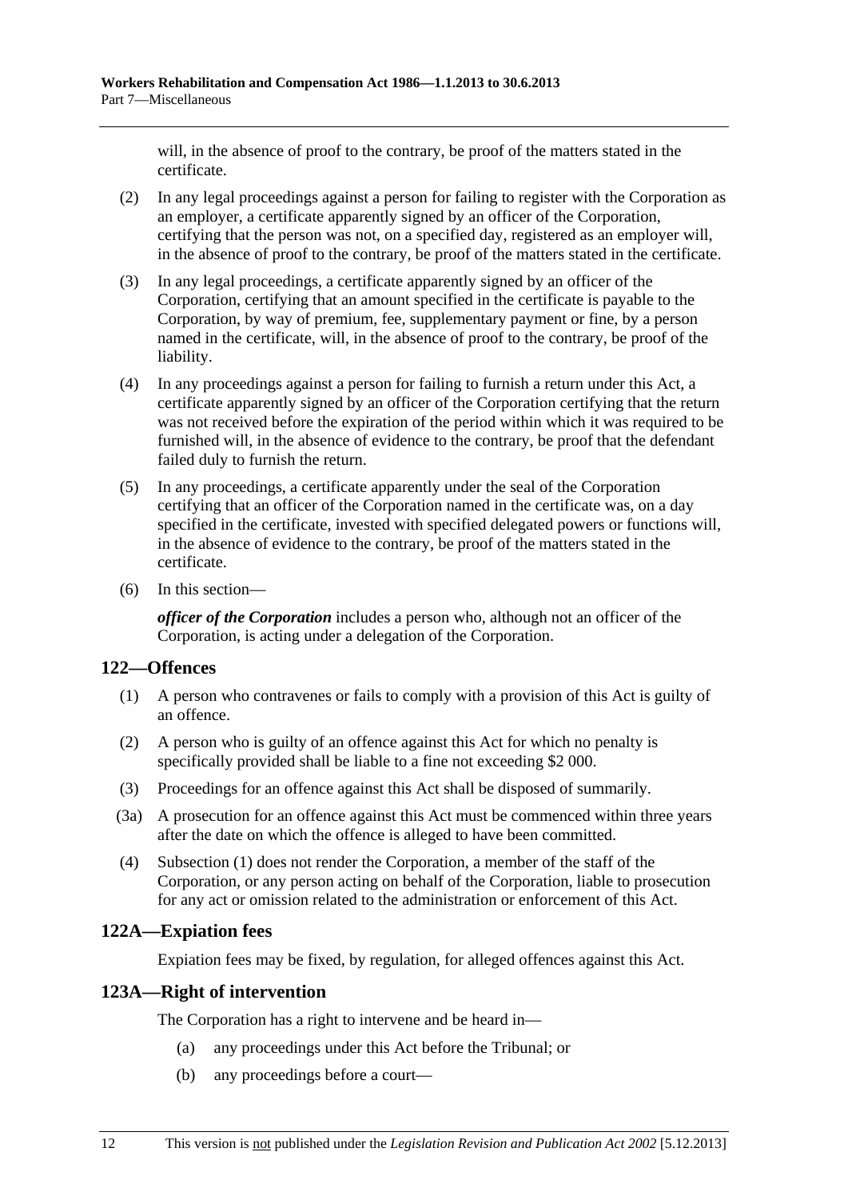will, in the absence of proof to the contrary, be proof of the matters stated in the certificate.

(2) In any legal proceedings against a person for failing to register with the Corporation as an employer, a certificate apparently signed by an officer of the Corporation, certifying that the person was not, on a specified day, registered as an employer will, in the absence of proof to the contrary, be proof of the matters stated in the certificate.

(3) In any legal proceedings, a certificate apparently signed by an officer of the Corporation, certifying that an amount specified in the certificate is payable to the Corporation, by way of premium, fee, supplementary payment or fine, by a person named in the certificate, will, in the absence of proof to the contrary, be proof of the liability.

(4) In any proceedings against a person for failing to furnish a return under this Act, a certificate apparently signed by an officer of the Corporation certifying that the return was not received before the expiration of the period within which it was required to be furnished will, in the absence of evidence to the contrary, be proof that the defendant failed duly to furnish the return.

(5) In any proceedings, a certificate apparently under the seal of the Corporation certifying that an officer of the Corporation named in the certificate was, on a day specified in the certificate, invested with specified delegated powers or functions will, in the absence of evidence to the contrary, be proof of the matters stated in the certificate.

(6) In this section—

***officer of the Corporation*** includes a person who, although not an officer of the Corporation, is acting under a delegation of the Corporation.

## 122—Offences

(1) A person who contravenes or fails to comply with a provision of this Act is guilty of an offence.

(2) A person who is guilty of an offence against this Act for which no penalty is specifically provided shall be liable to a fine not exceeding $2 000.

(3) Proceedings for an offence against this Act shall be disposed of summarily.

(3a) A prosecution for an offence against this Act must be commenced within three years after the date on which the offence is alleged to have been committed.

(4) Subsection (1) does not render the Corporation, a member of the staff of the Corporation, or any person acting on behalf of the Corporation, liable to prosecution for any act or omission related to the administration or enforcement of this Act.

## 122A—Expiation fees

Expiation fees may be fixed, by regulation, for alleged offences against this Act.

## 123A—Right of intervention

The Corporation has a right to intervene and be heard in—

(a) any proceedings under this Act before the Tribunal; or

(b) any proceedings before a court—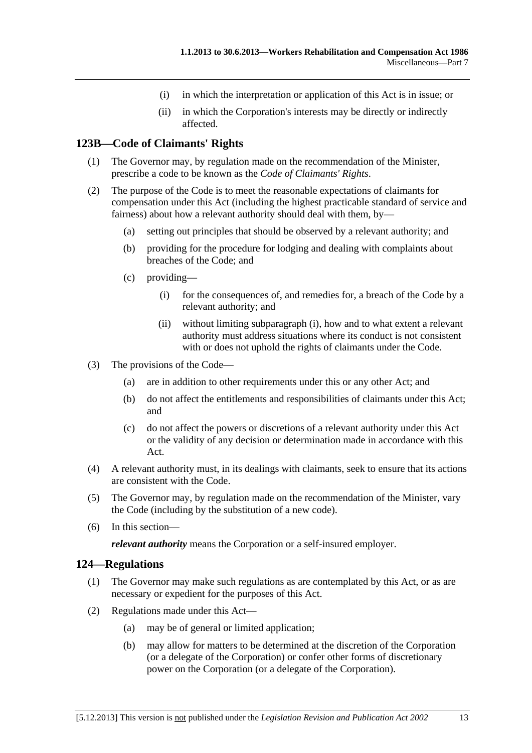(i) in which the interpretation or application of this Act is in issue; or

(ii) in which the Corporation's interests may be directly or indirectly affected.

## 123B—Code of Claimants' Rights

(1) The Governor may, by regulation made on the recommendation of the Minister, prescribe a code to be known as the *Code of Claimants' Rights*.

(2) The purpose of the Code is to meet the reasonable expectations of claimants for compensation under this Act (including the highest practicable standard of service and fairness) about how a relevant authority should deal with them, by—

(a) setting out principles that should be observed by a relevant authority; and

(b) providing for the procedure for lodging and dealing with complaints about breaches of the Code; and

(c) providing—

(i) for the consequences of, and remedies for, a breach of the Code by a relevant authority; and

(ii) without limiting subparagraph (i), how and to what extent a relevant authority must address situations where its conduct is not consistent with or does not uphold the rights of claimants under the Code.

(3) The provisions of the Code—

(a) are in addition to other requirements under this or any other Act; and

(b) do not affect the entitlements and responsibilities of claimants under this Act; and

(c) do not affect the powers or discretions of a relevant authority under this Act or the validity of any decision or determination made in accordance with this Act.

(4) A relevant authority must, in its dealings with claimants, seek to ensure that its actions are consistent with the Code.

(5) The Governor may, by regulation made on the recommendation of the Minister, vary the Code (including by the substitution of a new code).

(6) In this section—

***relevant authority*** means the Corporation or a self-insured employer.

## 124—Regulations

(1) The Governor may make such regulations as are contemplated by this Act, or as are necessary or expedient for the purposes of this Act.

(2) Regulations made under this Act—

(a) may be of general or limited application;

(b) may allow for matters to be determined at the discretion of the Corporation (or a delegate of the Corporation) or confer other forms of discretionary power on the Corporation (or a delegate of the Corporation).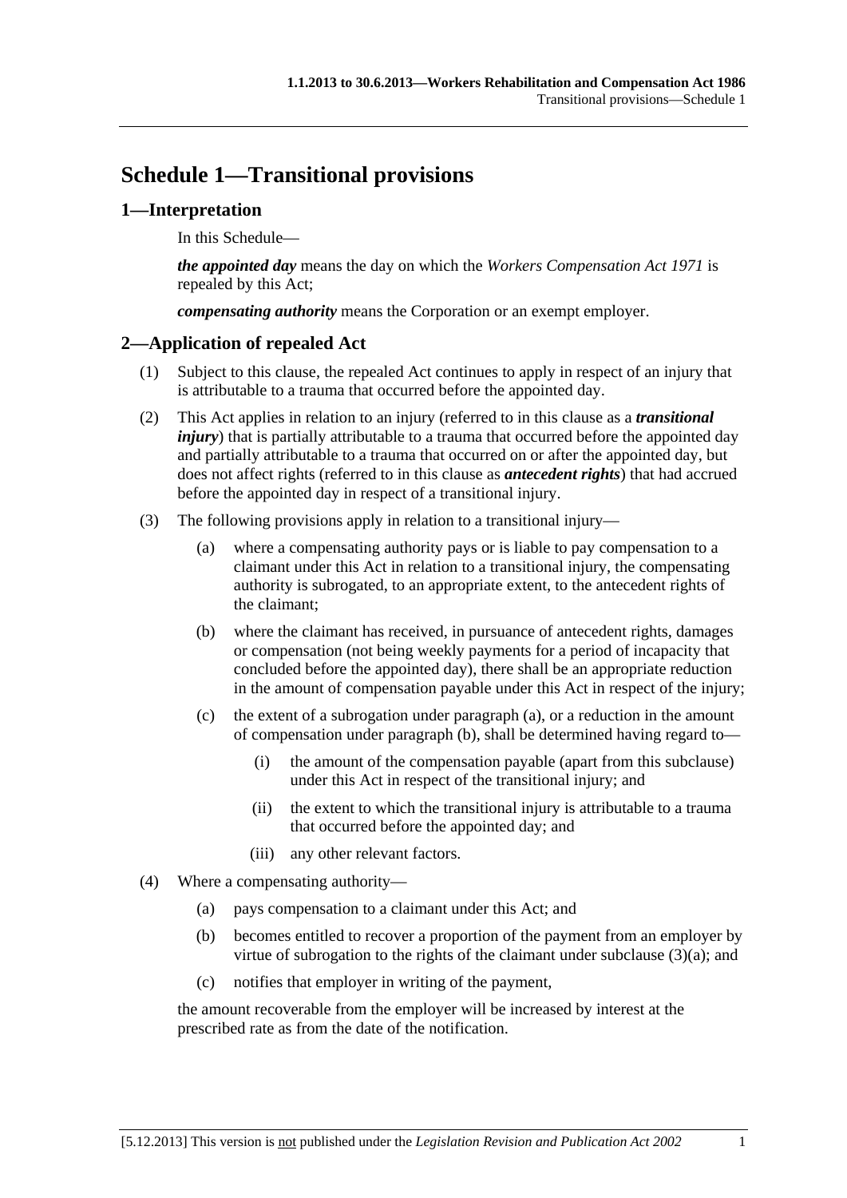# Schedule 1—Transitional provisions

## 1—Interpretation

In this Schedule—

***the appointed day*** means the day on which the *Workers Compensation Act 1971* is repealed by this Act;

***compensating authority*** means the Corporation or an exempt employer.

## 2—Application of repealed Act

(1) Subject to this clause, the repealed Act continues to apply in respect of an injury that is attributable to a trauma that occurred before the appointed day.

(2) This Act applies in relation to an injury (referred to in this clause as a ***transitional injury***) that is partially attributable to a trauma that occurred before the appointed day and partially attributable to a trauma that occurred on or after the appointed day, but does not affect rights (referred to in this clause as ***antecedent rights***) that had accrued before the appointed day in respect of a transitional injury.

(3) The following provisions apply in relation to a transitional injury—

(a) where a compensating authority pays or is liable to pay compensation to a claimant under this Act in relation to a transitional injury, the compensating authority is subrogated, to an appropriate extent, to the antecedent rights of the claimant;

(b) where the claimant has received, in pursuance of antecedent rights, damages or compensation (not being weekly payments for a period of incapacity that concluded before the appointed day), there shall be an appropriate reduction in the amount of compensation payable under this Act in respect of the injury;

(c) the extent of a subrogation under paragraph (a), or a reduction in the amount of compensation under paragraph (b), shall be determined having regard to—

(i) the amount of the compensation payable (apart from this subclause) under this Act in respect of the transitional injury; and

(ii) the extent to which the transitional injury is attributable to a trauma that occurred before the appointed day; and

(iii) any other relevant factors.

(4) Where a compensating authority—

(a) pays compensation to a claimant under this Act; and

(b) becomes entitled to recover a proportion of the payment from an employer by virtue of subrogation to the rights of the claimant under subclause (3)(a); and

(c) notifies that employer in writing of the payment,

the amount recoverable from the employer will be increased by interest at the prescribed rate as from the date of the notification.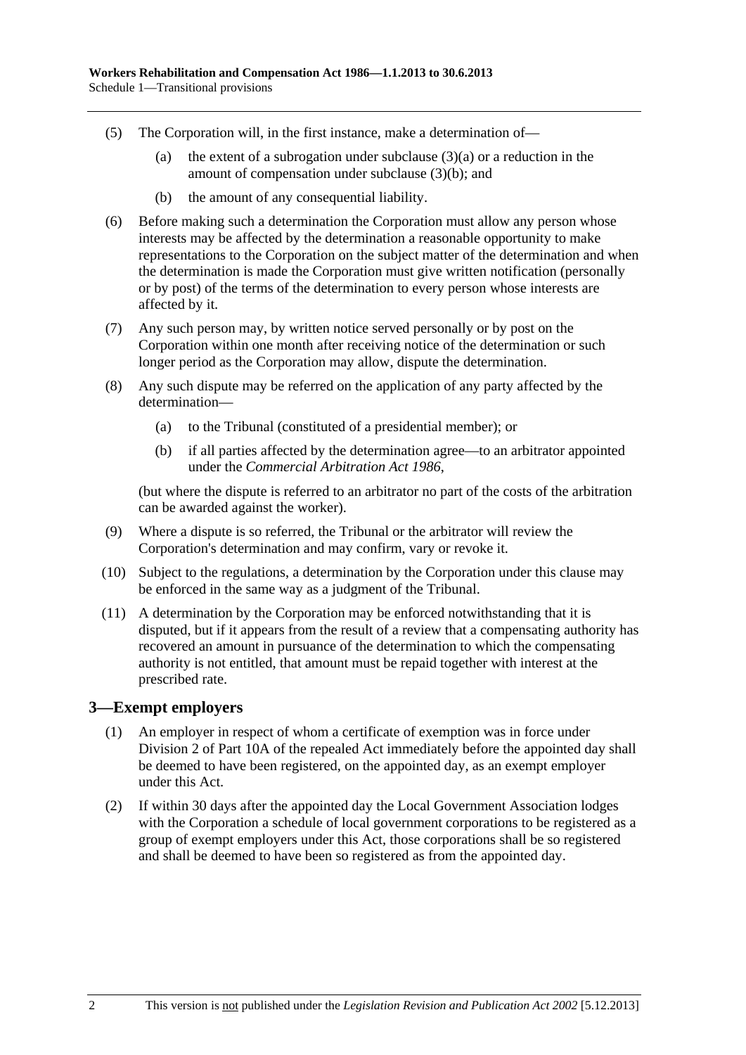(5) The Corporation will, in the first instance, make a determination of—

(a) the extent of a subrogation under subclause (3)(a) or a reduction in the amount of compensation under subclause (3)(b); and

(b) the amount of any consequential liability.

(6) Before making such a determination the Corporation must allow any person whose interests may be affected by the determination a reasonable opportunity to make representations to the Corporation on the subject matter of the determination and when the determination is made the Corporation must give written notification (personally or by post) of the terms of the determination to every person whose interests are affected by it.

(7) Any such person may, by written notice served personally or by post on the Corporation within one month after receiving notice of the determination or such longer period as the Corporation may allow, dispute the determination.

(8) Any such dispute may be referred on the application of any party affected by the determination—

(a) to the Tribunal (constituted of a presidential member); or

(b) if all parties affected by the determination agree—to an arbitrator appointed under the *Commercial Arbitration Act 1986*,

(but where the dispute is referred to an arbitrator no part of the costs of the arbitration can be awarded against the worker).

(9) Where a dispute is so referred, the Tribunal or the arbitrator will review the Corporation's determination and may confirm, vary or revoke it.

(10) Subject to the regulations, a determination by the Corporation under this clause may be enforced in the same way as a judgment of the Tribunal.

(11) A determination by the Corporation may be enforced notwithstanding that it is disputed, but if it appears from the result of a review that a compensating authority has recovered an amount in pursuance of the determination to which the compensating authority is not entitled, that amount must be repaid together with interest at the prescribed rate.

## 3—Exempt employers

(1) An employer in respect of whom a certificate of exemption was in force under Division 2 of Part 10A of the repealed Act immediately before the appointed day shall be deemed to have been registered, on the appointed day, as an exempt employer under this Act.

(2) If within 30 days after the appointed day the Local Government Association lodges with the Corporation a schedule of local government corporations to be registered as a group of exempt employers under this Act, those corporations shall be so registered and shall be deemed to have been so registered as from the appointed day.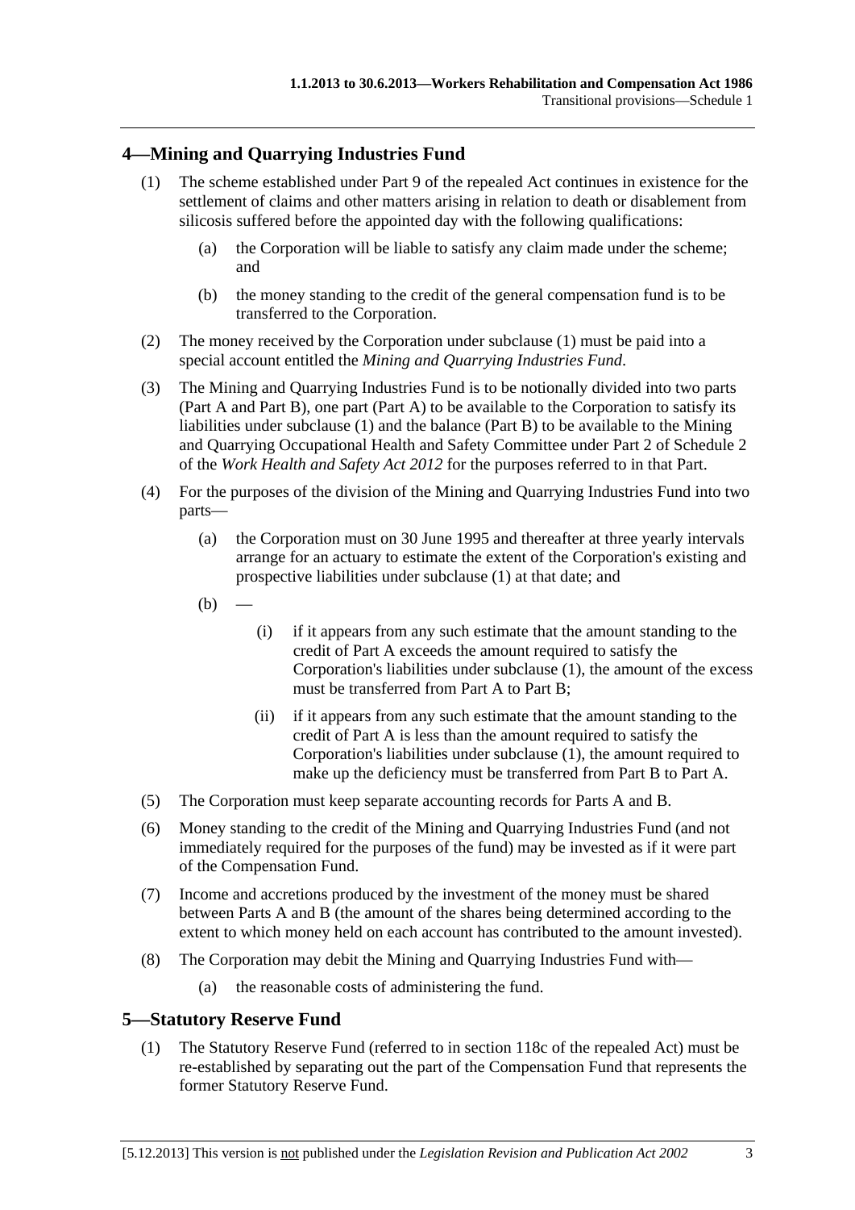## 4—Mining and Quarrying Industries Fund

(1) The scheme established under Part 9 of the repealed Act continues in existence for the settlement of claims and other matters arising in relation to death or disablement from silicosis suffered before the appointed day with the following qualifications:

(a) the Corporation will be liable to satisfy any claim made under the scheme; and

(b) the money standing to the credit of the general compensation fund is to be transferred to the Corporation.

(2) The money received by the Corporation under subclause (1) must be paid into a special account entitled the *Mining and Quarrying Industries Fund*.

(3) The Mining and Quarrying Industries Fund is to be notionally divided into two parts (Part A and Part B), one part (Part A) to be available to the Corporation to satisfy its liabilities under subclause (1) and the balance (Part B) to be available to the Mining and Quarrying Occupational Health and Safety Committee under Part 2 of Schedule 2 of the *Work Health and Safety Act 2012* for the purposes referred to in that Part.

(4) For the purposes of the division of the Mining and Quarrying Industries Fund into two parts—

(a) the Corporation must on 30 June 1995 and thereafter at three yearly intervals arrange for an actuary to estimate the extent of the Corporation's existing and prospective liabilities under subclause (1) at that date; and

(b) —

(i) if it appears from any such estimate that the amount standing to the credit of Part A exceeds the amount required to satisfy the Corporation's liabilities under subclause (1), the amount of the excess must be transferred from Part A to Part B;

(ii) if it appears from any such estimate that the amount standing to the credit of Part A is less than the amount required to satisfy the Corporation's liabilities under subclause (1), the amount required to make up the deficiency must be transferred from Part B to Part A.

(5) The Corporation must keep separate accounting records for Parts A and B.

(6) Money standing to the credit of the Mining and Quarrying Industries Fund (and not immediately required for the purposes of the fund) may be invested as if it were part of the Compensation Fund.

(7) Income and accretions produced by the investment of the money must be shared between Parts A and B (the amount of the shares being determined according to the extent to which money held on each account has contributed to the amount invested).

(8) The Corporation may debit the Mining and Quarrying Industries Fund with—

(a) the reasonable costs of administering the fund.

## 5—Statutory Reserve Fund

(1) The Statutory Reserve Fund (referred to in section 118c of the repealed Act) must be re-established by separating out the part of the Compensation Fund that represents the former Statutory Reserve Fund.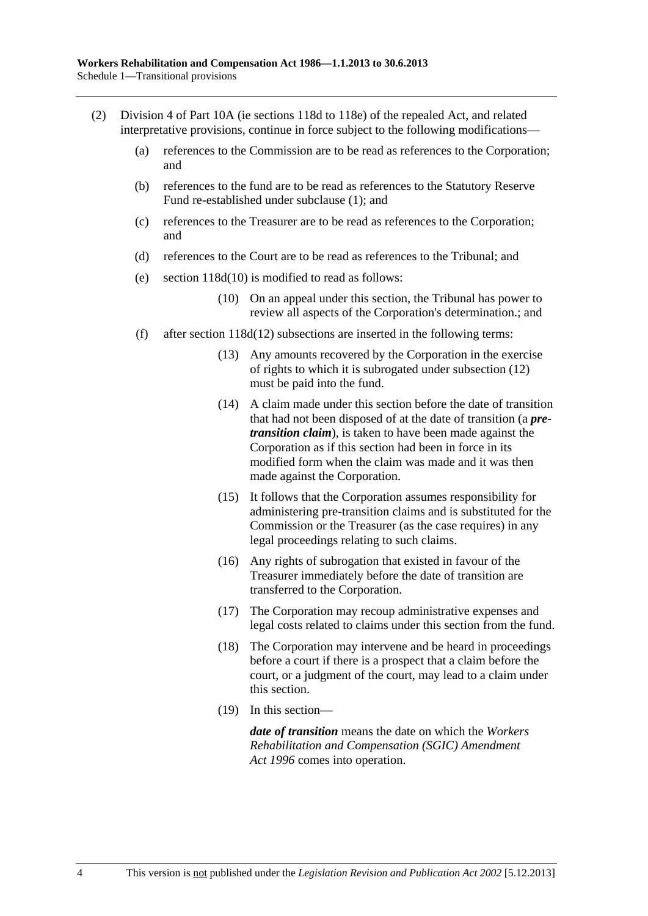(2) Division 4 of Part 10A (ie sections 118d to 118e) of the repealed Act, and related interpretative provisions, continue in force subject to the following modifications—

(a) references to the Commission are to be read as references to the Corporation; and

(b) references to the fund are to be read as references to the Statutory Reserve Fund re-established under subclause (1); and

(c) references to the Treasurer are to be read as references to the Corporation; and

(d) references to the Court are to be read as references to the Tribunal; and

(e) section 118d(10) is modified to read as follows:

(10) On an appeal under this section, the Tribunal has power to review all aspects of the Corporation's determination.; and

(f) after section 118d(12) subsections are inserted in the following terms:

(13) Any amounts recovered by the Corporation in the exercise of rights to which it is subrogated under subsection (12) must be paid into the fund.

(14) A claim made under this section before the date of transition that had not been disposed of at the date of transition (a ***pre-transition claim***), is taken to have been made against the Corporation as if this section had been in force in its modified form when the claim was made and it was then made against the Corporation.

(15) It follows that the Corporation assumes responsibility for administering pre-transition claims and is substituted for the Commission or the Treasurer (as the case requires) in any legal proceedings relating to such claims.

(16) Any rights of subrogation that existed in favour of the Treasurer immediately before the date of transition are transferred to the Corporation.

(17) The Corporation may recoup administrative expenses and legal costs related to claims under this section from the fund.

(18) The Corporation may intervene and be heard in proceedings before a court if there is a prospect that a claim before the court, or a judgment of the court, may lead to a claim under this section.

(19) In this section—

***date of transition*** means the date on which the *Workers Rehabilitation and Compensation (SGIC) Amendment Act 1996* comes into operation.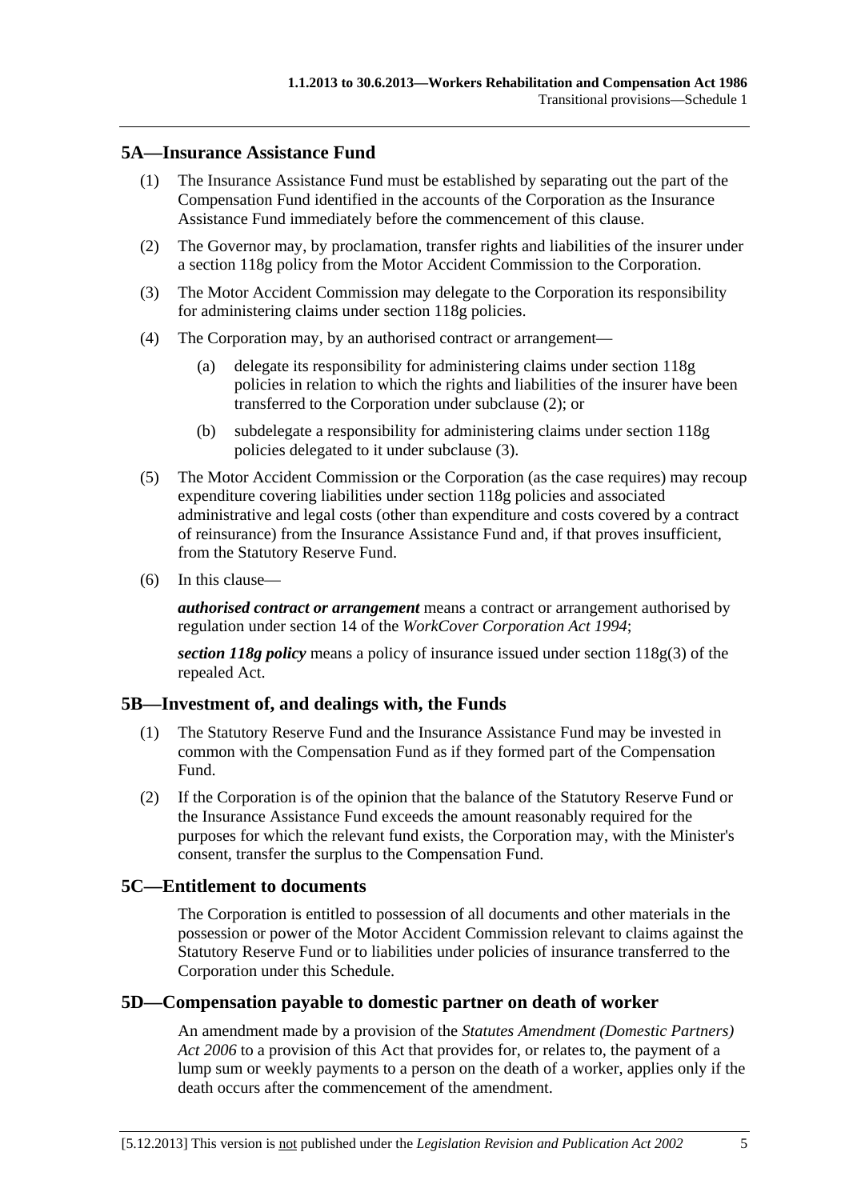## 5A—Insurance Assistance Fund

(1) The Insurance Assistance Fund must be established by separating out the part of the Compensation Fund identified in the accounts of the Corporation as the Insurance Assistance Fund immediately before the commencement of this clause.

(2) The Governor may, by proclamation, transfer rights and liabilities of the insurer under a section 118g policy from the Motor Accident Commission to the Corporation.

(3) The Motor Accident Commission may delegate to the Corporation its responsibility for administering claims under section 118g policies.

(4) The Corporation may, by an authorised contract or arrangement—

(a) delegate its responsibility for administering claims under section 118g policies in relation to which the rights and liabilities of the insurer have been transferred to the Corporation under subclause (2); or

(b) subdelegate a responsibility for administering claims under section 118g policies delegated to it under subclause (3).

(5) The Motor Accident Commission or the Corporation (as the case requires) may recoup expenditure covering liabilities under section 118g policies and associated administrative and legal costs (other than expenditure and costs covered by a contract of reinsurance) from the Insurance Assistance Fund and, if that proves insufficient, from the Statutory Reserve Fund.

(6) In this clause—

***authorised contract or arrangement*** means a contract or arrangement authorised by regulation under section 14 of the *WorkCover Corporation Act 1994*;

***section 118g policy*** means a policy of insurance issued under section 118g(3) of the repealed Act.

## 5B—Investment of, and dealings with, the Funds

(1) The Statutory Reserve Fund and the Insurance Assistance Fund may be invested in common with the Compensation Fund as if they formed part of the Compensation Fund.

(2) If the Corporation is of the opinion that the balance of the Statutory Reserve Fund or the Insurance Assistance Fund exceeds the amount reasonably required for the purposes for which the relevant fund exists, the Corporation may, with the Minister's consent, transfer the surplus to the Compensation Fund.

## 5C—Entitlement to documents

The Corporation is entitled to possession of all documents and other materials in the possession or power of the Motor Accident Commission relevant to claims against the Statutory Reserve Fund or to liabilities under policies of insurance transferred to the Corporation under this Schedule.

## 5D—Compensation payable to domestic partner on death of worker

An amendment made by a provision of the *Statutes Amendment (Domestic Partners) Act 2006* to a provision of this Act that provides for, or relates to, the payment of a lump sum or weekly payments to a person on the death of a worker, applies only if the death occurs after the commencement of the amendment.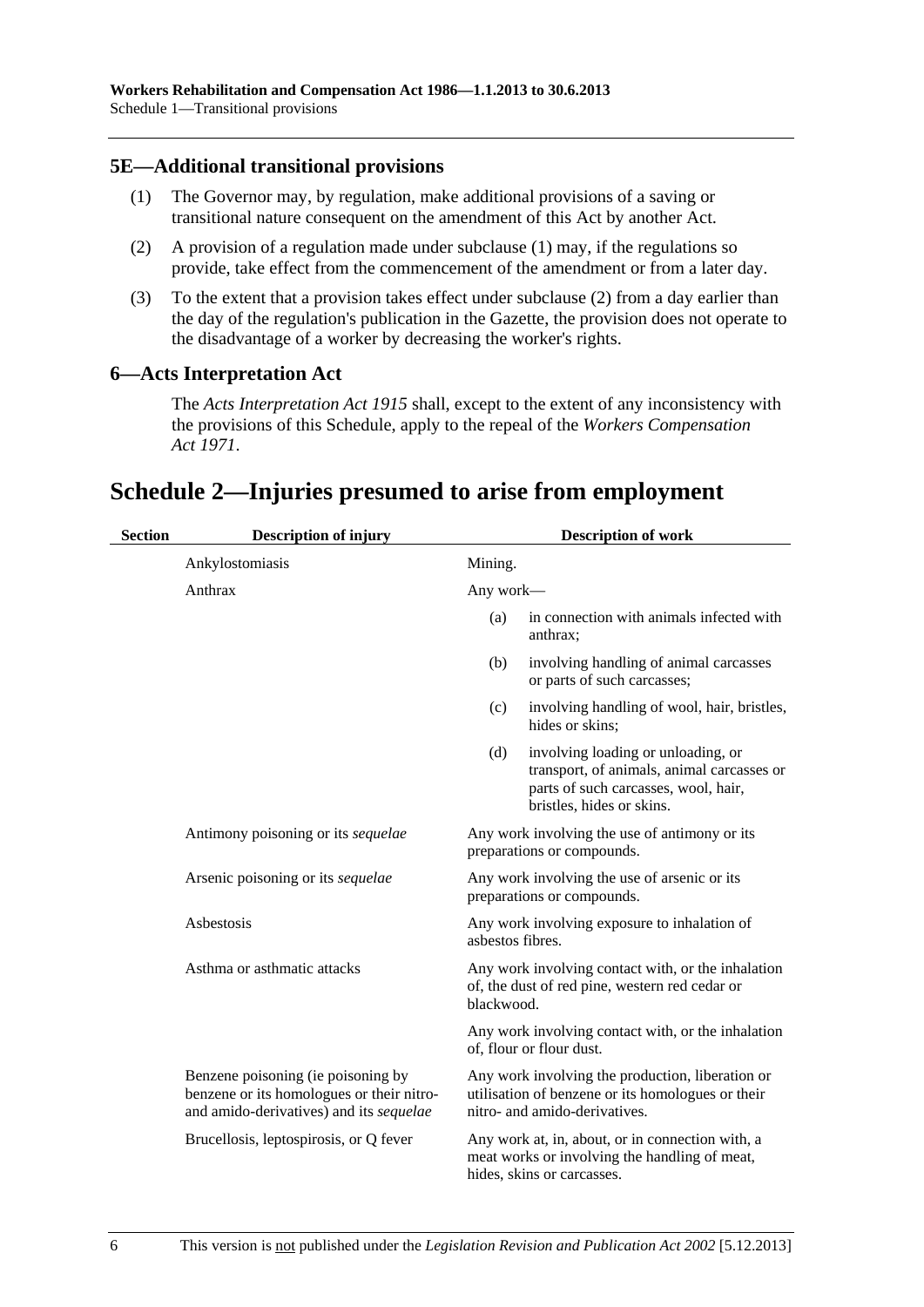### 5E—Additional transitional provisions

(1) The Governor may, by regulation, make additional provisions of a saving or transitional nature consequent on the amendment of this Act by another Act.

(2) A provision of a regulation made under subclause (1) may, if the regulations so provide, take effect from the commencement of the amendment or from a later day.

(3) To the extent that a provision takes effect under subclause (2) from a day earlier than the day of the regulation's publication in the Gazette, the provision does not operate to the disadvantage of a worker by decreasing the worker's rights.

### 6—Acts Interpretation Act

The *Acts Interpretation Act 1915* shall, except to the extent of any inconsistency with the provisions of this Schedule, apply to the repeal of the *Workers Compensation Act 1971*.

## Schedule 2—Injuries presumed to arise from employment

| Section | Description of injury | Description of work |
|---|---|---|
| | Ankylostomiasis | Mining. |
| | Anthrax | Any work—<br>(a) in connection with animals infected with anthrax;<br>(b) involving handling of animal carcasses or parts of such carcasses;<br>(c) involving handling of wool, hair, bristles, hides or skins;<br>(d) involving loading or unloading, or transport, of animals, animal carcasses or parts of such carcasses, wool, hair, bristles, hides or skins. |
| | Antimony poisoning or its *sequelae* | Any work involving the use of antimony or its preparations or compounds. |
| | Arsenic poisoning or its *sequelae* | Any work involving the use of arsenic or its preparations or compounds. |
| | Asbestosis | Any work involving exposure to inhalation of asbestos fibres. |
| | Asthma or asthmatic attacks | Any work involving contact with, or the inhalation of, the dust of red pine, western red cedar or blackwood. |
| | | Any work involving contact with, or the inhalation of, flour or flour dust. |
| | Benzene poisoning (ie poisoning by benzene or its homologues or their nitro- and amido-derivatives) and its *sequelae* | Any work involving the production, liberation or utilisation of benzene or its homologues or their nitro- and amido-derivatives. |
| | Brucellosis, leptospirosis, or Q fever | Any work at, in, about, or in connection with, a meat works or involving the handling of meat, hides, skins or carcasses. |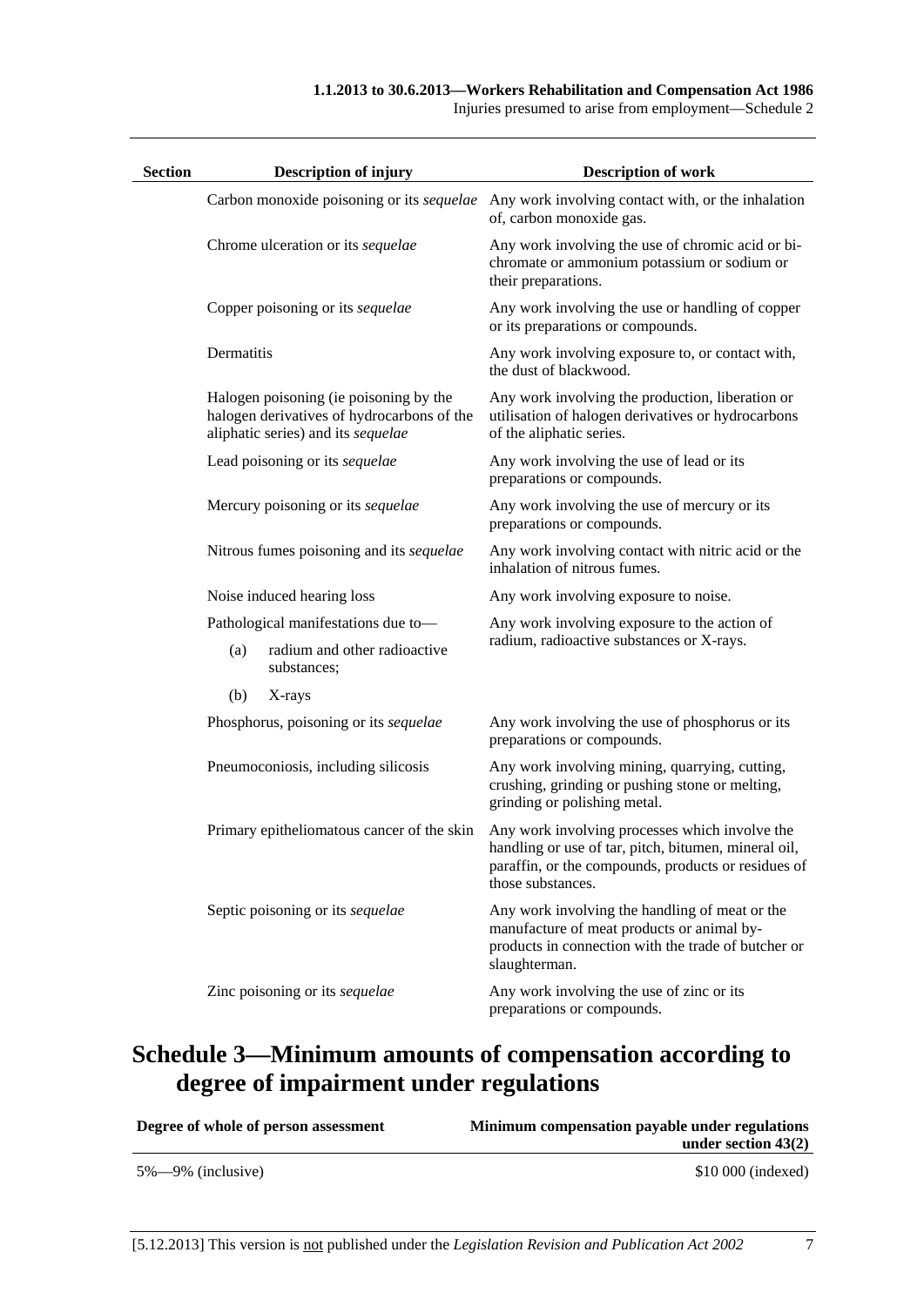| Section | Description of injury | Description of work |
|---|---|---|
| | Carbon monoxide poisoning or its *sequelae* | Any work involving contact with, or the inhalation of, carbon monoxide gas. |
| | Chrome ulceration or its *sequelae* | Any work involving the use of chromic acid or bi-chromate or ammonium potassium or sodium or their preparations. |
| | Copper poisoning or its *sequelae* | Any work involving the use or handling of copper or its preparations or compounds. |
| | Dermatitis | Any work involving exposure to, or contact with, the dust of blackwood. |
| | Halogen poisoning (ie poisoning by the halogen derivatives of hydrocarbons of the aliphatic series) and its *sequelae* | Any work involving the production, liberation or utilisation of halogen derivatives or hydrocarbons of the aliphatic series. |
| | Lead poisoning or its *sequelae* | Any work involving the use of lead or its preparations or compounds. |
| | Mercury poisoning or its *sequelae* | Any work involving the use of mercury or its preparations or compounds. |
| | Nitrous fumes poisoning and its *sequelae* | Any work involving contact with nitric acid or the inhalation of nitrous fumes. |
| | Noise induced hearing loss | Any work involving exposure to noise. |
| | Pathological manifestations due to—<br>(a) radium and other radioactive substances;<br>(b) X-rays | Any work involving exposure to the action of radium, radioactive substances or X-rays. |
| | Phosphorus, poisoning or its *sequelae* | Any work involving the use of phosphorus or its preparations or compounds. |
| | Pneumoconiosis, including silicosis | Any work involving mining, quarrying, cutting, crushing, grinding or pushing stone or melting, grinding or polishing metal. |
| | Primary epitheliomatous cancer of the skin | Any work involving processes which involve the handling or use of tar, pitch, bitumen, mineral oil, paraffin, or the compounds, products or residues of those substances. |
| | Septic poisoning or its *sequelae* | Any work involving the handling of meat or the manufacture of meat products or animal by-products in connection with the trade of butcher or slaughterman. |
| | Zinc poisoning or its *sequelae* | Any work involving the use of zinc or its preparations or compounds. |

# Schedule 3—Minimum amounts of compensation according to degree of impairment under regulations

| Degree of whole of person assessment | Minimum compensation payable under regulations under section 43(2) |
|---|---|
| 5%—9% (inclusive) | $10 000 (indexed) |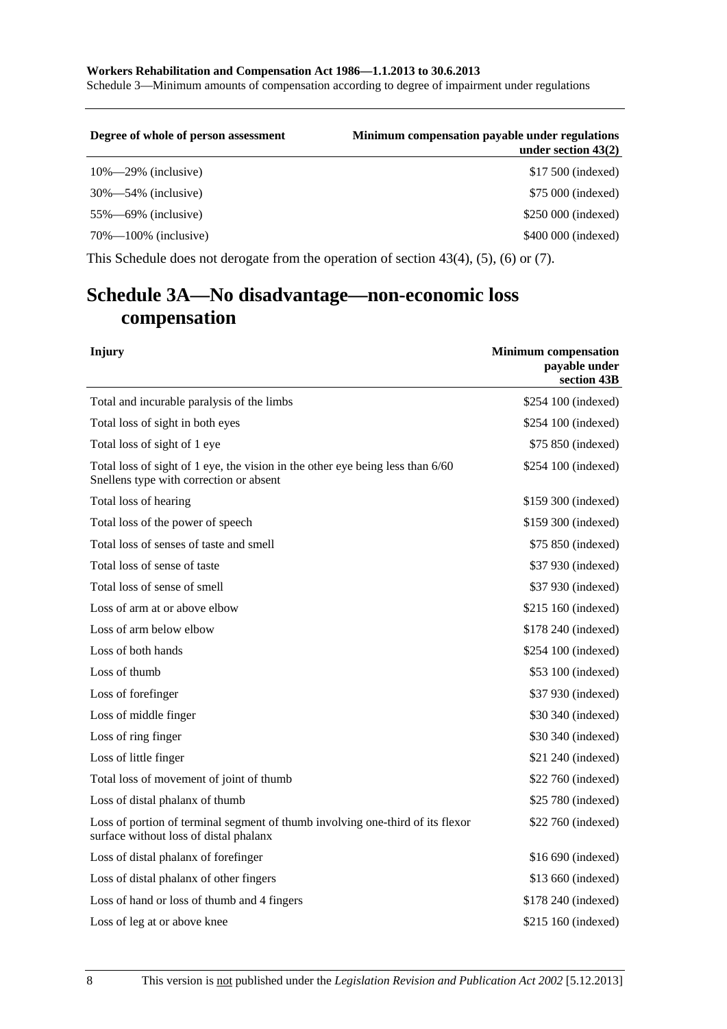| Degree of whole of person assessment | Minimum compensation payable under regulations under section 43(2) |
|---|---|
| 10%—29% (inclusive) | $17 500 (indexed) |
| 30%—54% (inclusive) | $75 000 (indexed) |
| 55%—69% (inclusive) | $250 000 (indexed) |
| 70%—100% (inclusive) | $400 000 (indexed) |

This Schedule does not derogate from the operation of section 43(4), (5), (6) or (7).

# Schedule 3A—No disadvantage—non-economic loss compensation

| Injury | Minimum compensation payable under section 43B |
|---|---|
| Total and incurable paralysis of the limbs | $254 100 (indexed) |
| Total loss of sight in both eyes | $254 100 (indexed) |
| Total loss of sight of 1 eye | $75 850 (indexed) |
| Total loss of sight of 1 eye, the vision in the other eye being less than 6/60 Snellens type with correction or absent | $254 100 (indexed) |
| Total loss of hearing | $159 300 (indexed) |
| Total loss of the power of speech | $159 300 (indexed) |
| Total loss of senses of taste and smell | $75 850 (indexed) |
| Total loss of sense of taste | $37 930 (indexed) |
| Total loss of sense of smell | $37 930 (indexed) |
| Loss of arm at or above elbow | $215 160 (indexed) |
| Loss of arm below elbow | $178 240 (indexed) |
| Loss of both hands | $254 100 (indexed) |
| Loss of thumb | $53 100 (indexed) |
| Loss of forefinger | $37 930 (indexed) |
| Loss of middle finger | $30 340 (indexed) |
| Loss of ring finger | $30 340 (indexed) |
| Loss of little finger | $21 240 (indexed) |
| Total loss of movement of joint of thumb | $22 760 (indexed) |
| Loss of distal phalanx of thumb | $25 780 (indexed) |
| Loss of portion of terminal segment of thumb involving one-third of its flexor surface without loss of distal phalanx | $22 760 (indexed) |
| Loss of distal phalanx of forefinger | $16 690 (indexed) |
| Loss of distal phalanx of other fingers | $13 660 (indexed) |
| Loss of hand or loss of thumb and 4 fingers | $178 240 (indexed) |
| Loss of leg at or above knee | $215 160 (indexed) |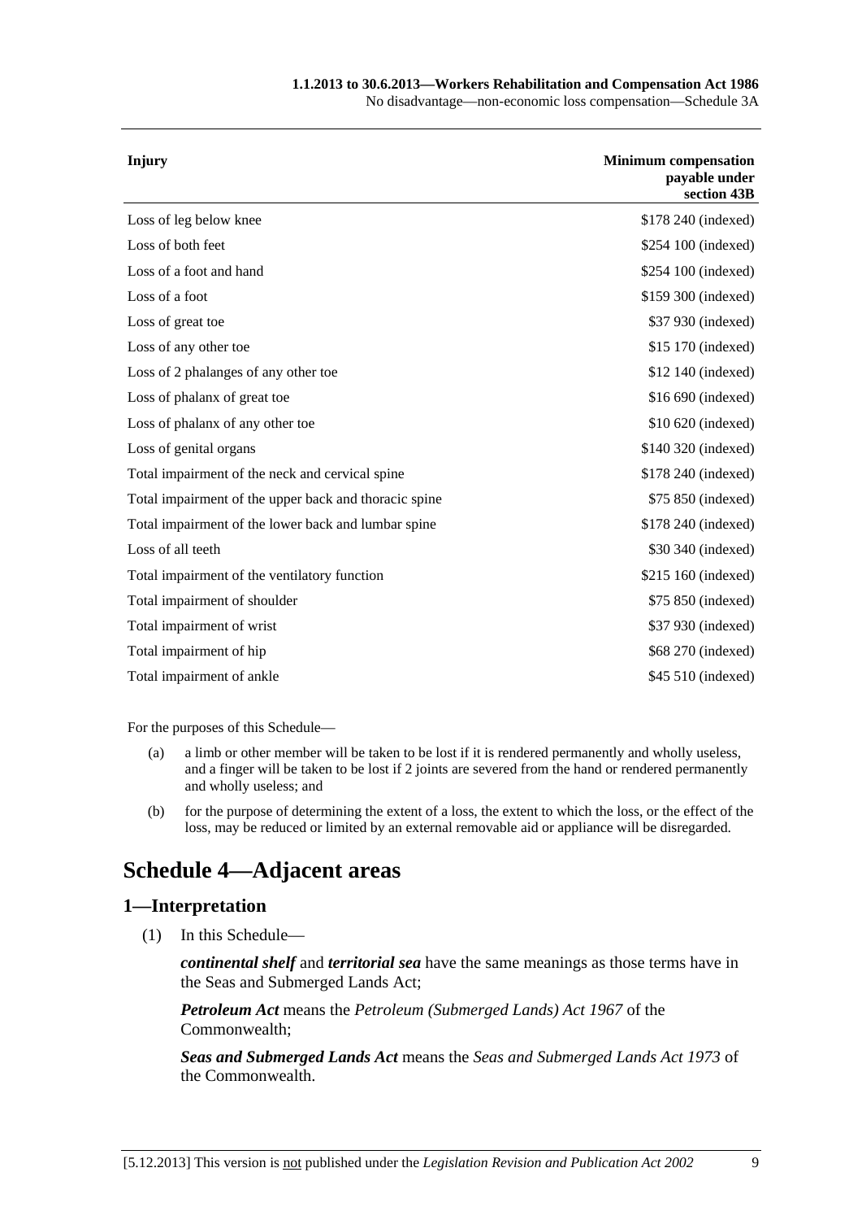| Injury | Minimum compensation payable under section 43B |
|---|---|
| Loss of leg below knee | $178 240 (indexed) |
| Loss of both feet | $254 100 (indexed) |
| Loss of a foot and hand | $254 100 (indexed) |
| Loss of a foot | $159 300 (indexed) |
| Loss of great toe | $37 930 (indexed) |
| Loss of any other toe | $15 170 (indexed) |
| Loss of 2 phalanges of any other toe | $12 140 (indexed) |
| Loss of phalanx of great toe | $16 690 (indexed) |
| Loss of phalanx of any other toe | $10 620 (indexed) |
| Loss of genital organs | $140 320 (indexed) |
| Total impairment of the neck and cervical spine | $178 240 (indexed) |
| Total impairment of the upper back and thoracic spine | $75 850 (indexed) |
| Total impairment of the lower back and lumbar spine | $178 240 (indexed) |
| Loss of all teeth | $30 340 (indexed) |
| Total impairment of the ventilatory function | $215 160 (indexed) |
| Total impairment of shoulder | $75 850 (indexed) |
| Total impairment of wrist | $37 930 (indexed) |
| Total impairment of hip | $68 270 (indexed) |
| Total impairment of ankle | $45 510 (indexed) |

For the purposes of this Schedule—

(a) a limb or other member will be taken to be lost if it is rendered permanently and wholly useless, and a finger will be taken to be lost if 2 joints are severed from the hand or rendered permanently and wholly useless; and

(b) for the purpose of determining the extent of a loss, the extent to which the loss, or the effect of the loss, may be reduced or limited by an external removable aid or appliance will be disregarded.

# Schedule 4—Adjacent areas

## 1—Interpretation

(1) In this Schedule—

***continental shelf*** and ***territorial sea*** have the same meanings as those terms have in the Seas and Submerged Lands Act;

***Petroleum Act*** means the *Petroleum (Submerged Lands) Act 1967* of the Commonwealth;

***Seas and Submerged Lands Act*** means the *Seas and Submerged Lands Act 1973* of the Commonwealth.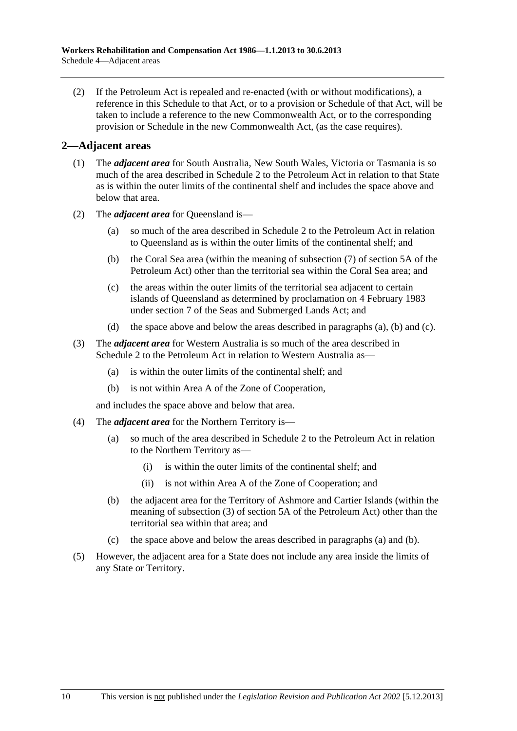(2) If the Petroleum Act is repealed and re-enacted (with or without modifications), a reference in this Schedule to that Act, or to a provision or Schedule of that Act, will be taken to include a reference to the new Commonwealth Act, or to the corresponding provision or Schedule in the new Commonwealth Act, (as the case requires).

## 2—Adjacent areas

(1) The ***adjacent area*** for South Australia, New South Wales, Victoria or Tasmania is so much of the area described in Schedule 2 to the Petroleum Act in relation to that State as is within the outer limits of the continental shelf and includes the space above and below that area.

(2) The ***adjacent area*** for Queensland is—

- (a) so much of the area described in Schedule 2 to the Petroleum Act in relation to Queensland as is within the outer limits of the continental shelf; and
- (b) the Coral Sea area (within the meaning of subsection (7) of section 5A of the Petroleum Act) other than the territorial sea within the Coral Sea area; and
- (c) the areas within the outer limits of the territorial sea adjacent to certain islands of Queensland as determined by proclamation on 4 February 1983 under section 7 of the Seas and Submerged Lands Act; and
- (d) the space above and below the areas described in paragraphs (a), (b) and (c).

(3) The ***adjacent area*** for Western Australia is so much of the area described in Schedule 2 to the Petroleum Act in relation to Western Australia as—

- (a) is within the outer limits of the continental shelf; and
- (b) is not within Area A of the Zone of Cooperation,

and includes the space above and below that area.

(4) The ***adjacent area*** for the Northern Territory is—

- (a) so much of the area described in Schedule 2 to the Petroleum Act in relation to the Northern Territory as—
  - (i) is within the outer limits of the continental shelf; and
  - (ii) is not within Area A of the Zone of Cooperation; and
- (b) the adjacent area for the Territory of Ashmore and Cartier Islands (within the meaning of subsection (3) of section 5A of the Petroleum Act) other than the territorial sea within that area; and
- (c) the space above and below the areas described in paragraphs (a) and (b).

(5) However, the adjacent area for a State does not include any area inside the limits of any State or Territory.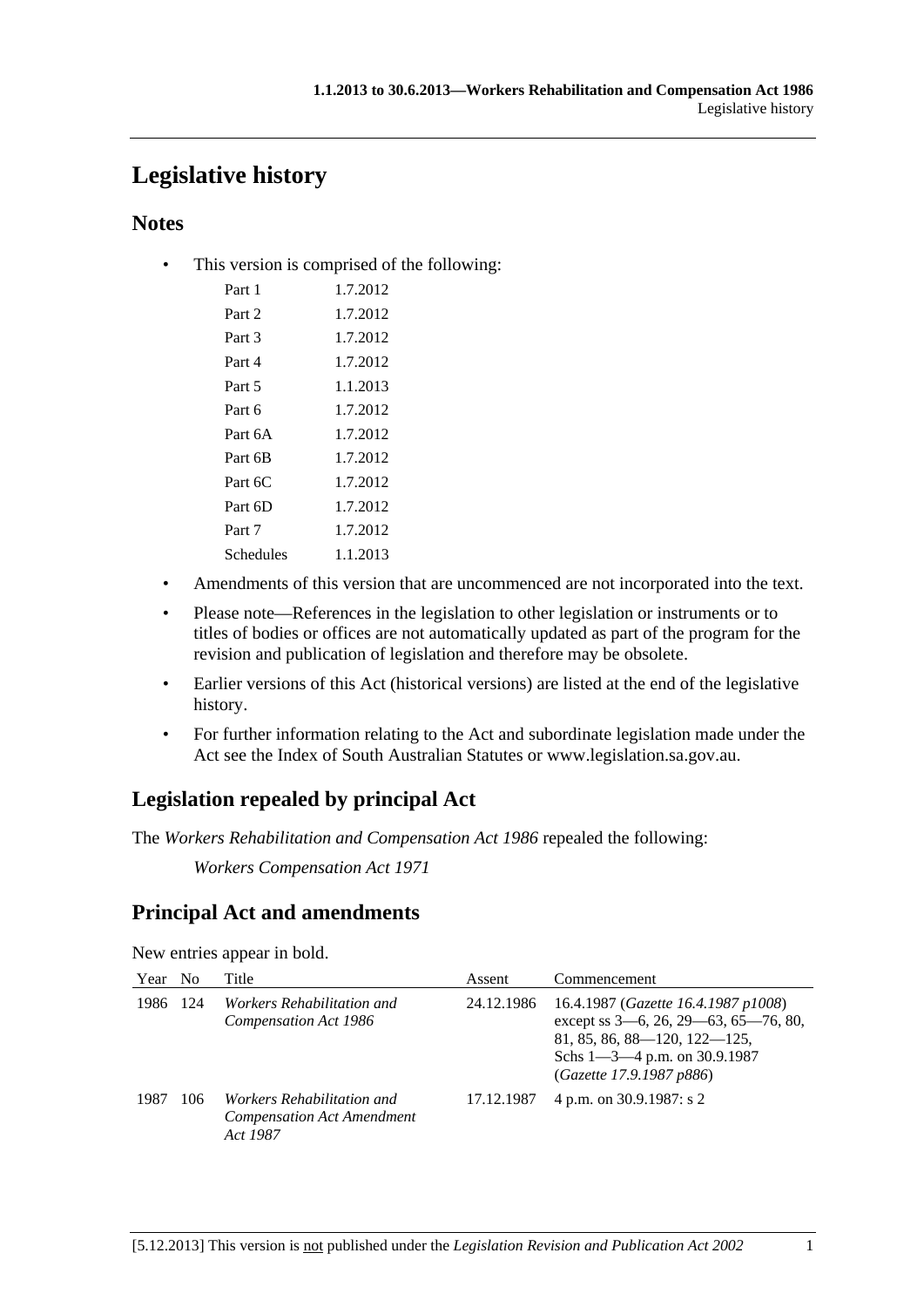# Legislative history

## Notes

- This version is comprised of the following:

| | |
|---|---|
| Part 1 | 1.7.2012 |
| Part 2 | 1.7.2012 |
| Part 3 | 1.7.2012 |
| Part 4 | 1.7.2012 |
| Part 5 | 1.1.2013 |
| Part 6 | 1.7.2012 |
| Part 6A | 1.7.2012 |
| Part 6B | 1.7.2012 |
| Part 6C | 1.7.2012 |
| Part 6D | 1.7.2012 |
| Part 7 | 1.7.2012 |
| Schedules | 1.1.2013 |

- Amendments of this version that are uncommenced are not incorporated into the text.
- Please note—References in the legislation to other legislation or instruments or to titles of bodies or offices are not automatically updated as part of the program for the revision and publication of legislation and therefore may be obsolete.
- Earlier versions of this Act (historical versions) are listed at the end of the legislative history.
- For further information relating to the Act and subordinate legislation made under the Act see the Index of South Australian Statutes or www.legislation.sa.gov.au.

## Legislation repealed by principal Act

The *Workers Rehabilitation and Compensation Act 1986* repealed the following:

*Workers Compensation Act 1971*

## Principal Act and amendments

New entries appear in bold.

| Year | No | Title | Assent | Commencement |
|---|---|---|---|---|
| 1986 | 124 | *Workers Rehabilitation and Compensation Act 1986* | 24.12.1986 | 16.4.1987 (*Gazette 16.4.1987 p1008*) except ss 3—6, 26, 29—63, 65—76, 80, 81, 85, 86, 88—120, 122—125, Schs 1—3—4 p.m. on 30.9.1987 (*Gazette 17.9.1987 p886*) |
| 1987 | 106 | *Workers Rehabilitation and Compensation Act Amendment Act 1987* | 17.12.1987 | 4 p.m. on 30.9.1987: s 2 |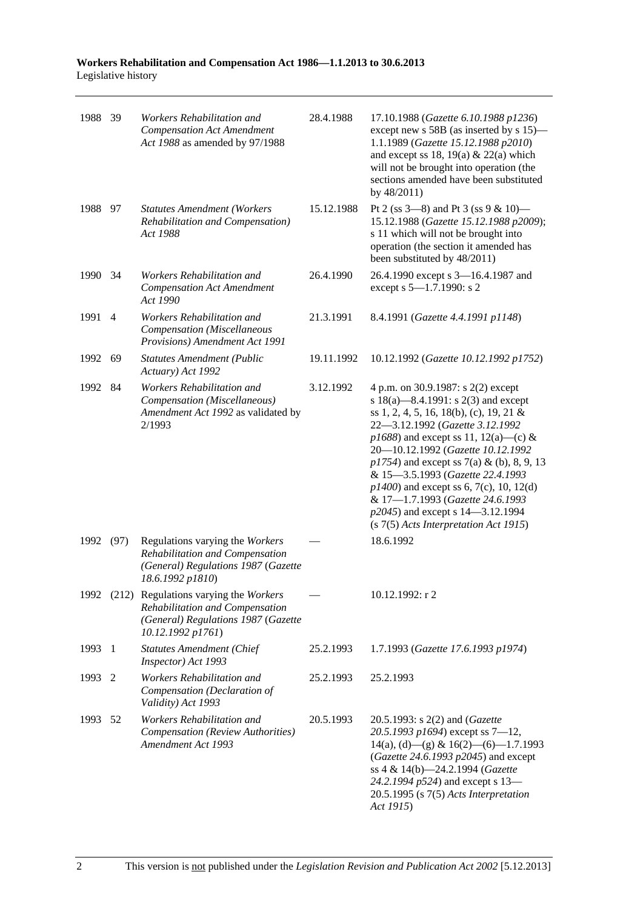| | | | | |
|---|---|---|---|---|
| 1988 | 39 | *Workers Rehabilitation and Compensation Act Amendment Act 1988* as amended by 97/1988 | 28.4.1988 | 17.10.1988 (*Gazette 6.10.1988 p1236*) except new s 58B (as inserted by s 15)—1.1.1989 (*Gazette 15.12.1988 p2010*) and except ss 18, 19(a) & 22(a) which will not be brought into operation (the sections amended have been substituted by 48/2011) |
| 1988 | 97 | *Statutes Amendment (Workers Rehabilitation and Compensation) Act 1988* | 15.12.1988 | Pt 2 (ss 3—8) and Pt 3 (ss 9 & 10)—15.12.1988 (*Gazette 15.12.1988 p2009*); s 11 which will not be brought into operation (the section it amended has been substituted by 48/2011) |
| 1990 | 34 | *Workers Rehabilitation and Compensation Act Amendment Act 1990* | 26.4.1990 | 26.4.1990 except s 3—16.4.1987 and except s 5—1.7.1990: s 2 |
| 1991 | 4 | *Workers Rehabilitation and Compensation (Miscellaneous Provisions) Amendment Act 1991* | 21.3.1991 | 8.4.1991 (*Gazette 4.4.1991 p1148*) |
| 1992 | 69 | *Statutes Amendment (Public Actuary) Act 1992* | 19.11.1992 | 10.12.1992 (*Gazette 10.12.1992 p1752*) |
| 1992 | 84 | *Workers Rehabilitation and Compensation (Miscellaneous) Amendment Act 1992* as validated by 2/1993 | 3.12.1992 | 4 p.m. on 30.9.1987: s 2(2) except s 18(a)—8.4.1991: s 2(3) and except ss 1, 2, 4, 5, 16, 18(b), (c), 19, 21 & 22—3.12.1992 (*Gazette 3.12.1992 p1688*) and except ss 11, 12(a)—(c) & 20—10.12.1992 (*Gazette 10.12.1992 p1754*) and except ss 7(a) & (b), 8, 9, 13 & 15—3.5.1993 (*Gazette 22.4.1993 p1400*) and except ss 6, 7(c), 10, 12(d) & 17—1.7.1993 (*Gazette 24.6.1993 p2045*) and except s 14—3.12.1994 (s 7(5) *Acts Interpretation Act 1915*) |
| 1992 | (97) | Regulations varying the *Workers Rehabilitation and Compensation (General) Regulations 1987* (*Gazette 18.6.1992 p1810*) | — | 18.6.1992 |
| 1992 | (212) | Regulations varying the *Workers Rehabilitation and Compensation (General) Regulations 1987* (*Gazette 10.12.1992 p1761*) | — | 10.12.1992: r 2 |
| 1993 | 1 | *Statutes Amendment (Chief Inspector) Act 1993* | 25.2.1993 | 1.7.1993 (*Gazette 17.6.1993 p1974*) |
| 1993 | 2 | *Workers Rehabilitation and Compensation (Declaration of Validity) Act 1993* | 25.2.1993 | 25.2.1993 |
| 1993 | 52 | *Workers Rehabilitation and Compensation (Review Authorities) Amendment Act 1993* | 20.5.1993 | 20.5.1993: s 2(2) and (*Gazette 20.5.1993 p1694*) except ss 7—12, 14(a), (d)—(g) & 16(2)—(6)—1.7.1993 (*Gazette 24.6.1993 p2045*) and except ss 4 & 14(b)—24.2.1994 (*Gazette 24.2.1994 p524*) and except s 13—20.5.1995 (s 7(5) *Acts Interpretation Act 1915*) |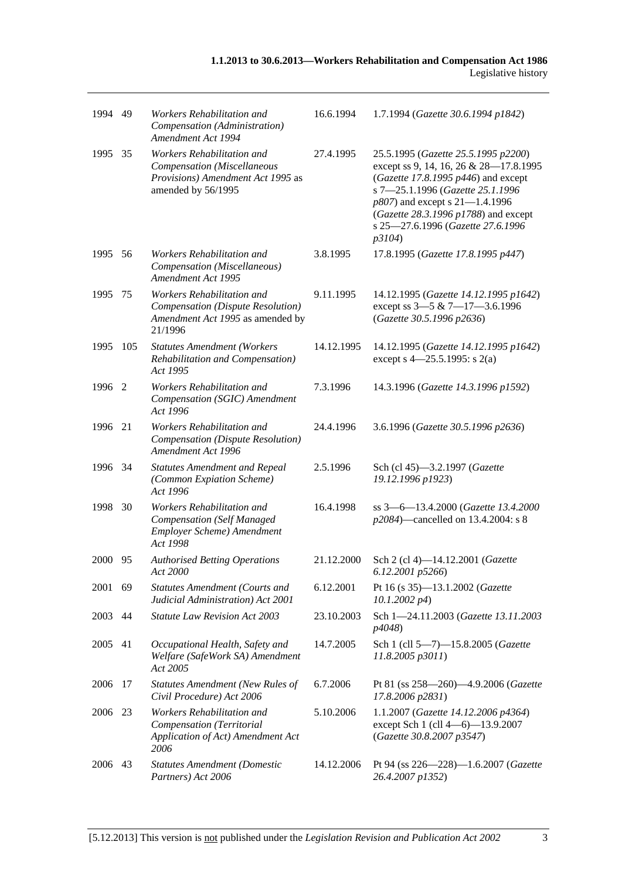| | | | | |
|---|---|---|---|---|
| 1994 | 49 | *Workers Rehabilitation and Compensation (Administration) Amendment Act 1994* | 16.6.1994 | 1.7.1994 (*Gazette 30.6.1994 p1842*) |
| 1995 | 35 | *Workers Rehabilitation and Compensation (Miscellaneous Provisions) Amendment Act 1995* as amended by 56/1995 | 27.4.1995 | 25.5.1995 (*Gazette 25.5.1995 p2200*) except ss 9, 14, 16, 26 & 28—17.8.1995 (*Gazette 17.8.1995 p446*) and except s 7—25.1.1996 (*Gazette 25.1.1996 p807*) and except s 21—1.4.1996 (*Gazette 28.3.1996 p1788*) and except s 25—27.6.1996 (*Gazette 27.6.1996 p3104*) |
| 1995 | 56 | *Workers Rehabilitation and Compensation (Miscellaneous) Amendment Act 1995* | 3.8.1995 | 17.8.1995 (*Gazette 17.8.1995 p447*) |
| 1995 | 75 | *Workers Rehabilitation and Compensation (Dispute Resolution) Amendment Act 1995* as amended by 21/1996 | 9.11.1995 | 14.12.1995 (*Gazette 14.12.1995 p1642*) except ss 3—5 & 7—17—3.6.1996 (*Gazette 30.5.1996 p2636*) |
| 1995 | 105 | *Statutes Amendment (Workers Rehabilitation and Compensation) Act 1995* | 14.12.1995 | 14.12.1995 (*Gazette 14.12.1995 p1642*) except s 4—25.5.1995: s 2(a) |
| 1996 | 2 | *Workers Rehabilitation and Compensation (SGIC) Amendment Act 1996* | 7.3.1996 | 14.3.1996 (*Gazette 14.3.1996 p1592*) |
| 1996 | 21 | *Workers Rehabilitation and Compensation (Dispute Resolution) Amendment Act 1996* | 24.4.1996 | 3.6.1996 (*Gazette 30.5.1996 p2636*) |
| 1996 | 34 | *Statutes Amendment and Repeal (Common Expiation Scheme) Act 1996* | 2.5.1996 | Sch (cl 45)—3.2.1997 (*Gazette 19.12.1996 p1923*) |
| 1998 | 30 | *Workers Rehabilitation and Compensation (Self Managed Employer Scheme) Amendment Act 1998* | 16.4.1998 | ss 3—6—13.4.2000 (*Gazette 13.4.2000 p2084*)—cancelled on 13.4.2004: s 8 |
| 2000 | 95 | *Authorised Betting Operations Act 2000* | 21.12.2000 | Sch 2 (cl 4)—14.12.2001 (*Gazette 6.12.2001 p5266*) |
| 2001 | 69 | *Statutes Amendment (Courts and Judicial Administration) Act 2001* | 6.12.2001 | Pt 16 (s 35)—13.1.2002 (*Gazette 10.1.2002 p4*) |
| 2003 | 44 | *Statute Law Revision Act 2003* | 23.10.2003 | Sch 1—24.11.2003 (*Gazette 13.11.2003 p4048*) |
| 2005 | 41 | *Occupational Health, Safety and Welfare (SafeWork SA) Amendment Act 2005* | 14.7.2005 | Sch 1 (cll 5—7)—15.8.2005 (*Gazette 11.8.2005 p3011*) |
| 2006 | 17 | *Statutes Amendment (New Rules of Civil Procedure) Act 2006* | 6.7.2006 | Pt 81 (ss 258—260)—4.9.2006 (*Gazette 17.8.2006 p2831*) |
| 2006 | 23 | *Workers Rehabilitation and Compensation (Territorial Application of Act) Amendment Act 2006* | 5.10.2006 | 1.1.2007 (*Gazette 14.12.2006 p4364*) except Sch 1 (cll 4—6)—13.9.2007 (*Gazette 30.8.2007 p3547*) |
| 2006 | 43 | *Statutes Amendment (Domestic Partners) Act 2006* | 14.12.2006 | Pt 94 (ss 226—228)—1.6.2007 (*Gazette 26.4.2007 p1352*) |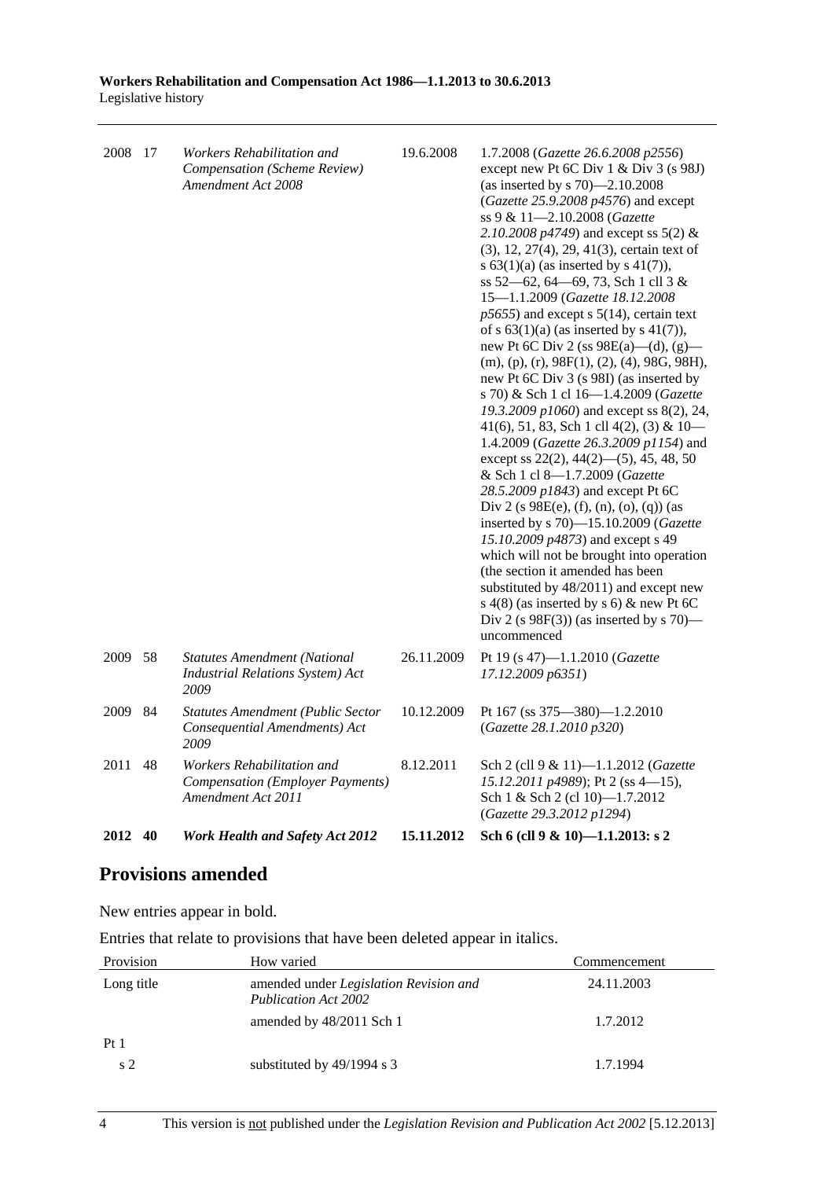| | | | | |
|---|---|---|---|---|
| 2008 | 17 | *Workers Rehabilitation and Compensation (Scheme Review) Amendment Act 2008* | 19.6.2008 | 1.7.2008 (*Gazette 26.6.2008 p2556*) except new Pt 6C Div 1 & Div 3 (s 98J) (as inserted by s 70)—2.10.2008 (*Gazette 25.9.2008 p4576*) and except ss 9 & 11—2.10.2008 (*Gazette 2.10.2008 p4749*) and except ss 5(2) & (3), 12, 27(4), 29, 41(3), certain text of s 63(1)(a) (as inserted by s 41(7)), ss 52—62, 64—69, 73, Sch 1 cll 3 & 15—1.1.2009 (*Gazette 18.12.2008 p5655*) and except s 5(14), certain text of s 63(1)(a) (as inserted by s 41(7)), new Pt 6C Div 2 (ss 98E(a)—(d), (g)—(m), (p), (r), 98F(1), (2), (4), 98G, 98H), new Pt 6C Div 3 (s 98I) (as inserted by s 70) & Sch 1 cl 16—1.4.2009 (*Gazette 19.3.2009 p1060*) and except ss 8(2), 24, 41(6), 51, 83, Sch 1 cll 4(2), (3) & 10—1.4.2009 (*Gazette 26.3.2009 p1154*) and except ss 22(2), 44(2)—(5), 45, 48, 50 & Sch 1 cl 8—1.7.2009 (*Gazette 28.5.2009 p1843*) and except Pt 6C Div 2 (s 98E(e), (f), (n), (o), (q)) (as inserted by s 70)—15.10.2009 (*Gazette 15.10.2009 p4873*) and except s 49 which will not be brought into operation (the section it amended has been substituted by 48/2011) and except new s 4(8) (as inserted by s 6) & new Pt 6C Div 2 (s 98F(3)) (as inserted by s 70)—uncommenced |
| 2009 | 58 | *Statutes Amendment (National Industrial Relations System) Act 2009* | 26.11.2009 | Pt 19 (s 47)—1.1.2010 (*Gazette 17.12.2009 p6351*) |
| 2009 | 84 | *Statutes Amendment (Public Sector Consequential Amendments) Act 2009* | 10.12.2009 | Pt 167 (ss 375—380)—1.2.2010 (*Gazette 28.1.2010 p320*) |
| 2011 | 48 | *Workers Rehabilitation and Compensation (Employer Payments) Amendment Act 2011* | 8.12.2011 | Sch 2 (cll 9 & 11)—1.1.2012 (*Gazette 15.12.2011 p4989*); Pt 2 (ss 4—15), Sch 1 & Sch 2 (cl 10)—1.7.2012 (*Gazette 29.3.2012 p1294*) |
| **2012** | **40** | ***Work Health and Safety Act 2012*** | **15.11.2012** | **Sch 6 (cll 9 & 10)—1.1.2013: s 2** |

## Provisions amended

New entries appear in bold.

Entries that relate to provisions that have been deleted appear in italics.

| Provision | How varied | Commencement |
|---|---|---|
| Long title | amended under *Legislation Revision and Publication Act 2002* | 24.11.2003 |
| | amended by 48/2011 Sch 1 | 1.7.2012 |
| Pt 1 | | |
| s 2 | substituted by 49/1994 s 3 | 1.7.1994 |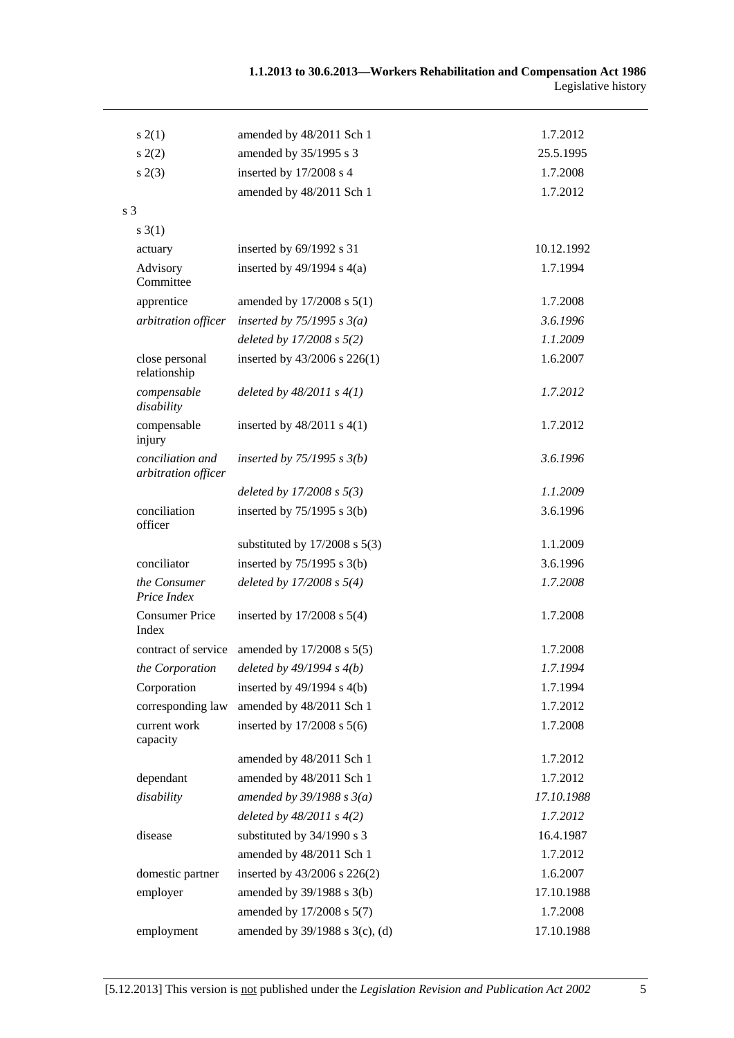| | | |
|---|---|---|
| s 2(1) | amended by 48/2011 Sch 1 | 1.7.2012 |
| s 2(2) | amended by 35/1995 s 3 | 25.5.1995 |
| s 2(3) | inserted by 17/2008 s 4 | 1.7.2008 |
| | amended by 48/2011 Sch 1 | 1.7.2012 |
| s 3 | | |
| s 3(1) | | |
| actuary | inserted by 69/1992 s 31 | 10.12.1992 |
| Advisory Committee | inserted by 49/1994 s 4(a) | 1.7.1994 |
| apprentice | amended by 17/2008 s 5(1) | 1.7.2008 |
| *arbitration officer* | *inserted by 75/1995 s 3(a)* | *3.6.1996* |
| | *deleted by 17/2008 s 5(2)* | *1.1.2009* |
| close personal relationship | inserted by 43/2006 s 226(1) | 1.6.2007 |
| *compensable disability* | *deleted by 48/2011 s 4(1)* | *1.7.2012* |
| compensable injury | inserted by 48/2011 s 4(1) | 1.7.2012 |
| *conciliation and arbitration officer* | *inserted by 75/1995 s 3(b)* | *3.6.1996* |
| | *deleted by 17/2008 s 5(3)* | *1.1.2009* |
| conciliation officer | inserted by 75/1995 s 3(b) | 3.6.1996 |
| | substituted by 17/2008 s 5(3) | 1.1.2009 |
| conciliator | inserted by 75/1995 s 3(b) | 3.6.1996 |
| *the Consumer Price Index* | *deleted by 17/2008 s 5(4)* | *1.7.2008* |
| Consumer Price Index | inserted by 17/2008 s 5(4) | 1.7.2008 |
| contract of service | amended by 17/2008 s 5(5) | 1.7.2008 |
| *the Corporation* | *deleted by 49/1994 s 4(b)* | *1.7.1994* |
| Corporation | inserted by 49/1994 s 4(b) | 1.7.1994 |
| corresponding law | amended by 48/2011 Sch 1 | 1.7.2012 |
| current work capacity | inserted by 17/2008 s 5(6) | 1.7.2008 |
| | amended by 48/2011 Sch 1 | 1.7.2012 |
| dependant | amended by 48/2011 Sch 1 | 1.7.2012 |
| *disability* | *amended by 39/1988 s 3(a)* | *17.10.1988* |
| | *deleted by 48/2011 s 4(2)* | *1.7.2012* |
| disease | substituted by 34/1990 s 3 | 16.4.1987 |
| | amended by 48/2011 Sch 1 | 1.7.2012 |
| domestic partner | inserted by 43/2006 s 226(2) | 1.6.2007 |
| employer | amended by 39/1988 s 3(b) | 17.10.1988 |
| | amended by 17/2008 s 5(7) | 1.7.2008 |
| employment | amended by 39/1988 s 3(c), (d) | 17.10.1988 |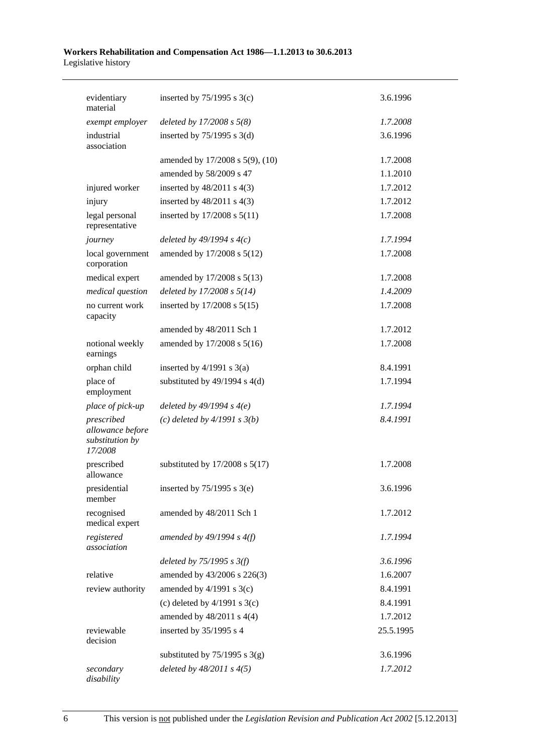| | | |
|---|---|---|
| evidentiary material | inserted by 75/1995 s 3(c) | 3.6.1996 |
| *exempt employer* | *deleted by 17/2008 s 5(8)* | *1.7.2008* |
| industrial association | inserted by 75/1995 s 3(d) | 3.6.1996 |
| | amended by 17/2008 s 5(9), (10) | 1.7.2008 |
| | amended by 58/2009 s 47 | 1.1.2010 |
| injured worker | inserted by 48/2011 s 4(3) | 1.7.2012 |
| injury | inserted by 48/2011 s 4(3) | 1.7.2012 |
| legal personal representative | inserted by 17/2008 s 5(11) | 1.7.2008 |
| *journey* | *deleted by 49/1994 s 4(c)* | *1.7.1994* |
| local government corporation | amended by 17/2008 s 5(12) | 1.7.2008 |
| medical expert | amended by 17/2008 s 5(13) | 1.7.2008 |
| *medical question* | *deleted by 17/2008 s 5(14)* | *1.4.2009* |
| no current work capacity | inserted by 17/2008 s 5(15) | 1.7.2008 |
| | amended by 48/2011 Sch 1 | 1.7.2012 |
| notional weekly earnings | amended by 17/2008 s 5(16) | 1.7.2008 |
| orphan child | inserted by 4/1991 s 3(a) | 8.4.1991 |
| place of employment | substituted by 49/1994 s 4(d) | 1.7.1994 |
| *place of pick-up* | *deleted by 49/1994 s 4(e)* | *1.7.1994* |
| *prescribed allowance before substitution by 17/2008* | *(c) deleted by 4/1991 s 3(b)* | *8.4.1991* |
| prescribed allowance | substituted by 17/2008 s 5(17) | 1.7.2008 |
| presidential member | inserted by 75/1995 s 3(e) | 3.6.1996 |
| recognised medical expert | amended by 48/2011 Sch 1 | 1.7.2012 |
| *registered association* | *amended by 49/1994 s 4(f)* | *1.7.1994* |
| | *deleted by 75/1995 s 3(f)* | *3.6.1996* |
| relative | amended by 43/2006 s 226(3) | 1.6.2007 |
| review authority | amended by 4/1991 s 3(c) | 8.4.1991 |
| | (c) deleted by 4/1991 s 3(c) | 8.4.1991 |
| | amended by 48/2011 s 4(4) | 1.7.2012 |
| reviewable decision | inserted by 35/1995 s 4 | 25.5.1995 |
| | substituted by 75/1995 s 3(g) | 3.6.1996 |
| *secondary disability* | *deleted by 48/2011 s 4(5)* | *1.7.2012* |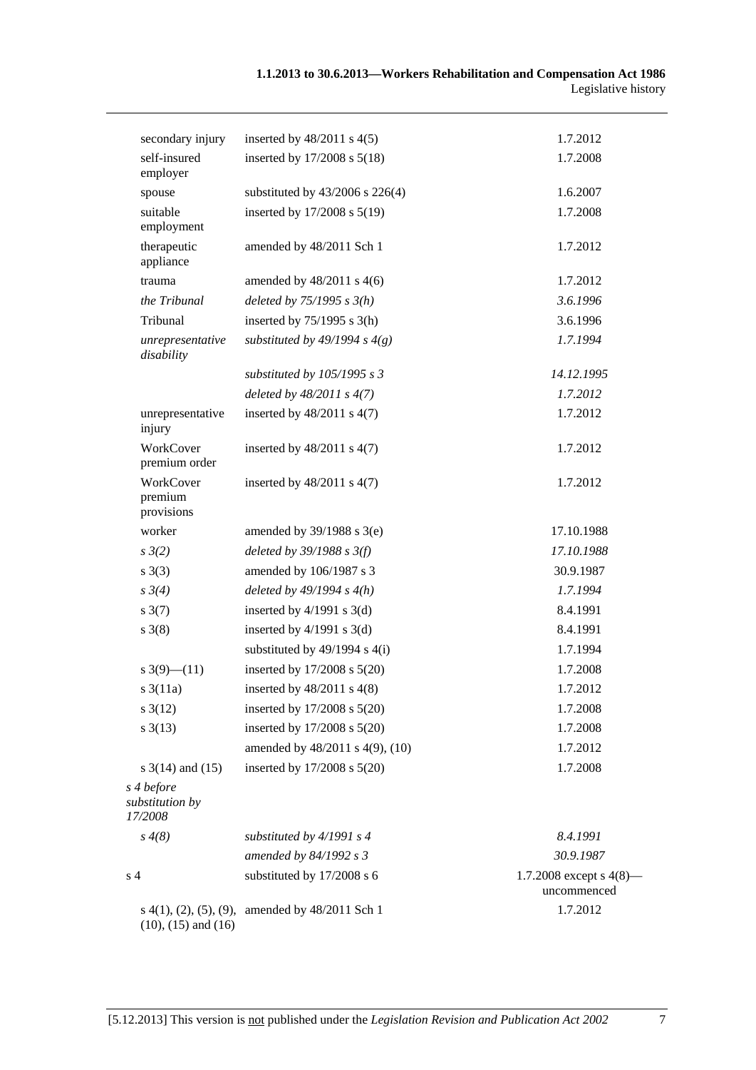| | | |
|---|---|---|
| secondary injury | inserted by 48/2011 s 4(5) | 1.7.2012 |
| self-insured employer | inserted by 17/2008 s 5(18) | 1.7.2008 |
| spouse | substituted by 43/2006 s 226(4) | 1.6.2007 |
| suitable employment | inserted by 17/2008 s 5(19) | 1.7.2008 |
| therapeutic appliance | amended by 48/2011 Sch 1 | 1.7.2012 |
| trauma | amended by 48/2011 s 4(6) | 1.7.2012 |
| *the Tribunal* | *deleted by 75/1995 s 3(h)* | *3.6.1996* |
| Tribunal | inserted by 75/1995 s 3(h) | 3.6.1996 |
| *unrepresentative disability* | *substituted by 49/1994 s 4(g)* | *1.7.1994* |
| | *substituted by 105/1995 s 3* | *14.12.1995* |
| | *deleted by 48/2011 s 4(7)* | *1.7.2012* |
| unrepresentative injury | inserted by 48/2011 s 4(7) | 1.7.2012 |
| WorkCover premium order | inserted by 48/2011 s 4(7) | 1.7.2012 |
| WorkCover premium provisions | inserted by 48/2011 s 4(7) | 1.7.2012 |
| worker | amended by 39/1988 s 3(e) | 17.10.1988 |
| *s 3(2)* | *deleted by 39/1988 s 3(f)* | *17.10.1988* |
| s 3(3) | amended by 106/1987 s 3 | 30.9.1987 |
| *s 3(4)* | *deleted by 49/1994 s 4(h)* | *1.7.1994* |
| s 3(7) | inserted by 4/1991 s 3(d) | 8.4.1991 |
| s 3(8) | inserted by 4/1991 s 3(d) | 8.4.1991 |
| | substituted by 49/1994 s 4(i) | 1.7.1994 |
| s 3(9)—(11) | inserted by 17/2008 s 5(20) | 1.7.2008 |
| s 3(11a) | inserted by 48/2011 s 4(8) | 1.7.2012 |
| s 3(12) | inserted by 17/2008 s 5(20) | 1.7.2008 |
| s 3(13) | inserted by 17/2008 s 5(20) | 1.7.2008 |
| | amended by 48/2011 s 4(9), (10) | 1.7.2012 |
| s 3(14) and (15) | inserted by 17/2008 s 5(20) | 1.7.2008 |
| *s 4 before substitution by 17/2008* | | |
| *s 4(8)* | *substituted by 4/1991 s 4* | *8.4.1991* |
| | *amended by 84/1992 s 3* | *30.9.1987* |
| s 4 | substituted by 17/2008 s 6 | 1.7.2008 except s 4(8)—uncommenced |
| s 4(1), (2), (5), (9), (10), (15) and (16) | amended by 48/2011 Sch 1 | 1.7.2012 |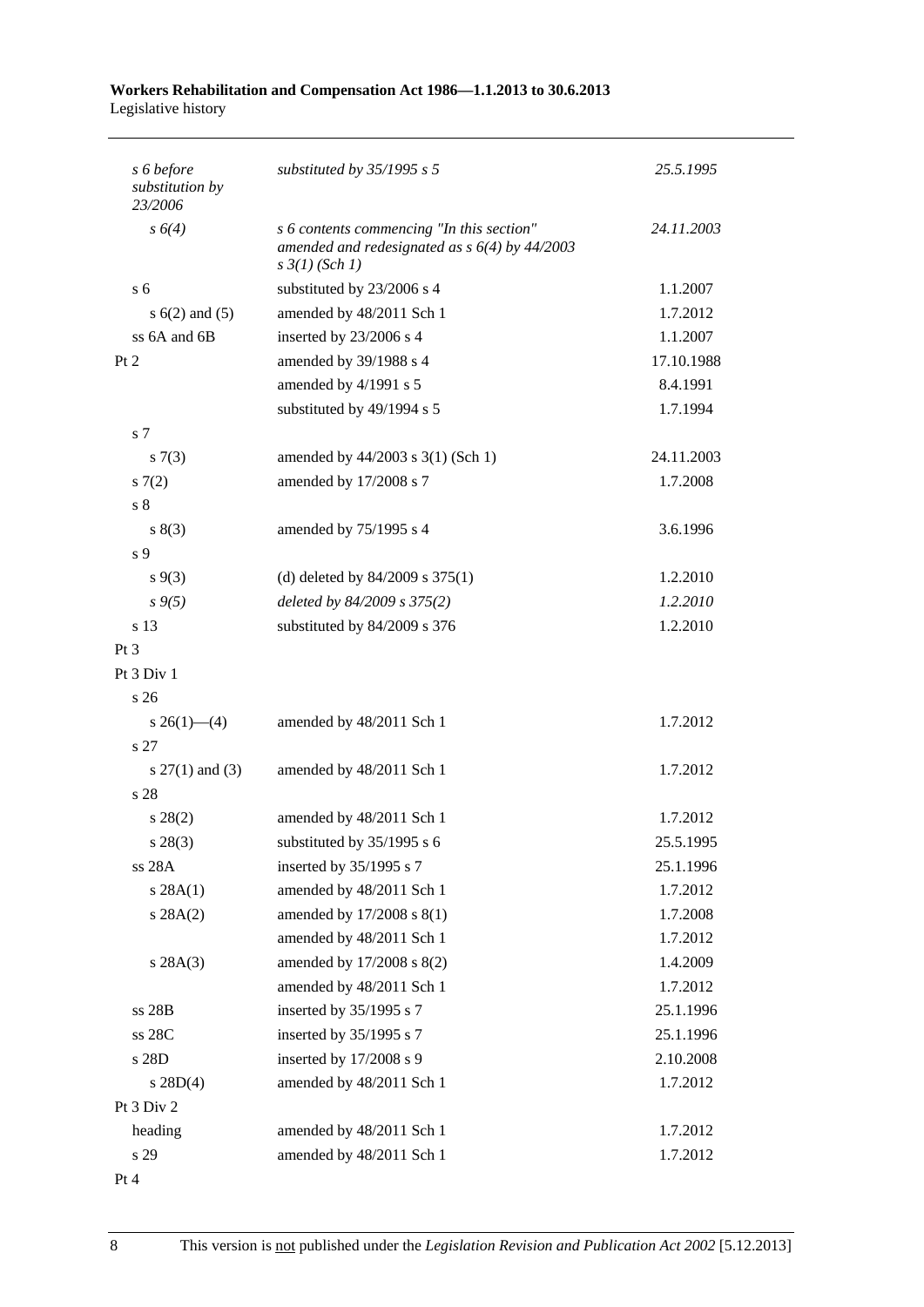| | | |
|---|---|---|
| *s 6 before substitution by 23/2006* | *substituted by 35/1995 s 5* | *25.5.1995* |
| *s 6(4)* | *s 6 contents commencing "In this section" amended and redesignated as s 6(4) by 44/2003 s 3(1) (Sch 1)* | *24.11.2003* |
| s 6 | substituted by 23/2006 s 4 | 1.1.2007 |
| s 6(2) and (5) | amended by 48/2011 Sch 1 | 1.7.2012 |
| ss 6A and 6B | inserted by 23/2006 s 4 | 1.1.2007 |
| Pt 2 | amended by 39/1988 s 4 | 17.10.1988 |
| | amended by 4/1991 s 5 | 8.4.1991 |
| | substituted by 49/1994 s 5 | 1.7.1994 |
| s 7 | | |
| s 7(3) | amended by 44/2003 s 3(1) (Sch 1) | 24.11.2003 |
| s 7(2) | amended by 17/2008 s 7 | 1.7.2008 |
| s 8 | | |
| s 8(3) | amended by 75/1995 s 4 | 3.6.1996 |
| s 9 | | |
| s 9(3) | (d) deleted by 84/2009 s 375(1) | 1.2.2010 |
| *s 9(5)* | *deleted by 84/2009 s 375(2)* | *1.2.2010* |
| s 13 | substituted by 84/2009 s 376 | 1.2.2010 |
| Pt 3 | | |
| Pt 3 Div 1 | | |
| s 26 | | |
| s 26(1)—(4) | amended by 48/2011 Sch 1 | 1.7.2012 |
| s 27 | | |
| s 27(1) and (3) | amended by 48/2011 Sch 1 | 1.7.2012 |
| s 28 | | |
| s 28(2) | amended by 48/2011 Sch 1 | 1.7.2012 |
| s 28(3) | substituted by 35/1995 s 6 | 25.5.1995 |
| ss 28A | inserted by 35/1995 s 7 | 25.1.1996 |
| s 28A(1) | amended by 48/2011 Sch 1 | 1.7.2012 |
| s 28A(2) | amended by 17/2008 s 8(1) | 1.7.2008 |
| | amended by 48/2011 Sch 1 | 1.7.2012 |
| s 28A(3) | amended by 17/2008 s 8(2) | 1.4.2009 |
| | amended by 48/2011 Sch 1 | 1.7.2012 |
| ss 28B | inserted by 35/1995 s 7 | 25.1.1996 |
| ss 28C | inserted by 35/1995 s 7 | 25.1.1996 |
| s 28D | inserted by 17/2008 s 9 | 2.10.2008 |
| s 28D(4) | amended by 48/2011 Sch 1 | 1.7.2012 |
| Pt 3 Div 2 | | |
| heading | amended by 48/2011 Sch 1 | 1.7.2012 |
| s 29 | amended by 48/2011 Sch 1 | 1.7.2012 |
| Pt 4 | | |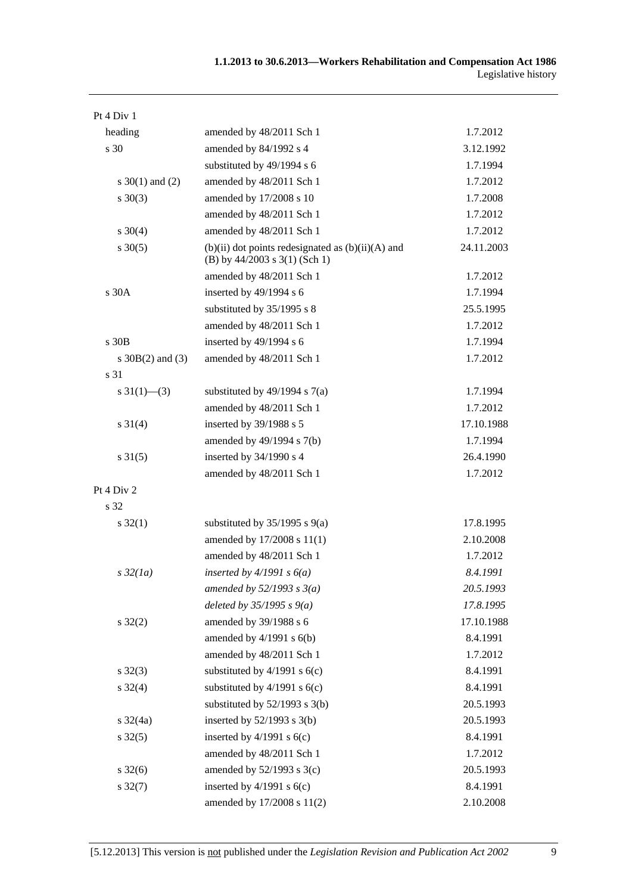| | | |
|---|---|---|
| Pt 4 Div 1 | | |
| heading | amended by 48/2011 Sch 1 | 1.7.2012 |
| s 30 | amended by 84/1992 s 4 | 3.12.1992 |
| | substituted by 49/1994 s 6 | 1.7.1994 |
| s 30(1) and (2) | amended by 48/2011 Sch 1 | 1.7.2012 |
| s 30(3) | amended by 17/2008 s 10 | 1.7.2008 |
| | amended by 48/2011 Sch 1 | 1.7.2012 |
| s 30(4) | amended by 48/2011 Sch 1 | 1.7.2012 |
| s 30(5) | (b)(ii) dot points redesignated as (b)(ii)(A) and (B) by 44/2003 s 3(1) (Sch 1) | 24.11.2003 |
| | amended by 48/2011 Sch 1 | 1.7.2012 |
| s 30A | inserted by 49/1994 s 6 | 1.7.1994 |
| | substituted by 35/1995 s 8 | 25.5.1995 |
| | amended by 48/2011 Sch 1 | 1.7.2012 |
| s 30B | inserted by 49/1994 s 6 | 1.7.1994 |
| s 30B(2) and (3) | amended by 48/2011 Sch 1 | 1.7.2012 |
| s 31 | | |
| s 31(1)—(3) | substituted by 49/1994 s 7(a) | 1.7.1994 |
| | amended by 48/2011 Sch 1 | 1.7.2012 |
| s 31(4) | inserted by 39/1988 s 5 | 17.10.1988 |
| | amended by 49/1994 s 7(b) | 1.7.1994 |
| s 31(5) | inserted by 34/1990 s 4 | 26.4.1990 |
| | amended by 48/2011 Sch 1 | 1.7.2012 |
| Pt 4 Div 2 | | |
| s 32 | | |
| s 32(1) | substituted by 35/1995 s 9(a) | 17.8.1995 |
| | amended by 17/2008 s 11(1) | 2.10.2008 |
| | amended by 48/2011 Sch 1 | 1.7.2012 |
| *s 32(1a)* | *inserted by 4/1991 s 6(a)* | *8.4.1991* |
| | *amended by 52/1993 s 3(a)* | *20.5.1993* |
| | *deleted by 35/1995 s 9(a)* | *17.8.1995* |
| s 32(2) | amended by 39/1988 s 6 | 17.10.1988 |
| | amended by 4/1991 s 6(b) | 8.4.1991 |
| | amended by 48/2011 Sch 1 | 1.7.2012 |
| s 32(3) | substituted by 4/1991 s 6(c) | 8.4.1991 |
| s 32(4) | substituted by 4/1991 s 6(c) | 8.4.1991 |
| | substituted by 52/1993 s 3(b) | 20.5.1993 |
| s 32(4a) | inserted by 52/1993 s 3(b) | 20.5.1993 |
| s 32(5) | inserted by 4/1991 s 6(c) | 8.4.1991 |
| | amended by 48/2011 Sch 1 | 1.7.2012 |
| s 32(6) | amended by 52/1993 s 3(c) | 20.5.1993 |
| s 32(7) | inserted by 4/1991 s 6(c) | 8.4.1991 |
| | amended by 17/2008 s 11(2) | 2.10.2008 |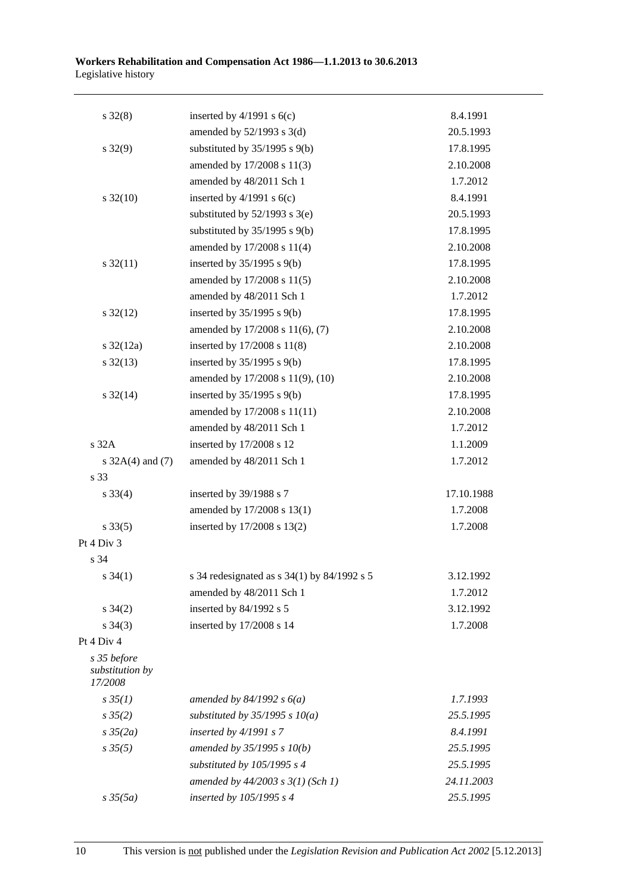| | | |
|---|---|---|
| s 32(8) | inserted by 4/1991 s 6(c) | 8.4.1991 |
| | amended by 52/1993 s 3(d) | 20.5.1993 |
| s 32(9) | substituted by 35/1995 s 9(b) | 17.8.1995 |
| | amended by 17/2008 s 11(3) | 2.10.2008 |
| | amended by 48/2011 Sch 1 | 1.7.2012 |
| s 32(10) | inserted by 4/1991 s 6(c) | 8.4.1991 |
| | substituted by 52/1993 s 3(e) | 20.5.1993 |
| | substituted by 35/1995 s 9(b) | 17.8.1995 |
| | amended by 17/2008 s 11(4) | 2.10.2008 |
| s 32(11) | inserted by 35/1995 s 9(b) | 17.8.1995 |
| | amended by 17/2008 s 11(5) | 2.10.2008 |
| | amended by 48/2011 Sch 1 | 1.7.2012 |
| s 32(12) | inserted by 35/1995 s 9(b) | 17.8.1995 |
| | amended by 17/2008 s 11(6), (7) | 2.10.2008 |
| s 32(12a) | inserted by 17/2008 s 11(8) | 2.10.2008 |
| s 32(13) | inserted by 35/1995 s 9(b) | 17.8.1995 |
| | amended by 17/2008 s 11(9), (10) | 2.10.2008 |
| s 32(14) | inserted by 35/1995 s 9(b) | 17.8.1995 |
| | amended by 17/2008 s 11(11) | 2.10.2008 |
| | amended by 48/2011 Sch 1 | 1.7.2012 |
| s 32A | inserted by 17/2008 s 12 | 1.1.2009 |
| s 32A(4) and (7) | amended by 48/2011 Sch 1 | 1.7.2012 |
| s 33 | | |
| s 33(4) | inserted by 39/1988 s 7 | 17.10.1988 |
| | amended by 17/2008 s 13(1) | 1.7.2008 |
| s 33(5) | inserted by 17/2008 s 13(2) | 1.7.2008 |
| Pt 4 Div 3 | | |
| s 34 | | |
| s 34(1) | s 34 redesignated as s 34(1) by 84/1992 s 5 | 3.12.1992 |
| | amended by 48/2011 Sch 1 | 1.7.2012 |
| s 34(2) | inserted by 84/1992 s 5 | 3.12.1992 |
| s 34(3) | inserted by 17/2008 s 14 | 1.7.2008 |
| Pt 4 Div 4 | | |
| *s 35 before substitution by 17/2008* | | |
| *s 35(1)* | *amended by 84/1992 s 6(a)* | *1.7.1993* |
| *s 35(2)* | *substituted by 35/1995 s 10(a)* | *25.5.1995* |
| *s 35(2a)* | *inserted by 4/1991 s 7* | *8.4.1991* |
| *s 35(5)* | *amended by 35/1995 s 10(b)* | *25.5.1995* |
| | *substituted by 105/1995 s 4* | *25.5.1995* |
| | *amended by 44/2003 s 3(1) (Sch 1)* | *24.11.2003* |
| *s 35(5a)* | *inserted by 105/1995 s 4* | *25.5.1995* |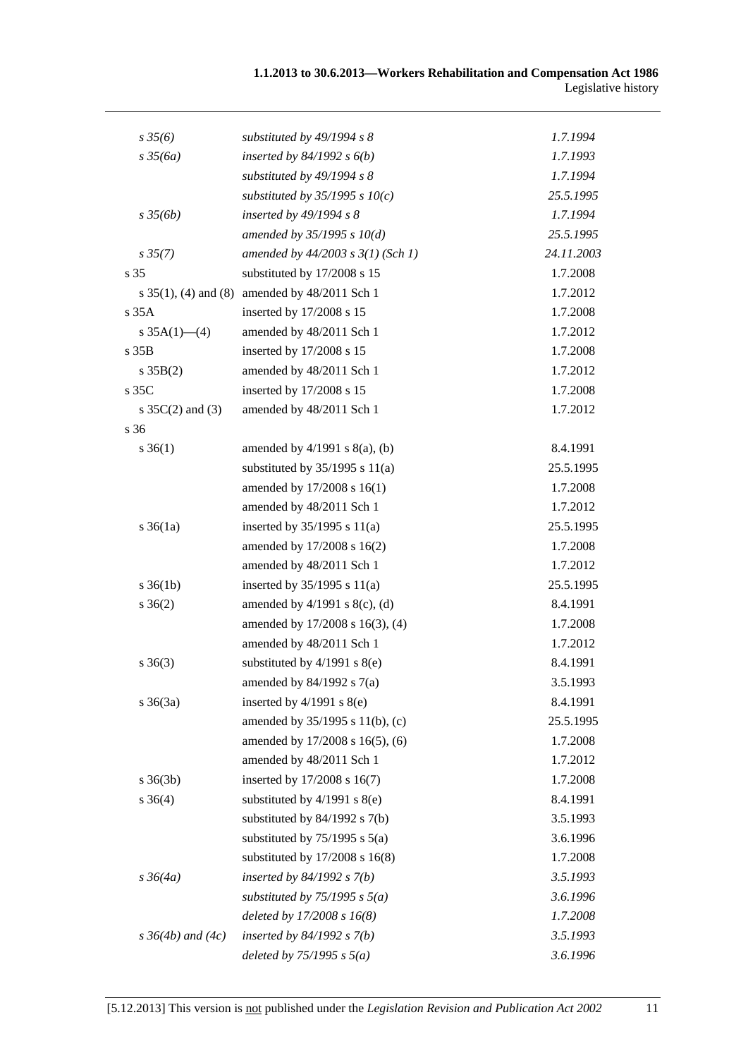| | | |
|---|---|---|
| *s 35(6)* | *substituted by 49/1994 s 8* | *1.7.1994* |
| *s 35(6a)* | *inserted by 84/1992 s 6(b)* | *1.7.1993* |
| | *substituted by 49/1994 s 8* | *1.7.1994* |
| | *substituted by 35/1995 s 10(c)* | *25.5.1995* |
| *s 35(6b)* | *inserted by 49/1994 s 8* | *1.7.1994* |
| | *amended by 35/1995 s 10(d)* | *25.5.1995* |
| *s 35(7)* | *amended by 44/2003 s 3(1) (Sch 1)* | *24.11.2003* |
| s 35 | substituted by 17/2008 s 15 | 1.7.2008 |
| s 35(1), (4) and (8) | amended by 48/2011 Sch 1 | 1.7.2012 |
| s 35A | inserted by 17/2008 s 15 | 1.7.2008 |
| s 35A(1)—(4) | amended by 48/2011 Sch 1 | 1.7.2012 |
| s 35B | inserted by 17/2008 s 15 | 1.7.2008 |
| s 35B(2) | amended by 48/2011 Sch 1 | 1.7.2012 |
| s 35C | inserted by 17/2008 s 15 | 1.7.2008 |
| s 35C(2) and (3) | amended by 48/2011 Sch 1 | 1.7.2012 |
| s 36 | | |
| s 36(1) | amended by 4/1991 s 8(a), (b) | 8.4.1991 |
| | substituted by 35/1995 s 11(a) | 25.5.1995 |
| | amended by 17/2008 s 16(1) | 1.7.2008 |
| | amended by 48/2011 Sch 1 | 1.7.2012 |
| s 36(1a) | inserted by 35/1995 s 11(a) | 25.5.1995 |
| | amended by 17/2008 s 16(2) | 1.7.2008 |
| | amended by 48/2011 Sch 1 | 1.7.2012 |
| s 36(1b) | inserted by 35/1995 s 11(a) | 25.5.1995 |
| s 36(2) | amended by 4/1991 s 8(c), (d) | 8.4.1991 |
| | amended by 17/2008 s 16(3), (4) | 1.7.2008 |
| | amended by 48/2011 Sch 1 | 1.7.2012 |
| s 36(3) | substituted by 4/1991 s 8(e) | 8.4.1991 |
| | amended by 84/1992 s 7(a) | 3.5.1993 |
| s 36(3a) | inserted by 4/1991 s 8(e) | 8.4.1991 |
| | amended by 35/1995 s 11(b), (c) | 25.5.1995 |
| | amended by 17/2008 s 16(5), (6) | 1.7.2008 |
| | amended by 48/2011 Sch 1 | 1.7.2012 |
| s 36(3b) | inserted by 17/2008 s 16(7) | 1.7.2008 |
| s 36(4) | substituted by 4/1991 s 8(e) | 8.4.1991 |
| | substituted by 84/1992 s 7(b) | 3.5.1993 |
| | substituted by 75/1995 s 5(a) | 3.6.1996 |
| | substituted by 17/2008 s 16(8) | 1.7.2008 |
| *s 36(4a)* | *inserted by 84/1992 s 7(b)* | *3.5.1993* |
| | *substituted by 75/1995 s 5(a)* | *3.6.1996* |
| | *deleted by 17/2008 s 16(8)* | *1.7.2008* |
| *s 36(4b) and (4c)* | *inserted by 84/1992 s 7(b)* | *3.5.1993* |
| | *deleted by 75/1995 s 5(a)* | *3.6.1996* |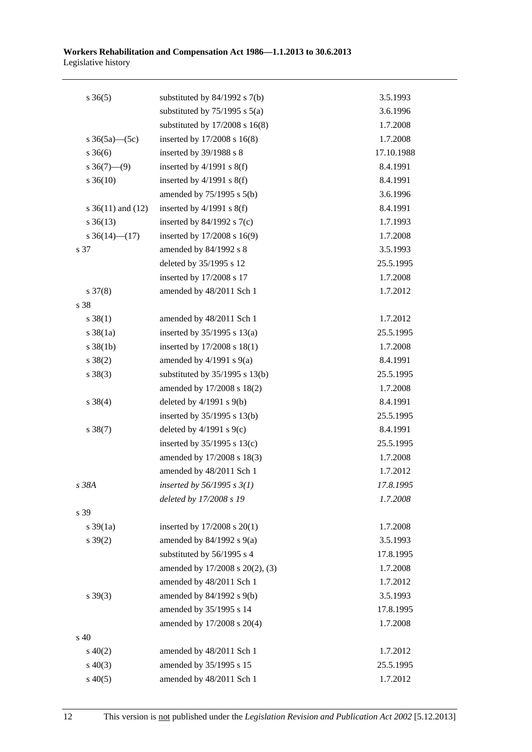| | | |
|---|---|---|
| s 36(5) | substituted by 84/1992 s 7(b) | 3.5.1993 |
| | substituted by 75/1995 s 5(a) | 3.6.1996 |
| | substituted by 17/2008 s 16(8) | 1.7.2008 |
| s 36(5a)—(5c) | inserted by 17/2008 s 16(8) | 1.7.2008 |
| s 36(6) | inserted by 39/1988 s 8 | 17.10.1988 |
| s 36(7)—(9) | inserted by 4/1991 s 8(f) | 8.4.1991 |
| s 36(10) | inserted by 4/1991 s 8(f) | 8.4.1991 |
| | amended by 75/1995 s 5(b) | 3.6.1996 |
| s 36(11) and (12) | inserted by 4/1991 s 8(f) | 8.4.1991 |
| s 36(13) | inserted by 84/1992 s 7(c) | 1.7.1993 |
| s 36(14)—(17) | inserted by 17/2008 s 16(9) | 1.7.2008 |
| s 37 | amended by 84/1992 s 8 | 3.5.1993 |
| | deleted by 35/1995 s 12 | 25.5.1995 |
| | inserted by 17/2008 s 17 | 1.7.2008 |
| s 37(8) | amended by 48/2011 Sch 1 | 1.7.2012 |
| s 38 | | |
| s 38(1) | amended by 48/2011 Sch 1 | 1.7.2012 |
| s 38(1a) | inserted by 35/1995 s 13(a) | 25.5.1995 |
| s 38(1b) | inserted by 17/2008 s 18(1) | 1.7.2008 |
| s 38(2) | amended by 4/1991 s 9(a) | 8.4.1991 |
| s 38(3) | substituted by 35/1995 s 13(b) | 25.5.1995 |
| | amended by 17/2008 s 18(2) | 1.7.2008 |
| s 38(4) | deleted by 4/1991 s 9(b) | 8.4.1991 |
| | inserted by 35/1995 s 13(b) | 25.5.1995 |
| s 38(7) | deleted by 4/1991 s 9(c) | 8.4.1991 |
| | inserted by 35/1995 s 13(c) | 25.5.1995 |
| | amended by 17/2008 s 18(3) | 1.7.2008 |
| | amended by 48/2011 Sch 1 | 1.7.2012 |
| *s 38A* | *inserted by 56/1995 s 3(1)* | *17.8.1995* |
| | *deleted by 17/2008 s 19* | *1.7.2008* |
| s 39 | | |
| s 39(1a) | inserted by 17/2008 s 20(1) | 1.7.2008 |
| s 39(2) | amended by 84/1992 s 9(a) | 3.5.1993 |
| | substituted by 56/1995 s 4 | 17.8.1995 |
| | amended by 17/2008 s 20(2), (3) | 1.7.2008 |
| | amended by 48/2011 Sch 1 | 1.7.2012 |
| s 39(3) | amended by 84/1992 s 9(b) | 3.5.1993 |
| | amended by 35/1995 s 14 | 17.8.1995 |
| | amended by 17/2008 s 20(4) | 1.7.2008 |
| s 40 | | |
| s 40(2) | amended by 48/2011 Sch 1 | 1.7.2012 |
| s 40(3) | amended by 35/1995 s 15 | 25.5.1995 |
| s 40(5) | amended by 48/2011 Sch 1 | 1.7.2012 |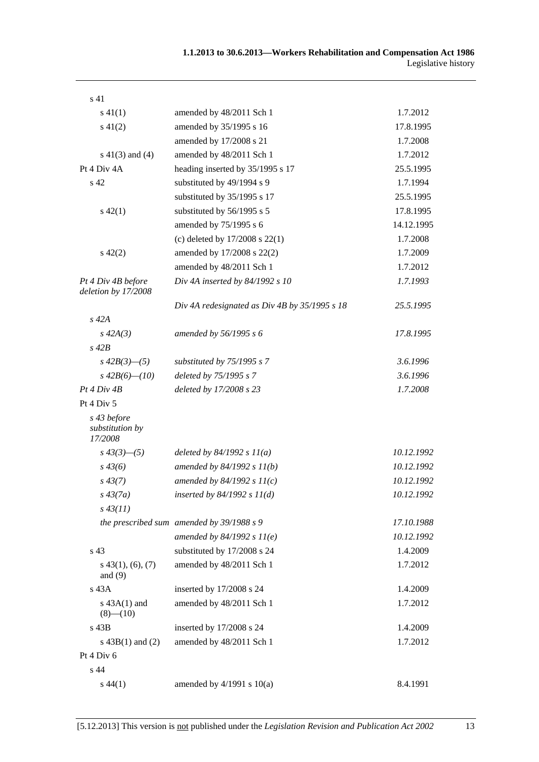| | | |
|---|---|---|
| s 41 | | |
| s 41(1) | amended by 48/2011 Sch 1 | 1.7.2012 |
| s 41(2) | amended by 35/1995 s 16 | 17.8.1995 |
| | amended by 17/2008 s 21 | 1.7.2008 |
| s 41(3) and (4) | amended by 48/2011 Sch 1 | 1.7.2012 |
| Pt 4 Div 4A | heading inserted by 35/1995 s 17 | 25.5.1995 |
| s 42 | substituted by 49/1994 s 9 | 1.7.1994 |
| | substituted by 35/1995 s 17 | 25.5.1995 |
| s 42(1) | substituted by 56/1995 s 5 | 17.8.1995 |
| | amended by 75/1995 s 6 | 14.12.1995 |
| | (c) deleted by 17/2008 s 22(1) | 1.7.2008 |
| s 42(2) | amended by 17/2008 s 22(2) | 1.7.2009 |
| | amended by 48/2011 Sch 1 | 1.7.2012 |
| *Pt 4 Div 4B before deletion by 17/2008* | *Div 4A inserted by 84/1992 s 10* | *1.7.1993* |
| | *Div 4A redesignated as Div 4B by 35/1995 s 18* | *25.5.1995* |
| *s 42A* | | |
| *s 42A(3)* | *amended by 56/1995 s 6* | *17.8.1995* |
| *s 42B* | | |
| *s 42B(3)—(5)* | *substituted by 75/1995 s 7* | *3.6.1996* |
| *s 42B(6)—(10)* | *deleted by 75/1995 s 7* | *3.6.1996* |
| *Pt 4 Div 4B* | *deleted by 17/2008 s 23* | *1.7.2008* |
| Pt 4 Div 5 | | |
| *s 43 before substitution by 17/2008* | | |
| *s 43(3)—(5)* | *deleted by 84/1992 s 11(a)* | *10.12.1992* |
| *s 43(6)* | *amended by 84/1992 s 11(b)* | *10.12.1992* |
| *s 43(7)* | *amended by 84/1992 s 11(c)* | *10.12.1992* |
| *s 43(7a)* | *inserted by 84/1992 s 11(d)* | *10.12.1992* |
| *s 43(11)* | | |
| *the prescribed sum* | *amended by 39/1988 s 9* | *17.10.1988* |
| | *amended by 84/1992 s 11(e)* | *10.12.1992* |
| s 43 | substituted by 17/2008 s 24 | 1.4.2009 |
| s 43(1), (6), (7) and (9) | amended by 48/2011 Sch 1 | 1.7.2012 |
| s 43A | inserted by 17/2008 s 24 | 1.4.2009 |
| s 43A(1) and (8)—(10) | amended by 48/2011 Sch 1 | 1.7.2012 |
| s 43B | inserted by 17/2008 s 24 | 1.4.2009 |
| s 43B(1) and (2) | amended by 48/2011 Sch 1 | 1.7.2012 |
| Pt 4 Div 6 | | |
| s 44 | | |
| s 44(1) | amended by 4/1991 s 10(a) | 8.4.1991 |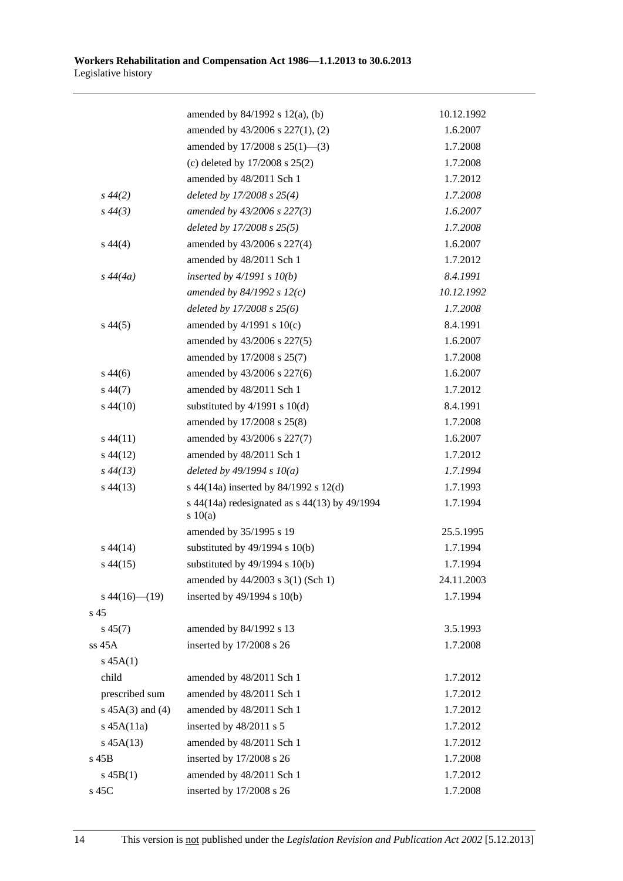| | | |
|---|---|---|
| | amended by 84/1992 s 12(a), (b) | 10.12.1992 |
| | amended by 43/2006 s 227(1), (2) | 1.6.2007 |
| | amended by 17/2008 s 25(1)—(3) | 1.7.2008 |
| | (c) deleted by 17/2008 s 25(2) | 1.7.2008 |
| | amended by 48/2011 Sch 1 | 1.7.2012 |
| *s 44(2)* | *deleted by 17/2008 s 25(4)* | *1.7.2008* |
| *s 44(3)* | *amended by 43/2006 s 227(3)* | *1.6.2007* |
| | *deleted by 17/2008 s 25(5)* | *1.7.2008* |
| s 44(4) | amended by 43/2006 s 227(4) | 1.6.2007 |
| | amended by 48/2011 Sch 1 | 1.7.2012 |
| *s 44(4a)* | *inserted by 4/1991 s 10(b)* | *8.4.1991* |
| | *amended by 84/1992 s 12(c)* | *10.12.1992* |
| | *deleted by 17/2008 s 25(6)* | *1.7.2008* |
| s 44(5) | amended by 4/1991 s 10(c) | 8.4.1991 |
| | amended by 43/2006 s 227(5) | 1.6.2007 |
| | amended by 17/2008 s 25(7) | 1.7.2008 |
| s 44(6) | amended by 43/2006 s 227(6) | 1.6.2007 |
| s 44(7) | amended by 48/2011 Sch 1 | 1.7.2012 |
| s 44(10) | substituted by 4/1991 s 10(d) | 8.4.1991 |
| | amended by 17/2008 s 25(8) | 1.7.2008 |
| s 44(11) | amended by 43/2006 s 227(7) | 1.6.2007 |
| s 44(12) | amended by 48/2011 Sch 1 | 1.7.2012 |
| *s 44(13)* | *deleted by 49/1994 s 10(a)* | *1.7.1994* |
| s 44(13) | s 44(14a) inserted by 84/1992 s 12(d) | 1.7.1993 |
| | s 44(14a) redesignated as s 44(13) by 49/1994 s 10(a) | 1.7.1994 |
| | amended by 35/1995 s 19 | 25.5.1995 |
| s 44(14) | substituted by 49/1994 s 10(b) | 1.7.1994 |
| s 44(15) | substituted by 49/1994 s 10(b) | 1.7.1994 |
| | amended by 44/2003 s 3(1) (Sch 1) | 24.11.2003 |
| s 44(16)—(19) | inserted by 49/1994 s 10(b) | 1.7.1994 |
| s 45 | | |
| s 45(7) | amended by 84/1992 s 13 | 3.5.1993 |
| ss 45A | inserted by 17/2008 s 26 | 1.7.2008 |
| s 45A(1) | | |
| child | amended by 48/2011 Sch 1 | 1.7.2012 |
| prescribed sum | amended by 48/2011 Sch 1 | 1.7.2012 |
| s 45A(3) and (4) | amended by 48/2011 Sch 1 | 1.7.2012 |
| s 45A(11a) | inserted by 48/2011 s 5 | 1.7.2012 |
| s 45A(13) | amended by 48/2011 Sch 1 | 1.7.2012 |
| s 45B | inserted by 17/2008 s 26 | 1.7.2008 |
| s 45B(1) | amended by 48/2011 Sch 1 | 1.7.2012 |
| s 45C | inserted by 17/2008 s 26 | 1.7.2008 |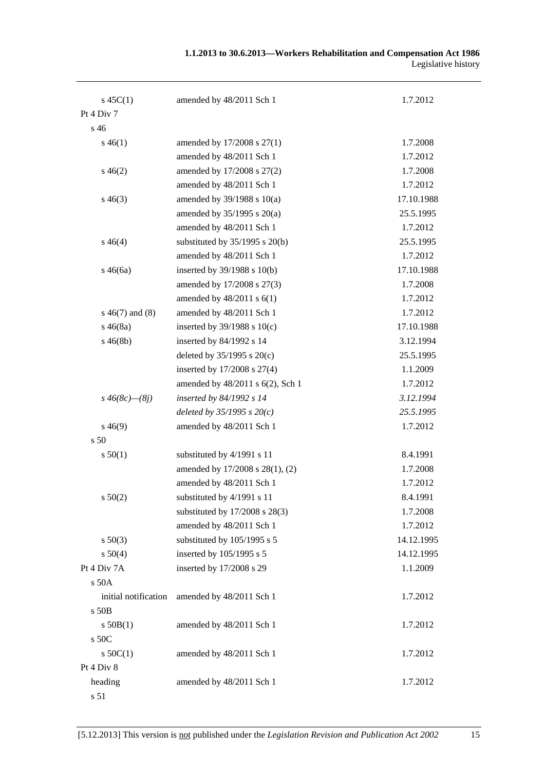| | | |
|---|---|---|
| s 45C(1) | amended by 48/2011 Sch 1 | 1.7.2012 |
| Pt 4 Div 7 | | |
| s 46 | | |
| s 46(1) | amended by 17/2008 s 27(1) | 1.7.2008 |
| | amended by 48/2011 Sch 1 | 1.7.2012 |
| s 46(2) | amended by 17/2008 s 27(2) | 1.7.2008 |
| | amended by 48/2011 Sch 1 | 1.7.2012 |
| s 46(3) | amended by 39/1988 s 10(a) | 17.10.1988 |
| | amended by 35/1995 s 20(a) | 25.5.1995 |
| | amended by 48/2011 Sch 1 | 1.7.2012 |
| s 46(4) | substituted by 35/1995 s 20(b) | 25.5.1995 |
| | amended by 48/2011 Sch 1 | 1.7.2012 |
| s 46(6a) | inserted by 39/1988 s 10(b) | 17.10.1988 |
| | amended by 17/2008 s 27(3) | 1.7.2008 |
| | amended by 48/2011 s 6(1) | 1.7.2012 |
| s 46(7) and (8) | amended by 48/2011 Sch 1 | 1.7.2012 |
| s 46(8a) | inserted by 39/1988 s 10(c) | 17.10.1988 |
| s 46(8b) | inserted by 84/1992 s 14 | 3.12.1994 |
| | deleted by 35/1995 s 20(c) | 25.5.1995 |
| | inserted by 17/2008 s 27(4) | 1.1.2009 |
| | amended by 48/2011 s 6(2), Sch 1 | 1.7.2012 |
| *s 46(8c)—(8j)* | *inserted by 84/1992 s 14* | *3.12.1994* |
| | *deleted by 35/1995 s 20(c)* | *25.5.1995* |
| s 46(9) | amended by 48/2011 Sch 1 | 1.7.2012 |
| s 50 | | |
| s 50(1) | substituted by 4/1991 s 11 | 8.4.1991 |
| | amended by 17/2008 s 28(1), (2) | 1.7.2008 |
| | amended by 48/2011 Sch 1 | 1.7.2012 |
| s 50(2) | substituted by 4/1991 s 11 | 8.4.1991 |
| | substituted by 17/2008 s 28(3) | 1.7.2008 |
| | amended by 48/2011 Sch 1 | 1.7.2012 |
| s 50(3) | substituted by 105/1995 s 5 | 14.12.1995 |
| s 50(4) | inserted by 105/1995 s 5 | 14.12.1995 |
| Pt 4 Div 7A | inserted by 17/2008 s 29 | 1.1.2009 |
| s 50A | | |
| initial notification | amended by 48/2011 Sch 1 | 1.7.2012 |
| s 50B | | |
| s 50B(1) | amended by 48/2011 Sch 1 | 1.7.2012 |
| s 50C | | |
| s 50C(1) | amended by 48/2011 Sch 1 | 1.7.2012 |
| Pt 4 Div 8 | | |
| heading | amended by 48/2011 Sch 1 | 1.7.2012 |
| s 51 | | |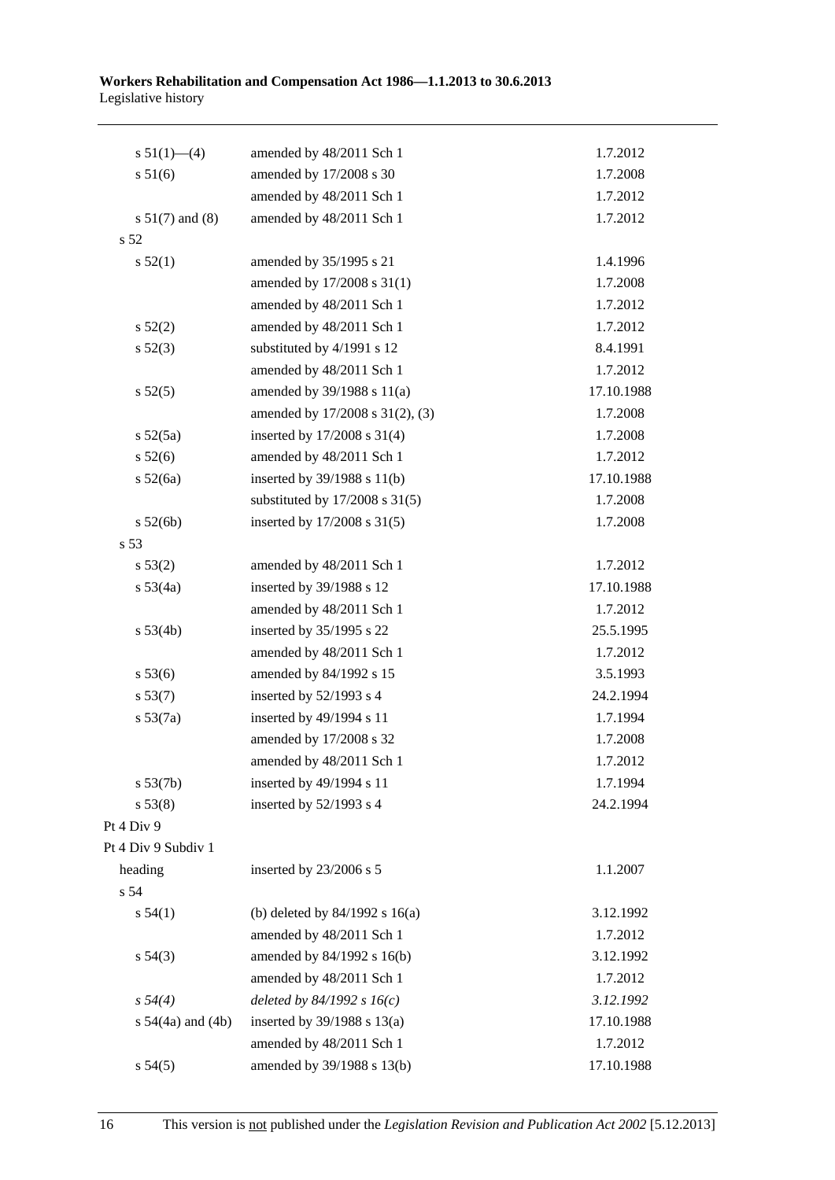| | | |
|---|---|---|
| s 51(1)—(4) | amended by 48/2011 Sch 1 | 1.7.2012 |
| s 51(6) | amended by 17/2008 s 30 | 1.7.2008 |
| | amended by 48/2011 Sch 1 | 1.7.2012 |
| s 51(7) and (8) | amended by 48/2011 Sch 1 | 1.7.2012 |
| s 52 | | |
| s 52(1) | amended by 35/1995 s 21 | 1.4.1996 |
| | amended by 17/2008 s 31(1) | 1.7.2008 |
| | amended by 48/2011 Sch 1 | 1.7.2012 |
| s 52(2) | amended by 48/2011 Sch 1 | 1.7.2012 |
| s 52(3) | substituted by 4/1991 s 12 | 8.4.1991 |
| | amended by 48/2011 Sch 1 | 1.7.2012 |
| s 52(5) | amended by 39/1988 s 11(a) | 17.10.1988 |
| | amended by 17/2008 s 31(2), (3) | 1.7.2008 |
| s 52(5a) | inserted by 17/2008 s 31(4) | 1.7.2008 |
| s 52(6) | amended by 48/2011 Sch 1 | 1.7.2012 |
| s 52(6a) | inserted by 39/1988 s 11(b) | 17.10.1988 |
| | substituted by 17/2008 s 31(5) | 1.7.2008 |
| s 52(6b) | inserted by 17/2008 s 31(5) | 1.7.2008 |
| s 53 | | |
| s 53(2) | amended by 48/2011 Sch 1 | 1.7.2012 |
| s 53(4a) | inserted by 39/1988 s 12 | 17.10.1988 |
| | amended by 48/2011 Sch 1 | 1.7.2012 |
| s 53(4b) | inserted by 35/1995 s 22 | 25.5.1995 |
| | amended by 48/2011 Sch 1 | 1.7.2012 |
| s 53(6) | amended by 84/1992 s 15 | 3.5.1993 |
| s 53(7) | inserted by 52/1993 s 4 | 24.2.1994 |
| s 53(7a) | inserted by 49/1994 s 11 | 1.7.1994 |
| | amended by 17/2008 s 32 | 1.7.2008 |
| | amended by 48/2011 Sch 1 | 1.7.2012 |
| s 53(7b) | inserted by 49/1994 s 11 | 1.7.1994 |
| s 53(8) | inserted by 52/1993 s 4 | 24.2.1994 |
| Pt 4 Div 9 | | |
| Pt 4 Div 9 Subdiv 1 | | |
| heading | inserted by 23/2006 s 5 | 1.1.2007 |
| s 54 | | |
| s 54(1) | (b) deleted by 84/1992 s 16(a) | 3.12.1992 |
| | amended by 48/2011 Sch 1 | 1.7.2012 |
| s 54(3) | amended by 84/1992 s 16(b) | 3.12.1992 |
| | amended by 48/2011 Sch 1 | 1.7.2012 |
| *s 54(4)* | *deleted by 84/1992 s 16(c)* | *3.12.1992* |
| s 54(4a) and (4b) | inserted by 39/1988 s 13(a) | 17.10.1988 |
| | amended by 48/2011 Sch 1 | 1.7.2012 |
| s 54(5) | amended by 39/1988 s 13(b) | 17.10.1988 |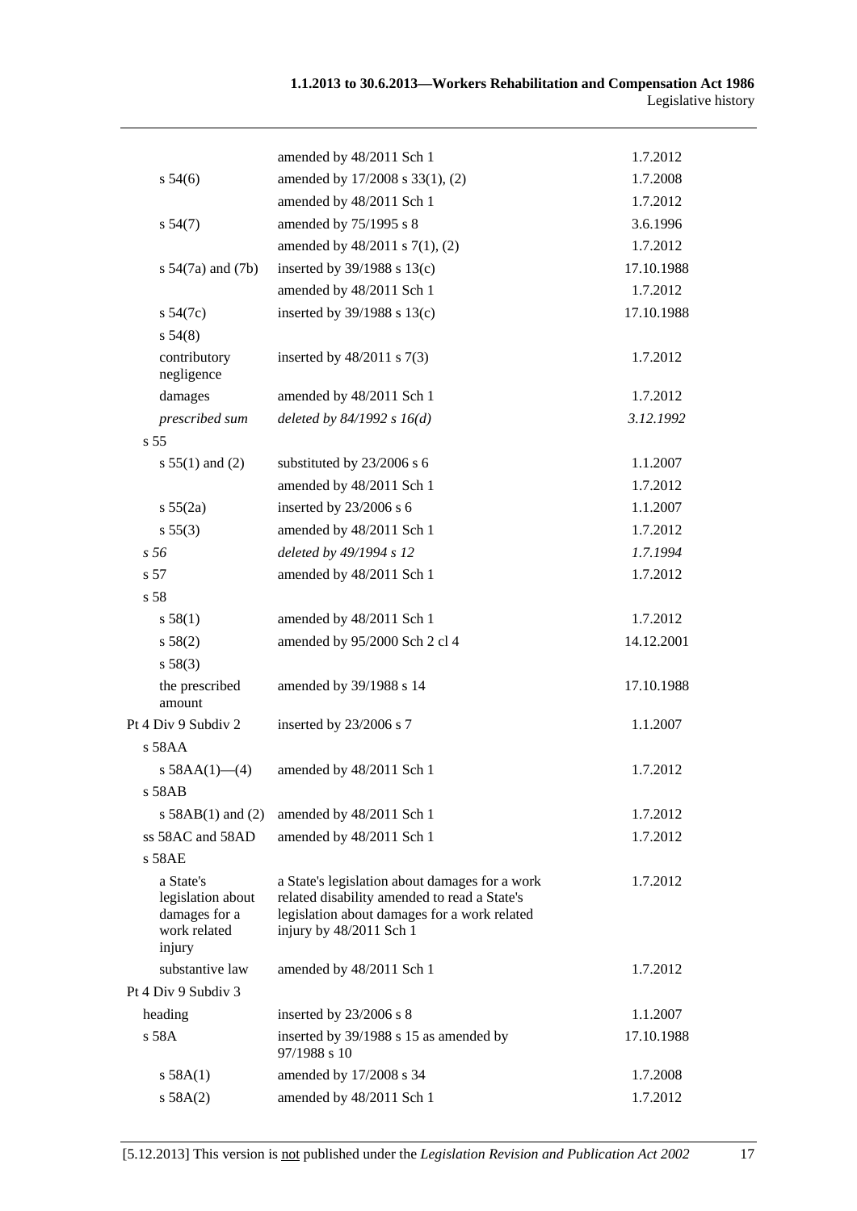| | | |
|---|---|---|
| | amended by 48/2011 Sch 1 | 1.7.2012 |
| s 54(6) | amended by 17/2008 s 33(1), (2) | 1.7.2008 |
| | amended by 48/2011 Sch 1 | 1.7.2012 |
| s 54(7) | amended by 75/1995 s 8 | 3.6.1996 |
| | amended by 48/2011 s 7(1), (2) | 1.7.2012 |
| s 54(7a) and (7b) | inserted by 39/1988 s 13(c) | 17.10.1988 |
| | amended by 48/2011 Sch 1 | 1.7.2012 |
| s 54(7c) | inserted by 39/1988 s 13(c) | 17.10.1988 |
| s 54(8) | | |
| contributory negligence | inserted by 48/2011 s 7(3) | 1.7.2012 |
| damages | amended by 48/2011 Sch 1 | 1.7.2012 |
| *prescribed sum* | *deleted by 84/1992 s 16(d)* | *3.12.1992* |
| s 55 | | |
| s 55(1) and (2) | substituted by 23/2006 s 6 | 1.1.2007 |
| | amended by 48/2011 Sch 1 | 1.7.2012 |
| s 55(2a) | inserted by 23/2006 s 6 | 1.1.2007 |
| s 55(3) | amended by 48/2011 Sch 1 | 1.7.2012 |
| *s 56* | *deleted by 49/1994 s 12* | *1.7.1994* |
| s 57 | amended by 48/2011 Sch 1 | 1.7.2012 |
| s 58 | | |
| s 58(1) | amended by 48/2011 Sch 1 | 1.7.2012 |
| s 58(2) | amended by 95/2000 Sch 2 cl 4 | 14.12.2001 |
| s 58(3) | | |
| the prescribed amount | amended by 39/1988 s 14 | 17.10.1988 |
| Pt 4 Div 9 Subdiv 2 | inserted by 23/2006 s 7 | 1.1.2007 |
| s 58AA | | |
| s 58AA(1)—(4) | amended by 48/2011 Sch 1 | 1.7.2012 |
| s 58AB | | |
| s 58AB(1) and (2) | amended by 48/2011 Sch 1 | 1.7.2012 |
| ss 58AC and 58AD | amended by 48/2011 Sch 1 | 1.7.2012 |
| s 58AE | | |
| a State's legislation about damages for a work related injury | a State's legislation about damages for a work related disability amended to read a State's legislation about damages for a work related injury by 48/2011 Sch 1 | 1.7.2012 |
| substantive law | amended by 48/2011 Sch 1 | 1.7.2012 |
| Pt 4 Div 9 Subdiv 3 | | |
| heading | inserted by 23/2006 s 8 | 1.1.2007 |
| s 58A | inserted by 39/1988 s 15 as amended by 97/1988 s 10 | 17.10.1988 |
| s 58A(1) | amended by 17/2008 s 34 | 1.7.2008 |
| s 58A(2) | amended by 48/2011 Sch 1 | 1.7.2012 |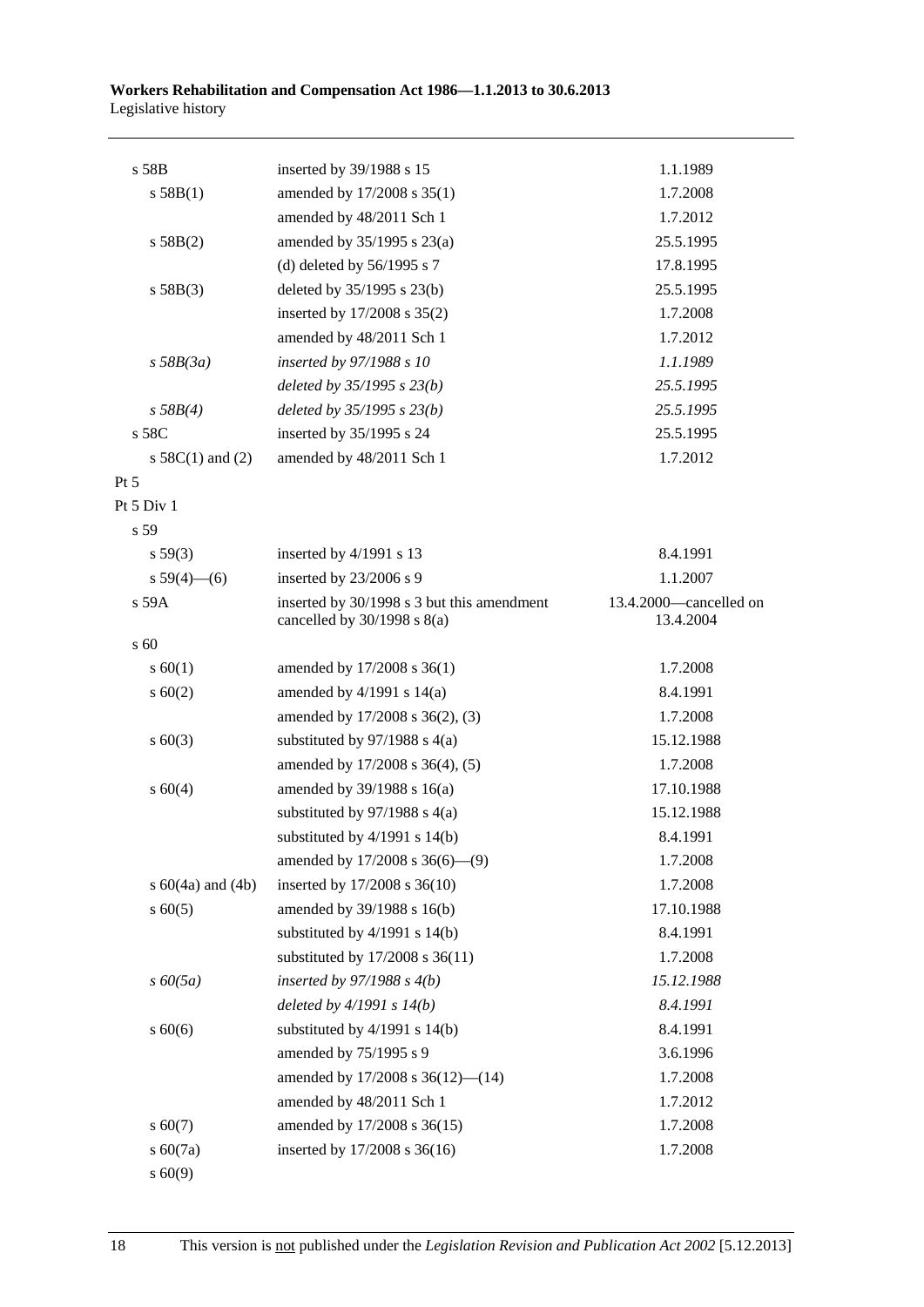| | | |
|---|---|---|
| s 58B | inserted by 39/1988 s 15 | 1.1.1989 |
| s 58B(1) | amended by 17/2008 s 35(1) | 1.7.2008 |
| | amended by 48/2011 Sch 1 | 1.7.2012 |
| s 58B(2) | amended by 35/1995 s 23(a) | 25.5.1995 |
| | (d) deleted by 56/1995 s 7 | 17.8.1995 |
| s 58B(3) | deleted by 35/1995 s 23(b) | 25.5.1995 |
| | inserted by 17/2008 s 35(2) | 1.7.2008 |
| | amended by 48/2011 Sch 1 | 1.7.2012 |
| *s 58B(3a)* | *inserted by 97/1988 s 10* | *1.1.1989* |
| | *deleted by 35/1995 s 23(b)* | *25.5.1995* |
| *s 58B(4)* | *deleted by 35/1995 s 23(b)* | *25.5.1995* |
| s 58C | inserted by 35/1995 s 24 | 25.5.1995 |
| s 58C(1) and (2) | amended by 48/2011 Sch 1 | 1.7.2012 |
| Pt 5 | | |
| Pt 5 Div 1 | | |
| s 59 | | |
| s 59(3) | inserted by 4/1991 s 13 | 8.4.1991 |
| s 59(4)—(6) | inserted by 23/2006 s 9 | 1.1.2007 |
| s 59A | inserted by 30/1998 s 3 but this amendment cancelled by 30/1998 s 8(a) | 13.4.2000—cancelled on 13.4.2004 |
| s 60 | | |
| s 60(1) | amended by 17/2008 s 36(1) | 1.7.2008 |
| s 60(2) | amended by 4/1991 s 14(a) | 8.4.1991 |
| | amended by 17/2008 s 36(2), (3) | 1.7.2008 |
| s 60(3) | substituted by 97/1988 s 4(a) | 15.12.1988 |
| | amended by 17/2008 s 36(4), (5) | 1.7.2008 |
| s 60(4) | amended by 39/1988 s 16(a) | 17.10.1988 |
| | substituted by 97/1988 s 4(a) | 15.12.1988 |
| | substituted by 4/1991 s 14(b) | 8.4.1991 |
| | amended by 17/2008 s 36(6)—(9) | 1.7.2008 |
| s 60(4a) and (4b) | inserted by 17/2008 s 36(10) | 1.7.2008 |
| s 60(5) | amended by 39/1988 s 16(b) | 17.10.1988 |
| | substituted by 4/1991 s 14(b) | 8.4.1991 |
| | substituted by 17/2008 s 36(11) | 1.7.2008 |
| *s 60(5a)* | *inserted by 97/1988 s 4(b)* | *15.12.1988* |
| | *deleted by 4/1991 s 14(b)* | *8.4.1991* |
| s 60(6) | substituted by 4/1991 s 14(b) | 8.4.1991 |
| | amended by 75/1995 s 9 | 3.6.1996 |
| | amended by 17/2008 s 36(12)—(14) | 1.7.2008 |
| | amended by 48/2011 Sch 1 | 1.7.2012 |
| s 60(7) | amended by 17/2008 s 36(15) | 1.7.2008 |
| s 60(7a) | inserted by 17/2008 s 36(16) | 1.7.2008 |
| s 60(9) | | |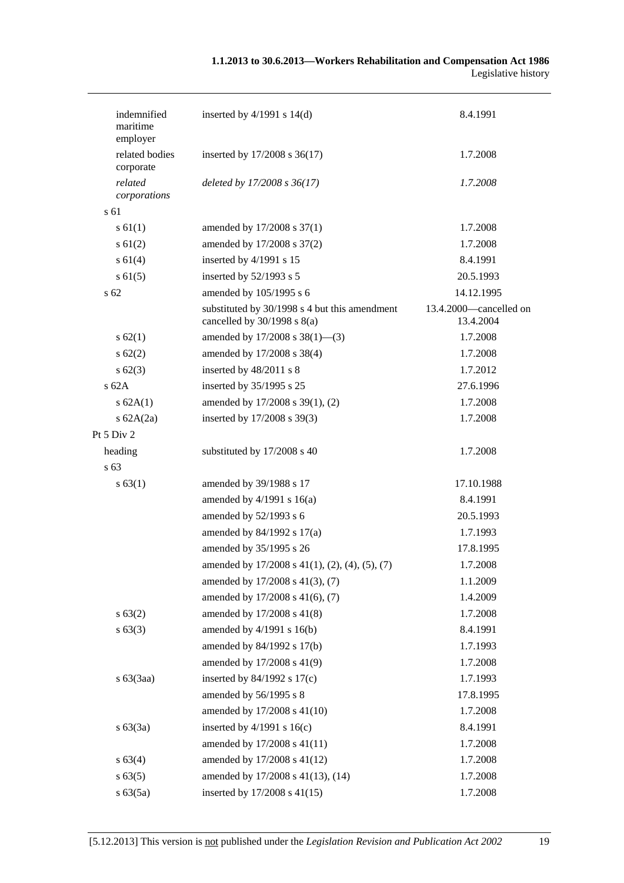| | | |
|---|---|---|
| indemnified maritime employer | inserted by 4/1991 s 14(d) | 8.4.1991 |
| related bodies corporate | inserted by 17/2008 s 36(17) | 1.7.2008 |
| *related corporations* | *deleted by 17/2008 s 36(17)* | *1.7.2008* |
| s 61 | | |
| s 61(1) | amended by 17/2008 s 37(1) | 1.7.2008 |
| s 61(2) | amended by 17/2008 s 37(2) | 1.7.2008 |
| s 61(4) | inserted by 4/1991 s 15 | 8.4.1991 |
| s 61(5) | inserted by 52/1993 s 5 | 20.5.1993 |
| s 62 | amended by 105/1995 s 6 | 14.12.1995 |
| | substituted by 30/1998 s 4 but this amendment cancelled by 30/1998 s 8(a) | 13.4.2000—cancelled on 13.4.2004 |
| s 62(1) | amended by 17/2008 s 38(1)—(3) | 1.7.2008 |
| s 62(2) | amended by 17/2008 s 38(4) | 1.7.2008 |
| s 62(3) | inserted by 48/2011 s 8 | 1.7.2012 |
| s 62A | inserted by 35/1995 s 25 | 27.6.1996 |
| s 62A(1) | amended by 17/2008 s 39(1), (2) | 1.7.2008 |
| s 62A(2a) | inserted by 17/2008 s 39(3) | 1.7.2008 |
| Pt 5 Div 2 | | |
| heading | substituted by 17/2008 s 40 | 1.7.2008 |
| s 63 | | |
| s 63(1) | amended by 39/1988 s 17 | 17.10.1988 |
| | amended by 4/1991 s 16(a) | 8.4.1991 |
| | amended by 52/1993 s 6 | 20.5.1993 |
| | amended by 84/1992 s 17(a) | 1.7.1993 |
| | amended by 35/1995 s 26 | 17.8.1995 |
| | amended by 17/2008 s 41(1), (2), (4), (5), (7) | 1.7.2008 |
| | amended by 17/2008 s 41(3), (7) | 1.1.2009 |
| | amended by 17/2008 s 41(6), (7) | 1.4.2009 |
| s 63(2) | amended by 17/2008 s 41(8) | 1.7.2008 |
| s 63(3) | amended by 4/1991 s 16(b) | 8.4.1991 |
| | amended by 84/1992 s 17(b) | 1.7.1993 |
| | amended by 17/2008 s 41(9) | 1.7.2008 |
| s 63(3aa) | inserted by 84/1992 s 17(c) | 1.7.1993 |
| | amended by 56/1995 s 8 | 17.8.1995 |
| | amended by 17/2008 s 41(10) | 1.7.2008 |
| s 63(3a) | inserted by 4/1991 s 16(c) | 8.4.1991 |
| | amended by 17/2008 s 41(11) | 1.7.2008 |
| s 63(4) | amended by 17/2008 s 41(12) | 1.7.2008 |
| s 63(5) | amended by 17/2008 s 41(13), (14) | 1.7.2008 |
| s 63(5a) | inserted by 17/2008 s 41(15) | 1.7.2008 |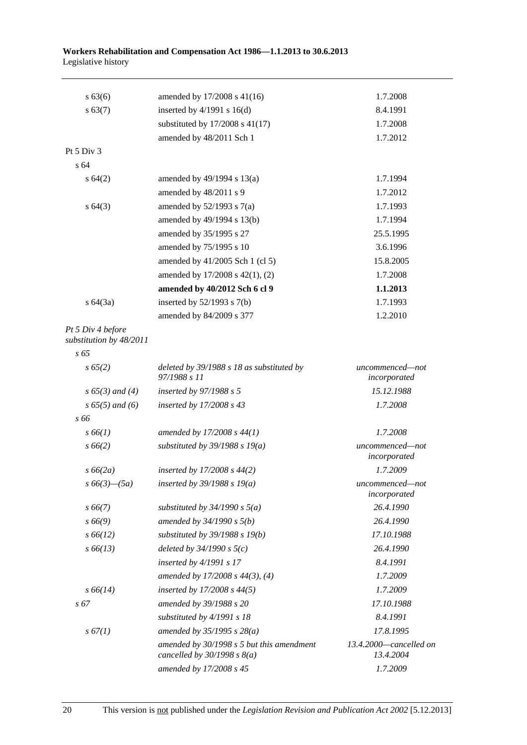| | | |
|---|---|---|
| s 63(6) | amended by 17/2008 s 41(16) | 1.7.2008 |
| s 63(7) | inserted by 4/1991 s 16(d) | 8.4.1991 |
| | substituted by 17/2008 s 41(17) | 1.7.2008 |
| | amended by 48/2011 Sch 1 | 1.7.2012 |
| Pt 5 Div 3 | | |
| s 64 | | |
| s 64(2) | amended by 49/1994 s 13(a) | 1.7.1994 |
| | amended by 48/2011 s 9 | 1.7.2012 |
| s 64(3) | amended by 52/1993 s 7(a) | 1.7.1993 |
| | amended by 49/1994 s 13(b) | 1.7.1994 |
| | amended by 35/1995 s 27 | 25.5.1995 |
| | amended by 75/1995 s 10 | 3.6.1996 |
| | amended by 41/2005 Sch 1 (cl 5) | 15.8.2005 |
| | amended by 17/2008 s 42(1), (2) | 1.7.2008 |
| | **amended by 40/2012 Sch 6 cl 9** | **1.1.2013** |
| s 64(3a) | inserted by 52/1993 s 7(b) | 1.7.1993 |
| | amended by 84/2009 s 377 | 1.2.2010 |
| *Pt 5 Div 4 before substitution by 48/2011* | | |
| *s 65* | | |
| *s 65(2)* | *deleted by 39/1988 s 18 as substituted by 97/1988 s 11* | *uncommenced—not incorporated* |
| *s 65(3) and (4)* | *inserted by 97/1988 s 5* | *15.12.1988* |
| *s 65(5) and (6)* | *inserted by 17/2008 s 43* | *1.7.2008* |
| *s 66* | | |
| *s 66(1)* | *amended by 17/2008 s 44(1)* | *1.7.2008* |
| *s 66(2)* | *substituted by 39/1988 s 19(a)* | *uncommenced—not incorporated* |
| *s 66(2a)* | *inserted by 17/2008 s 44(2)* | *1.7.2009* |
| *s 66(3)—(5a)* | *inserted by 39/1988 s 19(a)* | *uncommenced—not incorporated* |
| *s 66(7)* | *substituted by 34/1990 s 5(a)* | *26.4.1990* |
| *s 66(9)* | *amended by 34/1990 s 5(b)* | *26.4.1990* |
| *s 66(12)* | *substituted by 39/1988 s 19(b)* | *17.10.1988* |
| *s 66(13)* | *deleted by 34/1990 s 5(c)* | *26.4.1990* |
| | *inserted by 4/1991 s 17* | *8.4.1991* |
| | *amended by 17/2008 s 44(3), (4)* | *1.7.2009* |
| *s 66(14)* | *inserted by 17/2008 s 44(5)* | *1.7.2009* |
| *s 67* | *amended by 39/1988 s 20* | *17.10.1988* |
| | *substituted by 4/1991 s 18* | *8.4.1991* |
| *s 67(1)* | *amended by 35/1995 s 28(a)* | *17.8.1995* |
| | *amended by 30/1998 s 5 but this amendment cancelled by 30/1998 s 8(a)* | *13.4.2000—cancelled on 13.4.2004* |
| | *amended by 17/2008 s 45* | *1.7.2009* |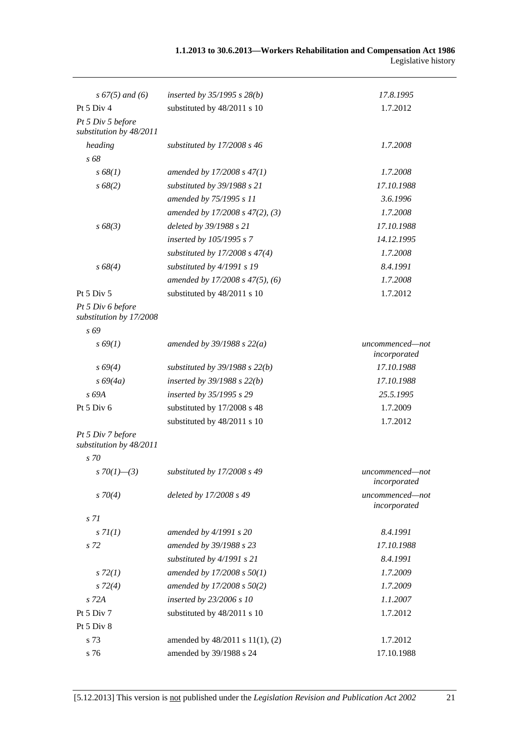| | | |
|---|---|---|
| *s 67(5) and (6)* | *inserted by 35/1995 s 28(b)* | *17.8.1995* |
| Pt 5 Div 4 | substituted by 48/2011 s 10 | 1.7.2012 |
| *Pt 5 Div 5 before substitution by 48/2011* | | |
| *heading* | *substituted by 17/2008 s 46* | *1.7.2008* |
| *s 68* | | |
| *s 68(1)* | *amended by 17/2008 s 47(1)* | *1.7.2008* |
| *s 68(2)* | *substituted by 39/1988 s 21* | *17.10.1988* |
| | *amended by 75/1995 s 11* | *3.6.1996* |
| | *amended by 17/2008 s 47(2), (3)* | *1.7.2008* |
| *s 68(3)* | *deleted by 39/1988 s 21* | *17.10.1988* |
| | *inserted by 105/1995 s 7* | *14.12.1995* |
| | *substituted by 17/2008 s 47(4)* | *1.7.2008* |
| *s 68(4)* | *substituted by 4/1991 s 19* | *8.4.1991* |
| | *amended by 17/2008 s 47(5), (6)* | *1.7.2008* |
| Pt 5 Div 5 | substituted by 48/2011 s 10 | 1.7.2012 |
| *Pt 5 Div 6 before substitution by 17/2008* | | |
| *s 69* | | |
| *s 69(1)* | *amended by 39/1988 s 22(a)* | *uncommenced—not incorporated* |
| *s 69(4)* | *substituted by 39/1988 s 22(b)* | *17.10.1988* |
| *s 69(4a)* | *inserted by 39/1988 s 22(b)* | *17.10.1988* |
| *s 69A* | *inserted by 35/1995 s 29* | *25.5.1995* |
| Pt 5 Div 6 | substituted by 17/2008 s 48 | 1.7.2009 |
| | substituted by 48/2011 s 10 | 1.7.2012 |
| *Pt 5 Div 7 before substitution by 48/2011* | | |
| *s 70* | | |
| *s 70(1)—(3)* | *substituted by 17/2008 s 49* | *uncommenced—not incorporated* |
| *s 70(4)* | *deleted by 17/2008 s 49* | *uncommenced—not incorporated* |
| *s 71* | | |
| *s 71(1)* | *amended by 4/1991 s 20* | *8.4.1991* |
| *s 72* | *amended by 39/1988 s 23* | *17.10.1988* |
| | *substituted by 4/1991 s 21* | *8.4.1991* |
| *s 72(1)* | *amended by 17/2008 s 50(1)* | *1.7.2009* |
| *s 72(4)* | *amended by 17/2008 s 50(2)* | *1.7.2009* |
| *s 72A* | *inserted by 23/2006 s 10* | *1.1.2007* |
| Pt 5 Div 7 | substituted by 48/2011 s 10 | 1.7.2012 |
| Pt 5 Div 8 | | |
| s 73 | amended by 48/2011 s 11(1), (2) | 1.7.2012 |
| s 76 | amended by 39/1988 s 24 | 17.10.1988 |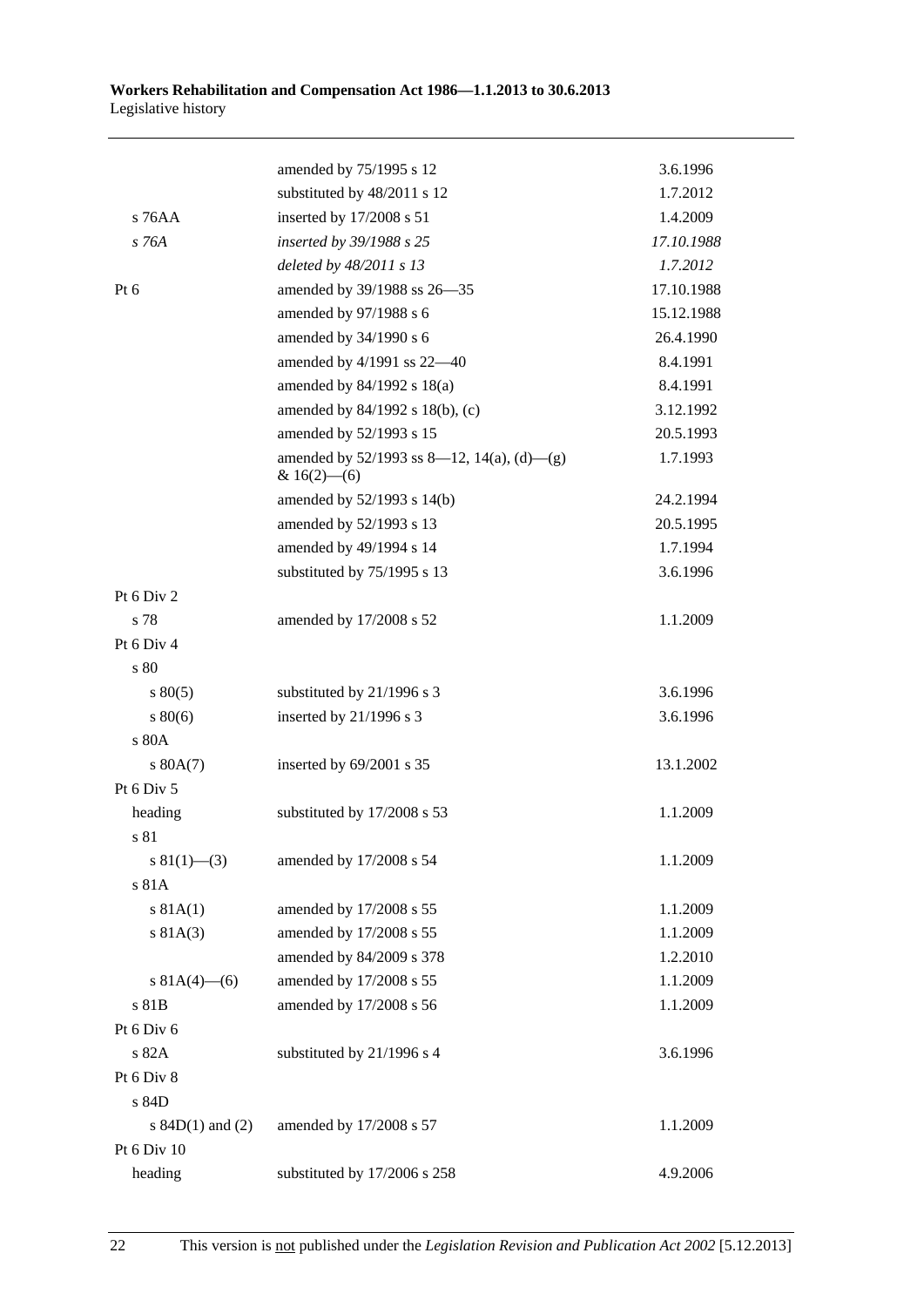| | | |
|---|---|---|
| | amended by 75/1995 s 12 | 3.6.1996 |
| | substituted by 48/2011 s 12 | 1.7.2012 |
| s 76AA | inserted by 17/2008 s 51 | 1.4.2009 |
| *s 76A* | *inserted by 39/1988 s 25* | *17.10.1988* |
| | *deleted by 48/2011 s 13* | *1.7.2012* |
| Pt 6 | amended by 39/1988 ss 26—35 | 17.10.1988 |
| | amended by 97/1988 s 6 | 15.12.1988 |
| | amended by 34/1990 s 6 | 26.4.1990 |
| | amended by 4/1991 ss 22—40 | 8.4.1991 |
| | amended by 84/1992 s 18(a) | 8.4.1991 |
| | amended by 84/1992 s 18(b), (c) | 3.12.1992 |
| | amended by 52/1993 s 15 | 20.5.1993 |
| | amended by 52/1993 ss 8—12, 14(a), (d)—(g) & 16(2)—(6) | 1.7.1993 |
| | amended by 52/1993 s 14(b) | 24.2.1994 |
| | amended by 52/1993 s 13 | 20.5.1995 |
| | amended by 49/1994 s 14 | 1.7.1994 |
| | substituted by 75/1995 s 13 | 3.6.1996 |
| Pt 6 Div 2 | | |
| s 78 | amended by 17/2008 s 52 | 1.1.2009 |
| Pt 6 Div 4 | | |
| s 80 | | |
| s 80(5) | substituted by 21/1996 s 3 | 3.6.1996 |
| s 80(6) | inserted by 21/1996 s 3 | 3.6.1996 |
| s 80A | | |
| s 80A(7) | inserted by 69/2001 s 35 | 13.1.2002 |
| Pt 6 Div 5 | | |
| heading | substituted by 17/2008 s 53 | 1.1.2009 |
| s 81 | | |
| s 81(1)—(3) | amended by 17/2008 s 54 | 1.1.2009 |
| s 81A | | |
| s 81A(1) | amended by 17/2008 s 55 | 1.1.2009 |
| s 81A(3) | amended by 17/2008 s 55 | 1.1.2009 |
| | amended by 84/2009 s 378 | 1.2.2010 |
| s 81A(4)—(6) | amended by 17/2008 s 55 | 1.1.2009 |
| s 81B | amended by 17/2008 s 56 | 1.1.2009 |
| Pt 6 Div 6 | | |
| s 82A | substituted by 21/1996 s 4 | 3.6.1996 |
| Pt 6 Div 8 | | |
| s 84D | | |
| s 84D(1) and (2) | amended by 17/2008 s 57 | 1.1.2009 |
| Pt 6 Div 10 | | |
| heading | substituted by 17/2006 s 258 | 4.9.2006 |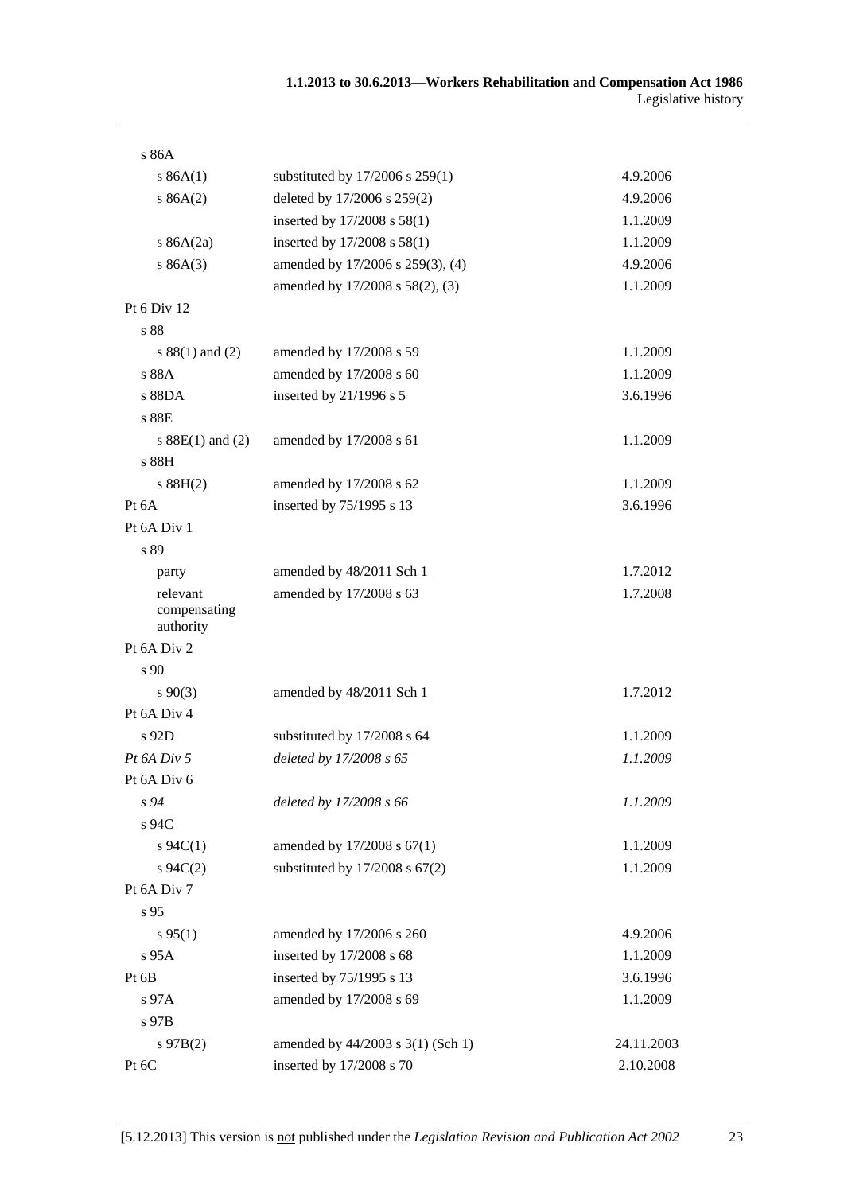| | | |
|---|---|---|
| s 86A | | |
| s 86A(1) | substituted by 17/2006 s 259(1) | 4.9.2006 |
| s 86A(2) | deleted by 17/2006 s 259(2) | 4.9.2006 |
| | inserted by 17/2008 s 58(1) | 1.1.2009 |
| s 86A(2a) | inserted by 17/2008 s 58(1) | 1.1.2009 |
| s 86A(3) | amended by 17/2006 s 259(3), (4) | 4.9.2006 |
| | amended by 17/2008 s 58(2), (3) | 1.1.2009 |
| Pt 6 Div 12 | | |
| s 88 | | |
| s 88(1) and (2) | amended by 17/2008 s 59 | 1.1.2009 |
| s 88A | amended by 17/2008 s 60 | 1.1.2009 |
| s 88DA | inserted by 21/1996 s 5 | 3.6.1996 |
| s 88E | | |
| s 88E(1) and (2) | amended by 17/2008 s 61 | 1.1.2009 |
| s 88H | | |
| s 88H(2) | amended by 17/2008 s 62 | 1.1.2009 |
| Pt 6A | inserted by 75/1995 s 13 | 3.6.1996 |
| Pt 6A Div 1 | | |
| s 89 | | |
| party | amended by 48/2011 Sch 1 | 1.7.2012 |
| relevant compensating authority | amended by 17/2008 s 63 | 1.7.2008 |
| Pt 6A Div 2 | | |
| s 90 | | |
| s 90(3) | amended by 48/2011 Sch 1 | 1.7.2012 |
| Pt 6A Div 4 | | |
| s 92D | substituted by 17/2008 s 64 | 1.1.2009 |
| *Pt 6A Div 5* | *deleted by 17/2008 s 65* | *1.1.2009* |
| Pt 6A Div 6 | | |
| *s 94* | *deleted by 17/2008 s 66* | *1.1.2009* |
| s 94C | | |
| s 94C(1) | amended by 17/2008 s 67(1) | 1.1.2009 |
| s 94C(2) | substituted by 17/2008 s 67(2) | 1.1.2009 |
| Pt 6A Div 7 | | |
| s 95 | | |
| s 95(1) | amended by 17/2006 s 260 | 4.9.2006 |
| s 95A | inserted by 17/2008 s 68 | 1.1.2009 |
| Pt 6B | inserted by 75/1995 s 13 | 3.6.1996 |
| s 97A | amended by 17/2008 s 69 | 1.1.2009 |
| s 97B | | |
| s 97B(2) | amended by 44/2003 s 3(1) (Sch 1) | 24.11.2003 |
| Pt 6C | inserted by 17/2008 s 70 | 2.10.2008 |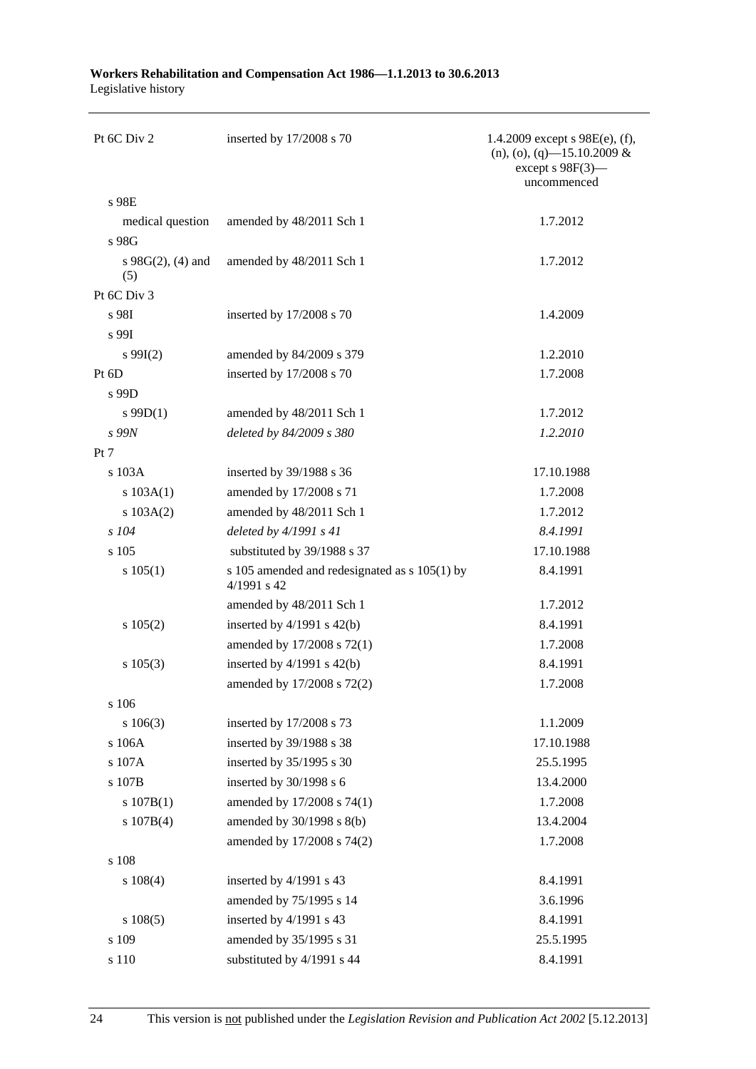| | | |
|---|---|---|
| Pt 6C Div 2 | inserted by 17/2008 s 70 | 1.4.2009 except s 98E(e), (f), (n), (o), (q)—15.10.2009 & except s 98F(3)—uncommenced |
| s 98E | | |
| medical question | amended by 48/2011 Sch 1 | 1.7.2012 |
| s 98G | | |
| s 98G(2), (4) and (5) | amended by 48/2011 Sch 1 | 1.7.2012 |
| Pt 6C Div 3 | | |
| s 98I | inserted by 17/2008 s 70 | 1.4.2009 |
| s 99I | | |
| s 99I(2) | amended by 84/2009 s 379 | 1.2.2010 |
| Pt 6D | inserted by 17/2008 s 70 | 1.7.2008 |
| s 99D | | |
| s 99D(1) | amended by 48/2011 Sch 1 | 1.7.2012 |
| *s 99N* | *deleted by 84/2009 s 380* | *1.2.2010* |
| Pt 7 | | |
| s 103A | inserted by 39/1988 s 36 | 17.10.1988 |
| s 103A(1) | amended by 17/2008 s 71 | 1.7.2008 |
| s 103A(2) | amended by 48/2011 Sch 1 | 1.7.2012 |
| *s 104* | *deleted by 4/1991 s 41* | *8.4.1991* |
| s 105 | substituted by 39/1988 s 37 | 17.10.1988 |
| s 105(1) | s 105 amended and redesignated as s 105(1) by 4/1991 s 42 | 8.4.1991 |
| | amended by 48/2011 Sch 1 | 1.7.2012 |
| s 105(2) | inserted by 4/1991 s 42(b) | 8.4.1991 |
| | amended by 17/2008 s 72(1) | 1.7.2008 |
| s 105(3) | inserted by 4/1991 s 42(b) | 8.4.1991 |
| | amended by 17/2008 s 72(2) | 1.7.2008 |
| s 106 | | |
| s 106(3) | inserted by 17/2008 s 73 | 1.1.2009 |
| s 106A | inserted by 39/1988 s 38 | 17.10.1988 |
| s 107A | inserted by 35/1995 s 30 | 25.5.1995 |
| s 107B | inserted by 30/1998 s 6 | 13.4.2000 |
| s 107B(1) | amended by 17/2008 s 74(1) | 1.7.2008 |
| s 107B(4) | amended by 30/1998 s 8(b) | 13.4.2004 |
| | amended by 17/2008 s 74(2) | 1.7.2008 |
| s 108 | | |
| s 108(4) | inserted by 4/1991 s 43 | 8.4.1991 |
| | amended by 75/1995 s 14 | 3.6.1996 |
| s 108(5) | inserted by 4/1991 s 43 | 8.4.1991 |
| s 109 | amended by 35/1995 s 31 | 25.5.1995 |
| s 110 | substituted by 4/1991 s 44 | 8.4.1991 |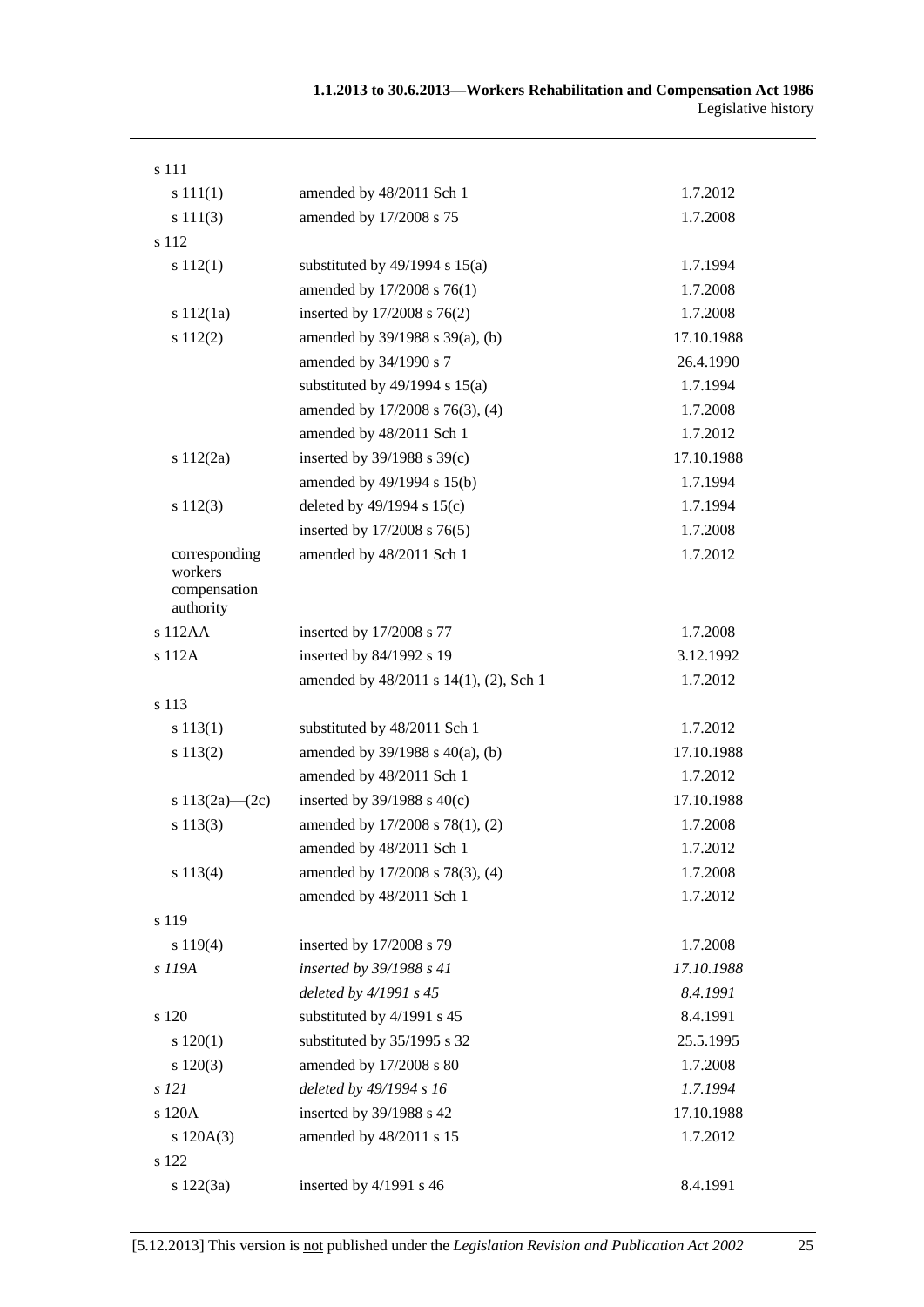| | | |
|---|---|---|
| s 111 | | |
| s 111(1) | amended by 48/2011 Sch 1 | 1.7.2012 |
| s 111(3) | amended by 17/2008 s 75 | 1.7.2008 |
| s 112 | | |
| s 112(1) | substituted by 49/1994 s 15(a) | 1.7.1994 |
| | amended by 17/2008 s 76(1) | 1.7.2008 |
| s 112(1a) | inserted by 17/2008 s 76(2) | 1.7.2008 |
| s 112(2) | amended by 39/1988 s 39(a), (b) | 17.10.1988 |
| | amended by 34/1990 s 7 | 26.4.1990 |
| | substituted by 49/1994 s 15(a) | 1.7.1994 |
| | amended by 17/2008 s 76(3), (4) | 1.7.2008 |
| | amended by 48/2011 Sch 1 | 1.7.2012 |
| s 112(2a) | inserted by 39/1988 s 39(c) | 17.10.1988 |
| | amended by 49/1994 s 15(b) | 1.7.1994 |
| s 112(3) | deleted by 49/1994 s 15(c) | 1.7.1994 |
| | inserted by 17/2008 s 76(5) | 1.7.2008 |
| corresponding workers compensation authority | amended by 48/2011 Sch 1 | 1.7.2012 |
| s 112AA | inserted by 17/2008 s 77 | 1.7.2008 |
| s 112A | inserted by 84/1992 s 19 | 3.12.1992 |
| | amended by 48/2011 s 14(1), (2), Sch 1 | 1.7.2012 |
| s 113 | | |
| s 113(1) | substituted by 48/2011 Sch 1 | 1.7.2012 |
| s 113(2) | amended by 39/1988 s 40(a), (b) | 17.10.1988 |
| | amended by 48/2011 Sch 1 | 1.7.2012 |
| s 113(2a)—(2c) | inserted by 39/1988 s 40(c) | 17.10.1988 |
| s 113(3) | amended by 17/2008 s 78(1), (2) | 1.7.2008 |
| | amended by 48/2011 Sch 1 | 1.7.2012 |
| s 113(4) | amended by 17/2008 s 78(3), (4) | 1.7.2008 |
| | amended by 48/2011 Sch 1 | 1.7.2012 |
| s 119 | | |
| s 119(4) | inserted by 17/2008 s 79 | 1.7.2008 |
| *s 119A* | *inserted by 39/1988 s 41* | *17.10.1988* |
| | *deleted by 4/1991 s 45* | *8.4.1991* |
| s 120 | substituted by 4/1991 s 45 | 8.4.1991 |
| s 120(1) | substituted by 35/1995 s 32 | 25.5.1995 |
| s 120(3) | amended by 17/2008 s 80 | 1.7.2008 |
| *s 121* | *deleted by 49/1994 s 16* | *1.7.1994* |
| s 120A | inserted by 39/1988 s 42 | 17.10.1988 |
| s 120A(3) | amended by 48/2011 s 15 | 1.7.2012 |
| s 122 | | |
| s 122(3a) | inserted by 4/1991 s 46 | 8.4.1991 |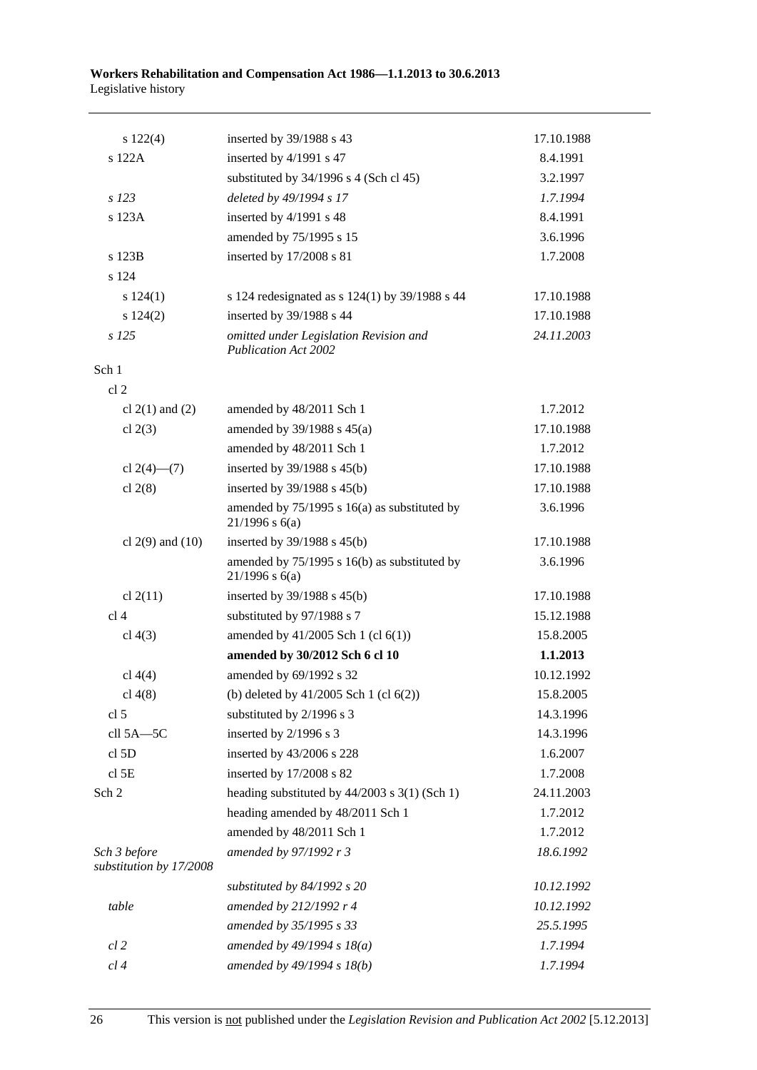| | | |
|---|---|---|
| s 122(4) | inserted by 39/1988 s 43 | 17.10.1988 |
| s 122A | inserted by 4/1991 s 47 | 8.4.1991 |
| | substituted by 34/1996 s 4 (Sch cl 45) | 3.2.1997 |
| *s 123* | *deleted by 49/1994 s 17* | *1.7.1994* |
| s 123A | inserted by 4/1991 s 48 | 8.4.1991 |
| | amended by 75/1995 s 15 | 3.6.1996 |
| s 123B | inserted by 17/2008 s 81 | 1.7.2008 |
| s 124 | | |
| s 124(1) | s 124 redesignated as s 124(1) by 39/1988 s 44 | 17.10.1988 |
| s 124(2) | inserted by 39/1988 s 44 | 17.10.1988 |
| *s 125* | *omitted under Legislation Revision and Publication Act 2002* | *24.11.2003* |
| Sch 1 | | |
| cl 2 | | |
| cl 2(1) and (2) | amended by 48/2011 Sch 1 | 1.7.2012 |
| cl 2(3) | amended by 39/1988 s 45(a) | 17.10.1988 |
| | amended by 48/2011 Sch 1 | 1.7.2012 |
| cl 2(4)—(7) | inserted by 39/1988 s 45(b) | 17.10.1988 |
| cl 2(8) | inserted by 39/1988 s 45(b) | 17.10.1988 |
| | amended by 75/1995 s 16(a) as substituted by 21/1996 s 6(a) | 3.6.1996 |
| cl 2(9) and (10) | inserted by 39/1988 s 45(b) | 17.10.1988 |
| | amended by 75/1995 s 16(b) as substituted by 21/1996 s 6(a) | 3.6.1996 |
| cl 2(11) | inserted by 39/1988 s 45(b) | 17.10.1988 |
| cl 4 | substituted by 97/1988 s 7 | 15.12.1988 |
| cl 4(3) | amended by 41/2005 Sch 1 (cl 6(1)) | 15.8.2005 |
| | **amended by 30/2012 Sch 6 cl 10** | **1.1.2013** |
| cl 4(4) | amended by 69/1992 s 32 | 10.12.1992 |
| cl 4(8) | (b) deleted by 41/2005 Sch 1 (cl 6(2)) | 15.8.2005 |
| cl 5 | substituted by 2/1996 s 3 | 14.3.1996 |
| cll 5A—5C | inserted by 2/1996 s 3 | 14.3.1996 |
| cl 5D | inserted by 43/2006 s 228 | 1.6.2007 |
| cl 5E | inserted by 17/2008 s 82 | 1.7.2008 |
| Sch 2 | heading substituted by 44/2003 s 3(1) (Sch 1) | 24.11.2003 |
| | heading amended by 48/2011 Sch 1 | 1.7.2012 |
| | amended by 48/2011 Sch 1 | 1.7.2012 |
| *Sch 3 before substitution by 17/2008* | *amended by 97/1992 r 3* | *18.6.1992* |
| | *substituted by 84/1992 s 20* | *10.12.1992* |
| *table* | *amended by 212/1992 r 4* | *10.12.1992* |
| | *amended by 35/1995 s 33* | *25.5.1995* |
| *cl 2* | *amended by 49/1994 s 18(a)* | *1.7.1994* |
| *cl 4* | *amended by 49/1994 s 18(b)* | *1.7.1994* |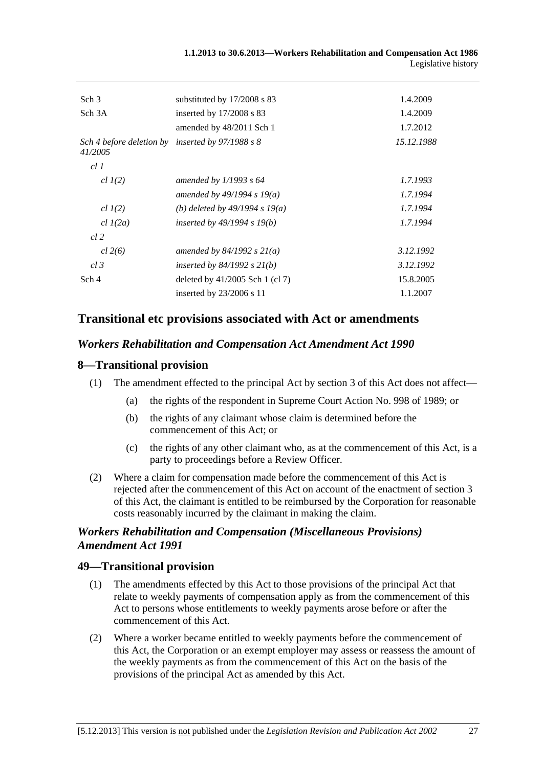| | | |
|---|---|---|
| Sch 3 | substituted by 17/2008 s 83 | 1.4.2009 |
| Sch 3A | inserted by 17/2008 s 83 | 1.4.2009 |
| | amended by 48/2011 Sch 1 | 1.7.2012 |
| *Sch 4 before deletion by 41/2005* | *inserted by 97/1988 s 8* | *15.12.1988* |
| *cl 1* | | |
| *cl 1(2)* | *amended by 1/1993 s 64* | *1.7.1993* |
| | *amended by 49/1994 s 19(a)* | *1.7.1994* |
| *cl 1(2)* | *(b) deleted by 49/1994 s 19(a)* | *1.7.1994* |
| *cl 1(2a)* | *inserted by 49/1994 s 19(b)* | *1.7.1994* |
| *cl 2* | | |
| *cl 2(6)* | *amended by 84/1992 s 21(a)* | *3.12.1992* |
| *cl 3* | *inserted by 84/1992 s 21(b)* | *3.12.1992* |
| Sch 4 | deleted by 41/2005 Sch 1 (cl 7) | 15.8.2005 |
| | inserted by 23/2006 s 11 | 1.1.2007 |

## Transitional etc provisions associated with Act or amendments

### *Workers Rehabilitation and Compensation Act Amendment Act 1990*

### 8—Transitional provision

(1) The amendment effected to the principal Act by section 3 of this Act does not affect—

(a) the rights of the respondent in Supreme Court Action No. 998 of 1989; or

(b) the rights of any claimant whose claim is determined before the commencement of this Act; or

(c) the rights of any other claimant who, as at the commencement of this Act, is a party to proceedings before a Review Officer.

(2) Where a claim for compensation made before the commencement of this Act is rejected after the commencement of this Act on account of the enactment of section 3 of this Act, the claimant is entitled to be reimbursed by the Corporation for reasonable costs reasonably incurred by the claimant in making the claim.

### *Workers Rehabilitation and Compensation (Miscellaneous Provisions) Amendment Act 1991*

### 49—Transitional provision

(1) The amendments effected by this Act to those provisions of the principal Act that relate to weekly payments of compensation apply as from the commencement of this Act to persons whose entitlements to weekly payments arose before or after the commencement of this Act.

(2) Where a worker became entitled to weekly payments before the commencement of this Act, the Corporation or an exempt employer may assess or reassess the amount of the weekly payments as from the commencement of this Act on the basis of the provisions of the principal Act as amended by this Act.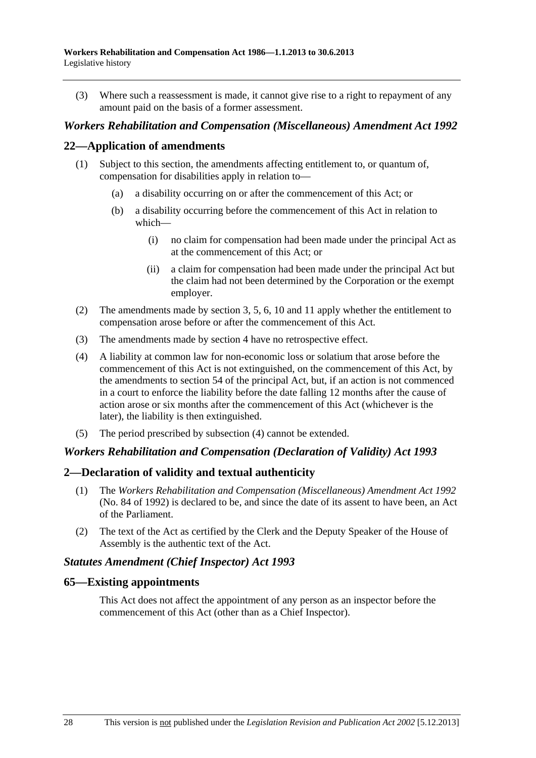(3) Where such a reassessment is made, it cannot give rise to a right to repayment of any amount paid on the basis of a former assessment.

### *Workers Rehabilitation and Compensation (Miscellaneous) Amendment Act 1992*

## 22—Application of amendments

(1) Subject to this section, the amendments affecting entitlement to, or quantum of, compensation for disabilities apply in relation to—

- (a) a disability occurring on or after the commencement of this Act; or
- (b) a disability occurring before the commencement of this Act in relation to which—
  - (i) no claim for compensation had been made under the principal Act as at the commencement of this Act; or
  - (ii) a claim for compensation had been made under the principal Act but the claim had not been determined by the Corporation or the exempt employer.

(2) The amendments made by section 3, 5, 6, 10 and 11 apply whether the entitlement to compensation arose before or after the commencement of this Act.

(3) The amendments made by section 4 have no retrospective effect.

(4) A liability at common law for non-economic loss or solatium that arose before the commencement of this Act is not extinguished, on the commencement of this Act, by the amendments to section 54 of the principal Act, but, if an action is not commenced in a court to enforce the liability before the date falling 12 months after the cause of action arose or six months after the commencement of this Act (whichever is the later), the liability is then extinguished.

(5) The period prescribed by subsection (4) cannot be extended.

### *Workers Rehabilitation and Compensation (Declaration of Validity) Act 1993*

## 2—Declaration of validity and textual authenticity

(1) The *Workers Rehabilitation and Compensation (Miscellaneous) Amendment Act 1992* (No. 84 of 1992) is declared to be, and since the date of its assent to have been, an Act of the Parliament.

(2) The text of the Act as certified by the Clerk and the Deputy Speaker of the House of Assembly is the authentic text of the Act.

### *Statutes Amendment (Chief Inspector) Act 1993*

## 65—Existing appointments

This Act does not affect the appointment of any person as an inspector before the commencement of this Act (other than as a Chief Inspector).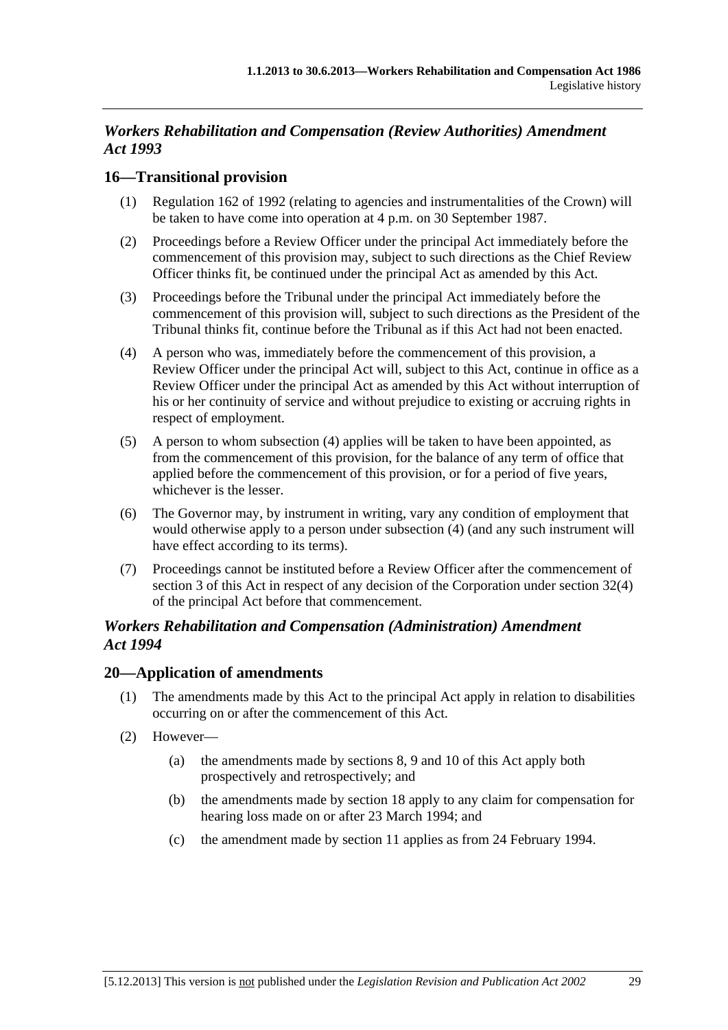## *Workers Rehabilitation and Compensation (Review Authorities) Amendment Act 1993*

### 16—Transitional provision

(1) Regulation 162 of 1992 (relating to agencies and instrumentalities of the Crown) will be taken to have come into operation at 4 p.m. on 30 September 1987.

(2) Proceedings before a Review Officer under the principal Act immediately before the commencement of this provision may, subject to such directions as the Chief Review Officer thinks fit, be continued under the principal Act as amended by this Act.

(3) Proceedings before the Tribunal under the principal Act immediately before the commencement of this provision will, subject to such directions as the President of the Tribunal thinks fit, continue before the Tribunal as if this Act had not been enacted.

(4) A person who was, immediately before the commencement of this provision, a Review Officer under the principal Act will, subject to this Act, continue in office as a Review Officer under the principal Act as amended by this Act without interruption of his or her continuity of service and without prejudice to existing or accruing rights in respect of employment.

(5) A person to whom subsection (4) applies will be taken to have been appointed, as from the commencement of this provision, for the balance of any term of office that applied before the commencement of this provision, or for a period of five years, whichever is the lesser.

(6) The Governor may, by instrument in writing, vary any condition of employment that would otherwise apply to a person under subsection (4) (and any such instrument will have effect according to its terms).

(7) Proceedings cannot be instituted before a Review Officer after the commencement of section 3 of this Act in respect of any decision of the Corporation under section 32(4) of the principal Act before that commencement.

## *Workers Rehabilitation and Compensation (Administration) Amendment Act 1994*

### 20—Application of amendments

(1) The amendments made by this Act to the principal Act apply in relation to disabilities occurring on or after the commencement of this Act.

(2) However—

(a) the amendments made by sections 8, 9 and 10 of this Act apply both prospectively and retrospectively; and

(b) the amendments made by section 18 apply to any claim for compensation for hearing loss made on or after 23 March 1994; and

(c) the amendment made by section 11 applies as from 24 February 1994.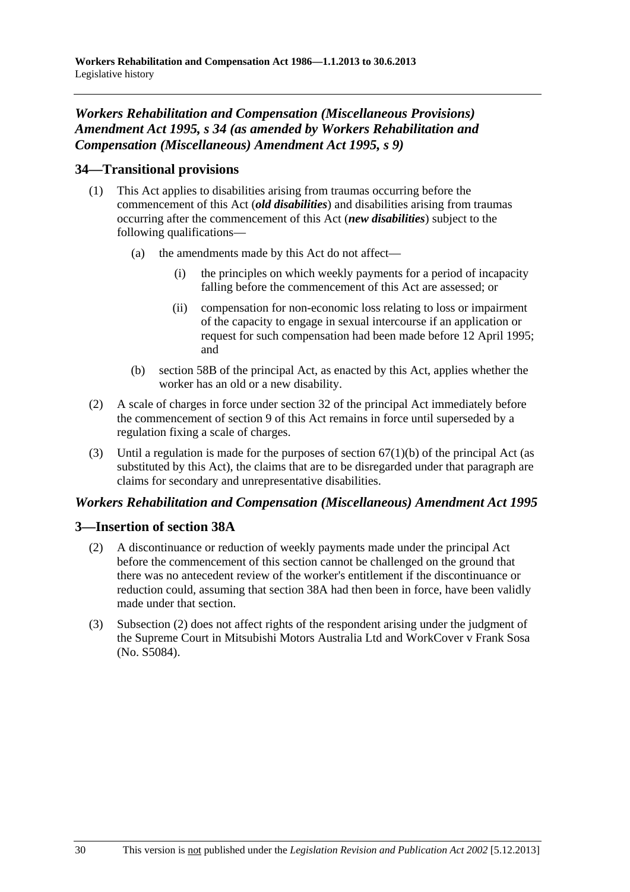### *Workers Rehabilitation and Compensation (Miscellaneous Provisions) Amendment Act 1995, s 34 (as amended by Workers Rehabilitation and Compensation (Miscellaneous) Amendment Act 1995, s 9)*

## 34—Transitional provisions

(1) This Act applies to disabilities arising from traumas occurring before the commencement of this Act (***old disabilities***) and disabilities arising from traumas occurring after the commencement of this Act (***new disabilities***) subject to the following qualifications—

   (a) the amendments made by this Act do not affect—

      (i) the principles on which weekly payments for a period of incapacity falling before the commencement of this Act are assessed; or

      (ii) compensation for non-economic loss relating to loss or impairment of the capacity to engage in sexual intercourse if an application or request for such compensation had been made before 12 April 1995; and

   (b) section 58B of the principal Act, as enacted by this Act, applies whether the worker has an old or a new disability.

(2) A scale of charges in force under section 32 of the principal Act immediately before the commencement of section 9 of this Act remains in force until superseded by a regulation fixing a scale of charges.

(3) Until a regulation is made for the purposes of section 67(1)(b) of the principal Act (as substituted by this Act), the claims that are to be disregarded under that paragraph are claims for secondary and unrepresentative disabilities.

### *Workers Rehabilitation and Compensation (Miscellaneous) Amendment Act 1995*

## 3—Insertion of section 38A

(2) A discontinuance or reduction of weekly payments made under the principal Act before the commencement of this section cannot be challenged on the ground that there was no antecedent review of the worker's entitlement if the discontinuance or reduction could, assuming that section 38A had then been in force, have been validly made under that section.

(3) Subsection (2) does not affect rights of the respondent arising under the judgment of the Supreme Court in Mitsubishi Motors Australia Ltd and WorkCover v Frank Sosa (No. S5084).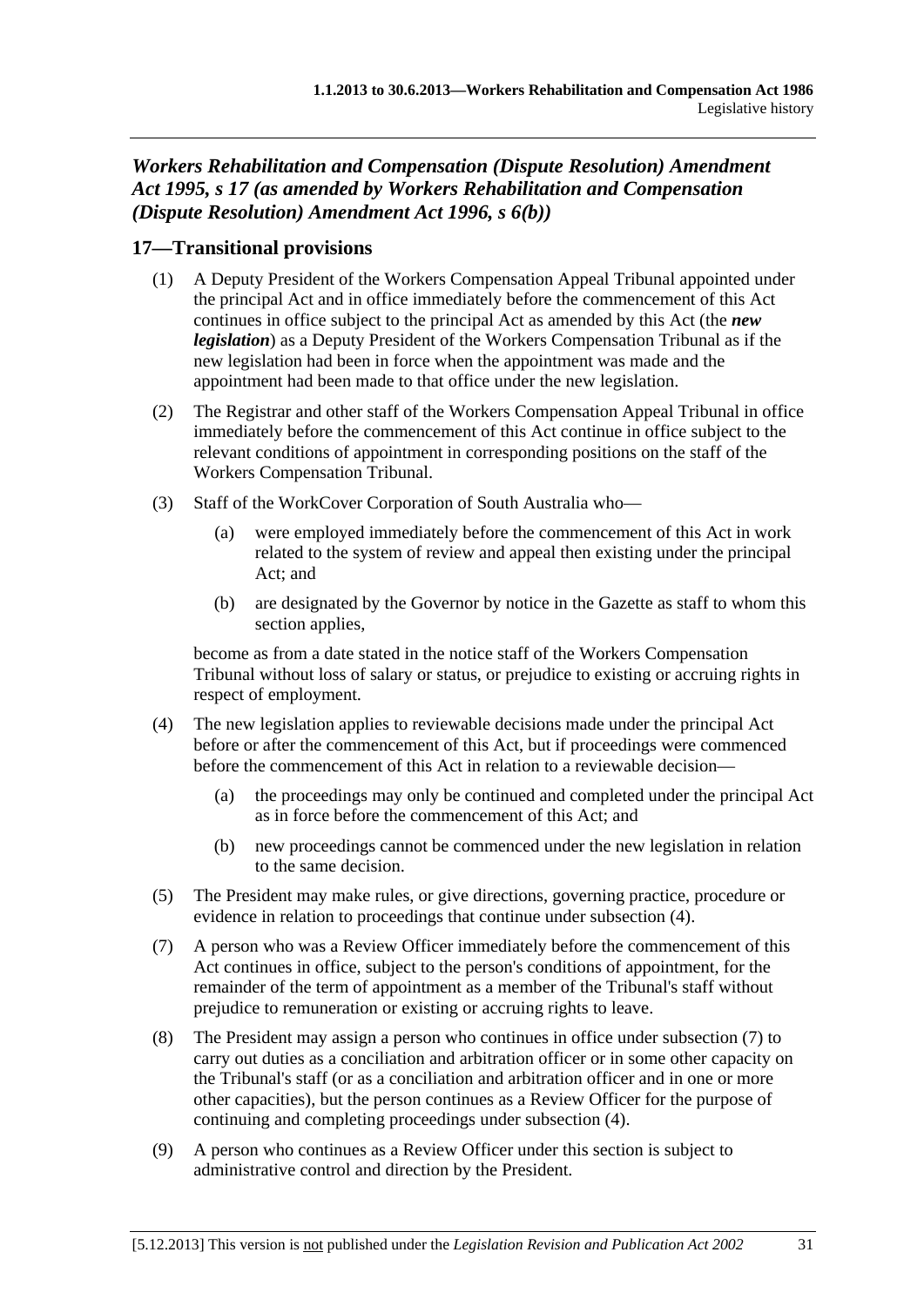### *Workers Rehabilitation and Compensation (Dispute Resolution) Amendment Act 1995, s 17 (as amended by Workers Rehabilitation and Compensation (Dispute Resolution) Amendment Act 1996, s 6(b))*

## 17—Transitional provisions

(1) A Deputy President of the Workers Compensation Appeal Tribunal appointed under the principal Act and in office immediately before the commencement of this Act continues in office subject to the principal Act as amended by this Act (the ***new legislation***) as a Deputy President of the Workers Compensation Tribunal as if the new legislation had been in force when the appointment was made and the appointment had been made to that office under the new legislation.

(2) The Registrar and other staff of the Workers Compensation Appeal Tribunal in office immediately before the commencement of this Act continue in office subject to the relevant conditions of appointment in corresponding positions on the staff of the Workers Compensation Tribunal.

(3) Staff of the WorkCover Corporation of South Australia who—

(a) were employed immediately before the commencement of this Act in work related to the system of review and appeal then existing under the principal Act; and

(b) are designated by the Governor by notice in the Gazette as staff to whom this section applies,

become as from a date stated in the notice staff of the Workers Compensation Tribunal without loss of salary or status, or prejudice to existing or accruing rights in respect of employment.

(4) The new legislation applies to reviewable decisions made under the principal Act before or after the commencement of this Act, but if proceedings were commenced before the commencement of this Act in relation to a reviewable decision—

(a) the proceedings may only be continued and completed under the principal Act as in force before the commencement of this Act; and

(b) new proceedings cannot be commenced under the new legislation in relation to the same decision.

(5) The President may make rules, or give directions, governing practice, procedure or evidence in relation to proceedings that continue under subsection (4).

(7) A person who was a Review Officer immediately before the commencement of this Act continues in office, subject to the person's conditions of appointment, for the remainder of the term of appointment as a member of the Tribunal's staff without prejudice to remuneration or existing or accruing rights to leave.

(8) The President may assign a person who continues in office under subsection (7) to carry out duties as a conciliation and arbitration officer or in some other capacity on the Tribunal's staff (or as a conciliation and arbitration officer and in one or more other capacities), but the person continues as a Review Officer for the purpose of continuing and completing proceedings under subsection (4).

(9) A person who continues as a Review Officer under this section is subject to administrative control and direction by the President.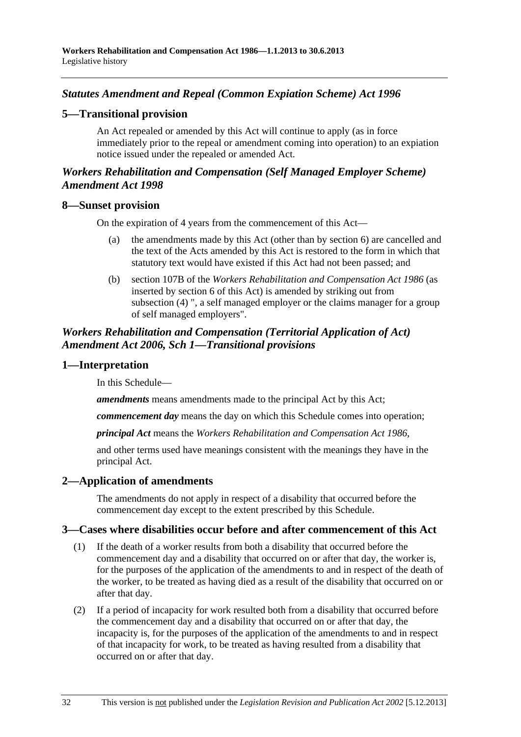## *Statutes Amendment and Repeal (Common Expiation Scheme) Act 1996*

### 5—Transitional provision

An Act repealed or amended by this Act will continue to apply (as in force immediately prior to the repeal or amendment coming into operation) to an expiation notice issued under the repealed or amended Act.

## *Workers Rehabilitation and Compensation (Self Managed Employer Scheme) Amendment Act 1998*

### 8—Sunset provision

On the expiration of 4 years from the commencement of this Act—

(a) the amendments made by this Act (other than by section 6) are cancelled and the text of the Acts amended by this Act is restored to the form in which that statutory text would have existed if this Act had not been passed; and

(b) section 107B of the *Workers Rehabilitation and Compensation Act 1986* (as inserted by section 6 of this Act) is amended by striking out from subsection (4) ", a self managed employer or the claims manager for a group of self managed employers".

## *Workers Rehabilitation and Compensation (Territorial Application of Act) Amendment Act 2006, Sch 1—Transitional provisions*

### 1—Interpretation

In this Schedule—

***amendments*** means amendments made to the principal Act by this Act;

***commencement day*** means the day on which this Schedule comes into operation;

***principal Act*** means the *Workers Rehabilitation and Compensation Act 1986*,

and other terms used have meanings consistent with the meanings they have in the principal Act.

### 2—Application of amendments

The amendments do not apply in respect of a disability that occurred before the commencement day except to the extent prescribed by this Schedule.

### 3—Cases where disabilities occur before and after commencement of this Act

(1) If the death of a worker results from both a disability that occurred before the commencement day and a disability that occurred on or after that day, the worker is, for the purposes of the application of the amendments to and in respect of the death of the worker, to be treated as having died as a result of the disability that occurred on or after that day.

(2) If a period of incapacity for work resulted both from a disability that occurred before the commencement day and a disability that occurred on or after that day, the incapacity is, for the purposes of the application of the amendments to and in respect of that incapacity for work, to be treated as having resulted from a disability that occurred on or after that day.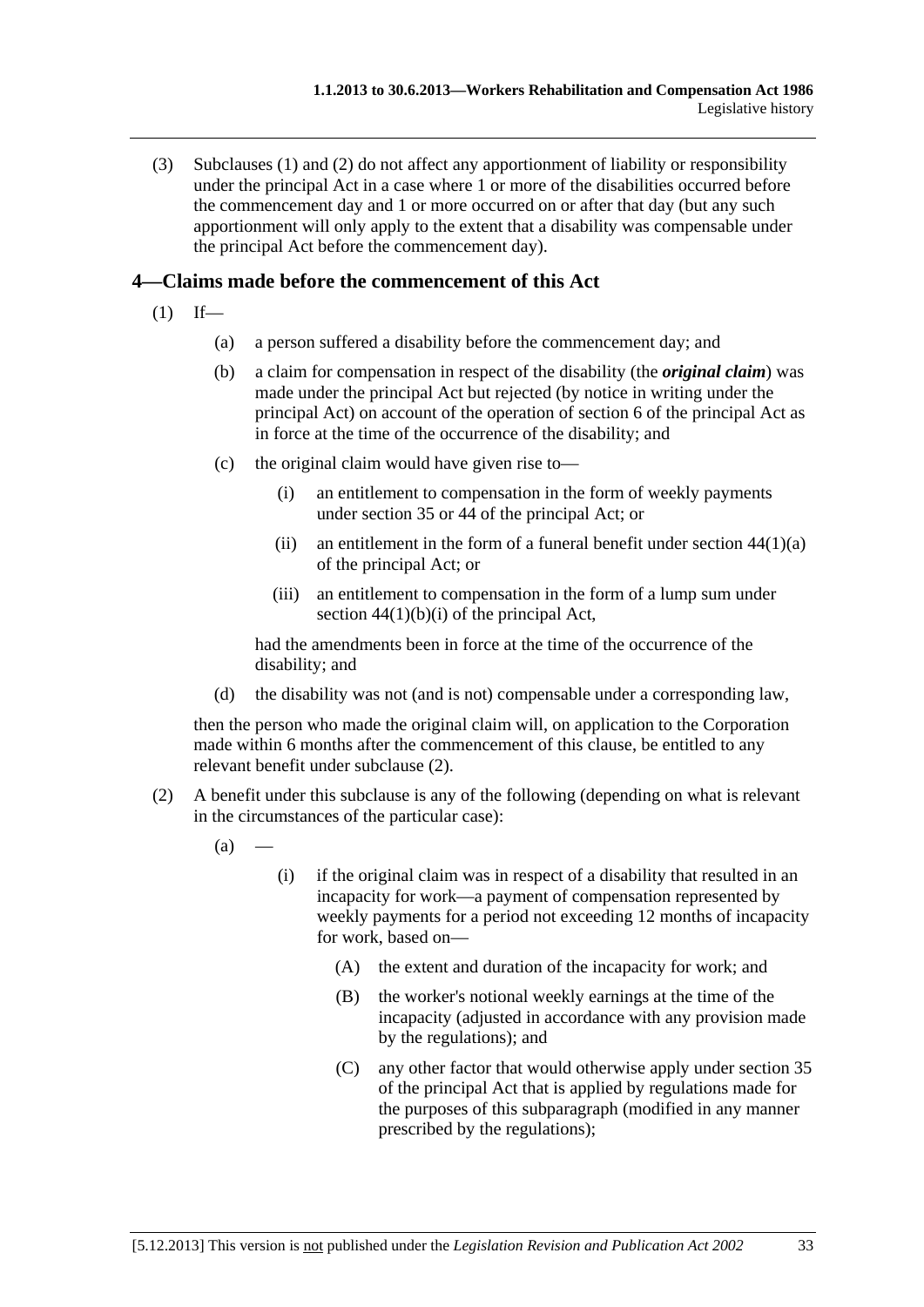(3) Subclauses (1) and (2) do not affect any apportionment of liability or responsibility under the principal Act in a case where 1 or more of the disabilities occurred before the commencement day and 1 or more occurred on or after that day (but any such apportionment will only apply to the extent that a disability was compensable under the principal Act before the commencement day).

## 4—Claims made before the commencement of this Act

(1) If—

(a) a person suffered a disability before the commencement day; and

(b) a claim for compensation in respect of the disability (the ***original claim***) was made under the principal Act but rejected (by notice in writing under the principal Act) on account of the operation of section 6 of the principal Act as in force at the time of the occurrence of the disability; and

(c) the original claim would have given rise to—

(i) an entitlement to compensation in the form of weekly payments under section 35 or 44 of the principal Act; or

(ii) an entitlement in the form of a funeral benefit under section 44(1)(a) of the principal Act; or

(iii) an entitlement to compensation in the form of a lump sum under section 44(1)(b)(i) of the principal Act,

had the amendments been in force at the time of the occurrence of the disability; and

(d) the disability was not (and is not) compensable under a corresponding law,

then the person who made the original claim will, on application to the Corporation made within 6 months after the commencement of this clause, be entitled to any relevant benefit under subclause (2).

(2) A benefit under this subclause is any of the following (depending on what is relevant in the circumstances of the particular case):

(a) —

(i) if the original claim was in respect of a disability that resulted in an incapacity for work—a payment of compensation represented by weekly payments for a period not exceeding 12 months of incapacity for work, based on—

(A) the extent and duration of the incapacity for work; and

(B) the worker's notional weekly earnings at the time of the incapacity (adjusted in accordance with any provision made by the regulations); and

(C) any other factor that would otherwise apply under section 35 of the principal Act that is applied by regulations made for the purposes of this subparagraph (modified in any manner prescribed by the regulations);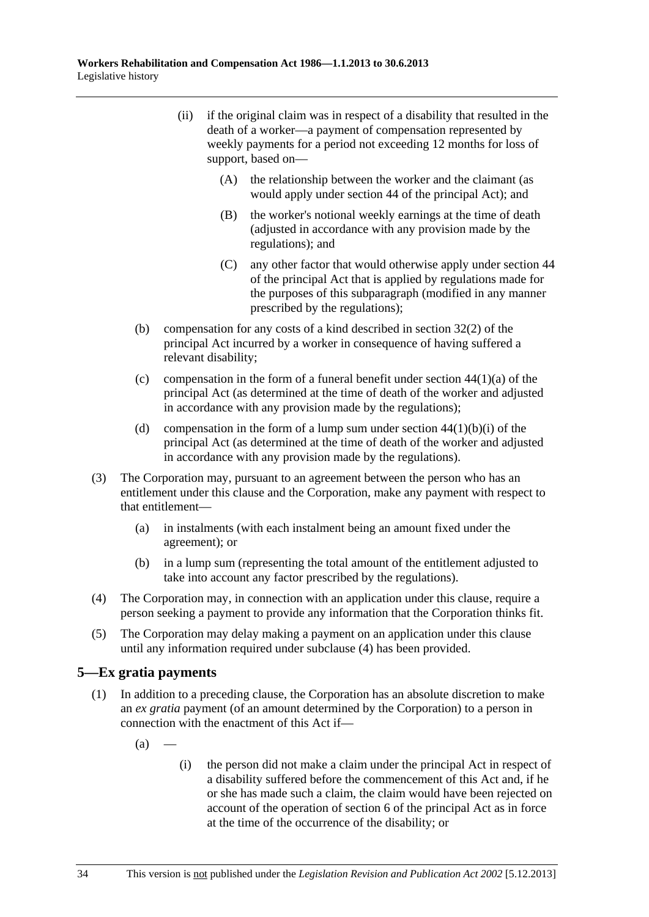(ii) if the original claim was in respect of a disability that resulted in the death of a worker—a payment of compensation represented by weekly payments for a period not exceeding 12 months for loss of support, based on—

(A) the relationship between the worker and the claimant (as would apply under section 44 of the principal Act); and

(B) the worker's notional weekly earnings at the time of death (adjusted in accordance with any provision made by the regulations); and

(C) any other factor that would otherwise apply under section 44 of the principal Act that is applied by regulations made for the purposes of this subparagraph (modified in any manner prescribed by the regulations);

(b) compensation for any costs of a kind described in section 32(2) of the principal Act incurred by a worker in consequence of having suffered a relevant disability;

(c) compensation in the form of a funeral benefit under section 44(1)(a) of the principal Act (as determined at the time of death of the worker and adjusted in accordance with any provision made by the regulations);

(d) compensation in the form of a lump sum under section 44(1)(b)(i) of the principal Act (as determined at the time of death of the worker and adjusted in accordance with any provision made by the regulations).

(3) The Corporation may, pursuant to an agreement between the person who has an entitlement under this clause and the Corporation, make any payment with respect to that entitlement—

(a) in instalments (with each instalment being an amount fixed under the agreement); or

(b) in a lump sum (representing the total amount of the entitlement adjusted to take into account any factor prescribed by the regulations).

(4) The Corporation may, in connection with an application under this clause, require a person seeking a payment to provide any information that the Corporation thinks fit.

(5) The Corporation may delay making a payment on an application under this clause until any information required under subclause (4) has been provided.

## 5—Ex gratia payments

(1) In addition to a preceding clause, the Corporation has an absolute discretion to make an *ex gratia* payment (of an amount determined by the Corporation) to a person in connection with the enactment of this Act if—

(a) —

(i) the person did not make a claim under the principal Act in respect of a disability suffered before the commencement of this Act and, if he or she has made such a claim, the claim would have been rejected on account of the operation of section 6 of the principal Act as in force at the time of the occurrence of the disability; or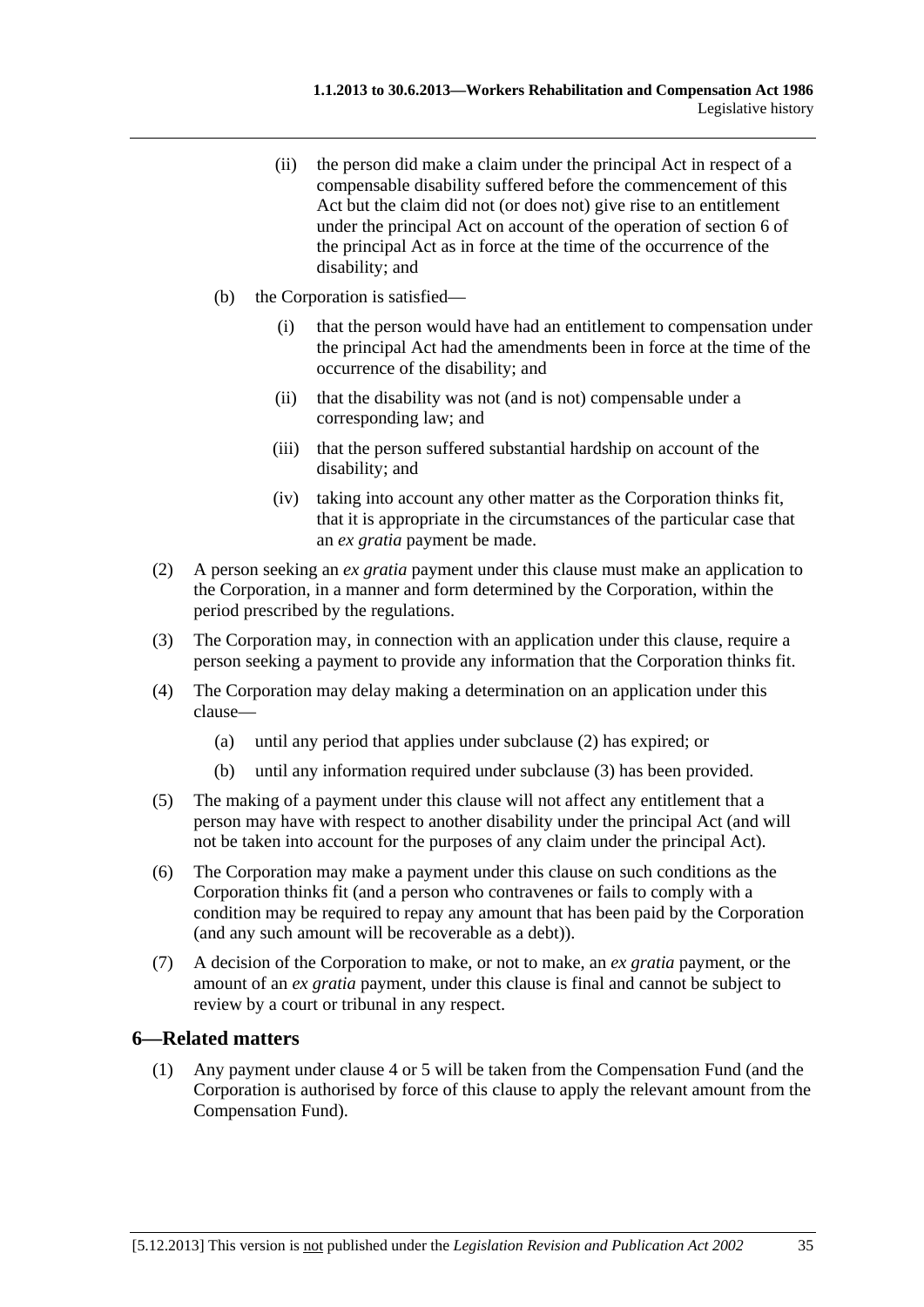(ii) the person did make a claim under the principal Act in respect of a compensable disability suffered before the commencement of this Act but the claim did not (or does not) give rise to an entitlement under the principal Act on account of the operation of section 6 of the principal Act as in force at the time of the occurrence of the disability; and

(b) the Corporation is satisfied—

(i) that the person would have had an entitlement to compensation under the principal Act had the amendments been in force at the time of the occurrence of the disability; and

(ii) that the disability was not (and is not) compensable under a corresponding law; and

(iii) that the person suffered substantial hardship on account of the disability; and

(iv) taking into account any other matter as the Corporation thinks fit, that it is appropriate in the circumstances of the particular case that an *ex gratia* payment be made.

(2) A person seeking an *ex gratia* payment under this clause must make an application to the Corporation, in a manner and form determined by the Corporation, within the period prescribed by the regulations.

(3) The Corporation may, in connection with an application under this clause, require a person seeking a payment to provide any information that the Corporation thinks fit.

(4) The Corporation may delay making a determination on an application under this clause—

(a) until any period that applies under subclause (2) has expired; or

(b) until any information required under subclause (3) has been provided.

(5) The making of a payment under this clause will not affect any entitlement that a person may have with respect to another disability under the principal Act (and will not be taken into account for the purposes of any claim under the principal Act).

(6) The Corporation may make a payment under this clause on such conditions as the Corporation thinks fit (and a person who contravenes or fails to comply with a condition may be required to repay any amount that has been paid by the Corporation (and any such amount will be recoverable as a debt)).

(7) A decision of the Corporation to make, or not to make, an *ex gratia* payment, or the amount of an *ex gratia* payment, under this clause is final and cannot be subject to review by a court or tribunal in any respect.

## 6—Related matters

(1) Any payment under clause 4 or 5 will be taken from the Compensation Fund (and the Corporation is authorised by force of this clause to apply the relevant amount from the Compensation Fund).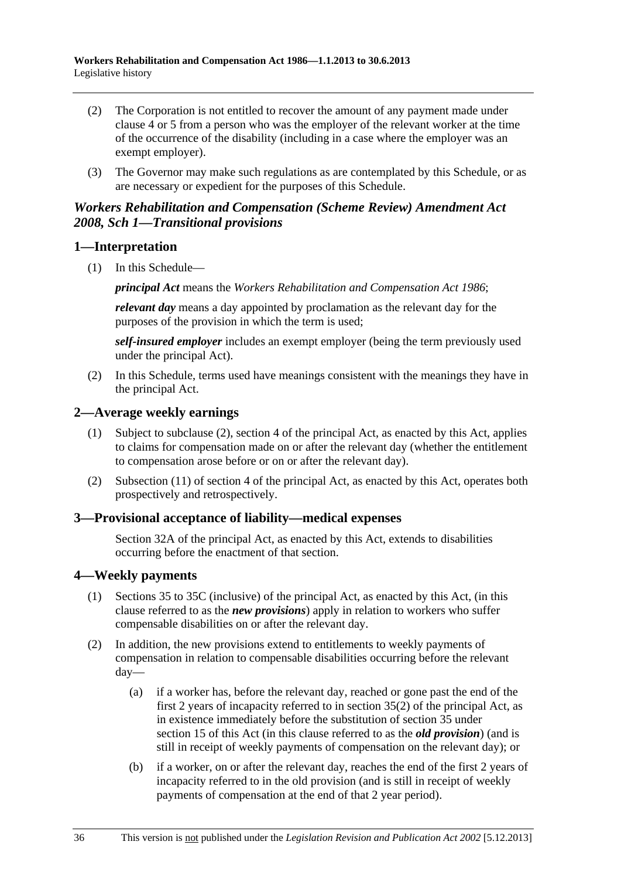(2) The Corporation is not entitled to recover the amount of any payment made under clause 4 or 5 from a person who was the employer of the relevant worker at the time of the occurrence of the disability (including in a case where the employer was an exempt employer).

(3) The Governor may make such regulations as are contemplated by this Schedule, or as are necessary or expedient for the purposes of this Schedule.

## *Workers Rehabilitation and Compensation (Scheme Review) Amendment Act 2008, Sch 1—Transitional provisions*

### 1—Interpretation

(1) In this Schedule—

***principal Act*** means the *Workers Rehabilitation and Compensation Act 1986*;

***relevant day*** means a day appointed by proclamation as the relevant day for the purposes of the provision in which the term is used;

***self-insured employer*** includes an exempt employer (being the term previously used under the principal Act).

(2) In this Schedule, terms used have meanings consistent with the meanings they have in the principal Act.

### 2—Average weekly earnings

(1) Subject to subclause (2), section 4 of the principal Act, as enacted by this Act, applies to claims for compensation made on or after the relevant day (whether the entitlement to compensation arose before or on or after the relevant day).

(2) Subsection (11) of section 4 of the principal Act, as enacted by this Act, operates both prospectively and retrospectively.

### 3—Provisional acceptance of liability—medical expenses

Section 32A of the principal Act, as enacted by this Act, extends to disabilities occurring before the enactment of that section.

### 4—Weekly payments

(1) Sections 35 to 35C (inclusive) of the principal Act, as enacted by this Act, (in this clause referred to as the ***new provisions***) apply in relation to workers who suffer compensable disabilities on or after the relevant day.

(2) In addition, the new provisions extend to entitlements to weekly payments of compensation in relation to compensable disabilities occurring before the relevant day—

(a) if a worker has, before the relevant day, reached or gone past the end of the first 2 years of incapacity referred to in section 35(2) of the principal Act, as in existence immediately before the substitution of section 35 under section 15 of this Act (in this clause referred to as the ***old provision***) (and is still in receipt of weekly payments of compensation on the relevant day); or

(b) if a worker, on or after the relevant day, reaches the end of the first 2 years of incapacity referred to in the old provision (and is still in receipt of weekly payments of compensation at the end of that 2 year period).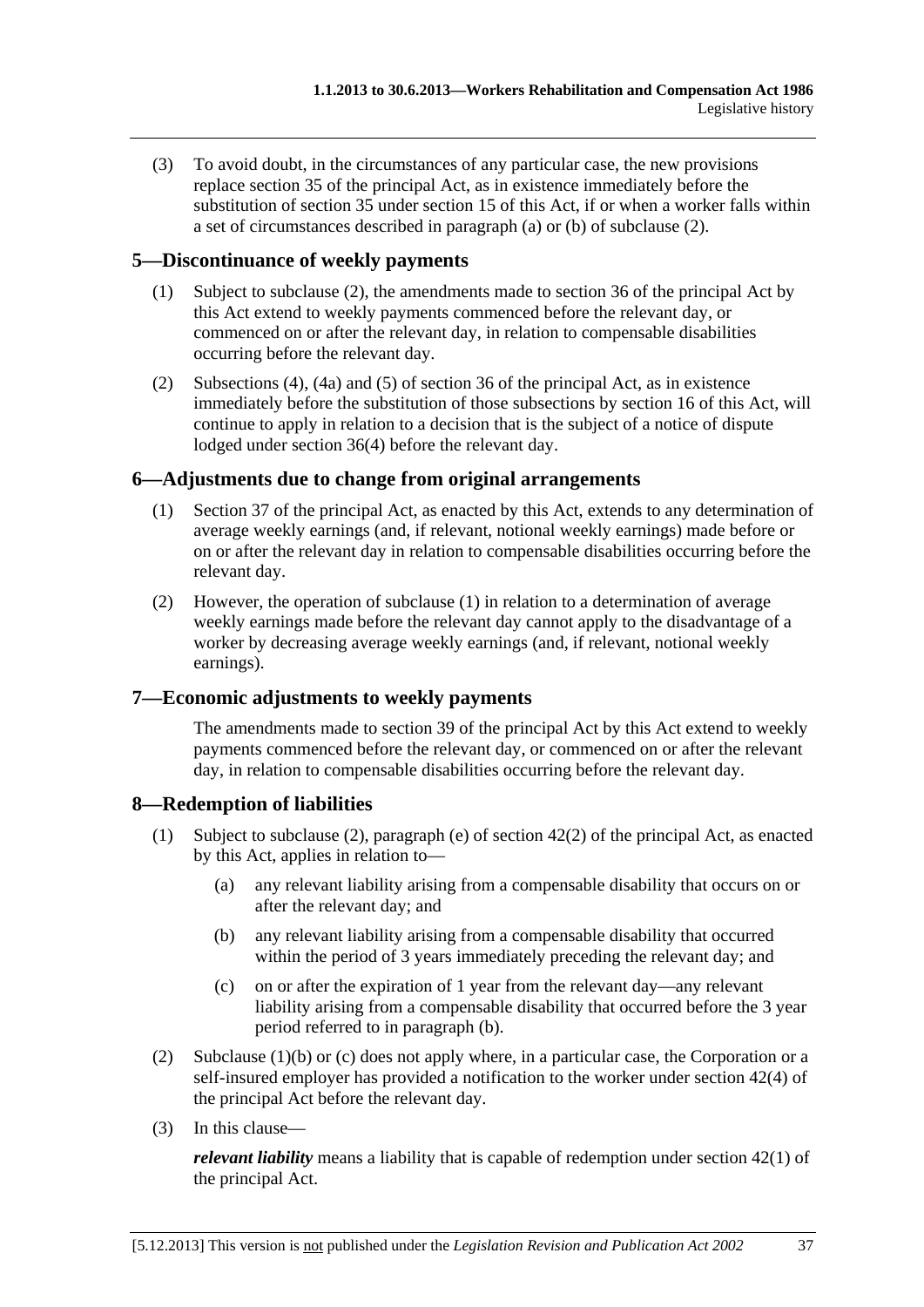(3) To avoid doubt, in the circumstances of any particular case, the new provisions replace section 35 of the principal Act, as in existence immediately before the substitution of section 35 under section 15 of this Act, if or when a worker falls within a set of circumstances described in paragraph (a) or (b) of subclause (2).

## 5—Discontinuance of weekly payments

(1) Subject to subclause (2), the amendments made to section 36 of the principal Act by this Act extend to weekly payments commenced before the relevant day, or commenced on or after the relevant day, in relation to compensable disabilities occurring before the relevant day.

(2) Subsections (4), (4a) and (5) of section 36 of the principal Act, as in existence immediately before the substitution of those subsections by section 16 of this Act, will continue to apply in relation to a decision that is the subject of a notice of dispute lodged under section 36(4) before the relevant day.

## 6—Adjustments due to change from original arrangements

(1) Section 37 of the principal Act, as enacted by this Act, extends to any determination of average weekly earnings (and, if relevant, notional weekly earnings) made before or on or after the relevant day in relation to compensable disabilities occurring before the relevant day.

(2) However, the operation of subclause (1) in relation to a determination of average weekly earnings made before the relevant day cannot apply to the disadvantage of a worker by decreasing average weekly earnings (and, if relevant, notional weekly earnings).

## 7—Economic adjustments to weekly payments

The amendments made to section 39 of the principal Act by this Act extend to weekly payments commenced before the relevant day, or commenced on or after the relevant day, in relation to compensable disabilities occurring before the relevant day.

## 8—Redemption of liabilities

(1) Subject to subclause (2), paragraph (e) of section 42(2) of the principal Act, as enacted by this Act, applies in relation to—

(a) any relevant liability arising from a compensable disability that occurs on or after the relevant day; and

(b) any relevant liability arising from a compensable disability that occurred within the period of 3 years immediately preceding the relevant day; and

(c) on or after the expiration of 1 year from the relevant day—any relevant liability arising from a compensable disability that occurred before the 3 year period referred to in paragraph (b).

(2) Subclause (1)(b) or (c) does not apply where, in a particular case, the Corporation or a self-insured employer has provided a notification to the worker under section 42(4) of the principal Act before the relevant day.

(3) In this clause—

***relevant liability*** means a liability that is capable of redemption under section 42(1) of the principal Act.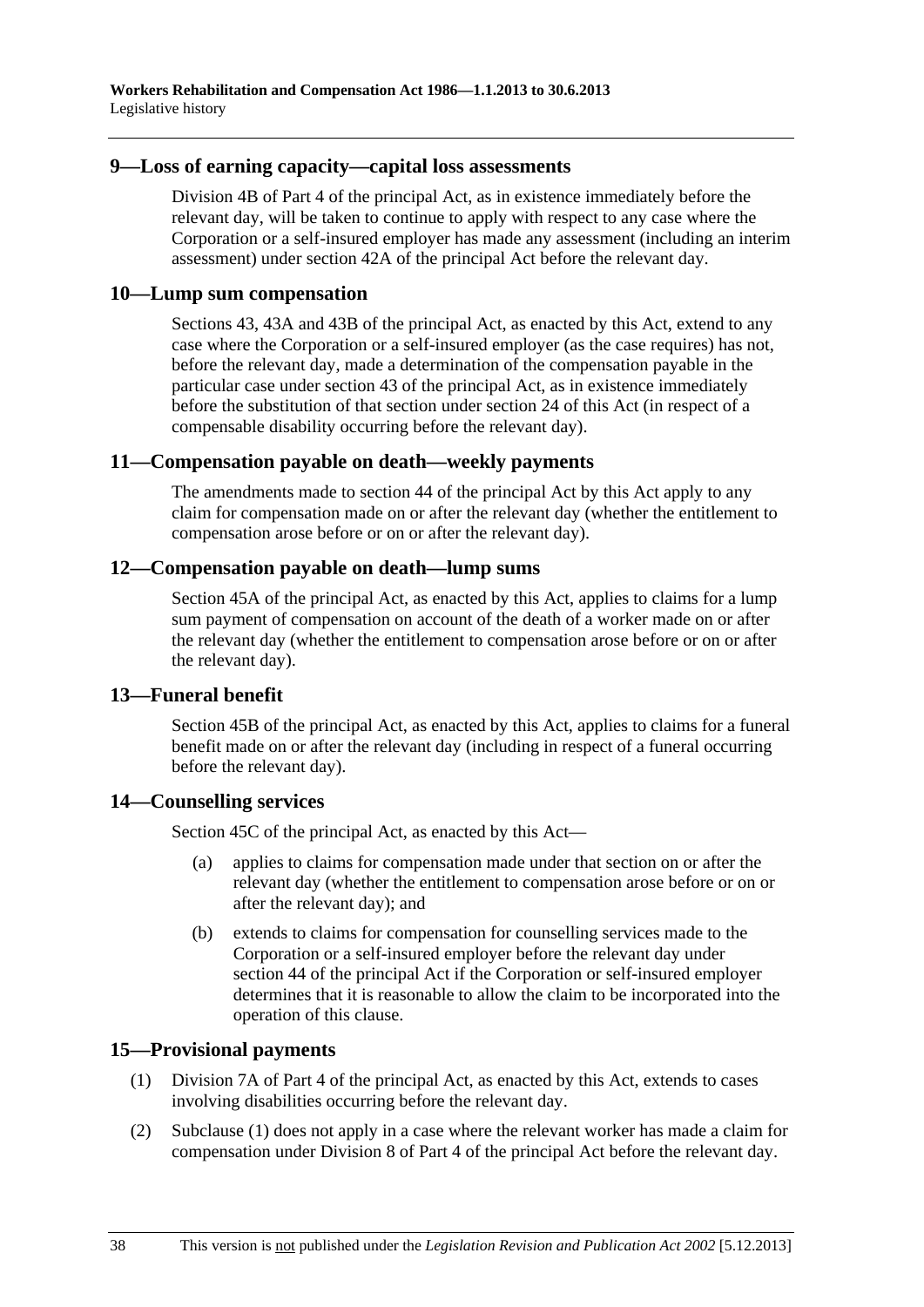## 9—Loss of earning capacity—capital loss assessments

Division 4B of Part 4 of the principal Act, as in existence immediately before the relevant day, will be taken to continue to apply with respect to any case where the Corporation or a self-insured employer has made any assessment (including an interim assessment) under section 42A of the principal Act before the relevant day.

## 10—Lump sum compensation

Sections 43, 43A and 43B of the principal Act, as enacted by this Act, extend to any case where the Corporation or a self-insured employer (as the case requires) has not, before the relevant day, made a determination of the compensation payable in the particular case under section 43 of the principal Act, as in existence immediately before the substitution of that section under section 24 of this Act (in respect of a compensable disability occurring before the relevant day).

## 11—Compensation payable on death—weekly payments

The amendments made to section 44 of the principal Act by this Act apply to any claim for compensation made on or after the relevant day (whether the entitlement to compensation arose before or on or after the relevant day).

## 12—Compensation payable on death—lump sums

Section 45A of the principal Act, as enacted by this Act, applies to claims for a lump sum payment of compensation on account of the death of a worker made on or after the relevant day (whether the entitlement to compensation arose before or on or after the relevant day).

## 13—Funeral benefit

Section 45B of the principal Act, as enacted by this Act, applies to claims for a funeral benefit made on or after the relevant day (including in respect of a funeral occurring before the relevant day).

## 14—Counselling services

Section 45C of the principal Act, as enacted by this Act—

(a) applies to claims for compensation made under that section on or after the relevant day (whether the entitlement to compensation arose before or on or after the relevant day); and

(b) extends to claims for compensation for counselling services made to the Corporation or a self-insured employer before the relevant day under section 44 of the principal Act if the Corporation or self-insured employer determines that it is reasonable to allow the claim to be incorporated into the operation of this clause.

## 15—Provisional payments

(1) Division 7A of Part 4 of the principal Act, as enacted by this Act, extends to cases involving disabilities occurring before the relevant day.

(2) Subclause (1) does not apply in a case where the relevant worker has made a claim for compensation under Division 8 of Part 4 of the principal Act before the relevant day.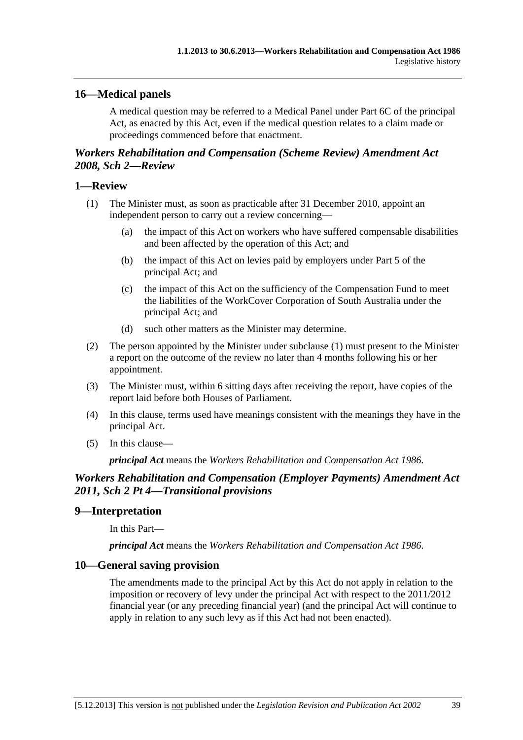## 16—Medical panels

A medical question may be referred to a Medical Panel under Part 6C of the principal Act, as enacted by this Act, even if the medical question relates to a claim made or proceedings commenced before that enactment.

### *Workers Rehabilitation and Compensation (Scheme Review) Amendment Act 2008, Sch 2—Review*

## 1—Review

(1) The Minister must, as soon as practicable after 31 December 2010, appoint an independent person to carry out a review concerning—

(a) the impact of this Act on workers who have suffered compensable disabilities and been affected by the operation of this Act; and

(b) the impact of this Act on levies paid by employers under Part 5 of the principal Act; and

(c) the impact of this Act on the sufficiency of the Compensation Fund to meet the liabilities of the WorkCover Corporation of South Australia under the principal Act; and

(d) such other matters as the Minister may determine.

(2) The person appointed by the Minister under subclause (1) must present to the Minister a report on the outcome of the review no later than 4 months following his or her appointment.

(3) The Minister must, within 6 sitting days after receiving the report, have copies of the report laid before both Houses of Parliament.

(4) In this clause, terms used have meanings consistent with the meanings they have in the principal Act.

(5) In this clause—

***principal Act*** means the *Workers Rehabilitation and Compensation Act 1986*.

### *Workers Rehabilitation and Compensation (Employer Payments) Amendment Act 2011, Sch 2 Pt 4—Transitional provisions*

## 9—Interpretation

In this Part—

***principal Act*** means the *Workers Rehabilitation and Compensation Act 1986*.

## 10—General saving provision

The amendments made to the principal Act by this Act do not apply in relation to the imposition or recovery of levy under the principal Act with respect to the 2011/2012 financial year (or any preceding financial year) (and the principal Act will continue to apply in relation to any such levy as if this Act had not been enacted).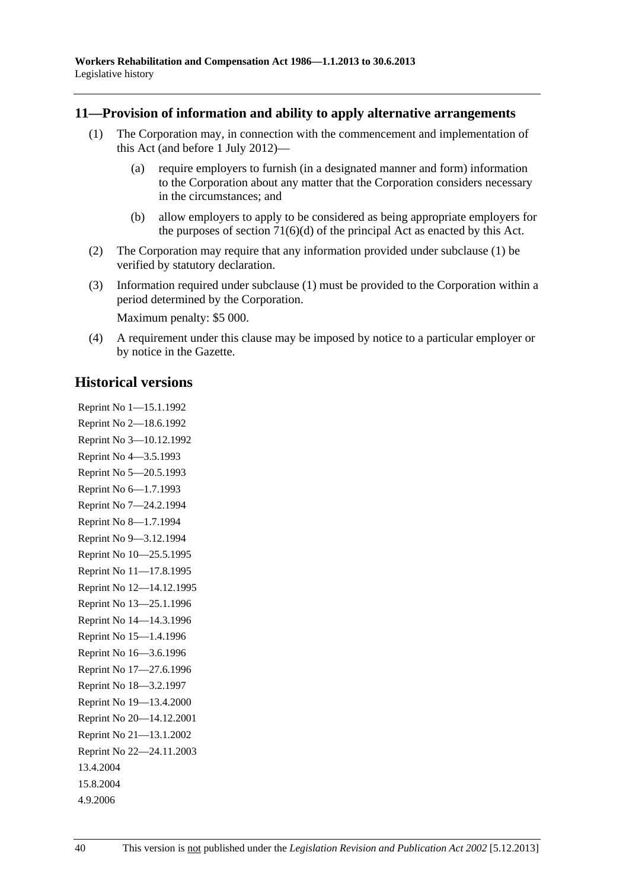## 11—Provision of information and ability to apply alternative arrangements

(1) The Corporation may, in connection with the commencement and implementation of this Act (and before 1 July 2012)—

(a) require employers to furnish (in a designated manner and form) information to the Corporation about any matter that the Corporation considers necessary in the circumstances; and

(b) allow employers to apply to be considered as being appropriate employers for the purposes of section 71(6)(d) of the principal Act as enacted by this Act.

(2) The Corporation may require that any information provided under subclause (1) be verified by statutory declaration.

(3) Information required under subclause (1) must be provided to the Corporation within a period determined by the Corporation.

Maximum penalty: $5 000.

(4) A requirement under this clause may be imposed by notice to a particular employer or by notice in the Gazette.

# Historical versions

Reprint No 1—15.1.1992
Reprint No 2—18.6.1992
Reprint No 3—10.12.1992
Reprint No 4—3.5.1993
Reprint No 5—20.5.1993
Reprint No 6—1.7.1993
Reprint No 7—24.2.1994
Reprint No 8—1.7.1994
Reprint No 9—3.12.1994
Reprint No 10—25.5.1995
Reprint No 11—17.8.1995
Reprint No 12—14.12.1995
Reprint No 13—25.1.1996
Reprint No 14—14.3.1996
Reprint No 15—1.4.1996
Reprint No 16—3.6.1996
Reprint No 17—27.6.1996
Reprint No 18—3.2.1997
Reprint No 19—13.4.2000
Reprint No 20—14.12.2001
Reprint No 21—13.1.2002
Reprint No 22—24.11.2003
13.4.2004
15.8.2004
4.9.2006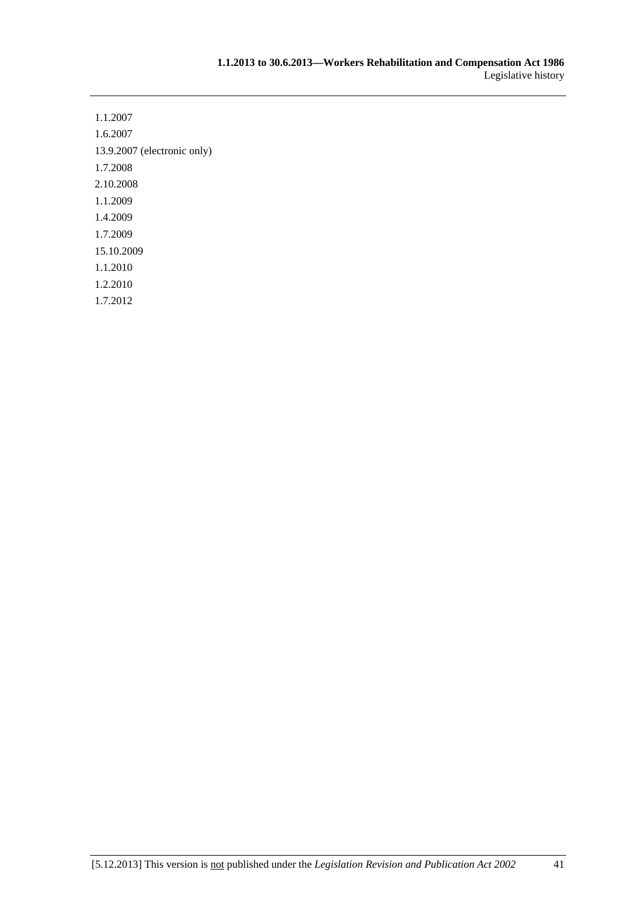1.1.2007

1.6.2007

13.9.2007 (electronic only)

1.7.2008

2.10.2008

1.1.2009

1.4.2009

1.7.2009

15.10.2009

1.1.2010

1.2.2010

1.7.2012